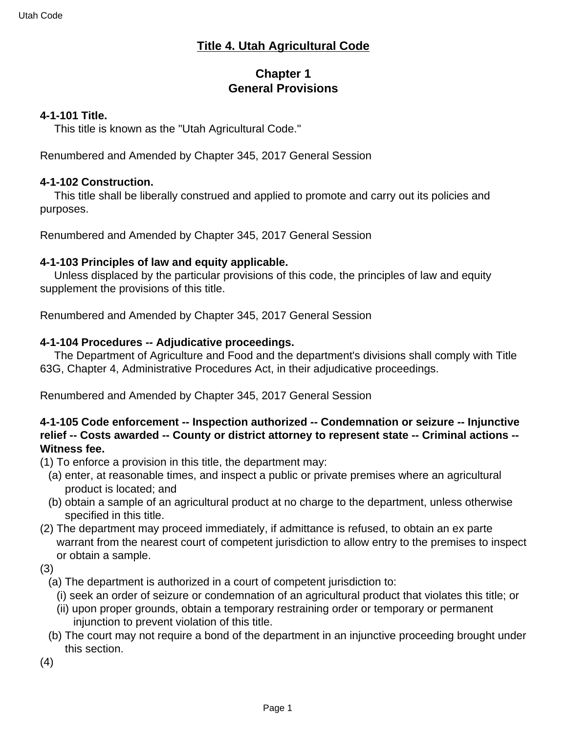# Title 4. Utah Agricultural Code

## Chapter 1
## General Provisions

**4-1-101 Title.**

This title is known as the "Utah Agricultural Code."

Renumbered and Amended by Chapter 345, 2017 General Session

**4-1-102 Construction.**

This title shall be liberally construed and applied to promote and carry out its policies and purposes.

Renumbered and Amended by Chapter 345, 2017 General Session

**4-1-103 Principles of law and equity applicable.**

Unless displaced by the particular provisions of this code, the principles of law and equity supplement the provisions of this title.

Renumbered and Amended by Chapter 345, 2017 General Session

**4-1-104 Procedures -- Adjudicative proceedings.**

The Department of Agriculture and Food and the department's divisions shall comply with Title 63G, Chapter 4, Administrative Procedures Act, in their adjudicative proceedings.

Renumbered and Amended by Chapter 345, 2017 General Session

**4-1-105 Code enforcement -- Inspection authorized -- Condemnation or seizure -- Injunctive relief -- Costs awarded -- County or district attorney to represent state -- Criminal actions -- Witness fee.**

(1) To enforce a provision in this title, the department may:

(a) enter, at reasonable times, and inspect a public or private premises where an agricultural product is located; and

(b) obtain a sample of an agricultural product at no charge to the department, unless otherwise specified in this title.

(2) The department may proceed immediately, if admittance is refused, to obtain an ex parte warrant from the nearest court of competent jurisdiction to allow entry to the premises to inspect or obtain a sample.

(3)

(a) The department is authorized in a court of competent jurisdiction to:

(i) seek an order of seizure or condemnation of an agricultural product that violates this title; or

(ii) upon proper grounds, obtain a temporary restraining order or temporary or permanent injunction to prevent violation of this title.

(b) The court may not require a bond of the department in an injunctive proceeding brought under this section.

(4)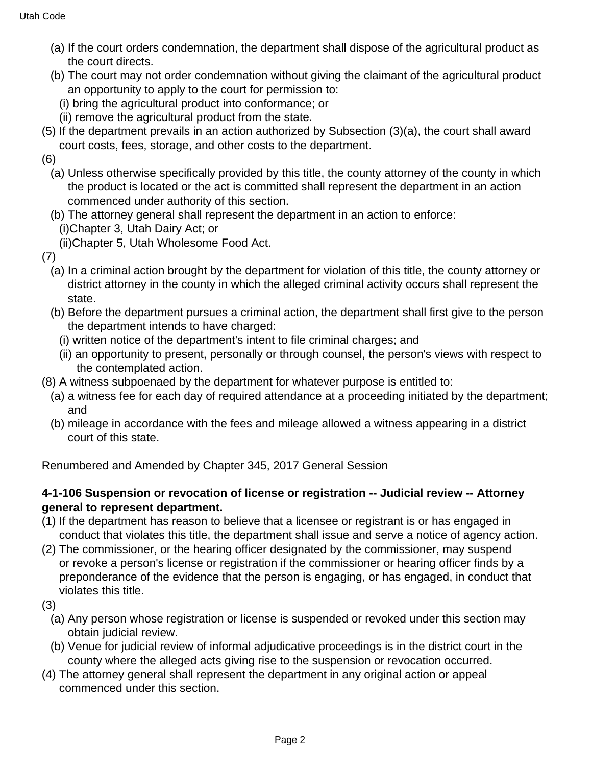(a) If the court orders condemnation, the department shall dispose of the agricultural product as the court directs.

(b) The court may not order condemnation without giving the claimant of the agricultural product an opportunity to apply to the court for permission to:

(i) bring the agricultural product into conformance; or

(ii) remove the agricultural product from the state.

(5) If the department prevails in an action authorized by Subsection (3)(a), the court shall award court costs, fees, storage, and other costs to the department.

(6)

(a) Unless otherwise specifically provided by this title, the county attorney of the county in which the product is located or the act is committed shall represent the department in an action commenced under authority of this section.

(b) The attorney general shall represent the department in an action to enforce:

(i)Chapter 3, Utah Dairy Act; or

(ii)Chapter 5, Utah Wholesome Food Act.

(7)

(a) In a criminal action brought by the department for violation of this title, the county attorney or district attorney in the county in which the alleged criminal activity occurs shall represent the state.

(b) Before the department pursues a criminal action, the department shall first give to the person the department intends to have charged:

(i) written notice of the department's intent to file criminal charges; and

(ii) an opportunity to present, personally or through counsel, the person's views with respect to the contemplated action.

(8) A witness subpoenaed by the department for whatever purpose is entitled to:

(a) a witness fee for each day of required attendance at a proceeding initiated by the department; and

(b) mileage in accordance with the fees and mileage allowed a witness appearing in a district court of this state.

Renumbered and Amended by Chapter 345, 2017 General Session

**4-1-106 Suspension or revocation of license or registration -- Judicial review -- Attorney general to represent department.**

(1) If the department has reason to believe that a licensee or registrant is or has engaged in conduct that violates this title, the department shall issue and serve a notice of agency action.

(2) The commissioner, or the hearing officer designated by the commissioner, may suspend or revoke a person's license or registration if the commissioner or hearing officer finds by a preponderance of the evidence that the person is engaging, or has engaged, in conduct that violates this title.

(3)

(a) Any person whose registration or license is suspended or revoked under this section may obtain judicial review.

(b) Venue for judicial review of informal adjudicative proceedings is in the district court in the county where the alleged acts giving rise to the suspension or revocation occurred.

(4) The attorney general shall represent the department in any original action or appeal commenced under this section.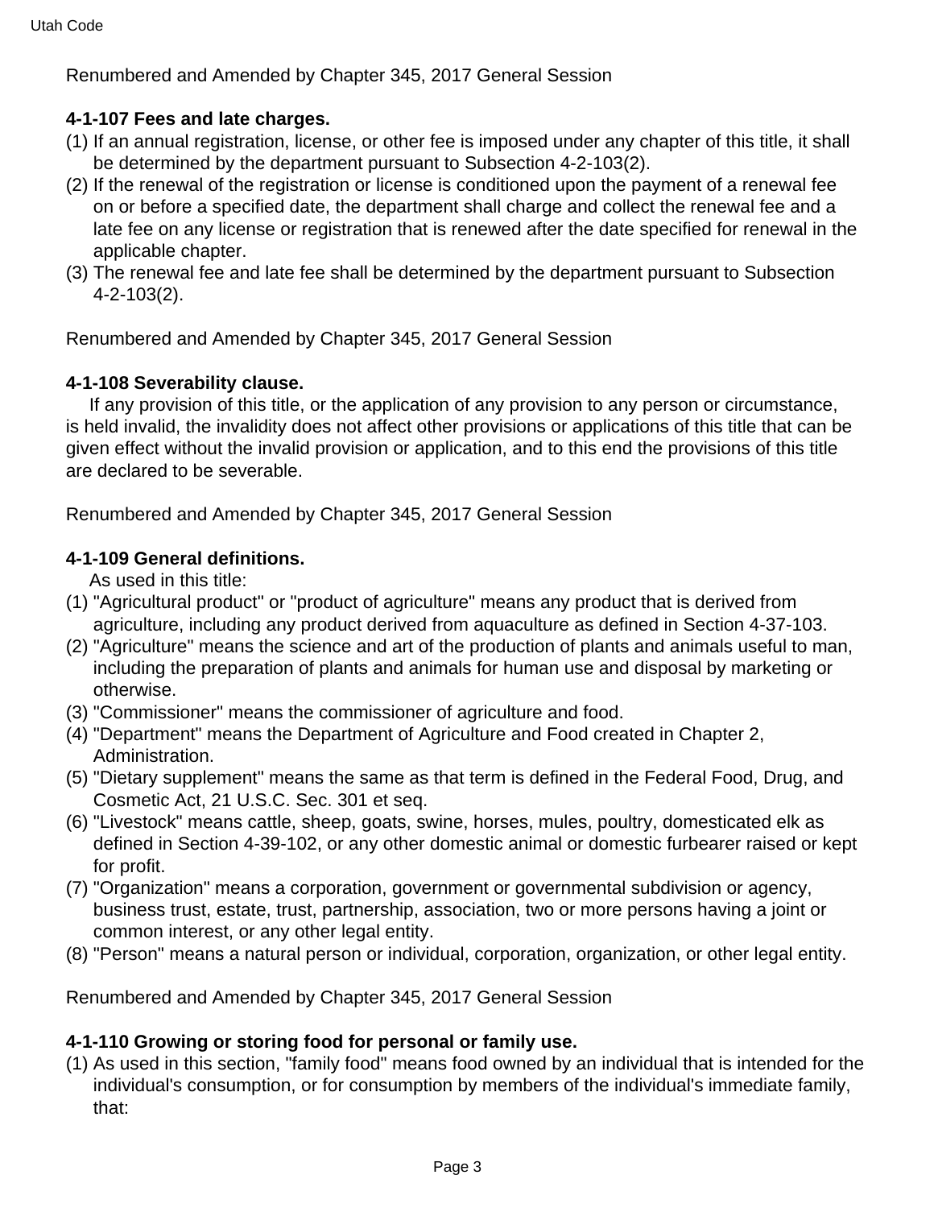Renumbered and Amended by Chapter 345, 2017 General Session

**4-1-107 Fees and late charges.**

(1) If an annual registration, license, or other fee is imposed under any chapter of this title, it shall be determined by the department pursuant to Subsection 4-2-103(2).

(2) If the renewal of the registration or license is conditioned upon the payment of a renewal fee on or before a specified date, the department shall charge and collect the renewal fee and a late fee on any license or registration that is renewed after the date specified for renewal in the applicable chapter.

(3) The renewal fee and late fee shall be determined by the department pursuant to Subsection 4-2-103(2).

Renumbered and Amended by Chapter 345, 2017 General Session

**4-1-108 Severability clause.**

If any provision of this title, or the application of any provision to any person or circumstance, is held invalid, the invalidity does not affect other provisions or applications of this title that can be given effect without the invalid provision or application, and to this end the provisions of this title are declared to be severable.

Renumbered and Amended by Chapter 345, 2017 General Session

**4-1-109 General definitions.**

As used in this title:

(1) "Agricultural product" or "product of agriculture" means any product that is derived from agriculture, including any product derived from aquaculture as defined in Section 4-37-103.

(2) "Agriculture" means the science and art of the production of plants and animals useful to man, including the preparation of plants and animals for human use and disposal by marketing or otherwise.

(3) "Commissioner" means the commissioner of agriculture and food.

(4) "Department" means the Department of Agriculture and Food created in Chapter 2, Administration.

(5) "Dietary supplement" means the same as that term is defined in the Federal Food, Drug, and Cosmetic Act, 21 U.S.C. Sec. 301 et seq.

(6) "Livestock" means cattle, sheep, goats, swine, horses, mules, poultry, domesticated elk as defined in Section 4-39-102, or any other domestic animal or domestic furbearer raised or kept for profit.

(7) "Organization" means a corporation, government or governmental subdivision or agency, business trust, estate, trust, partnership, association, two or more persons having a joint or common interest, or any other legal entity.

(8) "Person" means a natural person or individual, corporation, organization, or other legal entity.

Renumbered and Amended by Chapter 345, 2017 General Session

**4-1-110 Growing or storing food for personal or family use.**

(1) As used in this section, "family food" means food owned by an individual that is intended for the individual's consumption, or for consumption by members of the individual's immediate family, that: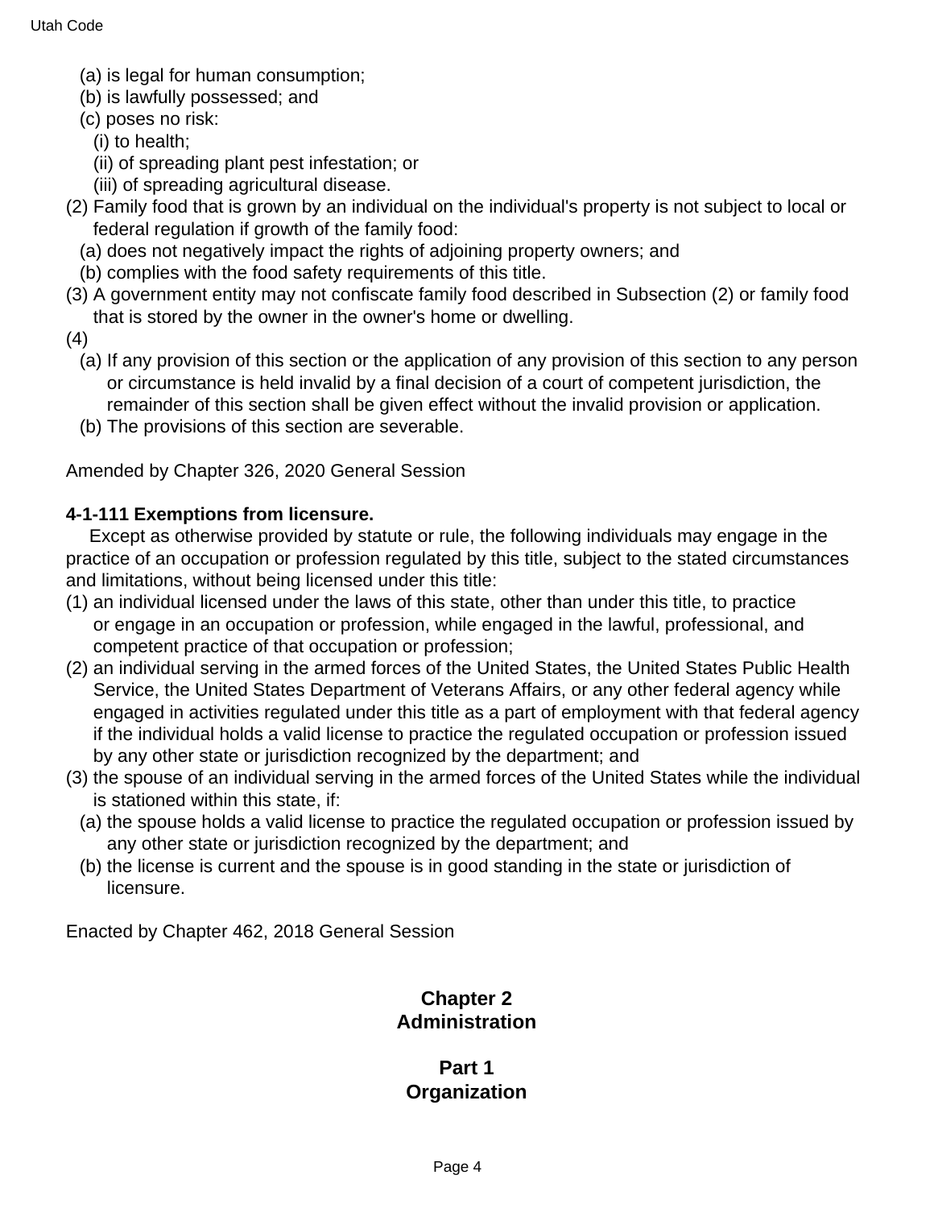(a) is legal for human consumption;

(b) is lawfully possessed; and

(c) poses no risk:

(i) to health;

(ii) of spreading plant pest infestation; or

(iii) of spreading agricultural disease.

(2) Family food that is grown by an individual on the individual's property is not subject to local or federal regulation if growth of the family food:

(a) does not negatively impact the rights of adjoining property owners; and

(b) complies with the food safety requirements of this title.

(3) A government entity may not confiscate family food described in Subsection (2) or family food that is stored by the owner in the owner's home or dwelling.

(4)

(a) If any provision of this section or the application of any provision of this section to any person or circumstance is held invalid by a final decision of a court of competent jurisdiction, the remainder of this section shall be given effect without the invalid provision or application.

(b) The provisions of this section are severable.

Amended by Chapter 326, 2020 General Session

**4-1-111 Exemptions from licensure.**

Except as otherwise provided by statute or rule, the following individuals may engage in the practice of an occupation or profession regulated by this title, subject to the stated circumstances and limitations, without being licensed under this title:

(1) an individual licensed under the laws of this state, other than under this title, to practice or engage in an occupation or profession, while engaged in the lawful, professional, and competent practice of that occupation or profession;

(2) an individual serving in the armed forces of the United States, the United States Public Health Service, the United States Department of Veterans Affairs, or any other federal agency while engaged in activities regulated under this title as a part of employment with that federal agency if the individual holds a valid license to practice the regulated occupation or profession issued by any other state or jurisdiction recognized by the department; and

(3) the spouse of an individual serving in the armed forces of the United States while the individual is stationed within this state, if:

(a) the spouse holds a valid license to practice the regulated occupation or profession issued by any other state or jurisdiction recognized by the department; and

(b) the license is current and the spouse is in good standing in the state or jurisdiction of licensure.

Enacted by Chapter 462, 2018 General Session

## Chapter 2
## Administration

### Part 1
### Organization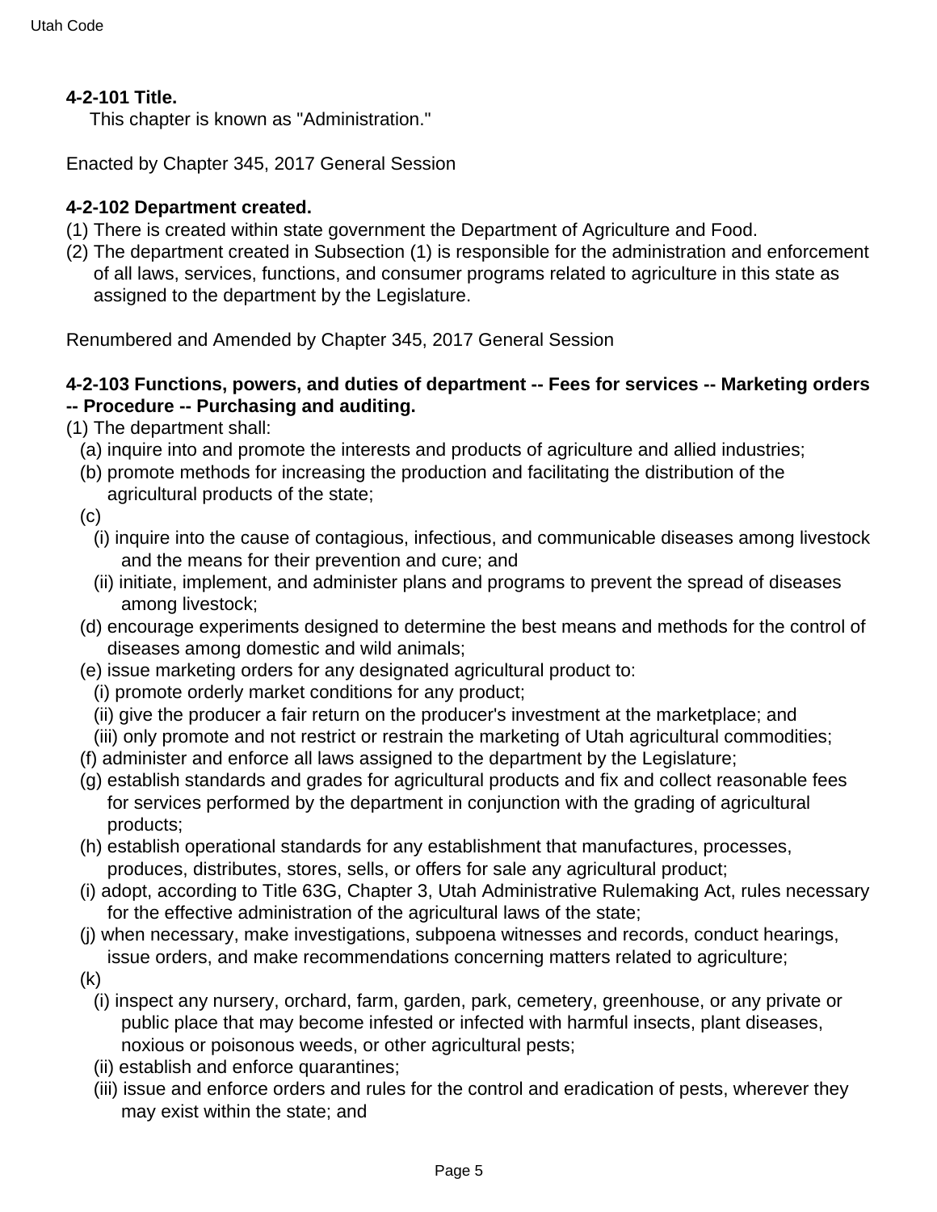**4-2-101 Title.**

This chapter is known as "Administration."

Enacted by Chapter 345, 2017 General Session

**4-2-102 Department created.**

(1) There is created within state government the Department of Agriculture and Food.
(2) The department created in Subsection (1) is responsible for the administration and enforcement of all laws, services, functions, and consumer programs related to agriculture in this state as assigned to the department by the Legislature.

Renumbered and Amended by Chapter 345, 2017 General Session

**4-2-103 Functions, powers, and duties of department -- Fees for services -- Marketing orders -- Procedure -- Purchasing and auditing.**

(1) The department shall:
  (a) inquire into and promote the interests and products of agriculture and allied industries;
  (b) promote methods for increasing the production and facilitating the distribution of the agricultural products of the state;
  (c)
    (i) inquire into the cause of contagious, infectious, and communicable diseases among livestock and the means for their prevention and cure; and
    (ii) initiate, implement, and administer plans and programs to prevent the spread of diseases among livestock;
  (d) encourage experiments designed to determine the best means and methods for the control of diseases among domestic and wild animals;
  (e) issue marketing orders for any designated agricultural product to:
    (i) promote orderly market conditions for any product;
    (ii) give the producer a fair return on the producer's investment at the marketplace; and
    (iii) only promote and not restrict or restrain the marketing of Utah agricultural commodities;
  (f) administer and enforce all laws assigned to the department by the Legislature;
  (g) establish standards and grades for agricultural products and fix and collect reasonable fees for services performed by the department in conjunction with the grading of agricultural products;
  (h) establish operational standards for any establishment that manufactures, processes, produces, distributes, stores, sells, or offers for sale any agricultural product;
  (i) adopt, according to Title 63G, Chapter 3, Utah Administrative Rulemaking Act, rules necessary for the effective administration of the agricultural laws of the state;
  (j) when necessary, make investigations, subpoena witnesses and records, conduct hearings, issue orders, and make recommendations concerning matters related to agriculture;
  (k)
    (i) inspect any nursery, orchard, farm, garden, park, cemetery, greenhouse, or any private or public place that may become infested or infected with harmful insects, plant diseases, noxious or poisonous weeds, or other agricultural pests;
    (ii) establish and enforce quarantines;
    (iii) issue and enforce orders and rules for the control and eradication of pests, wherever they may exist within the state; and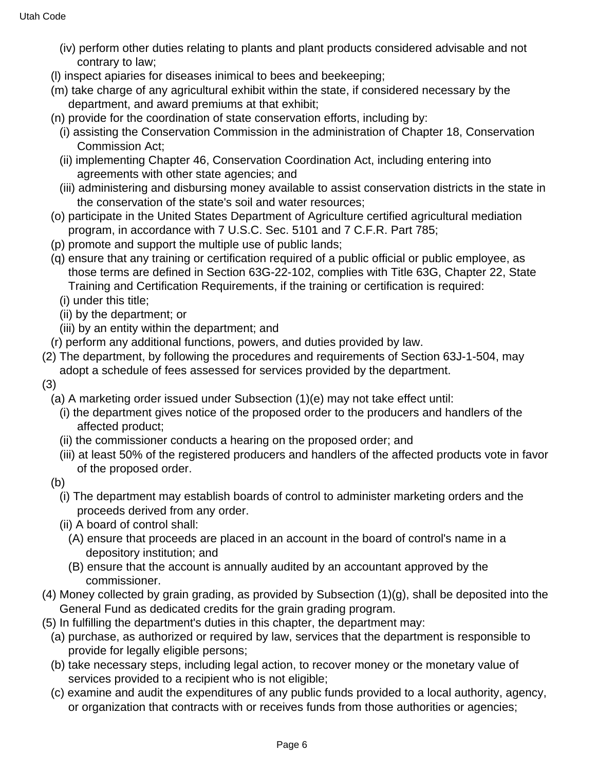(iv) perform other duties relating to plants and plant products considered advisable and not contrary to law;

(l) inspect apiaries for diseases inimical to bees and beekeeping;

(m) take charge of any agricultural exhibit within the state, if considered necessary by the department, and award premiums at that exhibit;

(n) provide for the coordination of state conservation efforts, including by:

(i) assisting the Conservation Commission in the administration of Chapter 18, Conservation Commission Act;

(ii) implementing Chapter 46, Conservation Coordination Act, including entering into agreements with other state agencies; and

(iii) administering and disbursing money available to assist conservation districts in the state in the conservation of the state's soil and water resources;

(o) participate in the United States Department of Agriculture certified agricultural mediation program, in accordance with 7 U.S.C. Sec. 5101 and 7 C.F.R. Part 785;

(p) promote and support the multiple use of public lands;

(q) ensure that any training or certification required of a public official or public employee, as those terms are defined in Section 63G-22-102, complies with Title 63G, Chapter 22, State Training and Certification Requirements, if the training or certification is required:

(i) under this title;

(ii) by the department; or

(iii) by an entity within the department; and

(r) perform any additional functions, powers, and duties provided by law.

(2) The department, by following the procedures and requirements of Section 63J-1-504, may adopt a schedule of fees assessed for services provided by the department.

(3)

(a) A marketing order issued under Subsection (1)(e) may not take effect until:

(i) the department gives notice of the proposed order to the producers and handlers of the affected product;

(ii) the commissioner conducts a hearing on the proposed order; and

(iii) at least 50% of the registered producers and handlers of the affected products vote in favor of the proposed order.

(b)

(i) The department may establish boards of control to administer marketing orders and the proceeds derived from any order.

(ii) A board of control shall:

(A) ensure that proceeds are placed in an account in the board of control's name in a depository institution; and

(B) ensure that the account is annually audited by an accountant approved by the commissioner.

(4) Money collected by grain grading, as provided by Subsection (1)(g), shall be deposited into the General Fund as dedicated credits for the grain grading program.

(5) In fulfilling the department's duties in this chapter, the department may:

(a) purchase, as authorized or required by law, services that the department is responsible to provide for legally eligible persons;

(b) take necessary steps, including legal action, to recover money or the monetary value of services provided to a recipient who is not eligible;

(c) examine and audit the expenditures of any public funds provided to a local authority, agency, or organization that contracts with or receives funds from those authorities or agencies;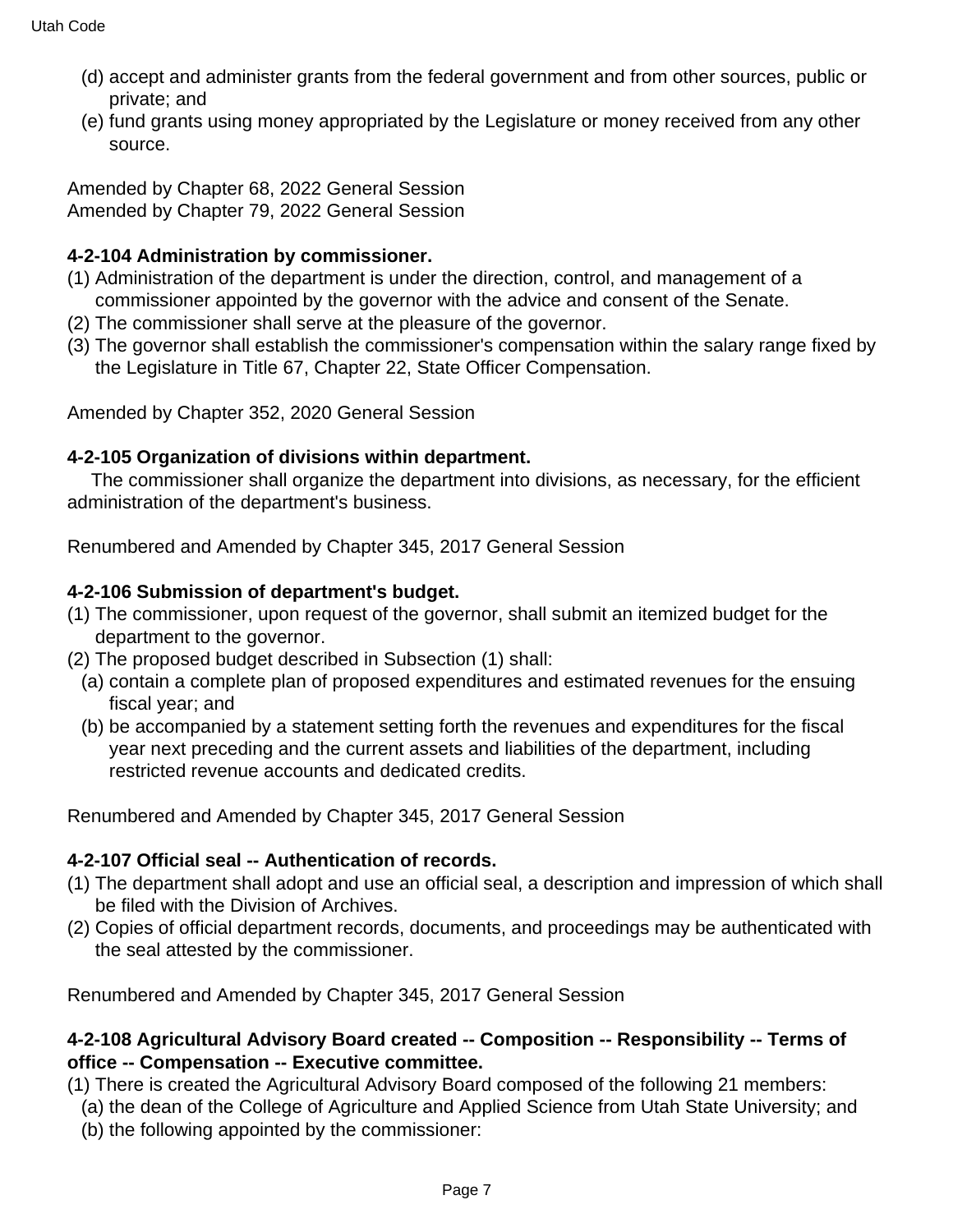(d) accept and administer grants from the federal government and from other sources, public or private; and

(e) fund grants using money appropriated by the Legislature or money received from any other source.

Amended by Chapter 68, 2022 General Session
Amended by Chapter 79, 2022 General Session

**4-2-104 Administration by commissioner.**

(1) Administration of the department is under the direction, control, and management of a commissioner appointed by the governor with the advice and consent of the Senate.

(2) The commissioner shall serve at the pleasure of the governor.

(3) The governor shall establish the commissioner's compensation within the salary range fixed by the Legislature in Title 67, Chapter 22, State Officer Compensation.

Amended by Chapter 352, 2020 General Session

**4-2-105 Organization of divisions within department.**

The commissioner shall organize the department into divisions, as necessary, for the efficient administration of the department's business.

Renumbered and Amended by Chapter 345, 2017 General Session

**4-2-106 Submission of department's budget.**

(1) The commissioner, upon request of the governor, shall submit an itemized budget for the department to the governor.

(2) The proposed budget described in Subsection (1) shall:

(a) contain a complete plan of proposed expenditures and estimated revenues for the ensuing fiscal year; and

(b) be accompanied by a statement setting forth the revenues and expenditures for the fiscal year next preceding and the current assets and liabilities of the department, including restricted revenue accounts and dedicated credits.

Renumbered and Amended by Chapter 345, 2017 General Session

**4-2-107 Official seal -- Authentication of records.**

(1) The department shall adopt and use an official seal, a description and impression of which shall be filed with the Division of Archives.

(2) Copies of official department records, documents, and proceedings may be authenticated with the seal attested by the commissioner.

Renumbered and Amended by Chapter 345, 2017 General Session

**4-2-108 Agricultural Advisory Board created -- Composition -- Responsibility -- Terms of office -- Compensation -- Executive committee.**

(1) There is created the Agricultural Advisory Board composed of the following 21 members:

(a) the dean of the College of Agriculture and Applied Science from Utah State University; and

(b) the following appointed by the commissioner: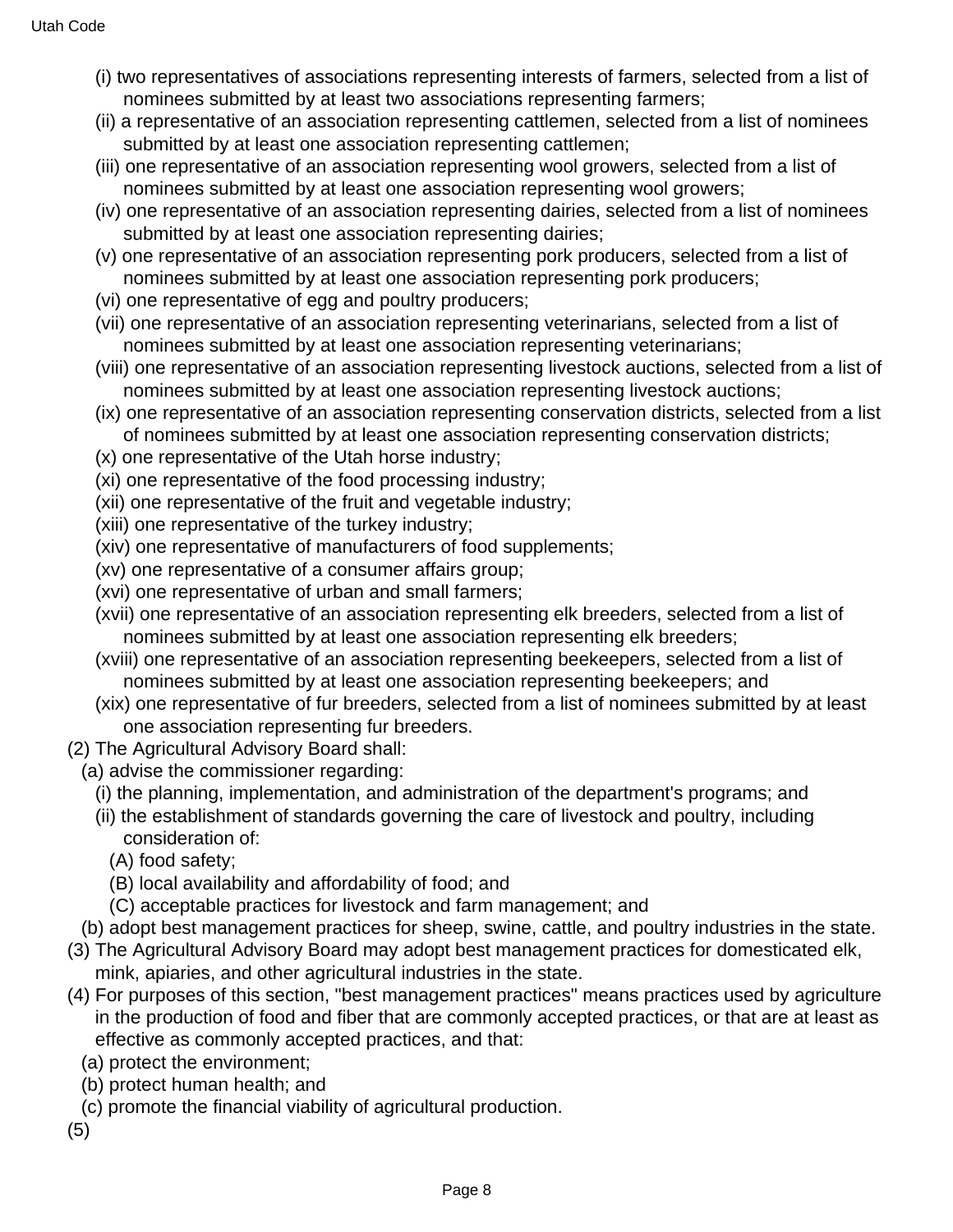(i) two representatives of associations representing interests of farmers, selected from a list of nominees submitted by at least two associations representing farmers;

(ii) a representative of an association representing cattlemen, selected from a list of nominees submitted by at least one association representing cattlemen;

(iii) one representative of an association representing wool growers, selected from a list of nominees submitted by at least one association representing wool growers;

(iv) one representative of an association representing dairies, selected from a list of nominees submitted by at least one association representing dairies;

(v) one representative of an association representing pork producers, selected from a list of nominees submitted by at least one association representing pork producers;

(vi) one representative of egg and poultry producers;

(vii) one representative of an association representing veterinarians, selected from a list of nominees submitted by at least one association representing veterinarians;

(viii) one representative of an association representing livestock auctions, selected from a list of nominees submitted by at least one association representing livestock auctions;

(ix) one representative of an association representing conservation districts, selected from a list of nominees submitted by at least one association representing conservation districts;

(x) one representative of the Utah horse industry;

(xi) one representative of the food processing industry;

(xii) one representative of the fruit and vegetable industry;

(xiii) one representative of the turkey industry;

(xiv) one representative of manufacturers of food supplements;

(xv) one representative of a consumer affairs group;

(xvi) one representative of urban and small farmers;

(xvii) one representative of an association representing elk breeders, selected from a list of nominees submitted by at least one association representing elk breeders;

(xviii) one representative of an association representing beekeepers, selected from a list of nominees submitted by at least one association representing beekeepers; and

(xix) one representative of fur breeders, selected from a list of nominees submitted by at least one association representing fur breeders.

(2) The Agricultural Advisory Board shall:

(a) advise the commissioner regarding:

(i) the planning, implementation, and administration of the department's programs; and

(ii) the establishment of standards governing the care of livestock and poultry, including consideration of:

(A) food safety;

(B) local availability and affordability of food; and

(C) acceptable practices for livestock and farm management; and

(b) adopt best management practices for sheep, swine, cattle, and poultry industries in the state.

(3) The Agricultural Advisory Board may adopt best management practices for domesticated elk, mink, apiaries, and other agricultural industries in the state.

(4) For purposes of this section, "best management practices" means practices used by agriculture in the production of food and fiber that are commonly accepted practices, or that are at least as effective as commonly accepted practices, and that:

(a) protect the environment;

(b) protect human health; and

(c) promote the financial viability of agricultural production.

(5)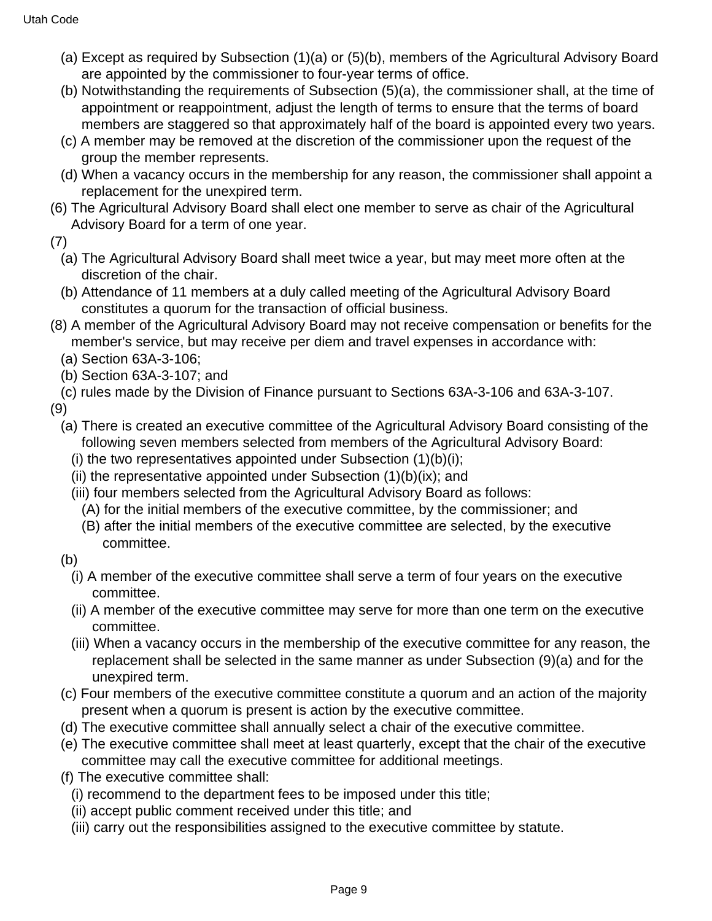(a) Except as required by Subsection (1)(a) or (5)(b), members of the Agricultural Advisory Board are appointed by the commissioner to four-year terms of office.

(b) Notwithstanding the requirements of Subsection (5)(a), the commissioner shall, at the time of appointment or reappointment, adjust the length of terms to ensure that the terms of board members are staggered so that approximately half of the board is appointed every two years.

(c) A member may be removed at the discretion of the commissioner upon the request of the group the member represents.

(d) When a vacancy occurs in the membership for any reason, the commissioner shall appoint a replacement for the unexpired term.

(6) The Agricultural Advisory Board shall elect one member to serve as chair of the Agricultural Advisory Board for a term of one year.

(7)

(a) The Agricultural Advisory Board shall meet twice a year, but may meet more often at the discretion of the chair.

(b) Attendance of 11 members at a duly called meeting of the Agricultural Advisory Board constitutes a quorum for the transaction of official business.

(8) A member of the Agricultural Advisory Board may not receive compensation or benefits for the member's service, but may receive per diem and travel expenses in accordance with:

(a) Section 63A-3-106;

(b) Section 63A-3-107; and

(c) rules made by the Division of Finance pursuant to Sections 63A-3-106 and 63A-3-107.

(9)

(a) There is created an executive committee of the Agricultural Advisory Board consisting of the following seven members selected from members of the Agricultural Advisory Board:

(i) the two representatives appointed under Subsection (1)(b)(i);

(ii) the representative appointed under Subsection (1)(b)(ix); and

(iii) four members selected from the Agricultural Advisory Board as follows:

(A) for the initial members of the executive committee, by the commissioner; and

(B) after the initial members of the executive committee are selected, by the executive committee.

(b)

(i) A member of the executive committee shall serve a term of four years on the executive committee.

(ii) A member of the executive committee may serve for more than one term on the executive committee.

(iii) When a vacancy occurs in the membership of the executive committee for any reason, the replacement shall be selected in the same manner as under Subsection (9)(a) and for the unexpired term.

(c) Four members of the executive committee constitute a quorum and an action of the majority present when a quorum is present is action by the executive committee.

(d) The executive committee shall annually select a chair of the executive committee.

(e) The executive committee shall meet at least quarterly, except that the chair of the executive committee may call the executive committee for additional meetings.

(f) The executive committee shall:

(i) recommend to the department fees to be imposed under this title;

(ii) accept public comment received under this title; and

(iii) carry out the responsibilities assigned to the executive committee by statute.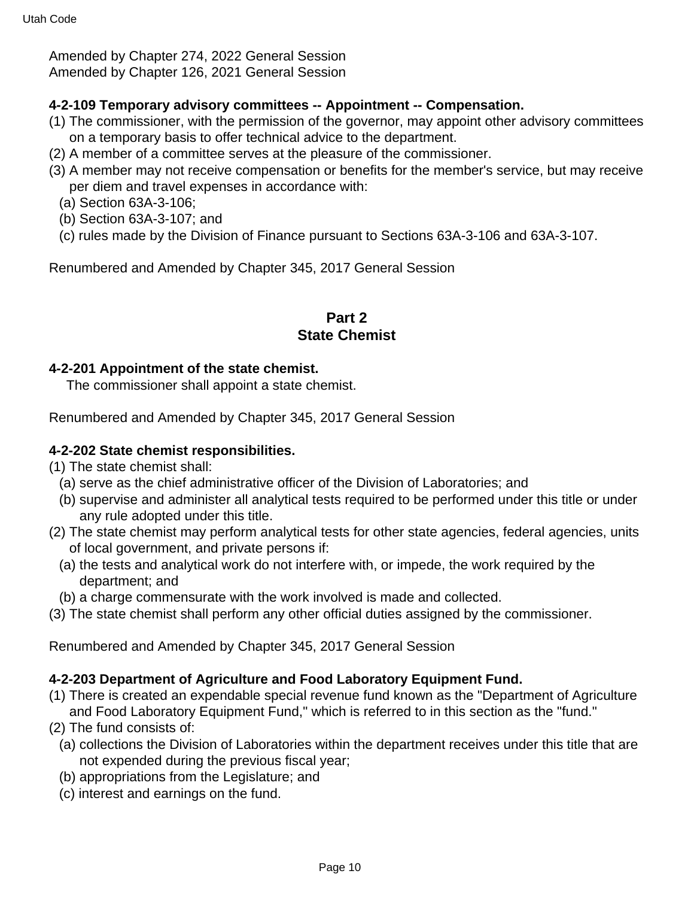Amended by Chapter 274, 2022 General Session
Amended by Chapter 126, 2021 General Session

**4-2-109 Temporary advisory committees -- Appointment -- Compensation.**

(1) The commissioner, with the permission of the governor, may appoint other advisory committees on a temporary basis to offer technical advice to the department.
(2) A member of a committee serves at the pleasure of the commissioner.
(3) A member may not receive compensation or benefits for the member's service, but may receive per diem and travel expenses in accordance with:
  (a) Section 63A-3-106;
  (b) Section 63A-3-107; and
  (c) rules made by the Division of Finance pursuant to Sections 63A-3-106 and 63A-3-107.

Renumbered and Amended by Chapter 345, 2017 General Session

## Part 2
## State Chemist

**4-2-201 Appointment of the state chemist.**

The commissioner shall appoint a state chemist.

Renumbered and Amended by Chapter 345, 2017 General Session

**4-2-202 State chemist responsibilities.**

(1) The state chemist shall:
  (a) serve as the chief administrative officer of the Division of Laboratories; and
  (b) supervise and administer all analytical tests required to be performed under this title or under any rule adopted under this title.
(2) The state chemist may perform analytical tests for other state agencies, federal agencies, units of local government, and private persons if:
  (a) the tests and analytical work do not interfere with, or impede, the work required by the department; and
  (b) a charge commensurate with the work involved is made and collected.
(3) The state chemist shall perform any other official duties assigned by the commissioner.

Renumbered and Amended by Chapter 345, 2017 General Session

**4-2-203 Department of Agriculture and Food Laboratory Equipment Fund.**

(1) There is created an expendable special revenue fund known as the "Department of Agriculture and Food Laboratory Equipment Fund," which is referred to in this section as the "fund."
(2) The fund consists of:
  (a) collections the Division of Laboratories within the department receives under this title that are not expended during the previous fiscal year;
  (b) appropriations from the Legislature; and
  (c) interest and earnings on the fund.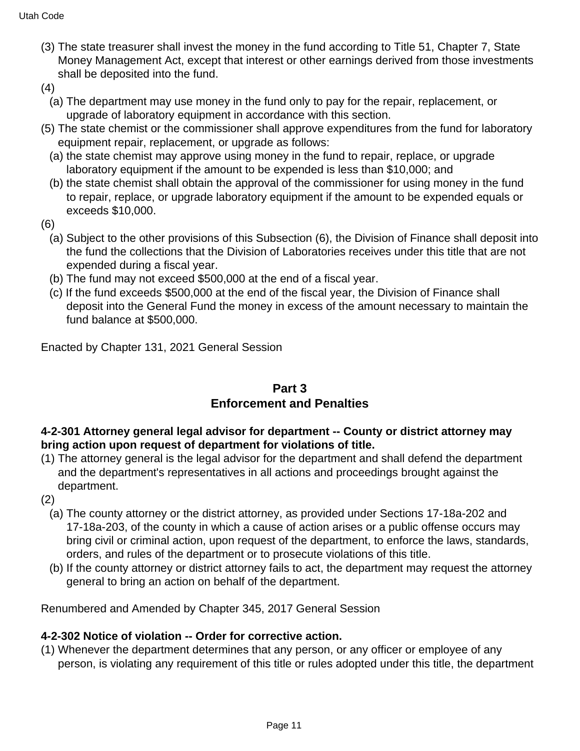(3) The state treasurer shall invest the money in the fund according to Title 51, Chapter 7, State Money Management Act, except that interest or other earnings derived from those investments shall be deposited into the fund.

(4)

(a) The department may use money in the fund only to pay for the repair, replacement, or upgrade of laboratory equipment in accordance with this section.

(5) The state chemist or the commissioner shall approve expenditures from the fund for laboratory equipment repair, replacement, or upgrade as follows:

(a) the state chemist may approve using money in the fund to repair, replace, or upgrade laboratory equipment if the amount to be expended is less than $10,000; and

(b) the state chemist shall obtain the approval of the commissioner for using money in the fund to repair, replace, or upgrade laboratory equipment if the amount to be expended equals or exceeds $10,000.

(6)

(a) Subject to the other provisions of this Subsection (6), the Division of Finance shall deposit into the fund the collections that the Division of Laboratories receives under this title that are not expended during a fiscal year.

(b) The fund may not exceed $500,000 at the end of a fiscal year.

(c) If the fund exceeds $500,000 at the end of the fiscal year, the Division of Finance shall deposit into the General Fund the money in excess of the amount necessary to maintain the fund balance at $500,000.

Enacted by Chapter 131, 2021 General Session

## Part 3
## Enforcement and Penalties

**4-2-301 Attorney general legal advisor for department -- County or district attorney may bring action upon request of department for violations of title.**

(1) The attorney general is the legal advisor for the department and shall defend the department and the department's representatives in all actions and proceedings brought against the department.

(2)

(a) The county attorney or the district attorney, as provided under Sections 17-18a-202 and 17-18a-203, of the county in which a cause of action arises or a public offense occurs may bring civil or criminal action, upon request of the department, to enforce the laws, standards, orders, and rules of the department or to prosecute violations of this title.

(b) If the county attorney or district attorney fails to act, the department may request the attorney general to bring an action on behalf of the department.

Renumbered and Amended by Chapter 345, 2017 General Session

**4-2-302 Notice of violation -- Order for corrective action.**

(1) Whenever the department determines that any person, or any officer or employee of any person, is violating any requirement of this title or rules adopted under this title, the department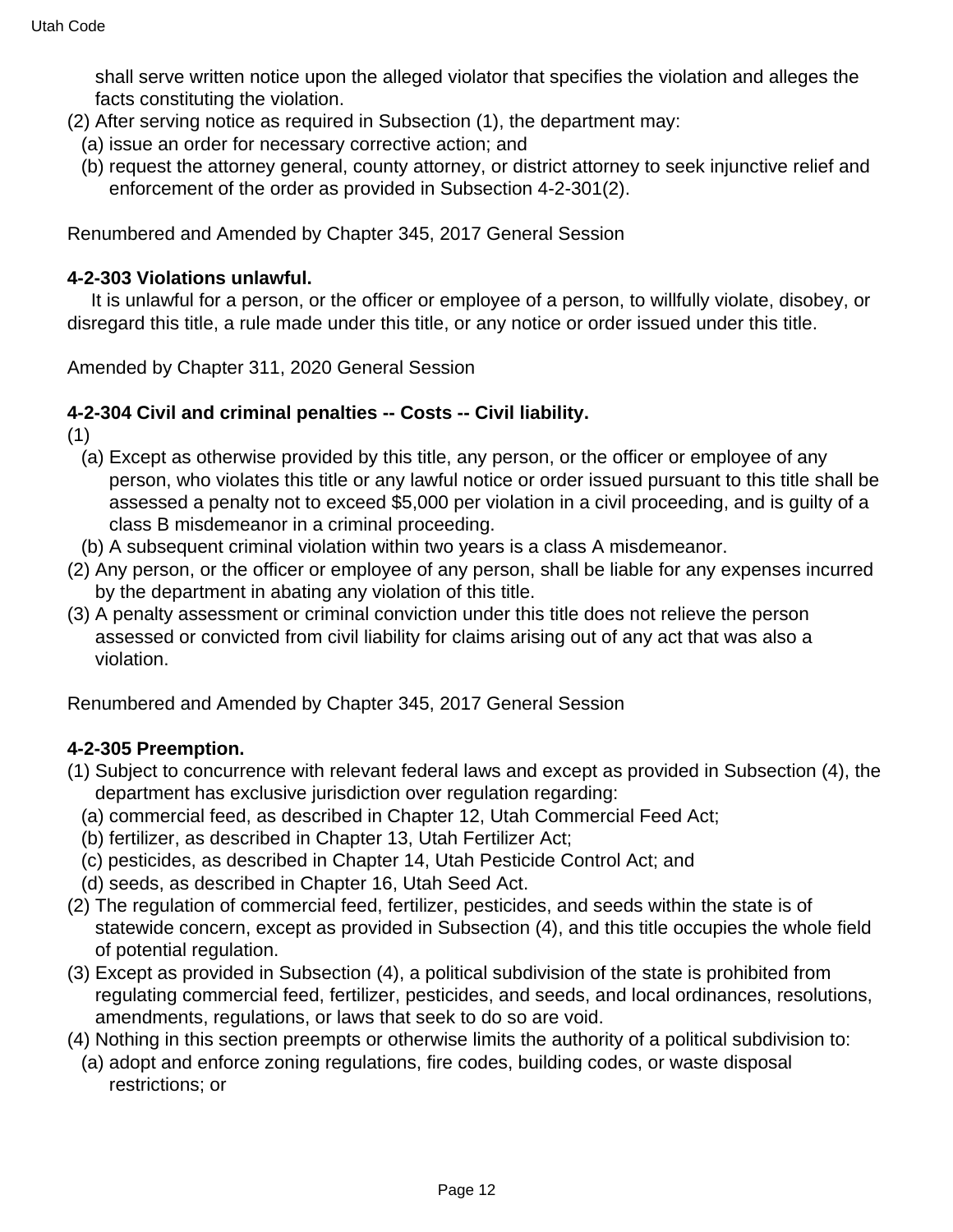shall serve written notice upon the alleged violator that specifies the violation and alleges the facts constituting the violation.

(2) After serving notice as required in Subsection (1), the department may:
  (a) issue an order for necessary corrective action; and
  (b) request the attorney general, county attorney, or district attorney to seek injunctive relief and enforcement of the order as provided in Subsection 4-2-301(2).

Renumbered and Amended by Chapter 345, 2017 General Session

**4-2-303 Violations unlawful.**

It is unlawful for a person, or the officer or employee of a person, to willfully violate, disobey, or disregard this title, a rule made under this title, or any notice or order issued under this title.

Amended by Chapter 311, 2020 General Session

**4-2-304 Civil and criminal penalties -- Costs -- Civil liability.**

(1)
  (a) Except as otherwise provided by this title, any person, or the officer or employee of any person, who violates this title or any lawful notice or order issued pursuant to this title shall be assessed a penalty not to exceed $5,000 per violation in a civil proceeding, and is guilty of a class B misdemeanor in a criminal proceeding.
  (b) A subsequent criminal violation within two years is a class A misdemeanor.

(2) Any person, or the officer or employee of any person, shall be liable for any expenses incurred by the department in abating any violation of this title.

(3) A penalty assessment or criminal conviction under this title does not relieve the person assessed or convicted from civil liability for claims arising out of any act that was also a violation.

Renumbered and Amended by Chapter 345, 2017 General Session

**4-2-305 Preemption.**

(1) Subject to concurrence with relevant federal laws and except as provided in Subsection (4), the department has exclusive jurisdiction over regulation regarding:
  (a) commercial feed, as described in Chapter 12, Utah Commercial Feed Act;
  (b) fertilizer, as described in Chapter 13, Utah Fertilizer Act;
  (c) pesticides, as described in Chapter 14, Utah Pesticide Control Act; and
  (d) seeds, as described in Chapter 16, Utah Seed Act.

(2) The regulation of commercial feed, fertilizer, pesticides, and seeds within the state is of statewide concern, except as provided in Subsection (4), and this title occupies the whole field of potential regulation.

(3) Except as provided in Subsection (4), a political subdivision of the state is prohibited from regulating commercial feed, fertilizer, pesticides, and seeds, and local ordinances, resolutions, amendments, regulations, or laws that seek to do so are void.

(4) Nothing in this section preempts or otherwise limits the authority of a political subdivision to:
  (a) adopt and enforce zoning regulations, fire codes, building codes, or waste disposal restrictions; or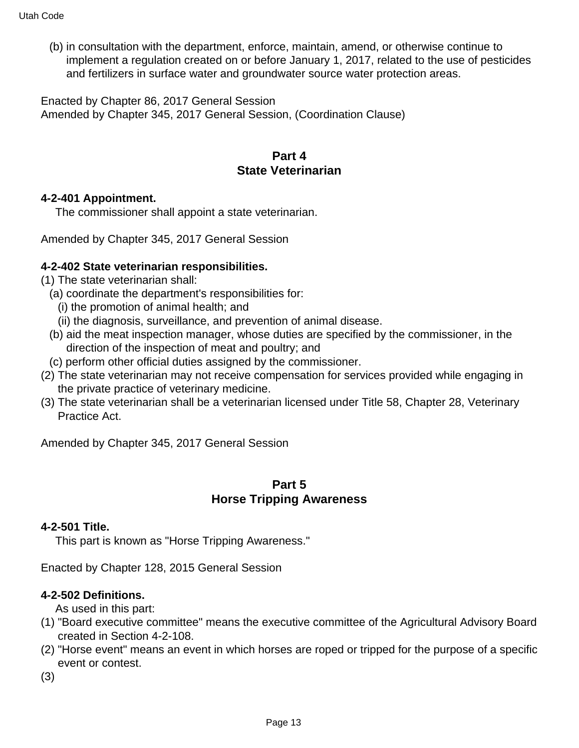(b) in consultation with the department, enforce, maintain, amend, or otherwise continue to implement a regulation created on or before January 1, 2017, related to the use of pesticides and fertilizers in surface water and groundwater source water protection areas.

Enacted by Chapter 86, 2017 General Session
Amended by Chapter 345, 2017 General Session, (Coordination Clause)

## Part 4
## State Veterinarian

**4-2-401 Appointment.**

The commissioner shall appoint a state veterinarian.

Amended by Chapter 345, 2017 General Session

**4-2-402 State veterinarian responsibilities.**

(1) The state veterinarian shall:
  (a) coordinate the department's responsibilities for:
    (i) the promotion of animal health; and
    (ii) the diagnosis, surveillance, and prevention of animal disease.
  (b) aid the meat inspection manager, whose duties are specified by the commissioner, in the direction of the inspection of meat and poultry; and
  (c) perform other official duties assigned by the commissioner.
(2) The state veterinarian may not receive compensation for services provided while engaging in the private practice of veterinary medicine.
(3) The state veterinarian shall be a veterinarian licensed under Title 58, Chapter 28, Veterinary Practice Act.

Amended by Chapter 345, 2017 General Session

## Part 5
## Horse Tripping Awareness

**4-2-501 Title.**

This part is known as "Horse Tripping Awareness."

Enacted by Chapter 128, 2015 General Session

**4-2-502 Definitions.**

As used in this part:
(1) "Board executive committee" means the executive committee of the Agricultural Advisory Board created in Section 4-2-108.
(2) "Horse event" means an event in which horses are roped or tripped for the purpose of a specific event or contest.
(3)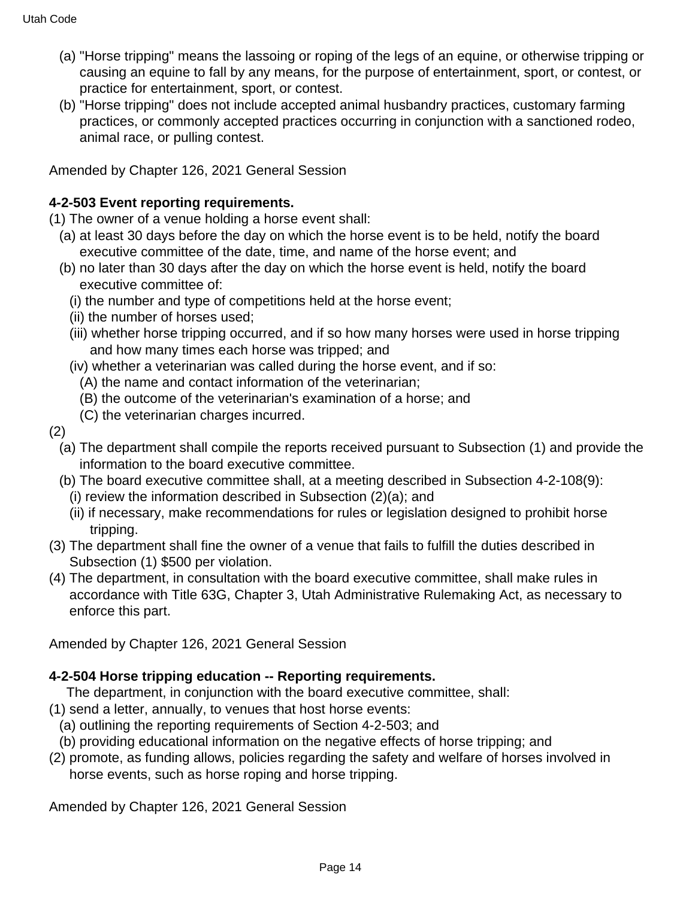(a) "Horse tripping" means the lassoing or roping of the legs of an equine, or otherwise tripping or causing an equine to fall by any means, for the purpose of entertainment, sport, or contest, or practice for entertainment, sport, or contest.

(b) "Horse tripping" does not include accepted animal husbandry practices, customary farming practices, or commonly accepted practices occurring in conjunction with a sanctioned rodeo, animal race, or pulling contest.

Amended by Chapter 126, 2021 General Session

**4-2-503 Event reporting requirements.**

(1) The owner of a venue holding a horse event shall:

(a) at least 30 days before the day on which the horse event is to be held, notify the board executive committee of the date, time, and name of the horse event; and

(b) no later than 30 days after the day on which the horse event is held, notify the board executive committee of:

(i) the number and type of competitions held at the horse event;

(ii) the number of horses used;

(iii) whether horse tripping occurred, and if so how many horses were used in horse tripping and how many times each horse was tripped; and

(iv) whether a veterinarian was called during the horse event, and if so:

(A) the name and contact information of the veterinarian;

(B) the outcome of the veterinarian's examination of a horse; and

(C) the veterinarian charges incurred.

(2)

(a) The department shall compile the reports received pursuant to Subsection (1) and provide the information to the board executive committee.

(b) The board executive committee shall, at a meeting described in Subsection 4-2-108(9):

(i) review the information described in Subsection (2)(a); and

(ii) if necessary, make recommendations for rules or legislation designed to prohibit horse tripping.

(3) The department shall fine the owner of a venue that fails to fulfill the duties described in Subsection (1) $500 per violation.

(4) The department, in consultation with the board executive committee, shall make rules in accordance with Title 63G, Chapter 3, Utah Administrative Rulemaking Act, as necessary to enforce this part.

Amended by Chapter 126, 2021 General Session

**4-2-504 Horse tripping education -- Reporting requirements.**

The department, in conjunction with the board executive committee, shall:

(1) send a letter, annually, to venues that host horse events:

(a) outlining the reporting requirements of Section 4-2-503; and

(b) providing educational information on the negative effects of horse tripping; and

(2) promote, as funding allows, policies regarding the safety and welfare of horses involved in horse events, such as horse roping and horse tripping.

Amended by Chapter 126, 2021 General Session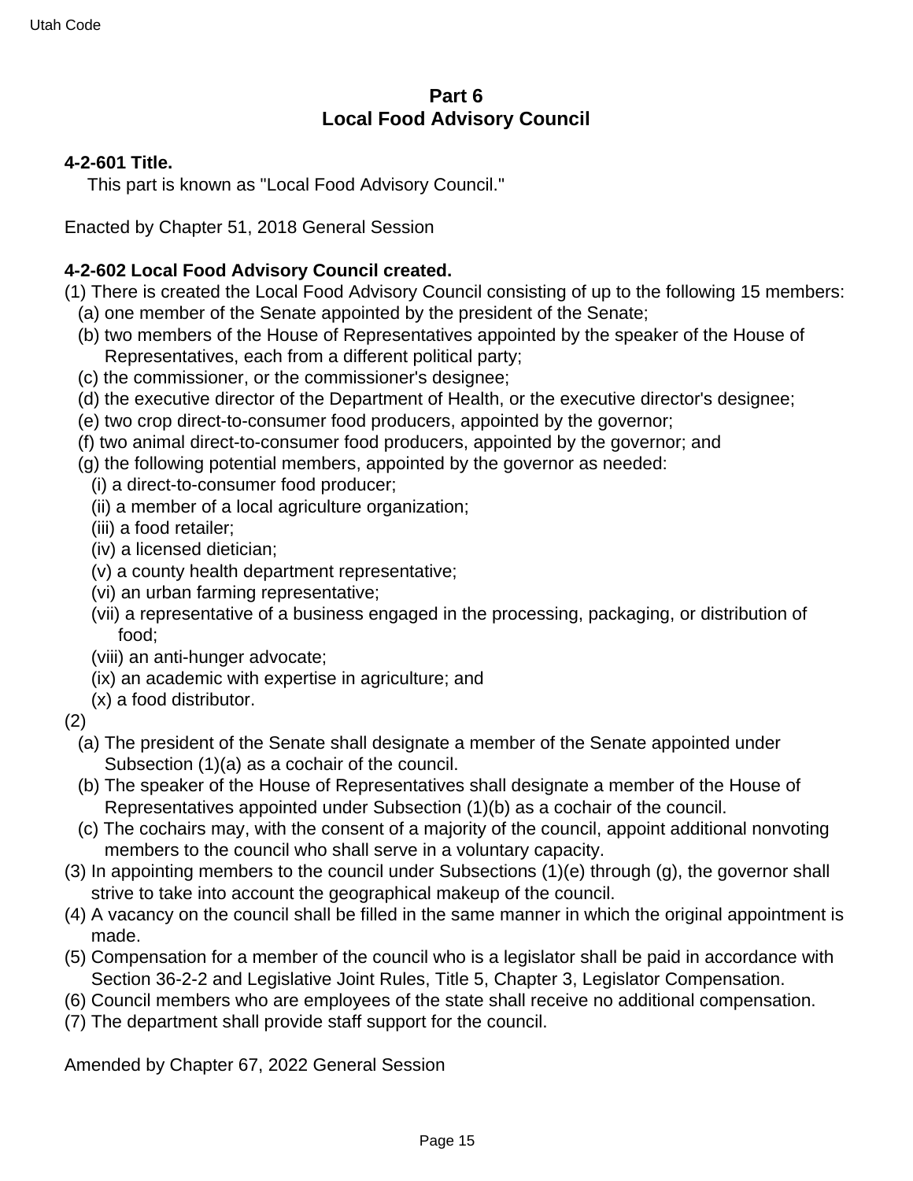## Part 6
## Local Food Advisory Council

**4-2-601 Title.**

This part is known as "Local Food Advisory Council."

Enacted by Chapter 51, 2018 General Session

**4-2-602 Local Food Advisory Council created.**

(1) There is created the Local Food Advisory Council consisting of up to the following 15 members:
  (a) one member of the Senate appointed by the president of the Senate;
  (b) two members of the House of Representatives appointed by the speaker of the House of Representatives, each from a different political party;
  (c) the commissioner, or the commissioner's designee;
  (d) the executive director of the Department of Health, or the executive director's designee;
  (e) two crop direct-to-consumer food producers, appointed by the governor;
  (f) two animal direct-to-consumer food producers, appointed by the governor; and
  (g) the following potential members, appointed by the governor as needed:
    (i) a direct-to-consumer food producer;
    (ii) a member of a local agriculture organization;
    (iii) a food retailer;
    (iv) a licensed dietician;
    (v) a county health department representative;
    (vi) an urban farming representative;
    (vii) a representative of a business engaged in the processing, packaging, or distribution of food;
    (viii) an anti-hunger advocate;
    (ix) an academic with expertise in agriculture; and
    (x) a food distributor.

(2)
  (a) The president of the Senate shall designate a member of the Senate appointed under Subsection (1)(a) as a cochair of the council.
  (b) The speaker of the House of Representatives shall designate a member of the House of Representatives appointed under Subsection (1)(b) as a cochair of the council.
  (c) The cochairs may, with the consent of a majority of the council, appoint additional nonvoting members to the council who shall serve in a voluntary capacity.

(3) In appointing members to the council under Subsections (1)(e) through (g), the governor shall strive to take into account the geographical makeup of the council.

(4) A vacancy on the council shall be filled in the same manner in which the original appointment is made.

(5) Compensation for a member of the council who is a legislator shall be paid in accordance with Section 36-2-2 and Legislative Joint Rules, Title 5, Chapter 3, Legislator Compensation.

(6) Council members who are employees of the state shall receive no additional compensation.

(7) The department shall provide staff support for the council.

Amended by Chapter 67, 2022 General Session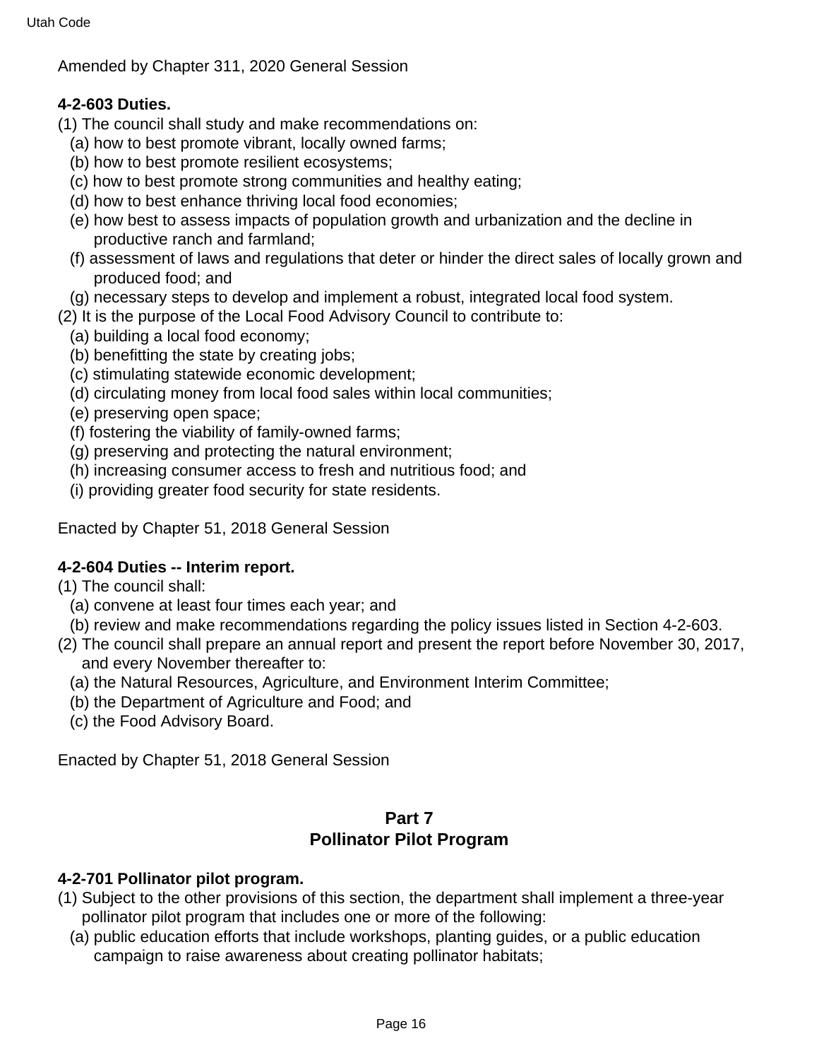Amended by Chapter 311, 2020 General Session

**4-2-603 Duties.**

(1) The council shall study and make recommendations on:

(a) how to best promote vibrant, locally owned farms;

(b) how to best promote resilient ecosystems;

(c) how to best promote strong communities and healthy eating;

(d) how to best enhance thriving local food economies;

(e) how best to assess impacts of population growth and urbanization and the decline in productive ranch and farmland;

(f) assessment of laws and regulations that deter or hinder the direct sales of locally grown and produced food; and

(g) necessary steps to develop and implement a robust, integrated local food system.

(2) It is the purpose of the Local Food Advisory Council to contribute to:

(a) building a local food economy;

(b) benefitting the state by creating jobs;

(c) stimulating statewide economic development;

(d) circulating money from local food sales within local communities;

(e) preserving open space;

(f) fostering the viability of family-owned farms;

(g) preserving and protecting the natural environment;

(h) increasing consumer access to fresh and nutritious food; and

(i) providing greater food security for state residents.

Enacted by Chapter 51, 2018 General Session

**4-2-604 Duties -- Interim report.**

(1) The council shall:

(a) convene at least four times each year; and

(b) review and make recommendations regarding the policy issues listed in Section 4-2-603.

(2) The council shall prepare an annual report and present the report before November 30, 2017, and every November thereafter to:

(a) the Natural Resources, Agriculture, and Environment Interim Committee;

(b) the Department of Agriculture and Food; and

(c) the Food Advisory Board.

Enacted by Chapter 51, 2018 General Session

## Part 7
## Pollinator Pilot Program

**4-2-701 Pollinator pilot program.**

(1) Subject to the other provisions of this section, the department shall implement a three-year pollinator pilot program that includes one or more of the following:

(a) public education efforts that include workshops, planting guides, or a public education campaign to raise awareness about creating pollinator habitats;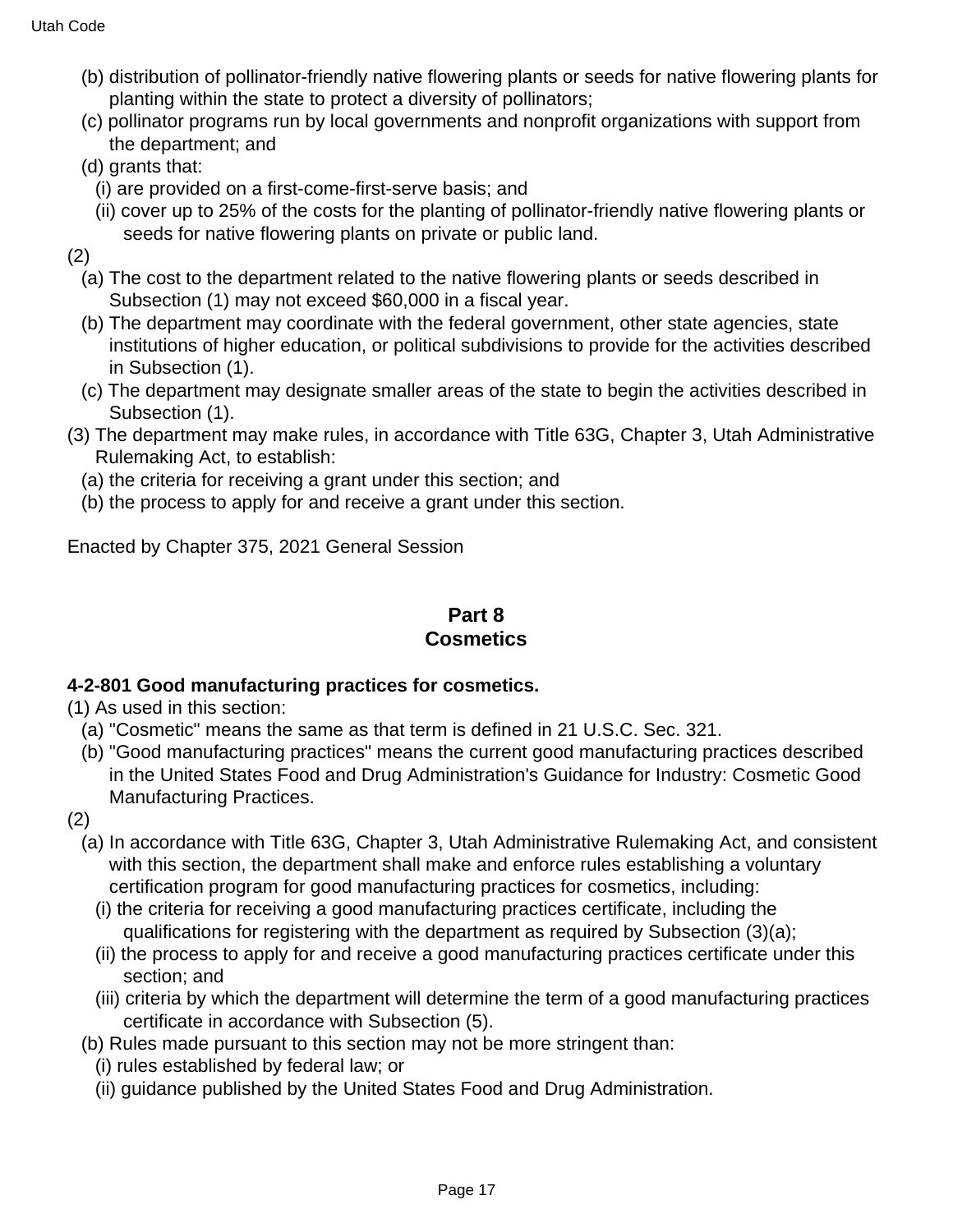(b) distribution of pollinator-friendly native flowering plants or seeds for native flowering plants for planting within the state to protect a diversity of pollinators;

(c) pollinator programs run by local governments and nonprofit organizations with support from the department; and

(d) grants that:

(i) are provided on a first-come-first-serve basis; and

(ii) cover up to 25% of the costs for the planting of pollinator-friendly native flowering plants or seeds for native flowering plants on private or public land.

(2)

(a) The cost to the department related to the native flowering plants or seeds described in Subsection (1) may not exceed $60,000 in a fiscal year.

(b) The department may coordinate with the federal government, other state agencies, state institutions of higher education, or political subdivisions to provide for the activities described in Subsection (1).

(c) The department may designate smaller areas of the state to begin the activities described in Subsection (1).

(3) The department may make rules, in accordance with Title 63G, Chapter 3, Utah Administrative Rulemaking Act, to establish:

(a) the criteria for receiving a grant under this section; and

(b) the process to apply for and receive a grant under this section.

Enacted by Chapter 375, 2021 General Session

## Part 8
## Cosmetics

**4-2-801 Good manufacturing practices for cosmetics.**

(1) As used in this section:

(a) "Cosmetic" means the same as that term is defined in 21 U.S.C. Sec. 321.

(b) "Good manufacturing practices" means the current good manufacturing practices described in the United States Food and Drug Administration's Guidance for Industry: Cosmetic Good Manufacturing Practices.

(2)

(a) In accordance with Title 63G, Chapter 3, Utah Administrative Rulemaking Act, and consistent with this section, the department shall make and enforce rules establishing a voluntary certification program for good manufacturing practices for cosmetics, including:

(i) the criteria for receiving a good manufacturing practices certificate, including the qualifications for registering with the department as required by Subsection (3)(a);

(ii) the process to apply for and receive a good manufacturing practices certificate under this section; and

(iii) criteria by which the department will determine the term of a good manufacturing practices certificate in accordance with Subsection (5).

(b) Rules made pursuant to this section may not be more stringent than:

(i) rules established by federal law; or

(ii) guidance published by the United States Food and Drug Administration.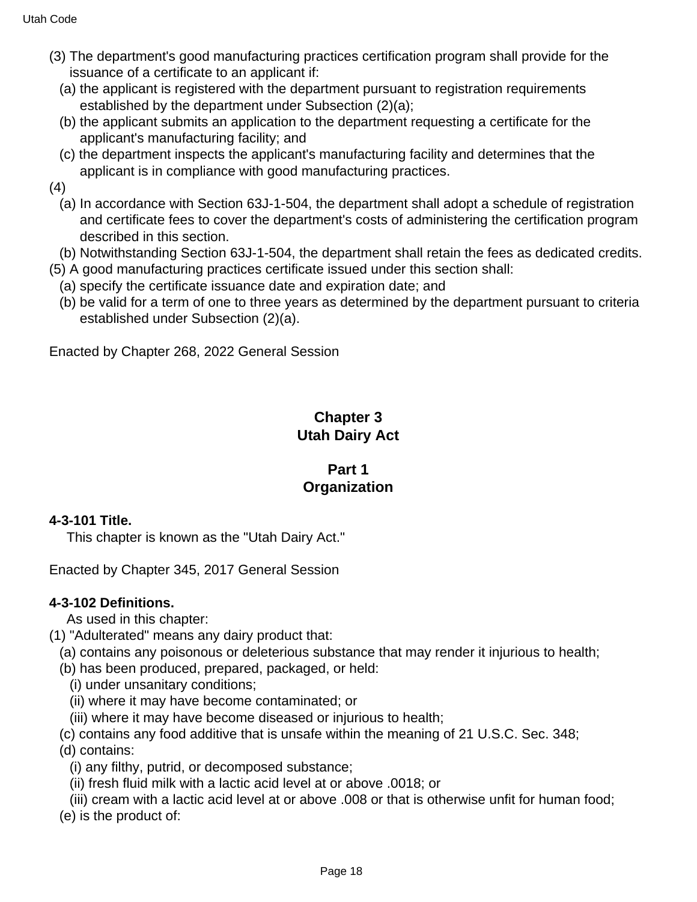(3) The department's good manufacturing practices certification program shall provide for the issuance of a certificate to an applicant if:

(a) the applicant is registered with the department pursuant to registration requirements established by the department under Subsection (2)(a);

(b) the applicant submits an application to the department requesting a certificate for the applicant's manufacturing facility; and

(c) the department inspects the applicant's manufacturing facility and determines that the applicant is in compliance with good manufacturing practices.

(4)

(a) In accordance with Section 63J-1-504, the department shall adopt a schedule of registration and certificate fees to cover the department's costs of administering the certification program described in this section.

(b) Notwithstanding Section 63J-1-504, the department shall retain the fees as dedicated credits.

(5) A good manufacturing practices certificate issued under this section shall:

(a) specify the certificate issuance date and expiration date; and

(b) be valid for a term of one to three years as determined by the department pursuant to criteria established under Subsection (2)(a).

Enacted by Chapter 268, 2022 General Session

## Chapter 3
## Utah Dairy Act

### Part 1
### Organization

**4-3-101 Title.**

This chapter is known as the "Utah Dairy Act."

Enacted by Chapter 345, 2017 General Session

**4-3-102 Definitions.**

As used in this chapter:

(1) "Adulterated" means any dairy product that:

(a) contains any poisonous or deleterious substance that may render it injurious to health;

(b) has been produced, prepared, packaged, or held:

(i) under unsanitary conditions;

(ii) where it may have become contaminated; or

(iii) where it may have become diseased or injurious to health;

(c) contains any food additive that is unsafe within the meaning of 21 U.S.C. Sec. 348;

(d) contains:

(i) any filthy, putrid, or decomposed substance;

(ii) fresh fluid milk with a lactic acid level at or above .0018; or

(iii) cream with a lactic acid level at or above .008 or that is otherwise unfit for human food;

(e) is the product of: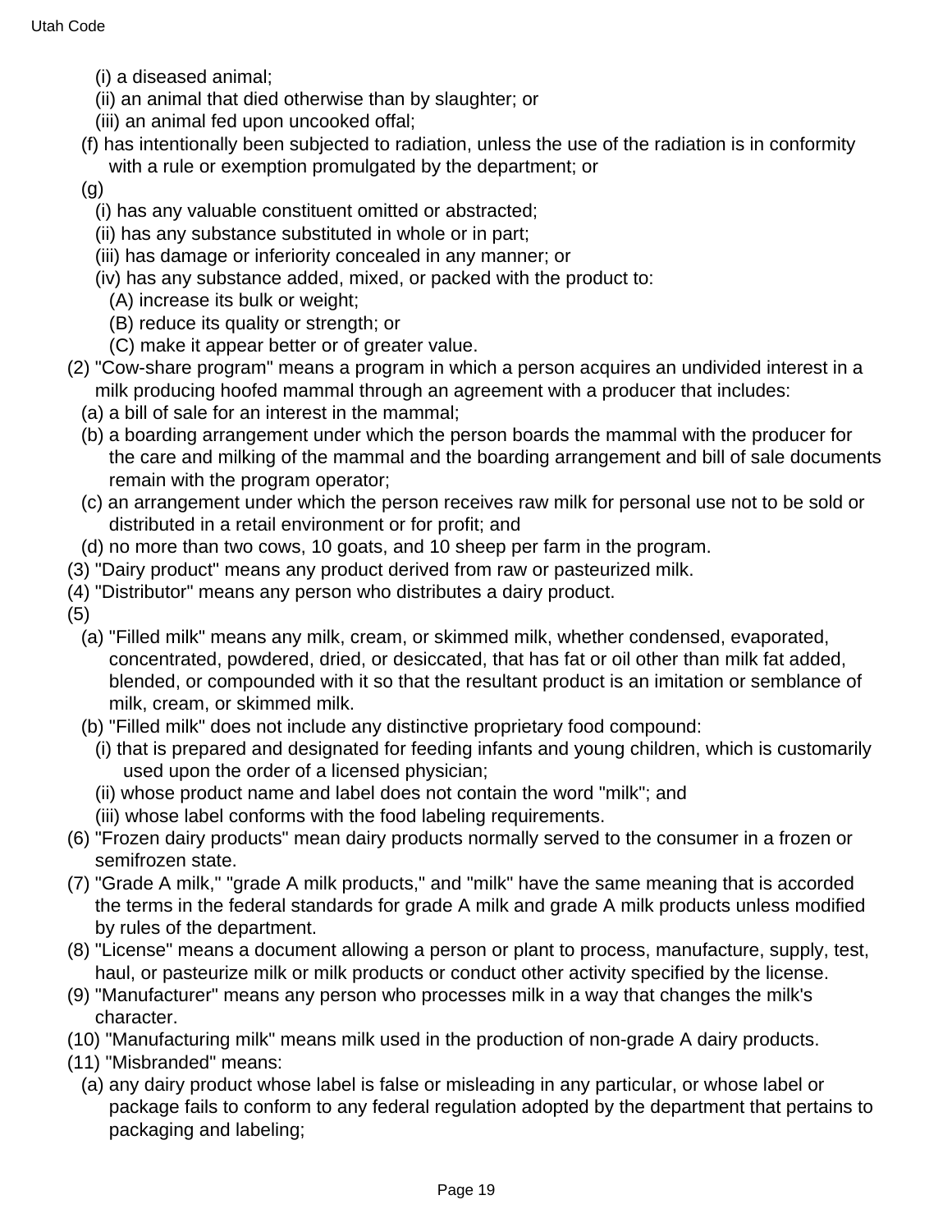(i) a diseased animal;

(ii) an animal that died otherwise than by slaughter; or

(iii) an animal fed upon uncooked offal;

(f) has intentionally been subjected to radiation, unless the use of the radiation is in conformity with a rule or exemption promulgated by the department; or

(g)

(i) has any valuable constituent omitted or abstracted;

(ii) has any substance substituted in whole or in part;

(iii) has damage or inferiority concealed in any manner; or

(iv) has any substance added, mixed, or packed with the product to:

(A) increase its bulk or weight;

(B) reduce its quality or strength; or

(C) make it appear better or of greater value.

(2) "Cow-share program" means a program in which a person acquires an undivided interest in a milk producing hoofed mammal through an agreement with a producer that includes:

(a) a bill of sale for an interest in the mammal;

(b) a boarding arrangement under which the person boards the mammal with the producer for the care and milking of the mammal and the boarding arrangement and bill of sale documents remain with the program operator;

(c) an arrangement under which the person receives raw milk for personal use not to be sold or distributed in a retail environment or for profit; and

(d) no more than two cows, 10 goats, and 10 sheep per farm in the program.

(3) "Dairy product" means any product derived from raw or pasteurized milk.

(4) "Distributor" means any person who distributes a dairy product.

(5)

(a) "Filled milk" means any milk, cream, or skimmed milk, whether condensed, evaporated, concentrated, powdered, dried, or desiccated, that has fat or oil other than milk fat added, blended, or compounded with it so that the resultant product is an imitation or semblance of milk, cream, or skimmed milk.

(b) "Filled milk" does not include any distinctive proprietary food compound:

(i) that is prepared and designated for feeding infants and young children, which is customarily used upon the order of a licensed physician;

(ii) whose product name and label does not contain the word "milk"; and

(iii) whose label conforms with the food labeling requirements.

(6) "Frozen dairy products" mean dairy products normally served to the consumer in a frozen or semifrozen state.

(7) "Grade A milk," "grade A milk products," and "milk" have the same meaning that is accorded the terms in the federal standards for grade A milk and grade A milk products unless modified by rules of the department.

(8) "License" means a document allowing a person or plant to process, manufacture, supply, test, haul, or pasteurize milk or milk products or conduct other activity specified by the license.

(9) "Manufacturer" means any person who processes milk in a way that changes the milk's character.

(10) "Manufacturing milk" means milk used in the production of non-grade A dairy products.

(11) "Misbranded" means:

(a) any dairy product whose label is false or misleading in any particular, or whose label or package fails to conform to any federal regulation adopted by the department that pertains to packaging and labeling;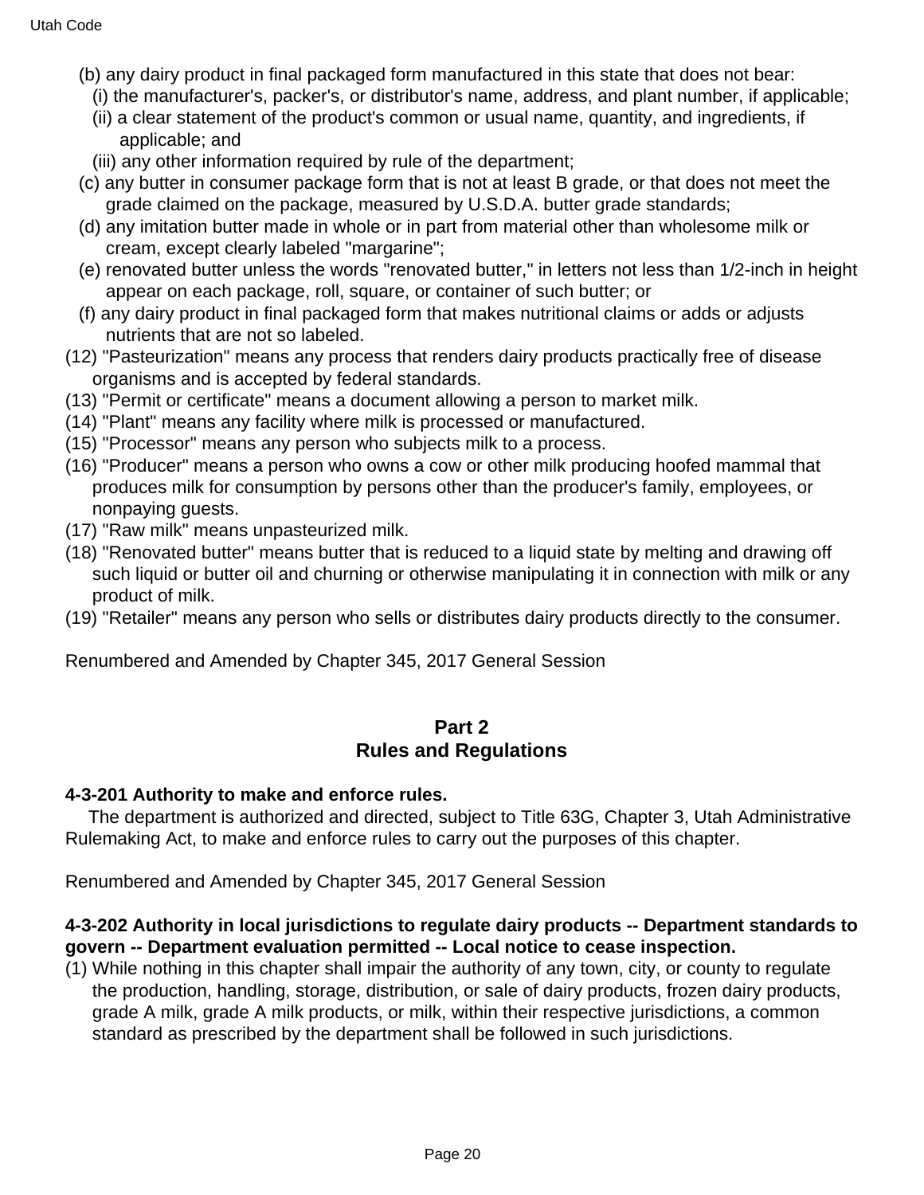(b) any dairy product in final packaged form manufactured in this state that does not bear:
   (i) the manufacturer's, packer's, or distributor's name, address, and plant number, if applicable;
   (ii) a clear statement of the product's common or usual name, quantity, and ingredients, if applicable; and
   (iii) any other information required by rule of the department;

(c) any butter in consumer package form that is not at least B grade, or that does not meet the grade claimed on the package, measured by U.S.D.A. butter grade standards;

(d) any imitation butter made in whole or in part from material other than wholesome milk or cream, except clearly labeled "margarine";

(e) renovated butter unless the words "renovated butter," in letters not less than 1/2-inch in height appear on each package, roll, square, or container of such butter; or

(f) any dairy product in final packaged form that makes nutritional claims or adds or adjusts nutrients that are not so labeled.

(12) "Pasteurization" means any process that renders dairy products practically free of disease organisms and is accepted by federal standards.

(13) "Permit or certificate" means a document allowing a person to market milk.

(14) "Plant" means any facility where milk is processed or manufactured.

(15) "Processor" means any person who subjects milk to a process.

(16) "Producer" means a person who owns a cow or other milk producing hoofed mammal that produces milk for consumption by persons other than the producer's family, employees, or nonpaying guests.

(17) "Raw milk" means unpasteurized milk.

(18) "Renovated butter" means butter that is reduced to a liquid state by melting and drawing off such liquid or butter oil and churning or otherwise manipulating it in connection with milk or any product of milk.

(19) "Retailer" means any person who sells or distributes dairy products directly to the consumer.

Renumbered and Amended by Chapter 345, 2017 General Session

## Part 2
## Rules and Regulations

**4-3-201 Authority to make and enforce rules.**

The department is authorized and directed, subject to Title 63G, Chapter 3, Utah Administrative Rulemaking Act, to make and enforce rules to carry out the purposes of this chapter.

Renumbered and Amended by Chapter 345, 2017 General Session

**4-3-202 Authority in local jurisdictions to regulate dairy products -- Department standards to govern -- Department evaluation permitted -- Local notice to cease inspection.**

(1) While nothing in this chapter shall impair the authority of any town, city, or county to regulate the production, handling, storage, distribution, or sale of dairy products, frozen dairy products, grade A milk, grade A milk products, or milk, within their respective jurisdictions, a common standard as prescribed by the department shall be followed in such jurisdictions.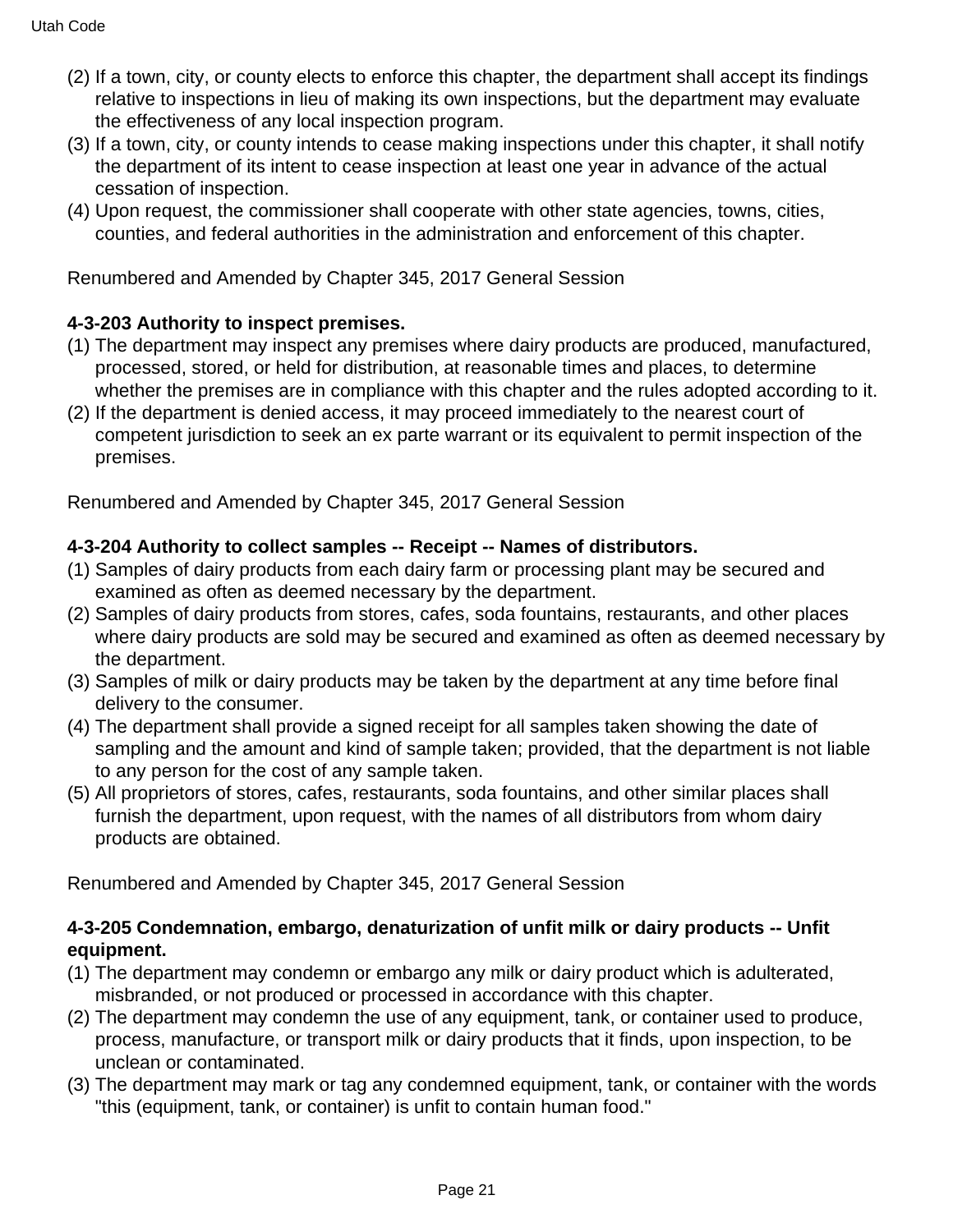(2) If a town, city, or county elects to enforce this chapter, the department shall accept its findings relative to inspections in lieu of making its own inspections, but the department may evaluate the effectiveness of any local inspection program.

(3) If a town, city, or county intends to cease making inspections under this chapter, it shall notify the department of its intent to cease inspection at least one year in advance of the actual cessation of inspection.

(4) Upon request, the commissioner shall cooperate with other state agencies, towns, cities, counties, and federal authorities in the administration and enforcement of this chapter.

Renumbered and Amended by Chapter 345, 2017 General Session

**4-3-203 Authority to inspect premises.**

(1) The department may inspect any premises where dairy products are produced, manufactured, processed, stored, or held for distribution, at reasonable times and places, to determine whether the premises are in compliance with this chapter and the rules adopted according to it.

(2) If the department is denied access, it may proceed immediately to the nearest court of competent jurisdiction to seek an ex parte warrant or its equivalent to permit inspection of the premises.

Renumbered and Amended by Chapter 345, 2017 General Session

**4-3-204 Authority to collect samples -- Receipt -- Names of distributors.**

(1) Samples of dairy products from each dairy farm or processing plant may be secured and examined as often as deemed necessary by the department.

(2) Samples of dairy products from stores, cafes, soda fountains, restaurants, and other places where dairy products are sold may be secured and examined as often as deemed necessary by the department.

(3) Samples of milk or dairy products may be taken by the department at any time before final delivery to the consumer.

(4) The department shall provide a signed receipt for all samples taken showing the date of sampling and the amount and kind of sample taken; provided, that the department is not liable to any person for the cost of any sample taken.

(5) All proprietors of stores, cafes, restaurants, soda fountains, and other similar places shall furnish the department, upon request, with the names of all distributors from whom dairy products are obtained.

Renumbered and Amended by Chapter 345, 2017 General Session

**4-3-205 Condemnation, embargo, denaturization of unfit milk or dairy products -- Unfit equipment.**

(1) The department may condemn or embargo any milk or dairy product which is adulterated, misbranded, or not produced or processed in accordance with this chapter.

(2) The department may condemn the use of any equipment, tank, or container used to produce, process, manufacture, or transport milk or dairy products that it finds, upon inspection, to be unclean or contaminated.

(3) The department may mark or tag any condemned equipment, tank, or container with the words "this (equipment, tank, or container) is unfit to contain human food."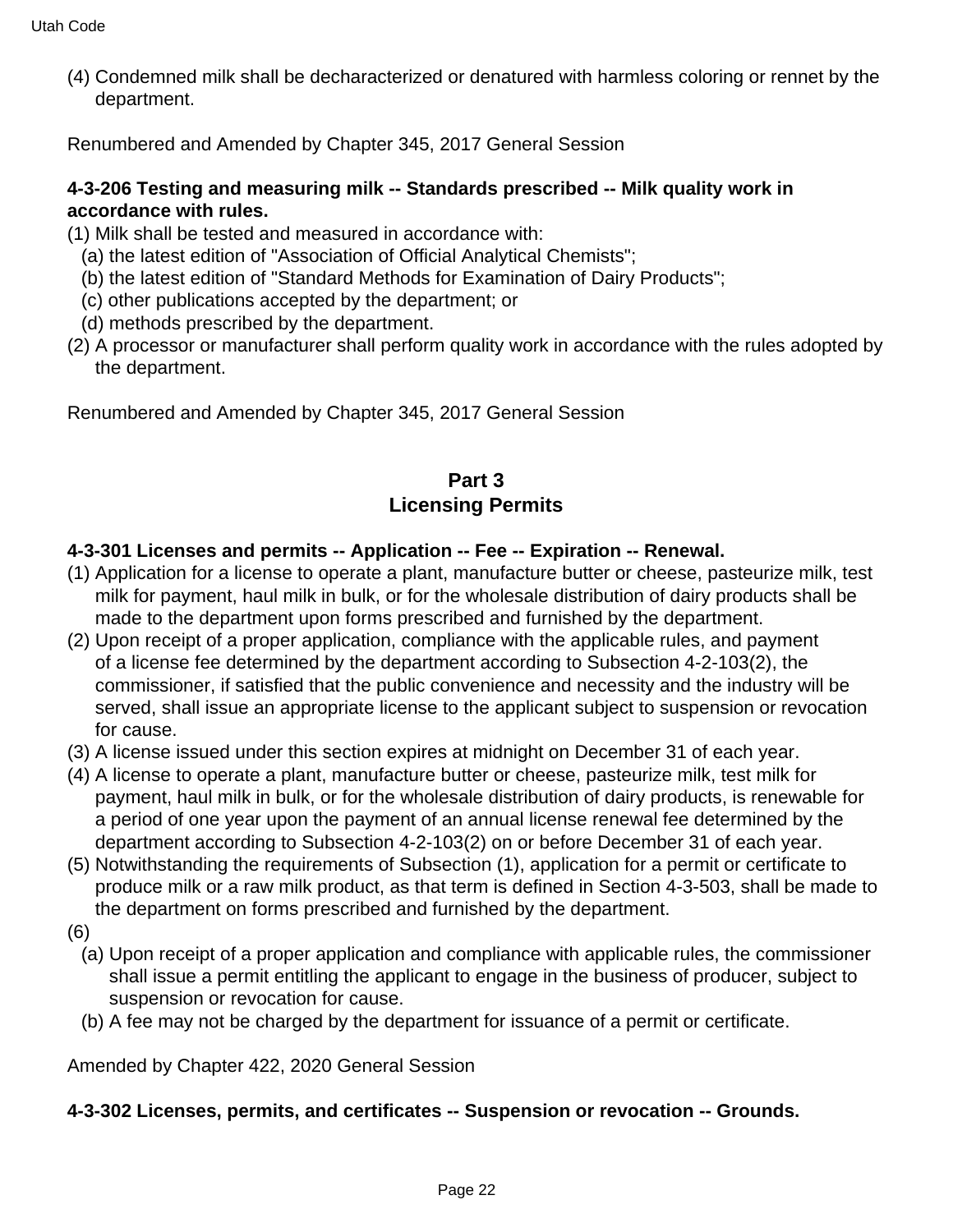(4) Condemned milk shall be decharacterized or denatured with harmless coloring or rennet by the department.

Renumbered and Amended by Chapter 345, 2017 General Session

**4-3-206 Testing and measuring milk -- Standards prescribed -- Milk quality work in accordance with rules.**

(1) Milk shall be tested and measured in accordance with:

(a) the latest edition of "Association of Official Analytical Chemists";

(b) the latest edition of "Standard Methods for Examination of Dairy Products";

(c) other publications accepted by the department; or

(d) methods prescribed by the department.

(2) A processor or manufacturer shall perform quality work in accordance with the rules adopted by the department.

Renumbered and Amended by Chapter 345, 2017 General Session

## Part 3
## Licensing Permits

**4-3-301 Licenses and permits -- Application -- Fee -- Expiration -- Renewal.**

(1) Application for a license to operate a plant, manufacture butter or cheese, pasteurize milk, test milk for payment, haul milk in bulk, or for the wholesale distribution of dairy products shall be made to the department upon forms prescribed and furnished by the department.

(2) Upon receipt of a proper application, compliance with the applicable rules, and payment of a license fee determined by the department according to Subsection 4-2-103(2), the commissioner, if satisfied that the public convenience and necessity and the industry will be served, shall issue an appropriate license to the applicant subject to suspension or revocation for cause.

(3) A license issued under this section expires at midnight on December 31 of each year.

(4) A license to operate a plant, manufacture butter or cheese, pasteurize milk, test milk for payment, haul milk in bulk, or for the wholesale distribution of dairy products, is renewable for a period of one year upon the payment of an annual license renewal fee determined by the department according to Subsection 4-2-103(2) on or before December 31 of each year.

(5) Notwithstanding the requirements of Subsection (1), application for a permit or certificate to produce milk or a raw milk product, as that term is defined in Section 4-3-503, shall be made to the department on forms prescribed and furnished by the department.

(6)

(a) Upon receipt of a proper application and compliance with applicable rules, the commissioner shall issue a permit entitling the applicant to engage in the business of producer, subject to suspension or revocation for cause.

(b) A fee may not be charged by the department for issuance of a permit or certificate.

Amended by Chapter 422, 2020 General Session

**4-3-302 Licenses, permits, and certificates -- Suspension or revocation -- Grounds.**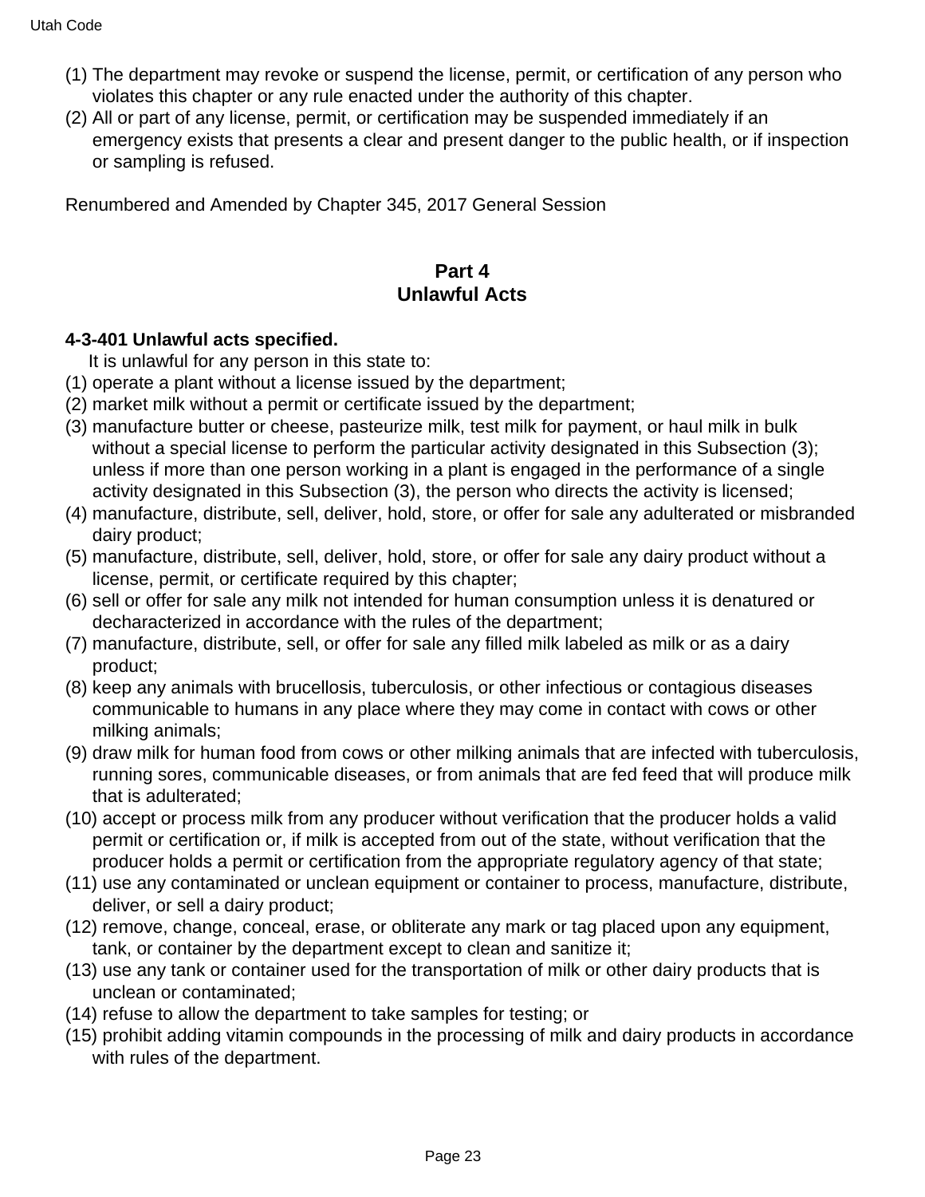(1) The department may revoke or suspend the license, permit, or certification of any person who violates this chapter or any rule enacted under the authority of this chapter.

(2) All or part of any license, permit, or certification may be suspended immediately if an emergency exists that presents a clear and present danger to the public health, or if inspection or sampling is refused.

Renumbered and Amended by Chapter 345, 2017 General Session

## Part 4
## Unlawful Acts

**4-3-401 Unlawful acts specified.**

It is unlawful for any person in this state to:

(1) operate a plant without a license issued by the department;

(2) market milk without a permit or certificate issued by the department;

(3) manufacture butter or cheese, pasteurize milk, test milk for payment, or haul milk in bulk without a special license to perform the particular activity designated in this Subsection (3); unless if more than one person working in a plant is engaged in the performance of a single activity designated in this Subsection (3), the person who directs the activity is licensed;

(4) manufacture, distribute, sell, deliver, hold, store, or offer for sale any adulterated or misbranded dairy product;

(5) manufacture, distribute, sell, deliver, hold, store, or offer for sale any dairy product without a license, permit, or certificate required by this chapter;

(6) sell or offer for sale any milk not intended for human consumption unless it is denatured or decharacterized in accordance with the rules of the department;

(7) manufacture, distribute, sell, or offer for sale any filled milk labeled as milk or as a dairy product;

(8) keep any animals with brucellosis, tuberculosis, or other infectious or contagious diseases communicable to humans in any place where they may come in contact with cows or other milking animals;

(9) draw milk for human food from cows or other milking animals that are infected with tuberculosis, running sores, communicable diseases, or from animals that are fed feed that will produce milk that is adulterated;

(10) accept or process milk from any producer without verification that the producer holds a valid permit or certification or, if milk is accepted from out of the state, without verification that the producer holds a permit or certification from the appropriate regulatory agency of that state;

(11) use any contaminated or unclean equipment or container to process, manufacture, distribute, deliver, or sell a dairy product;

(12) remove, change, conceal, erase, or obliterate any mark or tag placed upon any equipment, tank, or container by the department except to clean and sanitize it;

(13) use any tank or container used for the transportation of milk or other dairy products that is unclean or contaminated;

(14) refuse to allow the department to take samples for testing; or

(15) prohibit adding vitamin compounds in the processing of milk and dairy products in accordance with rules of the department.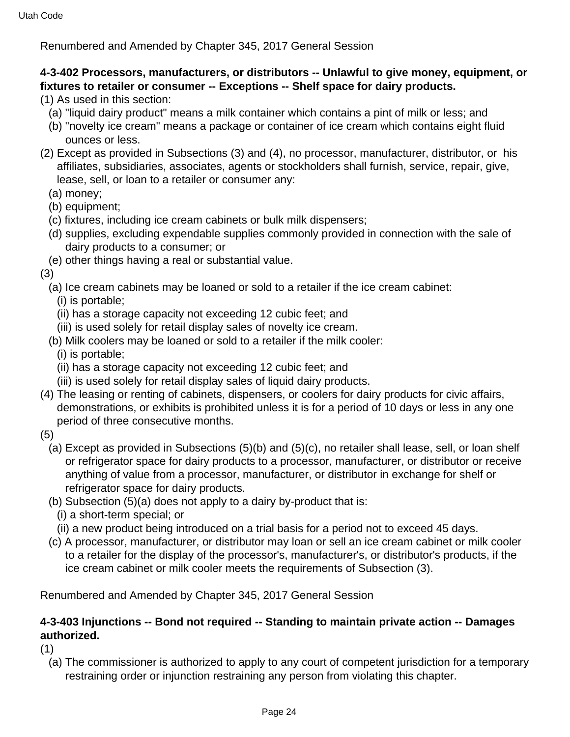Renumbered and Amended by Chapter 345, 2017 General Session

**4-3-402 Processors, manufacturers, or distributors -- Unlawful to give money, equipment, or fixtures to retailer or consumer -- Exceptions -- Shelf space for dairy products.**

(1) As used in this section:

  (a) "liquid dairy product" means a milk container which contains a pint of milk or less; and

  (b) "novelty ice cream" means a package or container of ice cream which contains eight fluid ounces or less.

(2) Except as provided in Subsections (3) and (4), no processor, manufacturer, distributor, or his affiliates, subsidiaries, associates, agents or stockholders shall furnish, service, repair, give, lease, sell, or loan to a retailer or consumer any:

  (a) money;

  (b) equipment;

  (c) fixtures, including ice cream cabinets or bulk milk dispensers;

  (d) supplies, excluding expendable supplies commonly provided in connection with the sale of dairy products to a consumer; or

  (e) other things having a real or substantial value.

(3)

  (a) Ice cream cabinets may be loaned or sold to a retailer if the ice cream cabinet:

    (i) is portable;

    (ii) has a storage capacity not exceeding 12 cubic feet; and

    (iii) is used solely for retail display sales of novelty ice cream.

  (b) Milk coolers may be loaned or sold to a retailer if the milk cooler:

    (i) is portable;

    (ii) has a storage capacity not exceeding 12 cubic feet; and

    (iii) is used solely for retail display sales of liquid dairy products.

(4) The leasing or renting of cabinets, dispensers, or coolers for dairy products for civic affairs, demonstrations, or exhibits is prohibited unless it is for a period of 10 days or less in any one period of three consecutive months.

(5)

  (a) Except as provided in Subsections (5)(b) and (5)(c), no retailer shall lease, sell, or loan shelf or refrigerator space for dairy products to a processor, manufacturer, or distributor or receive anything of value from a processor, manufacturer, or distributor in exchange for shelf or refrigerator space for dairy products.

  (b) Subsection (5)(a) does not apply to a dairy by-product that is:

    (i) a short-term special; or

    (ii) a new product being introduced on a trial basis for a period not to exceed 45 days.

  (c) A processor, manufacturer, or distributor may loan or sell an ice cream cabinet or milk cooler to a retailer for the display of the processor's, manufacturer's, or distributor's products, if the ice cream cabinet or milk cooler meets the requirements of Subsection (3).

Renumbered and Amended by Chapter 345, 2017 General Session

**4-3-403 Injunctions -- Bond not required -- Standing to maintain private action -- Damages authorized.**

(1)

  (a) The commissioner is authorized to apply to any court of competent jurisdiction for a temporary restraining order or injunction restraining any person from violating this chapter.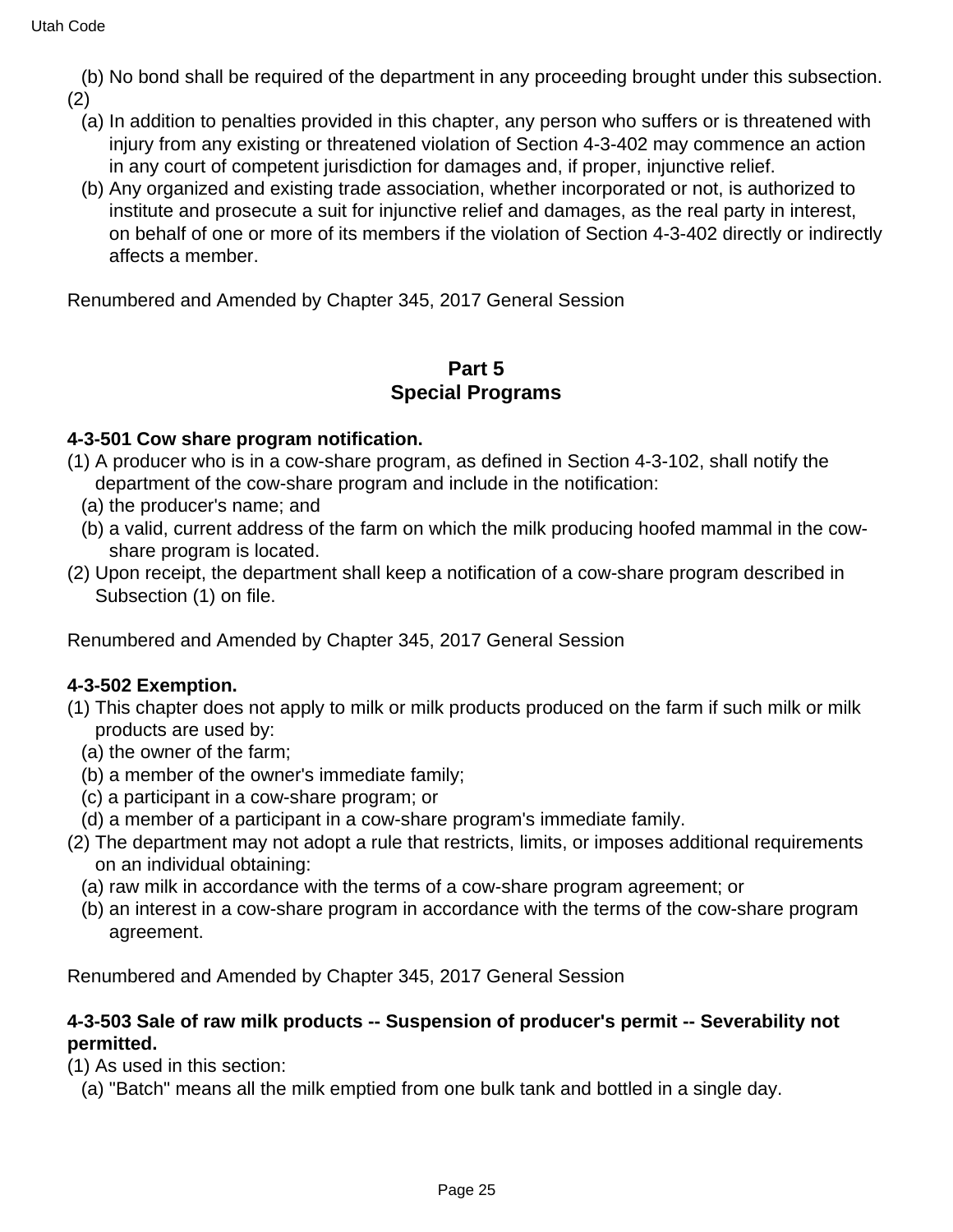(b) No bond shall be required of the department in any proceeding brought under this subsection.

(2)

(a) In addition to penalties provided in this chapter, any person who suffers or is threatened with injury from any existing or threatened violation of Section 4-3-402 may commence an action in any court of competent jurisdiction for damages and, if proper, injunctive relief.

(b) Any organized and existing trade association, whether incorporated or not, is authorized to institute and prosecute a suit for injunctive relief and damages, as the real party in interest, on behalf of one or more of its members if the violation of Section 4-3-402 directly or indirectly affects a member.

Renumbered and Amended by Chapter 345, 2017 General Session

## Part 5
## Special Programs

**4-3-501 Cow share program notification.**

(1) A producer who is in a cow-share program, as defined in Section 4-3-102, shall notify the department of the cow-share program and include in the notification:

(a) the producer's name; and

(b) a valid, current address of the farm on which the milk producing hoofed mammal in the cow-share program is located.

(2) Upon receipt, the department shall keep a notification of a cow-share program described in Subsection (1) on file.

Renumbered and Amended by Chapter 345, 2017 General Session

**4-3-502 Exemption.**

(1) This chapter does not apply to milk or milk products produced on the farm if such milk or milk products are used by:

(a) the owner of the farm;

(b) a member of the owner's immediate family;

(c) a participant in a cow-share program; or

(d) a member of a participant in a cow-share program's immediate family.

(2) The department may not adopt a rule that restricts, limits, or imposes additional requirements on an individual obtaining:

(a) raw milk in accordance with the terms of a cow-share program agreement; or

(b) an interest in a cow-share program in accordance with the terms of the cow-share program agreement.

Renumbered and Amended by Chapter 345, 2017 General Session

**4-3-503 Sale of raw milk products -- Suspension of producer's permit -- Severability not permitted.**

(1) As used in this section:

(a) "Batch" means all the milk emptied from one bulk tank and bottled in a single day.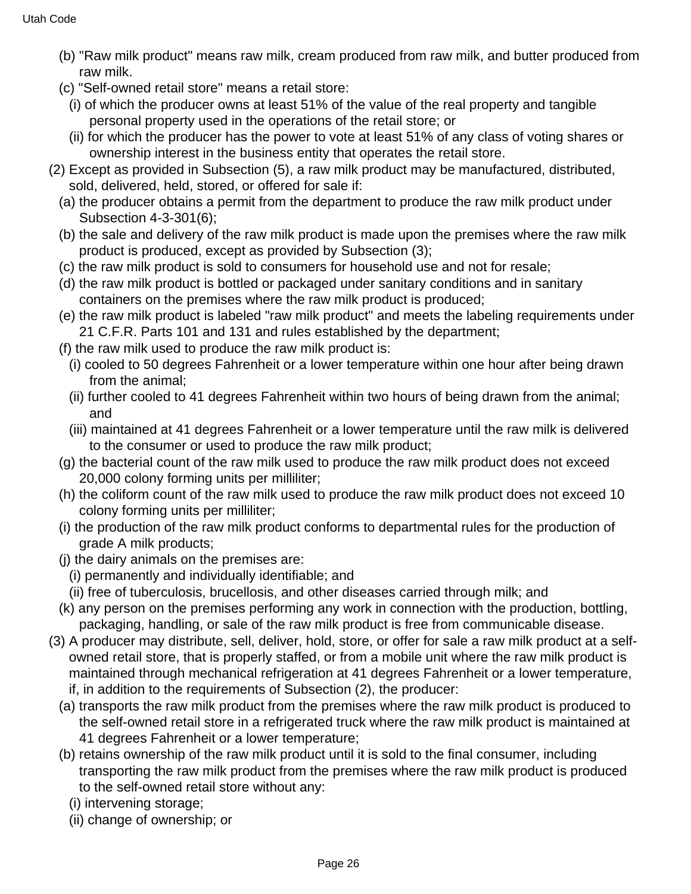(b) "Raw milk product" means raw milk, cream produced from raw milk, and butter produced from raw milk.

(c) "Self-owned retail store" means a retail store:

(i) of which the producer owns at least 51% of the value of the real property and tangible personal property used in the operations of the retail store; or

(ii) for which the producer has the power to vote at least 51% of any class of voting shares or ownership interest in the business entity that operates the retail store.

(2) Except as provided in Subsection (5), a raw milk product may be manufactured, distributed, sold, delivered, held, stored, or offered for sale if:

(a) the producer obtains a permit from the department to produce the raw milk product under Subsection 4-3-301(6);

(b) the sale and delivery of the raw milk product is made upon the premises where the raw milk product is produced, except as provided by Subsection (3);

(c) the raw milk product is sold to consumers for household use and not for resale;

(d) the raw milk product is bottled or packaged under sanitary conditions and in sanitary containers on the premises where the raw milk product is produced;

(e) the raw milk product is labeled "raw milk product" and meets the labeling requirements under 21 C.F.R. Parts 101 and 131 and rules established by the department;

(f) the raw milk used to produce the raw milk product is:

(i) cooled to 50 degrees Fahrenheit or a lower temperature within one hour after being drawn from the animal;

(ii) further cooled to 41 degrees Fahrenheit within two hours of being drawn from the animal; and

(iii) maintained at 41 degrees Fahrenheit or a lower temperature until the raw milk is delivered to the consumer or used to produce the raw milk product;

(g) the bacterial count of the raw milk used to produce the raw milk product does not exceed 20,000 colony forming units per milliliter;

(h) the coliform count of the raw milk used to produce the raw milk product does not exceed 10 colony forming units per milliliter;

(i) the production of the raw milk product conforms to departmental rules for the production of grade A milk products;

(j) the dairy animals on the premises are:

(i) permanently and individually identifiable; and

(ii) free of tuberculosis, brucellosis, and other diseases carried through milk; and

(k) any person on the premises performing any work in connection with the production, bottling, packaging, handling, or sale of the raw milk product is free from communicable disease.

(3) A producer may distribute, sell, deliver, hold, store, or offer for sale a raw milk product at a self-owned retail store, that is properly staffed, or from a mobile unit where the raw milk product is maintained through mechanical refrigeration at 41 degrees Fahrenheit or a lower temperature, if, in addition to the requirements of Subsection (2), the producer:

(a) transports the raw milk product from the premises where the raw milk product is produced to the self-owned retail store in a refrigerated truck where the raw milk product is maintained at 41 degrees Fahrenheit or a lower temperature;

(b) retains ownership of the raw milk product until it is sold to the final consumer, including transporting the raw milk product from the premises where the raw milk product is produced to the self-owned retail store without any:

(i) intervening storage;

(ii) change of ownership; or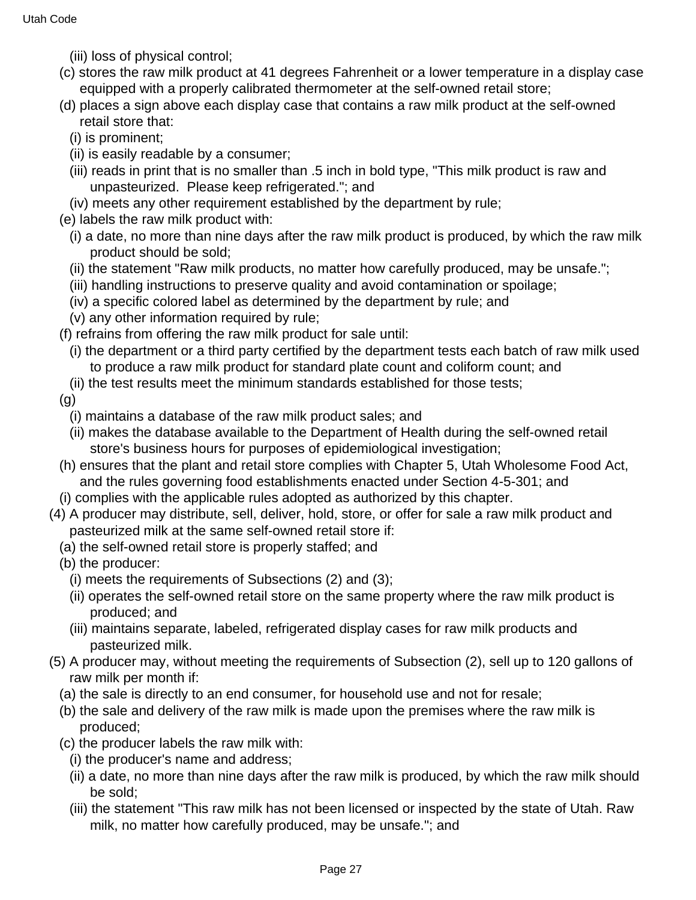(iii) loss of physical control;

(c) stores the raw milk product at 41 degrees Fahrenheit or a lower temperature in a display case equipped with a properly calibrated thermometer at the self-owned retail store;

(d) places a sign above each display case that contains a raw milk product at the self-owned retail store that:

(i) is prominent;

(ii) is easily readable by a consumer;

(iii) reads in print that is no smaller than .5 inch in bold type, "This milk product is raw and unpasteurized. Please keep refrigerated."; and

(iv) meets any other requirement established by the department by rule;

(e) labels the raw milk product with:

(i) a date, no more than nine days after the raw milk product is produced, by which the raw milk product should be sold;

(ii) the statement "Raw milk products, no matter how carefully produced, may be unsafe.";

(iii) handling instructions to preserve quality and avoid contamination or spoilage;

(iv) a specific colored label as determined by the department by rule; and

(v) any other information required by rule;

(f) refrains from offering the raw milk product for sale until:

(i) the department or a third party certified by the department tests each batch of raw milk used to produce a raw milk product for standard plate count and coliform count; and

(ii) the test results meet the minimum standards established for those tests;

(g)

(i) maintains a database of the raw milk product sales; and

(ii) makes the database available to the Department of Health during the self-owned retail store's business hours for purposes of epidemiological investigation;

(h) ensures that the plant and retail store complies with Chapter 5, Utah Wholesome Food Act, and the rules governing food establishments enacted under Section 4-5-301; and

(i) complies with the applicable rules adopted as authorized by this chapter.

(4) A producer may distribute, sell, deliver, hold, store, or offer for sale a raw milk product and pasteurized milk at the same self-owned retail store if:

(a) the self-owned retail store is properly staffed; and

(b) the producer:

(i) meets the requirements of Subsections (2) and (3);

(ii) operates the self-owned retail store on the same property where the raw milk product is produced; and

(iii) maintains separate, labeled, refrigerated display cases for raw milk products and pasteurized milk.

(5) A producer may, without meeting the requirements of Subsection (2), sell up to 120 gallons of raw milk per month if:

(a) the sale is directly to an end consumer, for household use and not for resale;

(b) the sale and delivery of the raw milk is made upon the premises where the raw milk is produced;

(c) the producer labels the raw milk with:

(i) the producer's name and address;

(ii) a date, no more than nine days after the raw milk is produced, by which the raw milk should be sold;

(iii) the statement "This raw milk has not been licensed or inspected by the state of Utah. Raw milk, no matter how carefully produced, may be unsafe."; and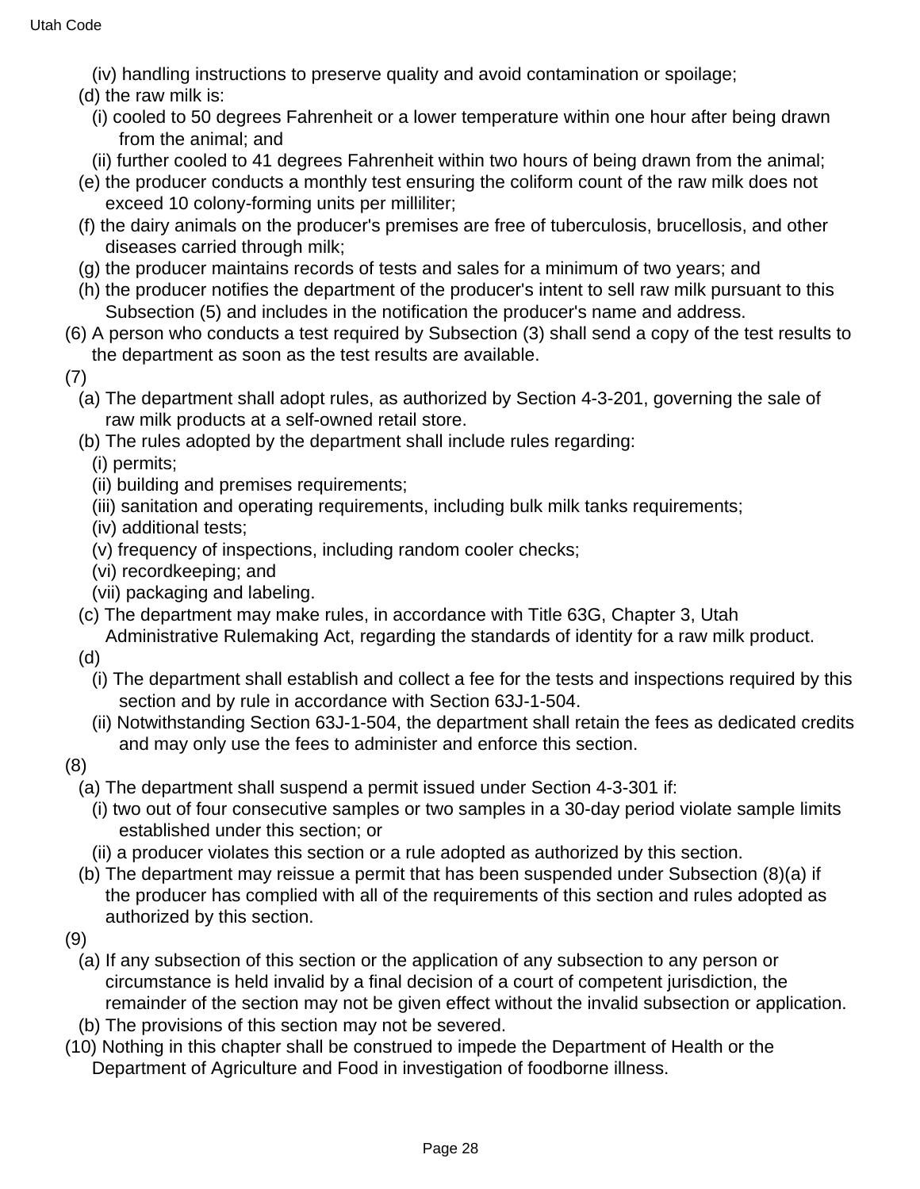(iv) handling instructions to preserve quality and avoid contamination or spoilage;

(d) the raw milk is:

(i) cooled to 50 degrees Fahrenheit or a lower temperature within one hour after being drawn from the animal; and

(ii) further cooled to 41 degrees Fahrenheit within two hours of being drawn from the animal;

(e) the producer conducts a monthly test ensuring the coliform count of the raw milk does not exceed 10 colony-forming units per milliliter;

(f) the dairy animals on the producer's premises are free of tuberculosis, brucellosis, and other diseases carried through milk;

(g) the producer maintains records of tests and sales for a minimum of two years; and

(h) the producer notifies the department of the producer's intent to sell raw milk pursuant to this Subsection (5) and includes in the notification the producer's name and address.

(6) A person who conducts a test required by Subsection (3) shall send a copy of the test results to the department as soon as the test results are available.

(7)

(a) The department shall adopt rules, as authorized by Section 4-3-201, governing the sale of raw milk products at a self-owned retail store.

(b) The rules adopted by the department shall include rules regarding:

(i) permits;

(ii) building and premises requirements;

(iii) sanitation and operating requirements, including bulk milk tanks requirements;

(iv) additional tests;

(v) frequency of inspections, including random cooler checks;

(vi) recordkeeping; and

(vii) packaging and labeling.

(c) The department may make rules, in accordance with Title 63G, Chapter 3, Utah Administrative Rulemaking Act, regarding the standards of identity for a raw milk product.

(d)

(i) The department shall establish and collect a fee for the tests and inspections required by this section and by rule in accordance with Section 63J-1-504.

(ii) Notwithstanding Section 63J-1-504, the department shall retain the fees as dedicated credits and may only use the fees to administer and enforce this section.

(8)

(a) The department shall suspend a permit issued under Section 4-3-301 if:

(i) two out of four consecutive samples or two samples in a 30-day period violate sample limits established under this section; or

(ii) a producer violates this section or a rule adopted as authorized by this section.

(b) The department may reissue a permit that has been suspended under Subsection (8)(a) if the producer has complied with all of the requirements of this section and rules adopted as authorized by this section.

(9)

(a) If any subsection of this section or the application of any subsection to any person or circumstance is held invalid by a final decision of a court of competent jurisdiction, the remainder of the section may not be given effect without the invalid subsection or application.

(b) The provisions of this section may not be severed.

(10) Nothing in this chapter shall be construed to impede the Department of Health or the Department of Agriculture and Food in investigation of foodborne illness.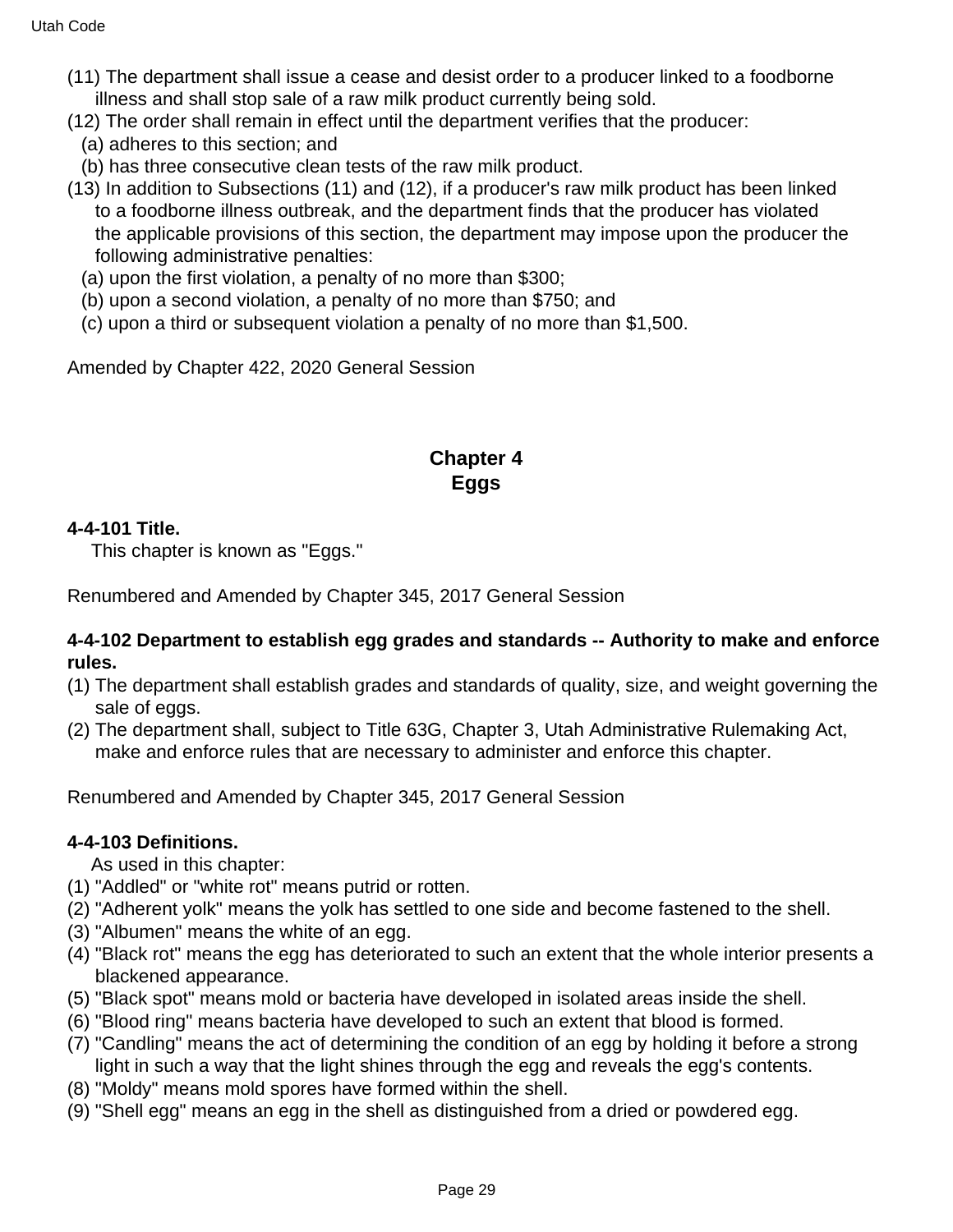(11) The department shall issue a cease and desist order to a producer linked to a foodborne illness and shall stop sale of a raw milk product currently being sold.

(12) The order shall remain in effect until the department verifies that the producer:

(a) adheres to this section; and

(b) has three consecutive clean tests of the raw milk product.

(13) In addition to Subsections (11) and (12), if a producer's raw milk product has been linked to a foodborne illness outbreak, and the department finds that the producer has violated the applicable provisions of this section, the department may impose upon the producer the following administrative penalties:

(a) upon the first violation, a penalty of no more than $300;

(b) upon a second violation, a penalty of no more than $750; and

(c) upon a third or subsequent violation a penalty of no more than $1,500.

Amended by Chapter 422, 2020 General Session

## Chapter 4
## Eggs

**4-4-101 Title.**

This chapter is known as "Eggs."

Renumbered and Amended by Chapter 345, 2017 General Session

**4-4-102 Department to establish egg grades and standards -- Authority to make and enforce rules.**

(1) The department shall establish grades and standards of quality, size, and weight governing the sale of eggs.

(2) The department shall, subject to Title 63G, Chapter 3, Utah Administrative Rulemaking Act, make and enforce rules that are necessary to administer and enforce this chapter.

Renumbered and Amended by Chapter 345, 2017 General Session

**4-4-103 Definitions.**

As used in this chapter:

(1) "Addled" or "white rot" means putrid or rotten.

(2) "Adherent yolk" means the yolk has settled to one side and become fastened to the shell.

(3) "Albumen" means the white of an egg.

(4) "Black rot" means the egg has deteriorated to such an extent that the whole interior presents a blackened appearance.

(5) "Black spot" means mold or bacteria have developed in isolated areas inside the shell.

(6) "Blood ring" means bacteria have developed to such an extent that blood is formed.

(7) "Candling" means the act of determining the condition of an egg by holding it before a strong light in such a way that the light shines through the egg and reveals the egg's contents.

(8) "Moldy" means mold spores have formed within the shell.

(9) "Shell egg" means an egg in the shell as distinguished from a dried or powdered egg.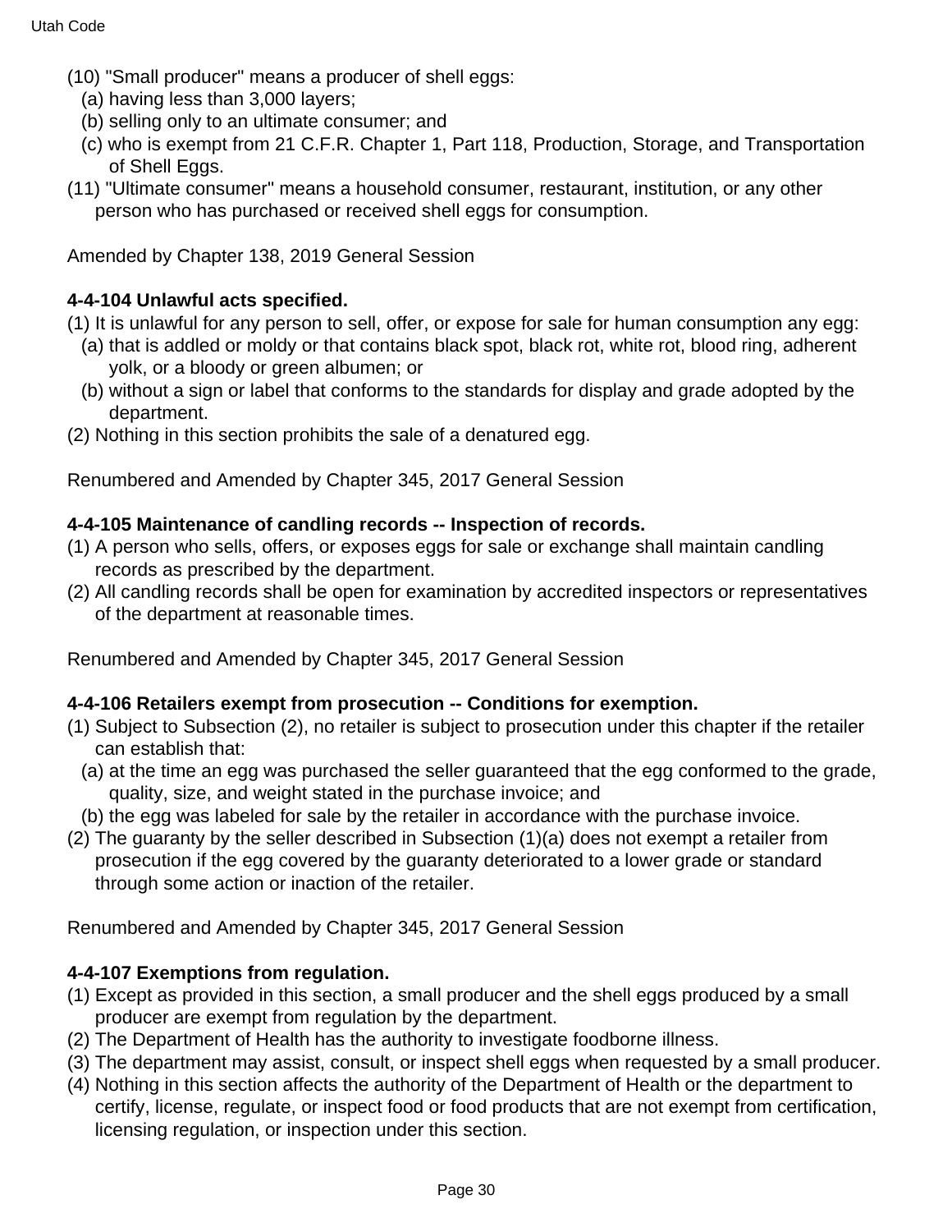(10) "Small producer" means a producer of shell eggs:

(a) having less than 3,000 layers;

(b) selling only to an ultimate consumer; and

(c) who is exempt from 21 C.F.R. Chapter 1, Part 118, Production, Storage, and Transportation of Shell Eggs.

(11) "Ultimate consumer" means a household consumer, restaurant, institution, or any other person who has purchased or received shell eggs for consumption.

Amended by Chapter 138, 2019 General Session

**4-4-104 Unlawful acts specified.**

(1) It is unlawful for any person to sell, offer, or expose for sale for human consumption any egg:

(a) that is addled or moldy or that contains black spot, black rot, white rot, blood ring, adherent yolk, or a bloody or green albumen; or

(b) without a sign or label that conforms to the standards for display and grade adopted by the department.

(2) Nothing in this section prohibits the sale of a denatured egg.

Renumbered and Amended by Chapter 345, 2017 General Session

**4-4-105 Maintenance of candling records -- Inspection of records.**

(1) A person who sells, offers, or exposes eggs for sale or exchange shall maintain candling records as prescribed by the department.

(2) All candling records shall be open for examination by accredited inspectors or representatives of the department at reasonable times.

Renumbered and Amended by Chapter 345, 2017 General Session

**4-4-106 Retailers exempt from prosecution -- Conditions for exemption.**

(1) Subject to Subsection (2), no retailer is subject to prosecution under this chapter if the retailer can establish that:

(a) at the time an egg was purchased the seller guaranteed that the egg conformed to the grade, quality, size, and weight stated in the purchase invoice; and

(b) the egg was labeled for sale by the retailer in accordance with the purchase invoice.

(2) The guaranty by the seller described in Subsection (1)(a) does not exempt a retailer from prosecution if the egg covered by the guaranty deteriorated to a lower grade or standard through some action or inaction of the retailer.

Renumbered and Amended by Chapter 345, 2017 General Session

**4-4-107 Exemptions from regulation.**

(1) Except as provided in this section, a small producer and the shell eggs produced by a small producer are exempt from regulation by the department.

(2) The Department of Health has the authority to investigate foodborne illness.

(3) The department may assist, consult, or inspect shell eggs when requested by a small producer.

(4) Nothing in this section affects the authority of the Department of Health or the department to certify, license, regulate, or inspect food or food products that are not exempt from certification, licensing regulation, or inspection under this section.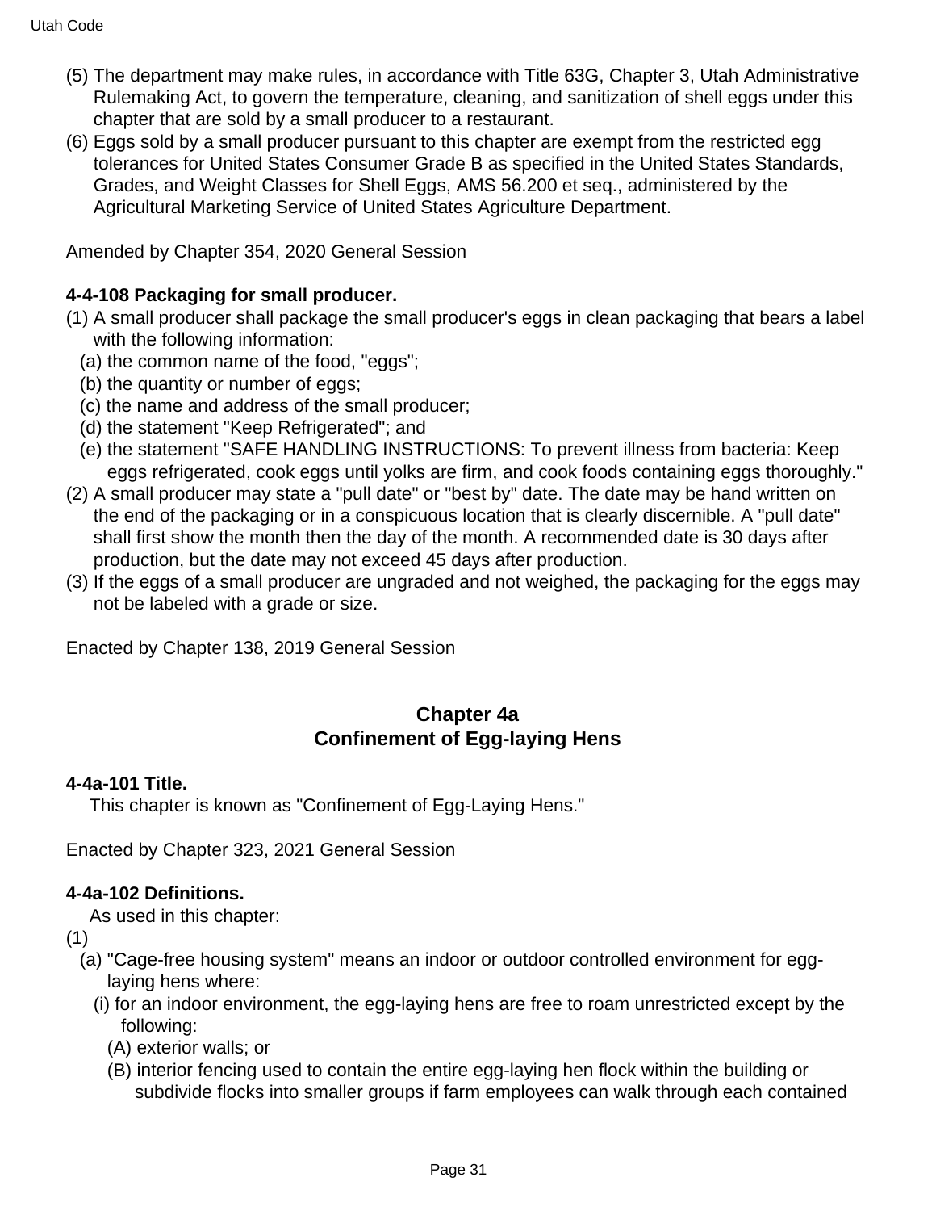(5) The department may make rules, in accordance with Title 63G, Chapter 3, Utah Administrative Rulemaking Act, to govern the temperature, cleaning, and sanitization of shell eggs under this chapter that are sold by a small producer to a restaurant.

(6) Eggs sold by a small producer pursuant to this chapter are exempt from the restricted egg tolerances for United States Consumer Grade B as specified in the United States Standards, Grades, and Weight Classes for Shell Eggs, AMS 56.200 et seq., administered by the Agricultural Marketing Service of United States Agriculture Department.

Amended by Chapter 354, 2020 General Session

**4-4-108 Packaging for small producer.**

(1) A small producer shall package the small producer's eggs in clean packaging that bears a label with the following information:
  (a) the common name of the food, "eggs";
  (b) the quantity or number of eggs;
  (c) the name and address of the small producer;
  (d) the statement "Keep Refrigerated"; and
  (e) the statement "SAFE HANDLING INSTRUCTIONS: To prevent illness from bacteria: Keep eggs refrigerated, cook eggs until yolks are firm, and cook foods containing eggs thoroughly."

(2) A small producer may state a "pull date" or "best by" date. The date may be hand written on the end of the packaging or in a conspicuous location that is clearly discernible. A "pull date" shall first show the month then the day of the month. A recommended date is 30 days after production, but the date may not exceed 45 days after production.

(3) If the eggs of a small producer are ungraded and not weighed, the packaging for the eggs may not be labeled with a grade or size.

Enacted by Chapter 138, 2019 General Session

## Chapter 4a
## Confinement of Egg-laying Hens

**4-4a-101 Title.**

This chapter is known as "Confinement of Egg-Laying Hens."

Enacted by Chapter 323, 2021 General Session

**4-4a-102 Definitions.**

As used in this chapter:

(1)
  (a) "Cage-free housing system" means an indoor or outdoor controlled environment for egg-laying hens where:
    (i) for an indoor environment, the egg-laying hens are free to roam unrestricted except by the following:
      (A) exterior walls; or
      (B) interior fencing used to contain the entire egg-laying hen flock within the building or subdivide flocks into smaller groups if farm employees can walk through each contained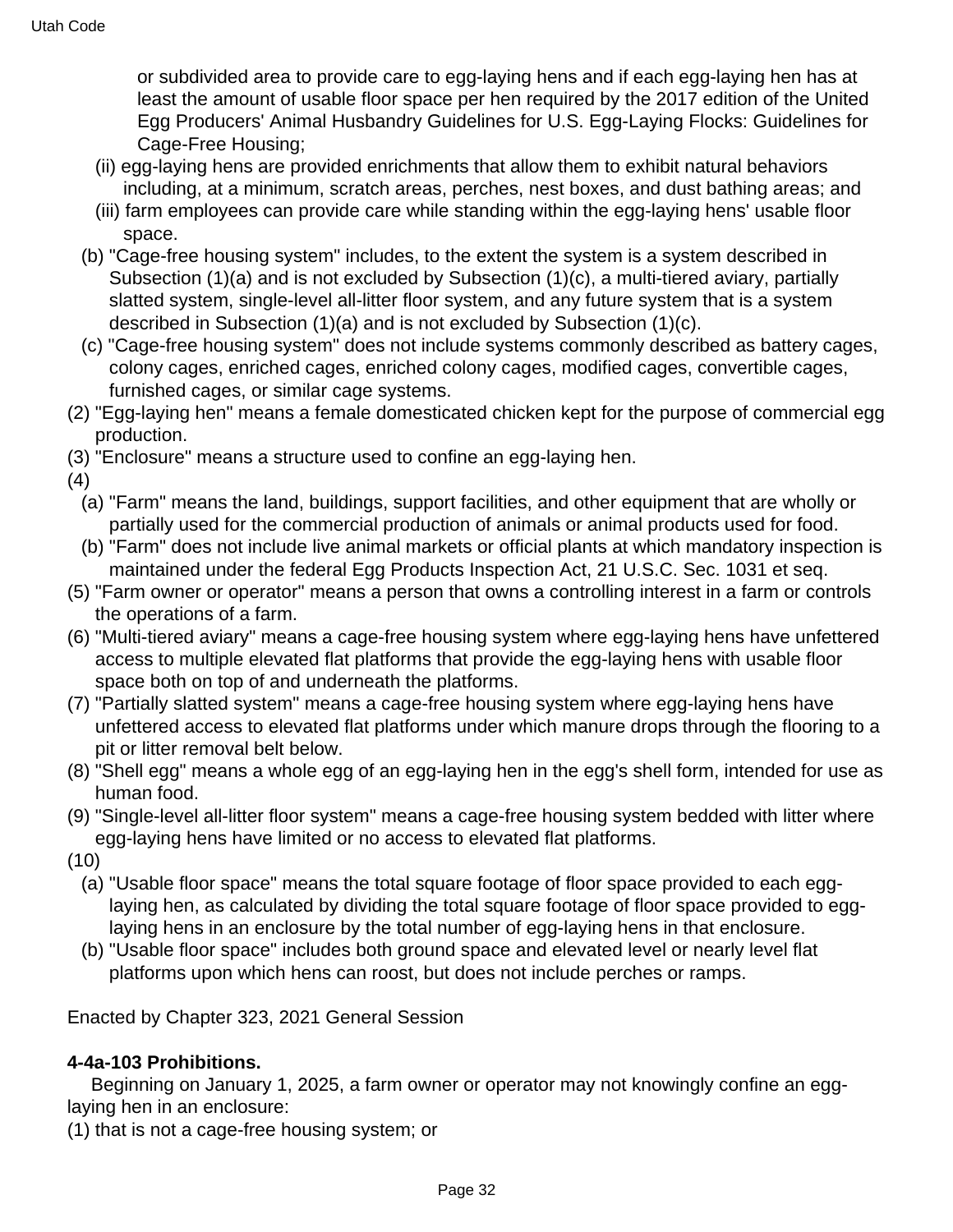or subdivided area to provide care to egg-laying hens and if each egg-laying hen has at least the amount of usable floor space per hen required by the 2017 edition of the United Egg Producers' Animal Husbandry Guidelines for U.S. Egg-Laying Flocks: Guidelines for Cage-Free Housing;

(ii) egg-laying hens are provided enrichments that allow them to exhibit natural behaviors including, at a minimum, scratch areas, perches, nest boxes, and dust bathing areas; and

(iii) farm employees can provide care while standing within the egg-laying hens' usable floor space.

(b) "Cage-free housing system" includes, to the extent the system is a system described in Subsection (1)(a) and is not excluded by Subsection (1)(c), a multi-tiered aviary, partially slatted system, single-level all-litter floor system, and any future system that is a system described in Subsection (1)(a) and is not excluded by Subsection (1)(c).

(c) "Cage-free housing system" does not include systems commonly described as battery cages, colony cages, enriched cages, enriched colony cages, modified cages, convertible cages, furnished cages, or similar cage systems.

(2) "Egg-laying hen" means a female domesticated chicken kept for the purpose of commercial egg production.

(3) "Enclosure" means a structure used to confine an egg-laying hen.

(4)

(a) "Farm" means the land, buildings, support facilities, and other equipment that are wholly or partially used for the commercial production of animals or animal products used for food.

(b) "Farm" does not include live animal markets or official plants at which mandatory inspection is maintained under the federal Egg Products Inspection Act, 21 U.S.C. Sec. 1031 et seq.

(5) "Farm owner or operator" means a person that owns a controlling interest in a farm or controls the operations of a farm.

(6) "Multi-tiered aviary" means a cage-free housing system where egg-laying hens have unfettered access to multiple elevated flat platforms that provide the egg-laying hens with usable floor space both on top of and underneath the platforms.

(7) "Partially slatted system" means a cage-free housing system where egg-laying hens have unfettered access to elevated flat platforms under which manure drops through the flooring to a pit or litter removal belt below.

(8) "Shell egg" means a whole egg of an egg-laying hen in the egg's shell form, intended for use as human food.

(9) "Single-level all-litter floor system" means a cage-free housing system bedded with litter where egg-laying hens have limited or no access to elevated flat platforms.

(10)

(a) "Usable floor space" means the total square footage of floor space provided to each egg-laying hen, as calculated by dividing the total square footage of floor space provided to egg-laying hens in an enclosure by the total number of egg-laying hens in that enclosure.

(b) "Usable floor space" includes both ground space and elevated level or nearly level flat platforms upon which hens can roost, but does not include perches or ramps.

Enacted by Chapter 323, 2021 General Session

**4-4a-103 Prohibitions.**

Beginning on January 1, 2025, a farm owner or operator may not knowingly confine an egg-laying hen in an enclosure:

(1) that is not a cage-free housing system; or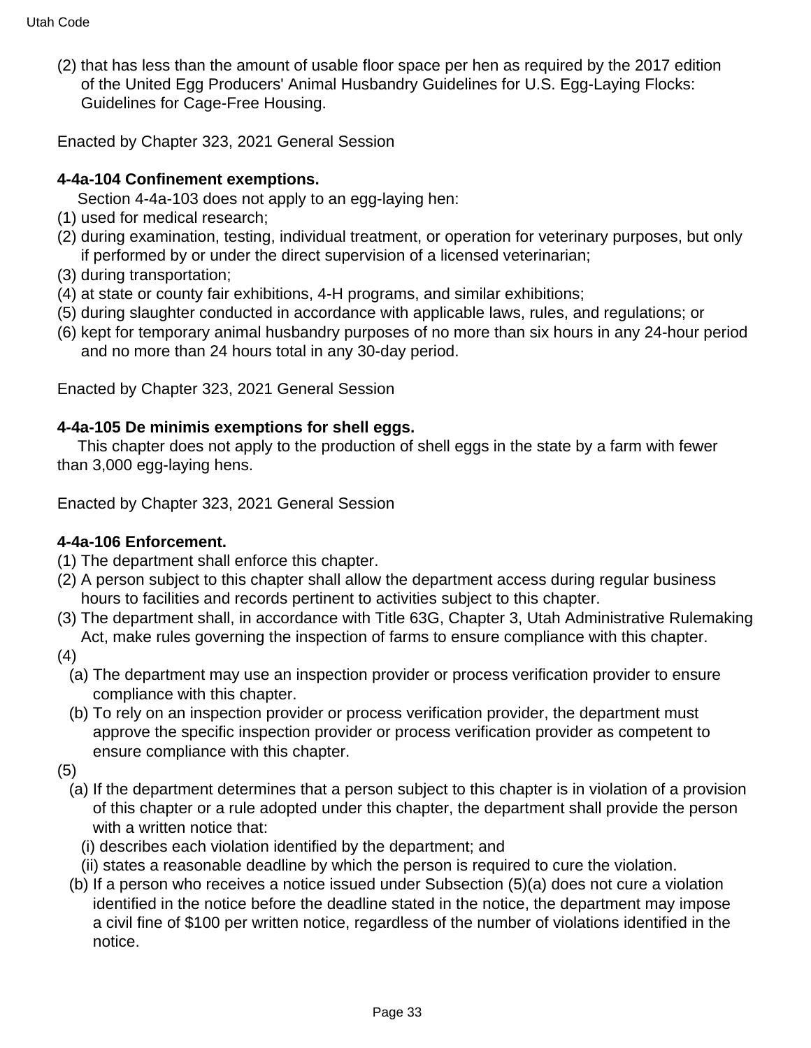(2) that has less than the amount of usable floor space per hen as required by the 2017 edition of the United Egg Producers' Animal Husbandry Guidelines for U.S. Egg-Laying Flocks: Guidelines for Cage-Free Housing.

Enacted by Chapter 323, 2021 General Session

**4-4a-104 Confinement exemptions.**

Section 4-4a-103 does not apply to an egg-laying hen:

(1) used for medical research;
(2) during examination, testing, individual treatment, or operation for veterinary purposes, but only if performed by or under the direct supervision of a licensed veterinarian;
(3) during transportation;
(4) at state or county fair exhibitions, 4-H programs, and similar exhibitions;
(5) during slaughter conducted in accordance with applicable laws, rules, and regulations; or
(6) kept for temporary animal husbandry purposes of no more than six hours in any 24-hour period and no more than 24 hours total in any 30-day period.

Enacted by Chapter 323, 2021 General Session

**4-4a-105 De minimis exemptions for shell eggs.**

This chapter does not apply to the production of shell eggs in the state by a farm with fewer than 3,000 egg-laying hens.

Enacted by Chapter 323, 2021 General Session

**4-4a-106 Enforcement.**

(1) The department shall enforce this chapter.
(2) A person subject to this chapter shall allow the department access during regular business hours to facilities and records pertinent to activities subject to this chapter.
(3) The department shall, in accordance with Title 63G, Chapter 3, Utah Administrative Rulemaking Act, make rules governing the inspection of farms to ensure compliance with this chapter.
(4)
  (a) The department may use an inspection provider or process verification provider to ensure compliance with this chapter.
  (b) To rely on an inspection provider or process verification provider, the department must approve the specific inspection provider or process verification provider as competent to ensure compliance with this chapter.
(5)
  (a) If the department determines that a person subject to this chapter is in violation of a provision of this chapter or a rule adopted under this chapter, the department shall provide the person with a written notice that:
    (i) describes each violation identified by the department; and
    (ii) states a reasonable deadline by which the person is required to cure the violation.
  (b) If a person who receives a notice issued under Subsection (5)(a) does not cure a violation identified in the notice before the deadline stated in the notice, the department may impose a civil fine of $100 per written notice, regardless of the number of violations identified in the notice.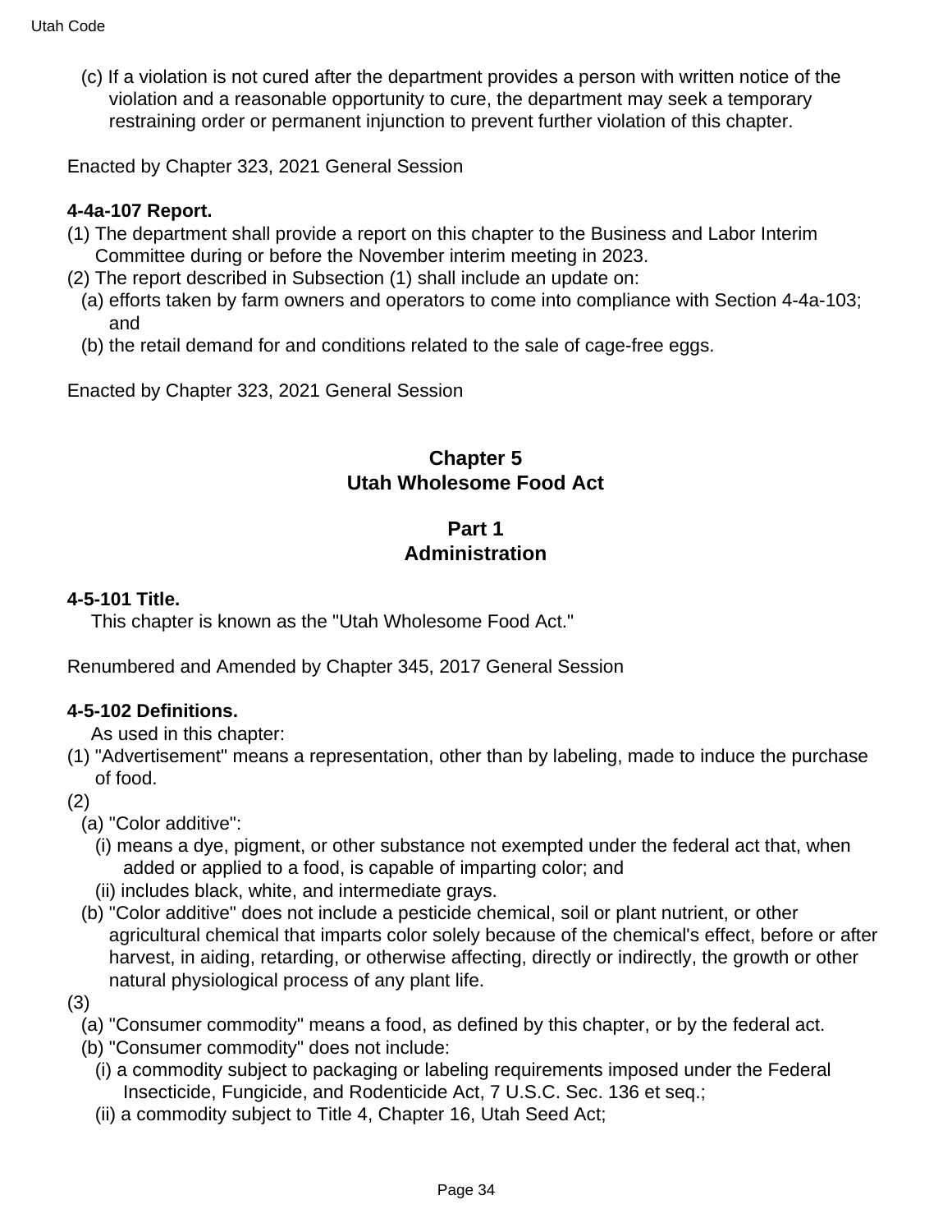(c) If a violation is not cured after the department provides a person with written notice of the violation and a reasonable opportunity to cure, the department may seek a temporary restraining order or permanent injunction to prevent further violation of this chapter.

Enacted by Chapter 323, 2021 General Session

**4-4a-107 Report.**

(1) The department shall provide a report on this chapter to the Business and Labor Interim Committee during or before the November interim meeting in 2023.

(2) The report described in Subsection (1) shall include an update on:

(a) efforts taken by farm owners and operators to come into compliance with Section 4-4a-103; and

(b) the retail demand for and conditions related to the sale of cage-free eggs.

Enacted by Chapter 323, 2021 General Session

## Chapter 5
## Utah Wholesome Food Act

### Part 1
### Administration

**4-5-101 Title.**

This chapter is known as the "Utah Wholesome Food Act."

Renumbered and Amended by Chapter 345, 2017 General Session

**4-5-102 Definitions.**

As used in this chapter:

(1) "Advertisement" means a representation, other than by labeling, made to induce the purchase of food.

(2)

(a) "Color additive":

(i) means a dye, pigment, or other substance not exempted under the federal act that, when added or applied to a food, is capable of imparting color; and

(ii) includes black, white, and intermediate grays.

(b) "Color additive" does not include a pesticide chemical, soil or plant nutrient, or other agricultural chemical that imparts color solely because of the chemical's effect, before or after harvest, in aiding, retarding, or otherwise affecting, directly or indirectly, the growth or other natural physiological process of any plant life.

(3)

(a) "Consumer commodity" means a food, as defined by this chapter, or by the federal act.

(b) "Consumer commodity" does not include:

(i) a commodity subject to packaging or labeling requirements imposed under the Federal Insecticide, Fungicide, and Rodenticide Act, 7 U.S.C. Sec. 136 et seq.;

(ii) a commodity subject to Title 4, Chapter 16, Utah Seed Act;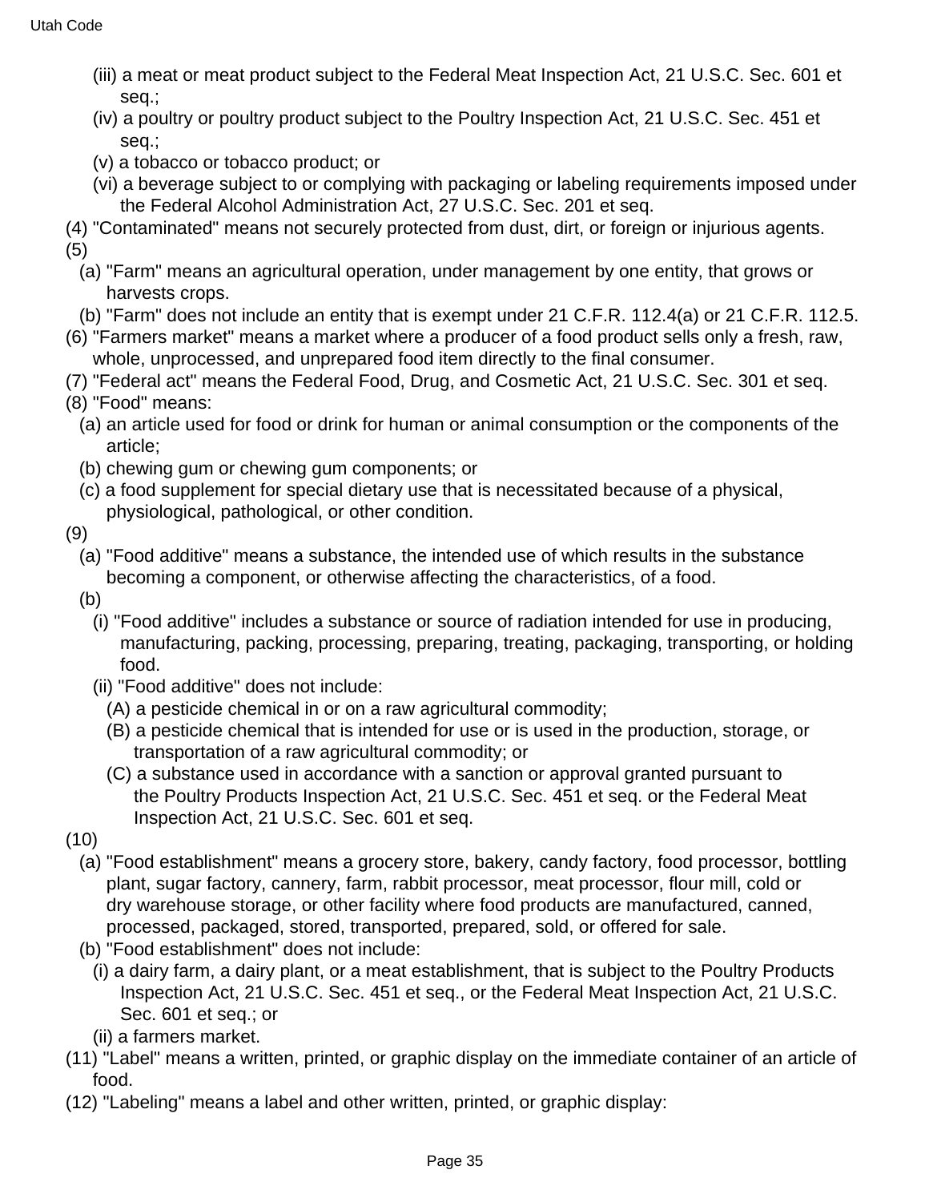(iii) a meat or meat product subject to the Federal Meat Inspection Act, 21 U.S.C. Sec. 601 et seq.;

(iv) a poultry or poultry product subject to the Poultry Inspection Act, 21 U.S.C. Sec. 451 et seq.;

(v) a tobacco or tobacco product; or

(vi) a beverage subject to or complying with packaging or labeling requirements imposed under the Federal Alcohol Administration Act, 27 U.S.C. Sec. 201 et seq.

(4) "Contaminated" means not securely protected from dust, dirt, or foreign or injurious agents.

(5)

(a) "Farm" means an agricultural operation, under management by one entity, that grows or harvests crops.

(b) "Farm" does not include an entity that is exempt under 21 C.F.R. 112.4(a) or 21 C.F.R. 112.5.

(6) "Farmers market" means a market where a producer of a food product sells only a fresh, raw, whole, unprocessed, and unprepared food item directly to the final consumer.

(7) "Federal act" means the Federal Food, Drug, and Cosmetic Act, 21 U.S.C. Sec. 301 et seq.

(8) "Food" means:

(a) an article used for food or drink for human or animal consumption or the components of the article;

(b) chewing gum or chewing gum components; or

(c) a food supplement for special dietary use that is necessitated because of a physical, physiological, pathological, or other condition.

(9)

(a) "Food additive" means a substance, the intended use of which results in the substance becoming a component, or otherwise affecting the characteristics, of a food.

(b)

(i) "Food additive" includes a substance or source of radiation intended for use in producing, manufacturing, packing, processing, preparing, treating, packaging, transporting, or holding food.

(ii) "Food additive" does not include:

(A) a pesticide chemical in or on a raw agricultural commodity;

(B) a pesticide chemical that is intended for use or is used in the production, storage, or transportation of a raw agricultural commodity; or

(C) a substance used in accordance with a sanction or approval granted pursuant to the Poultry Products Inspection Act, 21 U.S.C. Sec. 451 et seq. or the Federal Meat Inspection Act, 21 U.S.C. Sec. 601 et seq.

(10)

(a) "Food establishment" means a grocery store, bakery, candy factory, food processor, bottling plant, sugar factory, cannery, farm, rabbit processor, meat processor, flour mill, cold or dry warehouse storage, or other facility where food products are manufactured, canned, processed, packaged, stored, transported, prepared, sold, or offered for sale.

(b) "Food establishment" does not include:

(i) a dairy farm, a dairy plant, or a meat establishment, that is subject to the Poultry Products Inspection Act, 21 U.S.C. Sec. 451 et seq., or the Federal Meat Inspection Act, 21 U.S.C. Sec. 601 et seq.; or

(ii) a farmers market.

(11) "Label" means a written, printed, or graphic display on the immediate container of an article of food.

(12) "Labeling" means a label and other written, printed, or graphic display: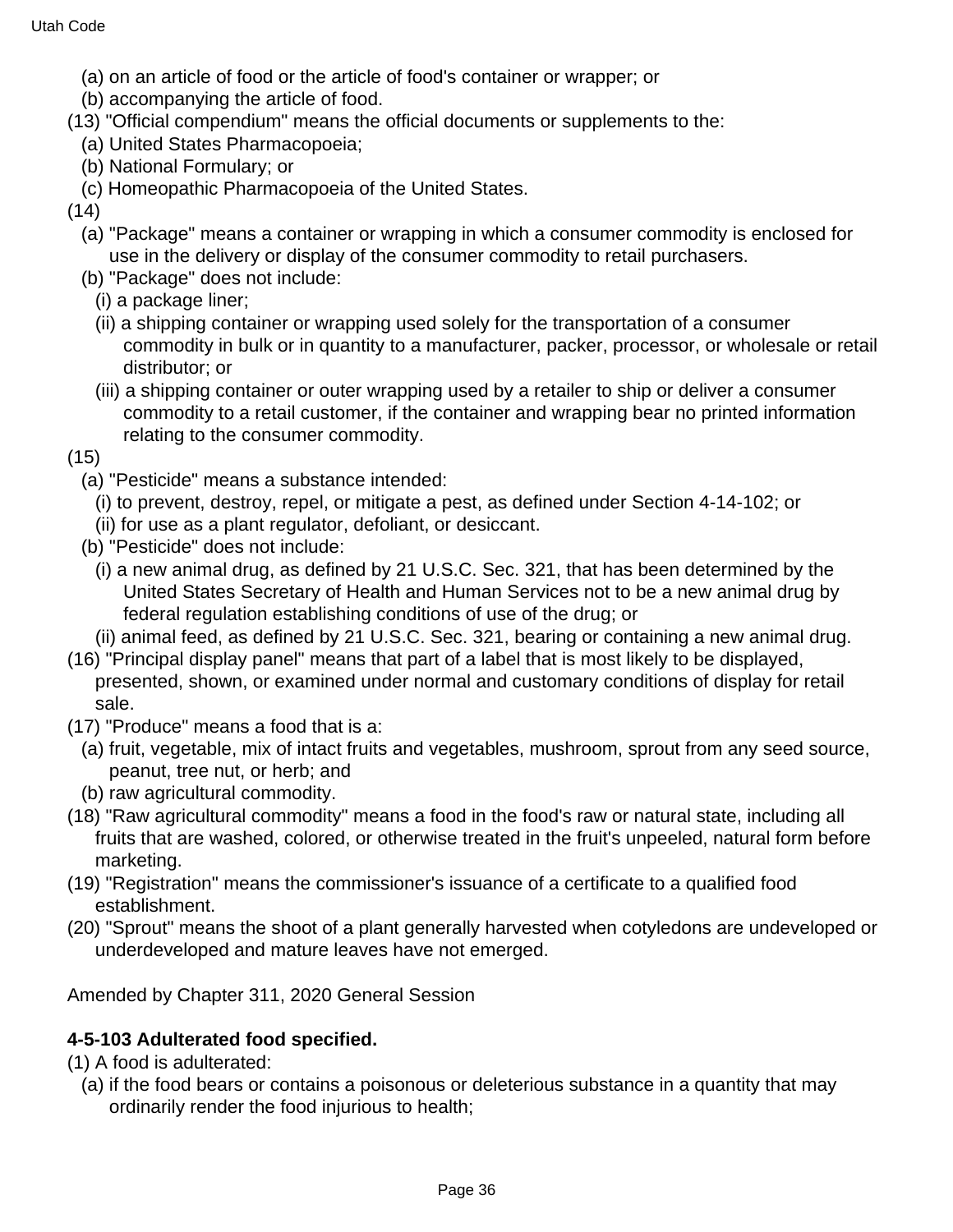(a) on an article of food or the article of food's container or wrapper; or

(b) accompanying the article of food.

(13) "Official compendium" means the official documents or supplements to the:

(a) United States Pharmacopoeia;

(b) National Formulary; or

(c) Homeopathic Pharmacopoeia of the United States.

(14)

(a) "Package" means a container or wrapping in which a consumer commodity is enclosed for use in the delivery or display of the consumer commodity to retail purchasers.

(b) "Package" does not include:

(i) a package liner;

(ii) a shipping container or wrapping used solely for the transportation of a consumer commodity in bulk or in quantity to a manufacturer, packer, processor, or wholesale or retail distributor; or

(iii) a shipping container or outer wrapping used by a retailer to ship or deliver a consumer commodity to a retail customer, if the container and wrapping bear no printed information relating to the consumer commodity.

(15)

(a) "Pesticide" means a substance intended:

(i) to prevent, destroy, repel, or mitigate a pest, as defined under Section 4-14-102; or

(ii) for use as a plant regulator, defoliant, or desiccant.

(b) "Pesticide" does not include:

(i) a new animal drug, as defined by 21 U.S.C. Sec. 321, that has been determined by the United States Secretary of Health and Human Services not to be a new animal drug by federal regulation establishing conditions of use of the drug; or

(ii) animal feed, as defined by 21 U.S.C. Sec. 321, bearing or containing a new animal drug.

(16) "Principal display panel" means that part of a label that is most likely to be displayed, presented, shown, or examined under normal and customary conditions of display for retail sale.

(17) "Produce" means a food that is a:

(a) fruit, vegetable, mix of intact fruits and vegetables, mushroom, sprout from any seed source, peanut, tree nut, or herb; and

(b) raw agricultural commodity.

(18) "Raw agricultural commodity" means a food in the food's raw or natural state, including all fruits that are washed, colored, or otherwise treated in the fruit's unpeeled, natural form before marketing.

(19) "Registration" means the commissioner's issuance of a certificate to a qualified food establishment.

(20) "Sprout" means the shoot of a plant generally harvested when cotyledons are undeveloped or underdeveloped and mature leaves have not emerged.

Amended by Chapter 311, 2020 General Session

**4-5-103 Adulterated food specified.**

(1) A food is adulterated:

(a) if the food bears or contains a poisonous or deleterious substance in a quantity that may ordinarily render the food injurious to health;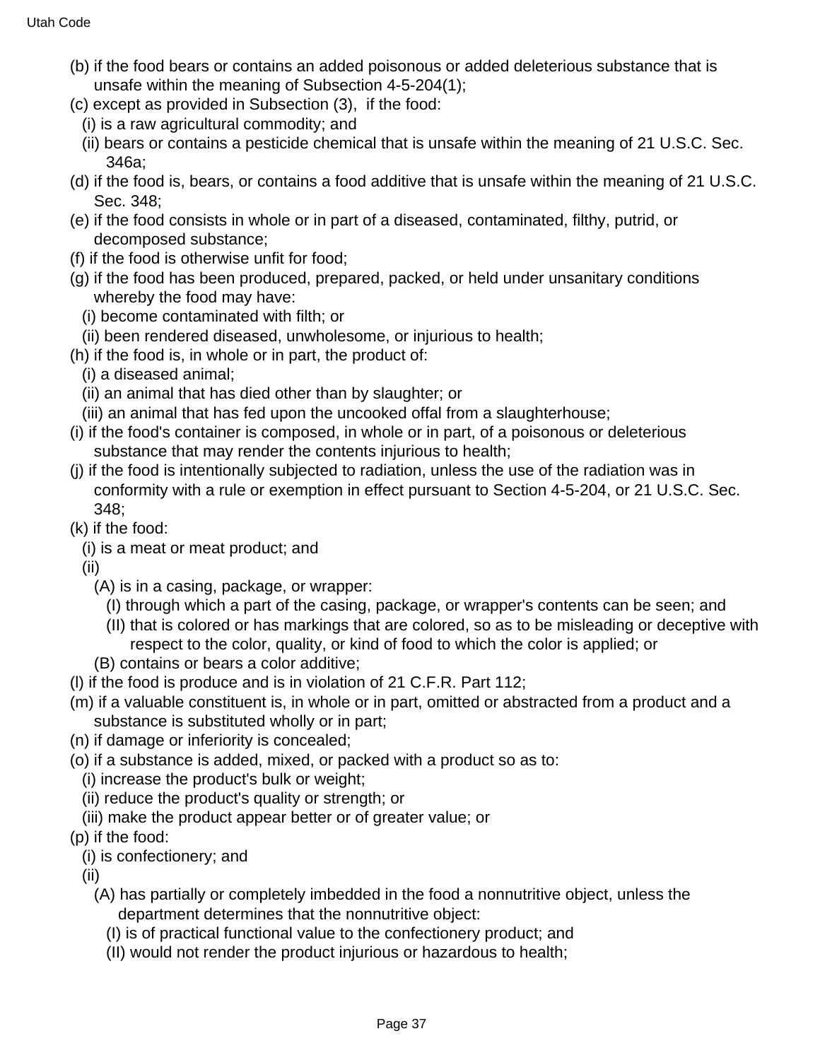(b) if the food bears or contains an added poisonous or added deleterious substance that is unsafe within the meaning of Subsection 4-5-204(1);

(c) except as provided in Subsection (3), if the food:

  (i) is a raw agricultural commodity; and

  (ii) bears or contains a pesticide chemical that is unsafe within the meaning of 21 U.S.C. Sec. 346a;

(d) if the food is, bears, or contains a food additive that is unsafe within the meaning of 21 U.S.C. Sec. 348;

(e) if the food consists in whole or in part of a diseased, contaminated, filthy, putrid, or decomposed substance;

(f) if the food is otherwise unfit for food;

(g) if the food has been produced, prepared, packed, or held under unsanitary conditions whereby the food may have:

  (i) become contaminated with filth; or

  (ii) been rendered diseased, unwholesome, or injurious to health;

(h) if the food is, in whole or in part, the product of:

  (i) a diseased animal;

  (ii) an animal that has died other than by slaughter; or

  (iii) an animal that has fed upon the uncooked offal from a slaughterhouse;

(i) if the food's container is composed, in whole or in part, of a poisonous or deleterious substance that may render the contents injurious to health;

(j) if the food is intentionally subjected to radiation, unless the use of the radiation was in conformity with a rule or exemption in effect pursuant to Section 4-5-204, or 21 U.S.C. Sec. 348;

(k) if the food:

  (i) is a meat or meat product; and

  (ii)

    (A) is in a casing, package, or wrapper:

      (I) through which a part of the casing, package, or wrapper's contents can be seen; and

      (II) that is colored or has markings that are colored, so as to be misleading or deceptive with respect to the color, quality, or kind of food to which the color is applied; or

    (B) contains or bears a color additive;

(l) if the food is produce and is in violation of 21 C.F.R. Part 112;

(m) if a valuable constituent is, in whole or in part, omitted or abstracted from a product and a substance is substituted wholly or in part;

(n) if damage or inferiority is concealed;

(o) if a substance is added, mixed, or packed with a product so as to:

  (i) increase the product's bulk or weight;

  (ii) reduce the product's quality or strength; or

  (iii) make the product appear better or of greater value; or

(p) if the food:

  (i) is confectionery; and

  (ii)

    (A) has partially or completely imbedded in the food a nonnutritive object, unless the department determines that the nonnutritive object:

      (I) is of practical functional value to the confectionery product; and

      (II) would not render the product injurious or hazardous to health;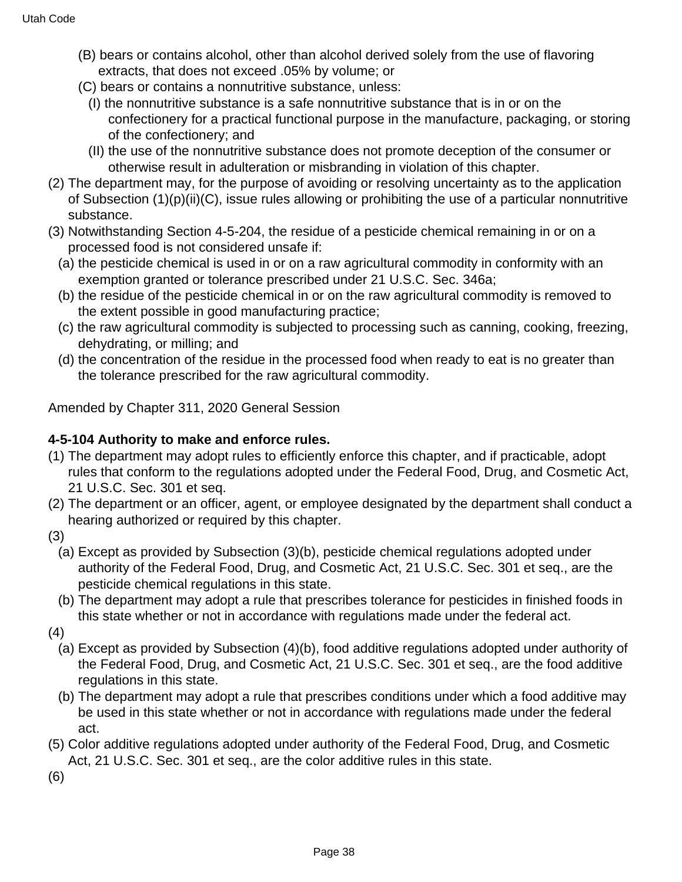(B) bears or contains alcohol, other than alcohol derived solely from the use of flavoring extracts, that does not exceed .05% by volume; or

(C) bears or contains a nonnutritive substance, unless:

(I) the nonnutritive substance is a safe nonnutritive substance that is in or on the confectionery for a practical functional purpose in the manufacture, packaging, or storing of the confectionery; and

(II) the use of the nonnutritive substance does not promote deception of the consumer or otherwise result in adulteration or misbranding in violation of this chapter.

(2) The department may, for the purpose of avoiding or resolving uncertainty as to the application of Subsection (1)(p)(ii)(C), issue rules allowing or prohibiting the use of a particular nonnutritive substance.

(3) Notwithstanding Section 4-5-204, the residue of a pesticide chemical remaining in or on a processed food is not considered unsafe if:

(a) the pesticide chemical is used in or on a raw agricultural commodity in conformity with an exemption granted or tolerance prescribed under 21 U.S.C. Sec. 346a;

(b) the residue of the pesticide chemical in or on the raw agricultural commodity is removed to the extent possible in good manufacturing practice;

(c) the raw agricultural commodity is subjected to processing such as canning, cooking, freezing, dehydrating, or milling; and

(d) the concentration of the residue in the processed food when ready to eat is no greater than the tolerance prescribed for the raw agricultural commodity.

Amended by Chapter 311, 2020 General Session

**4-5-104 Authority to make and enforce rules.**

(1) The department may adopt rules to efficiently enforce this chapter, and if practicable, adopt rules that conform to the regulations adopted under the Federal Food, Drug, and Cosmetic Act, 21 U.S.C. Sec. 301 et seq.

(2) The department or an officer, agent, or employee designated by the department shall conduct a hearing authorized or required by this chapter.

(3)

(a) Except as provided by Subsection (3)(b), pesticide chemical regulations adopted under authority of the Federal Food, Drug, and Cosmetic Act, 21 U.S.C. Sec. 301 et seq., are the pesticide chemical regulations in this state.

(b) The department may adopt a rule that prescribes tolerance for pesticides in finished foods in this state whether or not in accordance with regulations made under the federal act.

(4)

(a) Except as provided by Subsection (4)(b), food additive regulations adopted under authority of the Federal Food, Drug, and Cosmetic Act, 21 U.S.C. Sec. 301 et seq., are the food additive regulations in this state.

(b) The department may adopt a rule that prescribes conditions under which a food additive may be used in this state whether or not in accordance with regulations made under the federal act.

(5) Color additive regulations adopted under authority of the Federal Food, Drug, and Cosmetic Act, 21 U.S.C. Sec. 301 et seq., are the color additive rules in this state.

(6)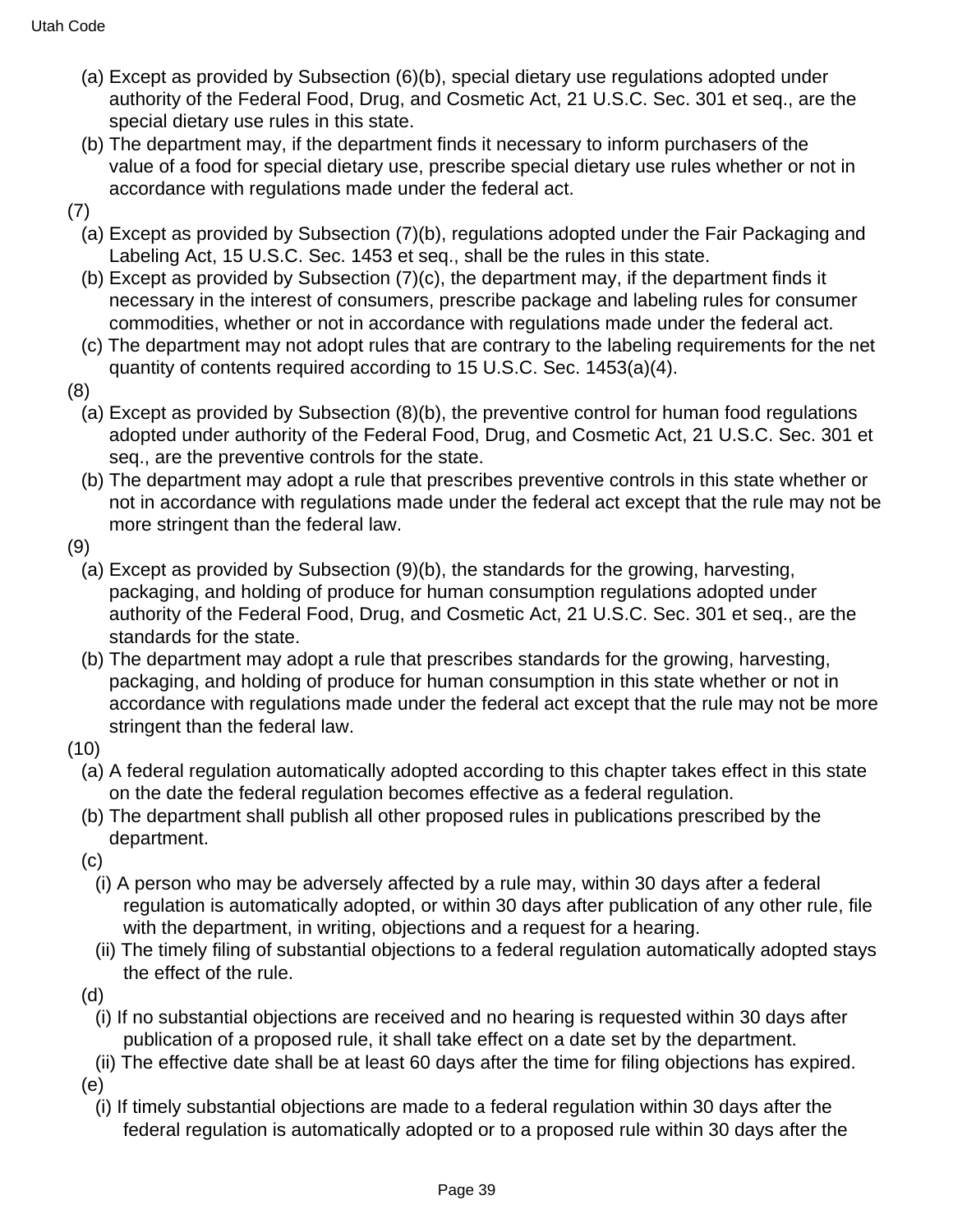(a) Except as provided by Subsection (6)(b), special dietary use regulations adopted under authority of the Federal Food, Drug, and Cosmetic Act, 21 U.S.C. Sec. 301 et seq., are the special dietary use rules in this state.

(b) The department may, if the department finds it necessary to inform purchasers of the value of a food for special dietary use, prescribe special dietary use rules whether or not in accordance with regulations made under the federal act.

(7)

(a) Except as provided by Subsection (7)(b), regulations adopted under the Fair Packaging and Labeling Act, 15 U.S.C. Sec. 1453 et seq., shall be the rules in this state.

(b) Except as provided by Subsection (7)(c), the department may, if the department finds it necessary in the interest of consumers, prescribe package and labeling rules for consumer commodities, whether or not in accordance with regulations made under the federal act.

(c) The department may not adopt rules that are contrary to the labeling requirements for the net quantity of contents required according to 15 U.S.C. Sec. 1453(a)(4).

(8)

(a) Except as provided by Subsection (8)(b), the preventive control for human food regulations adopted under authority of the Federal Food, Drug, and Cosmetic Act, 21 U.S.C. Sec. 301 et seq., are the preventive controls for the state.

(b) The department may adopt a rule that prescribes preventive controls in this state whether or not in accordance with regulations made under the federal act except that the rule may not be more stringent than the federal law.

(9)

(a) Except as provided by Subsection (9)(b), the standards for the growing, harvesting, packaging, and holding of produce for human consumption regulations adopted under authority of the Federal Food, Drug, and Cosmetic Act, 21 U.S.C. Sec. 301 et seq., are the standards for the state.

(b) The department may adopt a rule that prescribes standards for the growing, harvesting, packaging, and holding of produce for human consumption in this state whether or not in accordance with regulations made under the federal act except that the rule may not be more stringent than the federal law.

(10)

(a) A federal regulation automatically adopted according to this chapter takes effect in this state on the date the federal regulation becomes effective as a federal regulation.

(b) The department shall publish all other proposed rules in publications prescribed by the department.

(c)

(i) A person who may be adversely affected by a rule may, within 30 days after a federal regulation is automatically adopted, or within 30 days after publication of any other rule, file with the department, in writing, objections and a request for a hearing.

(ii) The timely filing of substantial objections to a federal regulation automatically adopted stays the effect of the rule.

(d)

(i) If no substantial objections are received and no hearing is requested within 30 days after publication of a proposed rule, it shall take effect on a date set by the department.

(ii) The effective date shall be at least 60 days after the time for filing objections has expired.

(e)

(i) If timely substantial objections are made to a federal regulation within 30 days after the federal regulation is automatically adopted or to a proposed rule within 30 days after the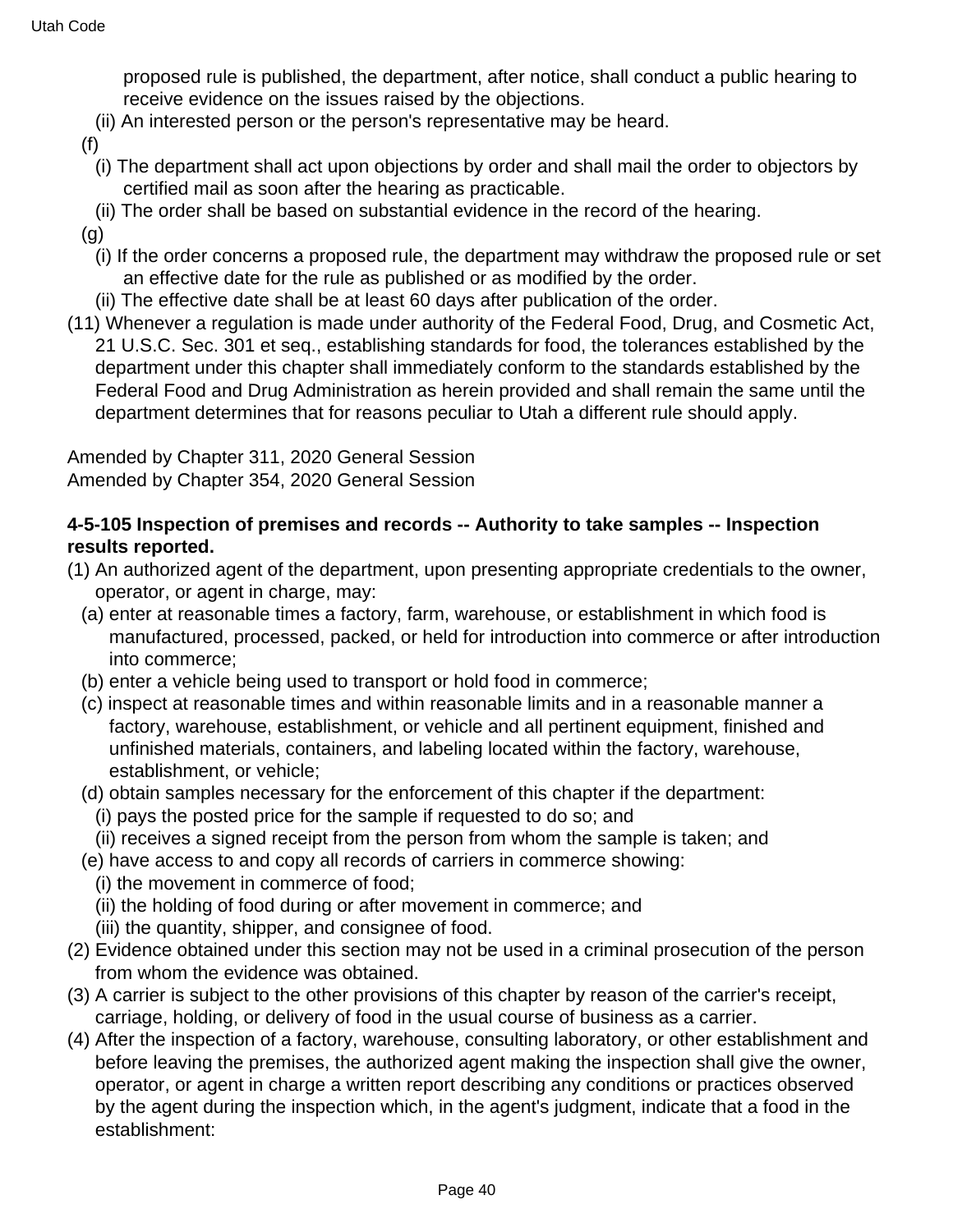proposed rule is published, the department, after notice, shall conduct a public hearing to receive evidence on the issues raised by the objections.

(ii) An interested person or the person's representative may be heard.

(f)

(i) The department shall act upon objections by order and shall mail the order to objectors by certified mail as soon after the hearing as practicable.

(ii) The order shall be based on substantial evidence in the record of the hearing.

(g)

(i) If the order concerns a proposed rule, the department may withdraw the proposed rule or set an effective date for the rule as published or as modified by the order.

(ii) The effective date shall be at least 60 days after publication of the order.

(11) Whenever a regulation is made under authority of the Federal Food, Drug, and Cosmetic Act, 21 U.S.C. Sec. 301 et seq., establishing standards for food, the tolerances established by the department under this chapter shall immediately conform to the standards established by the Federal Food and Drug Administration as herein provided and shall remain the same until the department determines that for reasons peculiar to Utah a different rule should apply.

Amended by Chapter 311, 2020 General Session
Amended by Chapter 354, 2020 General Session

**4-5-105 Inspection of premises and records -- Authority to take samples -- Inspection results reported.**

(1) An authorized agent of the department, upon presenting appropriate credentials to the owner, operator, or agent in charge, may:

(a) enter at reasonable times a factory, farm, warehouse, or establishment in which food is manufactured, processed, packed, or held for introduction into commerce or after introduction into commerce;

(b) enter a vehicle being used to transport or hold food in commerce;

(c) inspect at reasonable times and within reasonable limits and in a reasonable manner a factory, warehouse, establishment, or vehicle and all pertinent equipment, finished and unfinished materials, containers, and labeling located within the factory, warehouse, establishment, or vehicle;

(d) obtain samples necessary for the enforcement of this chapter if the department:

(i) pays the posted price for the sample if requested to do so; and

(ii) receives a signed receipt from the person from whom the sample is taken; and

(e) have access to and copy all records of carriers in commerce showing:

(i) the movement in commerce of food;

(ii) the holding of food during or after movement in commerce; and

(iii) the quantity, shipper, and consignee of food.

(2) Evidence obtained under this section may not be used in a criminal prosecution of the person from whom the evidence was obtained.

(3) A carrier is subject to the other provisions of this chapter by reason of the carrier's receipt, carriage, holding, or delivery of food in the usual course of business as a carrier.

(4) After the inspection of a factory, warehouse, consulting laboratory, or other establishment and before leaving the premises, the authorized agent making the inspection shall give the owner, operator, or agent in charge a written report describing any conditions or practices observed by the agent during the inspection which, in the agent's judgment, indicate that a food in the establishment: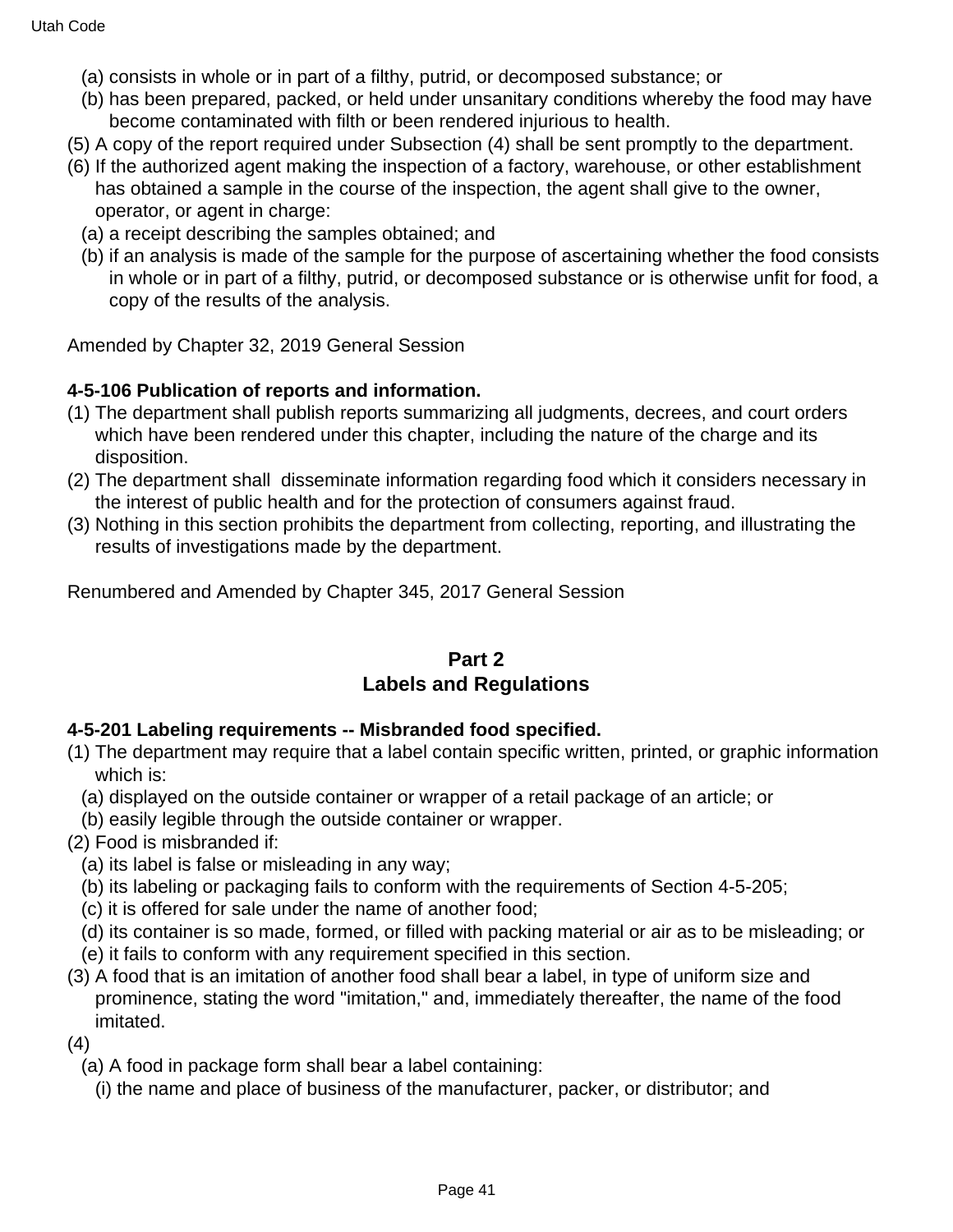(a) consists in whole or in part of a filthy, putrid, or decomposed substance; or

(b) has been prepared, packed, or held under unsanitary conditions whereby the food may have become contaminated with filth or been rendered injurious to health.

(5) A copy of the report required under Subsection (4) shall be sent promptly to the department.

(6) If the authorized agent making the inspection of a factory, warehouse, or other establishment has obtained a sample in the course of the inspection, the agent shall give to the owner, operator, or agent in charge:

(a) a receipt describing the samples obtained; and

(b) if an analysis is made of the sample for the purpose of ascertaining whether the food consists in whole or in part of a filthy, putrid, or decomposed substance or is otherwise unfit for food, a copy of the results of the analysis.

Amended by Chapter 32, 2019 General Session

**4-5-106 Publication of reports and information.**

(1) The department shall publish reports summarizing all judgments, decrees, and court orders which have been rendered under this chapter, including the nature of the charge and its disposition.

(2) The department shall disseminate information regarding food which it considers necessary in the interest of public health and for the protection of consumers against fraud.

(3) Nothing in this section prohibits the department from collecting, reporting, and illustrating the results of investigations made by the department.

Renumbered and Amended by Chapter 345, 2017 General Session

## Part 2
## Labels and Regulations

**4-5-201 Labeling requirements -- Misbranded food specified.**

(1) The department may require that a label contain specific written, printed, or graphic information which is:

(a) displayed on the outside container or wrapper of a retail package of an article; or

(b) easily legible through the outside container or wrapper.

(2) Food is misbranded if:

(a) its label is false or misleading in any way;

(b) its labeling or packaging fails to conform with the requirements of Section 4-5-205;

(c) it is offered for sale under the name of another food;

(d) its container is so made, formed, or filled with packing material or air as to be misleading; or

(e) it fails to conform with any requirement specified in this section.

(3) A food that is an imitation of another food shall bear a label, in type of uniform size and prominence, stating the word "imitation," and, immediately thereafter, the name of the food imitated.

(4)

(a) A food in package form shall bear a label containing:

(i) the name and place of business of the manufacturer, packer, or distributor; and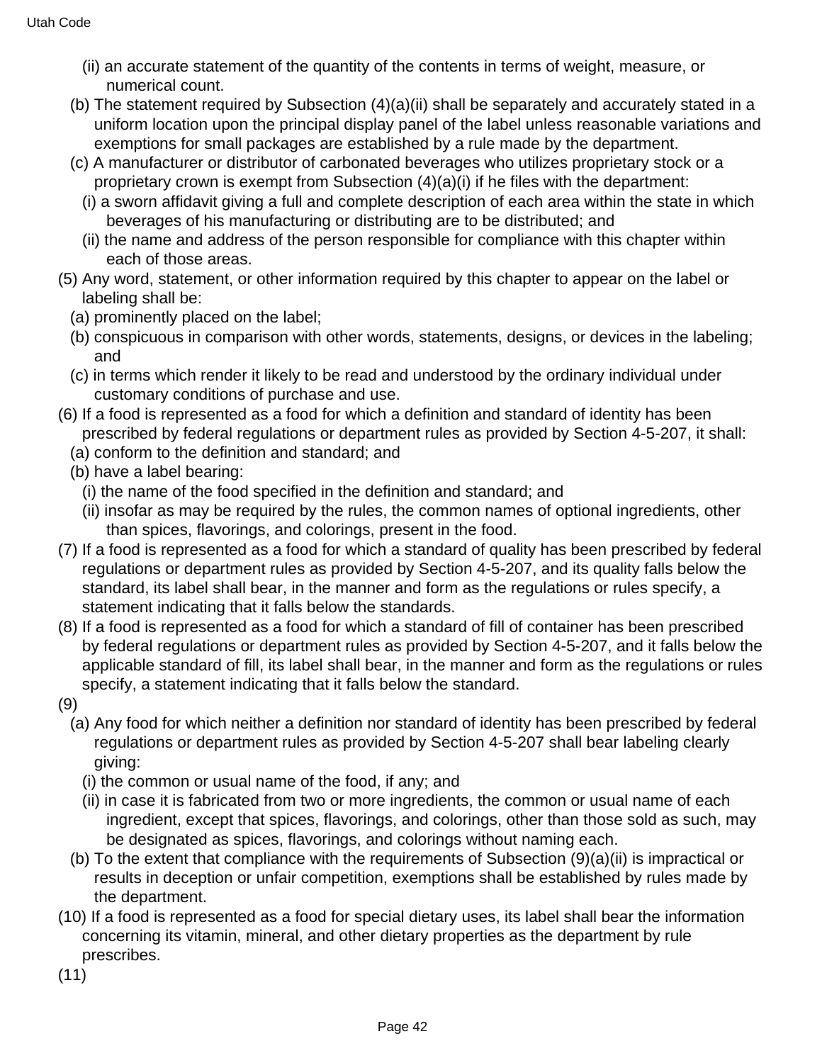(ii) an accurate statement of the quantity of the contents in terms of weight, measure, or numerical count.

(b) The statement required by Subsection (4)(a)(ii) shall be separately and accurately stated in a uniform location upon the principal display panel of the label unless reasonable variations and exemptions for small packages are established by a rule made by the department.

(c) A manufacturer or distributor of carbonated beverages who utilizes proprietary stock or a proprietary crown is exempt from Subsection (4)(a)(i) if he files with the department:

(i) a sworn affidavit giving a full and complete description of each area within the state in which beverages of his manufacturing or distributing are to be distributed; and

(ii) the name and address of the person responsible for compliance with this chapter within each of those areas.

(5) Any word, statement, or other information required by this chapter to appear on the label or labeling shall be:

(a) prominently placed on the label;

(b) conspicuous in comparison with other words, statements, designs, or devices in the labeling; and

(c) in terms which render it likely to be read and understood by the ordinary individual under customary conditions of purchase and use.

(6) If a food is represented as a food for which a definition and standard of identity has been prescribed by federal regulations or department rules as provided by Section 4-5-207, it shall:

(a) conform to the definition and standard; and

(b) have a label bearing:

(i) the name of the food specified in the definition and standard; and

(ii) insofar as may be required by the rules, the common names of optional ingredients, other than spices, flavorings, and colorings, present in the food.

(7) If a food is represented as a food for which a standard of quality has been prescribed by federal regulations or department rules as provided by Section 4-5-207, and its quality falls below the standard, its label shall bear, in the manner and form as the regulations or rules specify, a statement indicating that it falls below the standards.

(8) If a food is represented as a food for which a standard of fill of container has been prescribed by federal regulations or department rules as provided by Section 4-5-207, and it falls below the applicable standard of fill, its label shall bear, in the manner and form as the regulations or rules specify, a statement indicating that it falls below the standard.

(9)

(a) Any food for which neither a definition nor standard of identity has been prescribed by federal regulations or department rules as provided by Section 4-5-207 shall bear labeling clearly giving:

(i) the common or usual name of the food, if any; and

(ii) in case it is fabricated from two or more ingredients, the common or usual name of each ingredient, except that spices, flavorings, and colorings, other than those sold as such, may be designated as spices, flavorings, and colorings without naming each.

(b) To the extent that compliance with the requirements of Subsection (9)(a)(ii) is impractical or results in deception or unfair competition, exemptions shall be established by rules made by the department.

(10) If a food is represented as a food for special dietary uses, its label shall bear the information concerning its vitamin, mineral, and other dietary properties as the department by rule prescribes.

(11)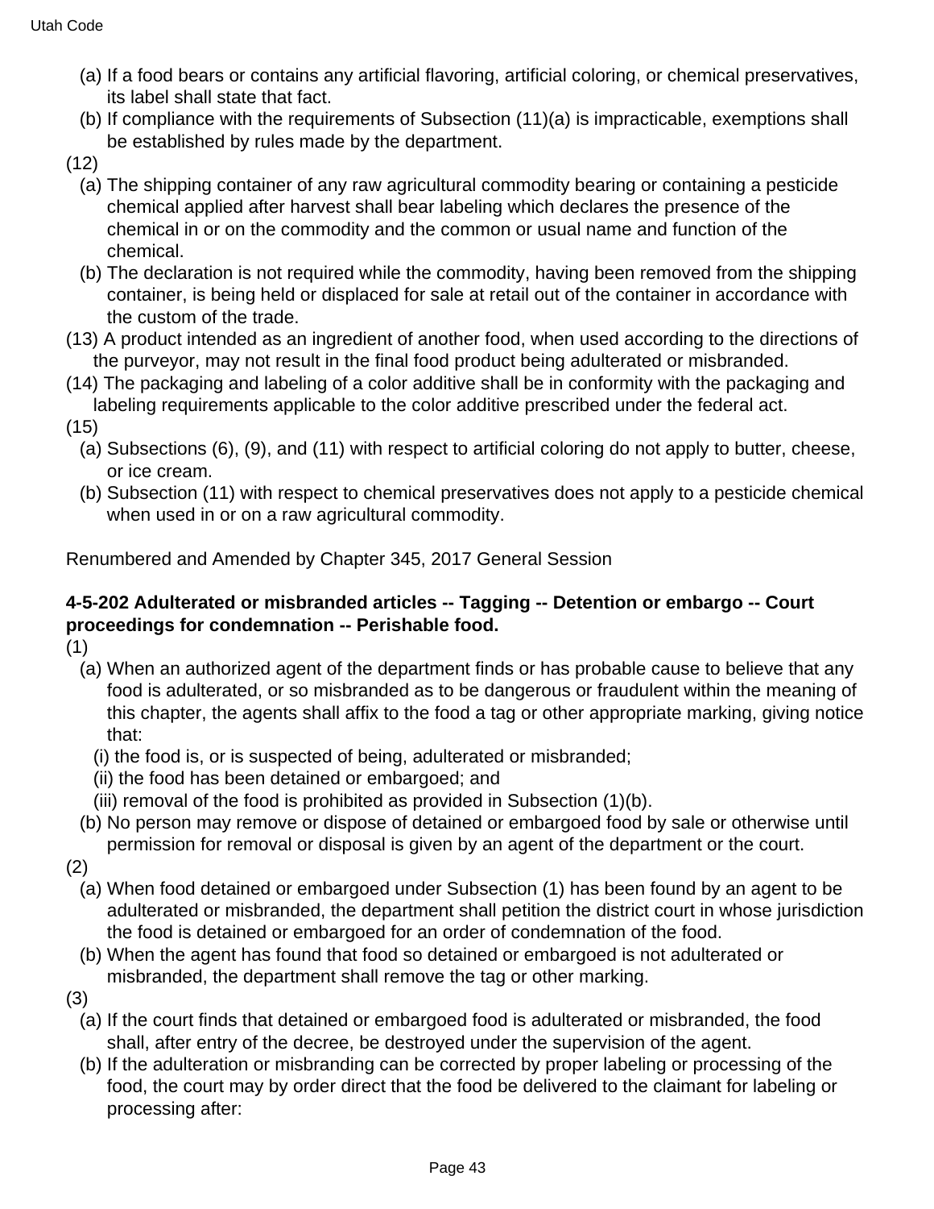(a) If a food bears or contains any artificial flavoring, artificial coloring, or chemical preservatives, its label shall state that fact.

(b) If compliance with the requirements of Subsection (11)(a) is impracticable, exemptions shall be established by rules made by the department.

(12)

(a) The shipping container of any raw agricultural commodity bearing or containing a pesticide chemical applied after harvest shall bear labeling which declares the presence of the chemical in or on the commodity and the common or usual name and function of the chemical.

(b) The declaration is not required while the commodity, having been removed from the shipping container, is being held or displaced for sale at retail out of the container in accordance with the custom of the trade.

(13) A product intended as an ingredient of another food, when used according to the directions of the purveyor, may not result in the final food product being adulterated or misbranded.

(14) The packaging and labeling of a color additive shall be in conformity with the packaging and labeling requirements applicable to the color additive prescribed under the federal act.

(15)

(a) Subsections (6), (9), and (11) with respect to artificial coloring do not apply to butter, cheese, or ice cream.

(b) Subsection (11) with respect to chemical preservatives does not apply to a pesticide chemical when used in or on a raw agricultural commodity.

Renumbered and Amended by Chapter 345, 2017 General Session

**4-5-202 Adulterated or misbranded articles -- Tagging -- Detention or embargo -- Court proceedings for condemnation -- Perishable food.**

(1)

(a) When an authorized agent of the department finds or has probable cause to believe that any food is adulterated, or so misbranded as to be dangerous or fraudulent within the meaning of this chapter, the agents shall affix to the food a tag or other appropriate marking, giving notice that:

(i) the food is, or is suspected of being, adulterated or misbranded;

(ii) the food has been detained or embargoed; and

(iii) removal of the food is prohibited as provided in Subsection (1)(b).

(b) No person may remove or dispose of detained or embargoed food by sale or otherwise until permission for removal or disposal is given by an agent of the department or the court.

(2)

(a) When food detained or embargoed under Subsection (1) has been found by an agent to be adulterated or misbranded, the department shall petition the district court in whose jurisdiction the food is detained or embargoed for an order of condemnation of the food.

(b) When the agent has found that food so detained or embargoed is not adulterated or misbranded, the department shall remove the tag or other marking.

(3)

(a) If the court finds that detained or embargoed food is adulterated or misbranded, the food shall, after entry of the decree, be destroyed under the supervision of the agent.

(b) If the adulteration or misbranding can be corrected by proper labeling or processing of the food, the court may by order direct that the food be delivered to the claimant for labeling or processing after: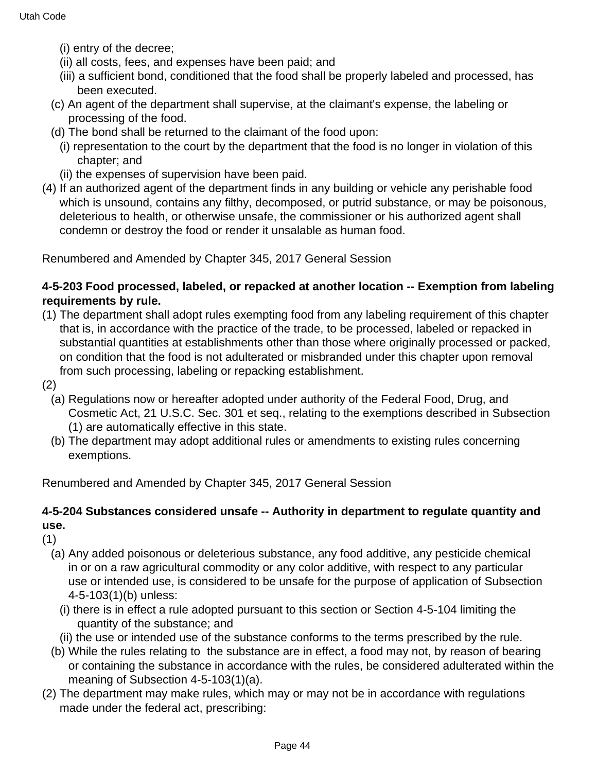(i) entry of the decree;

(ii) all costs, fees, and expenses have been paid; and

(iii) a sufficient bond, conditioned that the food shall be properly labeled and processed, has been executed.

(c) An agent of the department shall supervise, at the claimant's expense, the labeling or processing of the food.

(d) The bond shall be returned to the claimant of the food upon:

(i) representation to the court by the department that the food is no longer in violation of this chapter; and

(ii) the expenses of supervision have been paid.

(4) If an authorized agent of the department finds in any building or vehicle any perishable food which is unsound, contains any filthy, decomposed, or putrid substance, or may be poisonous, deleterious to health, or otherwise unsafe, the commissioner or his authorized agent shall condemn or destroy the food or render it unsalable as human food.

Renumbered and Amended by Chapter 345, 2017 General Session

**4-5-203 Food processed, labeled, or repacked at another location -- Exemption from labeling requirements by rule.**

(1) The department shall adopt rules exempting food from any labeling requirement of this chapter that is, in accordance with the practice of the trade, to be processed, labeled or repacked in substantial quantities at establishments other than those where originally processed or packed, on condition that the food is not adulterated or misbranded under this chapter upon removal from such processing, labeling or repacking establishment.

(2)

(a) Regulations now or hereafter adopted under authority of the Federal Food, Drug, and Cosmetic Act, 21 U.S.C. Sec. 301 et seq., relating to the exemptions described in Subsection (1) are automatically effective in this state.

(b) The department may adopt additional rules or amendments to existing rules concerning exemptions.

Renumbered and Amended by Chapter 345, 2017 General Session

**4-5-204 Substances considered unsafe -- Authority in department to regulate quantity and use.**

(1)

(a) Any added poisonous or deleterious substance, any food additive, any pesticide chemical in or on a raw agricultural commodity or any color additive, with respect to any particular use or intended use, is considered to be unsafe for the purpose of application of Subsection 4-5-103(1)(b) unless:

(i) there is in effect a rule adopted pursuant to this section or Section 4-5-104 limiting the quantity of the substance; and

(ii) the use or intended use of the substance conforms to the terms prescribed by the rule.

(b) While the rules relating to the substance are in effect, a food may not, by reason of bearing or containing the substance in accordance with the rules, be considered adulterated within the meaning of Subsection 4-5-103(1)(a).

(2) The department may make rules, which may or may not be in accordance with regulations made under the federal act, prescribing: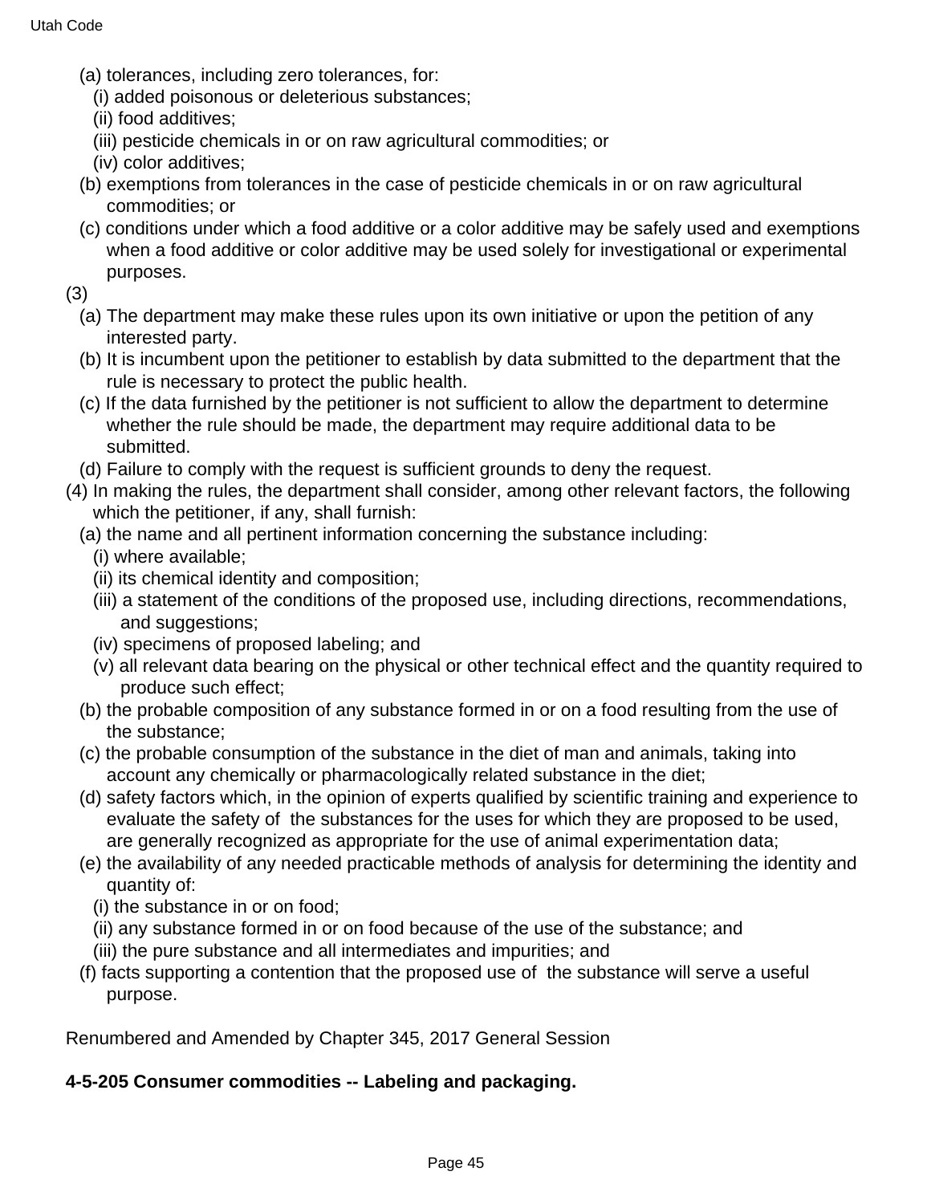(a) tolerances, including zero tolerances, for:

(i) added poisonous or deleterious substances;

(ii) food additives;

(iii) pesticide chemicals in or on raw agricultural commodities; or

(iv) color additives;

(b) exemptions from tolerances in the case of pesticide chemicals in or on raw agricultural commodities; or

(c) conditions under which a food additive or a color additive may be safely used and exemptions when a food additive or color additive may be used solely for investigational or experimental purposes.

(3)

(a) The department may make these rules upon its own initiative or upon the petition of any interested party.

(b) It is incumbent upon the petitioner to establish by data submitted to the department that the rule is necessary to protect the public health.

(c) If the data furnished by the petitioner is not sufficient to allow the department to determine whether the rule should be made, the department may require additional data to be submitted.

(d) Failure to comply with the request is sufficient grounds to deny the request.

(4) In making the rules, the department shall consider, among other relevant factors, the following which the petitioner, if any, shall furnish:

(a) the name and all pertinent information concerning the substance including:

(i) where available;

(ii) its chemical identity and composition;

(iii) a statement of the conditions of the proposed use, including directions, recommendations, and suggestions;

(iv) specimens of proposed labeling; and

(v) all relevant data bearing on the physical or other technical effect and the quantity required to produce such effect;

(b) the probable composition of any substance formed in or on a food resulting from the use of the substance;

(c) the probable consumption of the substance in the diet of man and animals, taking into account any chemically or pharmacologically related substance in the diet;

(d) safety factors which, in the opinion of experts qualified by scientific training and experience to evaluate the safety of the substances for the uses for which they are proposed to be used, are generally recognized as appropriate for the use of animal experimentation data;

(e) the availability of any needed practicable methods of analysis for determining the identity and quantity of:

(i) the substance in or on food;

(ii) any substance formed in or on food because of the use of the substance; and

(iii) the pure substance and all intermediates and impurities; and

(f) facts supporting a contention that the proposed use of the substance will serve a useful purpose.

Renumbered and Amended by Chapter 345, 2017 General Session

**4-5-205 Consumer commodities -- Labeling and packaging.**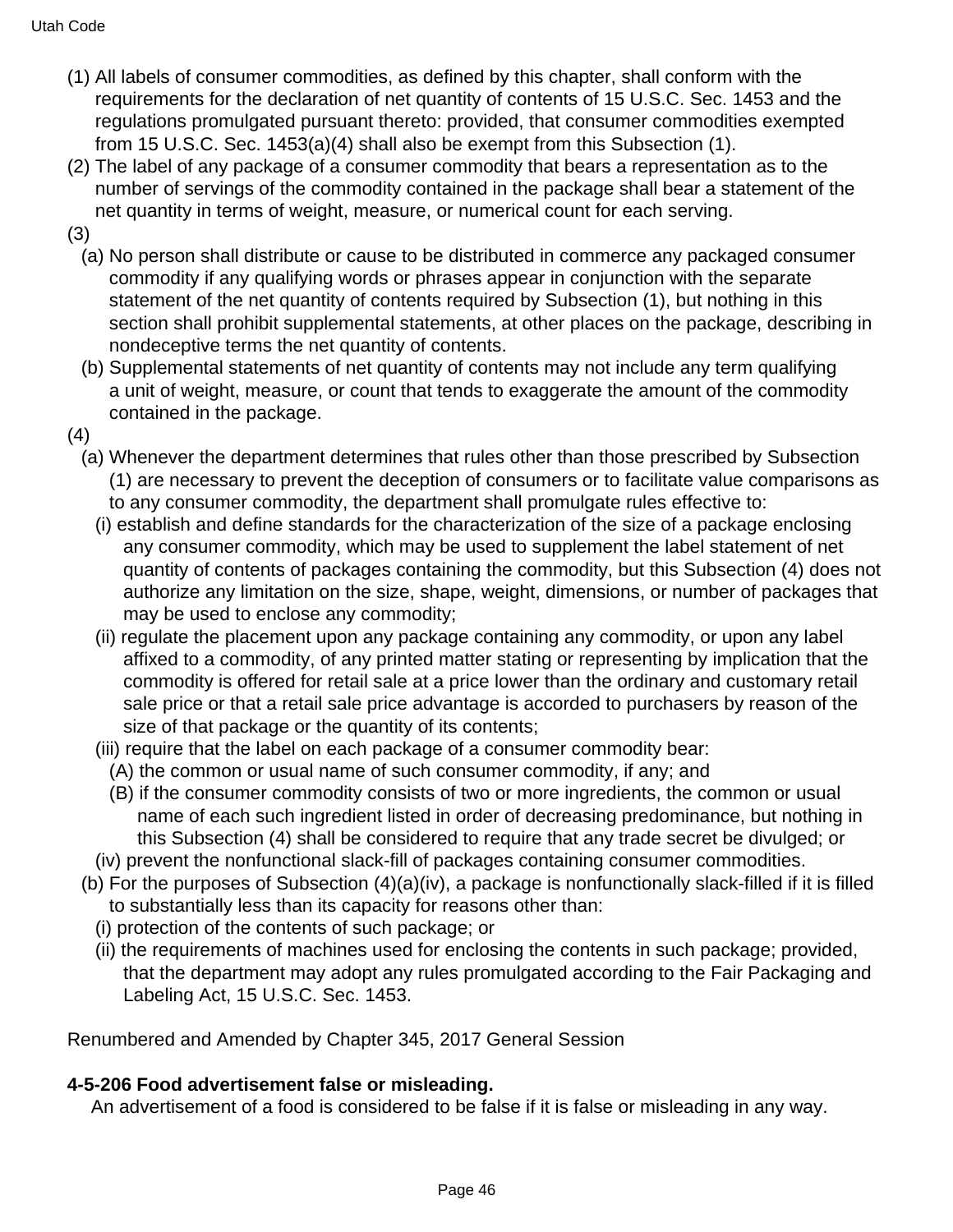(1) All labels of consumer commodities, as defined by this chapter, shall conform with the requirements for the declaration of net quantity of contents of 15 U.S.C. Sec. 1453 and the regulations promulgated pursuant thereto: provided, that consumer commodities exempted from 15 U.S.C. Sec. 1453(a)(4) shall also be exempt from this Subsection (1).

(2) The label of any package of a consumer commodity that bears a representation as to the number of servings of the commodity contained in the package shall bear a statement of the net quantity in terms of weight, measure, or numerical count for each serving.

(3)

(a) No person shall distribute or cause to be distributed in commerce any packaged consumer commodity if any qualifying words or phrases appear in conjunction with the separate statement of the net quantity of contents required by Subsection (1), but nothing in this section shall prohibit supplemental statements, at other places on the package, describing in nondeceptive terms the net quantity of contents.

(b) Supplemental statements of net quantity of contents may not include any term qualifying a unit of weight, measure, or count that tends to exaggerate the amount of the commodity contained in the package.

(4)

(a) Whenever the department determines that rules other than those prescribed by Subsection (1) are necessary to prevent the deception of consumers or to facilitate value comparisons as to any consumer commodity, the department shall promulgate rules effective to:

(i) establish and define standards for the characterization of the size of a package enclosing any consumer commodity, which may be used to supplement the label statement of net quantity of contents of packages containing the commodity, but this Subsection (4) does not authorize any limitation on the size, shape, weight, dimensions, or number of packages that may be used to enclose any commodity;

(ii) regulate the placement upon any package containing any commodity, or upon any label affixed to a commodity, of any printed matter stating or representing by implication that the commodity is offered for retail sale at a price lower than the ordinary and customary retail sale price or that a retail sale price advantage is accorded to purchasers by reason of the size of that package or the quantity of its contents;

(iii) require that the label on each package of a consumer commodity bear:

(A) the common or usual name of such consumer commodity, if any; and

(B) if the consumer commodity consists of two or more ingredients, the common or usual name of each such ingredient listed in order of decreasing predominance, but nothing in this Subsection (4) shall be considered to require that any trade secret be divulged; or

(iv) prevent the nonfunctional slack-fill of packages containing consumer commodities.

(b) For the purposes of Subsection (4)(a)(iv), a package is nonfunctionally slack-filled if it is filled to substantially less than its capacity for reasons other than:

(i) protection of the contents of such package; or

(ii) the requirements of machines used for enclosing the contents in such package; provided, that the department may adopt any rules promulgated according to the Fair Packaging and Labeling Act, 15 U.S.C. Sec. 1453.

Renumbered and Amended by Chapter 345, 2017 General Session

**4-5-206 Food advertisement false or misleading.**

An advertisement of a food is considered to be false if it is false or misleading in any way.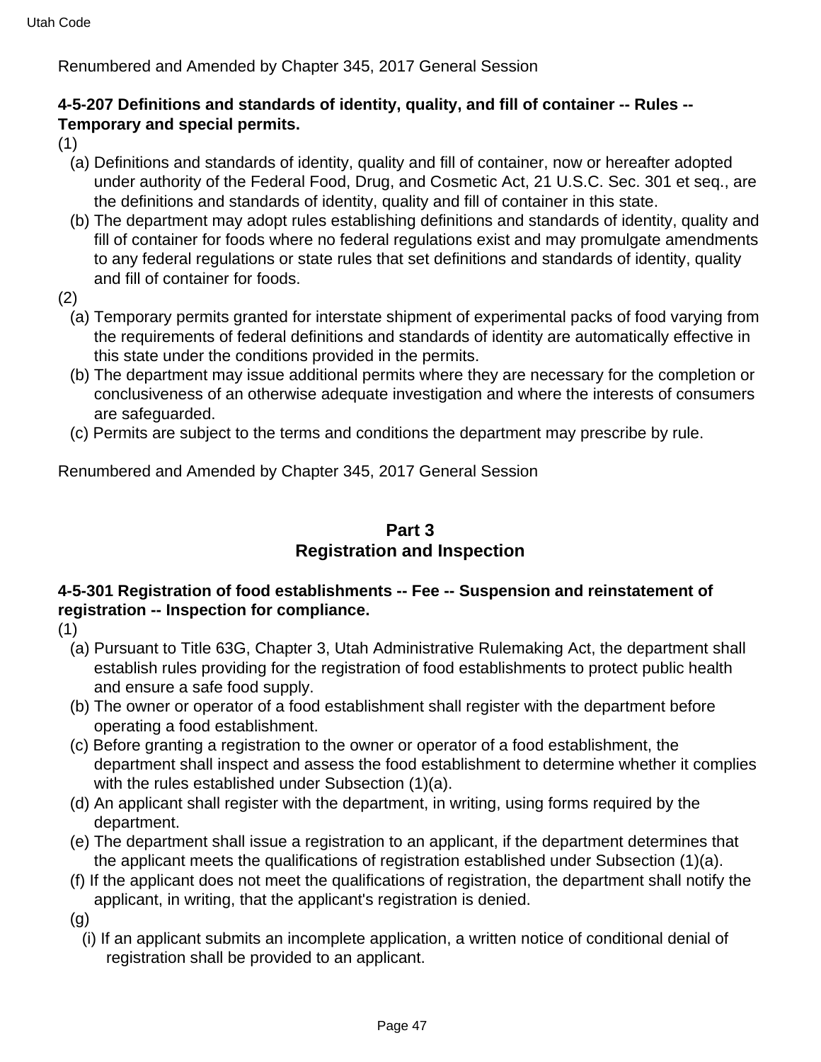Renumbered and Amended by Chapter 345, 2017 General Session

**4-5-207 Definitions and standards of identity, quality, and fill of container -- Rules -- Temporary and special permits.**

(1)

(a) Definitions and standards of identity, quality and fill of container, now or hereafter adopted under authority of the Federal Food, Drug, and Cosmetic Act, 21 U.S.C. Sec. 301 et seq., are the definitions and standards of identity, quality and fill of container in this state.

(b) The department may adopt rules establishing definitions and standards of identity, quality and fill of container for foods where no federal regulations exist and may promulgate amendments to any federal regulations or state rules that set definitions and standards of identity, quality and fill of container for foods.

(2)

(a) Temporary permits granted for interstate shipment of experimental packs of food varying from the requirements of federal definitions and standards of identity are automatically effective in this state under the conditions provided in the permits.

(b) The department may issue additional permits where they are necessary for the completion or conclusiveness of an otherwise adequate investigation and where the interests of consumers are safeguarded.

(c) Permits are subject to the terms and conditions the department may prescribe by rule.

Renumbered and Amended by Chapter 345, 2017 General Session

## Part 3
## Registration and Inspection

**4-5-301 Registration of food establishments -- Fee -- Suspension and reinstatement of registration -- Inspection for compliance.**

(1)

(a) Pursuant to Title 63G, Chapter 3, Utah Administrative Rulemaking Act, the department shall establish rules providing for the registration of food establishments to protect public health and ensure a safe food supply.

(b) The owner or operator of a food establishment shall register with the department before operating a food establishment.

(c) Before granting a registration to the owner or operator of a food establishment, the department shall inspect and assess the food establishment to determine whether it complies with the rules established under Subsection (1)(a).

(d) An applicant shall register with the department, in writing, using forms required by the department.

(e) The department shall issue a registration to an applicant, if the department determines that the applicant meets the qualifications of registration established under Subsection (1)(a).

(f) If the applicant does not meet the qualifications of registration, the department shall notify the applicant, in writing, that the applicant's registration is denied.

(g)

(i) If an applicant submits an incomplete application, a written notice of conditional denial of registration shall be provided to an applicant.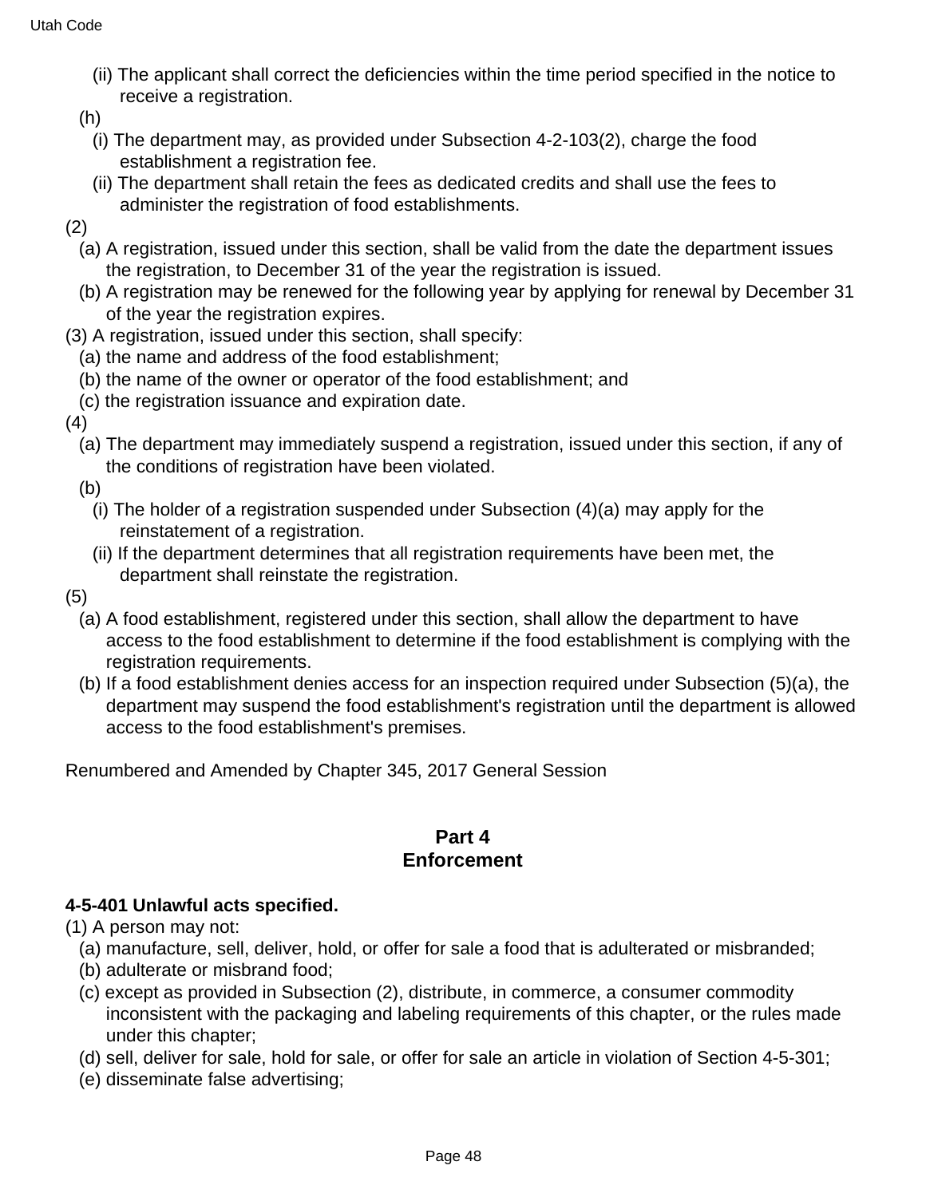(ii) The applicant shall correct the deficiencies within the time period specified in the notice to receive a registration.

(h)

(i) The department may, as provided under Subsection 4-2-103(2), charge the food establishment a registration fee.

(ii) The department shall retain the fees as dedicated credits and shall use the fees to administer the registration of food establishments.

(2)

(a) A registration, issued under this section, shall be valid from the date the department issues the registration, to December 31 of the year the registration is issued.

(b) A registration may be renewed for the following year by applying for renewal by December 31 of the year the registration expires.

(3) A registration, issued under this section, shall specify:

(a) the name and address of the food establishment;

(b) the name of the owner or operator of the food establishment; and

(c) the registration issuance and expiration date.

(4)

(a) The department may immediately suspend a registration, issued under this section, if any of the conditions of registration have been violated.

(b)

(i) The holder of a registration suspended under Subsection (4)(a) may apply for the reinstatement of a registration.

(ii) If the department determines that all registration requirements have been met, the department shall reinstate the registration.

(5)

(a) A food establishment, registered under this section, shall allow the department to have access to the food establishment to determine if the food establishment is complying with the registration requirements.

(b) If a food establishment denies access for an inspection required under Subsection (5)(a), the department may suspend the food establishment's registration until the department is allowed access to the food establishment's premises.

Renumbered and Amended by Chapter 345, 2017 General Session

## Part 4
## Enforcement

**4-5-401 Unlawful acts specified.**

(1) A person may not:

(a) manufacture, sell, deliver, hold, or offer for sale a food that is adulterated or misbranded;

(b) adulterate or misbrand food;

(c) except as provided in Subsection (2), distribute, in commerce, a consumer commodity inconsistent with the packaging and labeling requirements of this chapter, or the rules made under this chapter;

(d) sell, deliver for sale, hold for sale, or offer for sale an article in violation of Section 4-5-301;

(e) disseminate false advertising;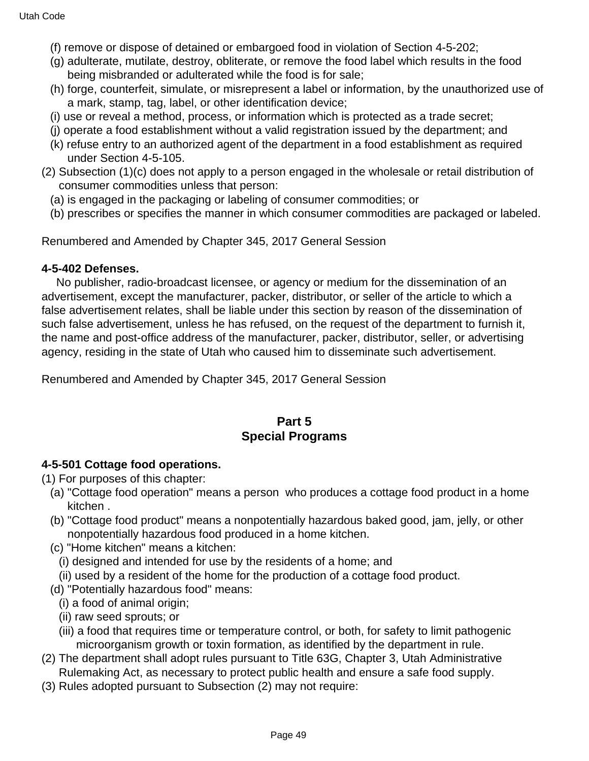(f) remove or dispose of detained or embargoed food in violation of Section 4-5-202;

(g) adulterate, mutilate, destroy, obliterate, or remove the food label which results in the food being misbranded or adulterated while the food is for sale;

(h) forge, counterfeit, simulate, or misrepresent a label or information, by the unauthorized use of a mark, stamp, tag, label, or other identification device;

(i) use or reveal a method, process, or information which is protected as a trade secret;

(j) operate a food establishment without a valid registration issued by the department; and

(k) refuse entry to an authorized agent of the department in a food establishment as required under Section 4-5-105.

(2) Subsection (1)(c) does not apply to a person engaged in the wholesale or retail distribution of consumer commodities unless that person:

(a) is engaged in the packaging or labeling of consumer commodities; or

(b) prescribes or specifies the manner in which consumer commodities are packaged or labeled.

Renumbered and Amended by Chapter 345, 2017 General Session

**4-5-402 Defenses.**

No publisher, radio-broadcast licensee, or agency or medium for the dissemination of an advertisement, except the manufacturer, packer, distributor, or seller of the article to which a false advertisement relates, shall be liable under this section by reason of the dissemination of such false advertisement, unless he has refused, on the request of the department to furnish it, the name and post-office address of the manufacturer, packer, distributor, seller, or advertising agency, residing in the state of Utah who caused him to disseminate such advertisement.

Renumbered and Amended by Chapter 345, 2017 General Session

## Part 5
## Special Programs

**4-5-501 Cottage food operations.**

(1) For purposes of this chapter:

(a) "Cottage food operation" means a person who produces a cottage food product in a home kitchen .

(b) "Cottage food product" means a nonpotentially hazardous baked good, jam, jelly, or other nonpotentially hazardous food produced in a home kitchen.

(c) "Home kitchen" means a kitchen:

(i) designed and intended for use by the residents of a home; and

(ii) used by a resident of the home for the production of a cottage food product.

(d) "Potentially hazardous food" means:

(i) a food of animal origin;

(ii) raw seed sprouts; or

(iii) a food that requires time or temperature control, or both, for safety to limit pathogenic microorganism growth or toxin formation, as identified by the department in rule.

(2) The department shall adopt rules pursuant to Title 63G, Chapter 3, Utah Administrative Rulemaking Act, as necessary to protect public health and ensure a safe food supply.

(3) Rules adopted pursuant to Subsection (2) may not require: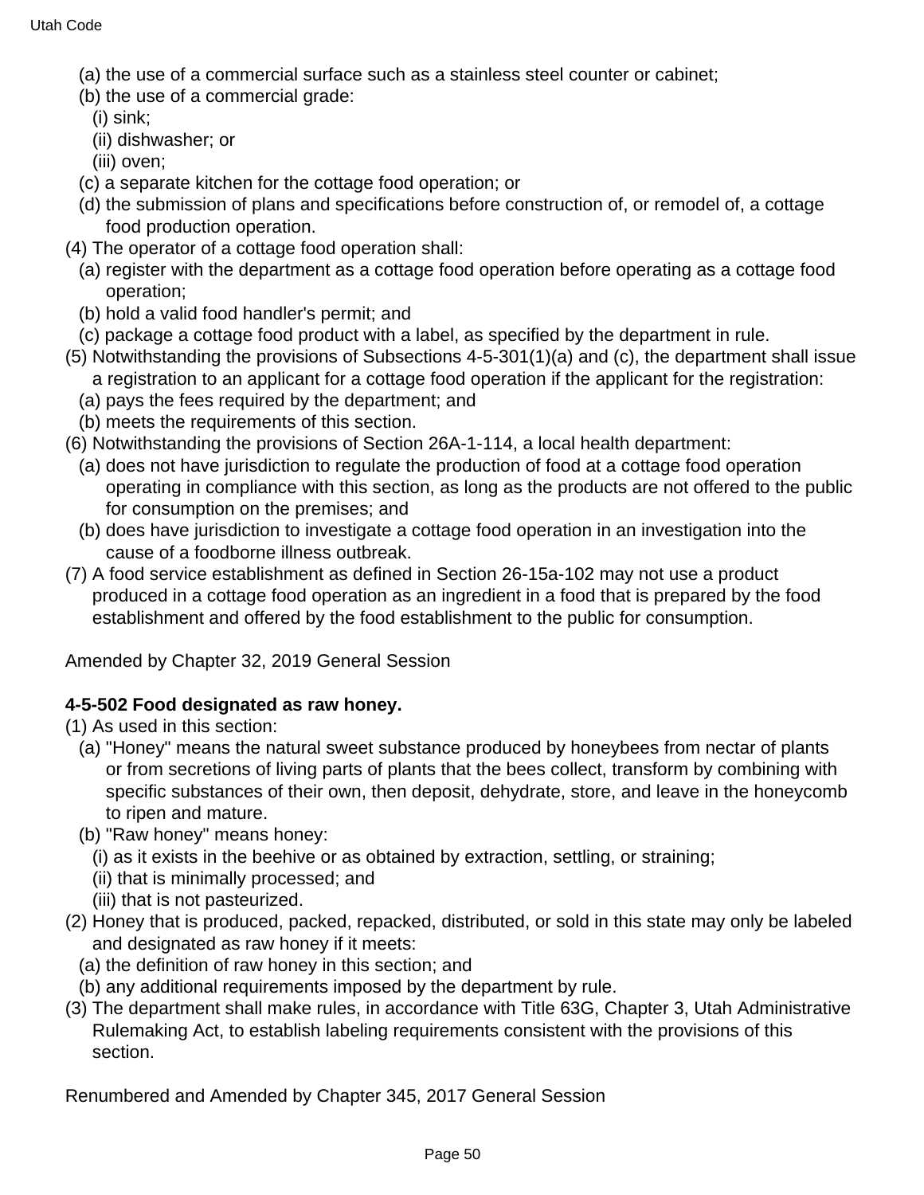(a) the use of a commercial surface such as a stainless steel counter or cabinet;
(b) the use of a commercial grade:
(i) sink;
(ii) dishwasher; or
(iii) oven;
(c) a separate kitchen for the cottage food operation; or
(d) the submission of plans and specifications before construction of, or remodel of, a cottage food production operation.

(4) The operator of a cottage food operation shall:
(a) register with the department as a cottage food operation before operating as a cottage food operation;
(b) hold a valid food handler's permit; and
(c) package a cottage food product with a label, as specified by the department in rule.

(5) Notwithstanding the provisions of Subsections 4-5-301(1)(a) and (c), the department shall issue a registration to an applicant for a cottage food operation if the applicant for the registration:
(a) pays the fees required by the department; and
(b) meets the requirements of this section.

(6) Notwithstanding the provisions of Section 26A-1-114, a local health department:
(a) does not have jurisdiction to regulate the production of food at a cottage food operation operating in compliance with this section, as long as the products are not offered to the public for consumption on the premises; and
(b) does have jurisdiction to investigate a cottage food operation in an investigation into the cause of a foodborne illness outbreak.

(7) A food service establishment as defined in Section 26-15a-102 may not use a product produced in a cottage food operation as an ingredient in a food that is prepared by the food establishment and offered by the food establishment to the public for consumption.

Amended by Chapter 32, 2019 General Session

**4-5-502 Food designated as raw honey.**

(1) As used in this section:
(a) "Honey" means the natural sweet substance produced by honeybees from nectar of plants or from secretions of living parts of plants that the bees collect, transform by combining with specific substances of their own, then deposit, dehydrate, store, and leave in the honeycomb to ripen and mature.
(b) "Raw honey" means honey:
(i) as it exists in the beehive or as obtained by extraction, settling, or straining;
(ii) that is minimally processed; and
(iii) that is not pasteurized.

(2) Honey that is produced, packed, repacked, distributed, or sold in this state may only be labeled and designated as raw honey if it meets:
(a) the definition of raw honey in this section; and
(b) any additional requirements imposed by the department by rule.

(3) The department shall make rules, in accordance with Title 63G, Chapter 3, Utah Administrative Rulemaking Act, to establish labeling requirements consistent with the provisions of this section.

Renumbered and Amended by Chapter 345, 2017 General Session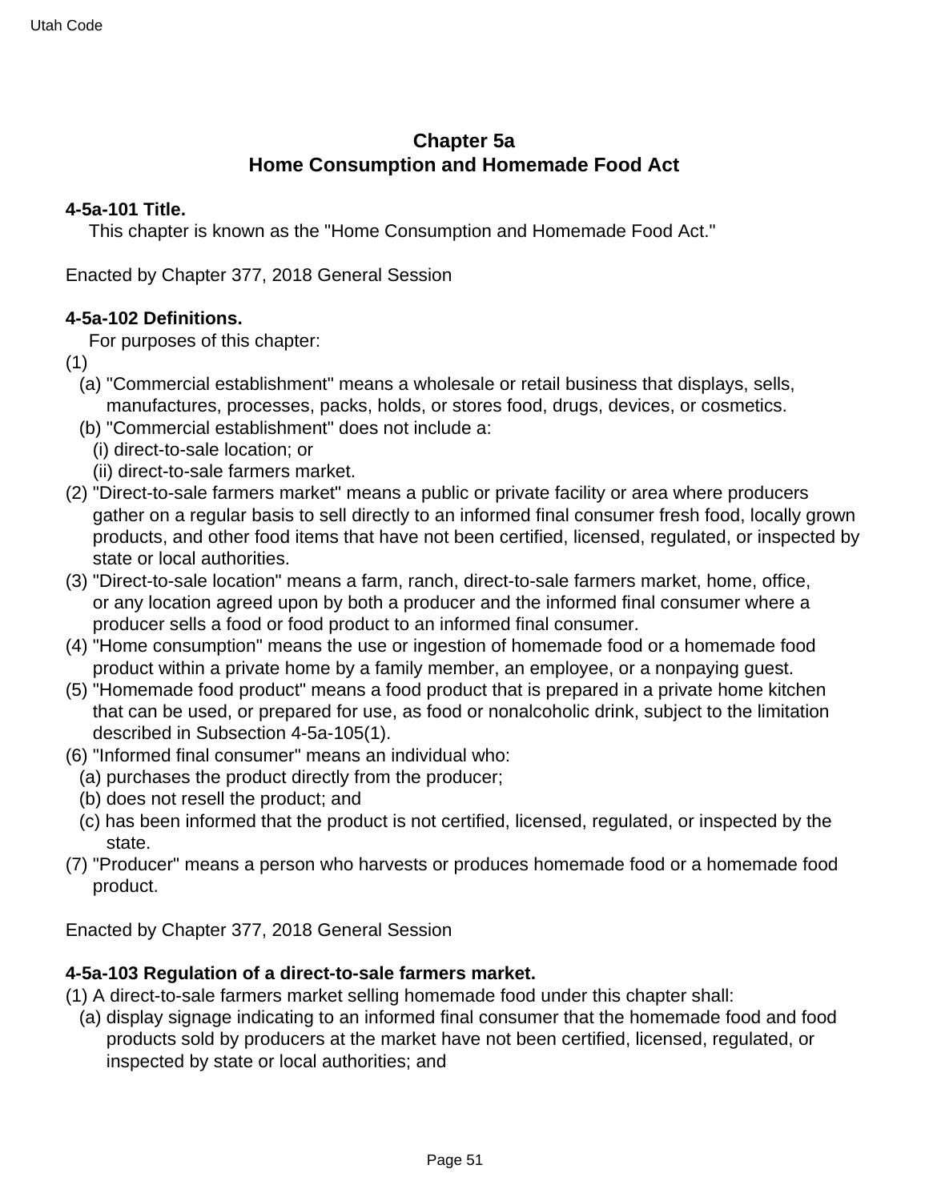## Chapter 5a
## Home Consumption and Homemade Food Act

**4-5a-101 Title.**

This chapter is known as the "Home Consumption and Homemade Food Act."

Enacted by Chapter 377, 2018 General Session

**4-5a-102 Definitions.**

For purposes of this chapter:

(1)

(a) "Commercial establishment" means a wholesale or retail business that displays, sells, manufactures, processes, packs, holds, or stores food, drugs, devices, or cosmetics.

(b) "Commercial establishment" does not include a:

(i) direct-to-sale location; or

(ii) direct-to-sale farmers market.

(2) "Direct-to-sale farmers market" means a public or private facility or area where producers gather on a regular basis to sell directly to an informed final consumer fresh food, locally grown products, and other food items that have not been certified, licensed, regulated, or inspected by state or local authorities.

(3) "Direct-to-sale location" means a farm, ranch, direct-to-sale farmers market, home, office, or any location agreed upon by both a producer and the informed final consumer where a producer sells a food or food product to an informed final consumer.

(4) "Home consumption" means the use or ingestion of homemade food or a homemade food product within a private home by a family member, an employee, or a nonpaying guest.

(5) "Homemade food product" means a food product that is prepared in a private home kitchen that can be used, or prepared for use, as food or nonalcoholic drink, subject to the limitation described in Subsection 4-5a-105(1).

(6) "Informed final consumer" means an individual who:

(a) purchases the product directly from the producer;

(b) does not resell the product; and

(c) has been informed that the product is not certified, licensed, regulated, or inspected by the state.

(7) "Producer" means a person who harvests or produces homemade food or a homemade food product.

Enacted by Chapter 377, 2018 General Session

**4-5a-103 Regulation of a direct-to-sale farmers market.**

(1) A direct-to-sale farmers market selling homemade food under this chapter shall:

(a) display signage indicating to an informed final consumer that the homemade food and food products sold by producers at the market have not been certified, licensed, regulated, or inspected by state or local authorities; and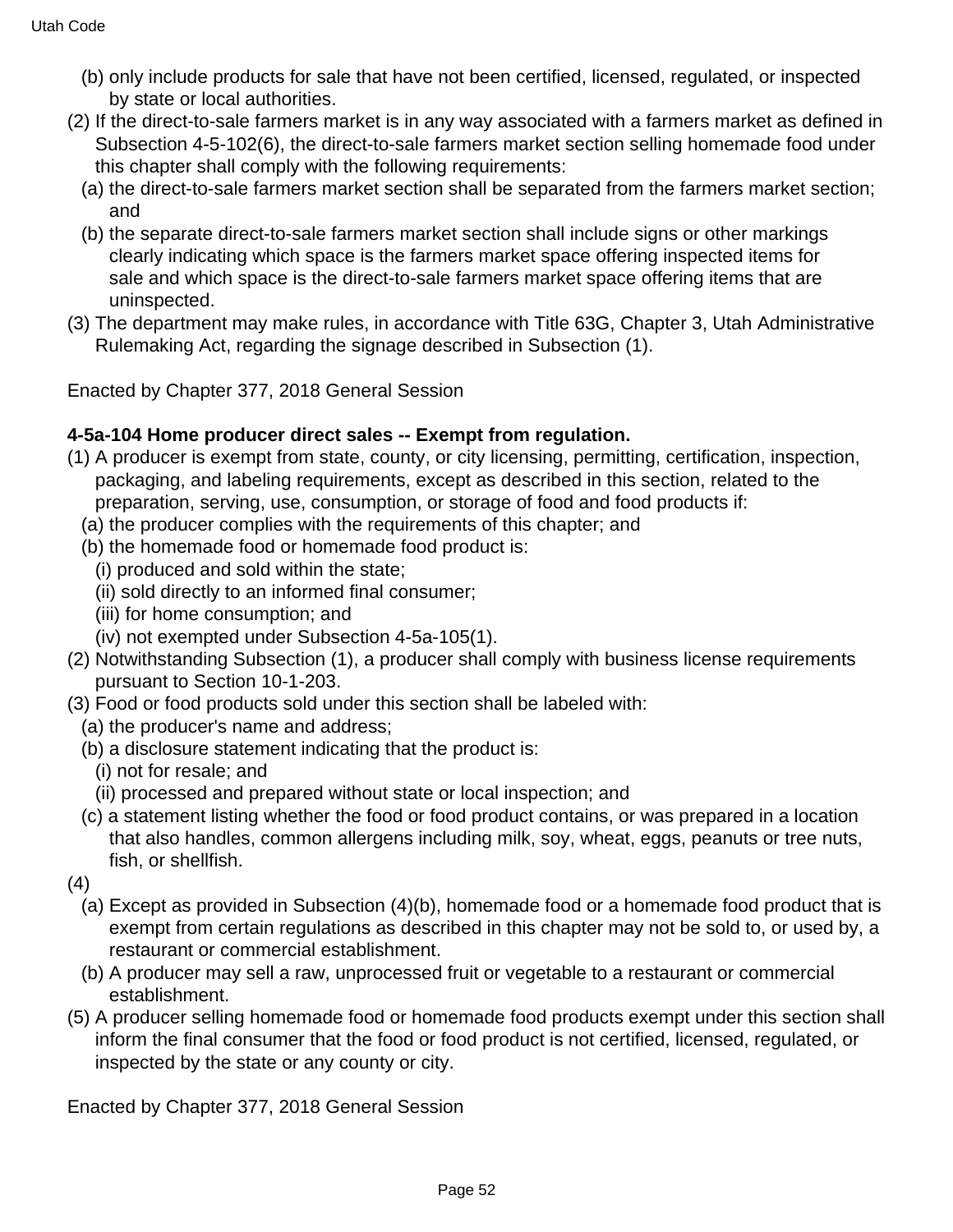(b) only include products for sale that have not been certified, licensed, regulated, or inspected by state or local authorities.

(2) If the direct-to-sale farmers market is in any way associated with a farmers market as defined in Subsection 4-5-102(6), the direct-to-sale farmers market section selling homemade food under this chapter shall comply with the following requirements:

(a) the direct-to-sale farmers market section shall be separated from the farmers market section; and

(b) the separate direct-to-sale farmers market section shall include signs or other markings clearly indicating which space is the farmers market space offering inspected items for sale and which space is the direct-to-sale farmers market space offering items that are uninspected.

(3) The department may make rules, in accordance with Title 63G, Chapter 3, Utah Administrative Rulemaking Act, regarding the signage described in Subsection (1).

Enacted by Chapter 377, 2018 General Session

**4-5a-104 Home producer direct sales -- Exempt from regulation.**

(1) A producer is exempt from state, county, or city licensing, permitting, certification, inspection, packaging, and labeling requirements, except as described in this section, related to the preparation, serving, use, consumption, or storage of food and food products if:

(a) the producer complies with the requirements of this chapter; and

(b) the homemade food or homemade food product is:

(i) produced and sold within the state;

(ii) sold directly to an informed final consumer;

(iii) for home consumption; and

(iv) not exempted under Subsection 4-5a-105(1).

(2) Notwithstanding Subsection (1), a producer shall comply with business license requirements pursuant to Section 10-1-203.

(3) Food or food products sold under this section shall be labeled with:

(a) the producer's name and address;

(b) a disclosure statement indicating that the product is:

(i) not for resale; and

(ii) processed and prepared without state or local inspection; and

(c) a statement listing whether the food or food product contains, or was prepared in a location that also handles, common allergens including milk, soy, wheat, eggs, peanuts or tree nuts, fish, or shellfish.

(4)

(a) Except as provided in Subsection (4)(b), homemade food or a homemade food product that is exempt from certain regulations as described in this chapter may not be sold to, or used by, a restaurant or commercial establishment.

(b) A producer may sell a raw, unprocessed fruit or vegetable to a restaurant or commercial establishment.

(5) A producer selling homemade food or homemade food products exempt under this section shall inform the final consumer that the food or food product is not certified, licensed, regulated, or inspected by the state or any county or city.

Enacted by Chapter 377, 2018 General Session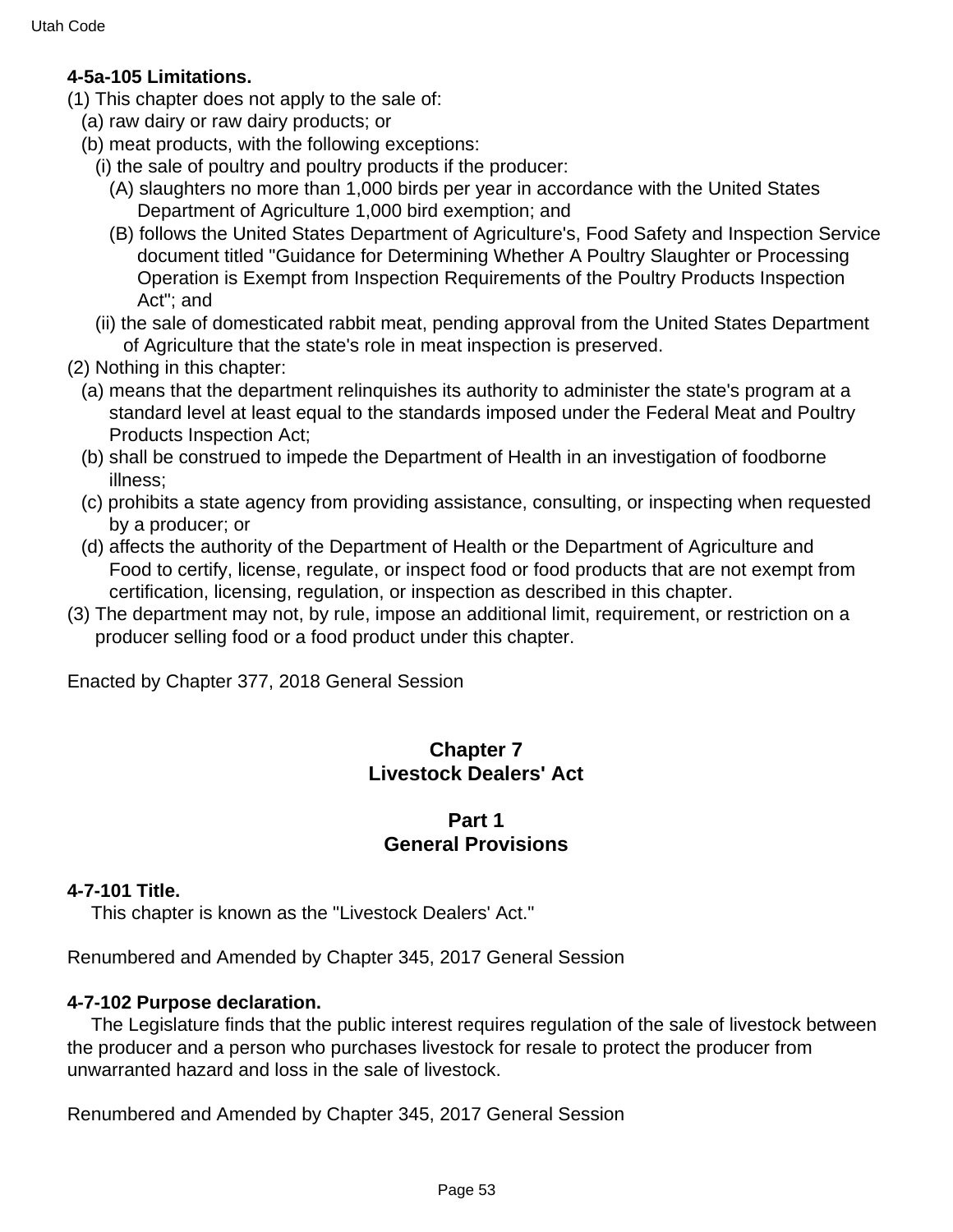**4-5a-105 Limitations.**

(1) This chapter does not apply to the sale of:

- (a) raw dairy or raw dairy products; or
- (b) meat products, with the following exceptions:
  - (i) the sale of poultry and poultry products if the producer:
    - (A) slaughters no more than 1,000 birds per year in accordance with the United States Department of Agriculture 1,000 bird exemption; and
    - (B) follows the United States Department of Agriculture's, Food Safety and Inspection Service document titled "Guidance for Determining Whether A Poultry Slaughter or Processing Operation is Exempt from Inspection Requirements of the Poultry Products Inspection Act"; and
  - (ii) the sale of domesticated rabbit meat, pending approval from the United States Department of Agriculture that the state's role in meat inspection is preserved.

(2) Nothing in this chapter:

- (a) means that the department relinquishes its authority to administer the state's program at a standard level at least equal to the standards imposed under the Federal Meat and Poultry Products Inspection Act;
- (b) shall be construed to impede the Department of Health in an investigation of foodborne illness;
- (c) prohibits a state agency from providing assistance, consulting, or inspecting when requested by a producer; or
- (d) affects the authority of the Department of Health or the Department of Agriculture and Food to certify, license, regulate, or inspect food or food products that are not exempt from certification, licensing, regulation, or inspection as described in this chapter.

(3) The department may not, by rule, impose an additional limit, requirement, or restriction on a producer selling food or a food product under this chapter.

Enacted by Chapter 377, 2018 General Session

# Chapter 7
# Livestock Dealers' Act

## Part 1
## General Provisions

**4-7-101 Title.**

This chapter is known as the "Livestock Dealers' Act."

Renumbered and Amended by Chapter 345, 2017 General Session

**4-7-102 Purpose declaration.**

The Legislature finds that the public interest requires regulation of the sale of livestock between the producer and a person who purchases livestock for resale to protect the producer from unwarranted hazard and loss in the sale of livestock.

Renumbered and Amended by Chapter 345, 2017 General Session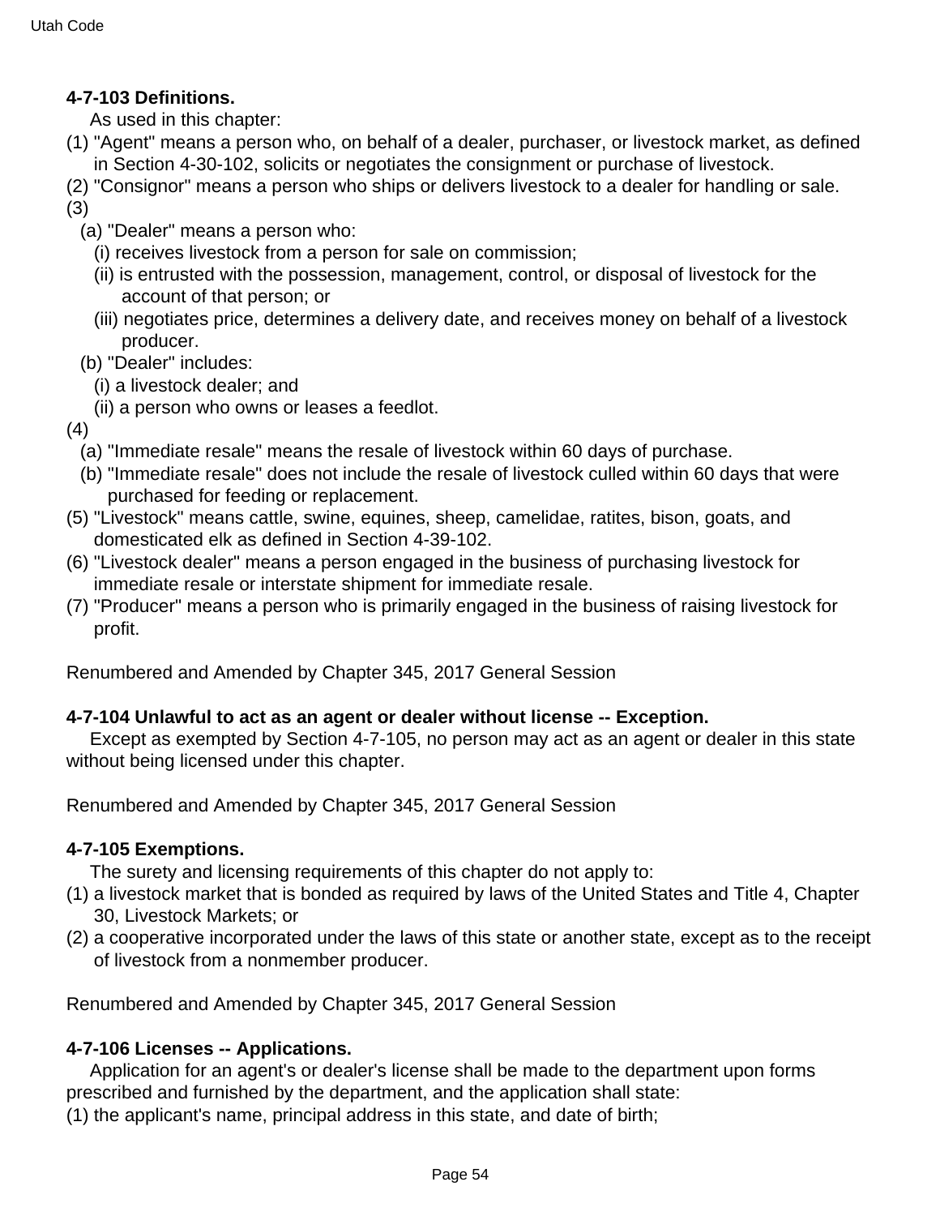**4-7-103 Definitions.**

As used in this chapter:

(1) "Agent" means a person who, on behalf of a dealer, purchaser, or livestock market, as defined in Section 4-30-102, solicits or negotiates the consignment or purchase of livestock.

(2) "Consignor" means a person who ships or delivers livestock to a dealer for handling or sale.

(3)

(a) "Dealer" means a person who:

(i) receives livestock from a person for sale on commission;

(ii) is entrusted with the possession, management, control, or disposal of livestock for the account of that person; or

(iii) negotiates price, determines a delivery date, and receives money on behalf of a livestock producer.

(b) "Dealer" includes:

(i) a livestock dealer; and

(ii) a person who owns or leases a feedlot.

(4)

(a) "Immediate resale" means the resale of livestock within 60 days of purchase.

(b) "Immediate resale" does not include the resale of livestock culled within 60 days that were purchased for feeding or replacement.

(5) "Livestock" means cattle, swine, equines, sheep, camelidae, ratites, bison, goats, and domesticated elk as defined in Section 4-39-102.

(6) "Livestock dealer" means a person engaged in the business of purchasing livestock for immediate resale or interstate shipment for immediate resale.

(7) "Producer" means a person who is primarily engaged in the business of raising livestock for profit.

Renumbered and Amended by Chapter 345, 2017 General Session

**4-7-104 Unlawful to act as an agent or dealer without license -- Exception.**

Except as exempted by Section 4-7-105, no person may act as an agent or dealer in this state without being licensed under this chapter.

Renumbered and Amended by Chapter 345, 2017 General Session

**4-7-105 Exemptions.**

The surety and licensing requirements of this chapter do not apply to:

(1) a livestock market that is bonded as required by laws of the United States and Title 4, Chapter 30, Livestock Markets; or

(2) a cooperative incorporated under the laws of this state or another state, except as to the receipt of livestock from a nonmember producer.

Renumbered and Amended by Chapter 345, 2017 General Session

**4-7-106 Licenses -- Applications.**

Application for an agent's or dealer's license shall be made to the department upon forms prescribed and furnished by the department, and the application shall state:

(1) the applicant's name, principal address in this state, and date of birth;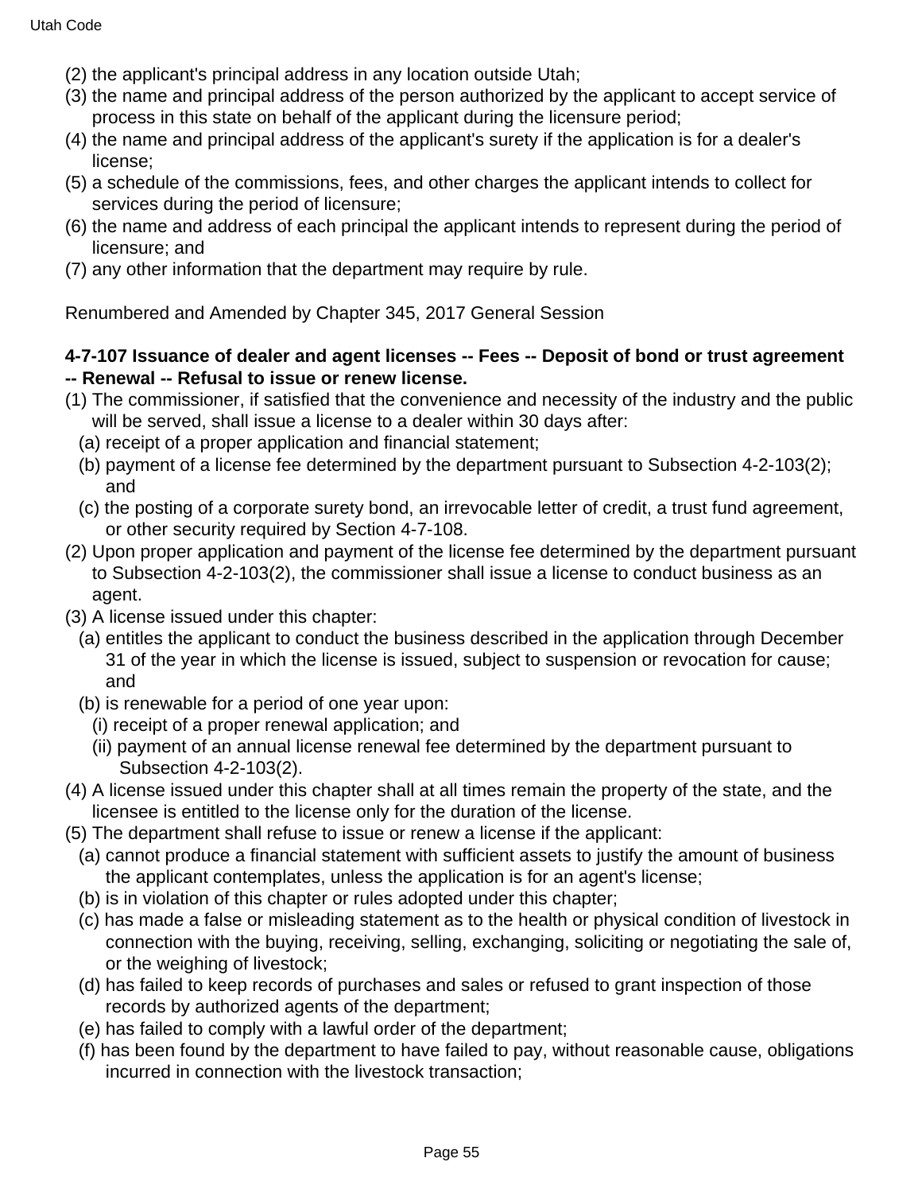(2) the applicant's principal address in any location outside Utah;
(3) the name and principal address of the person authorized by the applicant to accept service of process in this state on behalf of the applicant during the licensure period;
(4) the name and principal address of the applicant's surety if the application is for a dealer's license;
(5) a schedule of the commissions, fees, and other charges the applicant intends to collect for services during the period of licensure;
(6) the name and address of each principal the applicant intends to represent during the period of licensure; and
(7) any other information that the department may require by rule.

Renumbered and Amended by Chapter 345, 2017 General Session

**4-7-107 Issuance of dealer and agent licenses -- Fees -- Deposit of bond or trust agreement -- Renewal -- Refusal to issue or renew license.**

(1) The commissioner, if satisfied that the convenience and necessity of the industry and the public will be served, shall issue a license to a dealer within 30 days after:
  (a) receipt of a proper application and financial statement;
  (b) payment of a license fee determined by the department pursuant to Subsection 4-2-103(2); and
  (c) the posting of a corporate surety bond, an irrevocable letter of credit, a trust fund agreement, or other security required by Section 4-7-108.
(2) Upon proper application and payment of the license fee determined by the department pursuant to Subsection 4-2-103(2), the commissioner shall issue a license to conduct business as an agent.
(3) A license issued under this chapter:
  (a) entitles the applicant to conduct the business described in the application through December 31 of the year in which the license is issued, subject to suspension or revocation for cause; and
  (b) is renewable for a period of one year upon:
    (i) receipt of a proper renewal application; and
    (ii) payment of an annual license renewal fee determined by the department pursuant to Subsection 4-2-103(2).
(4) A license issued under this chapter shall at all times remain the property of the state, and the licensee is entitled to the license only for the duration of the license.
(5) The department shall refuse to issue or renew a license if the applicant:
  (a) cannot produce a financial statement with sufficient assets to justify the amount of business the applicant contemplates, unless the application is for an agent's license;
  (b) is in violation of this chapter or rules adopted under this chapter;
  (c) has made a false or misleading statement as to the health or physical condition of livestock in connection with the buying, receiving, selling, exchanging, soliciting or negotiating the sale of, or the weighing of livestock;
  (d) has failed to keep records of purchases and sales or refused to grant inspection of those records by authorized agents of the department;
  (e) has failed to comply with a lawful order of the department;
  (f) has been found by the department to have failed to pay, without reasonable cause, obligations incurred in connection with the livestock transaction;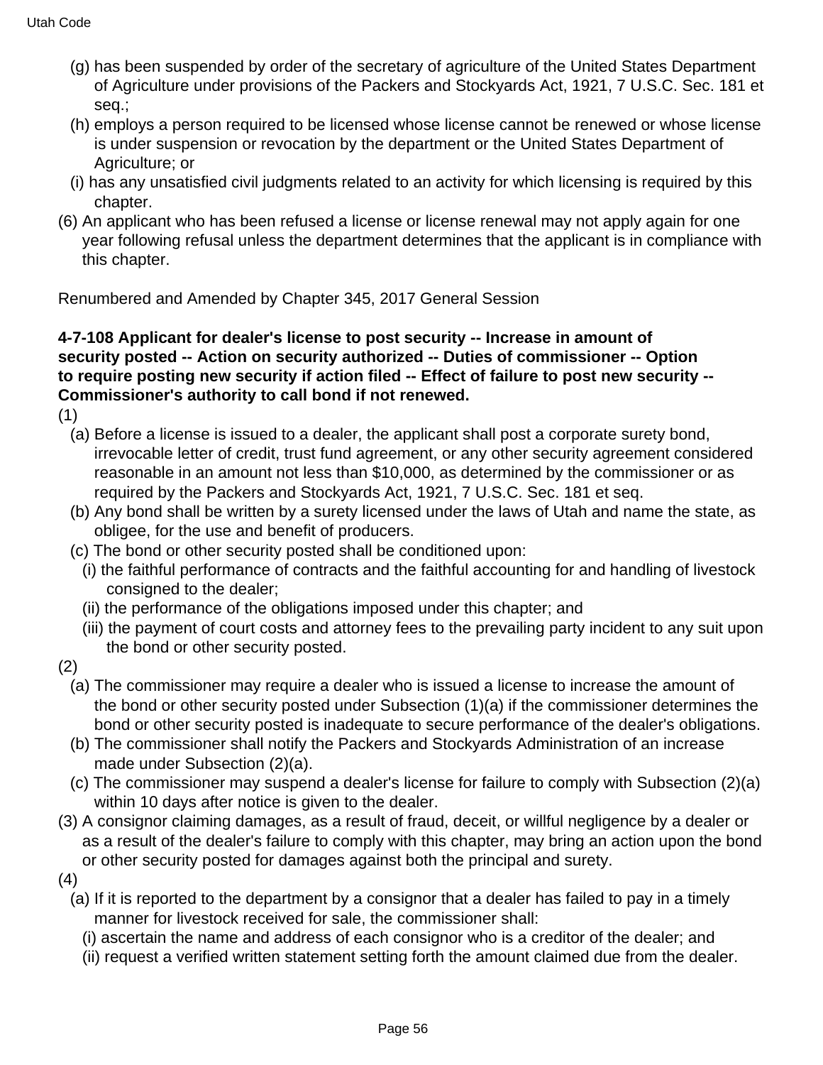(g) has been suspended by order of the secretary of agriculture of the United States Department of Agriculture under provisions of the Packers and Stockyards Act, 1921, 7 U.S.C. Sec. 181 et seq.;

(h) employs a person required to be licensed whose license cannot be renewed or whose license is under suspension or revocation by the department or the United States Department of Agriculture; or

(i) has any unsatisfied civil judgments related to an activity for which licensing is required by this chapter.

(6) An applicant who has been refused a license or license renewal may not apply again for one year following refusal unless the department determines that the applicant is in compliance with this chapter.

Renumbered and Amended by Chapter 345, 2017 General Session

**4-7-108 Applicant for dealer's license to post security -- Increase in amount of security posted -- Action on security authorized -- Duties of commissioner -- Option to require posting new security if action filed -- Effect of failure to post new security -- Commissioner's authority to call bond if not renewed.**

(1)

(a) Before a license is issued to a dealer, the applicant shall post a corporate surety bond, irrevocable letter of credit, trust fund agreement, or any other security agreement considered reasonable in an amount not less than $10,000, as determined by the commissioner or as required by the Packers and Stockyards Act, 1921, 7 U.S.C. Sec. 181 et seq.

(b) Any bond shall be written by a surety licensed under the laws of Utah and name the state, as obligee, for the use and benefit of producers.

(c) The bond or other security posted shall be conditioned upon:

(i) the faithful performance of contracts and the faithful accounting for and handling of livestock consigned to the dealer;

(ii) the performance of the obligations imposed under this chapter; and

(iii) the payment of court costs and attorney fees to the prevailing party incident to any suit upon the bond or other security posted.

(2)

(a) The commissioner may require a dealer who is issued a license to increase the amount of the bond or other security posted under Subsection (1)(a) if the commissioner determines the bond or other security posted is inadequate to secure performance of the dealer's obligations.

(b) The commissioner shall notify the Packers and Stockyards Administration of an increase made under Subsection (2)(a).

(c) The commissioner may suspend a dealer's license for failure to comply with Subsection (2)(a) within 10 days after notice is given to the dealer.

(3) A consignor claiming damages, as a result of fraud, deceit, or willful negligence by a dealer or as a result of the dealer's failure to comply with this chapter, may bring an action upon the bond or other security posted for damages against both the principal and surety.

(4)

(a) If it is reported to the department by a consignor that a dealer has failed to pay in a timely manner for livestock received for sale, the commissioner shall:

(i) ascertain the name and address of each consignor who is a creditor of the dealer; and

(ii) request a verified written statement setting forth the amount claimed due from the dealer.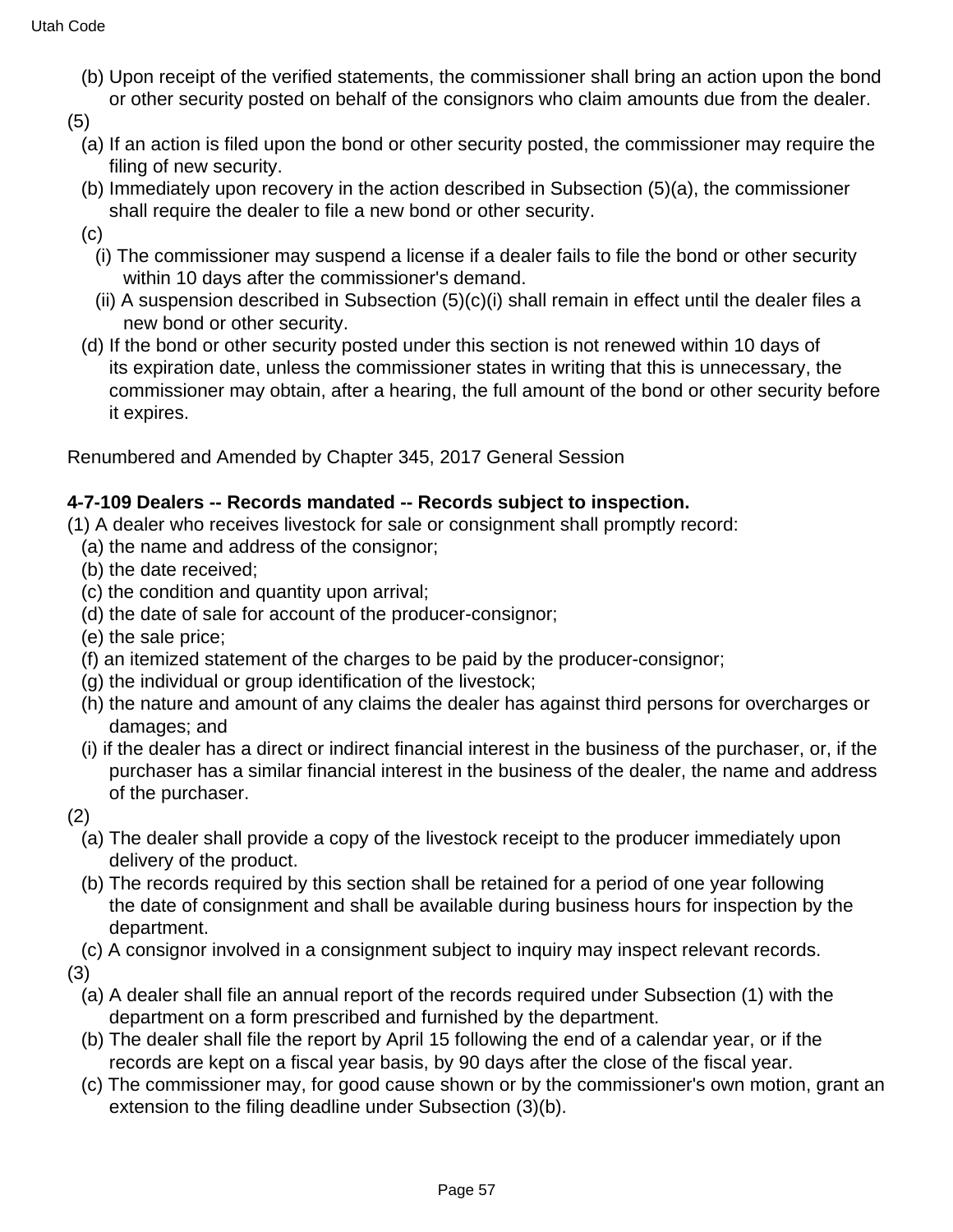(b) Upon receipt of the verified statements, the commissioner shall bring an action upon the bond or other security posted on behalf of the consignors who claim amounts due from the dealer.

(5)

(a) If an action is filed upon the bond or other security posted, the commissioner may require the filing of new security.

(b) Immediately upon recovery in the action described in Subsection (5)(a), the commissioner shall require the dealer to file a new bond or other security.

(c)

(i) The commissioner may suspend a license if a dealer fails to file the bond or other security within 10 days after the commissioner's demand.

(ii) A suspension described in Subsection (5)(c)(i) shall remain in effect until the dealer files a new bond or other security.

(d) If the bond or other security posted under this section is not renewed within 10 days of its expiration date, unless the commissioner states in writing that this is unnecessary, the commissioner may obtain, after a hearing, the full amount of the bond or other security before it expires.

Renumbered and Amended by Chapter 345, 2017 General Session

**4-7-109 Dealers -- Records mandated -- Records subject to inspection.**

(1) A dealer who receives livestock for sale or consignment shall promptly record:

(a) the name and address of the consignor;

(b) the date received;

(c) the condition and quantity upon arrival;

(d) the date of sale for account of the producer-consignor;

(e) the sale price;

(f) an itemized statement of the charges to be paid by the producer-consignor;

(g) the individual or group identification of the livestock;

(h) the nature and amount of any claims the dealer has against third persons for overcharges or damages; and

(i) if the dealer has a direct or indirect financial interest in the business of the purchaser, or, if the purchaser has a similar financial interest in the business of the dealer, the name and address of the purchaser.

(2)

(a) The dealer shall provide a copy of the livestock receipt to the producer immediately upon delivery of the product.

(b) The records required by this section shall be retained for a period of one year following the date of consignment and shall be available during business hours for inspection by the department.

(c) A consignor involved in a consignment subject to inquiry may inspect relevant records.

(3)

(a) A dealer shall file an annual report of the records required under Subsection (1) with the department on a form prescribed and furnished by the department.

(b) The dealer shall file the report by April 15 following the end of a calendar year, or if the records are kept on a fiscal year basis, by 90 days after the close of the fiscal year.

(c) The commissioner may, for good cause shown or by the commissioner's own motion, grant an extension to the filing deadline under Subsection (3)(b).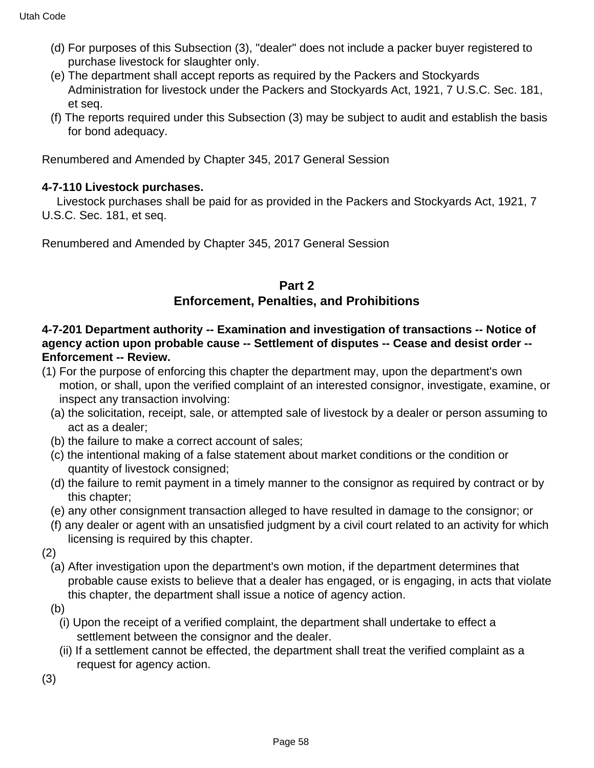(d) For purposes of this Subsection (3), "dealer" does not include a packer buyer registered to purchase livestock for slaughter only.

(e) The department shall accept reports as required by the Packers and Stockyards Administration for livestock under the Packers and Stockyards Act, 1921, 7 U.S.C. Sec. 181, et seq.

(f) The reports required under this Subsection (3) may be subject to audit and establish the basis for bond adequacy.

Renumbered and Amended by Chapter 345, 2017 General Session

**4-7-110 Livestock purchases.**

Livestock purchases shall be paid for as provided in the Packers and Stockyards Act, 1921, 7 U.S.C. Sec. 181, et seq.

Renumbered and Amended by Chapter 345, 2017 General Session

## Part 2
## Enforcement, Penalties, and Prohibitions

**4-7-201 Department authority -- Examination and investigation of transactions -- Notice of agency action upon probable cause -- Settlement of disputes -- Cease and desist order -- Enforcement -- Review.**

(1) For the purpose of enforcing this chapter the department may, upon the department's own motion, or shall, upon the verified complaint of an interested consignor, investigate, examine, or inspect any transaction involving:

(a) the solicitation, receipt, sale, or attempted sale of livestock by a dealer or person assuming to act as a dealer;

(b) the failure to make a correct account of sales;

(c) the intentional making of a false statement about market conditions or the condition or quantity of livestock consigned;

(d) the failure to remit payment in a timely manner to the consignor as required by contract or by this chapter;

(e) any other consignment transaction alleged to have resulted in damage to the consignor; or

(f) any dealer or agent with an unsatisfied judgment by a civil court related to an activity for which licensing is required by this chapter.

(2)

(a) After investigation upon the department's own motion, if the department determines that probable cause exists to believe that a dealer has engaged, or is engaging, in acts that violate this chapter, the department shall issue a notice of agency action.

(b)

(i) Upon the receipt of a verified complaint, the department shall undertake to effect a settlement between the consignor and the dealer.

(ii) If a settlement cannot be effected, the department shall treat the verified complaint as a request for agency action.

(3)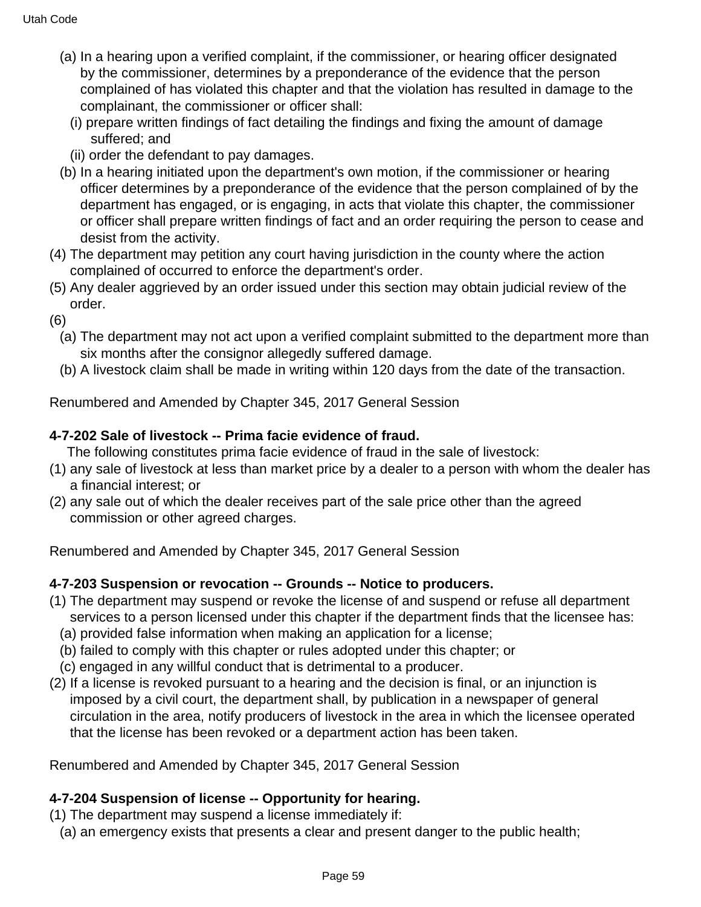(a) In a hearing upon a verified complaint, if the commissioner, or hearing officer designated by the commissioner, determines by a preponderance of the evidence that the person complained of has violated this chapter and that the violation has resulted in damage to the complainant, the commissioner or officer shall:

(i) prepare written findings of fact detailing the findings and fixing the amount of damage suffered; and

(ii) order the defendant to pay damages.

(b) In a hearing initiated upon the department's own motion, if the commissioner or hearing officer determines by a preponderance of the evidence that the person complained of by the department has engaged, or is engaging, in acts that violate this chapter, the commissioner or officer shall prepare written findings of fact and an order requiring the person to cease and desist from the activity.

(4) The department may petition any court having jurisdiction in the county where the action complained of occurred to enforce the department's order.

(5) Any dealer aggrieved by an order issued under this section may obtain judicial review of the order.

(6)

(a) The department may not act upon a verified complaint submitted to the department more than six months after the consignor allegedly suffered damage.

(b) A livestock claim shall be made in writing within 120 days from the date of the transaction.

Renumbered and Amended by Chapter 345, 2017 General Session

**4-7-202 Sale of livestock -- Prima facie evidence of fraud.**

The following constitutes prima facie evidence of fraud in the sale of livestock:

(1) any sale of livestock at less than market price by a dealer to a person with whom the dealer has a financial interest; or

(2) any sale out of which the dealer receives part of the sale price other than the agreed commission or other agreed charges.

Renumbered and Amended by Chapter 345, 2017 General Session

**4-7-203 Suspension or revocation -- Grounds -- Notice to producers.**

(1) The department may suspend or revoke the license of and suspend or refuse all department services to a person licensed under this chapter if the department finds that the licensee has:

(a) provided false information when making an application for a license;

(b) failed to comply with this chapter or rules adopted under this chapter; or

(c) engaged in any willful conduct that is detrimental to a producer.

(2) If a license is revoked pursuant to a hearing and the decision is final, or an injunction is imposed by a civil court, the department shall, by publication in a newspaper of general circulation in the area, notify producers of livestock in the area in which the licensee operated that the license has been revoked or a department action has been taken.

Renumbered and Amended by Chapter 345, 2017 General Session

**4-7-204 Suspension of license -- Opportunity for hearing.**

(1) The department may suspend a license immediately if:

(a) an emergency exists that presents a clear and present danger to the public health;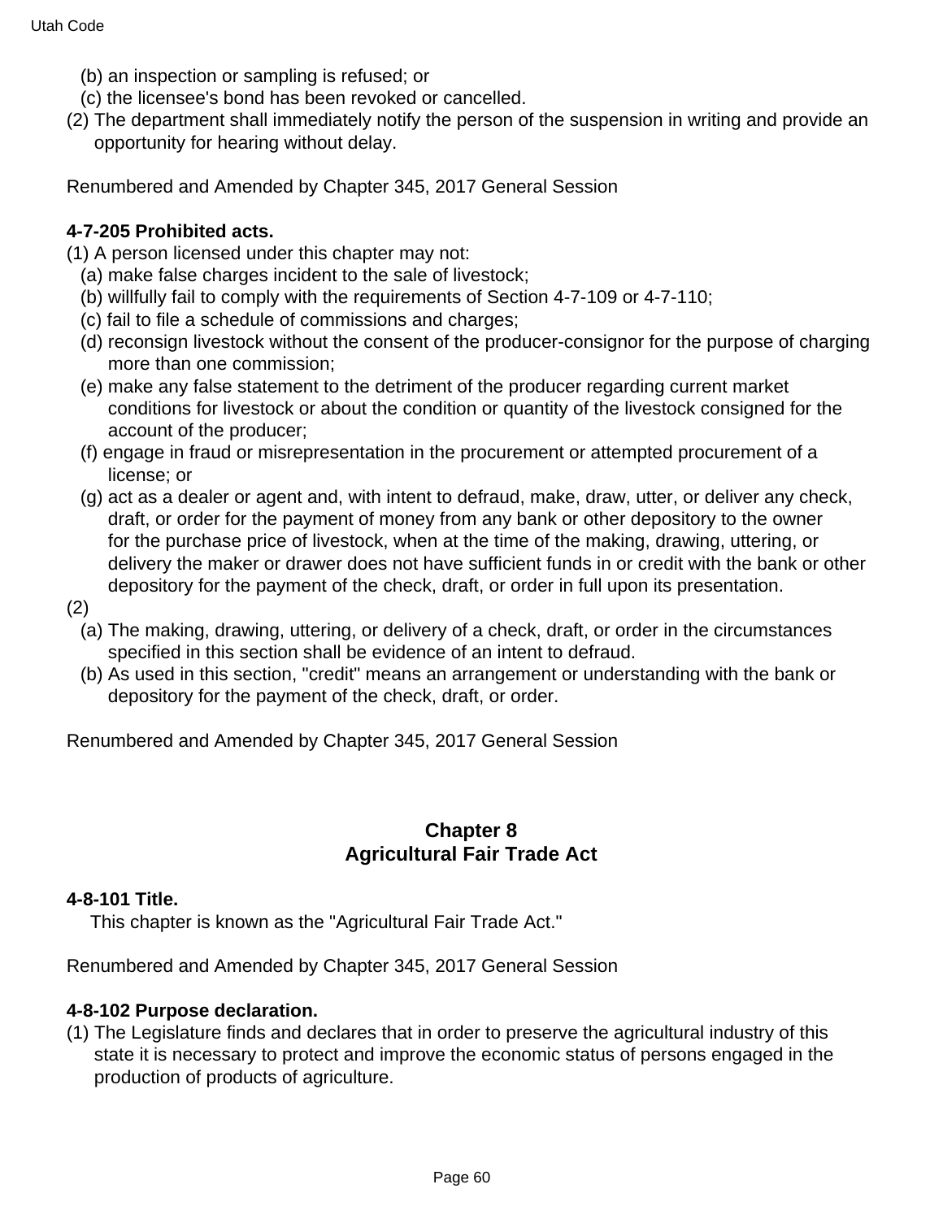(b) an inspection or sampling is refused; or

(c) the licensee's bond has been revoked or cancelled.

(2) The department shall immediately notify the person of the suspension in writing and provide an opportunity for hearing without delay.

Renumbered and Amended by Chapter 345, 2017 General Session

**4-7-205 Prohibited acts.**

(1) A person licensed under this chapter may not:

(a) make false charges incident to the sale of livestock;

(b) willfully fail to comply with the requirements of Section 4-7-109 or 4-7-110;

(c) fail to file a schedule of commissions and charges;

(d) reconsign livestock without the consent of the producer-consignor for the purpose of charging more than one commission;

(e) make any false statement to the detriment of the producer regarding current market conditions for livestock or about the condition or quantity of the livestock consigned for the account of the producer;

(f) engage in fraud or misrepresentation in the procurement or attempted procurement of a license; or

(g) act as a dealer or agent and, with intent to defraud, make, draw, utter, or deliver any check, draft, or order for the payment of money from any bank or other depository to the owner for the purchase price of livestock, when at the time of the making, drawing, uttering, or delivery the maker or drawer does not have sufficient funds in or credit with the bank or other depository for the payment of the check, draft, or order in full upon its presentation.

(2)

(a) The making, drawing, uttering, or delivery of a check, draft, or order in the circumstances specified in this section shall be evidence of an intent to defraud.

(b) As used in this section, "credit" means an arrangement or understanding with the bank or depository for the payment of the check, draft, or order.

Renumbered and Amended by Chapter 345, 2017 General Session

## Chapter 8
## Agricultural Fair Trade Act

**4-8-101 Title.**

This chapter is known as the "Agricultural Fair Trade Act."

Renumbered and Amended by Chapter 345, 2017 General Session

**4-8-102 Purpose declaration.**

(1) The Legislature finds and declares that in order to preserve the agricultural industry of this state it is necessary to protect and improve the economic status of persons engaged in the production of products of agriculture.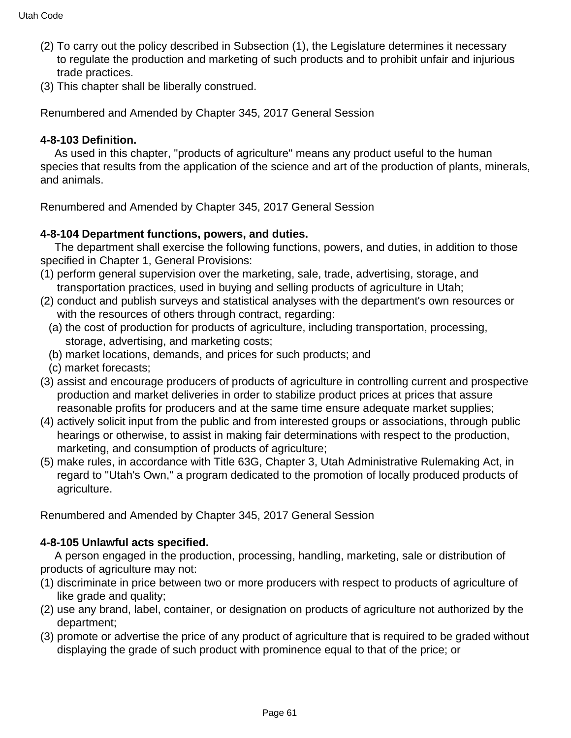(2) To carry out the policy described in Subsection (1), the Legislature determines it necessary to regulate the production and marketing of such products and to prohibit unfair and injurious trade practices.
(3) This chapter shall be liberally construed.

Renumbered and Amended by Chapter 345, 2017 General Session

**4-8-103 Definition.**

As used in this chapter, "products of agriculture" means any product useful to the human species that results from the application of the science and art of the production of plants, minerals, and animals.

Renumbered and Amended by Chapter 345, 2017 General Session

**4-8-104 Department functions, powers, and duties.**

The department shall exercise the following functions, powers, and duties, in addition to those specified in Chapter 1, General Provisions:
(1) perform general supervision over the marketing, sale, trade, advertising, storage, and transportation practices, used in buying and selling products of agriculture in Utah;
(2) conduct and publish surveys and statistical analyses with the department's own resources or with the resources of others through contract, regarding:
  (a) the cost of production for products of agriculture, including transportation, processing, storage, advertising, and marketing costs;
  (b) market locations, demands, and prices for such products; and
  (c) market forecasts;
(3) assist and encourage producers of products of agriculture in controlling current and prospective production and market deliveries in order to stabilize product prices at prices that assure reasonable profits for producers and at the same time ensure adequate market supplies;
(4) actively solicit input from the public and from interested groups or associations, through public hearings or otherwise, to assist in making fair determinations with respect to the production, marketing, and consumption of products of agriculture;
(5) make rules, in accordance with Title 63G, Chapter 3, Utah Administrative Rulemaking Act, in regard to "Utah's Own," a program dedicated to the promotion of locally produced products of agriculture.

Renumbered and Amended by Chapter 345, 2017 General Session

**4-8-105 Unlawful acts specified.**

A person engaged in the production, processing, handling, marketing, sale or distribution of products of agriculture may not:
(1) discriminate in price between two or more producers with respect to products of agriculture of like grade and quality;
(2) use any brand, label, container, or designation on products of agriculture not authorized by the department;
(3) promote or advertise the price of any product of agriculture that is required to be graded without displaying the grade of such product with prominence equal to that of the price; or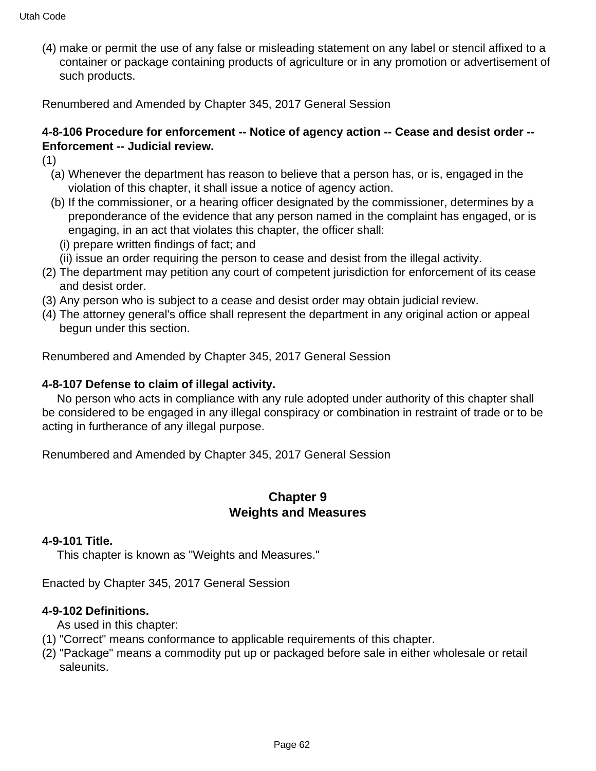(4) make or permit the use of any false or misleading statement on any label or stencil affixed to a container or package containing products of agriculture or in any promotion or advertisement of such products.

Renumbered and Amended by Chapter 345, 2017 General Session

**4-8-106 Procedure for enforcement -- Notice of agency action -- Cease and desist order -- Enforcement -- Judicial review.**

(1)

(a) Whenever the department has reason to believe that a person has, or is, engaged in the violation of this chapter, it shall issue a notice of agency action.

(b) If the commissioner, or a hearing officer designated by the commissioner, determines by a preponderance of the evidence that any person named in the complaint has engaged, or is engaging, in an act that violates this chapter, the officer shall:

(i) prepare written findings of fact; and

(ii) issue an order requiring the person to cease and desist from the illegal activity.

(2) The department may petition any court of competent jurisdiction for enforcement of its cease and desist order.

(3) Any person who is subject to a cease and desist order may obtain judicial review.

(4) The attorney general's office shall represent the department in any original action or appeal begun under this section.

Renumbered and Amended by Chapter 345, 2017 General Session

**4-8-107 Defense to claim of illegal activity.**

No person who acts in compliance with any rule adopted under authority of this chapter shall be considered to be engaged in any illegal conspiracy or combination in restraint of trade or to be acting in furtherance of any illegal purpose.

Renumbered and Amended by Chapter 345, 2017 General Session

## Chapter 9
## Weights and Measures

**4-9-101 Title.**

This chapter is known as "Weights and Measures."

Enacted by Chapter 345, 2017 General Session

**4-9-102 Definitions.**

As used in this chapter:

(1) "Correct" means conformance to applicable requirements of this chapter.

(2) "Package" means a commodity put up or packaged before sale in either wholesale or retail saleunits.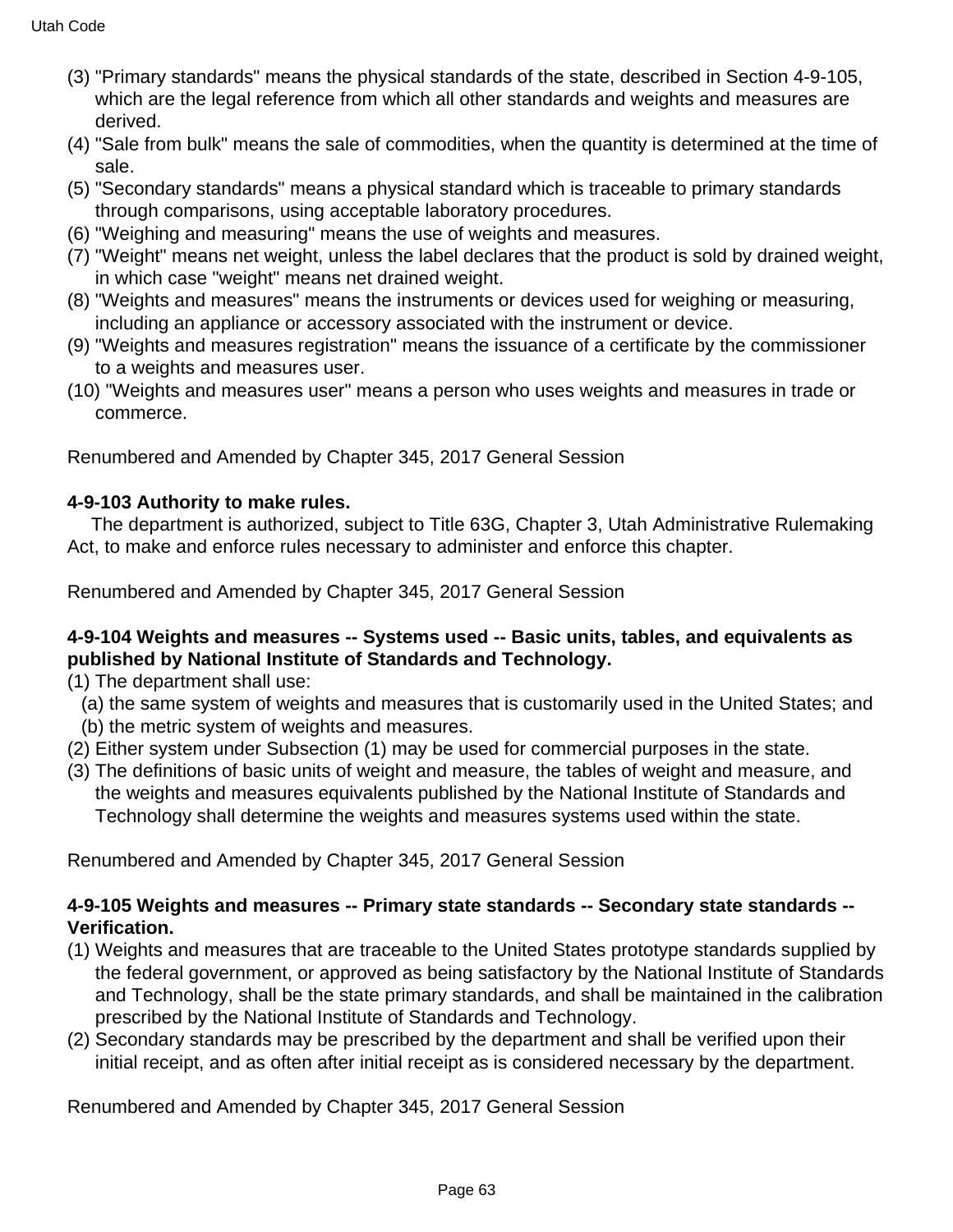(3) "Primary standards" means the physical standards of the state, described in Section 4-9-105, which are the legal reference from which all other standards and weights and measures are derived.

(4) "Sale from bulk" means the sale of commodities, when the quantity is determined at the time of sale.

(5) "Secondary standards" means a physical standard which is traceable to primary standards through comparisons, using acceptable laboratory procedures.

(6) "Weighing and measuring" means the use of weights and measures.

(7) "Weight" means net weight, unless the label declares that the product is sold by drained weight, in which case "weight" means net drained weight.

(8) "Weights and measures" means the instruments or devices used for weighing or measuring, including an appliance or accessory associated with the instrument or device.

(9) "Weights and measures registration" means the issuance of a certificate by the commissioner to a weights and measures user.

(10) "Weights and measures user" means a person who uses weights and measures in trade or commerce.

Renumbered and Amended by Chapter 345, 2017 General Session

**4-9-103 Authority to make rules.**

The department is authorized, subject to Title 63G, Chapter 3, Utah Administrative Rulemaking Act, to make and enforce rules necessary to administer and enforce this chapter.

Renumbered and Amended by Chapter 345, 2017 General Session

**4-9-104 Weights and measures -- Systems used -- Basic units, tables, and equivalents as published by National Institute of Standards and Technology.**

(1) The department shall use:

(a) the same system of weights and measures that is customarily used in the United States; and

(b) the metric system of weights and measures.

(2) Either system under Subsection (1) may be used for commercial purposes in the state.

(3) The definitions of basic units of weight and measure, the tables of weight and measure, and the weights and measures equivalents published by the National Institute of Standards and Technology shall determine the weights and measures systems used within the state.

Renumbered and Amended by Chapter 345, 2017 General Session

**4-9-105 Weights and measures -- Primary state standards -- Secondary state standards -- Verification.**

(1) Weights and measures that are traceable to the United States prototype standards supplied by the federal government, or approved as being satisfactory by the National Institute of Standards and Technology, shall be the state primary standards, and shall be maintained in the calibration prescribed by the National Institute of Standards and Technology.

(2) Secondary standards may be prescribed by the department and shall be verified upon their initial receipt, and as often after initial receipt as is considered necessary by the department.

Renumbered and Amended by Chapter 345, 2017 General Session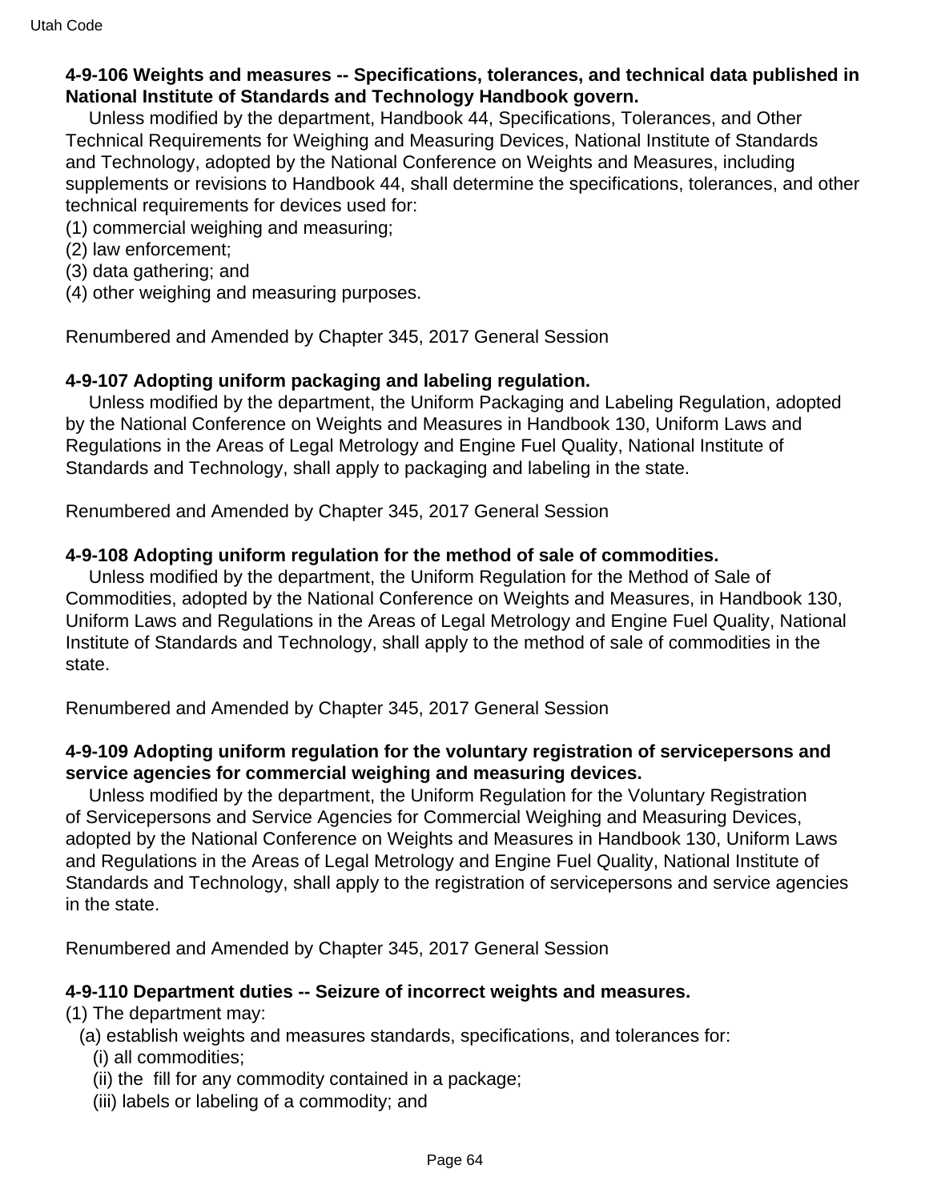**4-9-106 Weights and measures -- Specifications, tolerances, and technical data published in National Institute of Standards and Technology Handbook govern.**

Unless modified by the department, Handbook 44, Specifications, Tolerances, and Other Technical Requirements for Weighing and Measuring Devices, National Institute of Standards and Technology, adopted by the National Conference on Weights and Measures, including supplements or revisions to Handbook 44, shall determine the specifications, tolerances, and other technical requirements for devices used for:

(1) commercial weighing and measuring;

(2) law enforcement;

(3) data gathering; and

(4) other weighing and measuring purposes.

Renumbered and Amended by Chapter 345, 2017 General Session

**4-9-107 Adopting uniform packaging and labeling regulation.**

Unless modified by the department, the Uniform Packaging and Labeling Regulation, adopted by the National Conference on Weights and Measures in Handbook 130, Uniform Laws and Regulations in the Areas of Legal Metrology and Engine Fuel Quality, National Institute of Standards and Technology, shall apply to packaging and labeling in the state.

Renumbered and Amended by Chapter 345, 2017 General Session

**4-9-108 Adopting uniform regulation for the method of sale of commodities.**

Unless modified by the department, the Uniform Regulation for the Method of Sale of Commodities, adopted by the National Conference on Weights and Measures, in Handbook 130, Uniform Laws and Regulations in the Areas of Legal Metrology and Engine Fuel Quality, National Institute of Standards and Technology, shall apply to the method of sale of commodities in the state.

Renumbered and Amended by Chapter 345, 2017 General Session

**4-9-109 Adopting uniform regulation for the voluntary registration of servicepersons and service agencies for commercial weighing and measuring devices.**

Unless modified by the department, the Uniform Regulation for the Voluntary Registration of Servicepersons and Service Agencies for Commercial Weighing and Measuring Devices, adopted by the National Conference on Weights and Measures in Handbook 130, Uniform Laws and Regulations in the Areas of Legal Metrology and Engine Fuel Quality, National Institute of Standards and Technology, shall apply to the registration of servicepersons and service agencies in the state.

Renumbered and Amended by Chapter 345, 2017 General Session

**4-9-110 Department duties -- Seizure of incorrect weights and measures.**

(1) The department may:

(a) establish weights and measures standards, specifications, and tolerances for:

(i) all commodities;

(ii) the fill for any commodity contained in a package;

(iii) labels or labeling of a commodity; and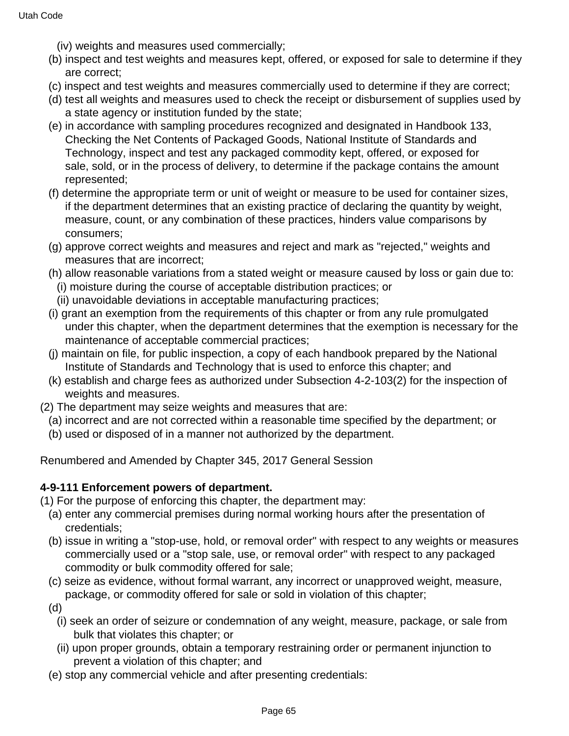(iv) weights and measures used commercially;

(b) inspect and test weights and measures kept, offered, or exposed for sale to determine if they are correct;

(c) inspect and test weights and measures commercially used to determine if they are correct;

(d) test all weights and measures used to check the receipt or disbursement of supplies used by a state agency or institution funded by the state;

(e) in accordance with sampling procedures recognized and designated in Handbook 133, Checking the Net Contents of Packaged Goods, National Institute of Standards and Technology, inspect and test any packaged commodity kept, offered, or exposed for sale, sold, or in the process of delivery, to determine if the package contains the amount represented;

(f) determine the appropriate term or unit of weight or measure to be used for container sizes, if the department determines that an existing practice of declaring the quantity by weight, measure, count, or any combination of these practices, hinders value comparisons by consumers;

(g) approve correct weights and measures and reject and mark as "rejected," weights and measures that are incorrect;

(h) allow reasonable variations from a stated weight or measure caused by loss or gain due to:

(i) moisture during the course of acceptable distribution practices; or

(ii) unavoidable deviations in acceptable manufacturing practices;

(i) grant an exemption from the requirements of this chapter or from any rule promulgated under this chapter, when the department determines that the exemption is necessary for the maintenance of acceptable commercial practices;

(j) maintain on file, for public inspection, a copy of each handbook prepared by the National Institute of Standards and Technology that is used to enforce this chapter; and

(k) establish and charge fees as authorized under Subsection 4-2-103(2) for the inspection of weights and measures.

(2) The department may seize weights and measures that are:

(a) incorrect and are not corrected within a reasonable time specified by the department; or

(b) used or disposed of in a manner not authorized by the department.

Renumbered and Amended by Chapter 345, 2017 General Session

**4-9-111 Enforcement powers of department.**

(1) For the purpose of enforcing this chapter, the department may:

(a) enter any commercial premises during normal working hours after the presentation of credentials;

(b) issue in writing a "stop-use, hold, or removal order" with respect to any weights or measures commercially used or a "stop sale, use, or removal order" with respect to any packaged commodity or bulk commodity offered for sale;

(c) seize as evidence, without formal warrant, any incorrect or unapproved weight, measure, package, or commodity offered for sale or sold in violation of this chapter;

(d)

(i) seek an order of seizure or condemnation of any weight, measure, package, or sale from bulk that violates this chapter; or

(ii) upon proper grounds, obtain a temporary restraining order or permanent injunction to prevent a violation of this chapter; and

(e) stop any commercial vehicle and after presenting credentials: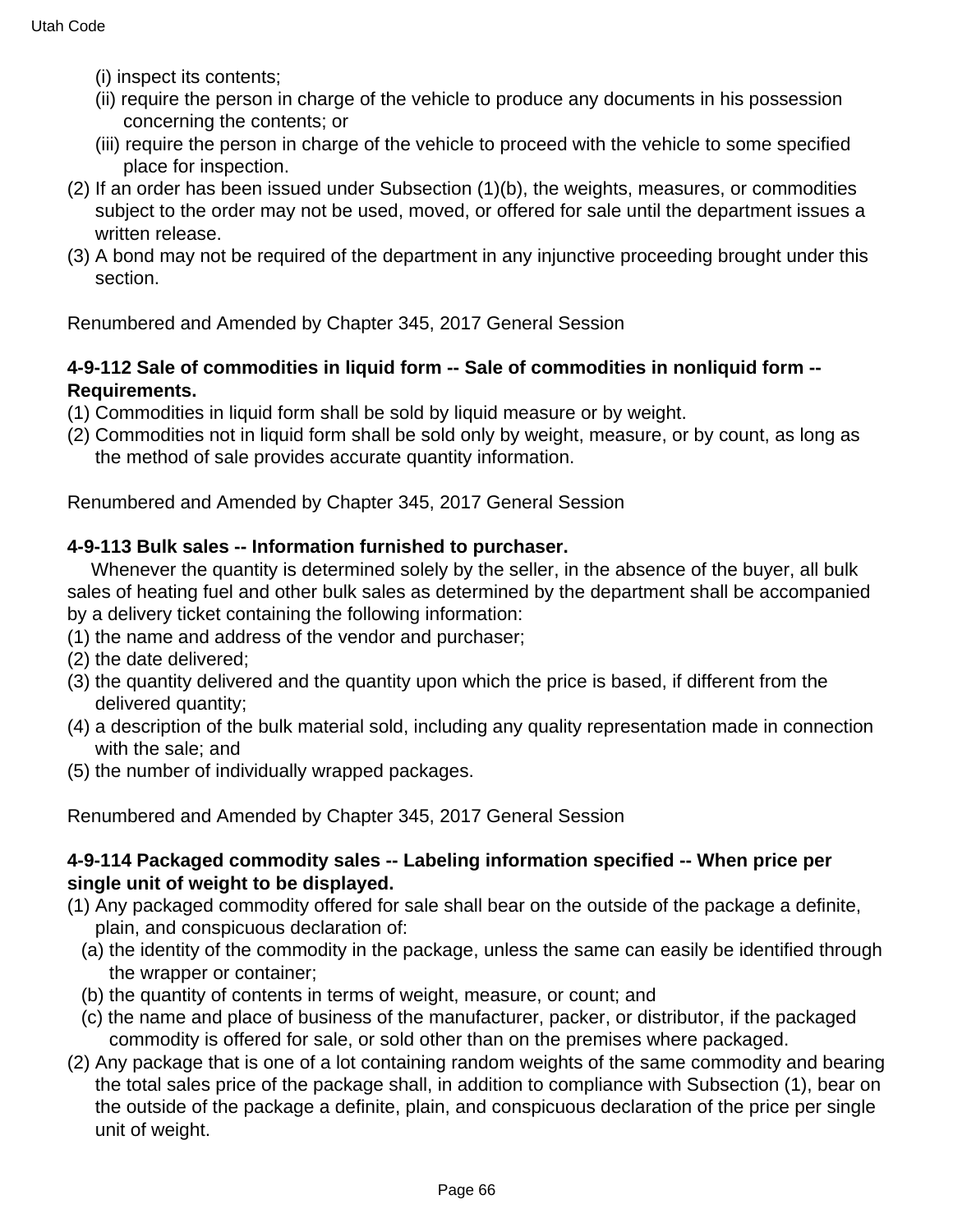(i) inspect its contents;

(ii) require the person in charge of the vehicle to produce any documents in his possession concerning the contents; or

(iii) require the person in charge of the vehicle to proceed with the vehicle to some specified place for inspection.

(2) If an order has been issued under Subsection (1)(b), the weights, measures, or commodities subject to the order may not be used, moved, or offered for sale until the department issues a written release.

(3) A bond may not be required of the department in any injunctive proceeding brought under this section.

Renumbered and Amended by Chapter 345, 2017 General Session

**4-9-112 Sale of commodities in liquid form -- Sale of commodities in nonliquid form -- Requirements.**

(1) Commodities in liquid form shall be sold by liquid measure or by weight.

(2) Commodities not in liquid form shall be sold only by weight, measure, or by count, as long as the method of sale provides accurate quantity information.

Renumbered and Amended by Chapter 345, 2017 General Session

**4-9-113 Bulk sales -- Information furnished to purchaser.**

Whenever the quantity is determined solely by the seller, in the absence of the buyer, all bulk sales of heating fuel and other bulk sales as determined by the department shall be accompanied by a delivery ticket containing the following information:

(1) the name and address of the vendor and purchaser;

(2) the date delivered;

(3) the quantity delivered and the quantity upon which the price is based, if different from the delivered quantity;

(4) a description of the bulk material sold, including any quality representation made in connection with the sale; and

(5) the number of individually wrapped packages.

Renumbered and Amended by Chapter 345, 2017 General Session

**4-9-114 Packaged commodity sales -- Labeling information specified -- When price per single unit of weight to be displayed.**

(1) Any packaged commodity offered for sale shall bear on the outside of the package a definite, plain, and conspicuous declaration of:

(a) the identity of the commodity in the package, unless the same can easily be identified through the wrapper or container;

(b) the quantity of contents in terms of weight, measure, or count; and

(c) the name and place of business of the manufacturer, packer, or distributor, if the packaged commodity is offered for sale, or sold other than on the premises where packaged.

(2) Any package that is one of a lot containing random weights of the same commodity and bearing the total sales price of the package shall, in addition to compliance with Subsection (1), bear on the outside of the package a definite, plain, and conspicuous declaration of the price per single unit of weight.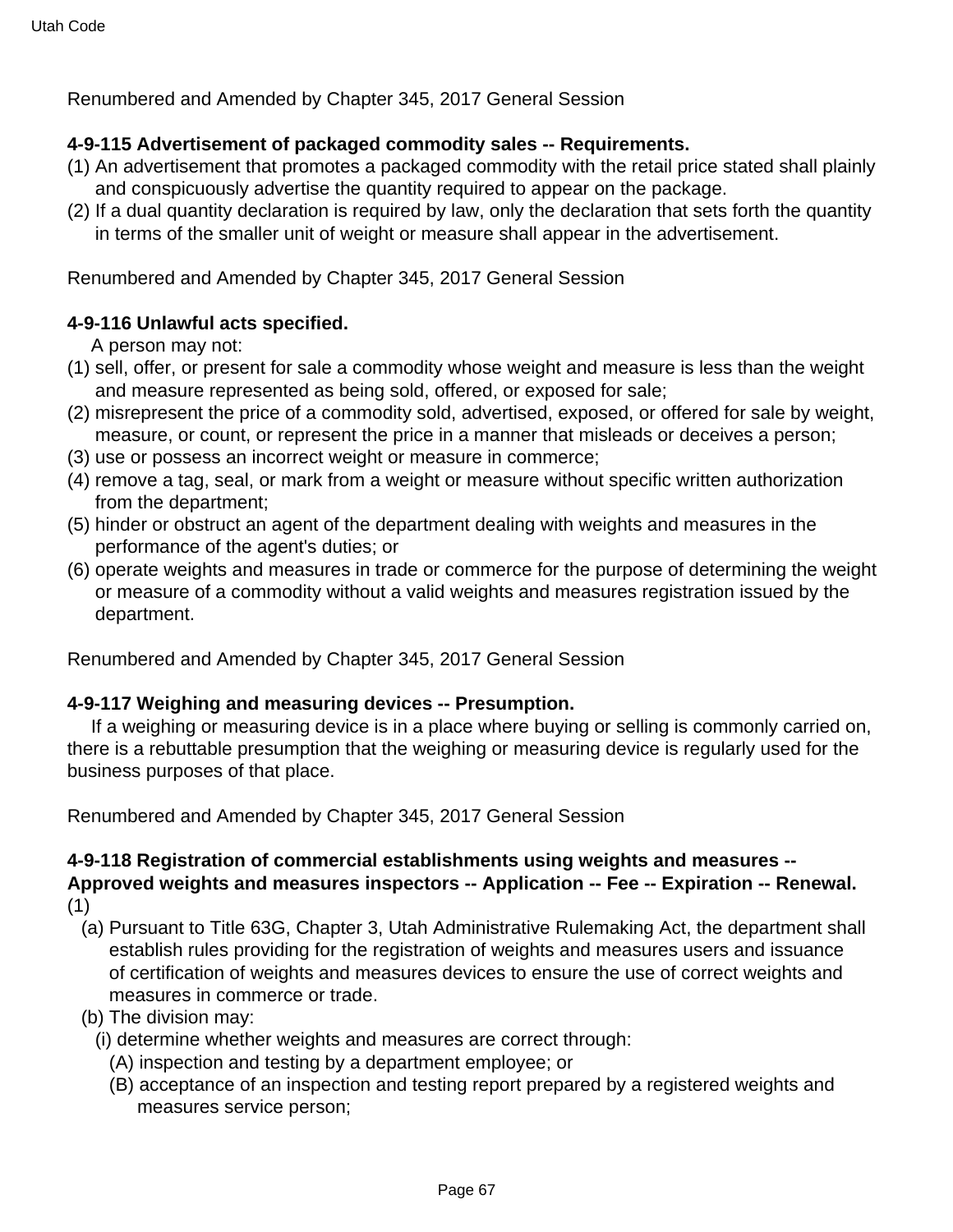Renumbered and Amended by Chapter 345, 2017 General Session

**4-9-115 Advertisement of packaged commodity sales -- Requirements.**

(1) An advertisement that promotes a packaged commodity with the retail price stated shall plainly and conspicuously advertise the quantity required to appear on the package.

(2) If a dual quantity declaration is required by law, only the declaration that sets forth the quantity in terms of the smaller unit of weight or measure shall appear in the advertisement.

Renumbered and Amended by Chapter 345, 2017 General Session

**4-9-116 Unlawful acts specified.**

A person may not:

(1) sell, offer, or present for sale a commodity whose weight and measure is less than the weight and measure represented as being sold, offered, or exposed for sale;

(2) misrepresent the price of a commodity sold, advertised, exposed, or offered for sale by weight, measure, or count, or represent the price in a manner that misleads or deceives a person;

(3) use or possess an incorrect weight or measure in commerce;

(4) remove a tag, seal, or mark from a weight or measure without specific written authorization from the department;

(5) hinder or obstruct an agent of the department dealing with weights and measures in the performance of the agent's duties; or

(6) operate weights and measures in trade or commerce for the purpose of determining the weight or measure of a commodity without a valid weights and measures registration issued by the department.

Renumbered and Amended by Chapter 345, 2017 General Session

**4-9-117 Weighing and measuring devices -- Presumption.**

If a weighing or measuring device is in a place where buying or selling is commonly carried on, there is a rebuttable presumption that the weighing or measuring device is regularly used for the business purposes of that place.

Renumbered and Amended by Chapter 345, 2017 General Session

**4-9-118 Registration of commercial establishments using weights and measures -- Approved weights and measures inspectors -- Application -- Fee -- Expiration -- Renewal.**

(1)

(a) Pursuant to Title 63G, Chapter 3, Utah Administrative Rulemaking Act, the department shall establish rules providing for the registration of weights and measures users and issuance of certification of weights and measures devices to ensure the use of correct weights and measures in commerce or trade.

(b) The division may:

(i) determine whether weights and measures are correct through:

(A) inspection and testing by a department employee; or

(B) acceptance of an inspection and testing report prepared by a registered weights and measures service person;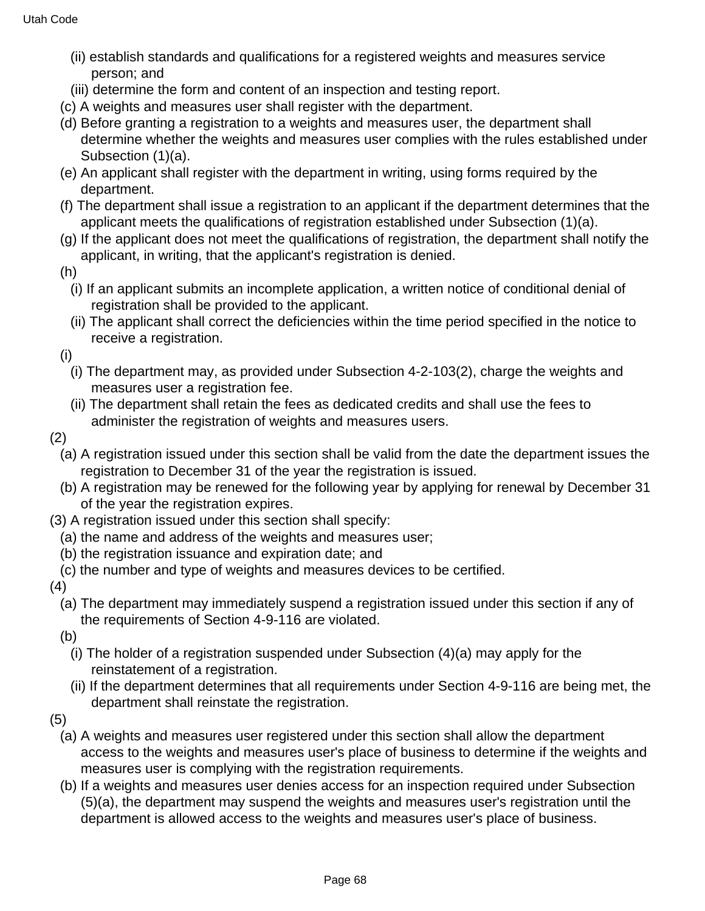(ii) establish standards and qualifications for a registered weights and measures service person; and

(iii) determine the form and content of an inspection and testing report.

(c) A weights and measures user shall register with the department.

(d) Before granting a registration to a weights and measures user, the department shall determine whether the weights and measures user complies with the rules established under Subsection (1)(a).

(e) An applicant shall register with the department in writing, using forms required by the department.

(f) The department shall issue a registration to an applicant if the department determines that the applicant meets the qualifications of registration established under Subsection (1)(a).

(g) If the applicant does not meet the qualifications of registration, the department shall notify the applicant, in writing, that the applicant's registration is denied.

(h)

(i) If an applicant submits an incomplete application, a written notice of conditional denial of registration shall be provided to the applicant.

(ii) The applicant shall correct the deficiencies within the time period specified in the notice to receive a registration.

(i)

(i) The department may, as provided under Subsection 4-2-103(2), charge the weights and measures user a registration fee.

(ii) The department shall retain the fees as dedicated credits and shall use the fees to administer the registration of weights and measures users.

(2)

(a) A registration issued under this section shall be valid from the date the department issues the registration to December 31 of the year the registration is issued.

(b) A registration may be renewed for the following year by applying for renewal by December 31 of the year the registration expires.

(3) A registration issued under this section shall specify:

(a) the name and address of the weights and measures user;

(b) the registration issuance and expiration date; and

(c) the number and type of weights and measures devices to be certified.

(4)

(a) The department may immediately suspend a registration issued under this section if any of the requirements of Section 4-9-116 are violated.

(b)

(i) The holder of a registration suspended under Subsection (4)(a) may apply for the reinstatement of a registration.

(ii) If the department determines that all requirements under Section 4-9-116 are being met, the department shall reinstate the registration.

(5)

(a) A weights and measures user registered under this section shall allow the department access to the weights and measures user's place of business to determine if the weights and measures user is complying with the registration requirements.

(b) If a weights and measures user denies access for an inspection required under Subsection (5)(a), the department may suspend the weights and measures user's registration until the department is allowed access to the weights and measures user's place of business.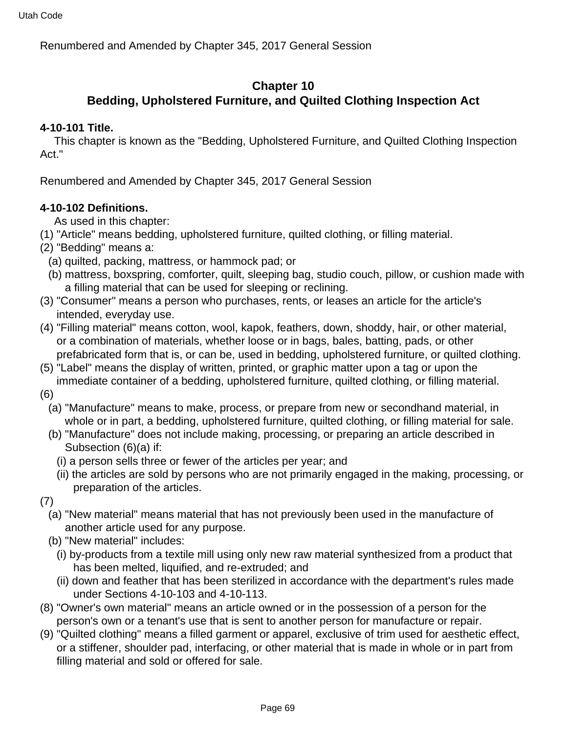Renumbered and Amended by Chapter 345, 2017 General Session

## Chapter 10
## Bedding, Upholstered Furniture, and Quilted Clothing Inspection Act

**4-10-101 Title.**

This chapter is known as the "Bedding, Upholstered Furniture, and Quilted Clothing Inspection Act."

Renumbered and Amended by Chapter 345, 2017 General Session

**4-10-102 Definitions.**

As used in this chapter:

(1) "Article" means bedding, upholstered furniture, quilted clothing, or filling material.

(2) "Bedding" means a:

(a) quilted, packing, mattress, or hammock pad; or

(b) mattress, boxspring, comforter, quilt, sleeping bag, studio couch, pillow, or cushion made with a filling material that can be used for sleeping or reclining.

(3) "Consumer" means a person who purchases, rents, or leases an article for the article's intended, everyday use.

(4) "Filling material" means cotton, wool, kapok, feathers, down, shoddy, hair, or other material, or a combination of materials, whether loose or in bags, bales, batting, pads, or other prefabricated form that is, or can be, used in bedding, upholstered furniture, or quilted clothing.

(5) "Label" means the display of written, printed, or graphic matter upon a tag or upon the immediate container of a bedding, upholstered furniture, quilted clothing, or filling material.

(6)

(a) "Manufacture" means to make, process, or prepare from new or secondhand material, in whole or in part, a bedding, upholstered furniture, quilted clothing, or filling material for sale.

(b) "Manufacture" does not include making, processing, or preparing an article described in Subsection (6)(a) if:

(i) a person sells three or fewer of the articles per year; and

(ii) the articles are sold by persons who are not primarily engaged in the making, processing, or preparation of the articles.

(7)

(a) "New material" means material that has not previously been used in the manufacture of another article used for any purpose.

(b) "New material" includes:

(i) by-products from a textile mill using only new raw material synthesized from a product that has been melted, liquified, and re-extruded; and

(ii) down and feather that has been sterilized in accordance with the department's rules made under Sections 4-10-103 and 4-10-113.

(8) "Owner's own material" means an article owned or in the possession of a person for the person's own or a tenant's use that is sent to another person for manufacture or repair.

(9) "Quilted clothing" means a filled garment or apparel, exclusive of trim used for aesthetic effect, or a stiffener, shoulder pad, interfacing, or other material that is made in whole or in part from filling material and sold or offered for sale.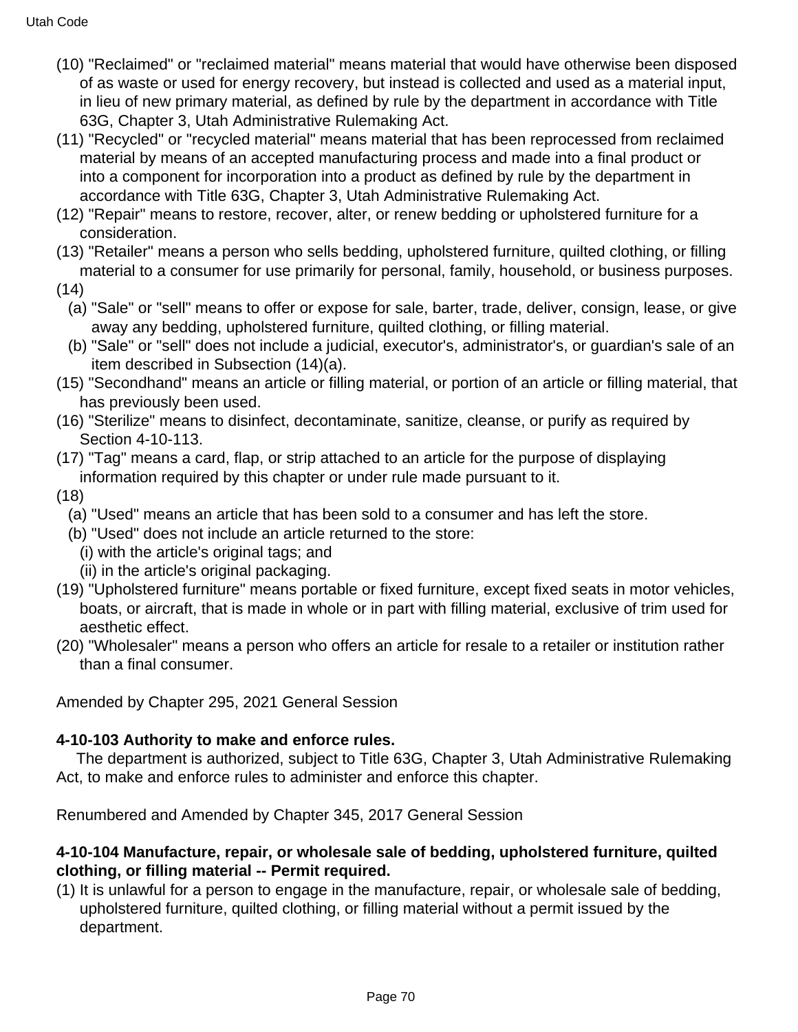(10) "Reclaimed" or "reclaimed material" means material that would have otherwise been disposed of as waste or used for energy recovery, but instead is collected and used as a material input, in lieu of new primary material, as defined by rule by the department in accordance with Title 63G, Chapter 3, Utah Administrative Rulemaking Act.

(11) "Recycled" or "recycled material" means material that has been reprocessed from reclaimed material by means of an accepted manufacturing process and made into a final product or into a component for incorporation into a product as defined by rule by the department in accordance with Title 63G, Chapter 3, Utah Administrative Rulemaking Act.

(12) "Repair" means to restore, recover, alter, or renew bedding or upholstered furniture for a consideration.

(13) "Retailer" means a person who sells bedding, upholstered furniture, quilted clothing, or filling material to a consumer for use primarily for personal, family, household, or business purposes.

(14)

(a) "Sale" or "sell" means to offer or expose for sale, barter, trade, deliver, consign, lease, or give away any bedding, upholstered furniture, quilted clothing, or filling material.

(b) "Sale" or "sell" does not include a judicial, executor's, administrator's, or guardian's sale of an item described in Subsection (14)(a).

(15) "Secondhand" means an article or filling material, or portion of an article or filling material, that has previously been used.

(16) "Sterilize" means to disinfect, decontaminate, sanitize, cleanse, or purify as required by Section 4-10-113.

(17) "Tag" means a card, flap, or strip attached to an article for the purpose of displaying information required by this chapter or under rule made pursuant to it.

(18)

(a) "Used" means an article that has been sold to a consumer and has left the store.

(b) "Used" does not include an article returned to the store:

(i) with the article's original tags; and

(ii) in the article's original packaging.

(19) "Upholstered furniture" means portable or fixed furniture, except fixed seats in motor vehicles, boats, or aircraft, that is made in whole or in part with filling material, exclusive of trim used for aesthetic effect.

(20) "Wholesaler" means a person who offers an article for resale to a retailer or institution rather than a final consumer.

Amended by Chapter 295, 2021 General Session

**4-10-103 Authority to make and enforce rules.**

The department is authorized, subject to Title 63G, Chapter 3, Utah Administrative Rulemaking Act, to make and enforce rules to administer and enforce this chapter.

Renumbered and Amended by Chapter 345, 2017 General Session

**4-10-104 Manufacture, repair, or wholesale sale of bedding, upholstered furniture, quilted clothing, or filling material -- Permit required.**

(1) It is unlawful for a person to engage in the manufacture, repair, or wholesale sale of bedding, upholstered furniture, quilted clothing, or filling material without a permit issued by the department.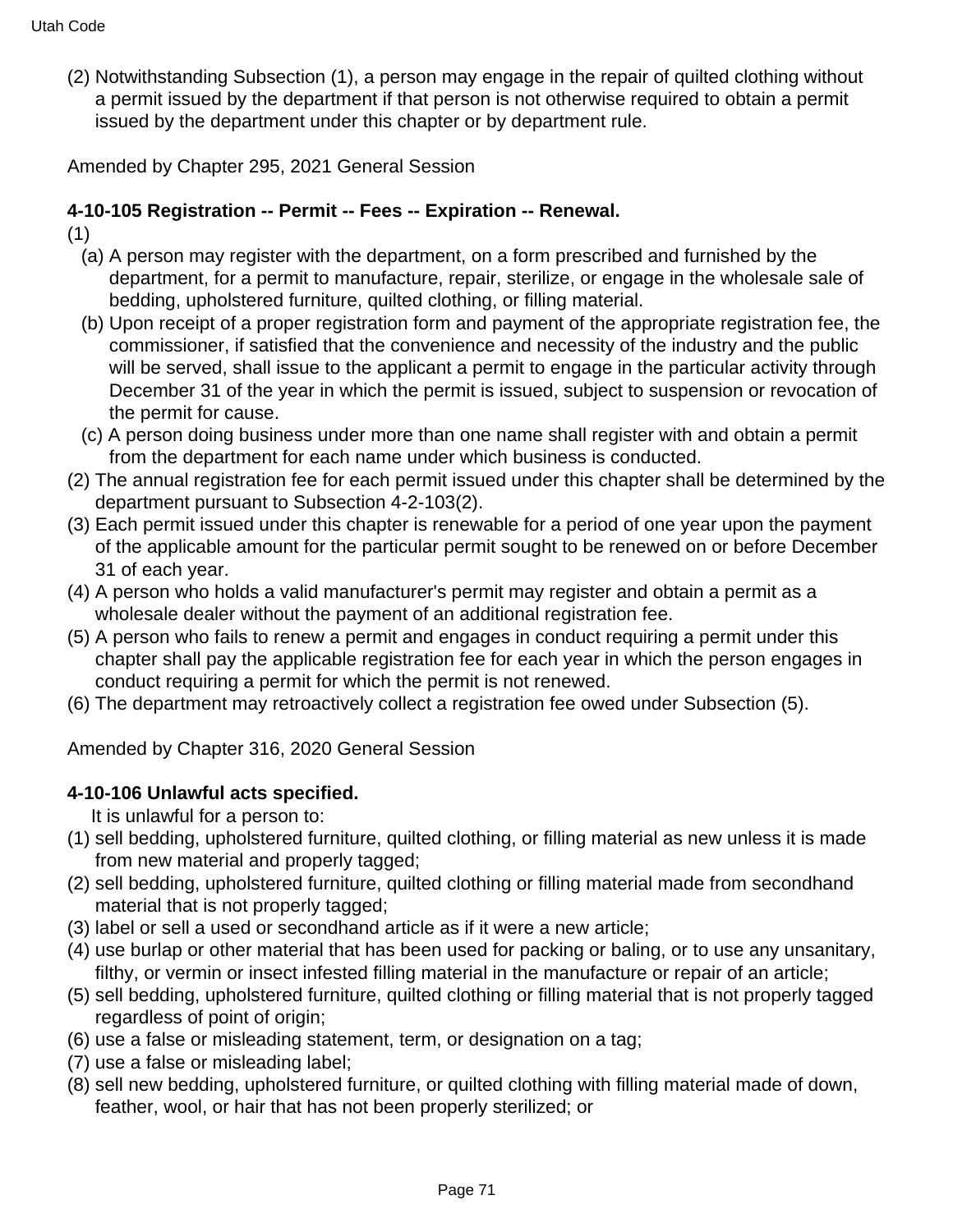(2) Notwithstanding Subsection (1), a person may engage in the repair of quilted clothing without a permit issued by the department if that person is not otherwise required to obtain a permit issued by the department under this chapter or by department rule.

Amended by Chapter 295, 2021 General Session

**4-10-105 Registration -- Permit -- Fees -- Expiration -- Renewal.**

(1)

(a) A person may register with the department, on a form prescribed and furnished by the department, for a permit to manufacture, repair, sterilize, or engage in the wholesale sale of bedding, upholstered furniture, quilted clothing, or filling material.

(b) Upon receipt of a proper registration form and payment of the appropriate registration fee, the commissioner, if satisfied that the convenience and necessity of the industry and the public will be served, shall issue to the applicant a permit to engage in the particular activity through December 31 of the year in which the permit is issued, subject to suspension or revocation of the permit for cause.

(c) A person doing business under more than one name shall register with and obtain a permit from the department for each name under which business is conducted.

(2) The annual registration fee for each permit issued under this chapter shall be determined by the department pursuant to Subsection 4-2-103(2).

(3) Each permit issued under this chapter is renewable for a period of one year upon the payment of the applicable amount for the particular permit sought to be renewed on or before December 31 of each year.

(4) A person who holds a valid manufacturer's permit may register and obtain a permit as a wholesale dealer without the payment of an additional registration fee.

(5) A person who fails to renew a permit and engages in conduct requiring a permit under this chapter shall pay the applicable registration fee for each year in which the person engages in conduct requiring a permit for which the permit is not renewed.

(6) The department may retroactively collect a registration fee owed under Subsection (5).

Amended by Chapter 316, 2020 General Session

**4-10-106 Unlawful acts specified.**

It is unlawful for a person to:

(1) sell bedding, upholstered furniture, quilted clothing, or filling material as new unless it is made from new material and properly tagged;

(2) sell bedding, upholstered furniture, quilted clothing or filling material made from secondhand material that is not properly tagged;

(3) label or sell a used or secondhand article as if it were a new article;

(4) use burlap or other material that has been used for packing or baling, or to use any unsanitary, filthy, or vermin or insect infested filling material in the manufacture or repair of an article;

(5) sell bedding, upholstered furniture, quilted clothing or filling material that is not properly tagged regardless of point of origin;

(6) use a false or misleading statement, term, or designation on a tag;

(7) use a false or misleading label;

(8) sell new bedding, upholstered furniture, or quilted clothing with filling material made of down, feather, wool, or hair that has not been properly sterilized; or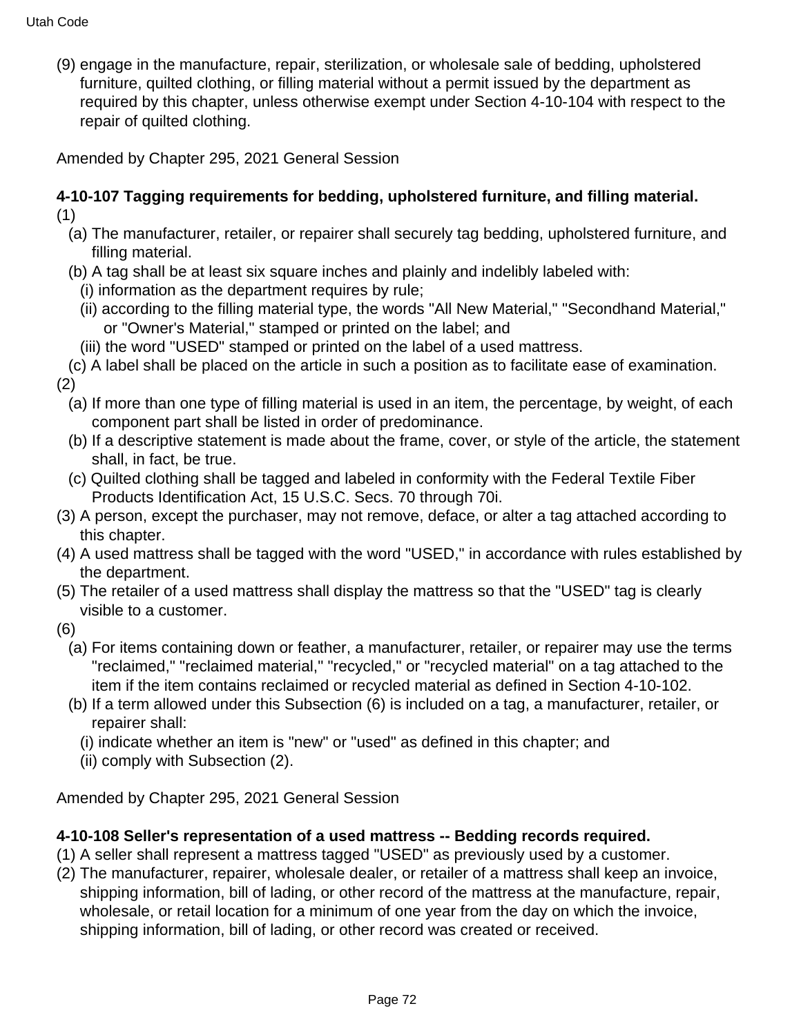(9) engage in the manufacture, repair, sterilization, or wholesale sale of bedding, upholstered furniture, quilted clothing, or filling material without a permit issued by the department as required by this chapter, unless otherwise exempt under Section 4-10-104 with respect to the repair of quilted clothing.

Amended by Chapter 295, 2021 General Session

**4-10-107 Tagging requirements for bedding, upholstered furniture, and filling material.**

(1)

(a) The manufacturer, retailer, or repairer shall securely tag bedding, upholstered furniture, and filling material.

(b) A tag shall be at least six square inches and plainly and indelibly labeled with:

(i) information as the department requires by rule;

(ii) according to the filling material type, the words "All New Material," "Secondhand Material," or "Owner's Material," stamped or printed on the label; and

(iii) the word "USED" stamped or printed on the label of a used mattress.

(c) A label shall be placed on the article in such a position as to facilitate ease of examination.

(2)

(a) If more than one type of filling material is used in an item, the percentage, by weight, of each component part shall be listed in order of predominance.

(b) If a descriptive statement is made about the frame, cover, or style of the article, the statement shall, in fact, be true.

(c) Quilted clothing shall be tagged and labeled in conformity with the Federal Textile Fiber Products Identification Act, 15 U.S.C. Secs. 70 through 70i.

(3) A person, except the purchaser, may not remove, deface, or alter a tag attached according to this chapter.

(4) A used mattress shall be tagged with the word "USED," in accordance with rules established by the department.

(5) The retailer of a used mattress shall display the mattress so that the "USED" tag is clearly visible to a customer.

(6)

(a) For items containing down or feather, a manufacturer, retailer, or repairer may use the terms "reclaimed," "reclaimed material," "recycled," or "recycled material" on a tag attached to the item if the item contains reclaimed or recycled material as defined in Section 4-10-102.

(b) If a term allowed under this Subsection (6) is included on a tag, a manufacturer, retailer, or repairer shall:

(i) indicate whether an item is "new" or "used" as defined in this chapter; and

(ii) comply with Subsection (2).

Amended by Chapter 295, 2021 General Session

**4-10-108 Seller's representation of a used mattress -- Bedding records required.**

(1) A seller shall represent a mattress tagged "USED" as previously used by a customer.

(2) The manufacturer, repairer, wholesale dealer, or retailer of a mattress shall keep an invoice, shipping information, bill of lading, or other record of the mattress at the manufacture, repair, wholesale, or retail location for a minimum of one year from the day on which the invoice, shipping information, bill of lading, or other record was created or received.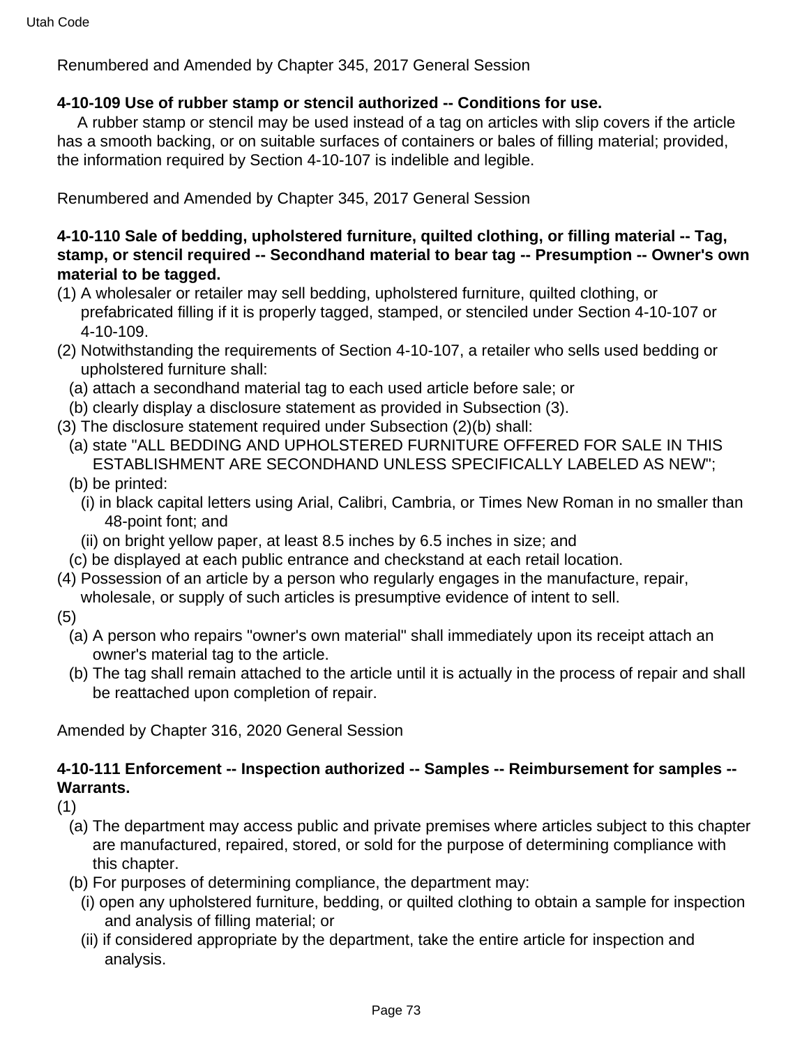Renumbered and Amended by Chapter 345, 2017 General Session

**4-10-109 Use of rubber stamp or stencil authorized -- Conditions for use.**

A rubber stamp or stencil may be used instead of a tag on articles with slip covers if the article has a smooth backing, or on suitable surfaces of containers or bales of filling material; provided, the information required by Section 4-10-107 is indelible and legible.

Renumbered and Amended by Chapter 345, 2017 General Session

**4-10-110 Sale of bedding, upholstered furniture, quilted clothing, or filling material -- Tag, stamp, or stencil required -- Secondhand material to bear tag -- Presumption -- Owner's own material to be tagged.**

(1) A wholesaler or retailer may sell bedding, upholstered furniture, quilted clothing, or prefabricated filling if it is properly tagged, stamped, or stenciled under Section 4-10-107 or 4-10-109.

(2) Notwithstanding the requirements of Section 4-10-107, a retailer who sells used bedding or upholstered furniture shall:

  (a) attach a secondhand material tag to each used article before sale; or

  (b) clearly display a disclosure statement as provided in Subsection (3).

(3) The disclosure statement required under Subsection (2)(b) shall:

  (a) state "ALL BEDDING AND UPHOLSTERED FURNITURE OFFERED FOR SALE IN THIS ESTABLISHMENT ARE SECONDHAND UNLESS SPECIFICALLY LABELED AS NEW";

  (b) be printed:

    (i) in black capital letters using Arial, Calibri, Cambria, or Times New Roman in no smaller than 48-point font; and

    (ii) on bright yellow paper, at least 8.5 inches by 6.5 inches in size; and

  (c) be displayed at each public entrance and checkstand at each retail location.

(4) Possession of an article by a person who regularly engages in the manufacture, repair, wholesale, or supply of such articles is presumptive evidence of intent to sell.

(5)

  (a) A person who repairs "owner's own material" shall immediately upon its receipt attach an owner's material tag to the article.

  (b) The tag shall remain attached to the article until it is actually in the process of repair and shall be reattached upon completion of repair.

Amended by Chapter 316, 2020 General Session

**4-10-111 Enforcement -- Inspection authorized -- Samples -- Reimbursement for samples -- Warrants.**

(1)

  (a) The department may access public and private premises where articles subject to this chapter are manufactured, repaired, stored, or sold for the purpose of determining compliance with this chapter.

  (b) For purposes of determining compliance, the department may:

    (i) open any upholstered furniture, bedding, or quilted clothing to obtain a sample for inspection and analysis of filling material; or

    (ii) if considered appropriate by the department, take the entire article for inspection and analysis.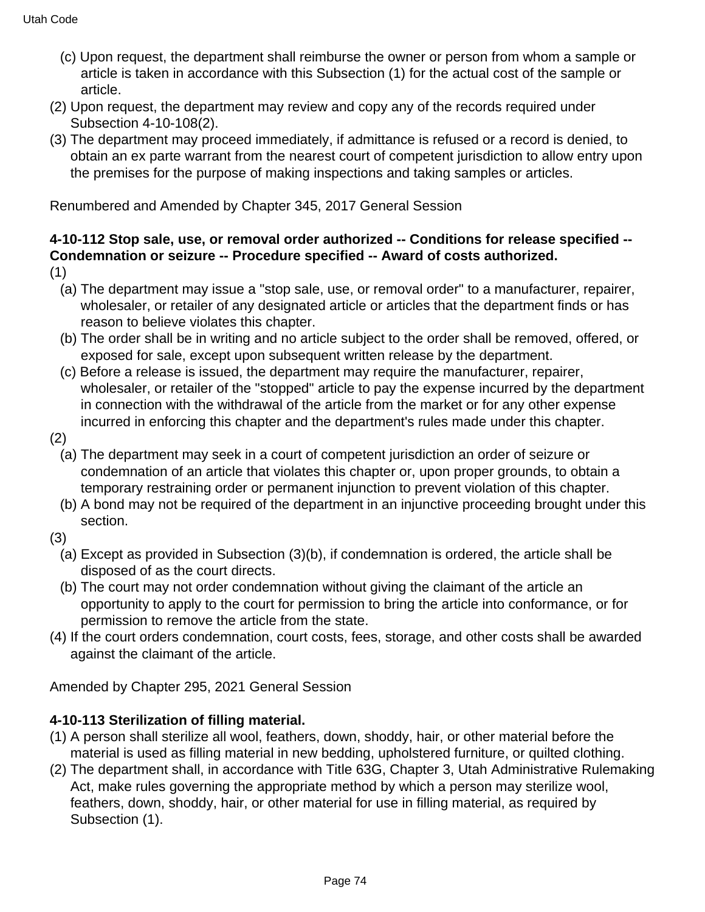(c) Upon request, the department shall reimburse the owner or person from whom a sample or article is taken in accordance with this Subsection (1) for the actual cost of the sample or article.

(2) Upon request, the department may review and copy any of the records required under Subsection 4-10-108(2).

(3) The department may proceed immediately, if admittance is refused or a record is denied, to obtain an ex parte warrant from the nearest court of competent jurisdiction to allow entry upon the premises for the purpose of making inspections and taking samples or articles.

Renumbered and Amended by Chapter 345, 2017 General Session

**4-10-112 Stop sale, use, or removal order authorized -- Conditions for release specified -- Condemnation or seizure -- Procedure specified -- Award of costs authorized.**

(1)

(a) The department may issue a "stop sale, use, or removal order" to a manufacturer, repairer, wholesaler, or retailer of any designated article or articles that the department finds or has reason to believe violates this chapter.

(b) The order shall be in writing and no article subject to the order shall be removed, offered, or exposed for sale, except upon subsequent written release by the department.

(c) Before a release is issued, the department may require the manufacturer, repairer, wholesaler, or retailer of the "stopped" article to pay the expense incurred by the department in connection with the withdrawal of the article from the market or for any other expense incurred in enforcing this chapter and the department's rules made under this chapter.

(2)

(a) The department may seek in a court of competent jurisdiction an order of seizure or condemnation of an article that violates this chapter or, upon proper grounds, to obtain a temporary restraining order or permanent injunction to prevent violation of this chapter.

(b) A bond may not be required of the department in an injunctive proceeding brought under this section.

(3)

(a) Except as provided in Subsection (3)(b), if condemnation is ordered, the article shall be disposed of as the court directs.

(b) The court may not order condemnation without giving the claimant of the article an opportunity to apply to the court for permission to bring the article into conformance, or for permission to remove the article from the state.

(4) If the court orders condemnation, court costs, fees, storage, and other costs shall be awarded against the claimant of the article.

Amended by Chapter 295, 2021 General Session

**4-10-113 Sterilization of filling material.**

(1) A person shall sterilize all wool, feathers, down, shoddy, hair, or other material before the material is used as filling material in new bedding, upholstered furniture, or quilted clothing.

(2) The department shall, in accordance with Title 63G, Chapter 3, Utah Administrative Rulemaking Act, make rules governing the appropriate method by which a person may sterilize wool, feathers, down, shoddy, hair, or other material for use in filling material, as required by Subsection (1).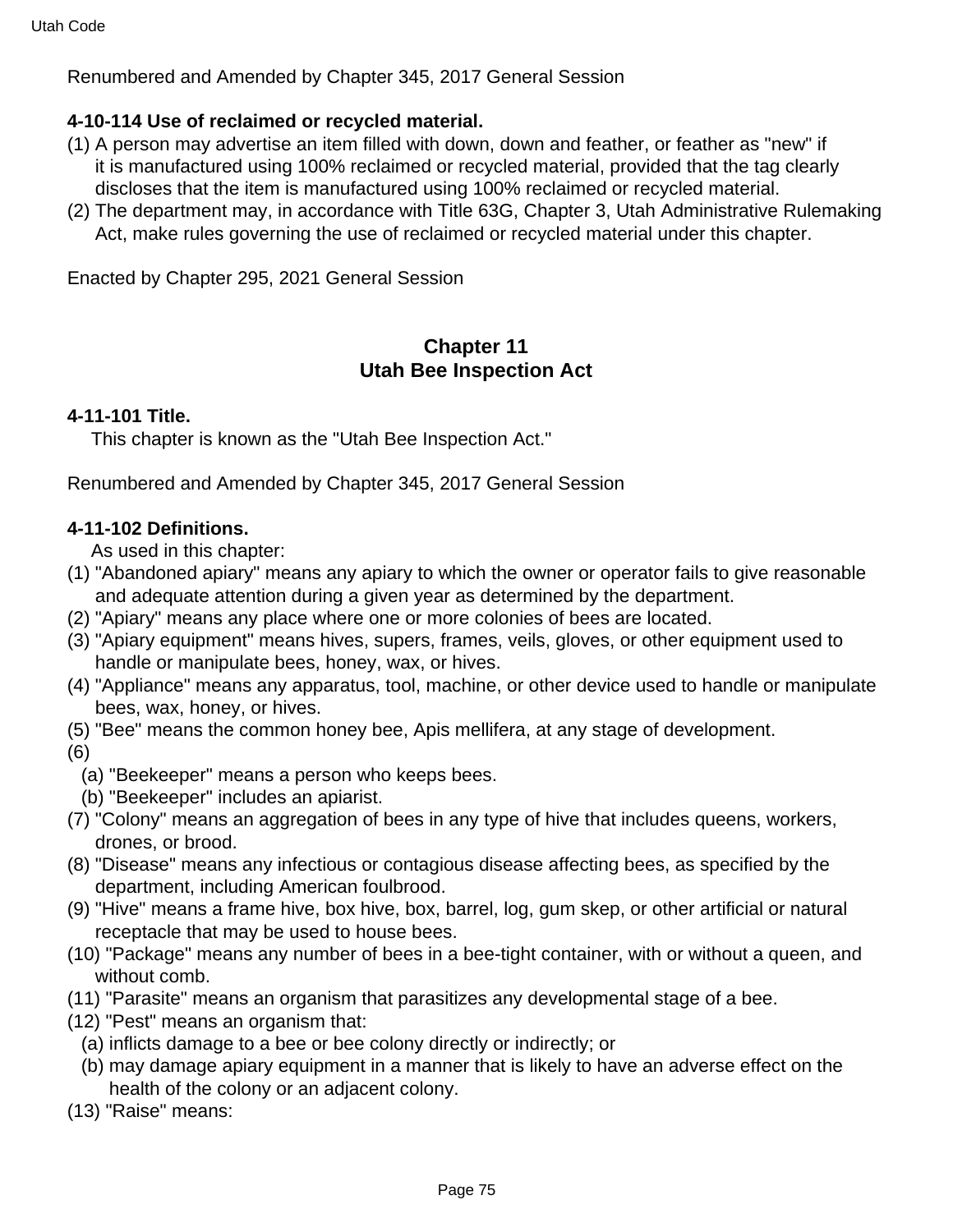Renumbered and Amended by Chapter 345, 2017 General Session

**4-10-114 Use of reclaimed or recycled material.**

(1) A person may advertise an item filled with down, down and feather, or feather as "new" if it is manufactured using 100% reclaimed or recycled material, provided that the tag clearly discloses that the item is manufactured using 100% reclaimed or recycled material.

(2) The department may, in accordance with Title 63G, Chapter 3, Utah Administrative Rulemaking Act, make rules governing the use of reclaimed or recycled material under this chapter.

Enacted by Chapter 295, 2021 General Session

## Chapter 11
## Utah Bee Inspection Act

**4-11-101 Title.**

This chapter is known as the "Utah Bee Inspection Act."

Renumbered and Amended by Chapter 345, 2017 General Session

**4-11-102 Definitions.**

As used in this chapter:

(1) "Abandoned apiary" means any apiary to which the owner or operator fails to give reasonable and adequate attention during a given year as determined by the department.

(2) "Apiary" means any place where one or more colonies of bees are located.

(3) "Apiary equipment" means hives, supers, frames, veils, gloves, or other equipment used to handle or manipulate bees, honey, wax, or hives.

(4) "Appliance" means any apparatus, tool, machine, or other device used to handle or manipulate bees, wax, honey, or hives.

(5) "Bee" means the common honey bee, Apis mellifera, at any stage of development.

(6)
- (a) "Beekeeper" means a person who keeps bees.
- (b) "Beekeeper" includes an apiarist.

(7) "Colony" means an aggregation of bees in any type of hive that includes queens, workers, drones, or brood.

(8) "Disease" means any infectious or contagious disease affecting bees, as specified by the department, including American foulbrood.

(9) "Hive" means a frame hive, box hive, box, barrel, log, gum skep, or other artificial or natural receptacle that may be used to house bees.

(10) "Package" means any number of bees in a bee-tight container, with or without a queen, and without comb.

(11) "Parasite" means an organism that parasitizes any developmental stage of a bee.

(12) "Pest" means an organism that:
- (a) inflicts damage to a bee or bee colony directly or indirectly; or
- (b) may damage apiary equipment in a manner that is likely to have an adverse effect on the health of the colony or an adjacent colony.

(13) "Raise" means: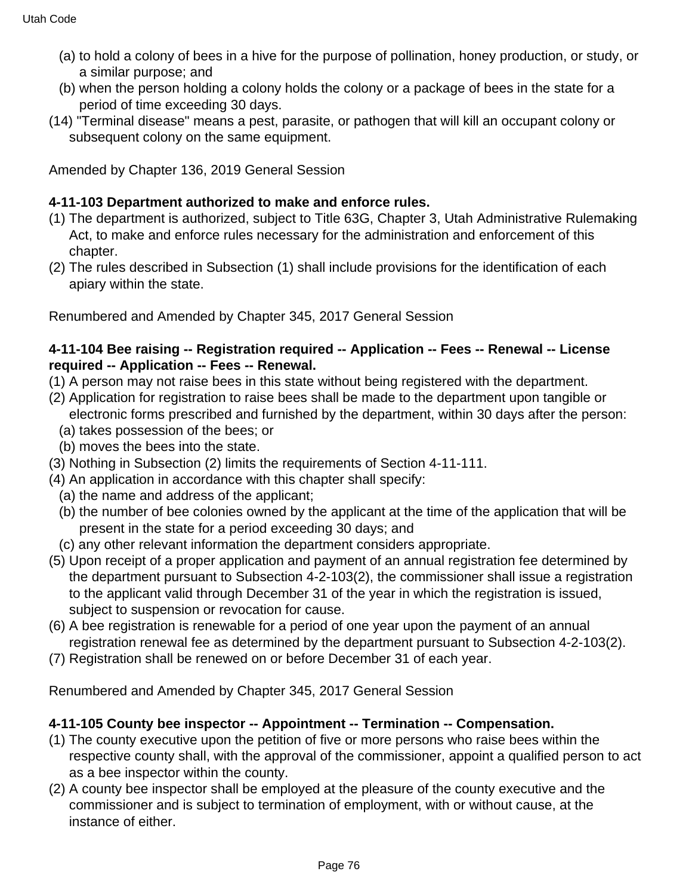(a) to hold a colony of bees in a hive for the purpose of pollination, honey production, or study, or a similar purpose; and

(b) when the person holding a colony holds the colony or a package of bees in the state for a period of time exceeding 30 days.

(14) "Terminal disease" means a pest, parasite, or pathogen that will kill an occupant colony or subsequent colony on the same equipment.

Amended by Chapter 136, 2019 General Session

**4-11-103 Department authorized to make and enforce rules.**

(1) The department is authorized, subject to Title 63G, Chapter 3, Utah Administrative Rulemaking Act, to make and enforce rules necessary for the administration and enforcement of this chapter.

(2) The rules described in Subsection (1) shall include provisions for the identification of each apiary within the state.

Renumbered and Amended by Chapter 345, 2017 General Session

**4-11-104 Bee raising -- Registration required -- Application -- Fees -- Renewal -- License required -- Application -- Fees -- Renewal.**

(1) A person may not raise bees in this state without being registered with the department.

(2) Application for registration to raise bees shall be made to the department upon tangible or electronic forms prescribed and furnished by the department, within 30 days after the person:

(a) takes possession of the bees; or

(b) moves the bees into the state.

(3) Nothing in Subsection (2) limits the requirements of Section 4-11-111.

(4) An application in accordance with this chapter shall specify:

(a) the name and address of the applicant;

(b) the number of bee colonies owned by the applicant at the time of the application that will be present in the state for a period exceeding 30 days; and

(c) any other relevant information the department considers appropriate.

(5) Upon receipt of a proper application and payment of an annual registration fee determined by the department pursuant to Subsection 4-2-103(2), the commissioner shall issue a registration to the applicant valid through December 31 of the year in which the registration is issued, subject to suspension or revocation for cause.

(6) A bee registration is renewable for a period of one year upon the payment of an annual registration renewal fee as determined by the department pursuant to Subsection 4-2-103(2).

(7) Registration shall be renewed on or before December 31 of each year.

Renumbered and Amended by Chapter 345, 2017 General Session

**4-11-105 County bee inspector -- Appointment -- Termination -- Compensation.**

(1) The county executive upon the petition of five or more persons who raise bees within the respective county shall, with the approval of the commissioner, appoint a qualified person to act as a bee inspector within the county.

(2) A county bee inspector shall be employed at the pleasure of the county executive and the commissioner and is subject to termination of employment, with or without cause, at the instance of either.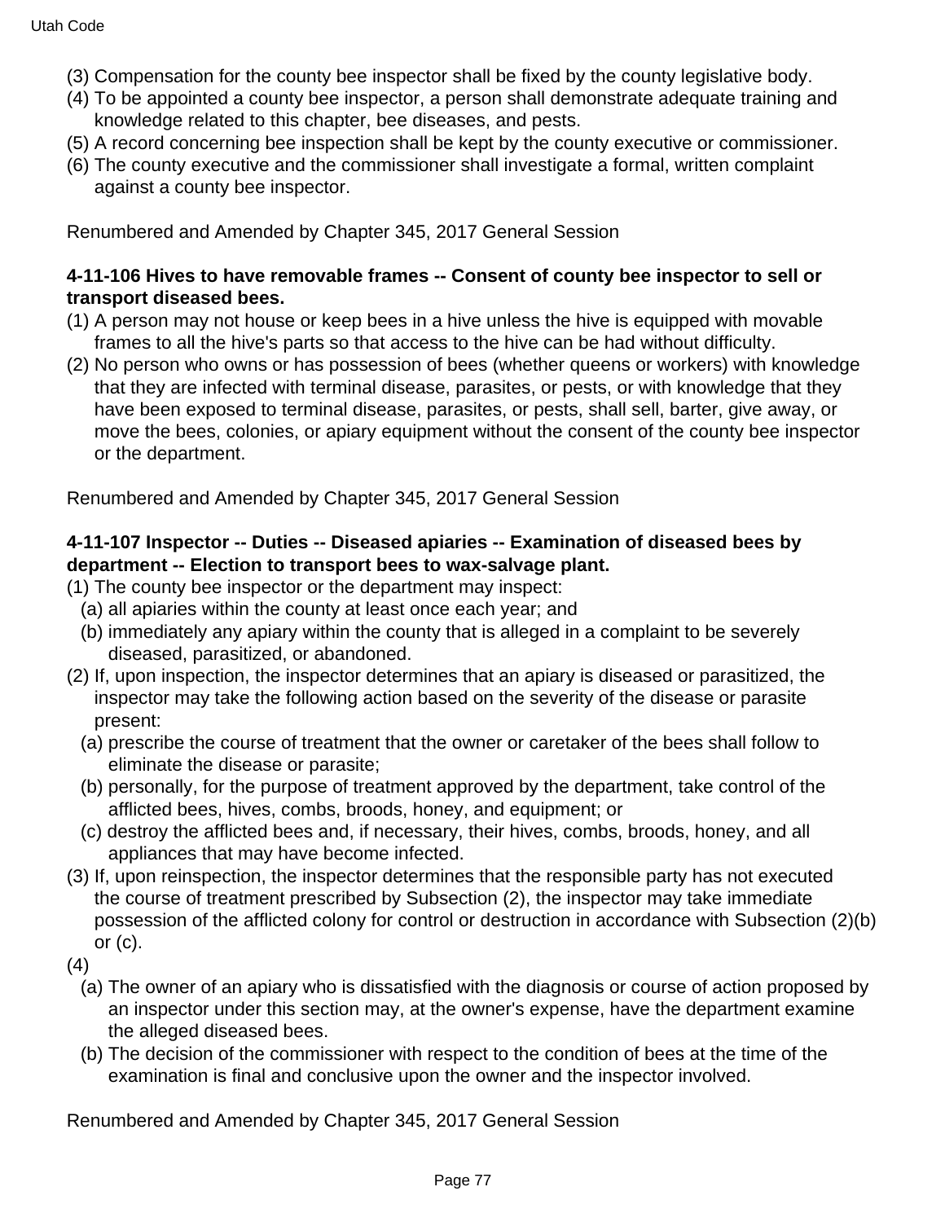(3) Compensation for the county bee inspector shall be fixed by the county legislative body.

(4) To be appointed a county bee inspector, a person shall demonstrate adequate training and knowledge related to this chapter, bee diseases, and pests.

(5) A record concerning bee inspection shall be kept by the county executive or commissioner.

(6) The county executive and the commissioner shall investigate a formal, written complaint against a county bee inspector.

Renumbered and Amended by Chapter 345, 2017 General Session

**4-11-106 Hives to have removable frames -- Consent of county bee inspector to sell or transport diseased bees.**

(1) A person may not house or keep bees in a hive unless the hive is equipped with movable frames to all the hive's parts so that access to the hive can be had without difficulty.

(2) No person who owns or has possession of bees (whether queens or workers) with knowledge that they are infected with terminal disease, parasites, or pests, or with knowledge that they have been exposed to terminal disease, parasites, or pests, shall sell, barter, give away, or move the bees, colonies, or apiary equipment without the consent of the county bee inspector or the department.

Renumbered and Amended by Chapter 345, 2017 General Session

**4-11-107 Inspector -- Duties -- Diseased apiaries -- Examination of diseased bees by department -- Election to transport bees to wax-salvage plant.**

(1) The county bee inspector or the department may inspect:

  (a) all apiaries within the county at least once each year; and

  (b) immediately any apiary within the county that is alleged in a complaint to be severely diseased, parasitized, or abandoned.

(2) If, upon inspection, the inspector determines that an apiary is diseased or parasitized, the inspector may take the following action based on the severity of the disease or parasite present:

  (a) prescribe the course of treatment that the owner or caretaker of the bees shall follow to eliminate the disease or parasite;

  (b) personally, for the purpose of treatment approved by the department, take control of the afflicted bees, hives, combs, broods, honey, and equipment; or

  (c) destroy the afflicted bees and, if necessary, their hives, combs, broods, honey, and all appliances that may have become infected.

(3) If, upon reinspection, the inspector determines that the responsible party has not executed the course of treatment prescribed by Subsection (2), the inspector may take immediate possession of the afflicted colony for control or destruction in accordance with Subsection (2)(b) or (c).

(4)

  (a) The owner of an apiary who is dissatisfied with the diagnosis or course of action proposed by an inspector under this section may, at the owner's expense, have the department examine the alleged diseased bees.

  (b) The decision of the commissioner with respect to the condition of bees at the time of the examination is final and conclusive upon the owner and the inspector involved.

Renumbered and Amended by Chapter 345, 2017 General Session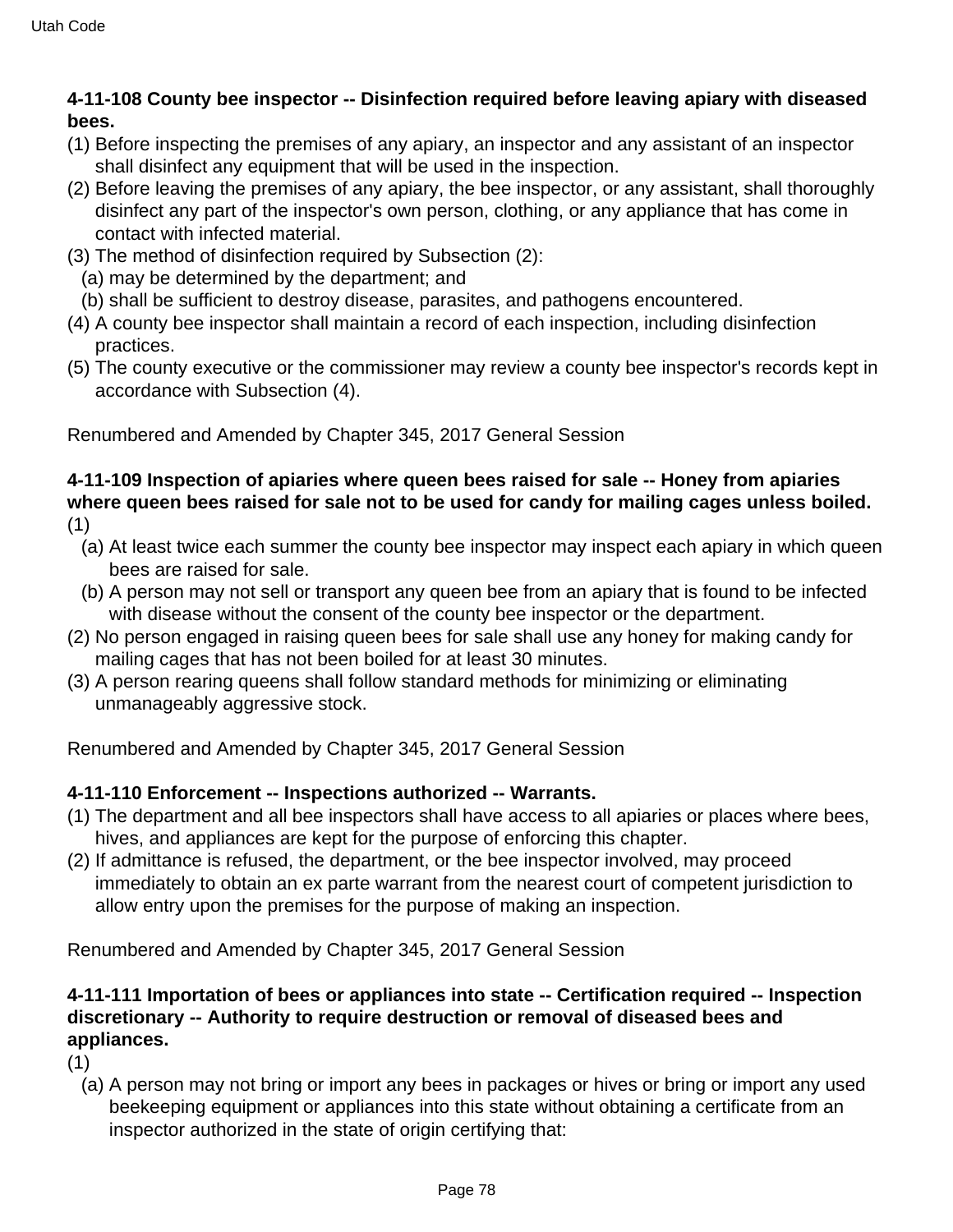**4-11-108 County bee inspector -- Disinfection required before leaving apiary with diseased bees.**

(1) Before inspecting the premises of any apiary, an inspector and any assistant of an inspector shall disinfect any equipment that will be used in the inspection.

(2) Before leaving the premises of any apiary, the bee inspector, or any assistant, shall thoroughly disinfect any part of the inspector's own person, clothing, or any appliance that has come in contact with infected material.

(3) The method of disinfection required by Subsection (2):

  (a) may be determined by the department; and

  (b) shall be sufficient to destroy disease, parasites, and pathogens encountered.

(4) A county bee inspector shall maintain a record of each inspection, including disinfection practices.

(5) The county executive or the commissioner may review a county bee inspector's records kept in accordance with Subsection (4).

Renumbered and Amended by Chapter 345, 2017 General Session

**4-11-109 Inspection of apiaries where queen bees raised for sale -- Honey from apiaries where queen bees raised for sale not to be used for candy for mailing cages unless boiled.**

(1)

  (a) At least twice each summer the county bee inspector may inspect each apiary in which queen bees are raised for sale.

  (b) A person may not sell or transport any queen bee from an apiary that is found to be infected with disease without the consent of the county bee inspector or the department.

(2) No person engaged in raising queen bees for sale shall use any honey for making candy for mailing cages that has not been boiled for at least 30 minutes.

(3) A person rearing queens shall follow standard methods for minimizing or eliminating unmanageably aggressive stock.

Renumbered and Amended by Chapter 345, 2017 General Session

**4-11-110 Enforcement -- Inspections authorized -- Warrants.**

(1) The department and all bee inspectors shall have access to all apiaries or places where bees, hives, and appliances are kept for the purpose of enforcing this chapter.

(2) If admittance is refused, the department, or the bee inspector involved, may proceed immediately to obtain an ex parte warrant from the nearest court of competent jurisdiction to allow entry upon the premises for the purpose of making an inspection.

Renumbered and Amended by Chapter 345, 2017 General Session

**4-11-111 Importation of bees or appliances into state -- Certification required -- Inspection discretionary -- Authority to require destruction or removal of diseased bees and appliances.**

(1)

  (a) A person may not bring or import any bees in packages or hives or bring or import any used beekeeping equipment or appliances into this state without obtaining a certificate from an inspector authorized in the state of origin certifying that: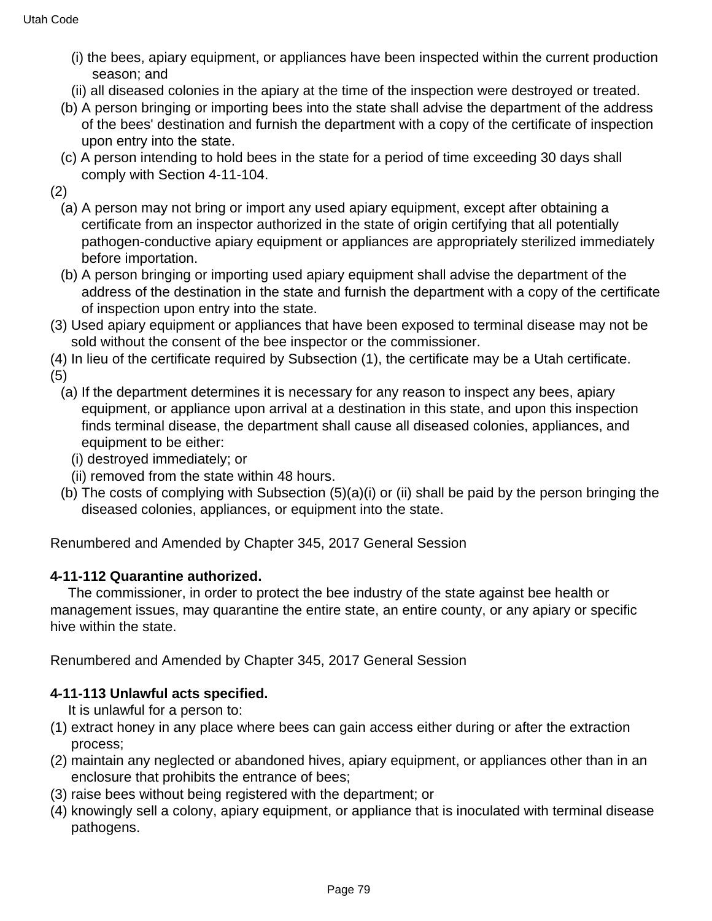(i) the bees, apiary equipment, or appliances have been inspected within the current production season; and

(ii) all diseased colonies in the apiary at the time of the inspection were destroyed or treated.

(b) A person bringing or importing bees into the state shall advise the department of the address of the bees' destination and furnish the department with a copy of the certificate of inspection upon entry into the state.

(c) A person intending to hold bees in the state for a period of time exceeding 30 days shall comply with Section 4-11-104.

(2)

(a) A person may not bring or import any used apiary equipment, except after obtaining a certificate from an inspector authorized in the state of origin certifying that all potentially pathogen-conductive apiary equipment or appliances are appropriately sterilized immediately before importation.

(b) A person bringing or importing used apiary equipment shall advise the department of the address of the destination in the state and furnish the department with a copy of the certificate of inspection upon entry into the state.

(3) Used apiary equipment or appliances that have been exposed to terminal disease may not be sold without the consent of the bee inspector or the commissioner.

(4) In lieu of the certificate required by Subsection (1), the certificate may be a Utah certificate.

(5)

(a) If the department determines it is necessary for any reason to inspect any bees, apiary equipment, or appliance upon arrival at a destination in this state, and upon this inspection finds terminal disease, the department shall cause all diseased colonies, appliances, and equipment to be either:

(i) destroyed immediately; or

(ii) removed from the state within 48 hours.

(b) The costs of complying with Subsection (5)(a)(i) or (ii) shall be paid by the person bringing the diseased colonies, appliances, or equipment into the state.

Renumbered and Amended by Chapter 345, 2017 General Session

**4-11-112 Quarantine authorized.**

The commissioner, in order to protect the bee industry of the state against bee health or management issues, may quarantine the entire state, an entire county, or any apiary or specific hive within the state.

Renumbered and Amended by Chapter 345, 2017 General Session

**4-11-113 Unlawful acts specified.**

It is unlawful for a person to:

(1) extract honey in any place where bees can gain access either during or after the extraction process;

(2) maintain any neglected or abandoned hives, apiary equipment, or appliances other than in an enclosure that prohibits the entrance of bees;

(3) raise bees without being registered with the department; or

(4) knowingly sell a colony, apiary equipment, or appliance that is inoculated with terminal disease pathogens.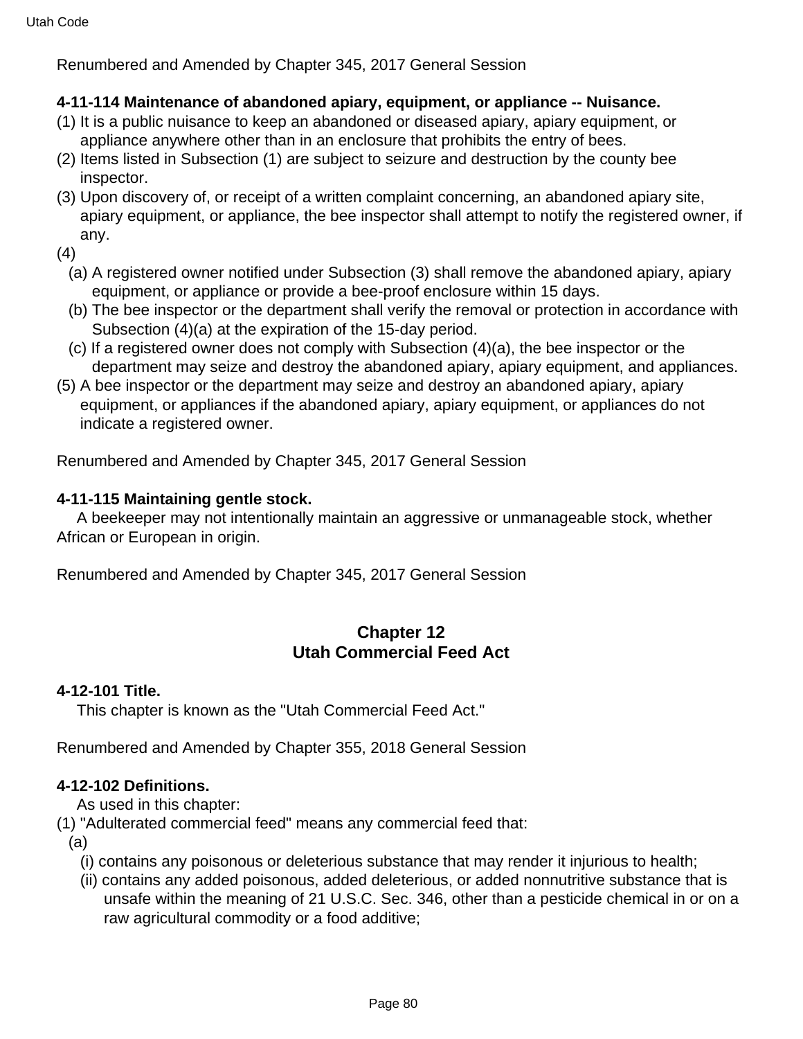Renumbered and Amended by Chapter 345, 2017 General Session

**4-11-114 Maintenance of abandoned apiary, equipment, or appliance -- Nuisance.**

(1) It is a public nuisance to keep an abandoned or diseased apiary, apiary equipment, or appliance anywhere other than in an enclosure that prohibits the entry of bees.

(2) Items listed in Subsection (1) are subject to seizure and destruction by the county bee inspector.

(3) Upon discovery of, or receipt of a written complaint concerning, an abandoned apiary site, apiary equipment, or appliance, the bee inspector shall attempt to notify the registered owner, if any.

(4)

(a) A registered owner notified under Subsection (3) shall remove the abandoned apiary, apiary equipment, or appliance or provide a bee-proof enclosure within 15 days.

(b) The bee inspector or the department shall verify the removal or protection in accordance with Subsection (4)(a) at the expiration of the 15-day period.

(c) If a registered owner does not comply with Subsection (4)(a), the bee inspector or the department may seize and destroy the abandoned apiary, apiary equipment, and appliances.

(5) A bee inspector or the department may seize and destroy an abandoned apiary, apiary equipment, or appliances if the abandoned apiary, apiary equipment, or appliances do not indicate a registered owner.

Renumbered and Amended by Chapter 345, 2017 General Session

**4-11-115 Maintaining gentle stock.**

A beekeeper may not intentionally maintain an aggressive or unmanageable stock, whether African or European in origin.

Renumbered and Amended by Chapter 345, 2017 General Session

## Chapter 12
## Utah Commercial Feed Act

**4-12-101 Title.**

This chapter is known as the "Utah Commercial Feed Act."

Renumbered and Amended by Chapter 355, 2018 General Session

**4-12-102 Definitions.**

As used in this chapter:

(1) "Adulterated commercial feed" means any commercial feed that:

(a)

(i) contains any poisonous or deleterious substance that may render it injurious to health;

(ii) contains any added poisonous, added deleterious, or added nonnutritive substance that is unsafe within the meaning of 21 U.S.C. Sec. 346, other than a pesticide chemical in or on a raw agricultural commodity or a food additive;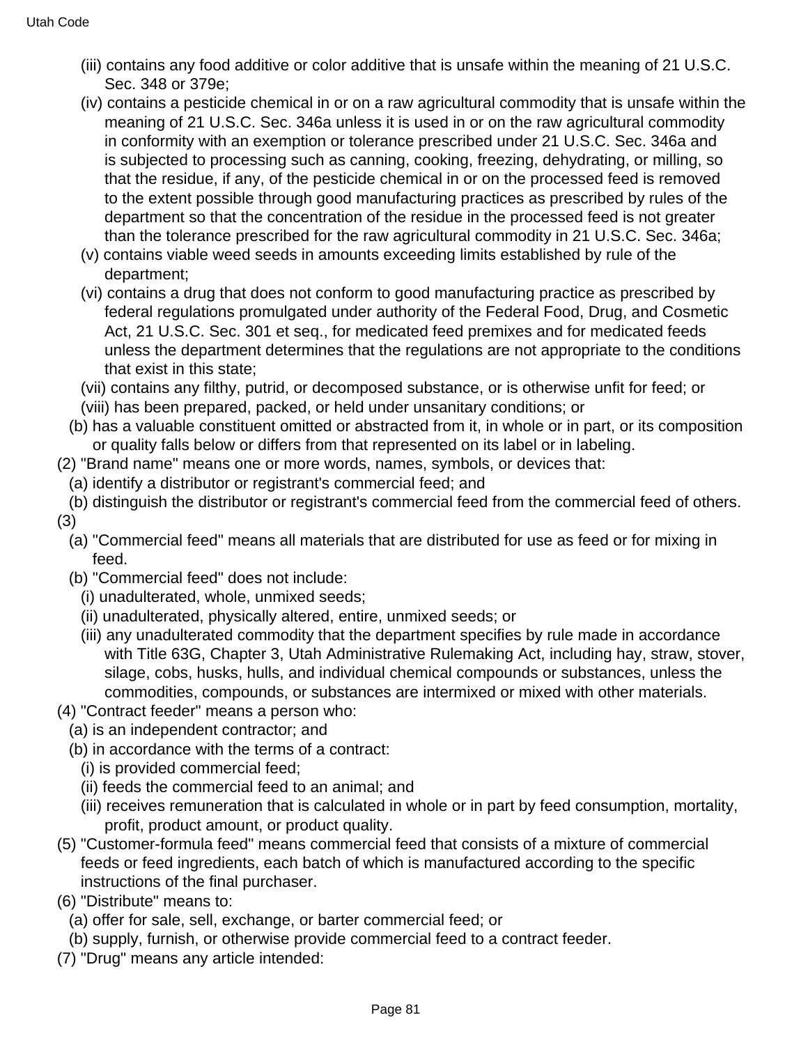(iii) contains any food additive or color additive that is unsafe within the meaning of 21 U.S.C. Sec. 348 or 379e;

(iv) contains a pesticide chemical in or on a raw agricultural commodity that is unsafe within the meaning of 21 U.S.C. Sec. 346a unless it is used in or on the raw agricultural commodity in conformity with an exemption or tolerance prescribed under 21 U.S.C. Sec. 346a and is subjected to processing such as canning, cooking, freezing, dehydrating, or milling, so that the residue, if any, of the pesticide chemical in or on the processed feed is removed to the extent possible through good manufacturing practices as prescribed by rules of the department so that the concentration of the residue in the processed feed is not greater than the tolerance prescribed for the raw agricultural commodity in 21 U.S.C. Sec. 346a;

(v) contains viable weed seeds in amounts exceeding limits established by rule of the department;

(vi) contains a drug that does not conform to good manufacturing practice as prescribed by federal regulations promulgated under authority of the Federal Food, Drug, and Cosmetic Act, 21 U.S.C. Sec. 301 et seq., for medicated feed premixes and for medicated feeds unless the department determines that the regulations are not appropriate to the conditions that exist in this state;

(vii) contains any filthy, putrid, or decomposed substance, or is otherwise unfit for feed; or

(viii) has been prepared, packed, or held under unsanitary conditions; or

(b) has a valuable constituent omitted or abstracted from it, in whole or in part, or its composition or quality falls below or differs from that represented on its label or in labeling.

(2) "Brand name" means one or more words, names, symbols, or devices that:

(a) identify a distributor or registrant's commercial feed; and

(b) distinguish the distributor or registrant's commercial feed from the commercial feed of others.

(3)

(a) "Commercial feed" means all materials that are distributed for use as feed or for mixing in feed.

(b) "Commercial feed" does not include:

(i) unadulterated, whole, unmixed seeds;

(ii) unadulterated, physically altered, entire, unmixed seeds; or

(iii) any unadulterated commodity that the department specifies by rule made in accordance with Title 63G, Chapter 3, Utah Administrative Rulemaking Act, including hay, straw, stover, silage, cobs, husks, hulls, and individual chemical compounds or substances, unless the commodities, compounds, or substances are intermixed or mixed with other materials.

(4) "Contract feeder" means a person who:

(a) is an independent contractor; and

(b) in accordance with the terms of a contract:

(i) is provided commercial feed;

(ii) feeds the commercial feed to an animal; and

(iii) receives remuneration that is calculated in whole or in part by feed consumption, mortality, profit, product amount, or product quality.

(5) "Customer-formula feed" means commercial feed that consists of a mixture of commercial feeds or feed ingredients, each batch of which is manufactured according to the specific instructions of the final purchaser.

(6) "Distribute" means to:

(a) offer for sale, sell, exchange, or barter commercial feed; or

(b) supply, furnish, or otherwise provide commercial feed to a contract feeder.

(7) "Drug" means any article intended: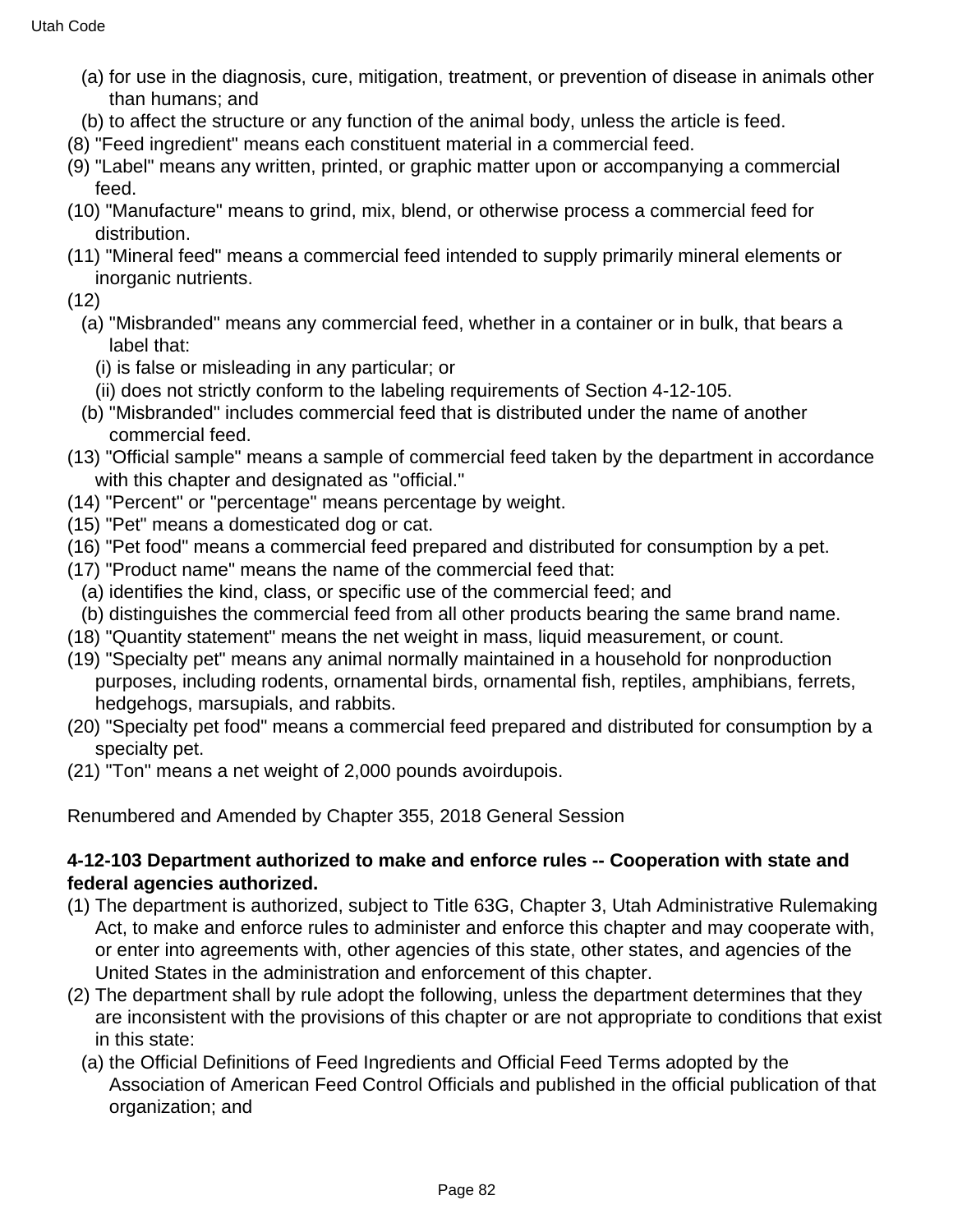(a) for use in the diagnosis, cure, mitigation, treatment, or prevention of disease in animals other than humans; and

(b) to affect the structure or any function of the animal body, unless the article is feed.

(8) "Feed ingredient" means each constituent material in a commercial feed.

(9) "Label" means any written, printed, or graphic matter upon or accompanying a commercial feed.

(10) "Manufacture" means to grind, mix, blend, or otherwise process a commercial feed for distribution.

(11) "Mineral feed" means a commercial feed intended to supply primarily mineral elements or inorganic nutrients.

(12)

(a) "Misbranded" means any commercial feed, whether in a container or in bulk, that bears a label that:

(i) is false or misleading in any particular; or

(ii) does not strictly conform to the labeling requirements of Section 4-12-105.

(b) "Misbranded" includes commercial feed that is distributed under the name of another commercial feed.

(13) "Official sample" means a sample of commercial feed taken by the department in accordance with this chapter and designated as "official."

(14) "Percent" or "percentage" means percentage by weight.

(15) "Pet" means a domesticated dog or cat.

(16) "Pet food" means a commercial feed prepared and distributed for consumption by a pet.

(17) "Product name" means the name of the commercial feed that:

(a) identifies the kind, class, or specific use of the commercial feed; and

(b) distinguishes the commercial feed from all other products bearing the same brand name.

(18) "Quantity statement" means the net weight in mass, liquid measurement, or count.

(19) "Specialty pet" means any animal normally maintained in a household for nonproduction purposes, including rodents, ornamental birds, ornamental fish, reptiles, amphibians, ferrets, hedgehogs, marsupials, and rabbits.

(20) "Specialty pet food" means a commercial feed prepared and distributed for consumption by a specialty pet.

(21) "Ton" means a net weight of 2,000 pounds avoirdupois.

Renumbered and Amended by Chapter 355, 2018 General Session

**4-12-103 Department authorized to make and enforce rules -- Cooperation with state and federal agencies authorized.**

(1) The department is authorized, subject to Title 63G, Chapter 3, Utah Administrative Rulemaking Act, to make and enforce rules to administer and enforce this chapter and may cooperate with, or enter into agreements with, other agencies of this state, other states, and agencies of the United States in the administration and enforcement of this chapter.

(2) The department shall by rule adopt the following, unless the department determines that they are inconsistent with the provisions of this chapter or are not appropriate to conditions that exist in this state:

(a) the Official Definitions of Feed Ingredients and Official Feed Terms adopted by the Association of American Feed Control Officials and published in the official publication of that organization; and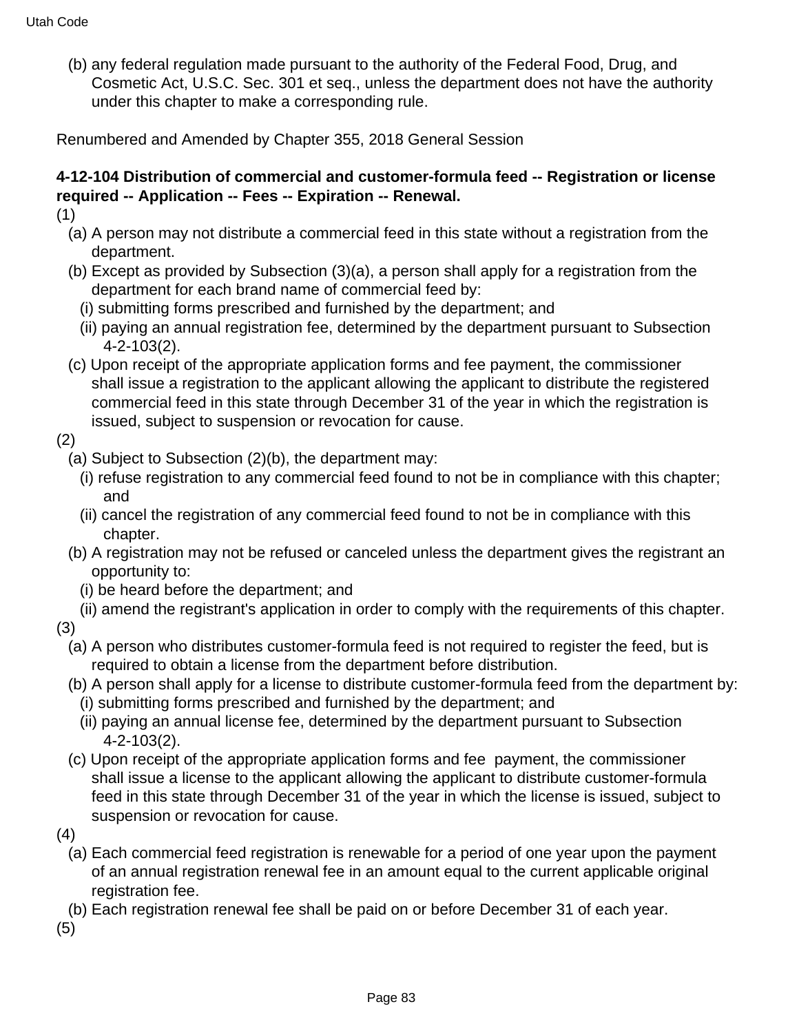(b) any federal regulation made pursuant to the authority of the Federal Food, Drug, and Cosmetic Act, U.S.C. Sec. 301 et seq., unless the department does not have the authority under this chapter to make a corresponding rule.

Renumbered and Amended by Chapter 355, 2018 General Session

**4-12-104 Distribution of commercial and customer-formula feed -- Registration or license required -- Application -- Fees -- Expiration -- Renewal.**

(1)

(a) A person may not distribute a commercial feed in this state without a registration from the department.

(b) Except as provided by Subsection (3)(a), a person shall apply for a registration from the department for each brand name of commercial feed by:

(i) submitting forms prescribed and furnished by the department; and

(ii) paying an annual registration fee, determined by the department pursuant to Subsection 4-2-103(2).

(c) Upon receipt of the appropriate application forms and fee payment, the commissioner shall issue a registration to the applicant allowing the applicant to distribute the registered commercial feed in this state through December 31 of the year in which the registration is issued, subject to suspension or revocation for cause.

(2)

(a) Subject to Subsection (2)(b), the department may:

(i) refuse registration to any commercial feed found to not be in compliance with this chapter; and

(ii) cancel the registration of any commercial feed found to not be in compliance with this chapter.

(b) A registration may not be refused or canceled unless the department gives the registrant an opportunity to:

(i) be heard before the department; and

(ii) amend the registrant's application in order to comply with the requirements of this chapter.

(3)

(a) A person who distributes customer-formula feed is not required to register the feed, but is required to obtain a license from the department before distribution.

(b) A person shall apply for a license to distribute customer-formula feed from the department by:

(i) submitting forms prescribed and furnished by the department; and

(ii) paying an annual license fee, determined by the department pursuant to Subsection 4-2-103(2).

(c) Upon receipt of the appropriate application forms and fee payment, the commissioner shall issue a license to the applicant allowing the applicant to distribute customer-formula feed in this state through December 31 of the year in which the license is issued, subject to suspension or revocation for cause.

(4)

(a) Each commercial feed registration is renewable for a period of one year upon the payment of an annual registration renewal fee in an amount equal to the current applicable original registration fee.

(b) Each registration renewal fee shall be paid on or before December 31 of each year.

(5)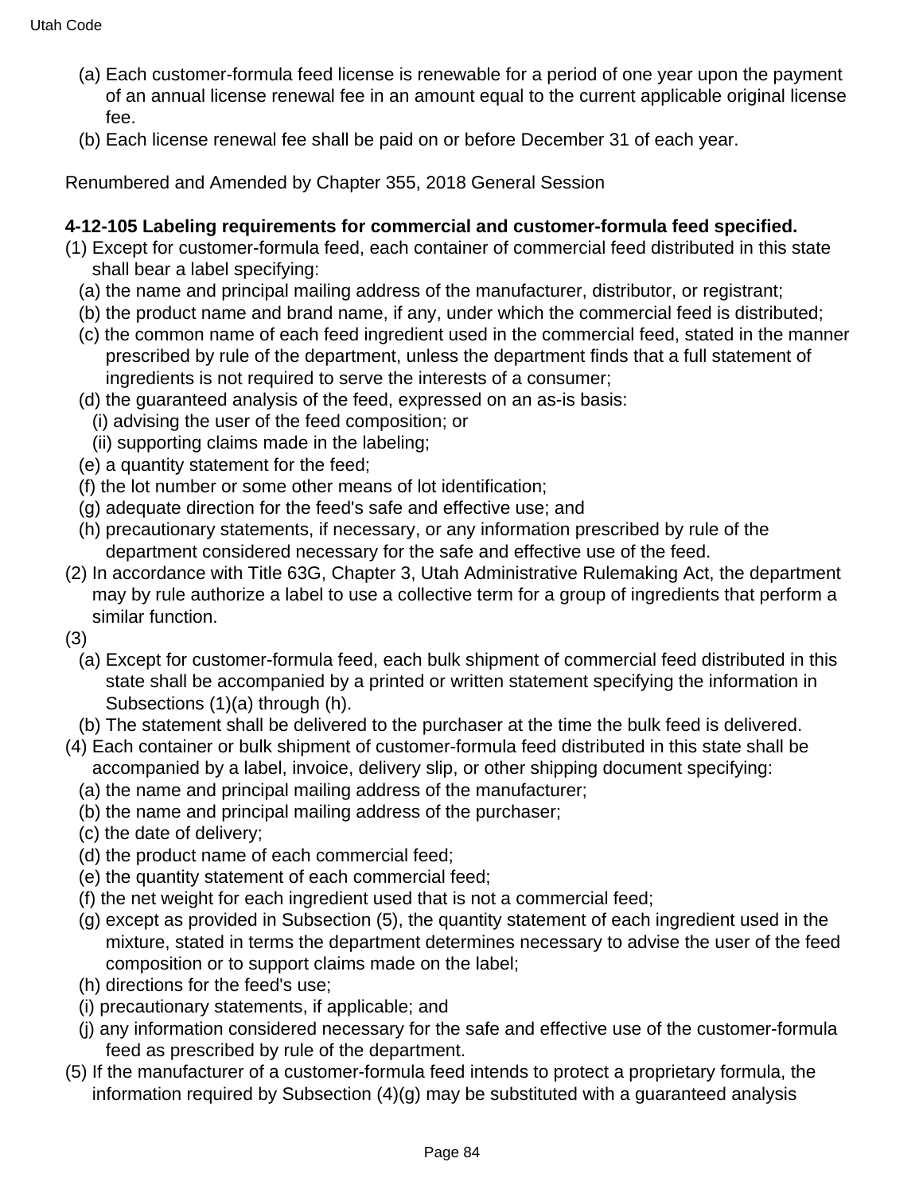(a) Each customer-formula feed license is renewable for a period of one year upon the payment of an annual license renewal fee in an amount equal to the current applicable original license fee.

(b) Each license renewal fee shall be paid on or before December 31 of each year.

Renumbered and Amended by Chapter 355, 2018 General Session

**4-12-105 Labeling requirements for commercial and customer-formula feed specified.**

(1) Except for customer-formula feed, each container of commercial feed distributed in this state shall bear a label specifying:

(a) the name and principal mailing address of the manufacturer, distributor, or registrant;

(b) the product name and brand name, if any, under which the commercial feed is distributed;

(c) the common name of each feed ingredient used in the commercial feed, stated in the manner prescribed by rule of the department, unless the department finds that a full statement of ingredients is not required to serve the interests of a consumer;

(d) the guaranteed analysis of the feed, expressed on an as-is basis:

(i) advising the user of the feed composition; or

(ii) supporting claims made in the labeling;

(e) a quantity statement for the feed;

(f) the lot number or some other means of lot identification;

(g) adequate direction for the feed's safe and effective use; and

(h) precautionary statements, if necessary, or any information prescribed by rule of the department considered necessary for the safe and effective use of the feed.

(2) In accordance with Title 63G, Chapter 3, Utah Administrative Rulemaking Act, the department may by rule authorize a label to use a collective term for a group of ingredients that perform a similar function.

(3)

(a) Except for customer-formula feed, each bulk shipment of commercial feed distributed in this state shall be accompanied by a printed or written statement specifying the information in Subsections (1)(a) through (h).

(b) The statement shall be delivered to the purchaser at the time the bulk feed is delivered.

(4) Each container or bulk shipment of customer-formula feed distributed in this state shall be accompanied by a label, invoice, delivery slip, or other shipping document specifying:

(a) the name and principal mailing address of the manufacturer;

(b) the name and principal mailing address of the purchaser;

(c) the date of delivery;

(d) the product name of each commercial feed;

(e) the quantity statement of each commercial feed;

(f) the net weight for each ingredient used that is not a commercial feed;

(g) except as provided in Subsection (5), the quantity statement of each ingredient used in the mixture, stated in terms the department determines necessary to advise the user of the feed composition or to support claims made on the label;

(h) directions for the feed's use;

(i) precautionary statements, if applicable; and

(j) any information considered necessary for the safe and effective use of the customer-formula feed as prescribed by rule of the department.

(5) If the manufacturer of a customer-formula feed intends to protect a proprietary formula, the information required by Subsection (4)(g) may be substituted with a guaranteed analysis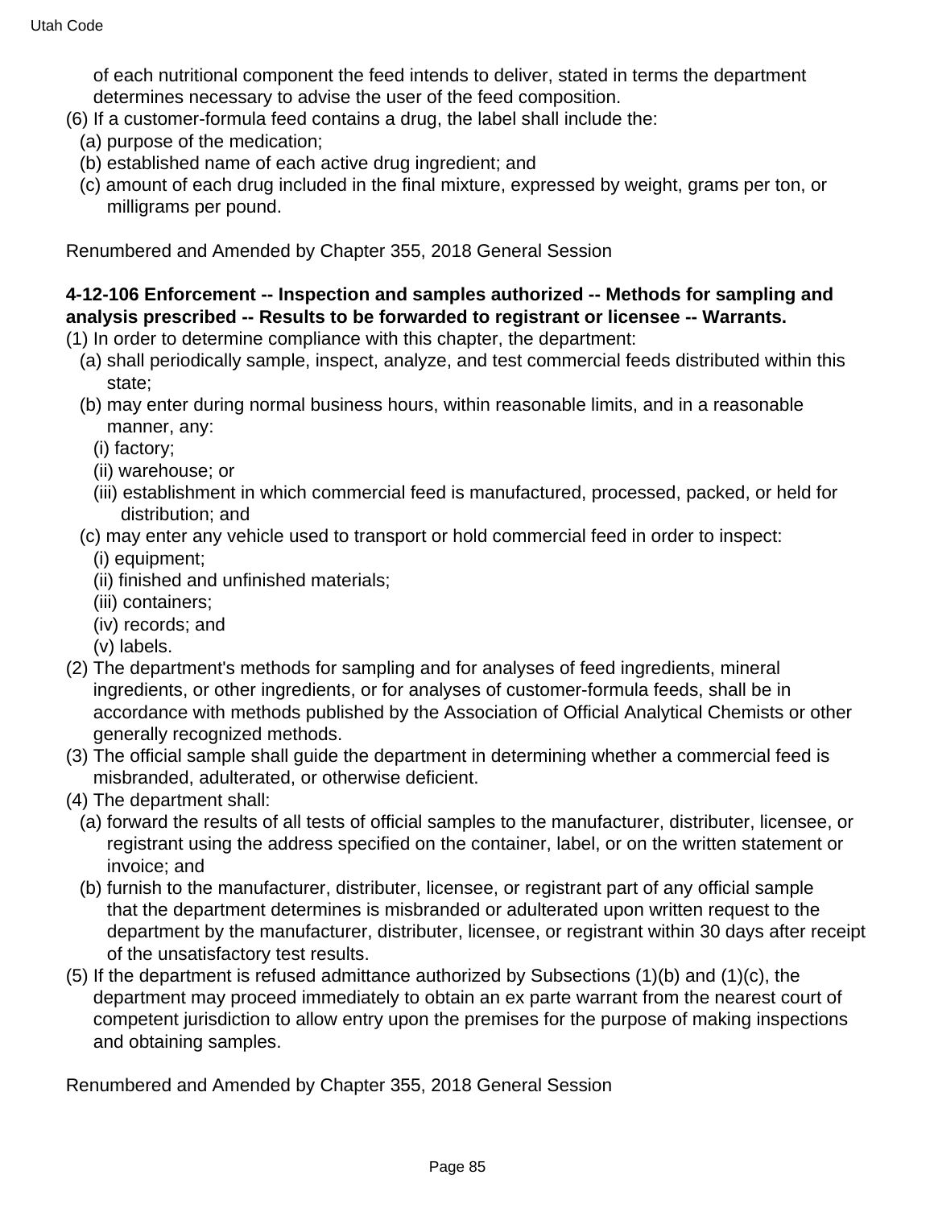of each nutritional component the feed intends to deliver, stated in terms the department determines necessary to advise the user of the feed composition.

(6) If a customer-formula feed contains a drug, the label shall include the:
  (a) purpose of the medication;
  (b) established name of each active drug ingredient; and
  (c) amount of each drug included in the final mixture, expressed by weight, grams per ton, or milligrams per pound.

Renumbered and Amended by Chapter 355, 2018 General Session

**4-12-106 Enforcement -- Inspection and samples authorized -- Methods for sampling and analysis prescribed -- Results to be forwarded to registrant or licensee -- Warrants.**

(1) In order to determine compliance with this chapter, the department:
  (a) shall periodically sample, inspect, analyze, and test commercial feeds distributed within this state;
  (b) may enter during normal business hours, within reasonable limits, and in a reasonable manner, any:
    (i) factory;
    (ii) warehouse; or
    (iii) establishment in which commercial feed is manufactured, processed, packed, or held for distribution; and
  (c) may enter any vehicle used to transport or hold commercial feed in order to inspect:
    (i) equipment;
    (ii) finished and unfinished materials;
    (iii) containers;
    (iv) records; and
    (v) labels.

(2) The department's methods for sampling and for analyses of feed ingredients, mineral ingredients, or other ingredients, or for analyses of customer-formula feeds, shall be in accordance with methods published by the Association of Official Analytical Chemists or other generally recognized methods.

(3) The official sample shall guide the department in determining whether a commercial feed is misbranded, adulterated, or otherwise deficient.

(4) The department shall:
  (a) forward the results of all tests of official samples to the manufacturer, distributer, licensee, or registrant using the address specified on the container, label, or on the written statement or invoice; and
  (b) furnish to the manufacturer, distributer, licensee, or registrant part of any official sample that the department determines is misbranded or adulterated upon written request to the department by the manufacturer, distributer, licensee, or registrant within 30 days after receipt of the unsatisfactory test results.

(5) If the department is refused admittance authorized by Subsections (1)(b) and (1)(c), the department may proceed immediately to obtain an ex parte warrant from the nearest court of competent jurisdiction to allow entry upon the premises for the purpose of making inspections and obtaining samples.

Renumbered and Amended by Chapter 355, 2018 General Session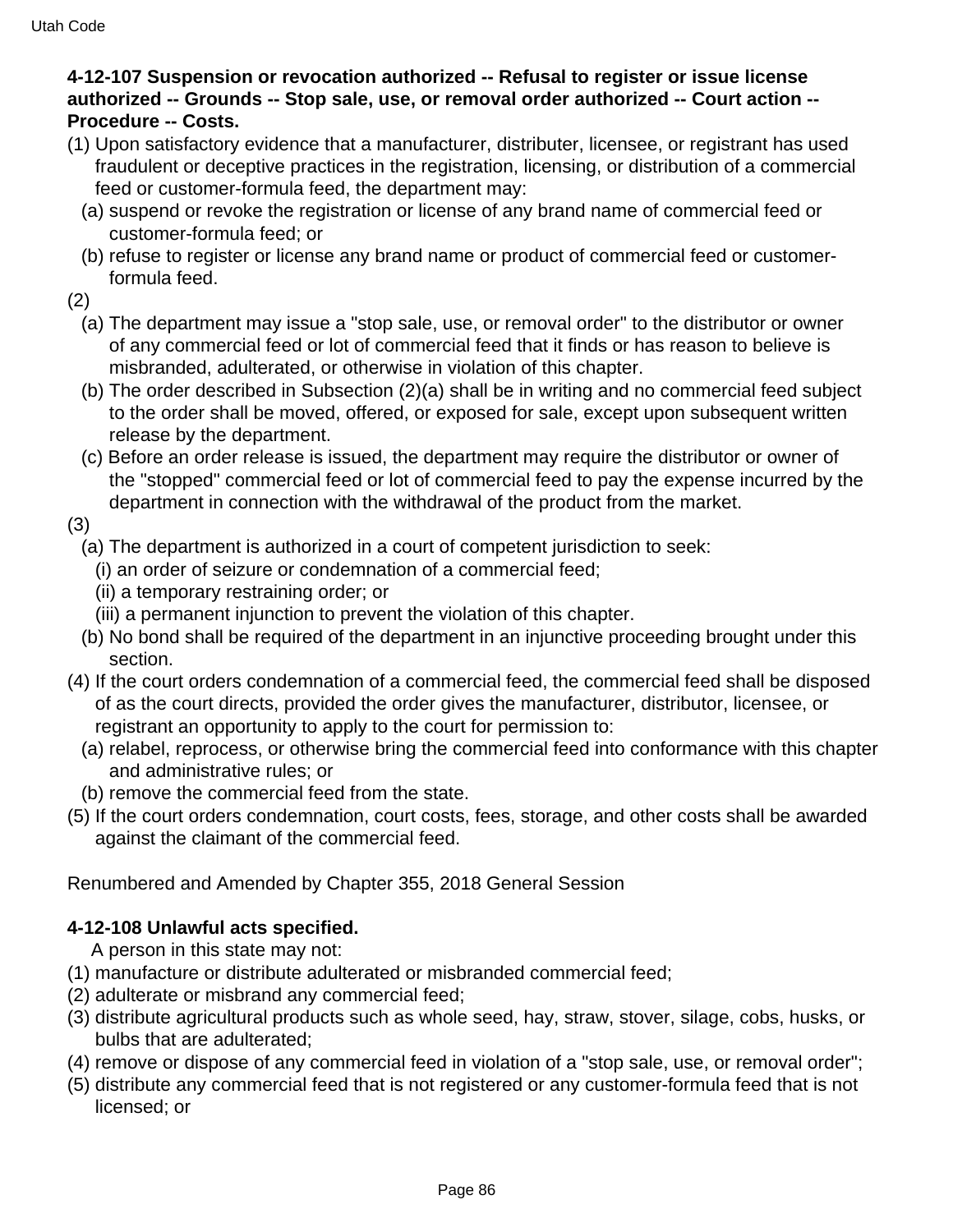**4-12-107 Suspension or revocation authorized -- Refusal to register or issue license authorized -- Grounds -- Stop sale, use, or removal order authorized -- Court action -- Procedure -- Costs.**

(1) Upon satisfactory evidence that a manufacturer, distributer, licensee, or registrant has used fraudulent or deceptive practices in the registration, licensing, or distribution of a commercial feed or customer-formula feed, the department may:

(a) suspend or revoke the registration or license of any brand name of commercial feed or customer-formula feed; or

(b) refuse to register or license any brand name or product of commercial feed or customer-formula feed.

(2)

(a) The department may issue a "stop sale, use, or removal order" to the distributor or owner of any commercial feed or lot of commercial feed that it finds or has reason to believe is misbranded, adulterated, or otherwise in violation of this chapter.

(b) The order described in Subsection (2)(a) shall be in writing and no commercial feed subject to the order shall be moved, offered, or exposed for sale, except upon subsequent written release by the department.

(c) Before an order release is issued, the department may require the distributor or owner of the "stopped" commercial feed or lot of commercial feed to pay the expense incurred by the department in connection with the withdrawal of the product from the market.

(3)

(a) The department is authorized in a court of competent jurisdiction to seek:

(i) an order of seizure or condemnation of a commercial feed;

(ii) a temporary restraining order; or

(iii) a permanent injunction to prevent the violation of this chapter.

(b) No bond shall be required of the department in an injunctive proceeding brought under this section.

(4) If the court orders condemnation of a commercial feed, the commercial feed shall be disposed of as the court directs, provided the order gives the manufacturer, distributor, licensee, or registrant an opportunity to apply to the court for permission to:

(a) relabel, reprocess, or otherwise bring the commercial feed into conformance with this chapter and administrative rules; or

(b) remove the commercial feed from the state.

(5) If the court orders condemnation, court costs, fees, storage, and other costs shall be awarded against the claimant of the commercial feed.

Renumbered and Amended by Chapter 355, 2018 General Session

**4-12-108 Unlawful acts specified.**

A person in this state may not:

(1) manufacture or distribute adulterated or misbranded commercial feed;

(2) adulterate or misbrand any commercial feed;

(3) distribute agricultural products such as whole seed, hay, straw, stover, silage, cobs, husks, or bulbs that are adulterated;

(4) remove or dispose of any commercial feed in violation of a "stop sale, use, or removal order";

(5) distribute any commercial feed that is not registered or any customer-formula feed that is not licensed; or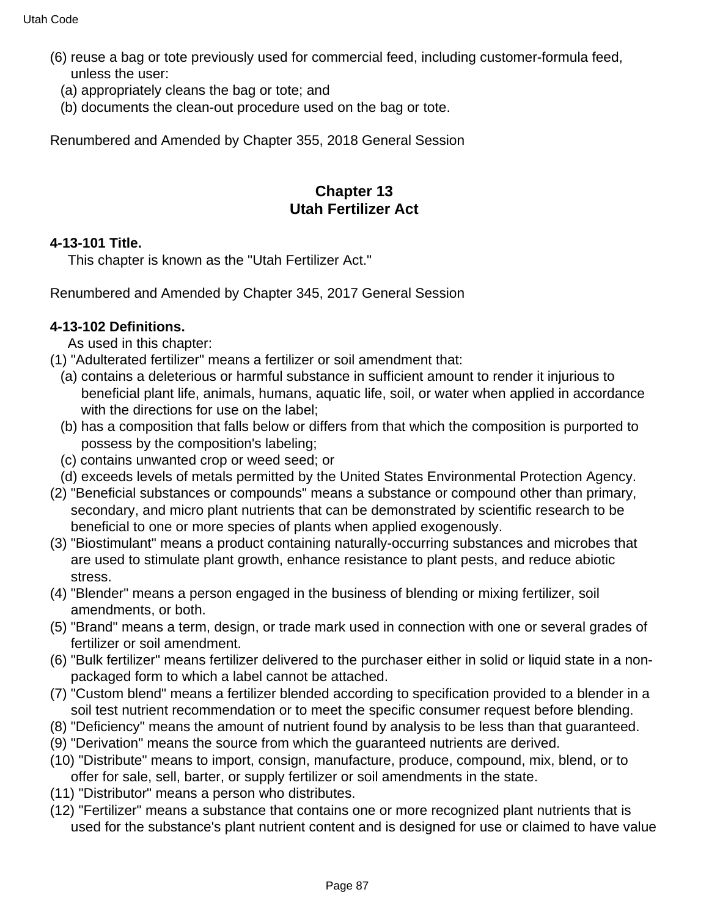(6) reuse a bag or tote previously used for commercial feed, including customer-formula feed, unless the user:
   (a) appropriately cleans the bag or tote; and
   (b) documents the clean-out procedure used on the bag or tote.

Renumbered and Amended by Chapter 355, 2018 General Session

## Chapter 13
## Utah Fertilizer Act

**4-13-101 Title.**

This chapter is known as the "Utah Fertilizer Act."

Renumbered and Amended by Chapter 345, 2017 General Session

**4-13-102 Definitions.**

As used in this chapter:

(1) "Adulterated fertilizer" means a fertilizer or soil amendment that:
   (a) contains a deleterious or harmful substance in sufficient amount to render it injurious to beneficial plant life, animals, humans, aquatic life, soil, or water when applied in accordance with the directions for use on the label;
   (b) has a composition that falls below or differs from that which the composition is purported to possess by the composition's labeling;
   (c) contains unwanted crop or weed seed; or
   (d) exceeds levels of metals permitted by the United States Environmental Protection Agency.

(2) "Beneficial substances or compounds" means a substance or compound other than primary, secondary, and micro plant nutrients that can be demonstrated by scientific research to be beneficial to one or more species of plants when applied exogenously.

(3) "Biostimulant" means a product containing naturally-occurring substances and microbes that are used to stimulate plant growth, enhance resistance to plant pests, and reduce abiotic stress.

(4) "Blender" means a person engaged in the business of blending or mixing fertilizer, soil amendments, or both.

(5) "Brand" means a term, design, or trade mark used in connection with one or several grades of fertilizer or soil amendment.

(6) "Bulk fertilizer" means fertilizer delivered to the purchaser either in solid or liquid state in a non-packaged form to which a label cannot be attached.

(7) "Custom blend" means a fertilizer blended according to specification provided to a blender in a soil test nutrient recommendation or to meet the specific consumer request before blending.

(8) "Deficiency" means the amount of nutrient found by analysis to be less than that guaranteed.

(9) "Derivation" means the source from which the guaranteed nutrients are derived.

(10) "Distribute" means to import, consign, manufacture, produce, compound, mix, blend, or to offer for sale, sell, barter, or supply fertilizer or soil amendments in the state.

(11) "Distributor" means a person who distributes.

(12) "Fertilizer" means a substance that contains one or more recognized plant nutrients that is used for the substance's plant nutrient content and is designed for use or claimed to have value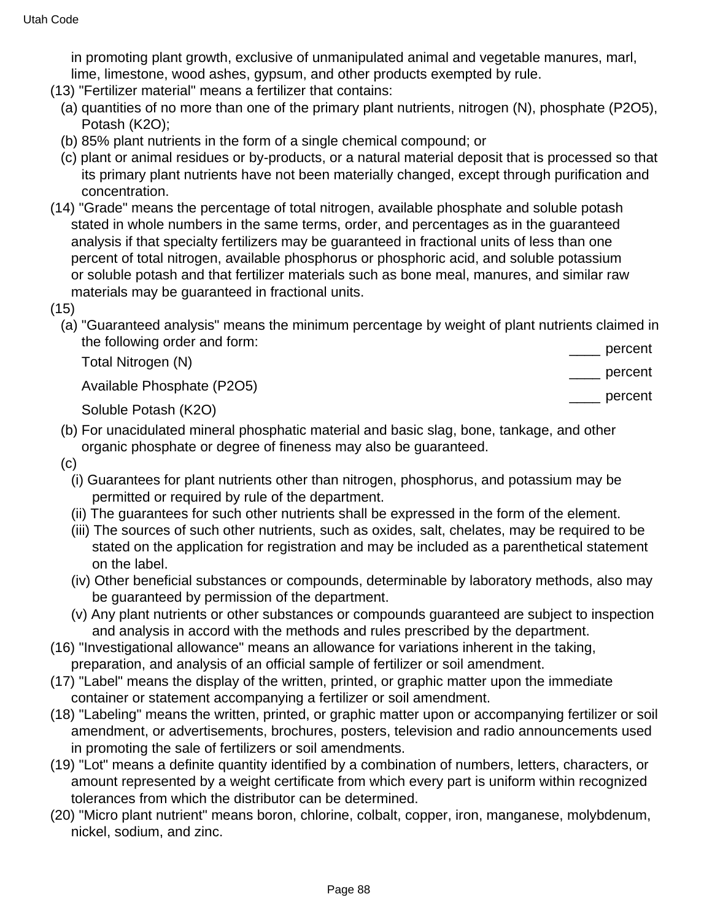in promoting plant growth, exclusive of unmanipulated animal and vegetable manures, marl, lime, limestone, wood ashes, gypsum, and other products exempted by rule.

(13) "Fertilizer material" means a fertilizer that contains:

(a) quantities of no more than one of the primary plant nutrients, nitrogen (N), phosphate ($P_2O_5$), Potash ($K_2O$);

(b) 85% plant nutrients in the form of a single chemical compound; or

(c) plant or animal residues or by-products, or a natural material deposit that is processed so that its primary plant nutrients have not been materially changed, except through purification and concentration.

(14) "Grade" means the percentage of total nitrogen, available phosphate and soluble potash stated in whole numbers in the same terms, order, and percentages as in the guaranteed analysis if that specialty fertilizers may be guaranteed in fractional units of less than one percent of total nitrogen, available phosphorus or phosphoric acid, and soluble potassium or soluble potash and that fertilizer materials such as bone meal, manures, and similar raw materials may be guaranteed in fractional units.

(15)

(a) "Guaranteed analysis" means the minimum percentage by weight of plant nutrients claimed in the following order and form:

| | |
|---|---|
| Total Nitrogen (N) | ____ percent |
| Available Phosphate ($P_2O_5$) | ____ percent |
| Soluble Potash ($K_2O$) | ____ percent |

(b) For unacidulated mineral phosphatic material and basic slag, bone, tankage, and other organic phosphate or degree of fineness may also be guaranteed.

(c)

(i) Guarantees for plant nutrients other than nitrogen, phosphorus, and potassium may be permitted or required by rule of the department.

(ii) The guarantees for such other nutrients shall be expressed in the form of the element.

(iii) The sources of such other nutrients, such as oxides, salt, chelates, may be required to be stated on the application for registration and may be included as a parenthetical statement on the label.

(iv) Other beneficial substances or compounds, determinable by laboratory methods, also may be guaranteed by permission of the department.

(v) Any plant nutrients or other substances or compounds guaranteed are subject to inspection and analysis in accord with the methods and rules prescribed by the department.

(16) "Investigational allowance" means an allowance for variations inherent in the taking, preparation, and analysis of an official sample of fertilizer or soil amendment.

(17) "Label" means the display of the written, printed, or graphic matter upon the immediate container or statement accompanying a fertilizer or soil amendment.

(18) "Labeling" means the written, printed, or graphic matter upon or accompanying fertilizer or soil amendment, or advertisements, brochures, posters, television and radio announcements used in promoting the sale of fertilizers or soil amendments.

(19) "Lot" means a definite quantity identified by a combination of numbers, letters, characters, or amount represented by a weight certificate from which every part is uniform within recognized tolerances from which the distributor can be determined.

(20) "Micro plant nutrient" means boron, chlorine, colbalt, copper, iron, manganese, molybdenum, nickel, sodium, and zinc.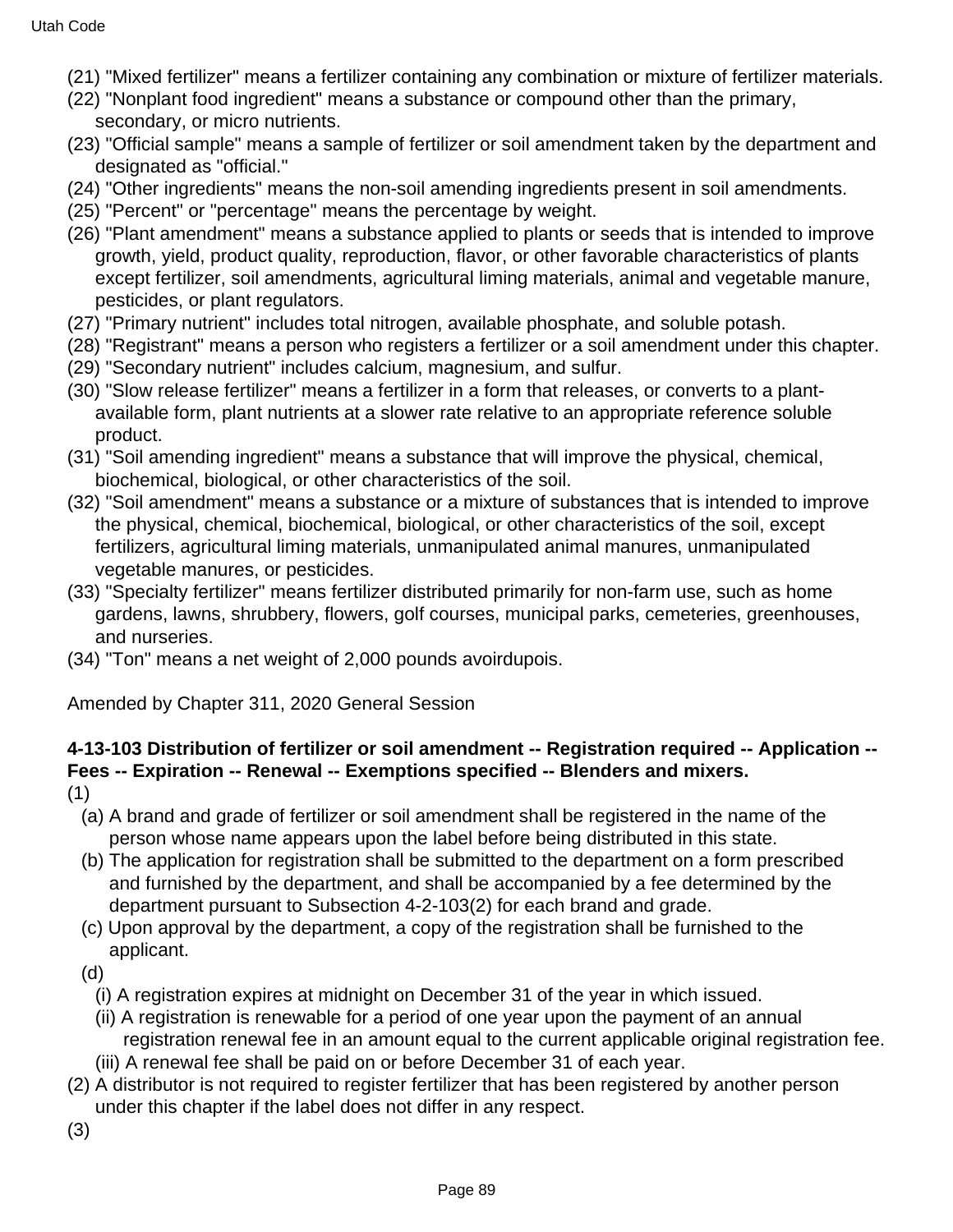(21) "Mixed fertilizer" means a fertilizer containing any combination or mixture of fertilizer materials.

(22) "Nonplant food ingredient" means a substance or compound other than the primary, secondary, or micro nutrients.

(23) "Official sample" means a sample of fertilizer or soil amendment taken by the department and designated as "official."

(24) "Other ingredients" means the non-soil amending ingredients present in soil amendments.

(25) "Percent" or "percentage" means the percentage by weight.

(26) "Plant amendment" means a substance applied to plants or seeds that is intended to improve growth, yield, product quality, reproduction, flavor, or other favorable characteristics of plants except fertilizer, soil amendments, agricultural liming materials, animal and vegetable manure, pesticides, or plant regulators.

(27) "Primary nutrient" includes total nitrogen, available phosphate, and soluble potash.

(28) "Registrant" means a person who registers a fertilizer or a soil amendment under this chapter.

(29) "Secondary nutrient" includes calcium, magnesium, and sulfur.

(30) "Slow release fertilizer" means a fertilizer in a form that releases, or converts to a plant-available form, plant nutrients at a slower rate relative to an appropriate reference soluble product.

(31) "Soil amending ingredient" means a substance that will improve the physical, chemical, biochemical, biological, or other characteristics of the soil.

(32) "Soil amendment" means a substance or a mixture of substances that is intended to improve the physical, chemical, biochemical, biological, or other characteristics of the soil, except fertilizers, agricultural liming materials, unmanipulated animal manures, unmanipulated vegetable manures, or pesticides.

(33) "Specialty fertilizer" means fertilizer distributed primarily for non-farm use, such as home gardens, lawns, shrubbery, flowers, golf courses, municipal parks, cemeteries, greenhouses, and nurseries.

(34) "Ton" means a net weight of 2,000 pounds avoirdupois.

Amended by Chapter 311, 2020 General Session

**4-13-103 Distribution of fertilizer or soil amendment -- Registration required -- Application -- Fees -- Expiration -- Renewal -- Exemptions specified -- Blenders and mixers.**

(1)

(a) A brand and grade of fertilizer or soil amendment shall be registered in the name of the person whose name appears upon the label before being distributed in this state.

(b) The application for registration shall be submitted to the department on a form prescribed and furnished by the department, and shall be accompanied by a fee determined by the department pursuant to Subsection 4-2-103(2) for each brand and grade.

(c) Upon approval by the department, a copy of the registration shall be furnished to the applicant.

(d)

(i) A registration expires at midnight on December 31 of the year in which issued.

(ii) A registration is renewable for a period of one year upon the payment of an annual registration renewal fee in an amount equal to the current applicable original registration fee.

(iii) A renewal fee shall be paid on or before December 31 of each year.

(2) A distributor is not required to register fertilizer that has been registered by another person under this chapter if the label does not differ in any respect.

(3)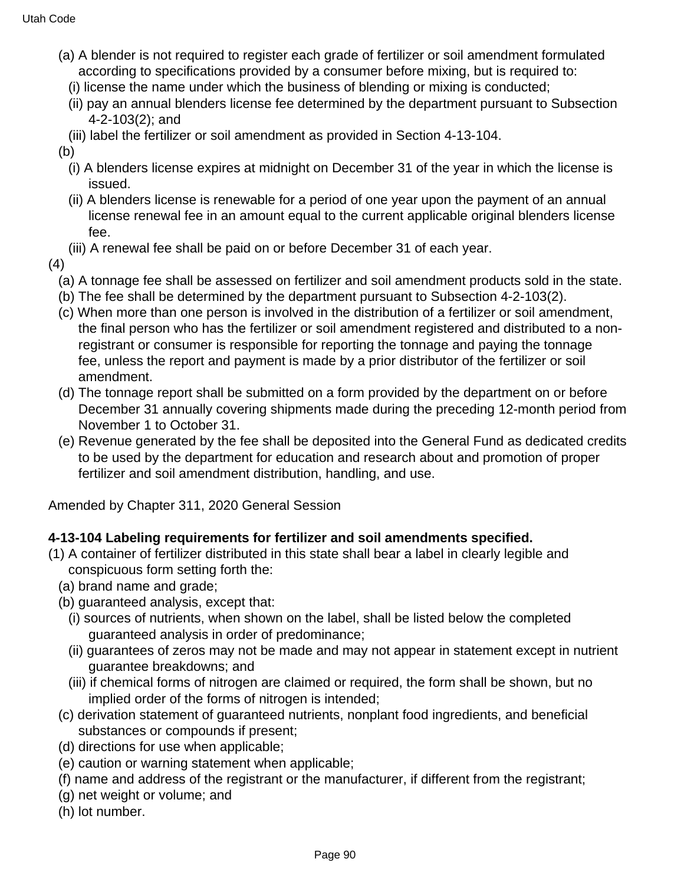(a) A blender is not required to register each grade of fertilizer or soil amendment formulated according to specifications provided by a consumer before mixing, but is required to:

(i) license the name under which the business of blending or mixing is conducted;

(ii) pay an annual blenders license fee determined by the department pursuant to Subsection 4-2-103(2); and

(iii) label the fertilizer or soil amendment as provided in Section 4-13-104.

(b)

(i) A blenders license expires at midnight on December 31 of the year in which the license is issued.

(ii) A blenders license is renewable for a period of one year upon the payment of an annual license renewal fee in an amount equal to the current applicable original blenders license fee.

(iii) A renewal fee shall be paid on or before December 31 of each year.

(4)

(a) A tonnage fee shall be assessed on fertilizer and soil amendment products sold in the state.

(b) The fee shall be determined by the department pursuant to Subsection 4-2-103(2).

(c) When more than one person is involved in the distribution of a fertilizer or soil amendment, the final person who has the fertilizer or soil amendment registered and distributed to a non-registrant or consumer is responsible for reporting the tonnage and paying the tonnage fee, unless the report and payment is made by a prior distributor of the fertilizer or soil amendment.

(d) The tonnage report shall be submitted on a form provided by the department on or before December 31 annually covering shipments made during the preceding 12-month period from November 1 to October 31.

(e) Revenue generated by the fee shall be deposited into the General Fund as dedicated credits to be used by the department for education and research about and promotion of proper fertilizer and soil amendment distribution, handling, and use.

Amended by Chapter 311, 2020 General Session

**4-13-104 Labeling requirements for fertilizer and soil amendments specified.**

(1) A container of fertilizer distributed in this state shall bear a label in clearly legible and conspicuous form setting forth the:

(a) brand name and grade;

(b) guaranteed analysis, except that:

(i) sources of nutrients, when shown on the label, shall be listed below the completed guaranteed analysis in order of predominance;

(ii) guarantees of zeros may not be made and may not appear in statement except in nutrient guarantee breakdowns; and

(iii) if chemical forms of nitrogen are claimed or required, the form shall be shown, but no implied order of the forms of nitrogen is intended;

(c) derivation statement of guaranteed nutrients, nonplant food ingredients, and beneficial substances or compounds if present;

(d) directions for use when applicable;

(e) caution or warning statement when applicable;

(f) name and address of the registrant or the manufacturer, if different from the registrant;

(g) net weight or volume; and

(h) lot number.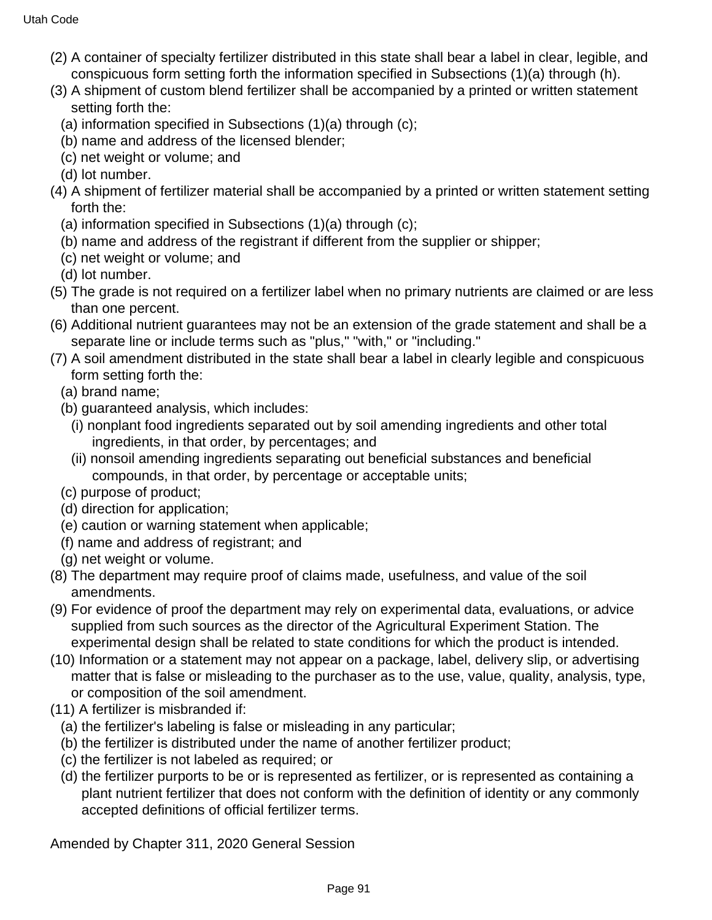(2) A container of specialty fertilizer distributed in this state shall bear a label in clear, legible, and conspicuous form setting forth the information specified in Subsections (1)(a) through (h).

(3) A shipment of custom blend fertilizer shall be accompanied by a printed or written statement setting forth the:

  (a) information specified in Subsections (1)(a) through (c);

  (b) name and address of the licensed blender;

  (c) net weight or volume; and

  (d) lot number.

(4) A shipment of fertilizer material shall be accompanied by a printed or written statement setting forth the:

  (a) information specified in Subsections (1)(a) through (c);

  (b) name and address of the registrant if different from the supplier or shipper;

  (c) net weight or volume; and

  (d) lot number.

(5) The grade is not required on a fertilizer label when no primary nutrients are claimed or are less than one percent.

(6) Additional nutrient guarantees may not be an extension of the grade statement and shall be a separate line or include terms such as "plus," "with," or "including."

(7) A soil amendment distributed in the state shall bear a label in clearly legible and conspicuous form setting forth the:

  (a) brand name;

  (b) guaranteed analysis, which includes:

    (i) nonplant food ingredients separated out by soil amending ingredients and other total ingredients, in that order, by percentages; and

    (ii) nonsoil amending ingredients separating out beneficial substances and beneficial compounds, in that order, by percentage or acceptable units;

  (c) purpose of product;

  (d) direction for application;

  (e) caution or warning statement when applicable;

  (f) name and address of registrant; and

  (g) net weight or volume.

(8) The department may require proof of claims made, usefulness, and value of the soil amendments.

(9) For evidence of proof the department may rely on experimental data, evaluations, or advice supplied from such sources as the director of the Agricultural Experiment Station. The experimental design shall be related to state conditions for which the product is intended.

(10) Information or a statement may not appear on a package, label, delivery slip, or advertising matter that is false or misleading to the purchaser as to the use, value, quality, analysis, type, or composition of the soil amendment.

(11) A fertilizer is misbranded if:

  (a) the fertilizer's labeling is false or misleading in any particular;

  (b) the fertilizer is distributed under the name of another fertilizer product;

  (c) the fertilizer is not labeled as required; or

  (d) the fertilizer purports to be or is represented as fertilizer, or is represented as containing a plant nutrient fertilizer that does not conform with the definition of identity or any commonly accepted definitions of official fertilizer terms.

Amended by Chapter 311, 2020 General Session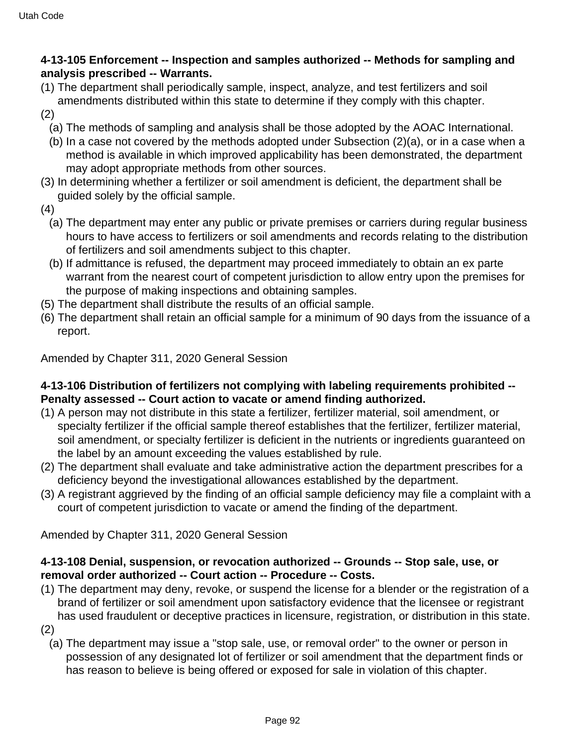**4-13-105 Enforcement -- Inspection and samples authorized -- Methods for sampling and analysis prescribed -- Warrants.**

(1) The department shall periodically sample, inspect, analyze, and test fertilizers and soil amendments distributed within this state to determine if they comply with this chapter.

(2)

(a) The methods of sampling and analysis shall be those adopted by the AOAC International.

(b) In a case not covered by the methods adopted under Subsection (2)(a), or in a case when a method is available in which improved applicability has been demonstrated, the department may adopt appropriate methods from other sources.

(3) In determining whether a fertilizer or soil amendment is deficient, the department shall be guided solely by the official sample.

(4)

(a) The department may enter any public or private premises or carriers during regular business hours to have access to fertilizers or soil amendments and records relating to the distribution of fertilizers and soil amendments subject to this chapter.

(b) If admittance is refused, the department may proceed immediately to obtain an ex parte warrant from the nearest court of competent jurisdiction to allow entry upon the premises for the purpose of making inspections and obtaining samples.

(5) The department shall distribute the results of an official sample.

(6) The department shall retain an official sample for a minimum of 90 days from the issuance of a report.

Amended by Chapter 311, 2020 General Session

**4-13-106 Distribution of fertilizers not complying with labeling requirements prohibited -- Penalty assessed -- Court action to vacate or amend finding authorized.**

(1) A person may not distribute in this state a fertilizer, fertilizer material, soil amendment, or specialty fertilizer if the official sample thereof establishes that the fertilizer, fertilizer material, soil amendment, or specialty fertilizer is deficient in the nutrients or ingredients guaranteed on the label by an amount exceeding the values established by rule.

(2) The department shall evaluate and take administrative action the department prescribes for a deficiency beyond the investigational allowances established by the department.

(3) A registrant aggrieved by the finding of an official sample deficiency may file a complaint with a court of competent jurisdiction to vacate or amend the finding of the department.

Amended by Chapter 311, 2020 General Session

**4-13-108 Denial, suspension, or revocation authorized -- Grounds -- Stop sale, use, or removal order authorized -- Court action -- Procedure -- Costs.**

(1) The department may deny, revoke, or suspend the license for a blender or the registration of a brand of fertilizer or soil amendment upon satisfactory evidence that the licensee or registrant has used fraudulent or deceptive practices in licensure, registration, or distribution in this state.

(2)

(a) The department may issue a "stop sale, use, or removal order" to the owner or person in possession of any designated lot of fertilizer or soil amendment that the department finds or has reason to believe is being offered or exposed for sale in violation of this chapter.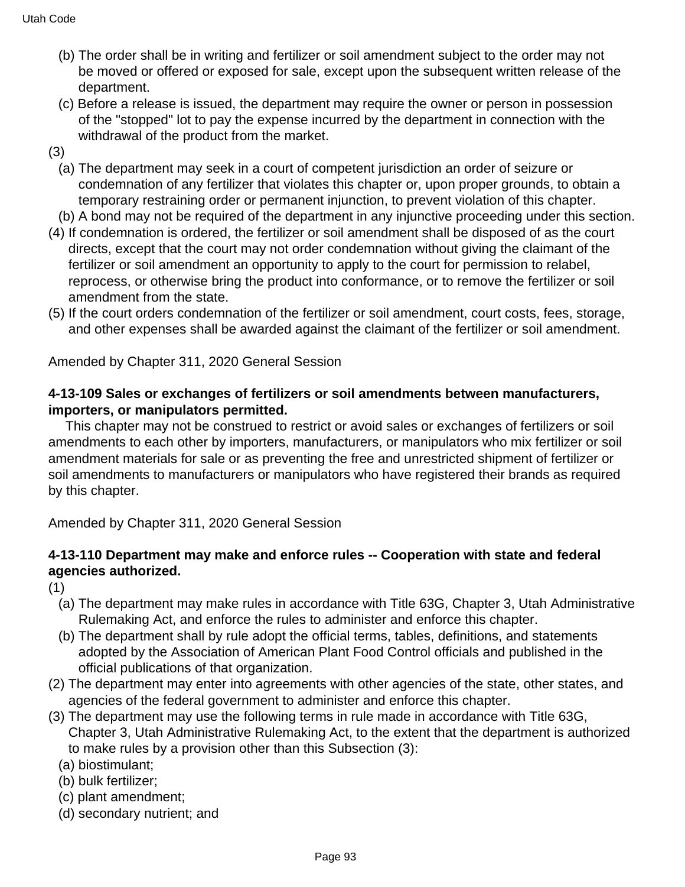(b) The order shall be in writing and fertilizer or soil amendment subject to the order may not be moved or offered or exposed for sale, except upon the subsequent written release of the department.

(c) Before a release is issued, the department may require the owner or person in possession of the "stopped" lot to pay the expense incurred by the department in connection with the withdrawal of the product from the market.

(3)

(a) The department may seek in a court of competent jurisdiction an order of seizure or condemnation of any fertilizer that violates this chapter or, upon proper grounds, to obtain a temporary restraining order or permanent injunction, to prevent violation of this chapter.

(b) A bond may not be required of the department in any injunctive proceeding under this section.

(4) If condemnation is ordered, the fertilizer or soil amendment shall be disposed of as the court directs, except that the court may not order condemnation without giving the claimant of the fertilizer or soil amendment an opportunity to apply to the court for permission to relabel, reprocess, or otherwise bring the product into conformance, or to remove the fertilizer or soil amendment from the state.

(5) If the court orders condemnation of the fertilizer or soil amendment, court costs, fees, storage, and other expenses shall be awarded against the claimant of the fertilizer or soil amendment.

Amended by Chapter 311, 2020 General Session

**4-13-109 Sales or exchanges of fertilizers or soil amendments between manufacturers, importers, or manipulators permitted.**

This chapter may not be construed to restrict or avoid sales or exchanges of fertilizers or soil amendments to each other by importers, manufacturers, or manipulators who mix fertilizer or soil amendment materials for sale or as preventing the free and unrestricted shipment of fertilizer or soil amendments to manufacturers or manipulators who have registered their brands as required by this chapter.

Amended by Chapter 311, 2020 General Session

**4-13-110 Department may make and enforce rules -- Cooperation with state and federal agencies authorized.**

(1)

(a) The department may make rules in accordance with Title 63G, Chapter 3, Utah Administrative Rulemaking Act, and enforce the rules to administer and enforce this chapter.

(b) The department shall by rule adopt the official terms, tables, definitions, and statements adopted by the Association of American Plant Food Control officials and published in the official publications of that organization.

(2) The department may enter into agreements with other agencies of the state, other states, and agencies of the federal government to administer and enforce this chapter.

(3) The department may use the following terms in rule made in accordance with Title 63G, Chapter 3, Utah Administrative Rulemaking Act, to the extent that the department is authorized to make rules by a provision other than this Subsection (3):

(a) biostimulant;

(b) bulk fertilizer;

(c) plant amendment;

(d) secondary nutrient; and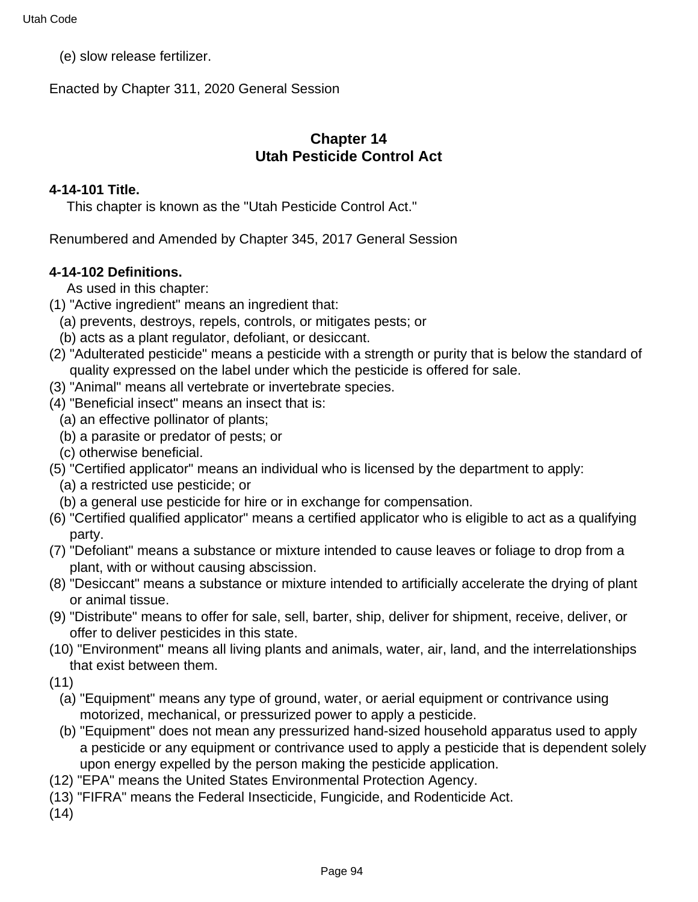(e) slow release fertilizer.

Enacted by Chapter 311, 2020 General Session

## Chapter 14
## Utah Pesticide Control Act

**4-14-101 Title.**

This chapter is known as the "Utah Pesticide Control Act."

Renumbered and Amended by Chapter 345, 2017 General Session

**4-14-102 Definitions.**

As used in this chapter:

(1) "Active ingredient" means an ingredient that:
  (a) prevents, destroys, repels, controls, or mitigates pests; or
  (b) acts as a plant regulator, defoliant, or desiccant.

(2) "Adulterated pesticide" means a pesticide with a strength or purity that is below the standard of quality expressed on the label under which the pesticide is offered for sale.

(3) "Animal" means all vertebrate or invertebrate species.

(4) "Beneficial insect" means an insect that is:
  (a) an effective pollinator of plants;
  (b) a parasite or predator of pests; or
  (c) otherwise beneficial.

(5) "Certified applicator" means an individual who is licensed by the department to apply:
  (a) a restricted use pesticide; or
  (b) a general use pesticide for hire or in exchange for compensation.

(6) "Certified qualified applicator" means a certified applicator who is eligible to act as a qualifying party.

(7) "Defoliant" means a substance or mixture intended to cause leaves or foliage to drop from a plant, with or without causing abscission.

(8) "Desiccant" means a substance or mixture intended to artificially accelerate the drying of plant or animal tissue.

(9) "Distribute" means to offer for sale, sell, barter, ship, deliver for shipment, receive, deliver, or offer to deliver pesticides in this state.

(10) "Environment" means all living plants and animals, water, air, land, and the interrelationships that exist between them.

(11)
  (a) "Equipment" means any type of ground, water, or aerial equipment or contrivance using motorized, mechanical, or pressurized power to apply a pesticide.
  (b) "Equipment" does not mean any pressurized hand-sized household apparatus used to apply a pesticide or any equipment or contrivance used to apply a pesticide that is dependent solely upon energy expelled by the person making the pesticide application.

(12) "EPA" means the United States Environmental Protection Agency.

(13) "FIFRA" means the Federal Insecticide, Fungicide, and Rodenticide Act.

(14)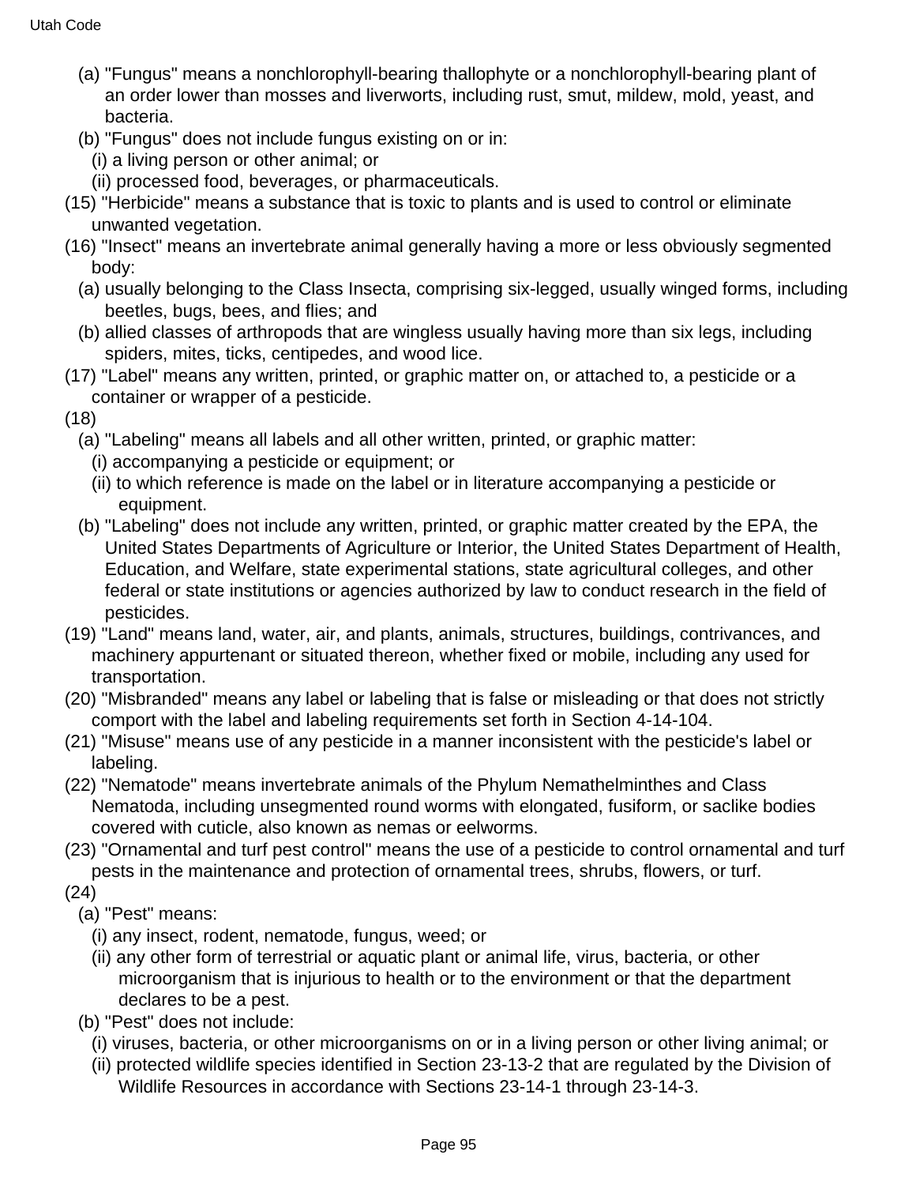(a) "Fungus" means a nonchlorophyll-bearing thallophyte or a nonchlorophyll-bearing plant of an order lower than mosses and liverworts, including rust, smut, mildew, mold, yeast, and bacteria.

(b) "Fungus" does not include fungus existing on or in:

(i) a living person or other animal; or

(ii) processed food, beverages, or pharmaceuticals.

(15) "Herbicide" means a substance that is toxic to plants and is used to control or eliminate unwanted vegetation.

(16) "Insect" means an invertebrate animal generally having a more or less obviously segmented body:

(a) usually belonging to the Class Insecta, comprising six-legged, usually winged forms, including beetles, bugs, bees, and flies; and

(b) allied classes of arthropods that are wingless usually having more than six legs, including spiders, mites, ticks, centipedes, and wood lice.

(17) "Label" means any written, printed, or graphic matter on, or attached to, a pesticide or a container or wrapper of a pesticide.

(18)

(a) "Labeling" means all labels and all other written, printed, or graphic matter:

(i) accompanying a pesticide or equipment; or

(ii) to which reference is made on the label or in literature accompanying a pesticide or equipment.

(b) "Labeling" does not include any written, printed, or graphic matter created by the EPA, the United States Departments of Agriculture or Interior, the United States Department of Health, Education, and Welfare, state experimental stations, state agricultural colleges, and other federal or state institutions or agencies authorized by law to conduct research in the field of pesticides.

(19) "Land" means land, water, air, and plants, animals, structures, buildings, contrivances, and machinery appurtenant or situated thereon, whether fixed or mobile, including any used for transportation.

(20) "Misbranded" means any label or labeling that is false or misleading or that does not strictly comport with the label and labeling requirements set forth in Section 4-14-104.

(21) "Misuse" means use of any pesticide in a manner inconsistent with the pesticide's label or labeling.

(22) "Nematode" means invertebrate animals of the Phylum Nemathelminthes and Class Nematoda, including unsegmented round worms with elongated, fusiform, or saclike bodies covered with cuticle, also known as nemas or eelworms.

(23) "Ornamental and turf pest control" means the use of a pesticide to control ornamental and turf pests in the maintenance and protection of ornamental trees, shrubs, flowers, or turf.

(24)

(a) "Pest" means:

(i) any insect, rodent, nematode, fungus, weed; or

(ii) any other form of terrestrial or aquatic plant or animal life, virus, bacteria, or other microorganism that is injurious to health or to the environment or that the department declares to be a pest.

(b) "Pest" does not include:

(i) viruses, bacteria, or other microorganisms on or in a living person or other living animal; or

(ii) protected wildlife species identified in Section 23-13-2 that are regulated by the Division of Wildlife Resources in accordance with Sections 23-14-1 through 23-14-3.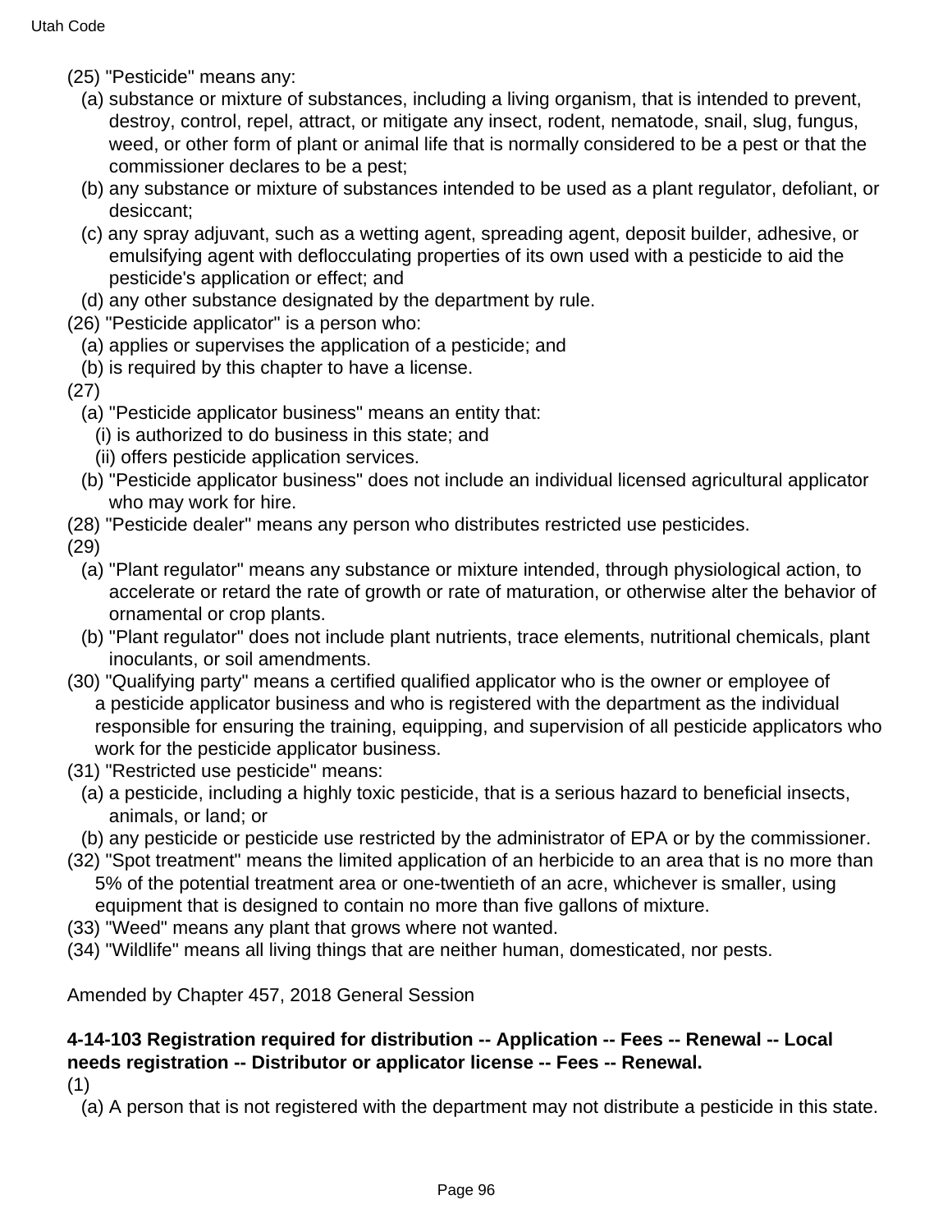(25) "Pesticide" means any:

(a) substance or mixture of substances, including a living organism, that is intended to prevent, destroy, control, repel, attract, or mitigate any insect, rodent, nematode, snail, slug, fungus, weed, or other form of plant or animal life that is normally considered to be a pest or that the commissioner declares to be a pest;

(b) any substance or mixture of substances intended to be used as a plant regulator, defoliant, or desiccant;

(c) any spray adjuvant, such as a wetting agent, spreading agent, deposit builder, adhesive, or emulsifying agent with deflocculating properties of its own used with a pesticide to aid the pesticide's application or effect; and

(d) any other substance designated by the department by rule.

(26) "Pesticide applicator" is a person who:

(a) applies or supervises the application of a pesticide; and

(b) is required by this chapter to have a license.

(27)

(a) "Pesticide applicator business" means an entity that:

(i) is authorized to do business in this state; and

(ii) offers pesticide application services.

(b) "Pesticide applicator business" does not include an individual licensed agricultural applicator who may work for hire.

(28) "Pesticide dealer" means any person who distributes restricted use pesticides.

(29)

(a) "Plant regulator" means any substance or mixture intended, through physiological action, to accelerate or retard the rate of growth or rate of maturation, or otherwise alter the behavior of ornamental or crop plants.

(b) "Plant regulator" does not include plant nutrients, trace elements, nutritional chemicals, plant inoculants, or soil amendments.

(30) "Qualifying party" means a certified qualified applicator who is the owner or employee of a pesticide applicator business and who is registered with the department as the individual responsible for ensuring the training, equipping, and supervision of all pesticide applicators who work for the pesticide applicator business.

(31) "Restricted use pesticide" means:

(a) a pesticide, including a highly toxic pesticide, that is a serious hazard to beneficial insects, animals, or land; or

(b) any pesticide or pesticide use restricted by the administrator of EPA or by the commissioner.

(32) "Spot treatment" means the limited application of an herbicide to an area that is no more than 5% of the potential treatment area or one-twentieth of an acre, whichever is smaller, using equipment that is designed to contain no more than five gallons of mixture.

(33) "Weed" means any plant that grows where not wanted.

(34) "Wildlife" means all living things that are neither human, domesticated, nor pests.

Amended by Chapter 457, 2018 General Session

**4-14-103 Registration required for distribution -- Application -- Fees -- Renewal -- Local needs registration -- Distributor or applicator license -- Fees -- Renewal.**

(1)

(a) A person that is not registered with the department may not distribute a pesticide in this state.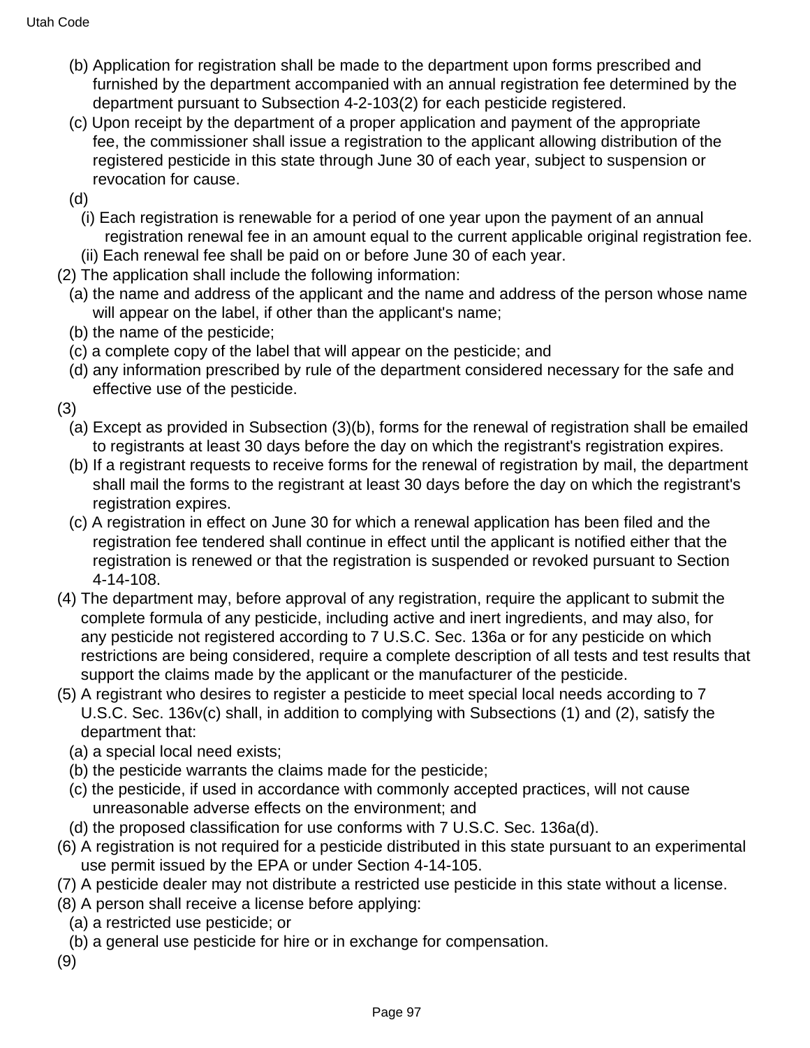(b) Application for registration shall be made to the department upon forms prescribed and furnished by the department accompanied with an annual registration fee determined by the department pursuant to Subsection 4-2-103(2) for each pesticide registered.

(c) Upon receipt by the department of a proper application and payment of the appropriate fee, the commissioner shall issue a registration to the applicant allowing distribution of the registered pesticide in this state through June 30 of each year, subject to suspension or revocation for cause.

(d)

(i) Each registration is renewable for a period of one year upon the payment of an annual registration renewal fee in an amount equal to the current applicable original registration fee.

(ii) Each renewal fee shall be paid on or before June 30 of each year.

(2) The application shall include the following information:

(a) the name and address of the applicant and the name and address of the person whose name will appear on the label, if other than the applicant's name;

(b) the name of the pesticide;

(c) a complete copy of the label that will appear on the pesticide; and

(d) any information prescribed by rule of the department considered necessary for the safe and effective use of the pesticide.

(3)

(a) Except as provided in Subsection (3)(b), forms for the renewal of registration shall be emailed to registrants at least 30 days before the day on which the registrant's registration expires.

(b) If a registrant requests to receive forms for the renewal of registration by mail, the department shall mail the forms to the registrant at least 30 days before the day on which the registrant's registration expires.

(c) A registration in effect on June 30 for which a renewal application has been filed and the registration fee tendered shall continue in effect until the applicant is notified either that the registration is renewed or that the registration is suspended or revoked pursuant to Section 4-14-108.

(4) The department may, before approval of any registration, require the applicant to submit the complete formula of any pesticide, including active and inert ingredients, and may also, for any pesticide not registered according to 7 U.S.C. Sec. 136a or for any pesticide on which restrictions are being considered, require a complete description of all tests and test results that support the claims made by the applicant or the manufacturer of the pesticide.

(5) A registrant who desires to register a pesticide to meet special local needs according to 7 U.S.C. Sec. 136v(c) shall, in addition to complying with Subsections (1) and (2), satisfy the department that:

(a) a special local need exists;

(b) the pesticide warrants the claims made for the pesticide;

(c) the pesticide, if used in accordance with commonly accepted practices, will not cause unreasonable adverse effects on the environment; and

(d) the proposed classification for use conforms with 7 U.S.C. Sec. 136a(d).

(6) A registration is not required for a pesticide distributed in this state pursuant to an experimental use permit issued by the EPA or under Section 4-14-105.

(7) A pesticide dealer may not distribute a restricted use pesticide in this state without a license.

(8) A person shall receive a license before applying:

(a) a restricted use pesticide; or

(b) a general use pesticide for hire or in exchange for compensation.

(9)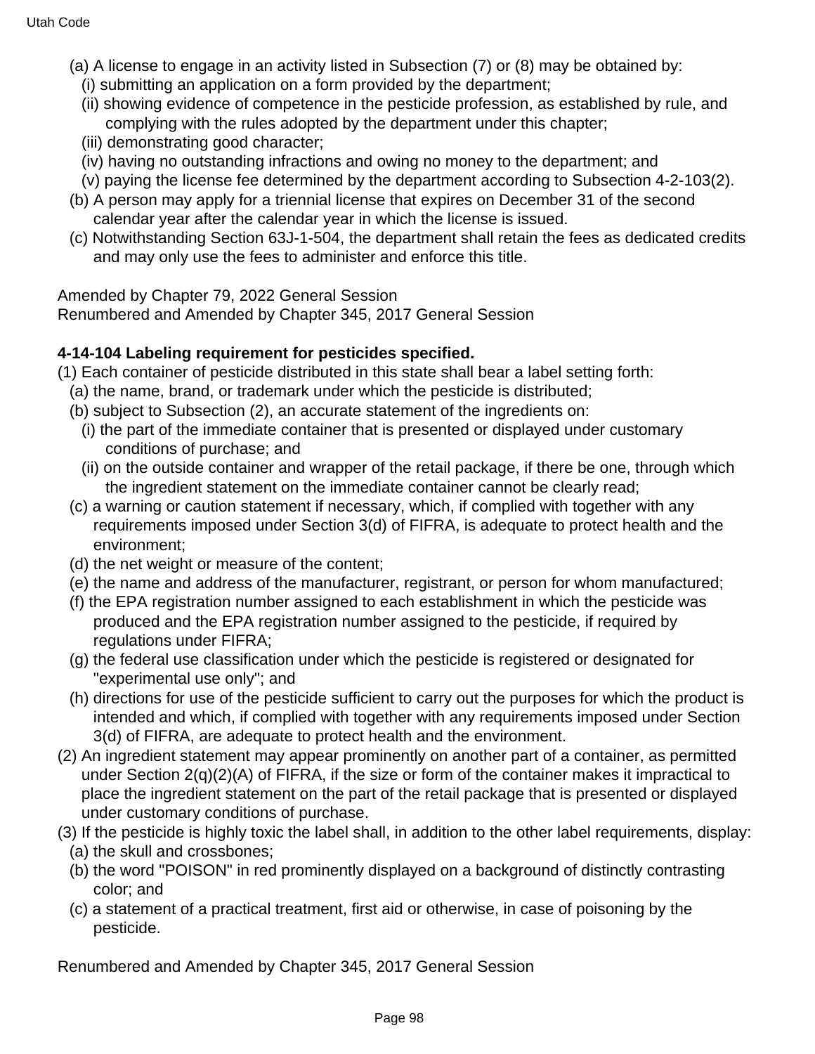(a) A license to engage in an activity listed in Subsection (7) or (8) may be obtained by:
   (i) submitting an application on a form provided by the department;
   (ii) showing evidence of competence in the pesticide profession, as established by rule, and complying with the rules adopted by the department under this chapter;
   (iii) demonstrating good character;
   (iv) having no outstanding infractions and owing no money to the department; and
   (v) paying the license fee determined by the department according to Subsection 4-2-103(2).

(b) A person may apply for a triennial license that expires on December 31 of the second calendar year after the calendar year in which the license is issued.

(c) Notwithstanding Section 63J-1-504, the department shall retain the fees as dedicated credits and may only use the fees to administer and enforce this title.

Amended by Chapter 79, 2022 General Session
Renumbered and Amended by Chapter 345, 2017 General Session

**4-14-104 Labeling requirement for pesticides specified.**

(1) Each container of pesticide distributed in this state shall bear a label setting forth:
   (a) the name, brand, or trademark under which the pesticide is distributed;
   (b) subject to Subsection (2), an accurate statement of the ingredients on:
      (i) the part of the immediate container that is presented or displayed under customary conditions of purchase; and
      (ii) on the outside container and wrapper of the retail package, if there be one, through which the ingredient statement on the immediate container cannot be clearly read;
   (c) a warning or caution statement if necessary, which, if complied with together with any requirements imposed under Section 3(d) of FIFRA, is adequate to protect health and the environment;
   (d) the net weight or measure of the content;
   (e) the name and address of the manufacturer, registrant, or person for whom manufactured;
   (f) the EPA registration number assigned to each establishment in which the pesticide was produced and the EPA registration number assigned to the pesticide, if required by regulations under FIFRA;
   (g) the federal use classification under which the pesticide is registered or designated for "experimental use only"; and
   (h) directions for use of the pesticide sufficient to carry out the purposes for which the product is intended and which, if complied with together with any requirements imposed under Section 3(d) of FIFRA, are adequate to protect health and the environment.

(2) An ingredient statement may appear prominently on another part of a container, as permitted under Section 2(q)(2)(A) of FIFRA, if the size or form of the container makes it impractical to place the ingredient statement on the part of the retail package that is presented or displayed under customary conditions of purchase.

(3) If the pesticide is highly toxic the label shall, in addition to the other label requirements, display:
   (a) the skull and crossbones;
   (b) the word "POISON" in red prominently displayed on a background of distinctly contrasting color; and
   (c) a statement of a practical treatment, first aid or otherwise, in case of poisoning by the pesticide.

Renumbered and Amended by Chapter 345, 2017 General Session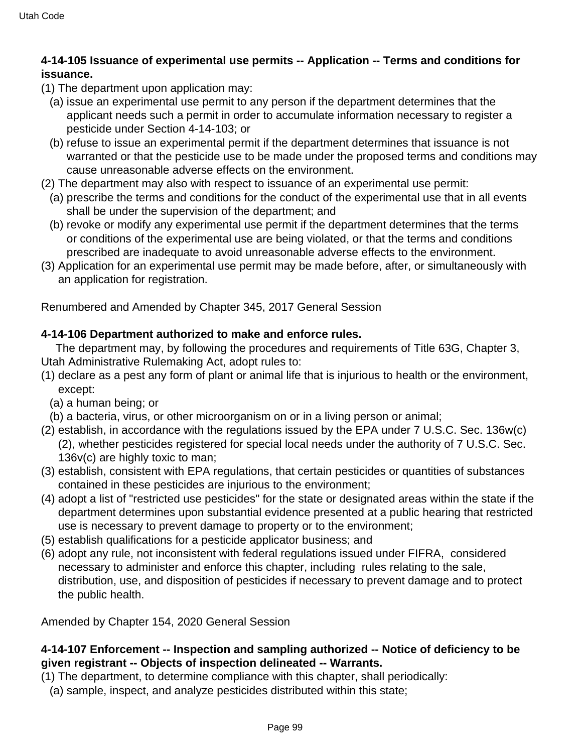**4-14-105 Issuance of experimental use permits -- Application -- Terms and conditions for issuance.**

(1) The department upon application may:

(a) issue an experimental use permit to any person if the department determines that the applicant needs such a permit in order to accumulate information necessary to register a pesticide under Section 4-14-103; or

(b) refuse to issue an experimental permit if the department determines that issuance is not warranted or that the pesticide use to be made under the proposed terms and conditions may cause unreasonable adverse effects on the environment.

(2) The department may also with respect to issuance of an experimental use permit:

(a) prescribe the terms and conditions for the conduct of the experimental use that in all events shall be under the supervision of the department; and

(b) revoke or modify any experimental use permit if the department determines that the terms or conditions of the experimental use are being violated, or that the terms and conditions prescribed are inadequate to avoid unreasonable adverse effects to the environment.

(3) Application for an experimental use permit may be made before, after, or simultaneously with an application for registration.

Renumbered and Amended by Chapter 345, 2017 General Session

**4-14-106 Department authorized to make and enforce rules.**

The department may, by following the procedures and requirements of Title 63G, Chapter 3, Utah Administrative Rulemaking Act, adopt rules to:

(1) declare as a pest any form of plant or animal life that is injurious to health or the environment, except:

(a) a human being; or

(b) a bacteria, virus, or other microorganism on or in a living person or animal;

(2) establish, in accordance with the regulations issued by the EPA under 7 U.S.C. Sec. 136w(c)(2), whether pesticides registered for special local needs under the authority of 7 U.S.C. Sec. 136v(c) are highly toxic to man;

(3) establish, consistent with EPA regulations, that certain pesticides or quantities of substances contained in these pesticides are injurious to the environment;

(4) adopt a list of "restricted use pesticides" for the state or designated areas within the state if the department determines upon substantial evidence presented at a public hearing that restricted use is necessary to prevent damage to property or to the environment;

(5) establish qualifications for a pesticide applicator business; and

(6) adopt any rule, not inconsistent with federal regulations issued under FIFRA, considered necessary to administer and enforce this chapter, including rules relating to the sale, distribution, use, and disposition of pesticides if necessary to prevent damage and to protect the public health.

Amended by Chapter 154, 2020 General Session

**4-14-107 Enforcement -- Inspection and sampling authorized -- Notice of deficiency to be given registrant -- Objects of inspection delineated -- Warrants.**

(1) The department, to determine compliance with this chapter, shall periodically:

(a) sample, inspect, and analyze pesticides distributed within this state;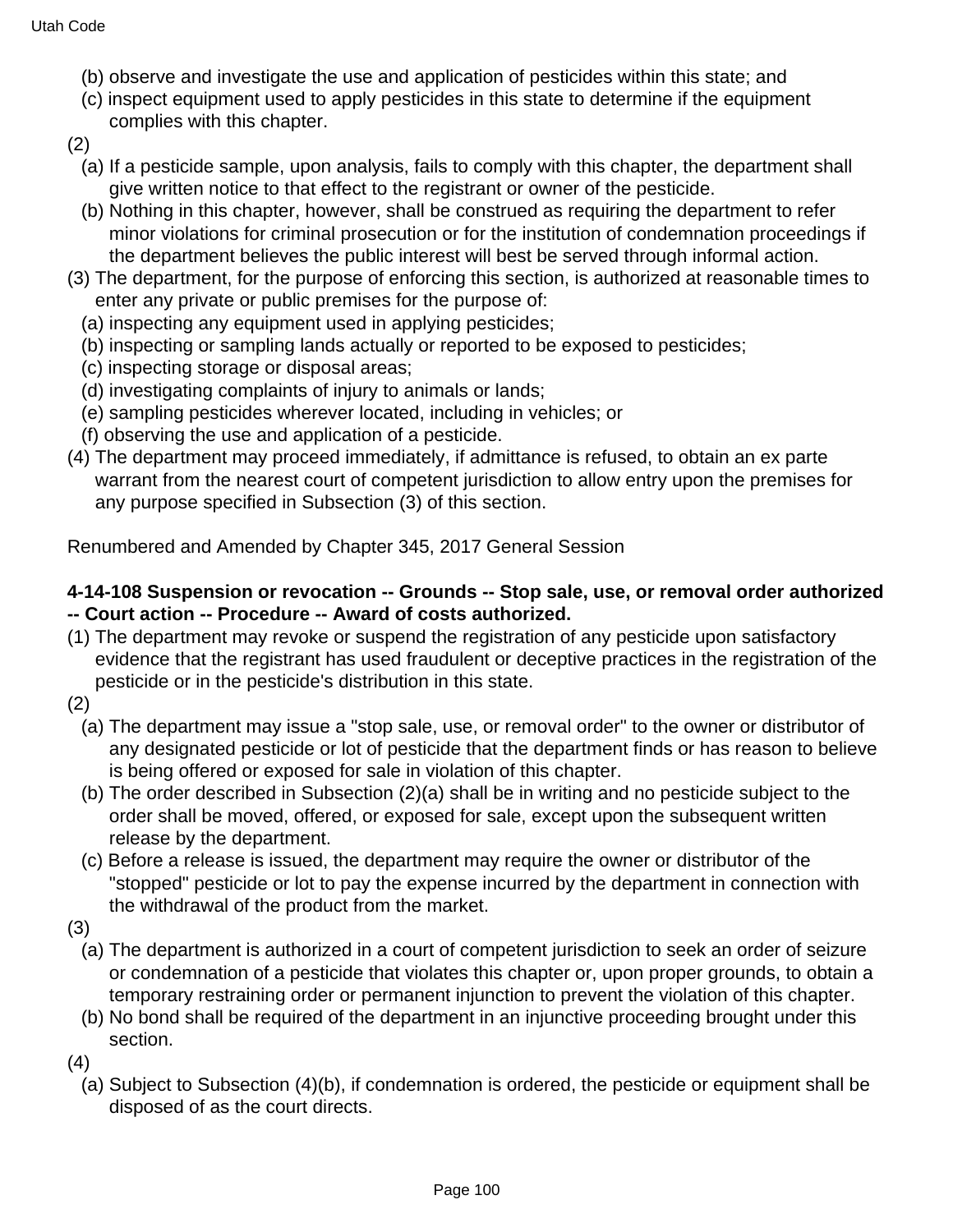(b) observe and investigate the use and application of pesticides within this state; and

(c) inspect equipment used to apply pesticides in this state to determine if the equipment complies with this chapter.

(2)

(a) If a pesticide sample, upon analysis, fails to comply with this chapter, the department shall give written notice to that effect to the registrant or owner of the pesticide.

(b) Nothing in this chapter, however, shall be construed as requiring the department to refer minor violations for criminal prosecution or for the institution of condemnation proceedings if the department believes the public interest will best be served through informal action.

(3) The department, for the purpose of enforcing this section, is authorized at reasonable times to enter any private or public premises for the purpose of:

(a) inspecting any equipment used in applying pesticides;

(b) inspecting or sampling lands actually or reported to be exposed to pesticides;

(c) inspecting storage or disposal areas;

(d) investigating complaints of injury to animals or lands;

(e) sampling pesticides wherever located, including in vehicles; or

(f) observing the use and application of a pesticide.

(4) The department may proceed immediately, if admittance is refused, to obtain an ex parte warrant from the nearest court of competent jurisdiction to allow entry upon the premises for any purpose specified in Subsection (3) of this section.

Renumbered and Amended by Chapter 345, 2017 General Session

**4-14-108 Suspension or revocation -- Grounds -- Stop sale, use, or removal order authorized -- Court action -- Procedure -- Award of costs authorized.**

(1) The department may revoke or suspend the registration of any pesticide upon satisfactory evidence that the registrant has used fraudulent or deceptive practices in the registration of the pesticide or in the pesticide's distribution in this state.

(2)

(a) The department may issue a "stop sale, use, or removal order" to the owner or distributor of any designated pesticide or lot of pesticide that the department finds or has reason to believe is being offered or exposed for sale in violation of this chapter.

(b) The order described in Subsection (2)(a) shall be in writing and no pesticide subject to the order shall be moved, offered, or exposed for sale, except upon the subsequent written release by the department.

(c) Before a release is issued, the department may require the owner or distributor of the "stopped" pesticide or lot to pay the expense incurred by the department in connection with the withdrawal of the product from the market.

(3)

(a) The department is authorized in a court of competent jurisdiction to seek an order of seizure or condemnation of a pesticide that violates this chapter or, upon proper grounds, to obtain a temporary restraining order or permanent injunction to prevent the violation of this chapter.

(b) No bond shall be required of the department in an injunctive proceeding brought under this section.

(4)

(a) Subject to Subsection (4)(b), if condemnation is ordered, the pesticide or equipment shall be disposed of as the court directs.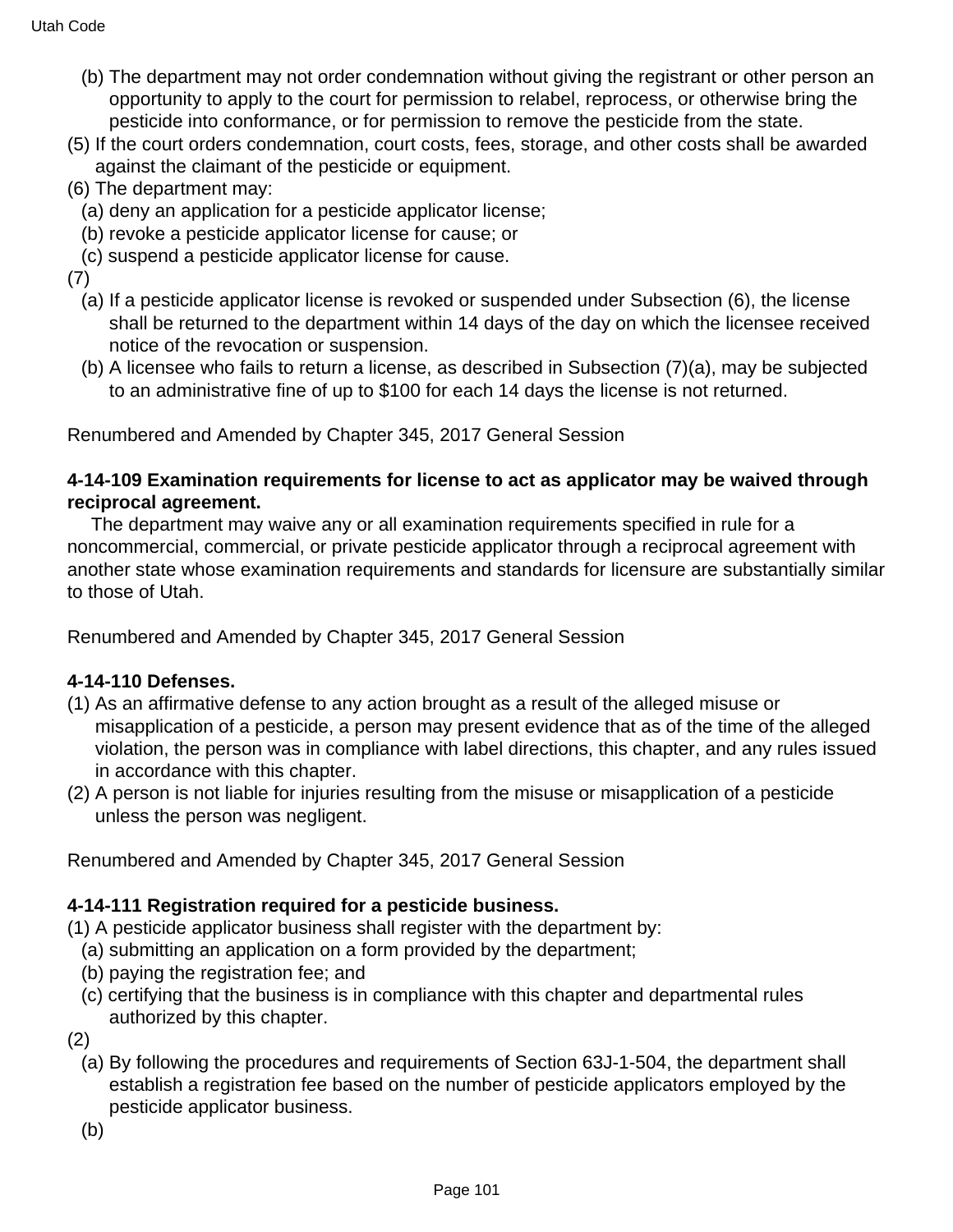(b) The department may not order condemnation without giving the registrant or other person an opportunity to apply to the court for permission to relabel, reprocess, or otherwise bring the pesticide into conformance, or for permission to remove the pesticide from the state.

(5) If the court orders condemnation, court costs, fees, storage, and other costs shall be awarded against the claimant of the pesticide or equipment.

(6) The department may:

(a) deny an application for a pesticide applicator license;

(b) revoke a pesticide applicator license for cause; or

(c) suspend a pesticide applicator license for cause.

(7)

(a) If a pesticide applicator license is revoked or suspended under Subsection (6), the license shall be returned to the department within 14 days of the day on which the licensee received notice of the revocation or suspension.

(b) A licensee who fails to return a license, as described in Subsection (7)(a), may be subjected to an administrative fine of up to $100 for each 14 days the license is not returned.

Renumbered and Amended by Chapter 345, 2017 General Session

**4-14-109 Examination requirements for license to act as applicator may be waived through reciprocal agreement.**

The department may waive any or all examination requirements specified in rule for a noncommercial, commercial, or private pesticide applicator through a reciprocal agreement with another state whose examination requirements and standards for licensure are substantially similar to those of Utah.

Renumbered and Amended by Chapter 345, 2017 General Session

**4-14-110 Defenses.**

(1) As an affirmative defense to any action brought as a result of the alleged misuse or misapplication of a pesticide, a person may present evidence that as of the time of the alleged violation, the person was in compliance with label directions, this chapter, and any rules issued in accordance with this chapter.

(2) A person is not liable for injuries resulting from the misuse or misapplication of a pesticide unless the person was negligent.

Renumbered and Amended by Chapter 345, 2017 General Session

**4-14-111 Registration required for a pesticide business.**

(1) A pesticide applicator business shall register with the department by:

(a) submitting an application on a form provided by the department;

(b) paying the registration fee; and

(c) certifying that the business is in compliance with this chapter and departmental rules authorized by this chapter.

(2)

(a) By following the procedures and requirements of Section 63J-1-504, the department shall establish a registration fee based on the number of pesticide applicators employed by the pesticide applicator business.

(b)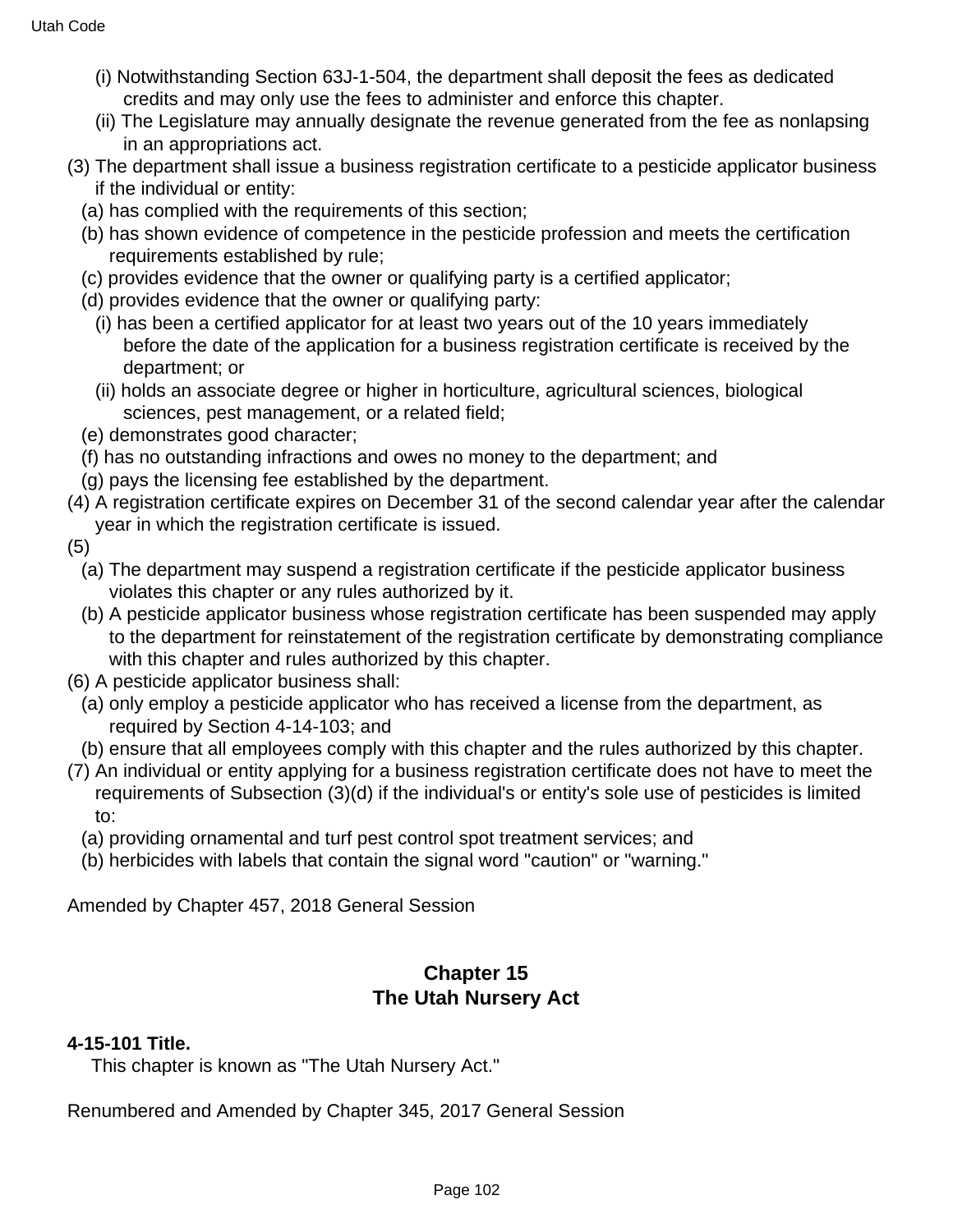(i) Notwithstanding Section 63J-1-504, the department shall deposit the fees as dedicated credits and may only use the fees to administer and enforce this chapter.

(ii) The Legislature may annually designate the revenue generated from the fee as nonlapsing in an appropriations act.

(3) The department shall issue a business registration certificate to a pesticide applicator business if the individual or entity:

(a) has complied with the requirements of this section;

(b) has shown evidence of competence in the pesticide profession and meets the certification requirements established by rule;

(c) provides evidence that the owner or qualifying party is a certified applicator;

(d) provides evidence that the owner or qualifying party:

(i) has been a certified applicator for at least two years out of the 10 years immediately before the date of the application for a business registration certificate is received by the department; or

(ii) holds an associate degree or higher in horticulture, agricultural sciences, biological sciences, pest management, or a related field;

(e) demonstrates good character;

(f) has no outstanding infractions and owes no money to the department; and

(g) pays the licensing fee established by the department.

(4) A registration certificate expires on December 31 of the second calendar year after the calendar year in which the registration certificate is issued.

(5)

(a) The department may suspend a registration certificate if the pesticide applicator business violates this chapter or any rules authorized by it.

(b) A pesticide applicator business whose registration certificate has been suspended may apply to the department for reinstatement of the registration certificate by demonstrating compliance with this chapter and rules authorized by this chapter.

(6) A pesticide applicator business shall:

(a) only employ a pesticide applicator who has received a license from the department, as required by Section 4-14-103; and

(b) ensure that all employees comply with this chapter and the rules authorized by this chapter.

(7) An individual or entity applying for a business registration certificate does not have to meet the requirements of Subsection (3)(d) if the individual's or entity's sole use of pesticides is limited to:

(a) providing ornamental and turf pest control spot treatment services; and

(b) herbicides with labels that contain the signal word "caution" or "warning."

Amended by Chapter 457, 2018 General Session

## Chapter 15
## The Utah Nursery Act

**4-15-101 Title.**

This chapter is known as "The Utah Nursery Act."

Renumbered and Amended by Chapter 345, 2017 General Session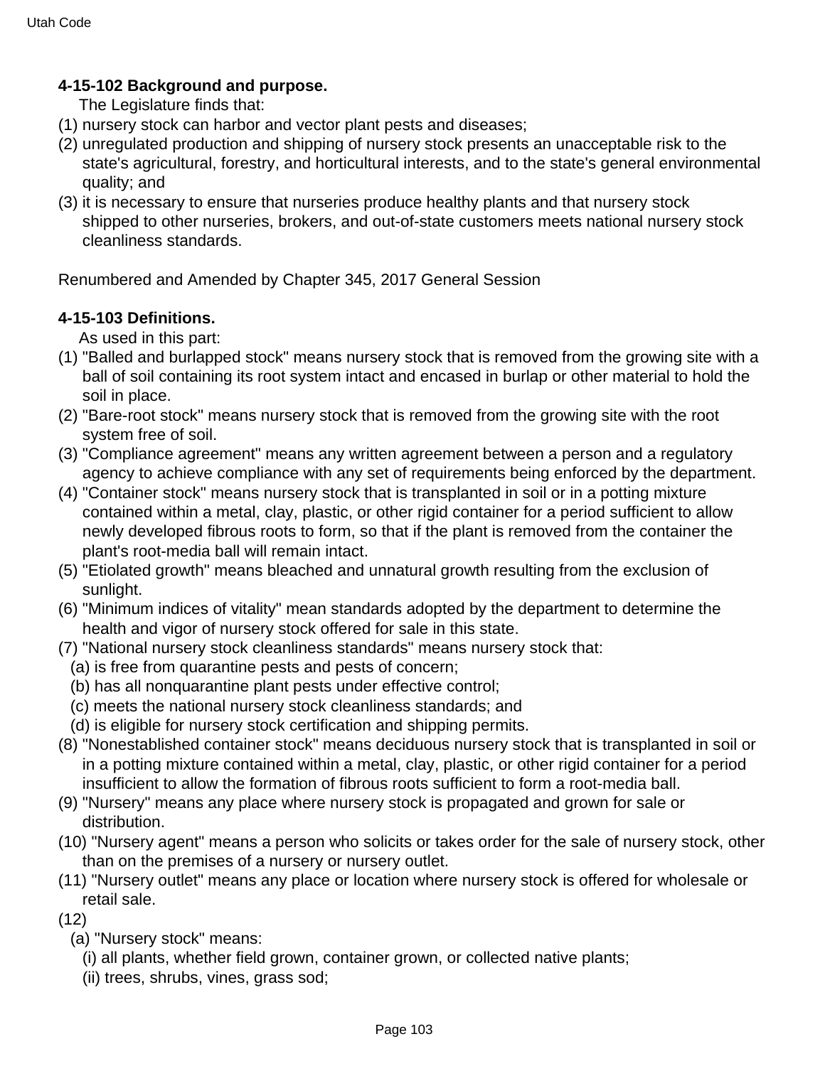**4-15-102 Background and purpose.**

The Legislature finds that:

(1) nursery stock can harbor and vector plant pests and diseases;

(2) unregulated production and shipping of nursery stock presents an unacceptable risk to the state's agricultural, forestry, and horticultural interests, and to the state's general environmental quality; and

(3) it is necessary to ensure that nurseries produce healthy plants and that nursery stock shipped to other nurseries, brokers, and out-of-state customers meets national nursery stock cleanliness standards.

Renumbered and Amended by Chapter 345, 2017 General Session

**4-15-103 Definitions.**

As used in this part:

(1) "Balled and burlapped stock" means nursery stock that is removed from the growing site with a ball of soil containing its root system intact and encased in burlap or other material to hold the soil in place.

(2) "Bare-root stock" means nursery stock that is removed from the growing site with the root system free of soil.

(3) "Compliance agreement" means any written agreement between a person and a regulatory agency to achieve compliance with any set of requirements being enforced by the department.

(4) "Container stock" means nursery stock that is transplanted in soil or in a potting mixture contained within a metal, clay, plastic, or other rigid container for a period sufficient to allow newly developed fibrous roots to form, so that if the plant is removed from the container the plant's root-media ball will remain intact.

(5) "Etiolated growth" means bleached and unnatural growth resulting from the exclusion of sunlight.

(6) "Minimum indices of vitality" mean standards adopted by the department to determine the health and vigor of nursery stock offered for sale in this state.

(7) "National nursery stock cleanliness standards" means nursery stock that:

(a) is free from quarantine pests and pests of concern;

(b) has all nonquarantine plant pests under effective control;

(c) meets the national nursery stock cleanliness standards; and

(d) is eligible for nursery stock certification and shipping permits.

(8) "Nonestablished container stock" means deciduous nursery stock that is transplanted in soil or in a potting mixture contained within a metal, clay, plastic, or other rigid container for a period insufficient to allow the formation of fibrous roots sufficient to form a root-media ball.

(9) "Nursery" means any place where nursery stock is propagated and grown for sale or distribution.

(10) "Nursery agent" means a person who solicits or takes order for the sale of nursery stock, other than on the premises of a nursery or nursery outlet.

(11) "Nursery outlet" means any place or location where nursery stock is offered for wholesale or retail sale.

(12)

(a) "Nursery stock" means:

(i) all plants, whether field grown, container grown, or collected native plants;

(ii) trees, shrubs, vines, grass sod;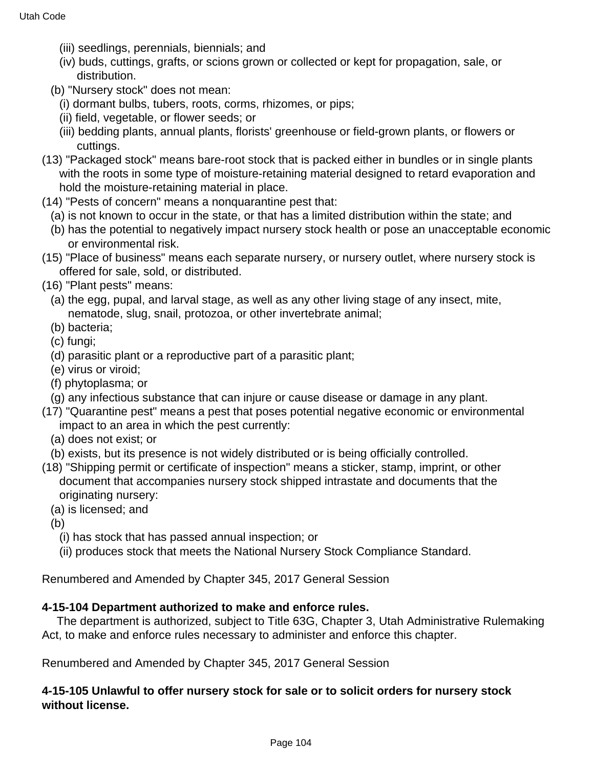(iii) seedlings, perennials, biennials; and

(iv) buds, cuttings, grafts, or scions grown or collected or kept for propagation, sale, or distribution.

(b) "Nursery stock" does not mean:

(i) dormant bulbs, tubers, roots, corms, rhizomes, or pips;

(ii) field, vegetable, or flower seeds; or

(iii) bedding plants, annual plants, florists' greenhouse or field-grown plants, or flowers or cuttings.

(13) "Packaged stock" means bare-root stock that is packed either in bundles or in single plants with the roots in some type of moisture-retaining material designed to retard evaporation and hold the moisture-retaining material in place.

(14) "Pests of concern" means a nonquarantine pest that:

(a) is not known to occur in the state, or that has a limited distribution within the state; and

(b) has the potential to negatively impact nursery stock health or pose an unacceptable economic or environmental risk.

(15) "Place of business" means each separate nursery, or nursery outlet, where nursery stock is offered for sale, sold, or distributed.

(16) "Plant pests" means:

(a) the egg, pupal, and larval stage, as well as any other living stage of any insect, mite, nematode, slug, snail, protozoa, or other invertebrate animal;

(b) bacteria;

(c) fungi;

(d) parasitic plant or a reproductive part of a parasitic plant;

(e) virus or viroid;

(f) phytoplasma; or

(g) any infectious substance that can injure or cause disease or damage in any plant.

(17) "Quarantine pest" means a pest that poses potential negative economic or environmental impact to an area in which the pest currently:

(a) does not exist; or

(b) exists, but its presence is not widely distributed or is being officially controlled.

(18) "Shipping permit or certificate of inspection" means a sticker, stamp, imprint, or other document that accompanies nursery stock shipped intrastate and documents that the originating nursery:

(a) is licensed; and

(b)

(i) has stock that has passed annual inspection; or

(ii) produces stock that meets the National Nursery Stock Compliance Standard.

Renumbered and Amended by Chapter 345, 2017 General Session

**4-15-104 Department authorized to make and enforce rules.**

The department is authorized, subject to Title 63G, Chapter 3, Utah Administrative Rulemaking Act, to make and enforce rules necessary to administer and enforce this chapter.

Renumbered and Amended by Chapter 345, 2017 General Session

**4-15-105 Unlawful to offer nursery stock for sale or to solicit orders for nursery stock without license.**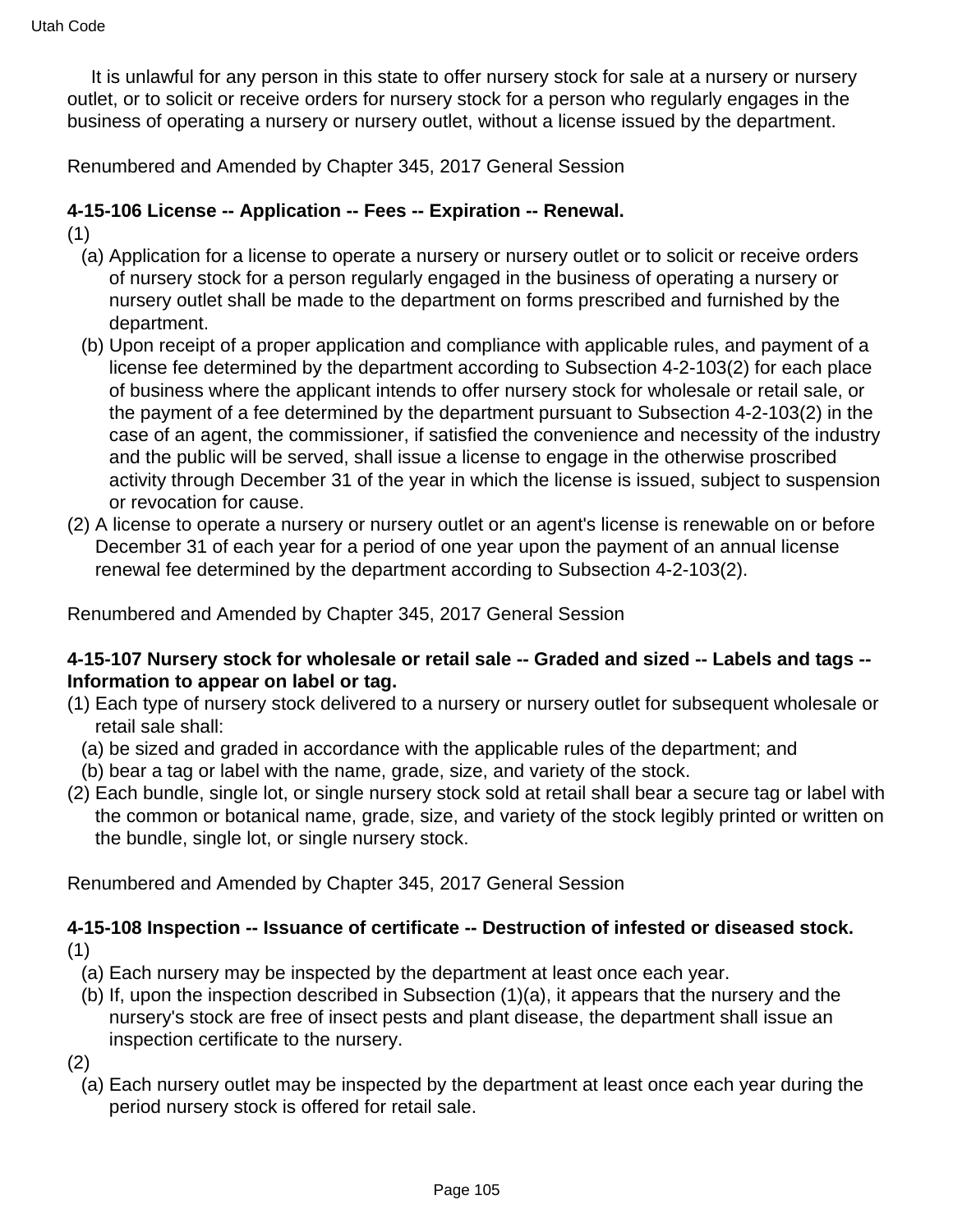It is unlawful for any person in this state to offer nursery stock for sale at a nursery or nursery outlet, or to solicit or receive orders for nursery stock for a person who regularly engages in the business of operating a nursery or nursery outlet, without a license issued by the department.

Renumbered and Amended by Chapter 345, 2017 General Session

**4-15-106 License -- Application -- Fees -- Expiration -- Renewal.**

(1)

(a) Application for a license to operate a nursery or nursery outlet or to solicit or receive orders of nursery stock for a person regularly engaged in the business of operating a nursery or nursery outlet shall be made to the department on forms prescribed and furnished by the department.

(b) Upon receipt of a proper application and compliance with applicable rules, and payment of a license fee determined by the department according to Subsection 4-2-103(2) for each place of business where the applicant intends to offer nursery stock for wholesale or retail sale, or the payment of a fee determined by the department pursuant to Subsection 4-2-103(2) in the case of an agent, the commissioner, if satisfied the convenience and necessity of the industry and the public will be served, shall issue a license to engage in the otherwise proscribed activity through December 31 of the year in which the license is issued, subject to suspension or revocation for cause.

(2) A license to operate a nursery or nursery outlet or an agent's license is renewable on or before December 31 of each year for a period of one year upon the payment of an annual license renewal fee determined by the department according to Subsection 4-2-103(2).

Renumbered and Amended by Chapter 345, 2017 General Session

**4-15-107 Nursery stock for wholesale or retail sale -- Graded and sized -- Labels and tags -- Information to appear on label or tag.**

(1) Each type of nursery stock delivered to a nursery or nursery outlet for subsequent wholesale or retail sale shall:

(a) be sized and graded in accordance with the applicable rules of the department; and

(b) bear a tag or label with the name, grade, size, and variety of the stock.

(2) Each bundle, single lot, or single nursery stock sold at retail shall bear a secure tag or label with the common or botanical name, grade, size, and variety of the stock legibly printed or written on the bundle, single lot, or single nursery stock.

Renumbered and Amended by Chapter 345, 2017 General Session

**4-15-108 Inspection -- Issuance of certificate -- Destruction of infested or diseased stock.**

(1)

(a) Each nursery may be inspected by the department at least once each year.

(b) If, upon the inspection described in Subsection (1)(a), it appears that the nursery and the nursery's stock are free of insect pests and plant disease, the department shall issue an inspection certificate to the nursery.

(2)

(a) Each nursery outlet may be inspected by the department at least once each year during the period nursery stock is offered for retail sale.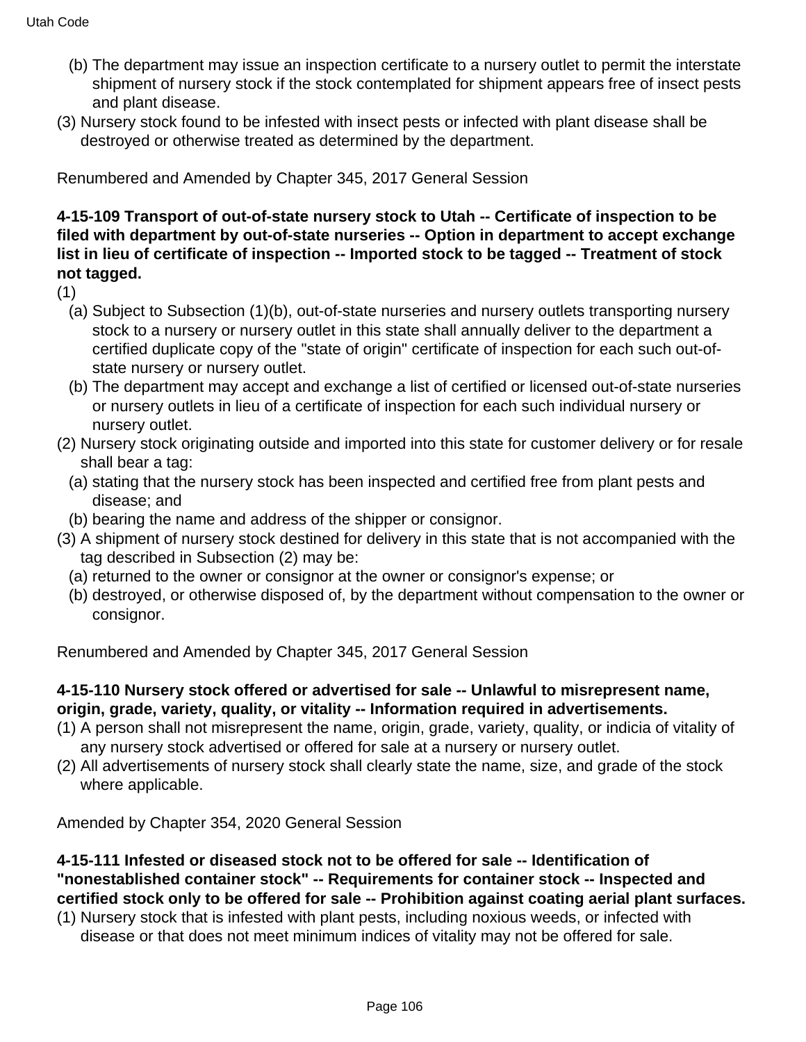(b) The department may issue an inspection certificate to a nursery outlet to permit the interstate shipment of nursery stock if the stock contemplated for shipment appears free of insect pests and plant disease.

(3) Nursery stock found to be infested with insect pests or infected with plant disease shall be destroyed or otherwise treated as determined by the department.

Renumbered and Amended by Chapter 345, 2017 General Session

**4-15-109 Transport of out-of-state nursery stock to Utah -- Certificate of inspection to be filed with department by out-of-state nurseries -- Option in department to accept exchange list in lieu of certificate of inspection -- Imported stock to be tagged -- Treatment of stock not tagged.**

(1)

(a) Subject to Subsection (1)(b), out-of-state nurseries and nursery outlets transporting nursery stock to a nursery or nursery outlet in this state shall annually deliver to the department a certified duplicate copy of the "state of origin" certificate of inspection for each such out-of-state nursery or nursery outlet.

(b) The department may accept and exchange a list of certified or licensed out-of-state nurseries or nursery outlets in lieu of a certificate of inspection for each such individual nursery or nursery outlet.

(2) Nursery stock originating outside and imported into this state for customer delivery or for resale shall bear a tag:

(a) stating that the nursery stock has been inspected and certified free from plant pests and disease; and

(b) bearing the name and address of the shipper or consignor.

(3) A shipment of nursery stock destined for delivery in this state that is not accompanied with the tag described in Subsection (2) may be:

(a) returned to the owner or consignor at the owner or consignor's expense; or

(b) destroyed, or otherwise disposed of, by the department without compensation to the owner or consignor.

Renumbered and Amended by Chapter 345, 2017 General Session

**4-15-110 Nursery stock offered or advertised for sale -- Unlawful to misrepresent name, origin, grade, variety, quality, or vitality -- Information required in advertisements.**

(1) A person shall not misrepresent the name, origin, grade, variety, quality, or indicia of vitality of any nursery stock advertised or offered for sale at a nursery or nursery outlet.

(2) All advertisements of nursery stock shall clearly state the name, size, and grade of the stock where applicable.

Amended by Chapter 354, 2020 General Session

**4-15-111 Infested or diseased stock not to be offered for sale -- Identification of "nonestablished container stock" -- Requirements for container stock -- Inspected and certified stock only to be offered for sale -- Prohibition against coating aerial plant surfaces.**

(1) Nursery stock that is infested with plant pests, including noxious weeds, or infected with disease or that does not meet minimum indices of vitality may not be offered for sale.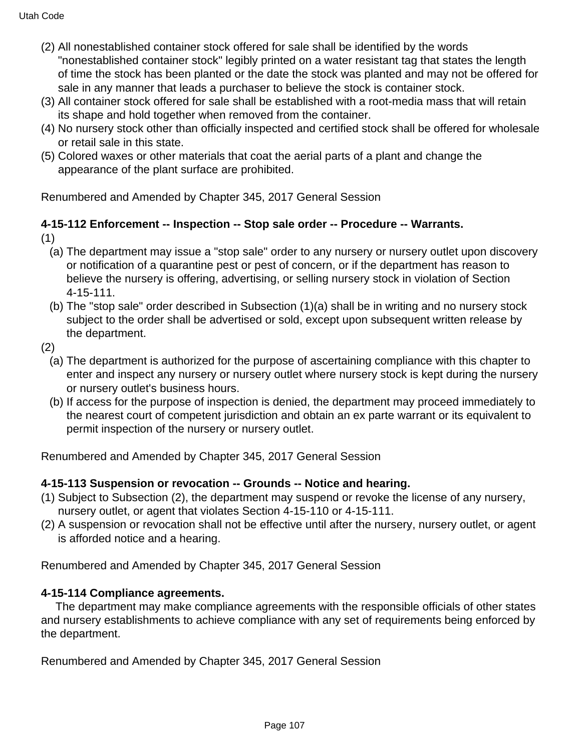(2) All nonestablished container stock offered for sale shall be identified by the words "nonestablished container stock" legibly printed on a water resistant tag that states the length of time the stock has been planted or the date the stock was planted and may not be offered for sale in any manner that leads a purchaser to believe the stock is container stock.
(3) All container stock offered for sale shall be established with a root-media mass that will retain its shape and hold together when removed from the container.
(4) No nursery stock other than officially inspected and certified stock shall be offered for wholesale or retail sale in this state.
(5) Colored waxes or other materials that coat the aerial parts of a plant and change the appearance of the plant surface are prohibited.

Renumbered and Amended by Chapter 345, 2017 General Session

**4-15-112 Enforcement -- Inspection -- Stop sale order -- Procedure -- Warrants.**

(1)
  (a) The department may issue a "stop sale" order to any nursery or nursery outlet upon discovery or notification of a quarantine pest or pest of concern, or if the department has reason to believe the nursery is offering, advertising, or selling nursery stock in violation of Section 4-15-111.
  (b) The "stop sale" order described in Subsection (1)(a) shall be in writing and no nursery stock subject to the order shall be advertised or sold, except upon subsequent written release by the department.

(2)
  (a) The department is authorized for the purpose of ascertaining compliance with this chapter to enter and inspect any nursery or nursery outlet where nursery stock is kept during the nursery or nursery outlet's business hours.
  (b) If access for the purpose of inspection is denied, the department may proceed immediately to the nearest court of competent jurisdiction and obtain an ex parte warrant or its equivalent to permit inspection of the nursery or nursery outlet.

Renumbered and Amended by Chapter 345, 2017 General Session

**4-15-113 Suspension or revocation -- Grounds -- Notice and hearing.**

(1) Subject to Subsection (2), the department may suspend or revoke the license of any nursery, nursery outlet, or agent that violates Section 4-15-110 or 4-15-111.
(2) A suspension or revocation shall not be effective until after the nursery, nursery outlet, or agent is afforded notice and a hearing.

Renumbered and Amended by Chapter 345, 2017 General Session

**4-15-114 Compliance agreements.**

The department may make compliance agreements with the responsible officials of other states and nursery establishments to achieve compliance with any set of requirements being enforced by the department.

Renumbered and Amended by Chapter 345, 2017 General Session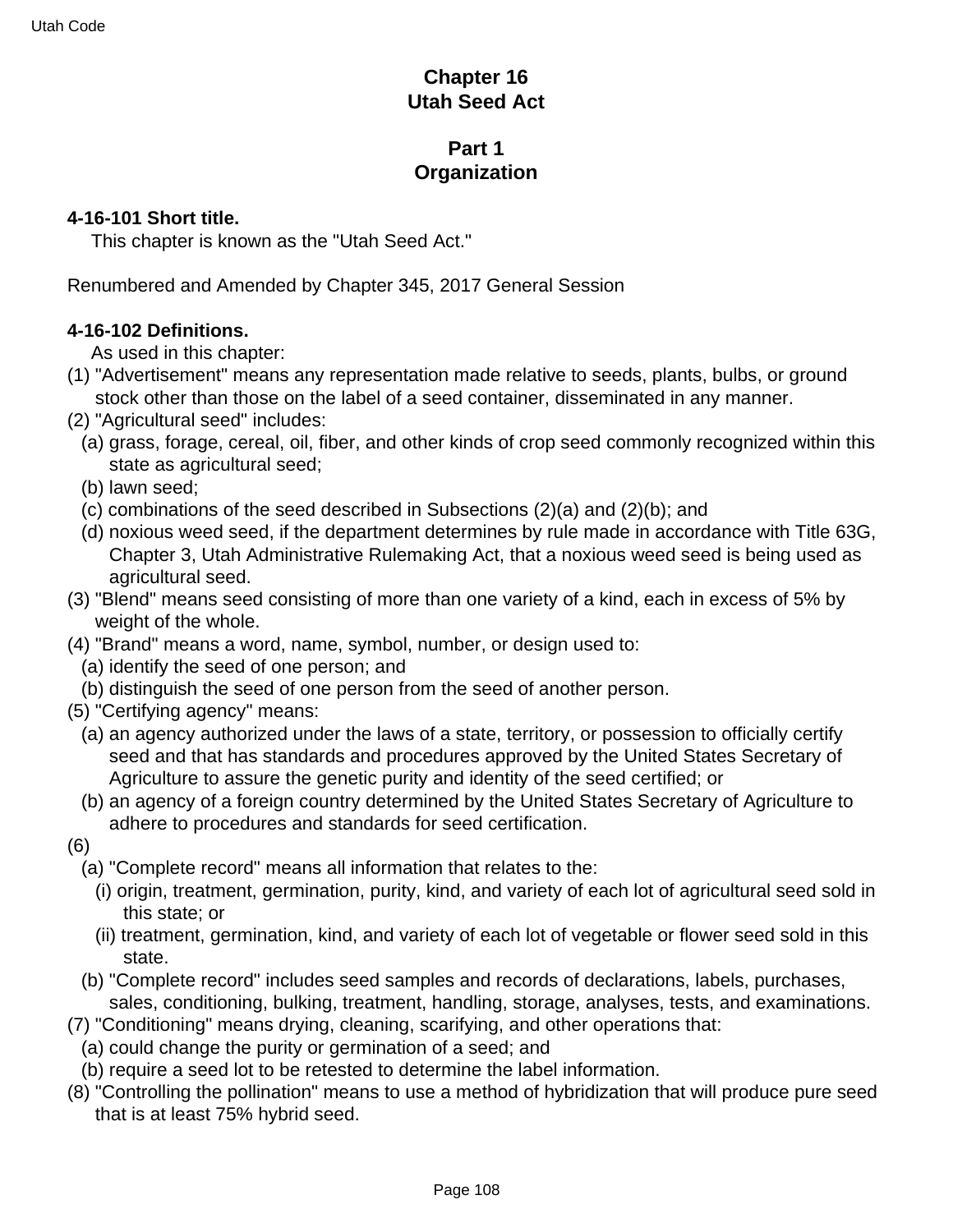# Chapter 16
# Utah Seed Act

## Part 1
## Organization

**4-16-101 Short title.**

This chapter is known as the "Utah Seed Act."

Renumbered and Amended by Chapter 345, 2017 General Session

**4-16-102 Definitions.**

As used in this chapter:

(1) "Advertisement" means any representation made relative to seeds, plants, bulbs, or ground stock other than those on the label of a seed container, disseminated in any manner.

(2) "Agricultural seed" includes:

  (a) grass, forage, cereal, oil, fiber, and other kinds of crop seed commonly recognized within this state as agricultural seed;

  (b) lawn seed;

  (c) combinations of the seed described in Subsections (2)(a) and (2)(b); and

  (d) noxious weed seed, if the department determines by rule made in accordance with Title 63G, Chapter 3, Utah Administrative Rulemaking Act, that a noxious weed seed is being used as agricultural seed.

(3) "Blend" means seed consisting of more than one variety of a kind, each in excess of 5% by weight of the whole.

(4) "Brand" means a word, name, symbol, number, or design used to:

  (a) identify the seed of one person; and

  (b) distinguish the seed of one person from the seed of another person.

(5) "Certifying agency" means:

  (a) an agency authorized under the laws of a state, territory, or possession to officially certify seed and that has standards and procedures approved by the United States Secretary of Agriculture to assure the genetic purity and identity of the seed certified; or

  (b) an agency of a foreign country determined by the United States Secretary of Agriculture to adhere to procedures and standards for seed certification.

(6)

  (a) "Complete record" means all information that relates to the:

    (i) origin, treatment, germination, purity, kind, and variety of each lot of agricultural seed sold in this state; or

    (ii) treatment, germination, kind, and variety of each lot of vegetable or flower seed sold in this state.

  (b) "Complete record" includes seed samples and records of declarations, labels, purchases, sales, conditioning, bulking, treatment, handling, storage, analyses, tests, and examinations.

(7) "Conditioning" means drying, cleaning, scarifying, and other operations that:

  (a) could change the purity or germination of a seed; and

  (b) require a seed lot to be retested to determine the label information.

(8) "Controlling the pollination" means to use a method of hybridization that will produce pure seed that is at least 75% hybrid seed.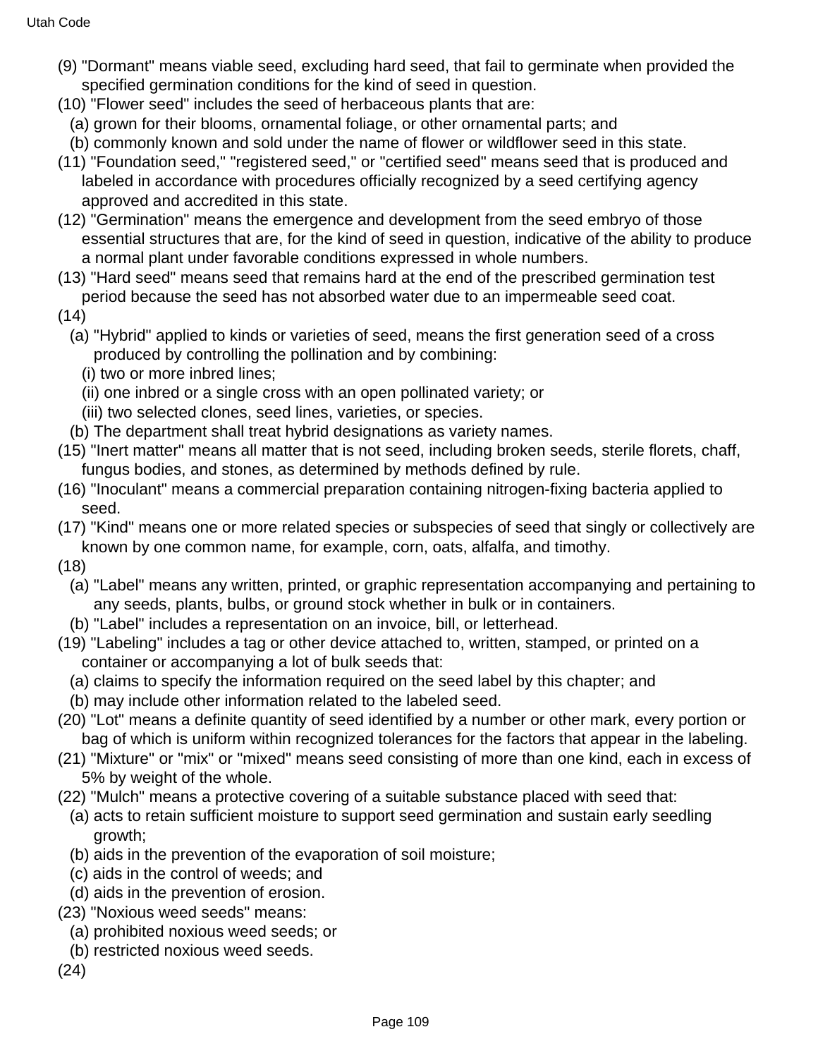(9) "Dormant" means viable seed, excluding hard seed, that fail to germinate when provided the specified germination conditions for the kind of seed in question.

(10) "Flower seed" includes the seed of herbaceous plants that are:

(a) grown for their blooms, ornamental foliage, or other ornamental parts; and

(b) commonly known and sold under the name of flower or wildflower seed in this state.

(11) "Foundation seed," "registered seed," or "certified seed" means seed that is produced and labeled in accordance with procedures officially recognized by a seed certifying agency approved and accredited in this state.

(12) "Germination" means the emergence and development from the seed embryo of those essential structures that are, for the kind of seed in question, indicative of the ability to produce a normal plant under favorable conditions expressed in whole numbers.

(13) "Hard seed" means seed that remains hard at the end of the prescribed germination test period because the seed has not absorbed water due to an impermeable seed coat.

(14)

(a) "Hybrid" applied to kinds or varieties of seed, means the first generation seed of a cross produced by controlling the pollination and by combining:

(i) two or more inbred lines;

(ii) one inbred or a single cross with an open pollinated variety; or

(iii) two selected clones, seed lines, varieties, or species.

(b) The department shall treat hybrid designations as variety names.

(15) "Inert matter" means all matter that is not seed, including broken seeds, sterile florets, chaff, fungus bodies, and stones, as determined by methods defined by rule.

(16) "Inoculant" means a commercial preparation containing nitrogen-fixing bacteria applied to seed.

(17) "Kind" means one or more related species or subspecies of seed that singly or collectively are known by one common name, for example, corn, oats, alfalfa, and timothy.

(18)

(a) "Label" means any written, printed, or graphic representation accompanying and pertaining to any seeds, plants, bulbs, or ground stock whether in bulk or in containers.

(b) "Label" includes a representation on an invoice, bill, or letterhead.

(19) "Labeling" includes a tag or other device attached to, written, stamped, or printed on a container or accompanying a lot of bulk seeds that:

(a) claims to specify the information required on the seed label by this chapter; and

(b) may include other information related to the labeled seed.

(20) "Lot" means a definite quantity of seed identified by a number or other mark, every portion or bag of which is uniform within recognized tolerances for the factors that appear in the labeling.

(21) "Mixture" or "mix" or "mixed" means seed consisting of more than one kind, each in excess of 5% by weight of the whole.

(22) "Mulch" means a protective covering of a suitable substance placed with seed that:

(a) acts to retain sufficient moisture to support seed germination and sustain early seedling growth;

(b) aids in the prevention of the evaporation of soil moisture;

(c) aids in the control of weeds; and

(d) aids in the prevention of erosion.

(23) "Noxious weed seeds" means:

(a) prohibited noxious weed seeds; or

(b) restricted noxious weed seeds.

(24)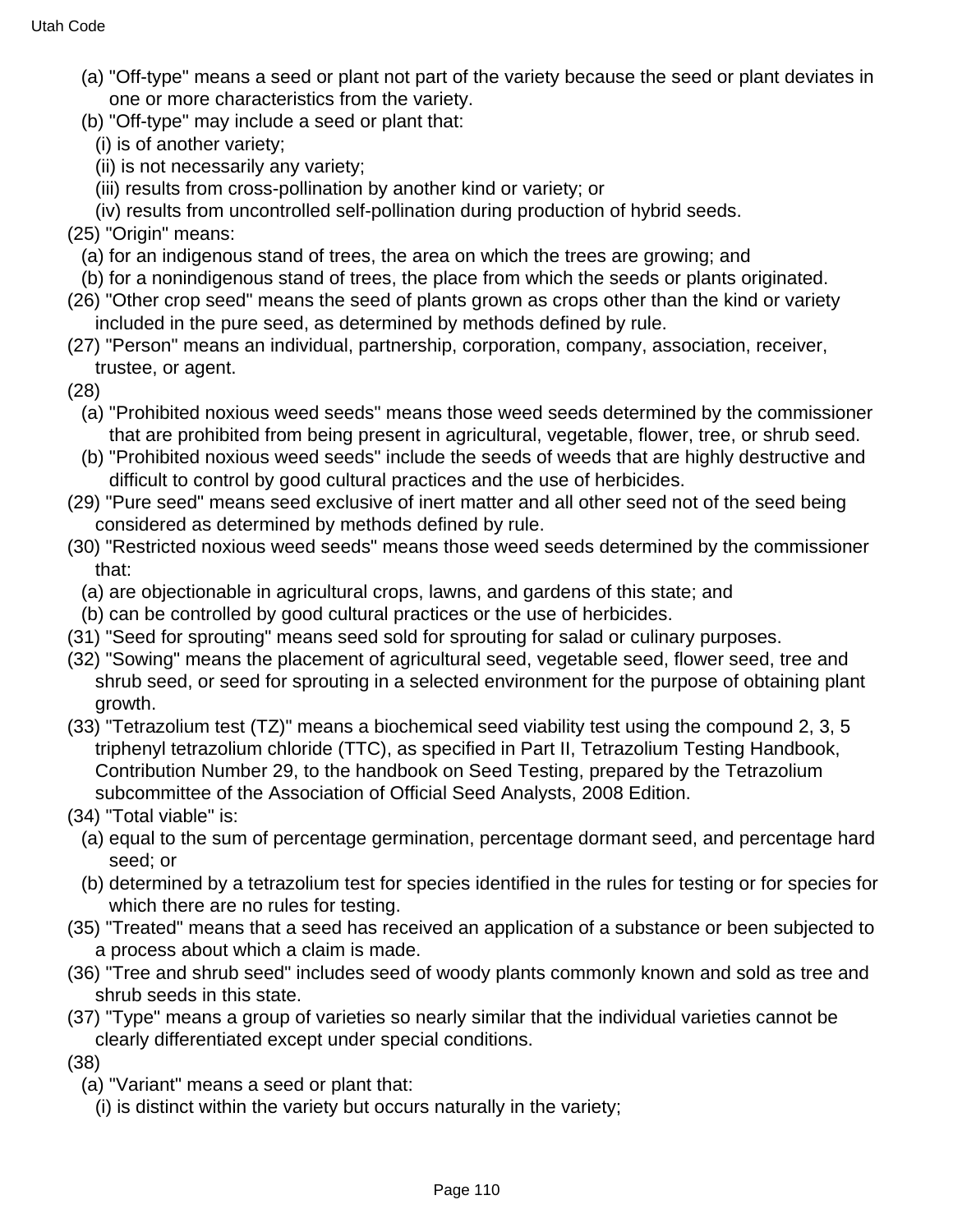(a) "Off-type" means a seed or plant not part of the variety because the seed or plant deviates in one or more characteristics from the variety.

(b) "Off-type" may include a seed or plant that:

(i) is of another variety;

(ii) is not necessarily any variety;

(iii) results from cross-pollination by another kind or variety; or

(iv) results from uncontrolled self-pollination during production of hybrid seeds.

(25) "Origin" means:

(a) for an indigenous stand of trees, the area on which the trees are growing; and

(b) for a nonindigenous stand of trees, the place from which the seeds or plants originated.

(26) "Other crop seed" means the seed of plants grown as crops other than the kind or variety included in the pure seed, as determined by methods defined by rule.

(27) "Person" means an individual, partnership, corporation, company, association, receiver, trustee, or agent.

(28)

(a) "Prohibited noxious weed seeds" means those weed seeds determined by the commissioner that are prohibited from being present in agricultural, vegetable, flower, tree, or shrub seed.

(b) "Prohibited noxious weed seeds" include the seeds of weeds that are highly destructive and difficult to control by good cultural practices and the use of herbicides.

(29) "Pure seed" means seed exclusive of inert matter and all other seed not of the seed being considered as determined by methods defined by rule.

(30) "Restricted noxious weed seeds" means those weed seeds determined by the commissioner that:

(a) are objectionable in agricultural crops, lawns, and gardens of this state; and

(b) can be controlled by good cultural practices or the use of herbicides.

(31) "Seed for sprouting" means seed sold for sprouting for salad or culinary purposes.

(32) "Sowing" means the placement of agricultural seed, vegetable seed, flower seed, tree and shrub seed, or seed for sprouting in a selected environment for the purpose of obtaining plant growth.

(33) "Tetrazolium test (TZ)" means a biochemical seed viability test using the compound 2, 3, 5 triphenyl tetrazolium chloride (TTC), as specified in Part II, Tetrazolium Testing Handbook, Contribution Number 29, to the handbook on Seed Testing, prepared by the Tetrazolium subcommittee of the Association of Official Seed Analysts, 2008 Edition.

(34) "Total viable" is:

(a) equal to the sum of percentage germination, percentage dormant seed, and percentage hard seed; or

(b) determined by a tetrazolium test for species identified in the rules for testing or for species for which there are no rules for testing.

(35) "Treated" means that a seed has received an application of a substance or been subjected to a process about which a claim is made.

(36) "Tree and shrub seed" includes seed of woody plants commonly known and sold as tree and shrub seeds in this state.

(37) "Type" means a group of varieties so nearly similar that the individual varieties cannot be clearly differentiated except under special conditions.

(38)

(a) "Variant" means a seed or plant that:

(i) is distinct within the variety but occurs naturally in the variety;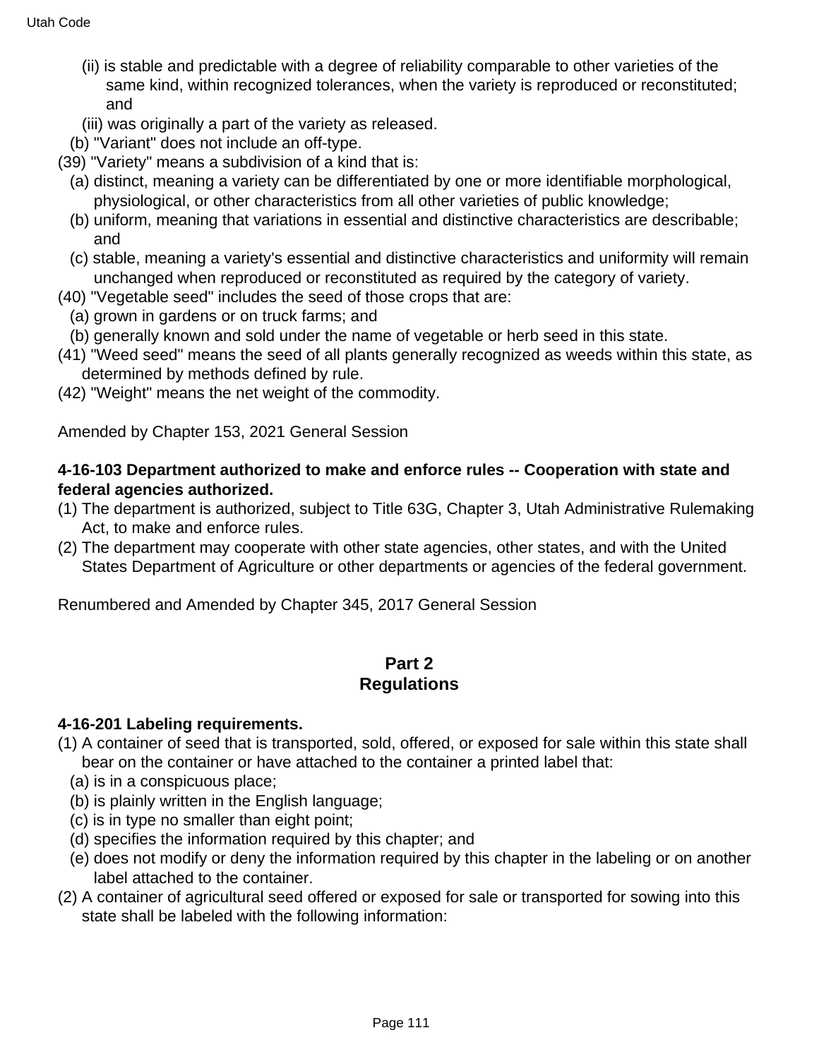(ii) is stable and predictable with a degree of reliability comparable to other varieties of the same kind, within recognized tolerances, when the variety is reproduced or reconstituted; and

(iii) was originally a part of the variety as released.

(b) "Variant" does not include an off-type.

(39) "Variety" means a subdivision of a kind that is:

(a) distinct, meaning a variety can be differentiated by one or more identifiable morphological, physiological, or other characteristics from all other varieties of public knowledge;

(b) uniform, meaning that variations in essential and distinctive characteristics are describable; and

(c) stable, meaning a variety's essential and distinctive characteristics and uniformity will remain unchanged when reproduced or reconstituted as required by the category of variety.

(40) "Vegetable seed" includes the seed of those crops that are:

(a) grown in gardens or on truck farms; and

(b) generally known and sold under the name of vegetable or herb seed in this state.

(41) "Weed seed" means the seed of all plants generally recognized as weeds within this state, as determined by methods defined by rule.

(42) "Weight" means the net weight of the commodity.

Amended by Chapter 153, 2021 General Session

**4-16-103 Department authorized to make and enforce rules -- Cooperation with state and federal agencies authorized.**

(1) The department is authorized, subject to Title 63G, Chapter 3, Utah Administrative Rulemaking Act, to make and enforce rules.

(2) The department may cooperate with other state agencies, other states, and with the United States Department of Agriculture or other departments or agencies of the federal government.

Renumbered and Amended by Chapter 345, 2017 General Session

## Part 2
## Regulations

**4-16-201 Labeling requirements.**

(1) A container of seed that is transported, sold, offered, or exposed for sale within this state shall bear on the container or have attached to the container a printed label that:

(a) is in a conspicuous place;

(b) is plainly written in the English language;

(c) is in type no smaller than eight point;

(d) specifies the information required by this chapter; and

(e) does not modify or deny the information required by this chapter in the labeling or on another label attached to the container.

(2) A container of agricultural seed offered or exposed for sale or transported for sowing into this state shall be labeled with the following information: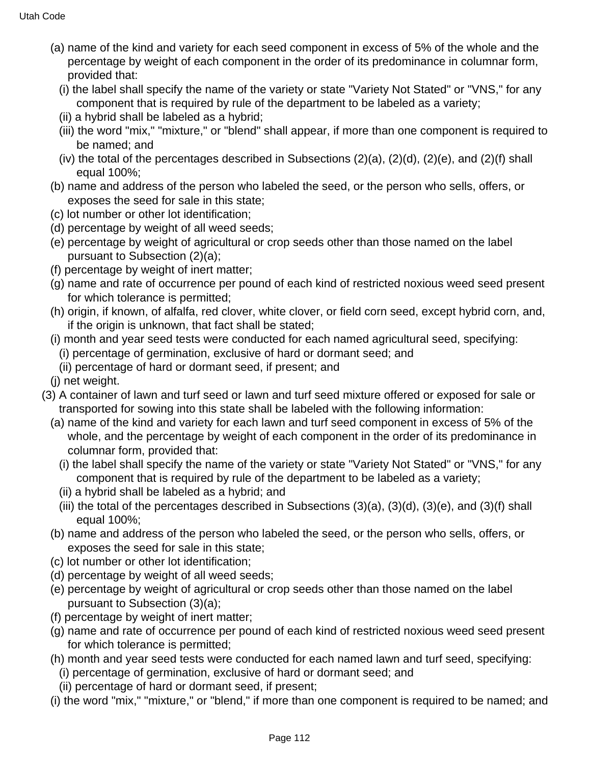(a) name of the kind and variety for each seed component in excess of 5% of the whole and the percentage by weight of each component in the order of its predominance in columnar form, provided that:

(i) the label shall specify the name of the variety or state "Variety Not Stated" or "VNS," for any component that is required by rule of the department to be labeled as a variety;

(ii) a hybrid shall be labeled as a hybrid;

(iii) the word "mix," "mixture," or "blend" shall appear, if more than one component is required to be named; and

(iv) the total of the percentages described in Subsections (2)(a), (2)(d), (2)(e), and (2)(f) shall equal 100%;

(b) name and address of the person who labeled the seed, or the person who sells, offers, or exposes the seed for sale in this state;

(c) lot number or other lot identification;

(d) percentage by weight of all weed seeds;

(e) percentage by weight of agricultural or crop seeds other than those named on the label pursuant to Subsection (2)(a);

(f) percentage by weight of inert matter;

(g) name and rate of occurrence per pound of each kind of restricted noxious weed seed present for which tolerance is permitted;

(h) origin, if known, of alfalfa, red clover, white clover, or field corn seed, except hybrid corn, and, if the origin is unknown, that fact shall be stated;

(i) month and year seed tests were conducted for each named agricultural seed, specifying:

(i) percentage of germination, exclusive of hard or dormant seed; and

(ii) percentage of hard or dormant seed, if present; and

(j) net weight.

(3) A container of lawn and turf seed or lawn and turf seed mixture offered or exposed for sale or transported for sowing into this state shall be labeled with the following information:

(a) name of the kind and variety for each lawn and turf seed component in excess of 5% of the whole, and the percentage by weight of each component in the order of its predominance in columnar form, provided that:

(i) the label shall specify the name of the variety or state "Variety Not Stated" or "VNS," for any component that is required by rule of the department to be labeled as a variety;

(ii) a hybrid shall be labeled as a hybrid; and

(iii) the total of the percentages described in Subsections (3)(a), (3)(d), (3)(e), and (3)(f) shall equal 100%;

(b) name and address of the person who labeled the seed, or the person who sells, offers, or exposes the seed for sale in this state;

(c) lot number or other lot identification;

(d) percentage by weight of all weed seeds;

(e) percentage by weight of agricultural or crop seeds other than those named on the label pursuant to Subsection (3)(a);

(f) percentage by weight of inert matter;

(g) name and rate of occurrence per pound of each kind of restricted noxious weed seed present for which tolerance is permitted;

(h) month and year seed tests were conducted for each named lawn and turf seed, specifying:

(i) percentage of germination, exclusive of hard or dormant seed; and

(ii) percentage of hard or dormant seed, if present;

(i) the word "mix," "mixture," or "blend," if more than one component is required to be named; and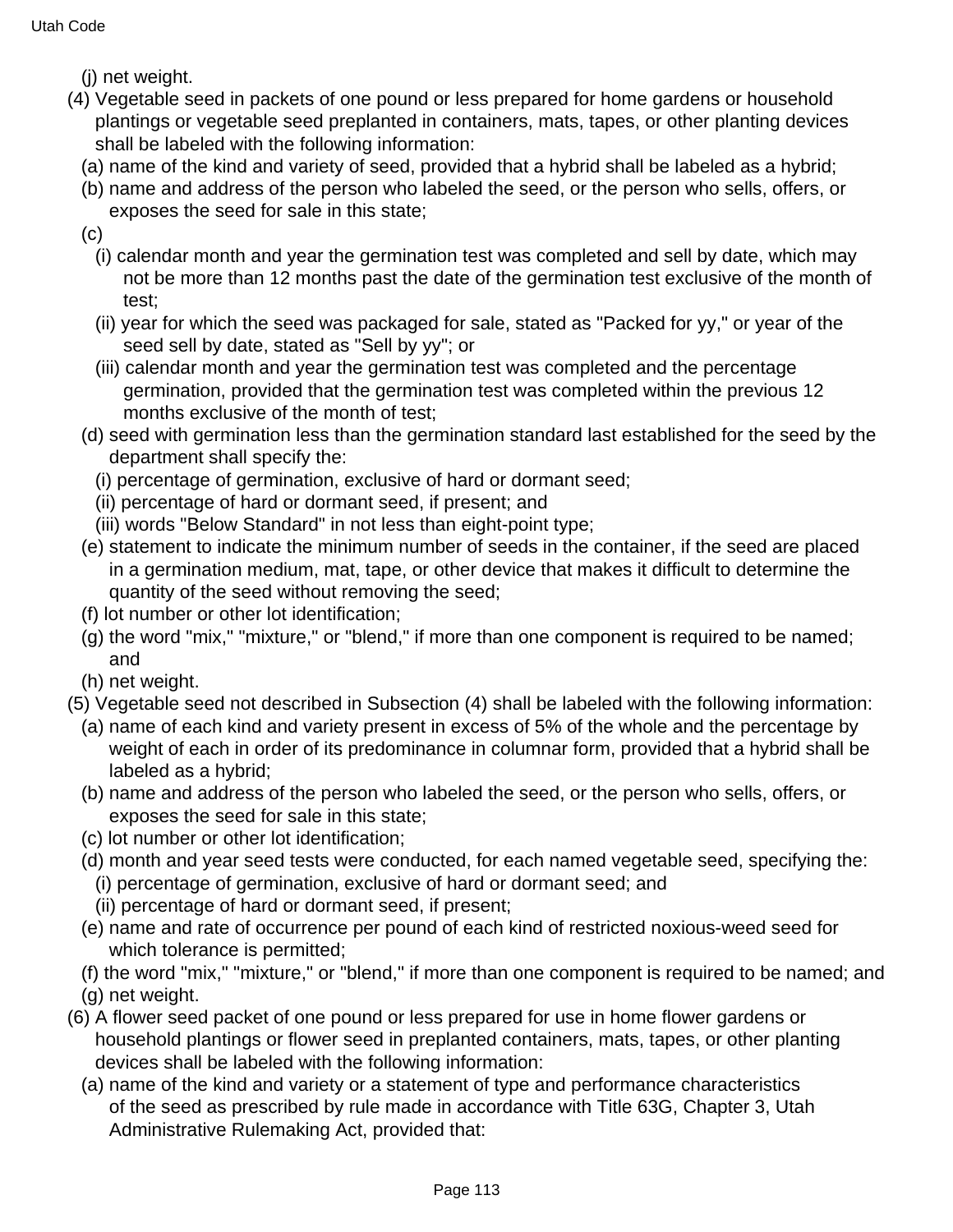(j) net weight.

(4) Vegetable seed in packets of one pound or less prepared for home gardens or household plantings or vegetable seed preplanted in containers, mats, tapes, or other planting devices shall be labeled with the following information:

(a) name of the kind and variety of seed, provided that a hybrid shall be labeled as a hybrid;

(b) name and address of the person who labeled the seed, or the person who sells, offers, or exposes the seed for sale in this state;

(c)

(i) calendar month and year the germination test was completed and sell by date, which may not be more than 12 months past the date of the germination test exclusive of the month of test;

(ii) year for which the seed was packaged for sale, stated as "Packed for yy," or year of the seed sell by date, stated as "Sell by yy"; or

(iii) calendar month and year the germination test was completed and the percentage germination, provided that the germination test was completed within the previous 12 months exclusive of the month of test;

(d) seed with germination less than the germination standard last established for the seed by the department shall specify the:

(i) percentage of germination, exclusive of hard or dormant seed;

(ii) percentage of hard or dormant seed, if present; and

(iii) words "Below Standard" in not less than eight-point type;

(e) statement to indicate the minimum number of seeds in the container, if the seed are placed in a germination medium, mat, tape, or other device that makes it difficult to determine the quantity of the seed without removing the seed;

(f) lot number or other lot identification;

(g) the word "mix," "mixture," or "blend," if more than one component is required to be named; and

(h) net weight.

(5) Vegetable seed not described in Subsection (4) shall be labeled with the following information:

(a) name of each kind and variety present in excess of 5% of the whole and the percentage by weight of each in order of its predominance in columnar form, provided that a hybrid shall be labeled as a hybrid;

(b) name and address of the person who labeled the seed, or the person who sells, offers, or exposes the seed for sale in this state;

(c) lot number or other lot identification;

(d) month and year seed tests were conducted, for each named vegetable seed, specifying the:

(i) percentage of germination, exclusive of hard or dormant seed; and

(ii) percentage of hard or dormant seed, if present;

(e) name and rate of occurrence per pound of each kind of restricted noxious-weed seed for which tolerance is permitted;

(f) the word "mix," "mixture," or "blend," if more than one component is required to be named; and

(g) net weight.

(6) A flower seed packet of one pound or less prepared for use in home flower gardens or household plantings or flower seed in preplanted containers, mats, tapes, or other planting devices shall be labeled with the following information:

(a) name of the kind and variety or a statement of type and performance characteristics of the seed as prescribed by rule made in accordance with Title 63G, Chapter 3, Utah Administrative Rulemaking Act, provided that: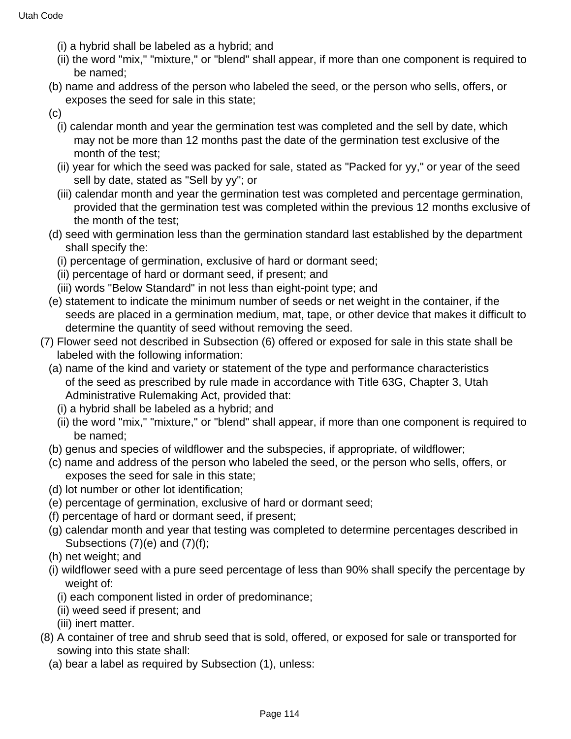(i) a hybrid shall be labeled as a hybrid; and

(ii) the word "mix," "mixture," or "blend" shall appear, if more than one component is required to be named;

(b) name and address of the person who labeled the seed, or the person who sells, offers, or exposes the seed for sale in this state;

(c)

(i) calendar month and year the germination test was completed and the sell by date, which may not be more than 12 months past the date of the germination test exclusive of the month of the test;

(ii) year for which the seed was packed for sale, stated as "Packed for yy," or year of the seed sell by date, stated as "Sell by yy"; or

(iii) calendar month and year the germination test was completed and percentage germination, provided that the germination test was completed within the previous 12 months exclusive of the month of the test;

(d) seed with germination less than the germination standard last established by the department shall specify the:

(i) percentage of germination, exclusive of hard or dormant seed;

(ii) percentage of hard or dormant seed, if present; and

(iii) words "Below Standard" in not less than eight-point type; and

(e) statement to indicate the minimum number of seeds or net weight in the container, if the seeds are placed in a germination medium, mat, tape, or other device that makes it difficult to determine the quantity of seed without removing the seed.

(7) Flower seed not described in Subsection (6) offered or exposed for sale in this state shall be labeled with the following information:

(a) name of the kind and variety or statement of the type and performance characteristics of the seed as prescribed by rule made in accordance with Title 63G, Chapter 3, Utah Administrative Rulemaking Act, provided that:

(i) a hybrid shall be labeled as a hybrid; and

(ii) the word "mix," "mixture," or "blend" shall appear, if more than one component is required to be named;

(b) genus and species of wildflower and the subspecies, if appropriate, of wildflower;

(c) name and address of the person who labeled the seed, or the person who sells, offers, or exposes the seed for sale in this state;

(d) lot number or other lot identification;

(e) percentage of germination, exclusive of hard or dormant seed;

(f) percentage of hard or dormant seed, if present;

(g) calendar month and year that testing was completed to determine percentages described in Subsections (7)(e) and (7)(f);

(h) net weight; and

(i) wildflower seed with a pure seed percentage of less than 90% shall specify the percentage by weight of:

(i) each component listed in order of predominance;

(ii) weed seed if present; and

(iii) inert matter.

(8) A container of tree and shrub seed that is sold, offered, or exposed for sale or transported for sowing into this state shall:

(a) bear a label as required by Subsection (1), unless: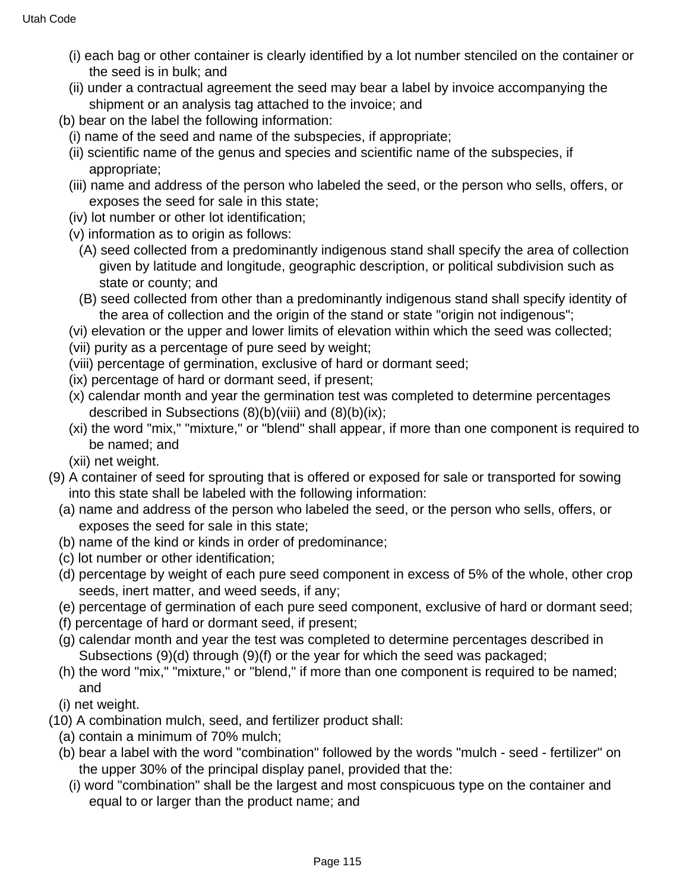(i) each bag or other container is clearly identified by a lot number stenciled on the container or the seed is in bulk; and

(ii) under a contractual agreement the seed may bear a label by invoice accompanying the shipment or an analysis tag attached to the invoice; and

(b) bear on the label the following information:

(i) name of the seed and name of the subspecies, if appropriate;

(ii) scientific name of the genus and species and scientific name of the subspecies, if appropriate;

(iii) name and address of the person who labeled the seed, or the person who sells, offers, or exposes the seed for sale in this state;

(iv) lot number or other lot identification;

(v) information as to origin as follows:

(A) seed collected from a predominantly indigenous stand shall specify the area of collection given by latitude and longitude, geographic description, or political subdivision such as state or county; and

(B) seed collected from other than a predominantly indigenous stand shall specify identity of the area of collection and the origin of the stand or state "origin not indigenous";

(vi) elevation or the upper and lower limits of elevation within which the seed was collected;

(vii) purity as a percentage of pure seed by weight;

(viii) percentage of germination, exclusive of hard or dormant seed;

(ix) percentage of hard or dormant seed, if present;

(x) calendar month and year the germination test was completed to determine percentages described in Subsections (8)(b)(viii) and (8)(b)(ix);

(xi) the word "mix," "mixture," or "blend" shall appear, if more than one component is required to be named; and

(xii) net weight.

(9) A container of seed for sprouting that is offered or exposed for sale or transported for sowing into this state shall be labeled with the following information:

(a) name and address of the person who labeled the seed, or the person who sells, offers, or exposes the seed for sale in this state;

(b) name of the kind or kinds in order of predominance;

(c) lot number or other identification;

(d) percentage by weight of each pure seed component in excess of 5% of the whole, other crop seeds, inert matter, and weed seeds, if any;

(e) percentage of germination of each pure seed component, exclusive of hard or dormant seed;

(f) percentage of hard or dormant seed, if present;

(g) calendar month and year the test was completed to determine percentages described in Subsections (9)(d) through (9)(f) or the year for which the seed was packaged;

(h) the word "mix," "mixture," or "blend," if more than one component is required to be named; and

(i) net weight.

(10) A combination mulch, seed, and fertilizer product shall:

(a) contain a minimum of 70% mulch;

(b) bear a label with the word "combination" followed by the words "mulch - seed - fertilizer" on the upper 30% of the principal display panel, provided that the:

(i) word "combination" shall be the largest and most conspicuous type on the container and equal to or larger than the product name; and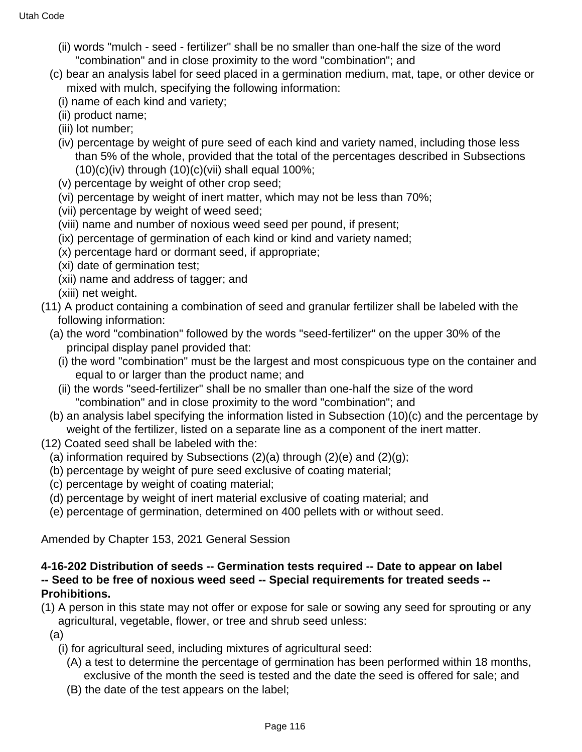(ii) words "mulch - seed - fertilizer" shall be no smaller than one-half the size of the word "combination" and in close proximity to the word "combination"; and

(c) bear an analysis label for seed placed in a germination medium, mat, tape, or other device or mixed with mulch, specifying the following information:

(i) name of each kind and variety;

(ii) product name;

(iii) lot number;

(iv) percentage by weight of pure seed of each kind and variety named, including those less than 5% of the whole, provided that the total of the percentages described in Subsections (10)(c)(iv) through (10)(c)(vii) shall equal 100%;

(v) percentage by weight of other crop seed;

(vi) percentage by weight of inert matter, which may not be less than 70%;

(vii) percentage by weight of weed seed;

(viii) name and number of noxious weed seed per pound, if present;

(ix) percentage of germination of each kind or kind and variety named;

(x) percentage hard or dormant seed, if appropriate;

(xi) date of germination test;

(xii) name and address of tagger; and

(xiii) net weight.

(11) A product containing a combination of seed and granular fertilizer shall be labeled with the following information:

(a) the word "combination" followed by the words "seed-fertilizer" on the upper 30% of the principal display panel provided that:

(i) the word "combination" must be the largest and most conspicuous type on the container and equal to or larger than the product name; and

(ii) the words "seed-fertilizer" shall be no smaller than one-half the size of the word "combination" and in close proximity to the word "combination"; and

(b) an analysis label specifying the information listed in Subsection (10)(c) and the percentage by weight of the fertilizer, listed on a separate line as a component of the inert matter.

(12) Coated seed shall be labeled with the:

(a) information required by Subsections (2)(a) through (2)(e) and (2)(g);

(b) percentage by weight of pure seed exclusive of coating material;

(c) percentage by weight of coating material;

(d) percentage by weight of inert material exclusive of coating material; and

(e) percentage of germination, determined on 400 pellets with or without seed.

Amended by Chapter 153, 2021 General Session

**4-16-202 Distribution of seeds -- Germination tests required -- Date to appear on label -- Seed to be free of noxious weed seed -- Special requirements for treated seeds -- Prohibitions.**

(1) A person in this state may not offer or expose for sale or sowing any seed for sprouting or any agricultural, vegetable, flower, or tree and shrub seed unless:

(a)

(i) for agricultural seed, including mixtures of agricultural seed:

(A) a test to determine the percentage of germination has been performed within 18 months, exclusive of the month the seed is tested and the date the seed is offered for sale; and

(B) the date of the test appears on the label;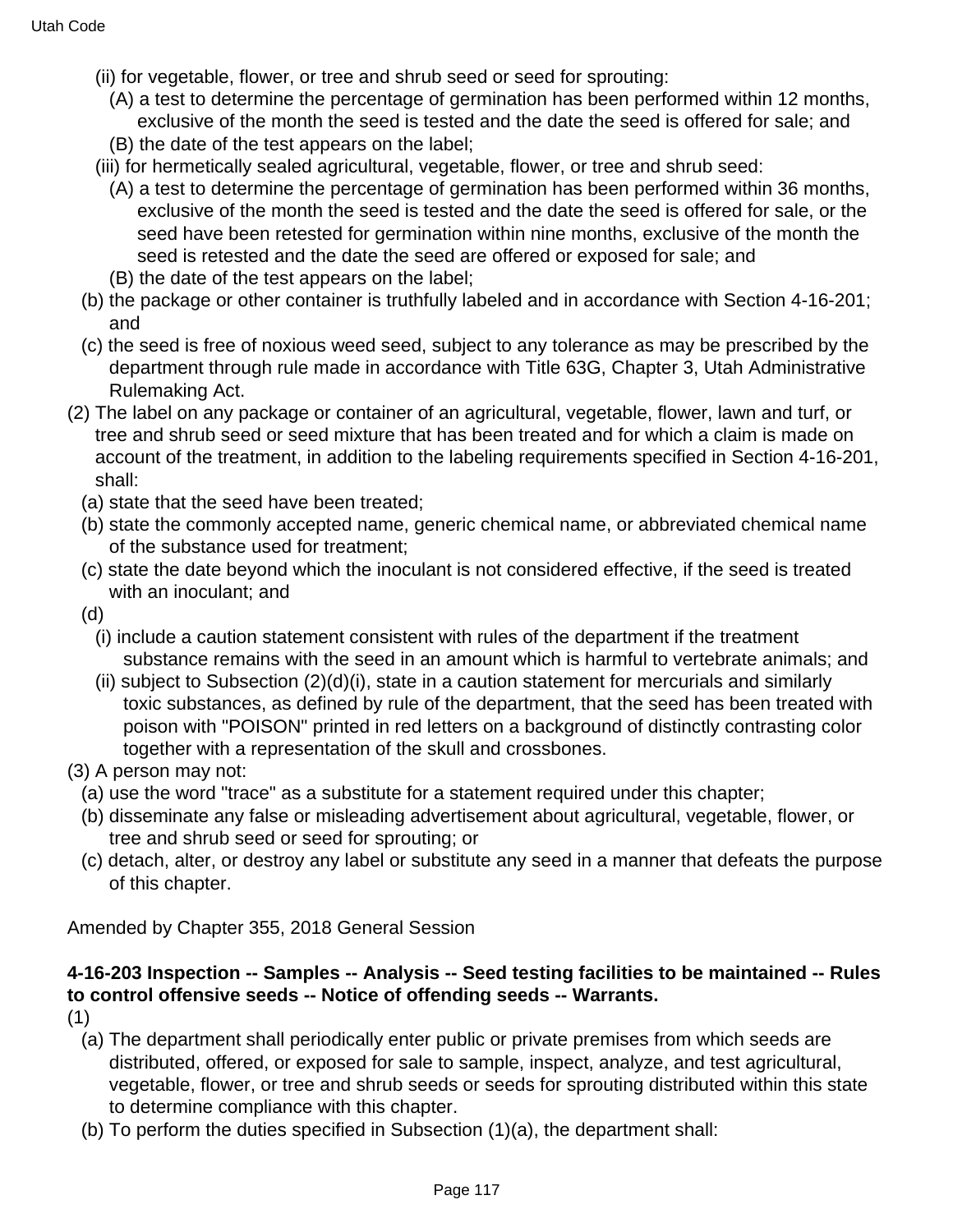(ii) for vegetable, flower, or tree and shrub seed or seed for sprouting:

(A) a test to determine the percentage of germination has been performed within 12 months, exclusive of the month the seed is tested and the date the seed is offered for sale; and

(B) the date of the test appears on the label;

(iii) for hermetically sealed agricultural, vegetable, flower, or tree and shrub seed:

(A) a test to determine the percentage of germination has been performed within 36 months, exclusive of the month the seed is tested and the date the seed is offered for sale, or the seed have been retested for germination within nine months, exclusive of the month the seed is retested and the date the seed are offered or exposed for sale; and

(B) the date of the test appears on the label;

(b) the package or other container is truthfully labeled and in accordance with Section 4-16-201; and

(c) the seed is free of noxious weed seed, subject to any tolerance as may be prescribed by the department through rule made in accordance with Title 63G, Chapter 3, Utah Administrative Rulemaking Act.

(2) The label on any package or container of an agricultural, vegetable, flower, lawn and turf, or tree and shrub seed or seed mixture that has been treated and for which a claim is made on account of the treatment, in addition to the labeling requirements specified in Section 4-16-201, shall:

(a) state that the seed have been treated;

(b) state the commonly accepted name, generic chemical name, or abbreviated chemical name of the substance used for treatment;

(c) state the date beyond which the inoculant is not considered effective, if the seed is treated with an inoculant; and

(d)

(i) include a caution statement consistent with rules of the department if the treatment substance remains with the seed in an amount which is harmful to vertebrate animals; and

(ii) subject to Subsection (2)(d)(i), state in a caution statement for mercurials and similarly toxic substances, as defined by rule of the department, that the seed has been treated with poison with "POISON" printed in red letters on a background of distinctly contrasting color together with a representation of the skull and crossbones.

(3) A person may not:

(a) use the word "trace" as a substitute for a statement required under this chapter;

(b) disseminate any false or misleading advertisement about agricultural, vegetable, flower, or tree and shrub seed or seed for sprouting; or

(c) detach, alter, or destroy any label or substitute any seed in a manner that defeats the purpose of this chapter.

Amended by Chapter 355, 2018 General Session

**4-16-203 Inspection -- Samples -- Analysis -- Seed testing facilities to be maintained -- Rules to control offensive seeds -- Notice of offending seeds -- Warrants.**

(1)

(a) The department shall periodically enter public or private premises from which seeds are distributed, offered, or exposed for sale to sample, inspect, analyze, and test agricultural, vegetable, flower, or tree and shrub seeds or seeds for sprouting distributed within this state to determine compliance with this chapter.

(b) To perform the duties specified in Subsection (1)(a), the department shall: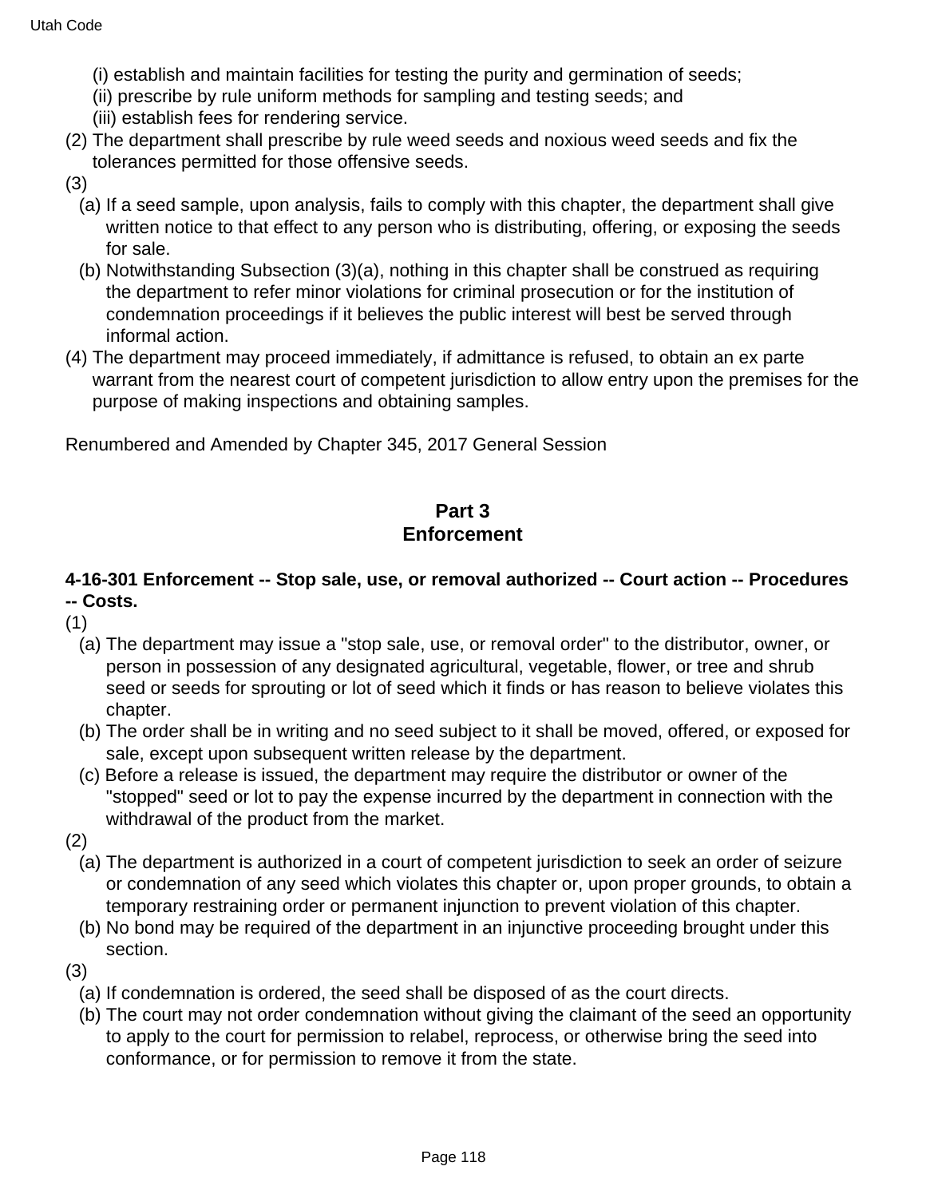(i) establish and maintain facilities for testing the purity and germination of seeds;

(ii) prescribe by rule uniform methods for sampling and testing seeds; and

(iii) establish fees for rendering service.

(2) The department shall prescribe by rule weed seeds and noxious weed seeds and fix the tolerances permitted for those offensive seeds.

(3)

(a) If a seed sample, upon analysis, fails to comply with this chapter, the department shall give written notice to that effect to any person who is distributing, offering, or exposing the seeds for sale.

(b) Notwithstanding Subsection (3)(a), nothing in this chapter shall be construed as requiring the department to refer minor violations for criminal prosecution or for the institution of condemnation proceedings if it believes the public interest will best be served through informal action.

(4) The department may proceed immediately, if admittance is refused, to obtain an ex parte warrant from the nearest court of competent jurisdiction to allow entry upon the premises for the purpose of making inspections and obtaining samples.

Renumbered and Amended by Chapter 345, 2017 General Session

## Part 3
## Enforcement

### 4-16-301 Enforcement -- Stop sale, use, or removal authorized -- Court action -- Procedures -- Costs.

(1)

(a) The department may issue a "stop sale, use, or removal order" to the distributor, owner, or person in possession of any designated agricultural, vegetable, flower, or tree and shrub seed or seeds for sprouting or lot of seed which it finds or has reason to believe violates this chapter.

(b) The order shall be in writing and no seed subject to it shall be moved, offered, or exposed for sale, except upon subsequent written release by the department.

(c) Before a release is issued, the department may require the distributor or owner of the "stopped" seed or lot to pay the expense incurred by the department in connection with the withdrawal of the product from the market.

(2)

(a) The department is authorized in a court of competent jurisdiction to seek an order of seizure or condemnation of any seed which violates this chapter or, upon proper grounds, to obtain a temporary restraining order or permanent injunction to prevent violation of this chapter.

(b) No bond may be required of the department in an injunctive proceeding brought under this section.

(3)

(a) If condemnation is ordered, the seed shall be disposed of as the court directs.

(b) The court may not order condemnation without giving the claimant of the seed an opportunity to apply to the court for permission to relabel, reprocess, or otherwise bring the seed into conformance, or for permission to remove it from the state.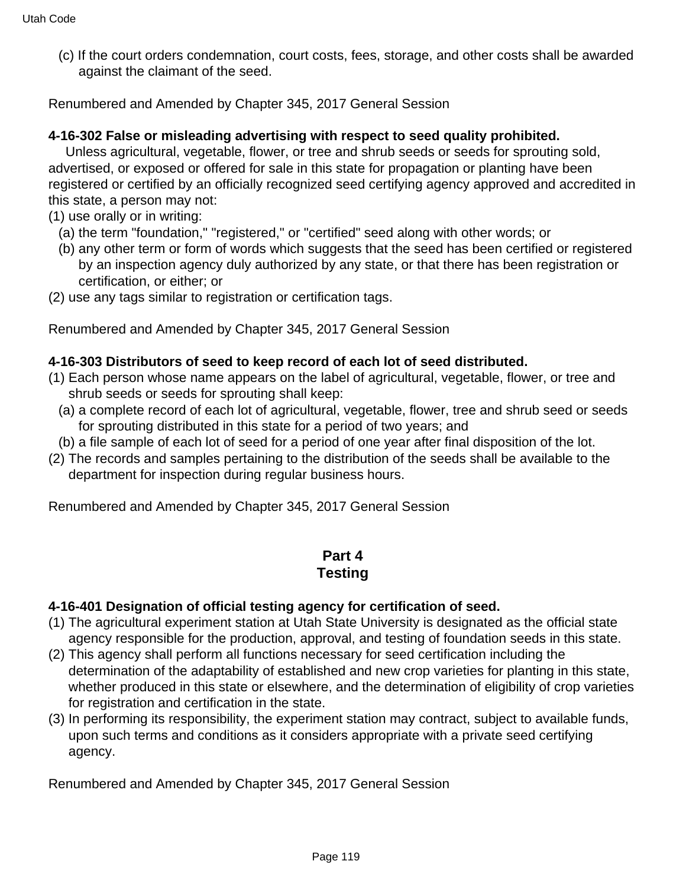(c) If the court orders condemnation, court costs, fees, storage, and other costs shall be awarded against the claimant of the seed.

Renumbered and Amended by Chapter 345, 2017 General Session

**4-16-302 False or misleading advertising with respect to seed quality prohibited.**

Unless agricultural, vegetable, flower, or tree and shrub seeds or seeds for sprouting sold, advertised, or exposed or offered for sale in this state for propagation or planting have been registered or certified by an officially recognized seed certifying agency approved and accredited in this state, a person may not:

(1) use orally or in writing:

(a) the term "foundation," "registered," or "certified" seed along with other words; or

(b) any other term or form of words which suggests that the seed has been certified or registered by an inspection agency duly authorized by any state, or that there has been registration or certification, or either; or

(2) use any tags similar to registration or certification tags.

Renumbered and Amended by Chapter 345, 2017 General Session

**4-16-303 Distributors of seed to keep record of each lot of seed distributed.**

(1) Each person whose name appears on the label of agricultural, vegetable, flower, or tree and shrub seeds or seeds for sprouting shall keep:

(a) a complete record of each lot of agricultural, vegetable, flower, tree and shrub seed or seeds for sprouting distributed in this state for a period of two years; and

(b) a file sample of each lot of seed for a period of one year after final disposition of the lot.

(2) The records and samples pertaining to the distribution of the seeds shall be available to the department for inspection during regular business hours.

Renumbered and Amended by Chapter 345, 2017 General Session

## Part 4
## Testing

**4-16-401 Designation of official testing agency for certification of seed.**

(1) The agricultural experiment station at Utah State University is designated as the official state agency responsible for the production, approval, and testing of foundation seeds in this state.

(2) This agency shall perform all functions necessary for seed certification including the determination of the adaptability of established and new crop varieties for planting in this state, whether produced in this state or elsewhere, and the determination of eligibility of crop varieties for registration and certification in the state.

(3) In performing its responsibility, the experiment station may contract, subject to available funds, upon such terms and conditions as it considers appropriate with a private seed certifying agency.

Renumbered and Amended by Chapter 345, 2017 General Session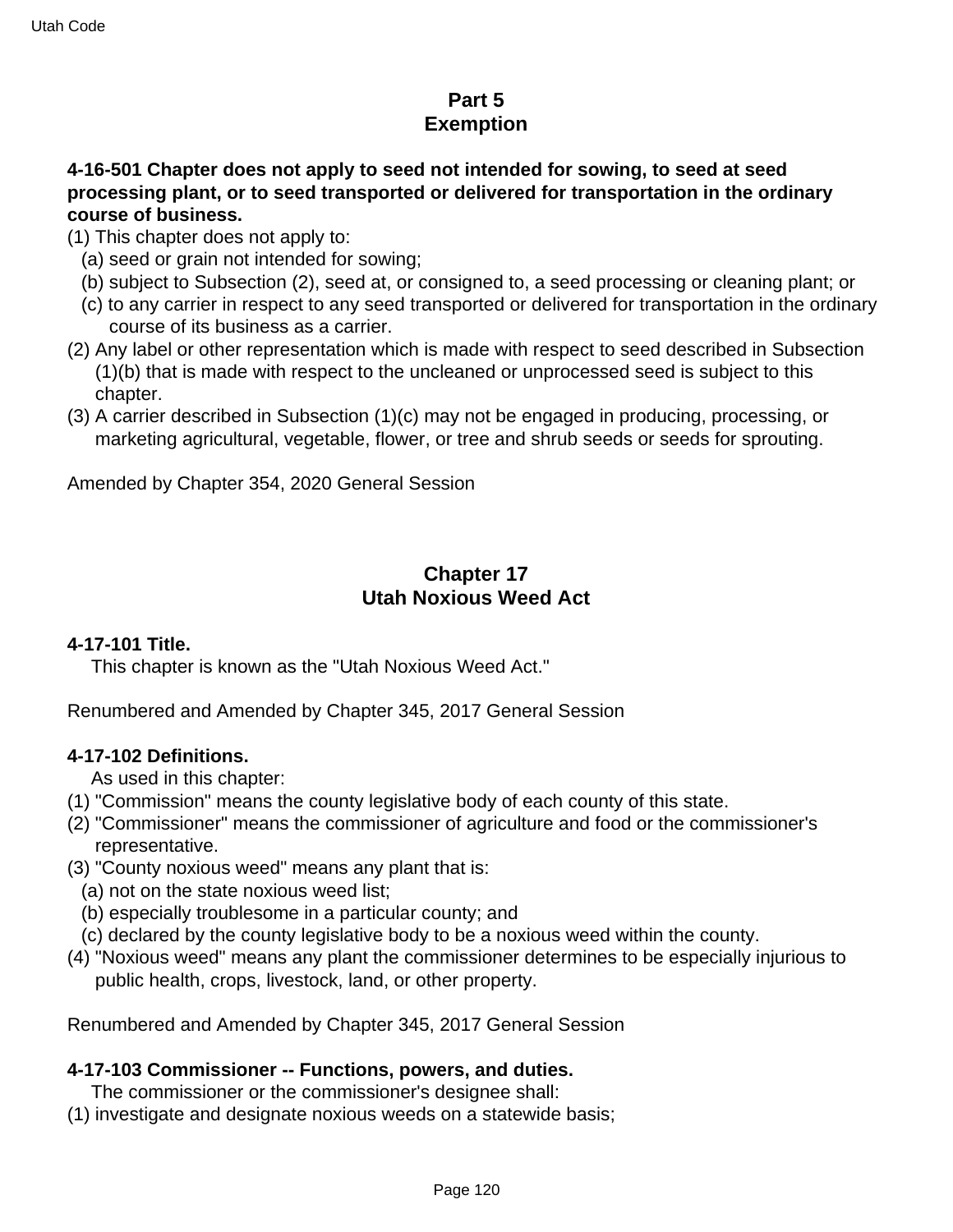## Part 5
## Exemption

**4-16-501 Chapter does not apply to seed not intended for sowing, to seed at seed processing plant, or to seed transported or delivered for transportation in the ordinary course of business.**

(1) This chapter does not apply to:

(a) seed or grain not intended for sowing;

(b) subject to Subsection (2), seed at, or consigned to, a seed processing or cleaning plant; or

(c) to any carrier in respect to any seed transported or delivered for transportation in the ordinary course of its business as a carrier.

(2) Any label or other representation which is made with respect to seed described in Subsection (1)(b) that is made with respect to the uncleaned or unprocessed seed is subject to this chapter.

(3) A carrier described in Subsection (1)(c) may not be engaged in producing, processing, or marketing agricultural, vegetable, flower, or tree and shrub seeds or seeds for sprouting.

Amended by Chapter 354, 2020 General Session

# Chapter 17
# Utah Noxious Weed Act

**4-17-101 Title.**

This chapter is known as the "Utah Noxious Weed Act."

Renumbered and Amended by Chapter 345, 2017 General Session

**4-17-102 Definitions.**

As used in this chapter:

(1) "Commission" means the county legislative body of each county of this state.

(2) "Commissioner" means the commissioner of agriculture and food or the commissioner's representative.

(3) "County noxious weed" means any plant that is:

(a) not on the state noxious weed list;

(b) especially troublesome in a particular county; and

(c) declared by the county legislative body to be a noxious weed within the county.

(4) "Noxious weed" means any plant the commissioner determines to be especially injurious to public health, crops, livestock, land, or other property.

Renumbered and Amended by Chapter 345, 2017 General Session

**4-17-103 Commissioner -- Functions, powers, and duties.**

The commissioner or the commissioner's designee shall:

(1) investigate and designate noxious weeds on a statewide basis;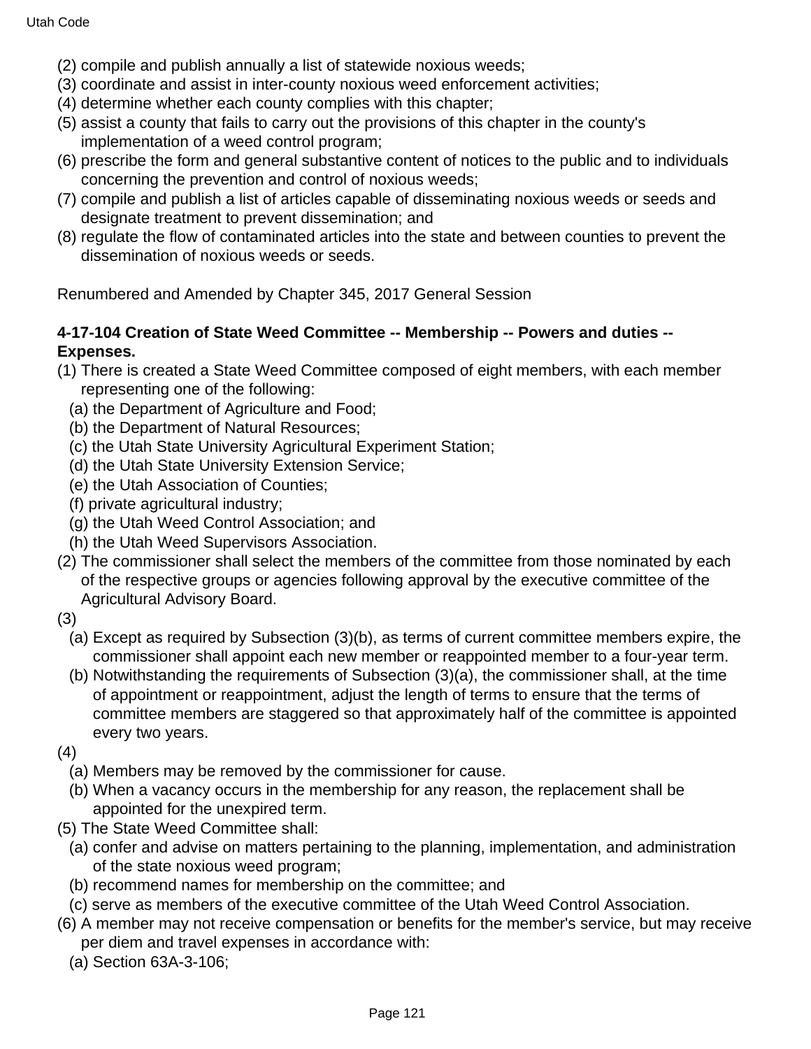(2) compile and publish annually a list of statewide noxious weeds;
(3) coordinate and assist in inter-county noxious weed enforcement activities;
(4) determine whether each county complies with this chapter;
(5) assist a county that fails to carry out the provisions of this chapter in the county's implementation of a weed control program;
(6) prescribe the form and general substantive content of notices to the public and to individuals concerning the prevention and control of noxious weeds;
(7) compile and publish a list of articles capable of disseminating noxious weeds or seeds and designate treatment to prevent dissemination; and
(8) regulate the flow of contaminated articles into the state and between counties to prevent the dissemination of noxious weeds or seeds.

Renumbered and Amended by Chapter 345, 2017 General Session

**4-17-104 Creation of State Weed Committee -- Membership -- Powers and duties -- Expenses.**

(1) There is created a State Weed Committee composed of eight members, with each member representing one of the following:
  (a) the Department of Agriculture and Food;
  (b) the Department of Natural Resources;
  (c) the Utah State University Agricultural Experiment Station;
  (d) the Utah State University Extension Service;
  (e) the Utah Association of Counties;
  (f) private agricultural industry;
  (g) the Utah Weed Control Association; and
  (h) the Utah Weed Supervisors Association.
(2) The commissioner shall select the members of the committee from those nominated by each of the respective groups or agencies following approval by the executive committee of the Agricultural Advisory Board.
(3)
  (a) Except as required by Subsection (3)(b), as terms of current committee members expire, the commissioner shall appoint each new member or reappointed member to a four-year term.
  (b) Notwithstanding the requirements of Subsection (3)(a), the commissioner shall, at the time of appointment or reappointment, adjust the length of terms to ensure that the terms of committee members are staggered so that approximately half of the committee is appointed every two years.
(4)
  (a) Members may be removed by the commissioner for cause.
  (b) When a vacancy occurs in the membership for any reason, the replacement shall be appointed for the unexpired term.
(5) The State Weed Committee shall:
  (a) confer and advise on matters pertaining to the planning, implementation, and administration of the state noxious weed program;
  (b) recommend names for membership on the committee; and
  (c) serve as members of the executive committee of the Utah Weed Control Association.
(6) A member may not receive compensation or benefits for the member's service, but may receive per diem and travel expenses in accordance with:
  (a) Section 63A-3-106;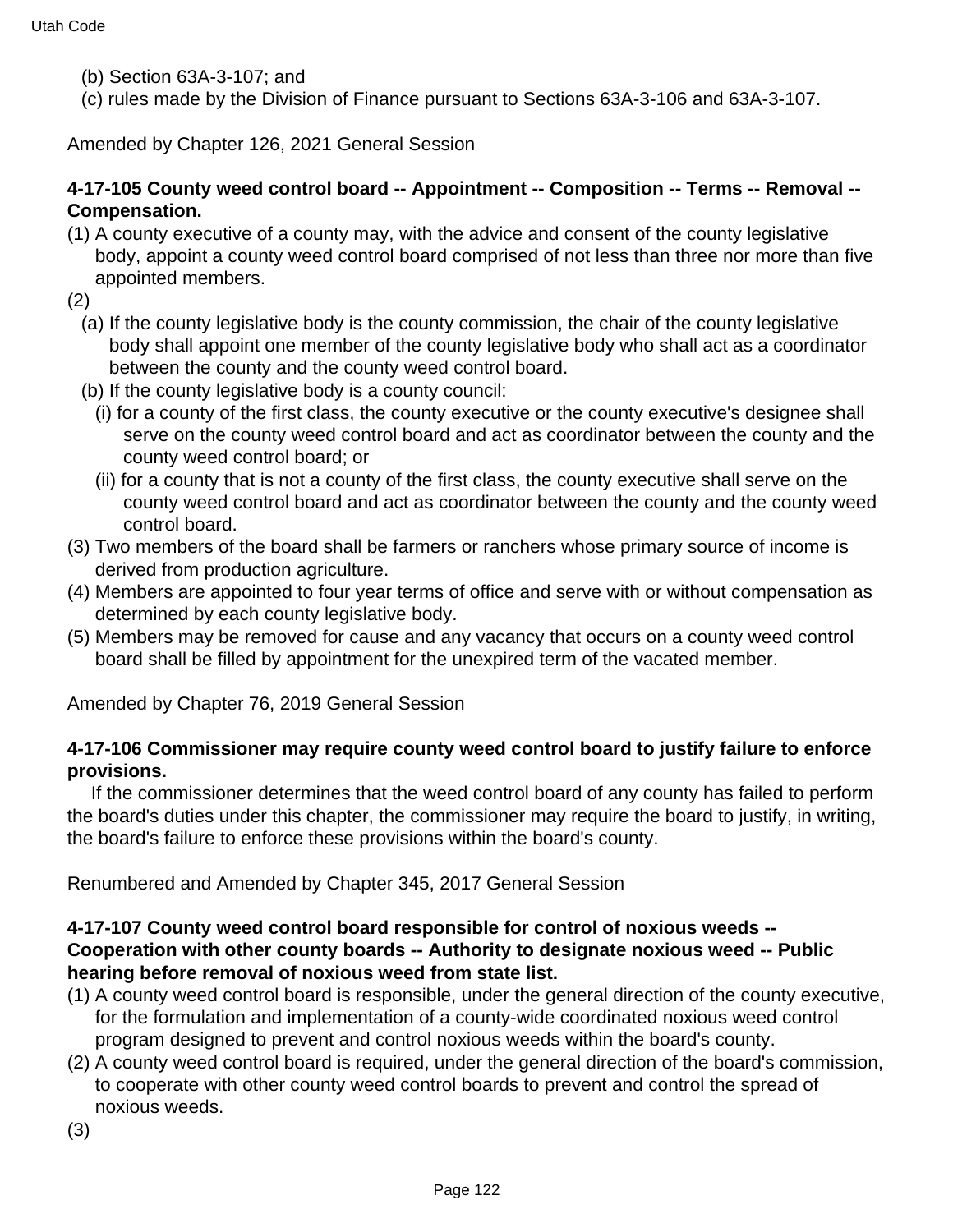(b) Section 63A-3-107; and

(c) rules made by the Division of Finance pursuant to Sections 63A-3-106 and 63A-3-107.

Amended by Chapter 126, 2021 General Session

**4-17-105 County weed control board -- Appointment -- Composition -- Terms -- Removal -- Compensation.**

(1) A county executive of a county may, with the advice and consent of the county legislative body, appoint a county weed control board comprised of not less than three nor more than five appointed members.

(2)

(a) If the county legislative body is the county commission, the chair of the county legislative body shall appoint one member of the county legislative body who shall act as a coordinator between the county and the county weed control board.

(b) If the county legislative body is a county council:

(i) for a county of the first class, the county executive or the county executive's designee shall serve on the county weed control board and act as coordinator between the county and the county weed control board; or

(ii) for a county that is not a county of the first class, the county executive shall serve on the county weed control board and act as coordinator between the county and the county weed control board.

(3) Two members of the board shall be farmers or ranchers whose primary source of income is derived from production agriculture.

(4) Members are appointed to four year terms of office and serve with or without compensation as determined by each county legislative body.

(5) Members may be removed for cause and any vacancy that occurs on a county weed control board shall be filled by appointment for the unexpired term of the vacated member.

Amended by Chapter 76, 2019 General Session

**4-17-106 Commissioner may require county weed control board to justify failure to enforce provisions.**

If the commissioner determines that the weed control board of any county has failed to perform the board's duties under this chapter, the commissioner may require the board to justify, in writing, the board's failure to enforce these provisions within the board's county.

Renumbered and Amended by Chapter 345, 2017 General Session

**4-17-107 County weed control board responsible for control of noxious weeds -- Cooperation with other county boards -- Authority to designate noxious weed -- Public hearing before removal of noxious weed from state list.**

(1) A county weed control board is responsible, under the general direction of the county executive, for the formulation and implementation of a county-wide coordinated noxious weed control program designed to prevent and control noxious weeds within the board's county.

(2) A county weed control board is required, under the general direction of the board's commission, to cooperate with other county weed control boards to prevent and control the spread of noxious weeds.

(3)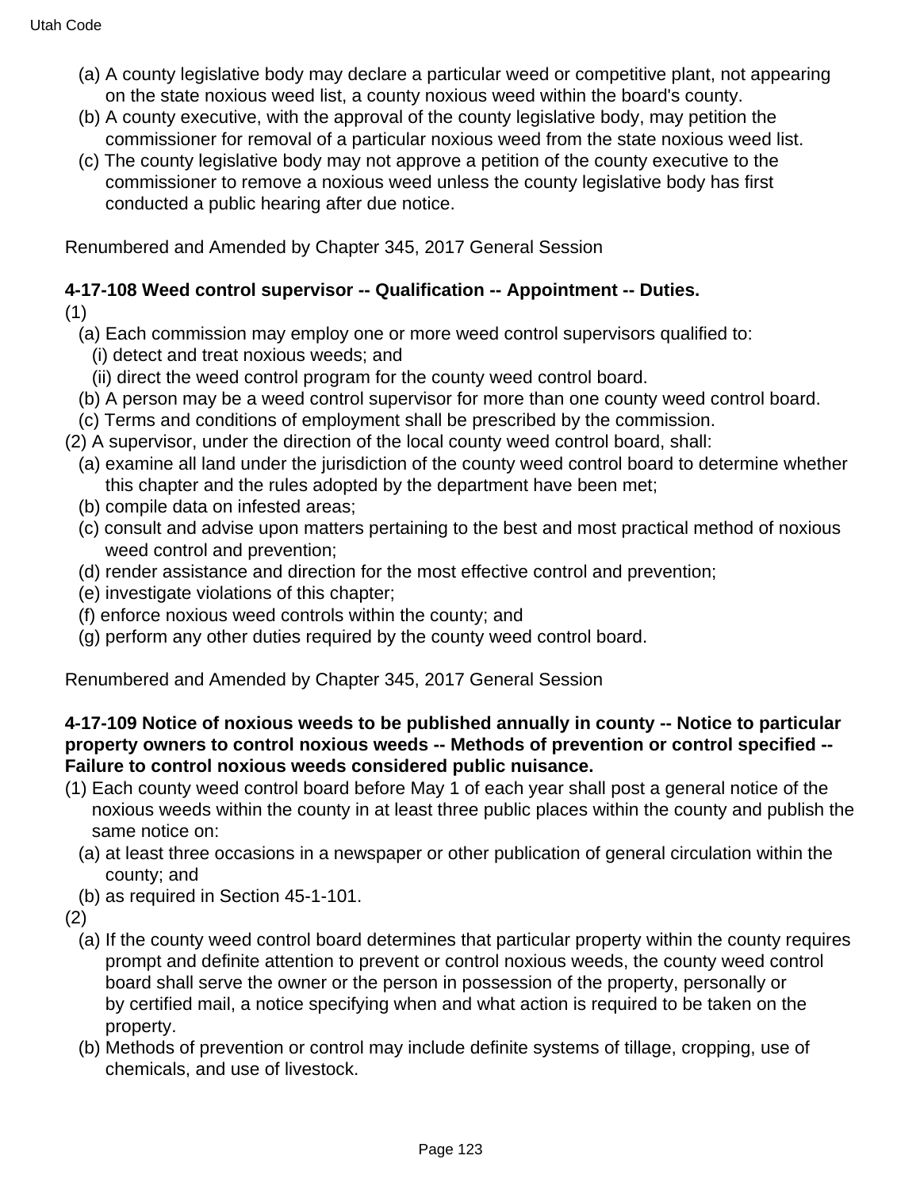(a) A county legislative body may declare a particular weed or competitive plant, not appearing on the state noxious weed list, a county noxious weed within the board's county.

(b) A county executive, with the approval of the county legislative body, may petition the commissioner for removal of a particular noxious weed from the state noxious weed list.

(c) The county legislative body may not approve a petition of the county executive to the commissioner to remove a noxious weed unless the county legislative body has first conducted a public hearing after due notice.

Renumbered and Amended by Chapter 345, 2017 General Session

**4-17-108 Weed control supervisor -- Qualification -- Appointment -- Duties.**

(1)

(a) Each commission may employ one or more weed control supervisors qualified to:

(i) detect and treat noxious weeds; and

(ii) direct the weed control program for the county weed control board.

(b) A person may be a weed control supervisor for more than one county weed control board.

(c) Terms and conditions of employment shall be prescribed by the commission.

(2) A supervisor, under the direction of the local county weed control board, shall:

(a) examine all land under the jurisdiction of the county weed control board to determine whether this chapter and the rules adopted by the department have been met;

(b) compile data on infested areas;

(c) consult and advise upon matters pertaining to the best and most practical method of noxious weed control and prevention;

(d) render assistance and direction for the most effective control and prevention;

(e) investigate violations of this chapter;

(f) enforce noxious weed controls within the county; and

(g) perform any other duties required by the county weed control board.

Renumbered and Amended by Chapter 345, 2017 General Session

**4-17-109 Notice of noxious weeds to be published annually in county -- Notice to particular property owners to control noxious weeds -- Methods of prevention or control specified -- Failure to control noxious weeds considered public nuisance.**

(1) Each county weed control board before May 1 of each year shall post a general notice of the noxious weeds within the county in at least three public places within the county and publish the same notice on:

(a) at least three occasions in a newspaper or other publication of general circulation within the county; and

(b) as required in Section 45-1-101.

(2)

(a) If the county weed control board determines that particular property within the county requires prompt and definite attention to prevent or control noxious weeds, the county weed control board shall serve the owner or the person in possession of the property, personally or by certified mail, a notice specifying when and what action is required to be taken on the property.

(b) Methods of prevention or control may include definite systems of tillage, cropping, use of chemicals, and use of livestock.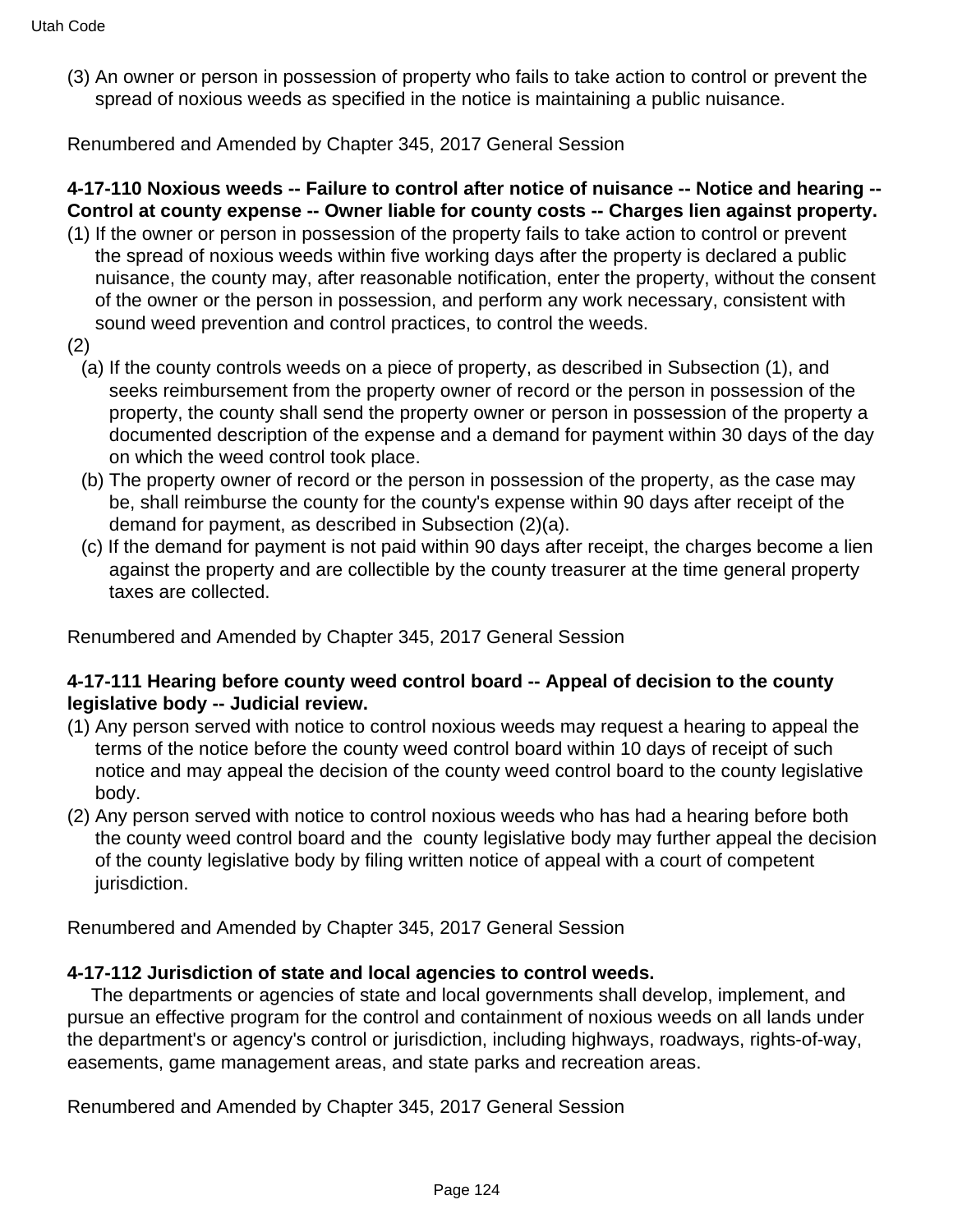(3) An owner or person in possession of property who fails to take action to control or prevent the spread of noxious weeds as specified in the notice is maintaining a public nuisance.

Renumbered and Amended by Chapter 345, 2017 General Session

**4-17-110 Noxious weeds -- Failure to control after notice of nuisance -- Notice and hearing -- Control at county expense -- Owner liable for county costs -- Charges lien against property.**

(1) If the owner or person in possession of the property fails to take action to control or prevent the spread of noxious weeds within five working days after the property is declared a public nuisance, the county may, after reasonable notification, enter the property, without the consent of the owner or the person in possession, and perform any work necessary, consistent with sound weed prevention and control practices, to control the weeds.

(2)

(a) If the county controls weeds on a piece of property, as described in Subsection (1), and seeks reimbursement from the property owner of record or the person in possession of the property, the county shall send the property owner or person in possession of the property a documented description of the expense and a demand for payment within 30 days of the day on which the weed control took place.

(b) The property owner of record or the person in possession of the property, as the case may be, shall reimburse the county for the county's expense within 90 days after receipt of the demand for payment, as described in Subsection (2)(a).

(c) If the demand for payment is not paid within 90 days after receipt, the charges become a lien against the property and are collectible by the county treasurer at the time general property taxes are collected.

Renumbered and Amended by Chapter 345, 2017 General Session

**4-17-111 Hearing before county weed control board -- Appeal of decision to the county legislative body -- Judicial review.**

(1) Any person served with notice to control noxious weeds may request a hearing to appeal the terms of the notice before the county weed control board within 10 days of receipt of such notice and may appeal the decision of the county weed control board to the county legislative body.

(2) Any person served with notice to control noxious weeds who has had a hearing before both the county weed control board and the county legislative body may further appeal the decision of the county legislative body by filing written notice of appeal with a court of competent jurisdiction.

Renumbered and Amended by Chapter 345, 2017 General Session

**4-17-112 Jurisdiction of state and local agencies to control weeds.**

The departments or agencies of state and local governments shall develop, implement, and pursue an effective program for the control and containment of noxious weeds on all lands under the department's or agency's control or jurisdiction, including highways, roadways, rights-of-way, easements, game management areas, and state parks and recreation areas.

Renumbered and Amended by Chapter 345, 2017 General Session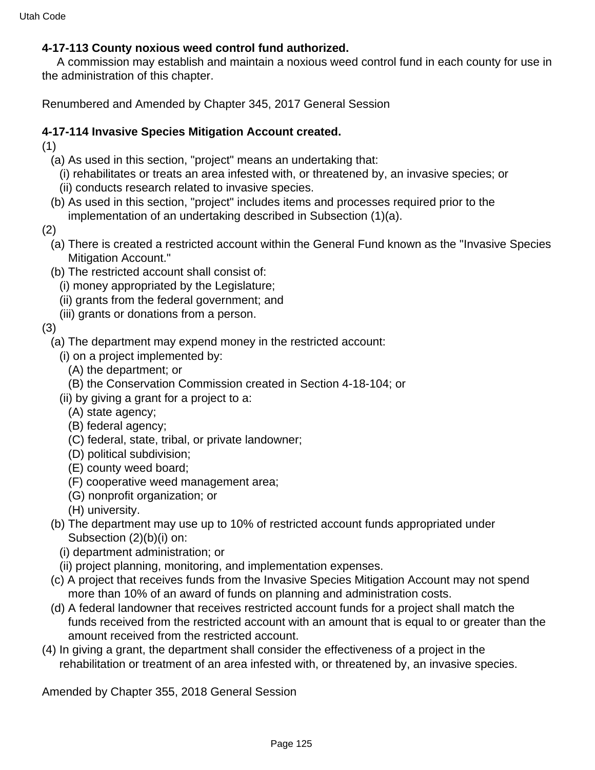**4-17-113 County noxious weed control fund authorized.**

A commission may establish and maintain a noxious weed control fund in each county for use in the administration of this chapter.

Renumbered and Amended by Chapter 345, 2017 General Session

**4-17-114 Invasive Species Mitigation Account created.**

(1)

(a) As used in this section, "project" means an undertaking that:

(i) rehabilitates or treats an area infested with, or threatened by, an invasive species; or

(ii) conducts research related to invasive species.

(b) As used in this section, "project" includes items and processes required prior to the implementation of an undertaking described in Subsection (1)(a).

(2)

(a) There is created a restricted account within the General Fund known as the "Invasive Species Mitigation Account."

(b) The restricted account shall consist of:

(i) money appropriated by the Legislature;

(ii) grants from the federal government; and

(iii) grants or donations from a person.

(3)

(a) The department may expend money in the restricted account:

(i) on a project implemented by:

(A) the department; or

(B) the Conservation Commission created in Section 4-18-104; or

(ii) by giving a grant for a project to a:

(A) state agency;

(B) federal agency;

(C) federal, state, tribal, or private landowner;

(D) political subdivision;

(E) county weed board;

(F) cooperative weed management area;

(G) nonprofit organization; or

(H) university.

(b) The department may use up to 10% of restricted account funds appropriated under Subsection (2)(b)(i) on:

(i) department administration; or

(ii) project planning, monitoring, and implementation expenses.

(c) A project that receives funds from the Invasive Species Mitigation Account may not spend more than 10% of an award of funds on planning and administration costs.

(d) A federal landowner that receives restricted account funds for a project shall match the funds received from the restricted account with an amount that is equal to or greater than the amount received from the restricted account.

(4) In giving a grant, the department shall consider the effectiveness of a project in the rehabilitation or treatment of an area infested with, or threatened by, an invasive species.

Amended by Chapter 355, 2018 General Session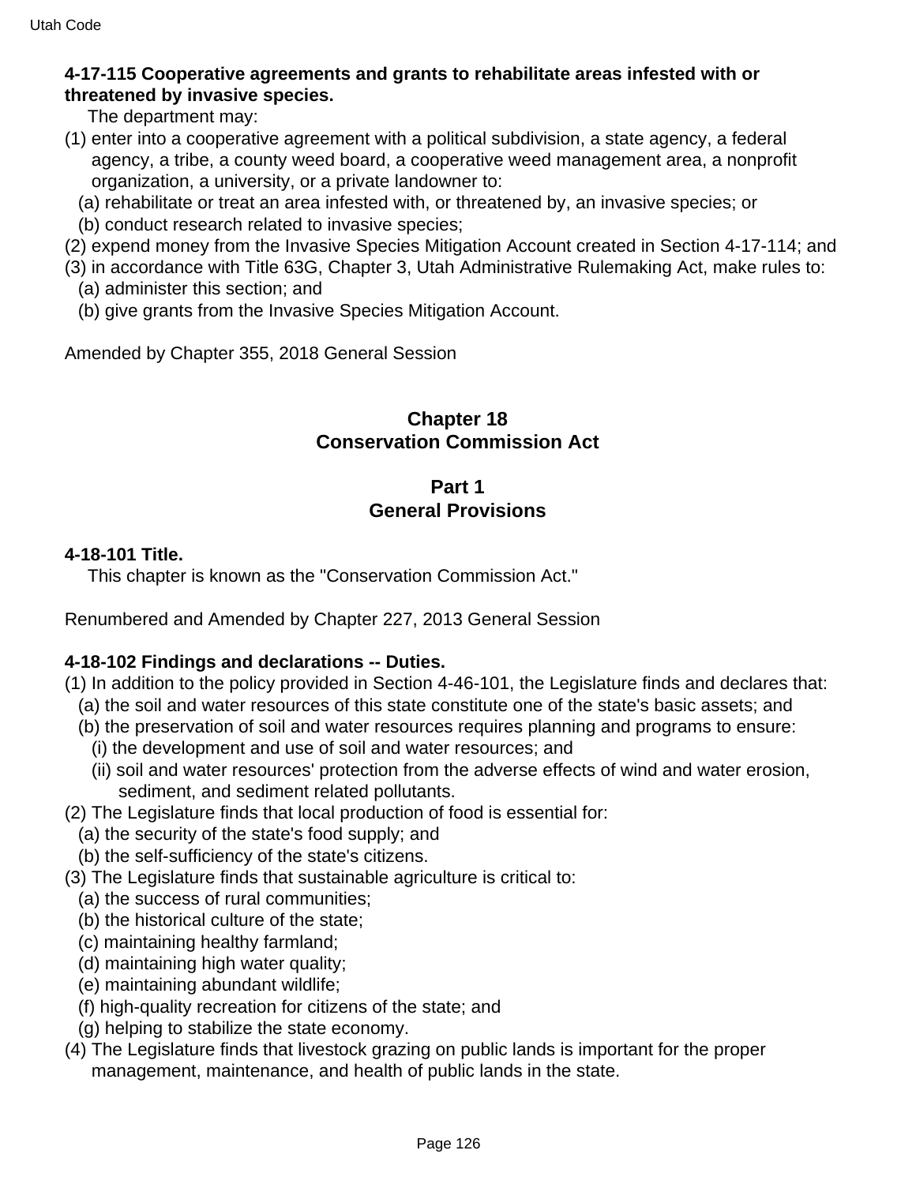**4-17-115 Cooperative agreements and grants to rehabilitate areas infested with or threatened by invasive species.**

The department may:

(1) enter into a cooperative agreement with a political subdivision, a state agency, a federal agency, a tribe, a county weed board, a cooperative weed management area, a nonprofit organization, a university, or a private landowner to:

  (a) rehabilitate or treat an area infested with, or threatened by, an invasive species; or

  (b) conduct research related to invasive species;

(2) expend money from the Invasive Species Mitigation Account created in Section 4-17-114; and

(3) in accordance with Title 63G, Chapter 3, Utah Administrative Rulemaking Act, make rules to:

  (a) administer this section; and

  (b) give grants from the Invasive Species Mitigation Account.

Amended by Chapter 355, 2018 General Session

## Chapter 18
## Conservation Commission Act

### Part 1
### General Provisions

**4-18-101 Title.**

This chapter is known as the "Conservation Commission Act."

Renumbered and Amended by Chapter 227, 2013 General Session

**4-18-102 Findings and declarations -- Duties.**

(1) In addition to the policy provided in Section 4-46-101, the Legislature finds and declares that:

  (a) the soil and water resources of this state constitute one of the state's basic assets; and

  (b) the preservation of soil and water resources requires planning and programs to ensure:

    (i) the development and use of soil and water resources; and

    (ii) soil and water resources' protection from the adverse effects of wind and water erosion, sediment, and sediment related pollutants.

(2) The Legislature finds that local production of food is essential for:

  (a) the security of the state's food supply; and

  (b) the self-sufficiency of the state's citizens.

(3) The Legislature finds that sustainable agriculture is critical to:

  (a) the success of rural communities;

  (b) the historical culture of the state;

  (c) maintaining healthy farmland;

  (d) maintaining high water quality;

  (e) maintaining abundant wildlife;

  (f) high-quality recreation for citizens of the state; and

  (g) helping to stabilize the state economy.

(4) The Legislature finds that livestock grazing on public lands is important for the proper management, maintenance, and health of public lands in the state.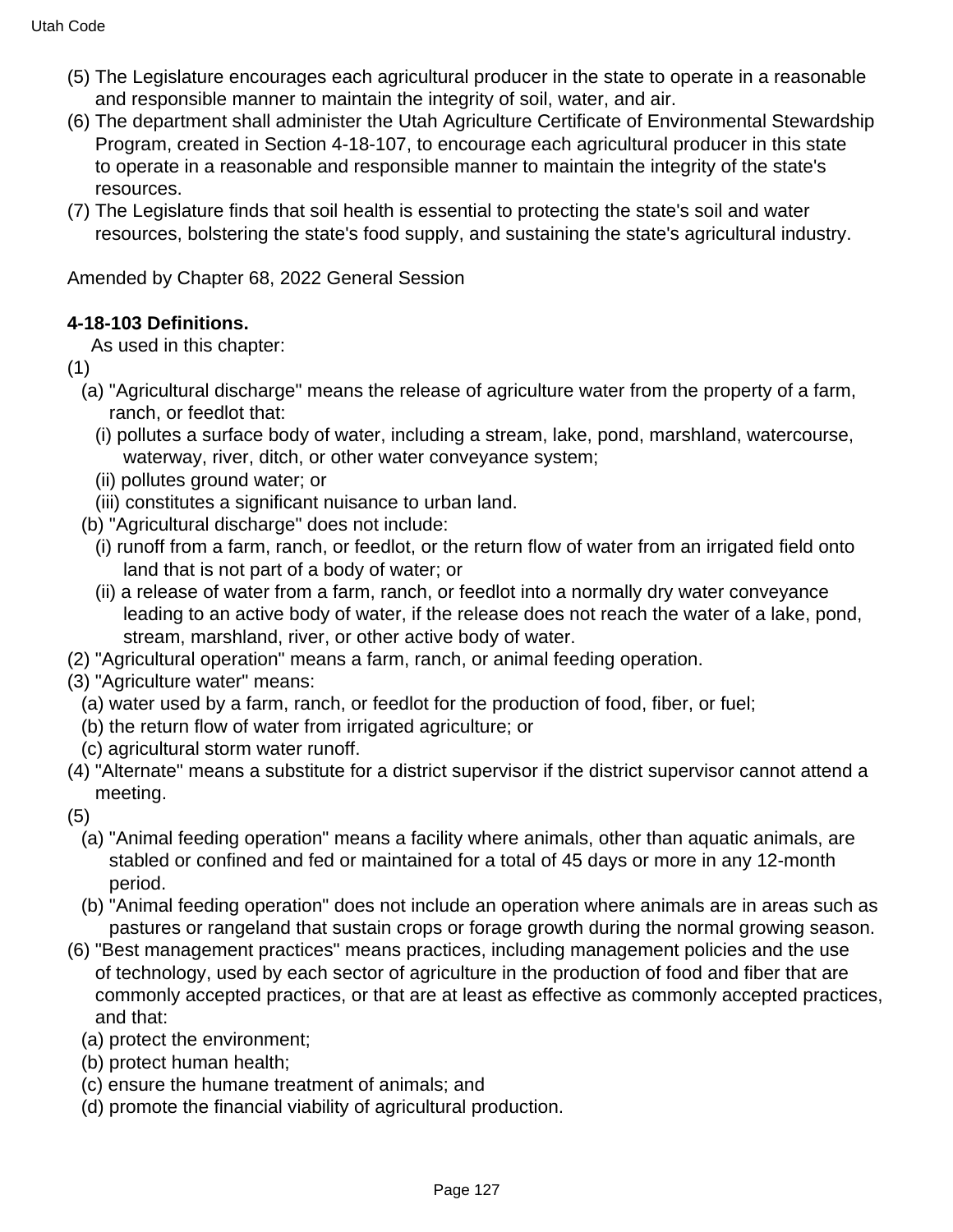(5) The Legislature encourages each agricultural producer in the state to operate in a reasonable and responsible manner to maintain the integrity of soil, water, and air.

(6) The department shall administer the Utah Agriculture Certificate of Environmental Stewardship Program, created in Section 4-18-107, to encourage each agricultural producer in this state to operate in a reasonable and responsible manner to maintain the integrity of the state's resources.

(7) The Legislature finds that soil health is essential to protecting the state's soil and water resources, bolstering the state's food supply, and sustaining the state's agricultural industry.

Amended by Chapter 68, 2022 General Session

**4-18-103 Definitions.**

As used in this chapter:

(1)

(a) "Agricultural discharge" means the release of agriculture water from the property of a farm, ranch, or feedlot that:

(i) pollutes a surface body of water, including a stream, lake, pond, marshland, watercourse, waterway, river, ditch, or other water conveyance system;

(ii) pollutes ground water; or

(iii) constitutes a significant nuisance to urban land.

(b) "Agricultural discharge" does not include:

(i) runoff from a farm, ranch, or feedlot, or the return flow of water from an irrigated field onto land that is not part of a body of water; or

(ii) a release of water from a farm, ranch, or feedlot into a normally dry water conveyance leading to an active body of water, if the release does not reach the water of a lake, pond, stream, marshland, river, or other active body of water.

(2) "Agricultural operation" means a farm, ranch, or animal feeding operation.

(3) "Agriculture water" means:

(a) water used by a farm, ranch, or feedlot for the production of food, fiber, or fuel;

(b) the return flow of water from irrigated agriculture; or

(c) agricultural storm water runoff.

(4) "Alternate" means a substitute for a district supervisor if the district supervisor cannot attend a meeting.

(5)

(a) "Animal feeding operation" means a facility where animals, other than aquatic animals, are stabled or confined and fed or maintained for a total of 45 days or more in any 12-month period.

(b) "Animal feeding operation" does not include an operation where animals are in areas such as pastures or rangeland that sustain crops or forage growth during the normal growing season.

(6) "Best management practices" means practices, including management policies and the use of technology, used by each sector of agriculture in the production of food and fiber that are commonly accepted practices, or that are at least as effective as commonly accepted practices, and that:

(a) protect the environment;

(b) protect human health;

(c) ensure the humane treatment of animals; and

(d) promote the financial viability of agricultural production.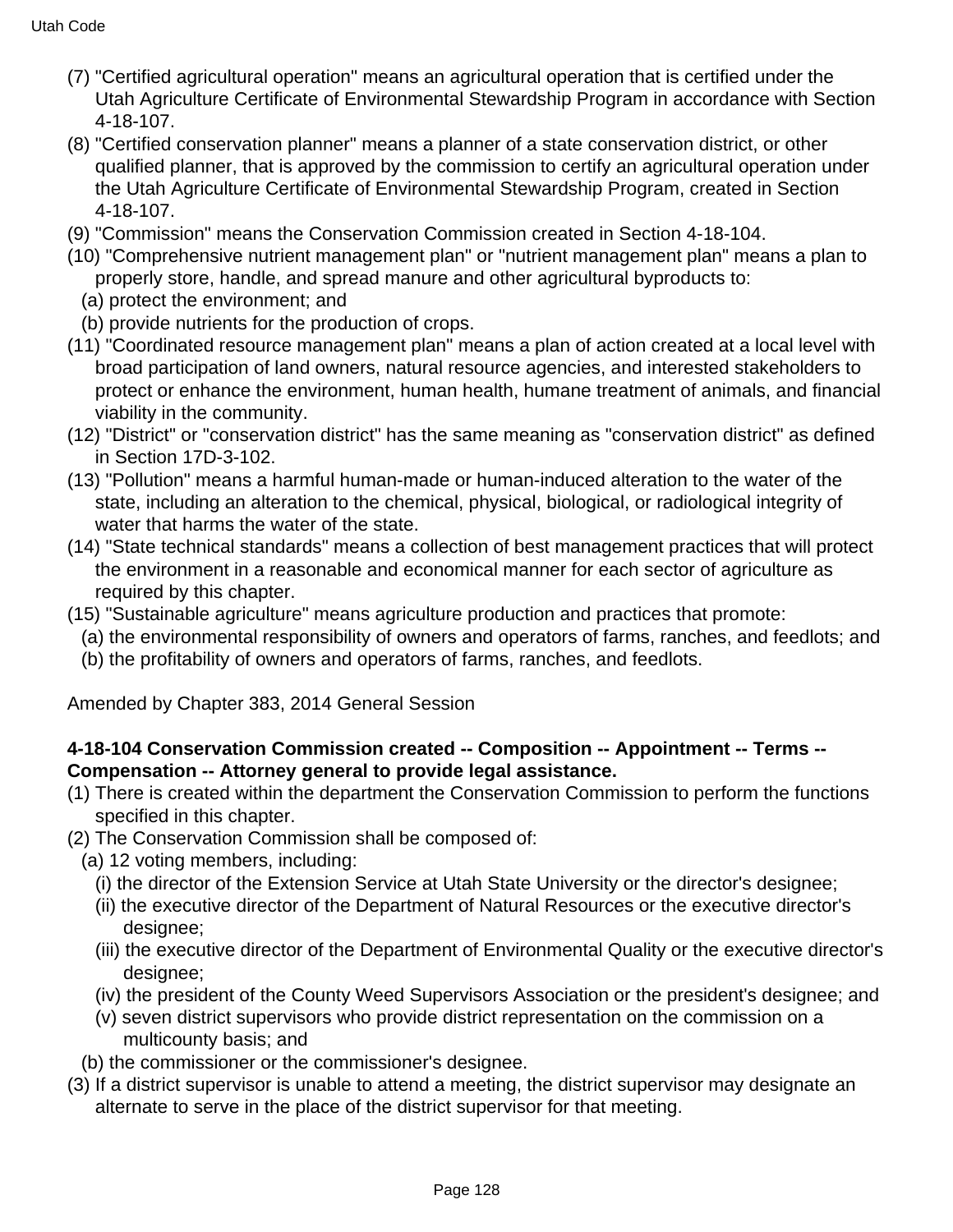(7) "Certified agricultural operation" means an agricultural operation that is certified under the Utah Agriculture Certificate of Environmental Stewardship Program in accordance with Section 4-18-107.

(8) "Certified conservation planner" means a planner of a state conservation district, or other qualified planner, that is approved by the commission to certify an agricultural operation under the Utah Agriculture Certificate of Environmental Stewardship Program, created in Section 4-18-107.

(9) "Commission" means the Conservation Commission created in Section 4-18-104.

(10) "Comprehensive nutrient management plan" or "nutrient management plan" means a plan to properly store, handle, and spread manure and other agricultural byproducts to:

(a) protect the environment; and

(b) provide nutrients for the production of crops.

(11) "Coordinated resource management plan" means a plan of action created at a local level with broad participation of land owners, natural resource agencies, and interested stakeholders to protect or enhance the environment, human health, humane treatment of animals, and financial viability in the community.

(12) "District" or "conservation district" has the same meaning as "conservation district" as defined in Section 17D-3-102.

(13) "Pollution" means a harmful human-made or human-induced alteration to the water of the state, including an alteration to the chemical, physical, biological, or radiological integrity of water that harms the water of the state.

(14) "State technical standards" means a collection of best management practices that will protect the environment in a reasonable and economical manner for each sector of agriculture as required by this chapter.

(15) "Sustainable agriculture" means agriculture production and practices that promote:

(a) the environmental responsibility of owners and operators of farms, ranches, and feedlots; and

(b) the profitability of owners and operators of farms, ranches, and feedlots.

Amended by Chapter 383, 2014 General Session

**4-18-104 Conservation Commission created -- Composition -- Appointment -- Terms -- Compensation -- Attorney general to provide legal assistance.**

(1) There is created within the department the Conservation Commission to perform the functions specified in this chapter.

(2) The Conservation Commission shall be composed of:

(a) 12 voting members, including:

(i) the director of the Extension Service at Utah State University or the director's designee;

(ii) the executive director of the Department of Natural Resources or the executive director's designee;

(iii) the executive director of the Department of Environmental Quality or the executive director's designee;

(iv) the president of the County Weed Supervisors Association or the president's designee; and

(v) seven district supervisors who provide district representation on the commission on a multicounty basis; and

(b) the commissioner or the commissioner's designee.

(3) If a district supervisor is unable to attend a meeting, the district supervisor may designate an alternate to serve in the place of the district supervisor for that meeting.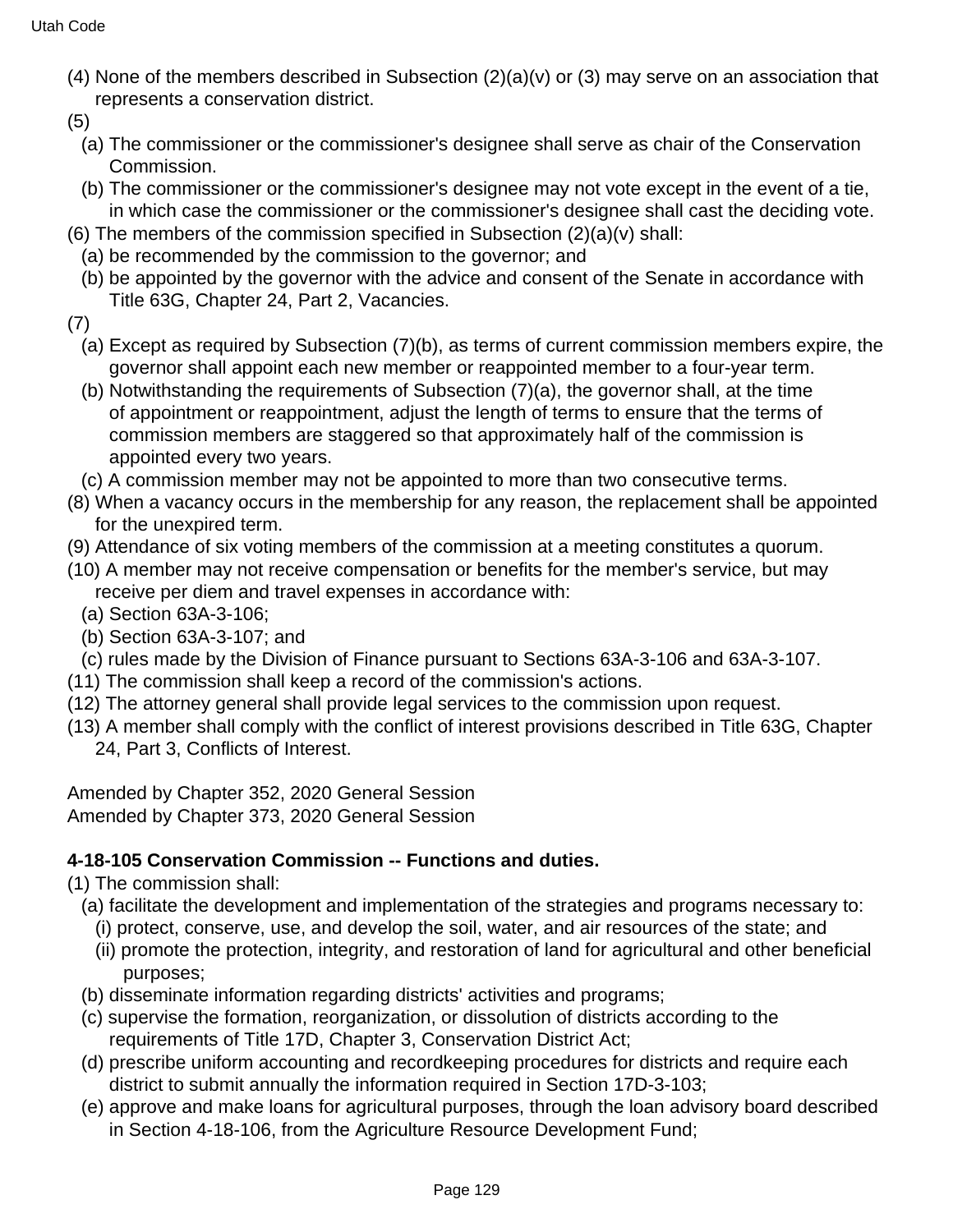(4) None of the members described in Subsection (2)(a)(v) or (3) may serve on an association that represents a conservation district.

(5)

- (a) The commissioner or the commissioner's designee shall serve as chair of the Conservation Commission.
- (b) The commissioner or the commissioner's designee may not vote except in the event of a tie, in which case the commissioner or the commissioner's designee shall cast the deciding vote.

(6) The members of the commission specified in Subsection (2)(a)(v) shall:

- (a) be recommended by the commission to the governor; and
- (b) be appointed by the governor with the advice and consent of the Senate in accordance with Title 63G, Chapter 24, Part 2, Vacancies.

(7)

- (a) Except as required by Subsection (7)(b), as terms of current commission members expire, the governor shall appoint each new member or reappointed member to a four-year term.
- (b) Notwithstanding the requirements of Subsection (7)(a), the governor shall, at the time of appointment or reappointment, adjust the length of terms to ensure that the terms of commission members are staggered so that approximately half of the commission is appointed every two years.
- (c) A commission member may not be appointed to more than two consecutive terms.

(8) When a vacancy occurs in the membership for any reason, the replacement shall be appointed for the unexpired term.

(9) Attendance of six voting members of the commission at a meeting constitutes a quorum.

(10) A member may not receive compensation or benefits for the member's service, but may receive per diem and travel expenses in accordance with:

- (a) Section 63A-3-106;
- (b) Section 63A-3-107; and
- (c) rules made by the Division of Finance pursuant to Sections 63A-3-106 and 63A-3-107.

(11) The commission shall keep a record of the commission's actions.

(12) The attorney general shall provide legal services to the commission upon request.

(13) A member shall comply with the conflict of interest provisions described in Title 63G, Chapter 24, Part 3, Conflicts of Interest.

Amended by Chapter 352, 2020 General Session
Amended by Chapter 373, 2020 General Session

**4-18-105 Conservation Commission -- Functions and duties.**

(1) The commission shall:

- (a) facilitate the development and implementation of the strategies and programs necessary to:
  - (i) protect, conserve, use, and develop the soil, water, and air resources of the state; and
  - (ii) promote the protection, integrity, and restoration of land for agricultural and other beneficial purposes;
- (b) disseminate information regarding districts' activities and programs;
- (c) supervise the formation, reorganization, or dissolution of districts according to the requirements of Title 17D, Chapter 3, Conservation District Act;
- (d) prescribe uniform accounting and recordkeeping procedures for districts and require each district to submit annually the information required in Section 17D-3-103;
- (e) approve and make loans for agricultural purposes, through the loan advisory board described in Section 4-18-106, from the Agriculture Resource Development Fund;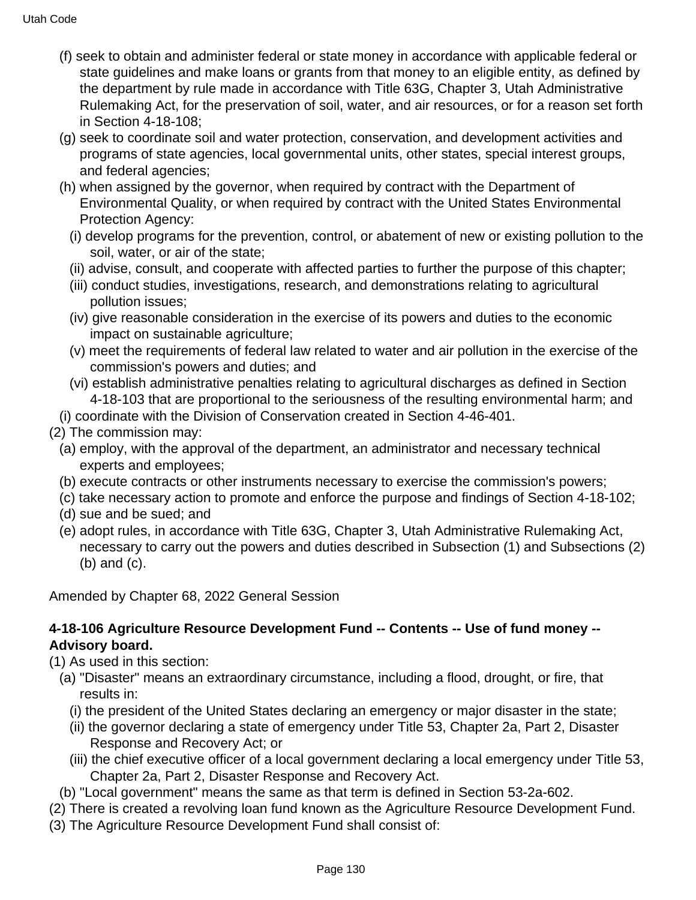(f) seek to obtain and administer federal or state money in accordance with applicable federal or state guidelines and make loans or grants from that money to an eligible entity, as defined by the department by rule made in accordance with Title 63G, Chapter 3, Utah Administrative Rulemaking Act, for the preservation of soil, water, and air resources, or for a reason set forth in Section 4-18-108;

(g) seek to coordinate soil and water protection, conservation, and development activities and programs of state agencies, local governmental units, other states, special interest groups, and federal agencies;

(h) when assigned by the governor, when required by contract with the Department of Environmental Quality, or when required by contract with the United States Environmental Protection Agency:

(i) develop programs for the prevention, control, or abatement of new or existing pollution to the soil, water, or air of the state;

(ii) advise, consult, and cooperate with affected parties to further the purpose of this chapter;

(iii) conduct studies, investigations, research, and demonstrations relating to agricultural pollution issues;

(iv) give reasonable consideration in the exercise of its powers and duties to the economic impact on sustainable agriculture;

(v) meet the requirements of federal law related to water and air pollution in the exercise of the commission's powers and duties; and

(vi) establish administrative penalties relating to agricultural discharges as defined in Section 4-18-103 that are proportional to the seriousness of the resulting environmental harm; and

(i) coordinate with the Division of Conservation created in Section 4-46-401.

(2) The commission may:

(a) employ, with the approval of the department, an administrator and necessary technical experts and employees;

(b) execute contracts or other instruments necessary to exercise the commission's powers;

(c) take necessary action to promote and enforce the purpose and findings of Section 4-18-102;

(d) sue and be sued; and

(e) adopt rules, in accordance with Title 63G, Chapter 3, Utah Administrative Rulemaking Act, necessary to carry out the powers and duties described in Subsection (1) and Subsections (2)(b) and (c).

Amended by Chapter 68, 2022 General Session

**4-18-106 Agriculture Resource Development Fund -- Contents -- Use of fund money -- Advisory board.**

(1) As used in this section:

(a) "Disaster" means an extraordinary circumstance, including a flood, drought, or fire, that results in:

(i) the president of the United States declaring an emergency or major disaster in the state;

(ii) the governor declaring a state of emergency under Title 53, Chapter 2a, Part 2, Disaster Response and Recovery Act; or

(iii) the chief executive officer of a local government declaring a local emergency under Title 53, Chapter 2a, Part 2, Disaster Response and Recovery Act.

(b) "Local government" means the same as that term is defined in Section 53-2a-602.

(2) There is created a revolving loan fund known as the Agriculture Resource Development Fund.

(3) The Agriculture Resource Development Fund shall consist of: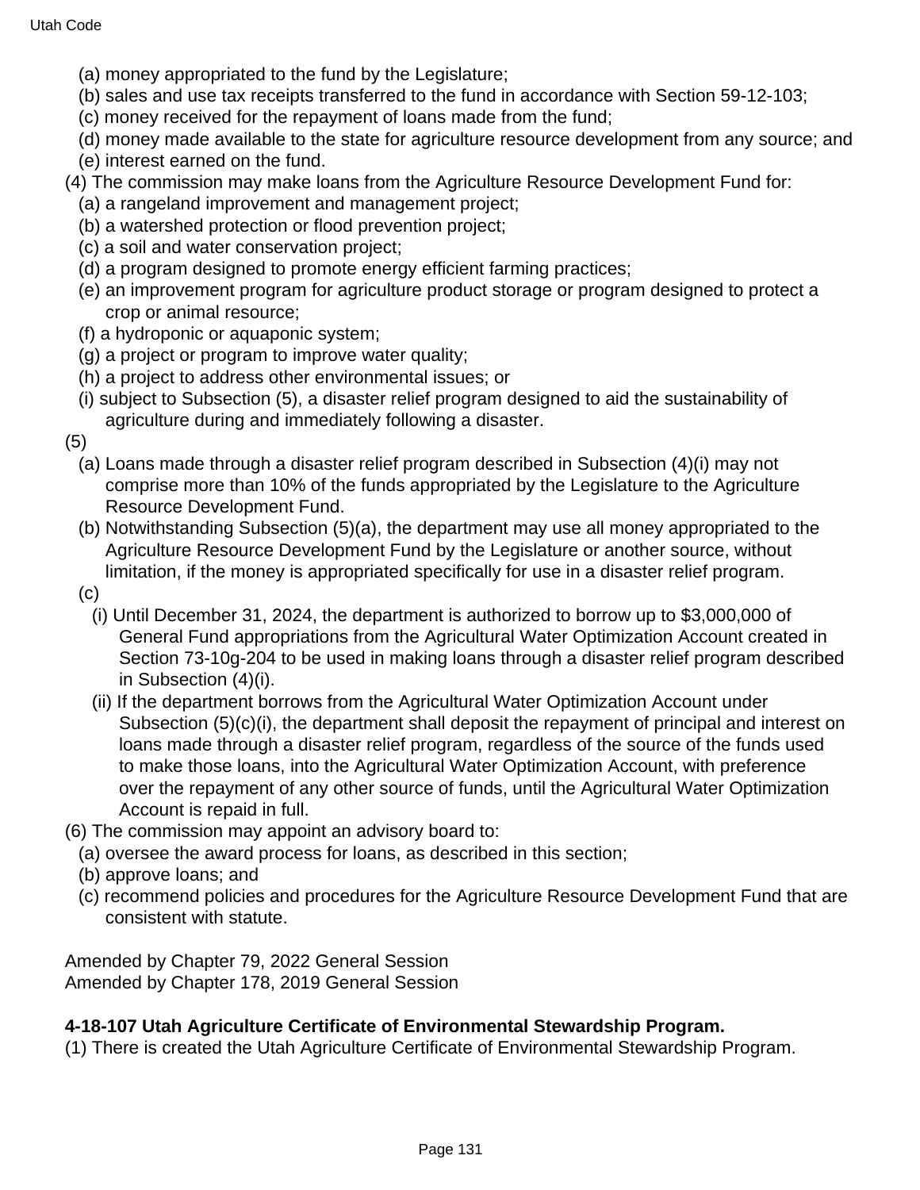(a) money appropriated to the fund by the Legislature;

(b) sales and use tax receipts transferred to the fund in accordance with Section 59-12-103;

(c) money received for the repayment of loans made from the fund;

(d) money made available to the state for agriculture resource development from any source; and

(e) interest earned on the fund.

(4) The commission may make loans from the Agriculture Resource Development Fund for:

(a) a rangeland improvement and management project;

(b) a watershed protection or flood prevention project;

(c) a soil and water conservation project;

(d) a program designed to promote energy efficient farming practices;

(e) an improvement program for agriculture product storage or program designed to protect a crop or animal resource;

(f) a hydroponic or aquaponic system;

(g) a project or program to improve water quality;

(h) a project to address other environmental issues; or

(i) subject to Subsection (5), a disaster relief program designed to aid the sustainability of agriculture during and immediately following a disaster.

(5)

(a) Loans made through a disaster relief program described in Subsection (4)(i) may not comprise more than 10% of the funds appropriated by the Legislature to the Agriculture Resource Development Fund.

(b) Notwithstanding Subsection (5)(a), the department may use all money appropriated to the Agriculture Resource Development Fund by the Legislature or another source, without limitation, if the money is appropriated specifically for use in a disaster relief program.

(c)

(i) Until December 31, 2024, the department is authorized to borrow up to $3,000,000 of General Fund appropriations from the Agricultural Water Optimization Account created in Section 73-10g-204 to be used in making loans through a disaster relief program described in Subsection (4)(i).

(ii) If the department borrows from the Agricultural Water Optimization Account under Subsection (5)(c)(i), the department shall deposit the repayment of principal and interest on loans made through a disaster relief program, regardless of the source of the funds used to make those loans, into the Agricultural Water Optimization Account, with preference over the repayment of any other source of funds, until the Agricultural Water Optimization Account is repaid in full.

(6) The commission may appoint an advisory board to:

(a) oversee the award process for loans, as described in this section;

(b) approve loans; and

(c) recommend policies and procedures for the Agriculture Resource Development Fund that are consistent with statute.

Amended by Chapter 79, 2022 General Session
Amended by Chapter 178, 2019 General Session

**4-18-107 Utah Agriculture Certificate of Environmental Stewardship Program.**

(1) There is created the Utah Agriculture Certificate of Environmental Stewardship Program.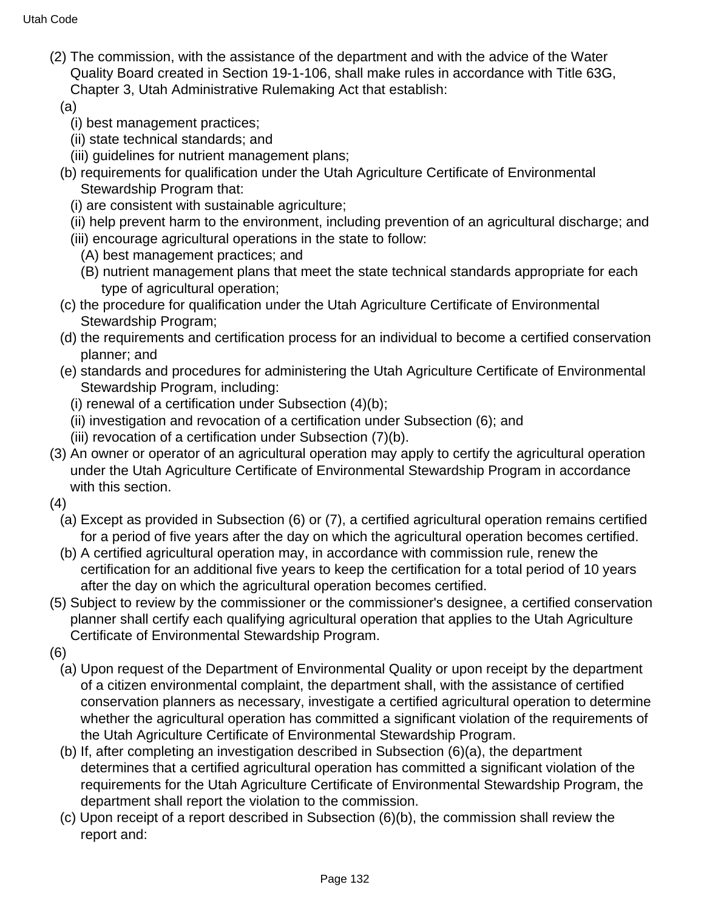(2) The commission, with the assistance of the department and with the advice of the Water Quality Board created in Section 19-1-106, shall make rules in accordance with Title 63G, Chapter 3, Utah Administrative Rulemaking Act that establish:

(a)

(i) best management practices;

(ii) state technical standards; and

(iii) guidelines for nutrient management plans;

(b) requirements for qualification under the Utah Agriculture Certificate of Environmental Stewardship Program that:

(i) are consistent with sustainable agriculture;

(ii) help prevent harm to the environment, including prevention of an agricultural discharge; and

(iii) encourage agricultural operations in the state to follow:

(A) best management practices; and

(B) nutrient management plans that meet the state technical standards appropriate for each type of agricultural operation;

(c) the procedure for qualification under the Utah Agriculture Certificate of Environmental Stewardship Program;

(d) the requirements and certification process for an individual to become a certified conservation planner; and

(e) standards and procedures for administering the Utah Agriculture Certificate of Environmental Stewardship Program, including:

(i) renewal of a certification under Subsection (4)(b);

(ii) investigation and revocation of a certification under Subsection (6); and

(iii) revocation of a certification under Subsection (7)(b).

(3) An owner or operator of an agricultural operation may apply to certify the agricultural operation under the Utah Agriculture Certificate of Environmental Stewardship Program in accordance with this section.

(4)

(a) Except as provided in Subsection (6) or (7), a certified agricultural operation remains certified for a period of five years after the day on which the agricultural operation becomes certified.

(b) A certified agricultural operation may, in accordance with commission rule, renew the certification for an additional five years to keep the certification for a total period of 10 years after the day on which the agricultural operation becomes certified.

(5) Subject to review by the commissioner or the commissioner's designee, a certified conservation planner shall certify each qualifying agricultural operation that applies to the Utah Agriculture Certificate of Environmental Stewardship Program.

(6)

(a) Upon request of the Department of Environmental Quality or upon receipt by the department of a citizen environmental complaint, the department shall, with the assistance of certified conservation planners as necessary, investigate a certified agricultural operation to determine whether the agricultural operation has committed a significant violation of the requirements of the Utah Agriculture Certificate of Environmental Stewardship Program.

(b) If, after completing an investigation described in Subsection (6)(a), the department determines that a certified agricultural operation has committed a significant violation of the requirements for the Utah Agriculture Certificate of Environmental Stewardship Program, the department shall report the violation to the commission.

(c) Upon receipt of a report described in Subsection (6)(b), the commission shall review the report and: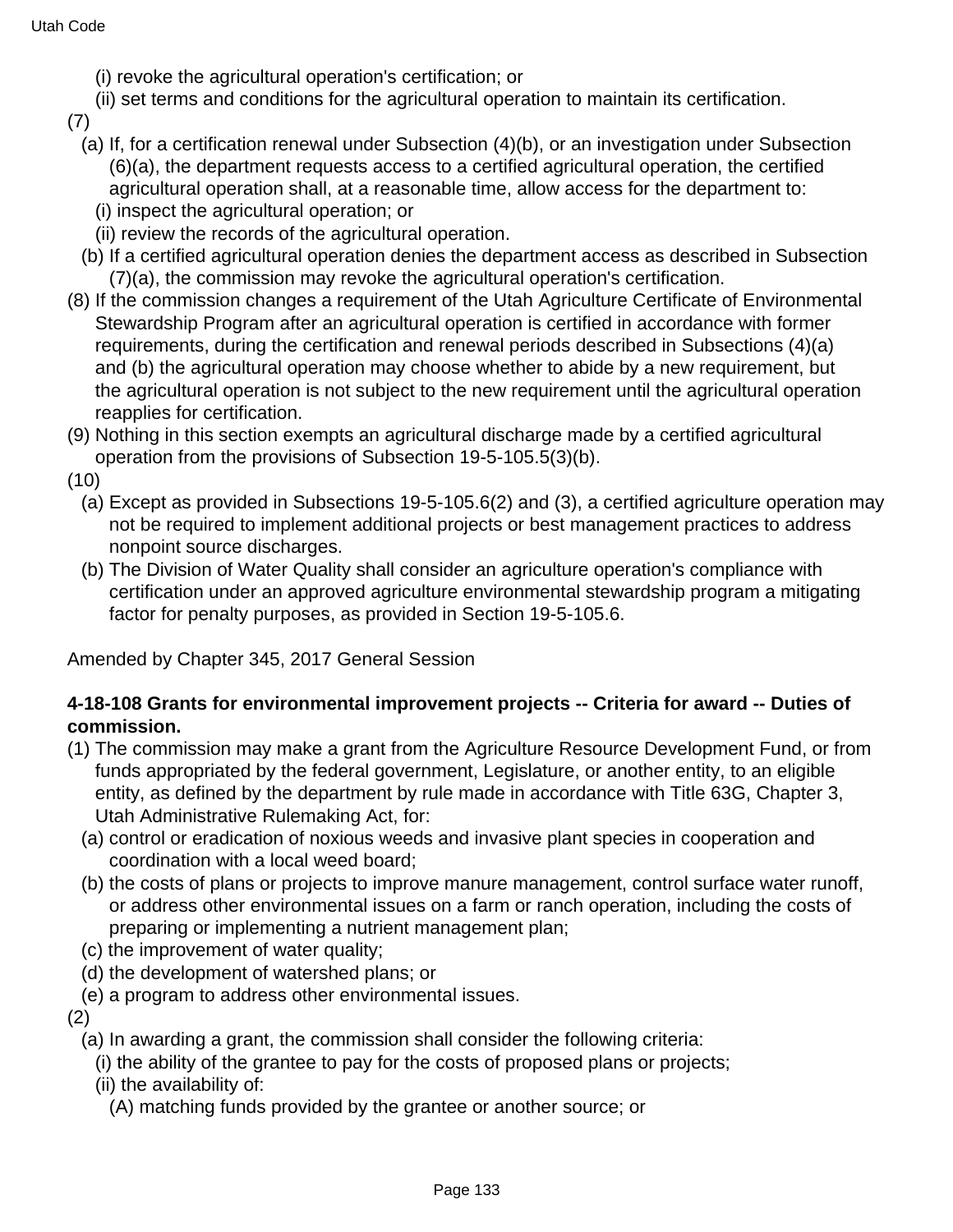(i) revoke the agricultural operation's certification; or

(ii) set terms and conditions for the agricultural operation to maintain its certification.

(7)

(a) If, for a certification renewal under Subsection (4)(b), or an investigation under Subsection (6)(a), the department requests access to a certified agricultural operation, the certified agricultural operation shall, at a reasonable time, allow access for the department to:

(i) inspect the agricultural operation; or

(ii) review the records of the agricultural operation.

(b) If a certified agricultural operation denies the department access as described in Subsection (7)(a), the commission may revoke the agricultural operation's certification.

(8) If the commission changes a requirement of the Utah Agriculture Certificate of Environmental Stewardship Program after an agricultural operation is certified in accordance with former requirements, during the certification and renewal periods described in Subsections (4)(a) and (b) the agricultural operation may choose whether to abide by a new requirement, but the agricultural operation is not subject to the new requirement until the agricultural operation reapplies for certification.

(9) Nothing in this section exempts an agricultural discharge made by a certified agricultural operation from the provisions of Subsection 19-5-105.5(3)(b).

(10)

(a) Except as provided in Subsections 19-5-105.6(2) and (3), a certified agriculture operation may not be required to implement additional projects or best management practices to address nonpoint source discharges.

(b) The Division of Water Quality shall consider an agriculture operation's compliance with certification under an approved agriculture environmental stewardship program a mitigating factor for penalty purposes, as provided in Section 19-5-105.6.

Amended by Chapter 345, 2017 General Session

**4-18-108 Grants for environmental improvement projects -- Criteria for award -- Duties of commission.**

(1) The commission may make a grant from the Agriculture Resource Development Fund, or from funds appropriated by the federal government, Legislature, or another entity, to an eligible entity, as defined by the department by rule made in accordance with Title 63G, Chapter 3, Utah Administrative Rulemaking Act, for:

(a) control or eradication of noxious weeds and invasive plant species in cooperation and coordination with a local weed board;

(b) the costs of plans or projects to improve manure management, control surface water runoff, or address other environmental issues on a farm or ranch operation, including the costs of preparing or implementing a nutrient management plan;

(c) the improvement of water quality;

(d) the development of watershed plans; or

(e) a program to address other environmental issues.

(2)

(a) In awarding a grant, the commission shall consider the following criteria:

(i) the ability of the grantee to pay for the costs of proposed plans or projects;

(ii) the availability of:

(A) matching funds provided by the grantee or another source; or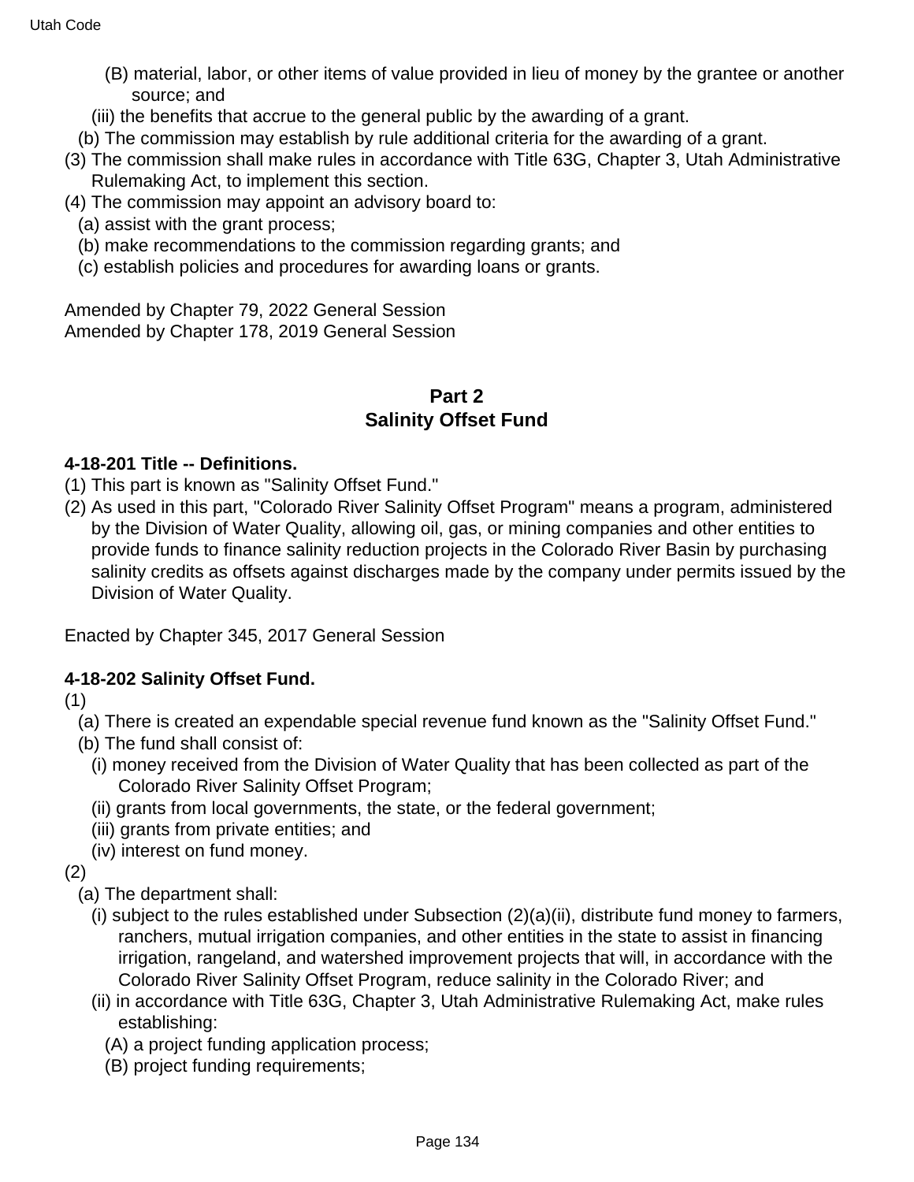(B) material, labor, or other items of value provided in lieu of money by the grantee or another source; and

(iii) the benefits that accrue to the general public by the awarding of a grant.

(b) The commission may establish by rule additional criteria for the awarding of a grant.

(3) The commission shall make rules in accordance with Title 63G, Chapter 3, Utah Administrative Rulemaking Act, to implement this section.

(4) The commission may appoint an advisory board to:

(a) assist with the grant process;

(b) make recommendations to the commission regarding grants; and

(c) establish policies and procedures for awarding loans or grants.

Amended by Chapter 79, 2022 General Session
Amended by Chapter 178, 2019 General Session

## Part 2
## Salinity Offset Fund

**4-18-201 Title -- Definitions.**

(1) This part is known as "Salinity Offset Fund."

(2) As used in this part, "Colorado River Salinity Offset Program" means a program, administered by the Division of Water Quality, allowing oil, gas, or mining companies and other entities to provide funds to finance salinity reduction projects in the Colorado River Basin by purchasing salinity credits as offsets against discharges made by the company under permits issued by the Division of Water Quality.

Enacted by Chapter 345, 2017 General Session

**4-18-202 Salinity Offset Fund.**

(1)

(a) There is created an expendable special revenue fund known as the "Salinity Offset Fund."

(b) The fund shall consist of:

(i) money received from the Division of Water Quality that has been collected as part of the Colorado River Salinity Offset Program;

(ii) grants from local governments, the state, or the federal government;

(iii) grants from private entities; and

(iv) interest on fund money.

(2)

(a) The department shall:

(i) subject to the rules established under Subsection (2)(a)(ii), distribute fund money to farmers, ranchers, mutual irrigation companies, and other entities in the state to assist in financing irrigation, rangeland, and watershed improvement projects that will, in accordance with the Colorado River Salinity Offset Program, reduce salinity in the Colorado River; and

(ii) in accordance with Title 63G, Chapter 3, Utah Administrative Rulemaking Act, make rules establishing:

(A) a project funding application process;

(B) project funding requirements;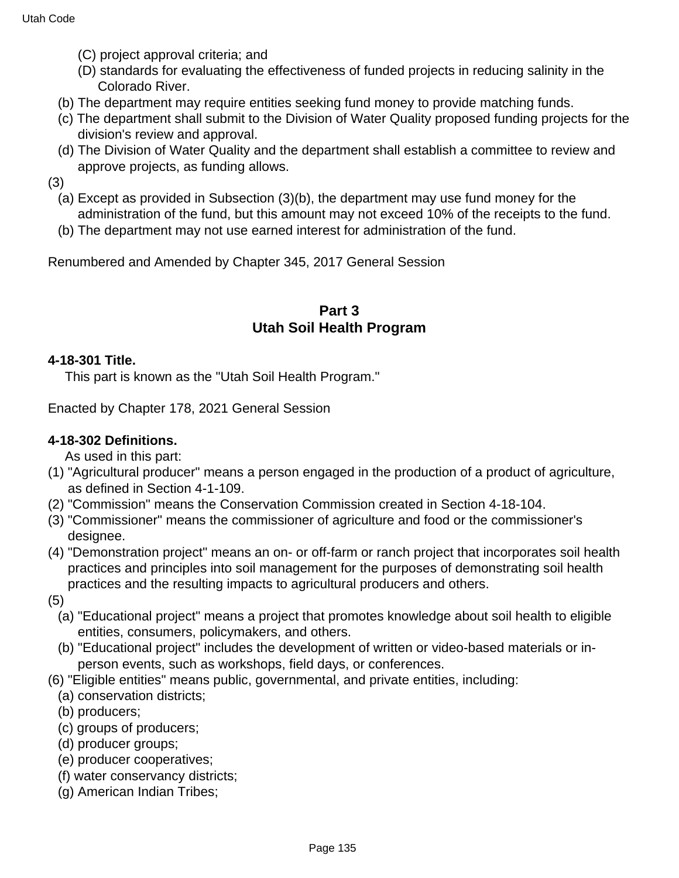(C) project approval criteria; and

(D) standards for evaluating the effectiveness of funded projects in reducing salinity in the Colorado River.

(b) The department may require entities seeking fund money to provide matching funds.

(c) The department shall submit to the Division of Water Quality proposed funding projects for the division's review and approval.

(d) The Division of Water Quality and the department shall establish a committee to review and approve projects, as funding allows.

(3)

(a) Except as provided in Subsection (3)(b), the department may use fund money for the administration of the fund, but this amount may not exceed 10% of the receipts to the fund.

(b) The department may not use earned interest for administration of the fund.

Renumbered and Amended by Chapter 345, 2017 General Session

## Part 3 Utah Soil Health Program

**4-18-301 Title.**

This part is known as the "Utah Soil Health Program."

Enacted by Chapter 178, 2021 General Session

**4-18-302 Definitions.**

As used in this part:

(1) "Agricultural producer" means a person engaged in the production of a product of agriculture, as defined in Section 4-1-109.

(2) "Commission" means the Conservation Commission created in Section 4-18-104.

(3) "Commissioner" means the commissioner of agriculture and food or the commissioner's designee.

(4) "Demonstration project" means an on- or off-farm or ranch project that incorporates soil health practices and principles into soil management for the purposes of demonstrating soil health practices and the resulting impacts to agricultural producers and others.

(5)

(a) "Educational project" means a project that promotes knowledge about soil health to eligible entities, consumers, policymakers, and others.

(b) "Educational project" includes the development of written or video-based materials or in-person events, such as workshops, field days, or conferences.

(6) "Eligible entities" means public, governmental, and private entities, including:

(a) conservation districts;

(b) producers;

(c) groups of producers;

(d) producer groups;

(e) producer cooperatives;

(f) water conservancy districts;

(g) American Indian Tribes;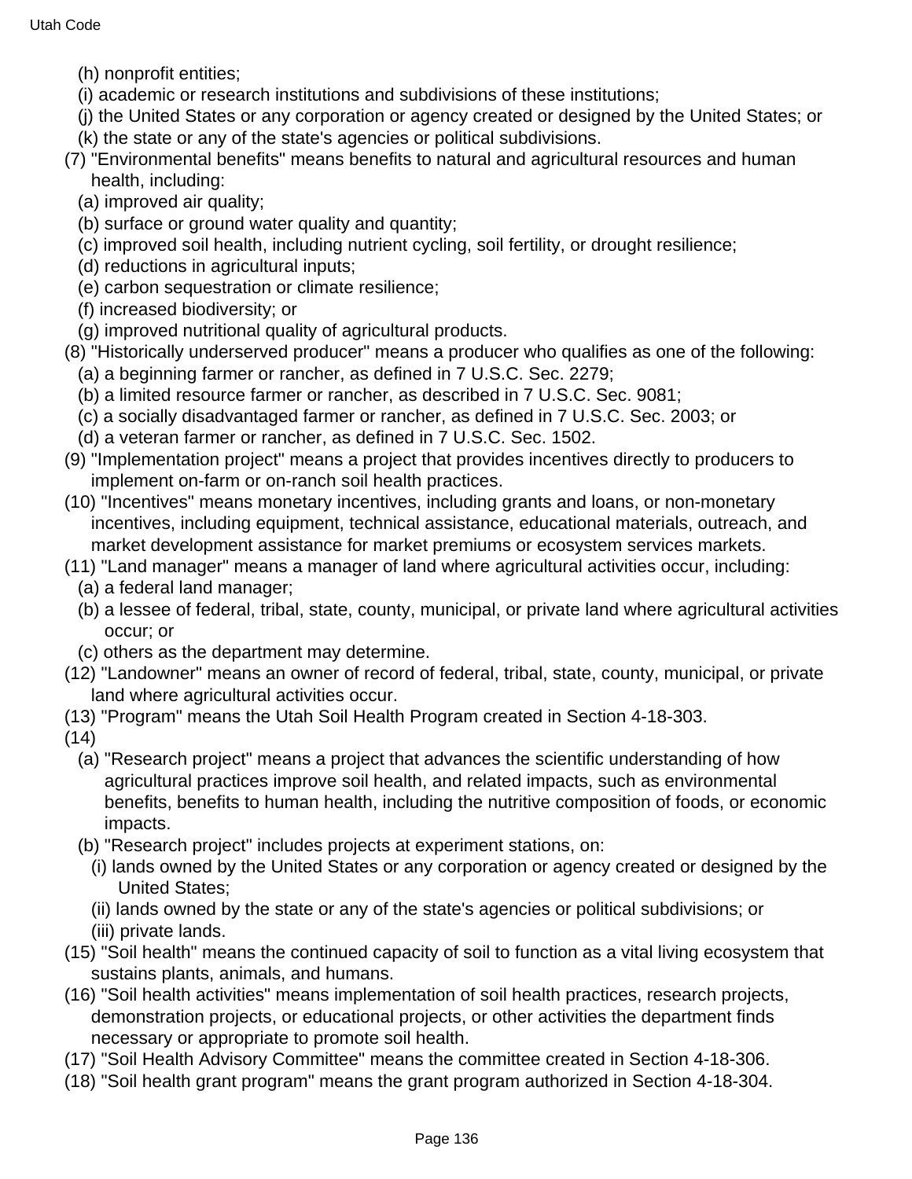(h) nonprofit entities;

(i) academic or research institutions and subdivisions of these institutions;

(j) the United States or any corporation or agency created or designed by the United States; or

(k) the state or any of the state's agencies or political subdivisions.

(7) "Environmental benefits" means benefits to natural and agricultural resources and human health, including:

(a) improved air quality;

(b) surface or ground water quality and quantity;

(c) improved soil health, including nutrient cycling, soil fertility, or drought resilience;

(d) reductions in agricultural inputs;

(e) carbon sequestration or climate resilience;

(f) increased biodiversity; or

(g) improved nutritional quality of agricultural products.

(8) "Historically underserved producer" means a producer who qualifies as one of the following:

(a) a beginning farmer or rancher, as defined in 7 U.S.C. Sec. 2279;

(b) a limited resource farmer or rancher, as described in 7 U.S.C. Sec. 9081;

(c) a socially disadvantaged farmer or rancher, as defined in 7 U.S.C. Sec. 2003; or

(d) a veteran farmer or rancher, as defined in 7 U.S.C. Sec. 1502.

(9) "Implementation project" means a project that provides incentives directly to producers to implement on-farm or on-ranch soil health practices.

(10) "Incentives" means monetary incentives, including grants and loans, or non-monetary incentives, including equipment, technical assistance, educational materials, outreach, and market development assistance for market premiums or ecosystem services markets.

(11) "Land manager" means a manager of land where agricultural activities occur, including:

(a) a federal land manager;

(b) a lessee of federal, tribal, state, county, municipal, or private land where agricultural activities occur; or

(c) others as the department may determine.

(12) "Landowner" means an owner of record of federal, tribal, state, county, municipal, or private land where agricultural activities occur.

(13) "Program" means the Utah Soil Health Program created in Section 4-18-303.

(14)

(a) "Research project" means a project that advances the scientific understanding of how agricultural practices improve soil health, and related impacts, such as environmental benefits, benefits to human health, including the nutritive composition of foods, or economic impacts.

(b) "Research project" includes projects at experiment stations, on:

(i) lands owned by the United States or any corporation or agency created or designed by the United States;

(ii) lands owned by the state or any of the state's agencies or political subdivisions; or

(iii) private lands.

(15) "Soil health" means the continued capacity of soil to function as a vital living ecosystem that sustains plants, animals, and humans.

(16) "Soil health activities" means implementation of soil health practices, research projects, demonstration projects, or educational projects, or other activities the department finds necessary or appropriate to promote soil health.

(17) "Soil Health Advisory Committee" means the committee created in Section 4-18-306.

(18) "Soil health grant program" means the grant program authorized in Section 4-18-304.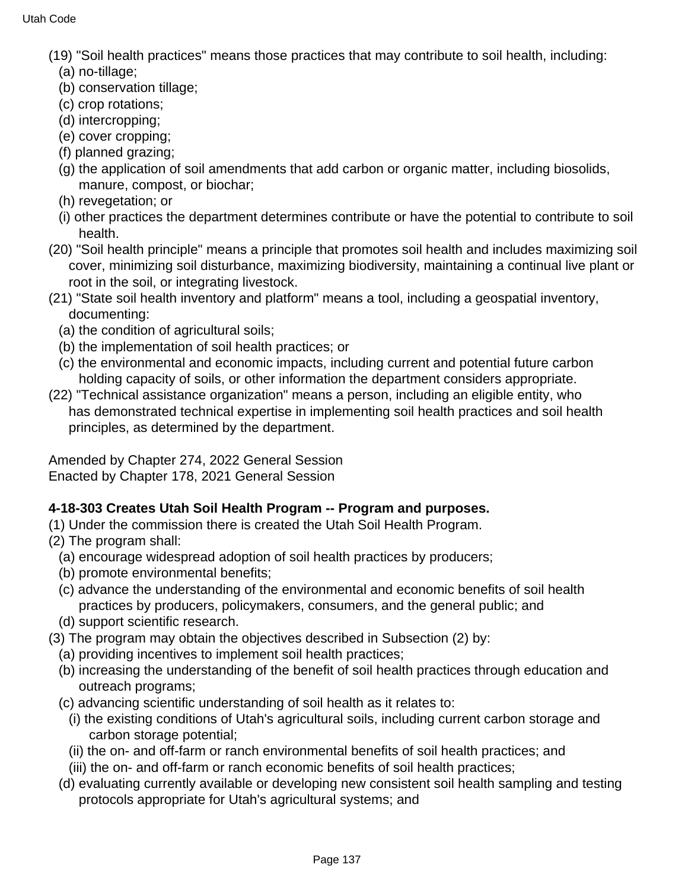(19) "Soil health practices" means those practices that may contribute to soil health, including:

(a) no-tillage;

(b) conservation tillage;

(c) crop rotations;

(d) intercropping;

(e) cover cropping;

(f) planned grazing;

(g) the application of soil amendments that add carbon or organic matter, including biosolids, manure, compost, or biochar;

(h) revegetation; or

(i) other practices the department determines contribute or have the potential to contribute to soil health.

(20) "Soil health principle" means a principle that promotes soil health and includes maximizing soil cover, minimizing soil disturbance, maximizing biodiversity, maintaining a continual live plant or root in the soil, or integrating livestock.

(21) "State soil health inventory and platform" means a tool, including a geospatial inventory, documenting:

(a) the condition of agricultural soils;

(b) the implementation of soil health practices; or

(c) the environmental and economic impacts, including current and potential future carbon holding capacity of soils, or other information the department considers appropriate.

(22) "Technical assistance organization" means a person, including an eligible entity, who has demonstrated technical expertise in implementing soil health practices and soil health principles, as determined by the department.

Amended by Chapter 274, 2022 General Session
Enacted by Chapter 178, 2021 General Session

**4-18-303 Creates Utah Soil Health Program -- Program and purposes.**

(1) Under the commission there is created the Utah Soil Health Program.

(2) The program shall:

(a) encourage widespread adoption of soil health practices by producers;

(b) promote environmental benefits;

(c) advance the understanding of the environmental and economic benefits of soil health practices by producers, policymakers, consumers, and the general public; and

(d) support scientific research.

(3) The program may obtain the objectives described in Subsection (2) by:

(a) providing incentives to implement soil health practices;

(b) increasing the understanding of the benefit of soil health practices through education and outreach programs;

(c) advancing scientific understanding of soil health as it relates to:

(i) the existing conditions of Utah's agricultural soils, including current carbon storage and carbon storage potential;

(ii) the on- and off-farm or ranch environmental benefits of soil health practices; and

(iii) the on- and off-farm or ranch economic benefits of soil health practices;

(d) evaluating currently available or developing new consistent soil health sampling and testing protocols appropriate for Utah's agricultural systems; and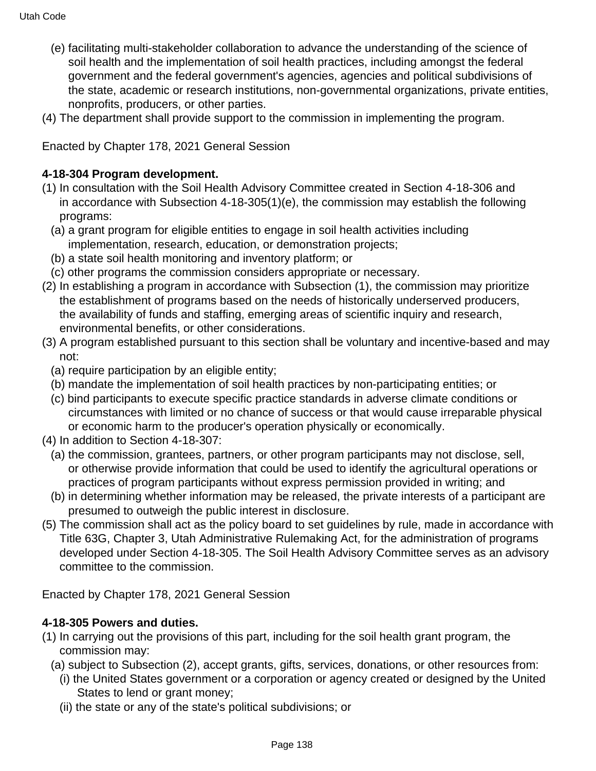(e) facilitating multi-stakeholder collaboration to advance the understanding of the science of soil health and the implementation of soil health practices, including amongst the federal government and the federal government's agencies, agencies and political subdivisions of the state, academic or research institutions, non-governmental organizations, private entities, nonprofits, producers, or other parties.

(4) The department shall provide support to the commission in implementing the program.

Enacted by Chapter 178, 2021 General Session

**4-18-304 Program development.**

(1) In consultation with the Soil Health Advisory Committee created in Section 4-18-306 and in accordance with Subsection 4-18-305(1)(e), the commission may establish the following programs:

(a) a grant program for eligible entities to engage in soil health activities including implementation, research, education, or demonstration projects;

(b) a state soil health monitoring and inventory platform; or

(c) other programs the commission considers appropriate or necessary.

(2) In establishing a program in accordance with Subsection (1), the commission may prioritize the establishment of programs based on the needs of historically underserved producers, the availability of funds and staffing, emerging areas of scientific inquiry and research, environmental benefits, or other considerations.

(3) A program established pursuant to this section shall be voluntary and incentive-based and may not:

(a) require participation by an eligible entity;

(b) mandate the implementation of soil health practices by non-participating entities; or

(c) bind participants to execute specific practice standards in adverse climate conditions or circumstances with limited or no chance of success or that would cause irreparable physical or economic harm to the producer's operation physically or economically.

(4) In addition to Section 4-18-307:

(a) the commission, grantees, partners, or other program participants may not disclose, sell, or otherwise provide information that could be used to identify the agricultural operations or practices of program participants without express permission provided in writing; and

(b) in determining whether information may be released, the private interests of a participant are presumed to outweigh the public interest in disclosure.

(5) The commission shall act as the policy board to set guidelines by rule, made in accordance with Title 63G, Chapter 3, Utah Administrative Rulemaking Act, for the administration of programs developed under Section 4-18-305. The Soil Health Advisory Committee serves as an advisory committee to the commission.

Enacted by Chapter 178, 2021 General Session

**4-18-305 Powers and duties.**

(1) In carrying out the provisions of this part, including for the soil health grant program, the commission may:

(a) subject to Subsection (2), accept grants, gifts, services, donations, or other resources from:

(i) the United States government or a corporation or agency created or designed by the United States to lend or grant money;

(ii) the state or any of the state's political subdivisions; or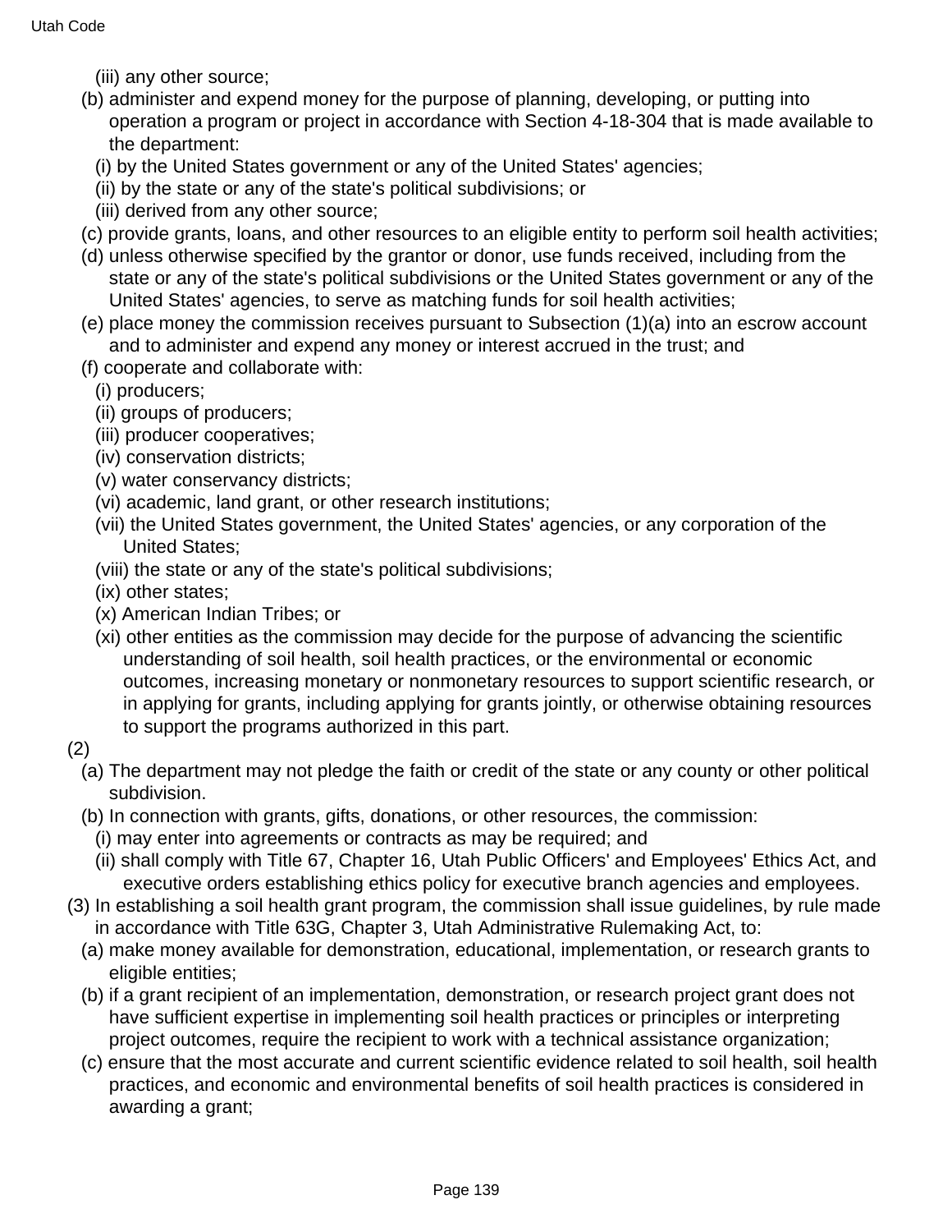(iii) any other source;

(b) administer and expend money for the purpose of planning, developing, or putting into operation a program or project in accordance with Section 4-18-304 that is made available to the department:

(i) by the United States government or any of the United States' agencies;

(ii) by the state or any of the state's political subdivisions; or

(iii) derived from any other source;

(c) provide grants, loans, and other resources to an eligible entity to perform soil health activities;

(d) unless otherwise specified by the grantor or donor, use funds received, including from the state or any of the state's political subdivisions or the United States government or any of the United States' agencies, to serve as matching funds for soil health activities;

(e) place money the commission receives pursuant to Subsection (1)(a) into an escrow account and to administer and expend any money or interest accrued in the trust; and

(f) cooperate and collaborate with:

(i) producers;

(ii) groups of producers;

(iii) producer cooperatives;

(iv) conservation districts;

(v) water conservancy districts;

(vi) academic, land grant, or other research institutions;

(vii) the United States government, the United States' agencies, or any corporation of the United States;

(viii) the state or any of the state's political subdivisions;

(ix) other states;

(x) American Indian Tribes; or

(xi) other entities as the commission may decide for the purpose of advancing the scientific understanding of soil health, soil health practices, or the environmental or economic outcomes, increasing monetary or nonmonetary resources to support scientific research, or in applying for grants, including applying for grants jointly, or otherwise obtaining resources to support the programs authorized in this part.

(2)

(a) The department may not pledge the faith or credit of the state or any county or other political subdivision.

(b) In connection with grants, gifts, donations, or other resources, the commission:

(i) may enter into agreements or contracts as may be required; and

(ii) shall comply with Title 67, Chapter 16, Utah Public Officers' and Employees' Ethics Act, and executive orders establishing ethics policy for executive branch agencies and employees.

(3) In establishing a soil health grant program, the commission shall issue guidelines, by rule made in accordance with Title 63G, Chapter 3, Utah Administrative Rulemaking Act, to:

(a) make money available for demonstration, educational, implementation, or research grants to eligible entities;

(b) if a grant recipient of an implementation, demonstration, or research project grant does not have sufficient expertise in implementing soil health practices or principles or interpreting project outcomes, require the recipient to work with a technical assistance organization;

(c) ensure that the most accurate and current scientific evidence related to soil health, soil health practices, and economic and environmental benefits of soil health practices is considered in awarding a grant;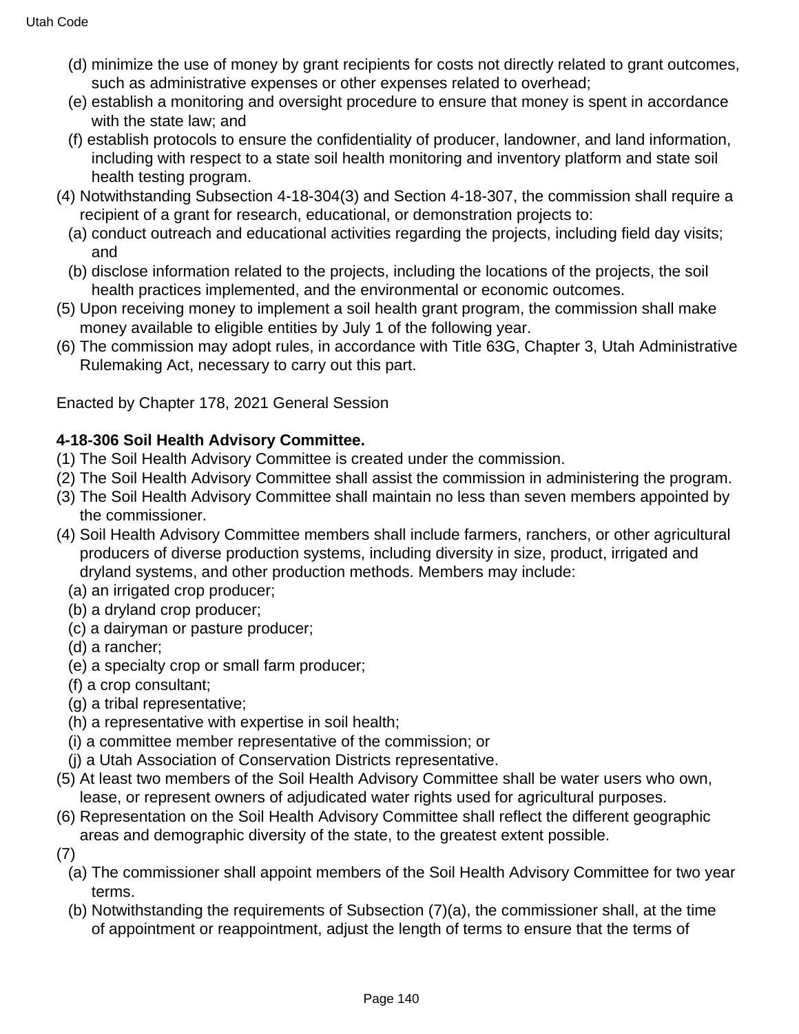(d) minimize the use of money by grant recipients for costs not directly related to grant outcomes, such as administrative expenses or other expenses related to overhead;

(e) establish a monitoring and oversight procedure to ensure that money is spent in accordance with the state law; and

(f) establish protocols to ensure the confidentiality of producer, landowner, and land information, including with respect to a state soil health monitoring and inventory platform and state soil health testing program.

(4) Notwithstanding Subsection 4-18-304(3) and Section 4-18-307, the commission shall require a recipient of a grant for research, educational, or demonstration projects to:

(a) conduct outreach and educational activities regarding the projects, including field day visits; and

(b) disclose information related to the projects, including the locations of the projects, the soil health practices implemented, and the environmental or economic outcomes.

(5) Upon receiving money to implement a soil health grant program, the commission shall make money available to eligible entities by July 1 of the following year.

(6) The commission may adopt rules, in accordance with Title 63G, Chapter 3, Utah Administrative Rulemaking Act, necessary to carry out this part.

Enacted by Chapter 178, 2021 General Session

**4-18-306 Soil Health Advisory Committee.**

(1) The Soil Health Advisory Committee is created under the commission.

(2) The Soil Health Advisory Committee shall assist the commission in administering the program.

(3) The Soil Health Advisory Committee shall maintain no less than seven members appointed by the commissioner.

(4) Soil Health Advisory Committee members shall include farmers, ranchers, or other agricultural producers of diverse production systems, including diversity in size, product, irrigated and dryland systems, and other production methods. Members may include:

(a) an irrigated crop producer;

(b) a dryland crop producer;

(c) a dairyman or pasture producer;

(d) a rancher;

(e) a specialty crop or small farm producer;

(f) a crop consultant;

(g) a tribal representative;

(h) a representative with expertise in soil health;

(i) a committee member representative of the commission; or

(j) a Utah Association of Conservation Districts representative.

(5) At least two members of the Soil Health Advisory Committee shall be water users who own, lease, or represent owners of adjudicated water rights used for agricultural purposes.

(6) Representation on the Soil Health Advisory Committee shall reflect the different geographic areas and demographic diversity of the state, to the greatest extent possible.

(7)

(a) The commissioner shall appoint members of the Soil Health Advisory Committee for two year terms.

(b) Notwithstanding the requirements of Subsection (7)(a), the commissioner shall, at the time of appointment or reappointment, adjust the length of terms to ensure that the terms of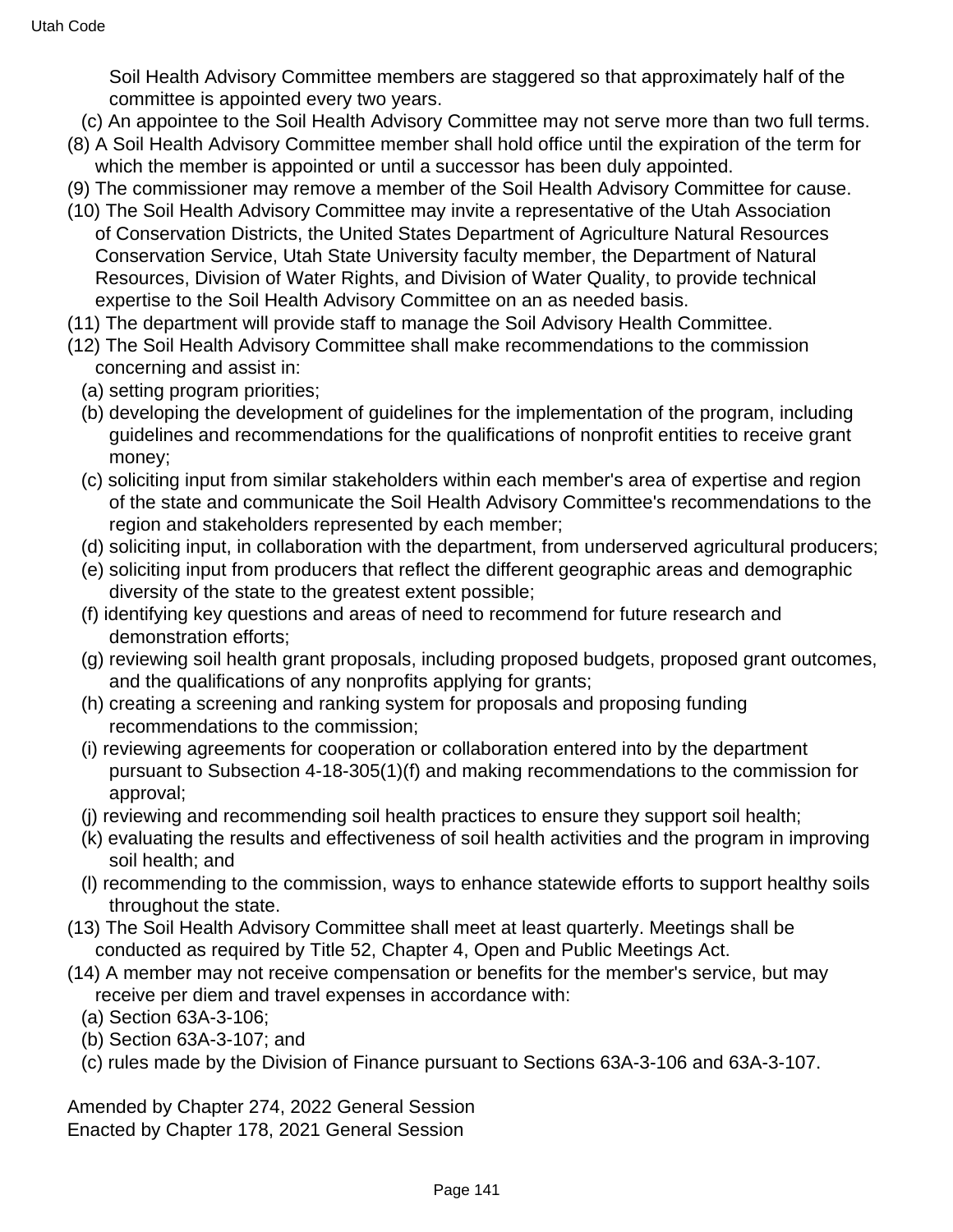Soil Health Advisory Committee members are staggered so that approximately half of the committee is appointed every two years.

(c) An appointee to the Soil Health Advisory Committee may not serve more than two full terms.

(8) A Soil Health Advisory Committee member shall hold office until the expiration of the term for which the member is appointed or until a successor has been duly appointed.

(9) The commissioner may remove a member of the Soil Health Advisory Committee for cause.

(10) The Soil Health Advisory Committee may invite a representative of the Utah Association of Conservation Districts, the United States Department of Agriculture Natural Resources Conservation Service, Utah State University faculty member, the Department of Natural Resources, Division of Water Rights, and Division of Water Quality, to provide technical expertise to the Soil Health Advisory Committee on an as needed basis.

(11) The department will provide staff to manage the Soil Advisory Health Committee.

(12) The Soil Health Advisory Committee shall make recommendations to the commission concerning and assist in:

(a) setting program priorities;

(b) developing the development of guidelines for the implementation of the program, including guidelines and recommendations for the qualifications of nonprofit entities to receive grant money;

(c) soliciting input from similar stakeholders within each member's area of expertise and region of the state and communicate the Soil Health Advisory Committee's recommendations to the region and stakeholders represented by each member;

(d) soliciting input, in collaboration with the department, from underserved agricultural producers;

(e) soliciting input from producers that reflect the different geographic areas and demographic diversity of the state to the greatest extent possible;

(f) identifying key questions and areas of need to recommend for future research and demonstration efforts;

(g) reviewing soil health grant proposals, including proposed budgets, proposed grant outcomes, and the qualifications of any nonprofits applying for grants;

(h) creating a screening and ranking system for proposals and proposing funding recommendations to the commission;

(i) reviewing agreements for cooperation or collaboration entered into by the department pursuant to Subsection 4-18-305(1)(f) and making recommendations to the commission for approval;

(j) reviewing and recommending soil health practices to ensure they support soil health;

(k) evaluating the results and effectiveness of soil health activities and the program in improving soil health; and

(l) recommending to the commission, ways to enhance statewide efforts to support healthy soils throughout the state.

(13) The Soil Health Advisory Committee shall meet at least quarterly. Meetings shall be conducted as required by Title 52, Chapter 4, Open and Public Meetings Act.

(14) A member may not receive compensation or benefits for the member's service, but may receive per diem and travel expenses in accordance with:

(a) Section 63A-3-106;

(b) Section 63A-3-107; and

(c) rules made by the Division of Finance pursuant to Sections 63A-3-106 and 63A-3-107.

Amended by Chapter 274, 2022 General Session
Enacted by Chapter 178, 2021 General Session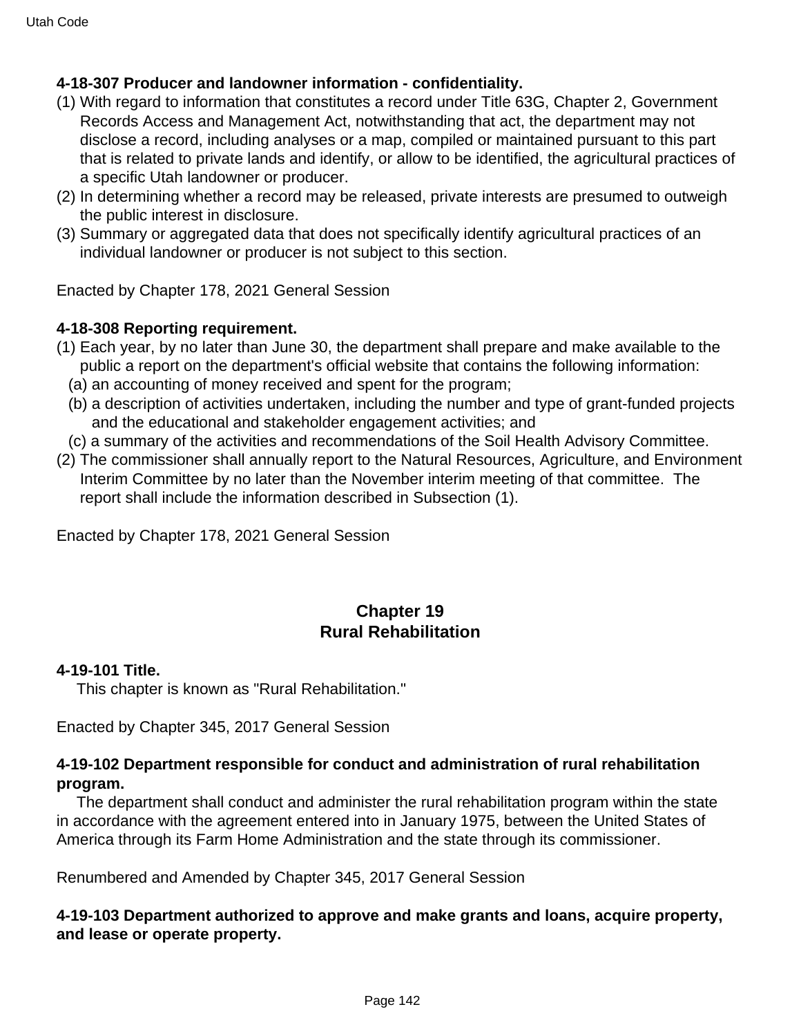**4-18-307 Producer and landowner information - confidentiality.**

(1) With regard to information that constitutes a record under Title 63G, Chapter 2, Government Records Access and Management Act, notwithstanding that act, the department may not disclose a record, including analyses or a map, compiled or maintained pursuant to this part that is related to private lands and identify, or allow to be identified, the agricultural practices of a specific Utah landowner or producer.

(2) In determining whether a record may be released, private interests are presumed to outweigh the public interest in disclosure.

(3) Summary or aggregated data that does not specifically identify agricultural practices of an individual landowner or producer is not subject to this section.

Enacted by Chapter 178, 2021 General Session

**4-18-308 Reporting requirement.**

(1) Each year, by no later than June 30, the department shall prepare and make available to the public a report on the department's official website that contains the following information:
  (a) an accounting of money received and spent for the program;
  (b) a description of activities undertaken, including the number and type of grant-funded projects and the educational and stakeholder engagement activities; and
  (c) a summary of the activities and recommendations of the Soil Health Advisory Committee.

(2) The commissioner shall annually report to the Natural Resources, Agriculture, and Environment Interim Committee by no later than the November interim meeting of that committee. The report shall include the information described in Subsection (1).

Enacted by Chapter 178, 2021 General Session

## Chapter 19
## Rural Rehabilitation

**4-19-101 Title.**

This chapter is known as "Rural Rehabilitation."

Enacted by Chapter 345, 2017 General Session

**4-19-102 Department responsible for conduct and administration of rural rehabilitation program.**

The department shall conduct and administer the rural rehabilitation program within the state in accordance with the agreement entered into in January 1975, between the United States of America through its Farm Home Administration and the state through its commissioner.

Renumbered and Amended by Chapter 345, 2017 General Session

**4-19-103 Department authorized to approve and make grants and loans, acquire property, and lease or operate property.**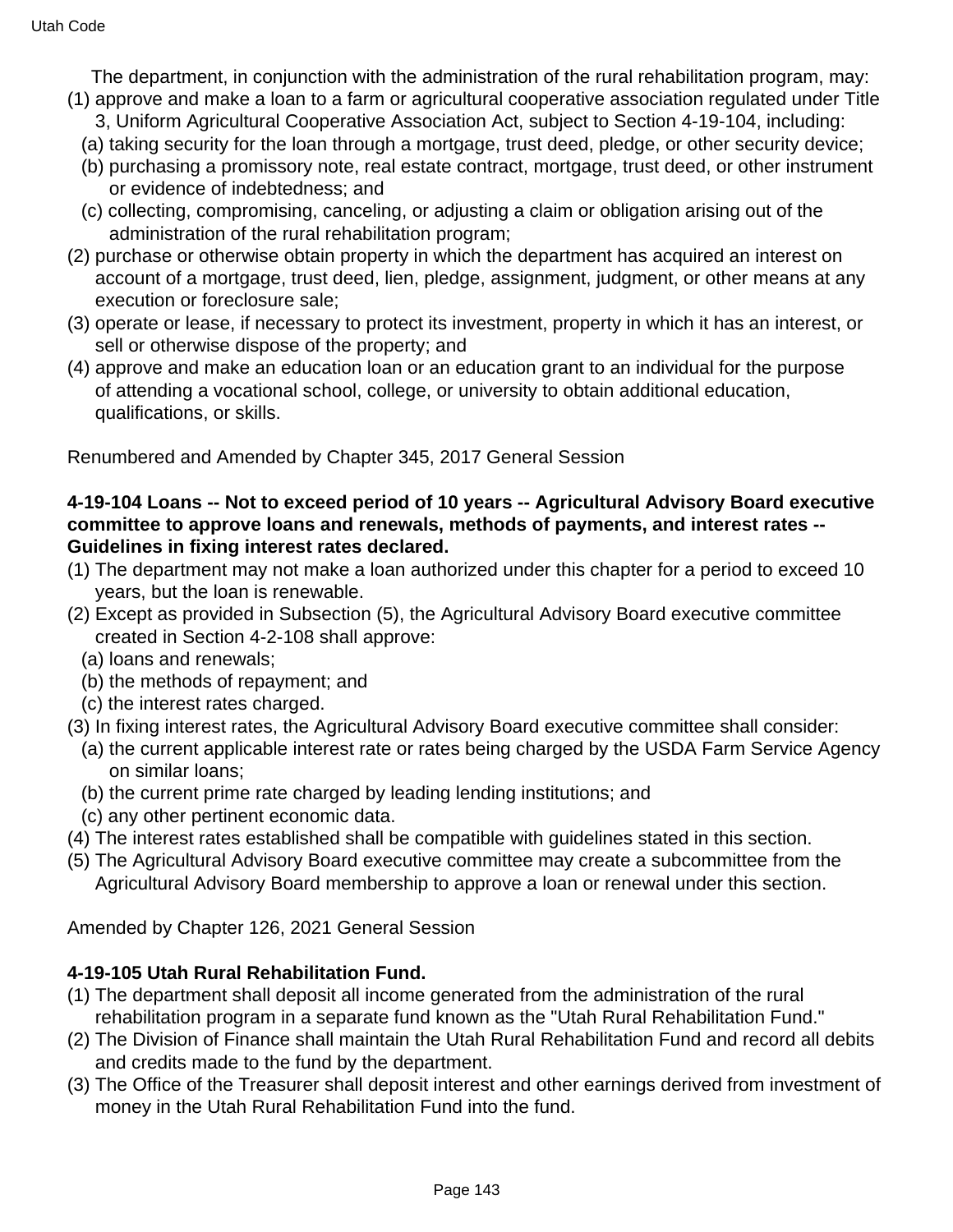The department, in conjunction with the administration of the rural rehabilitation program, may:

(1) approve and make a loan to a farm or agricultural cooperative association regulated under Title 3, Uniform Agricultural Cooperative Association Act, subject to Section 4-19-104, including:
  (a) taking security for the loan through a mortgage, trust deed, pledge, or other security device;
  (b) purchasing a promissory note, real estate contract, mortgage, trust deed, or other instrument or evidence of indebtedness; and
  (c) collecting, compromising, canceling, or adjusting a claim or obligation arising out of the administration of the rural rehabilitation program;

(2) purchase or otherwise obtain property in which the department has acquired an interest on account of a mortgage, trust deed, lien, pledge, assignment, judgment, or other means at any execution or foreclosure sale;

(3) operate or lease, if necessary to protect its investment, property in which it has an interest, or sell or otherwise dispose of the property; and

(4) approve and make an education loan or an education grant to an individual for the purpose of attending a vocational school, college, or university to obtain additional education, qualifications, or skills.

Renumbered and Amended by Chapter 345, 2017 General Session

**4-19-104 Loans -- Not to exceed period of 10 years -- Agricultural Advisory Board executive committee to approve loans and renewals, methods of payments, and interest rates -- Guidelines in fixing interest rates declared.**

(1) The department may not make a loan authorized under this chapter for a period to exceed 10 years, but the loan is renewable.

(2) Except as provided in Subsection (5), the Agricultural Advisory Board executive committee created in Section 4-2-108 shall approve:
  (a) loans and renewals;
  (b) the methods of repayment; and
  (c) the interest rates charged.

(3) In fixing interest rates, the Agricultural Advisory Board executive committee shall consider:
  (a) the current applicable interest rate or rates being charged by the USDA Farm Service Agency on similar loans;
  (b) the current prime rate charged by leading lending institutions; and
  (c) any other pertinent economic data.

(4) The interest rates established shall be compatible with guidelines stated in this section.

(5) The Agricultural Advisory Board executive committee may create a subcommittee from the Agricultural Advisory Board membership to approve a loan or renewal under this section.

Amended by Chapter 126, 2021 General Session

**4-19-105 Utah Rural Rehabilitation Fund.**

(1) The department shall deposit all income generated from the administration of the rural rehabilitation program in a separate fund known as the "Utah Rural Rehabilitation Fund."

(2) The Division of Finance shall maintain the Utah Rural Rehabilitation Fund and record all debits and credits made to the fund by the department.

(3) The Office of the Treasurer shall deposit interest and other earnings derived from investment of money in the Utah Rural Rehabilitation Fund into the fund.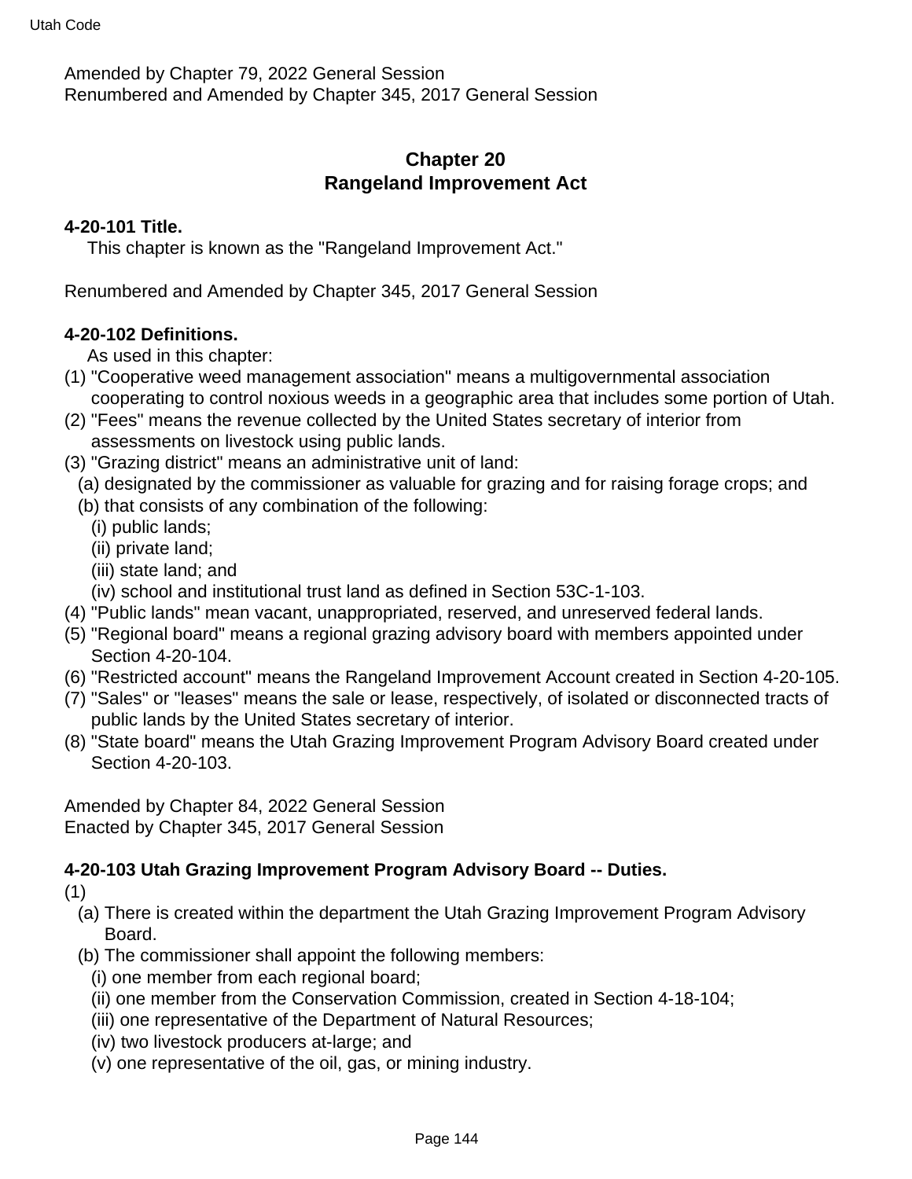Amended by Chapter 79, 2022 General Session
Renumbered and Amended by Chapter 345, 2017 General Session

## Chapter 20
## Rangeland Improvement Act

**4-20-101 Title.**

This chapter is known as the "Rangeland Improvement Act."

Renumbered and Amended by Chapter 345, 2017 General Session

**4-20-102 Definitions.**

As used in this chapter:

(1) "Cooperative weed management association" means a multigovernmental association cooperating to control noxious weeds in a geographic area that includes some portion of Utah.

(2) "Fees" means the revenue collected by the United States secretary of interior from assessments on livestock using public lands.

(3) "Grazing district" means an administrative unit of land:

(a) designated by the commissioner as valuable for grazing and for raising forage crops; and

(b) that consists of any combination of the following:

(i) public lands;

(ii) private land;

(iii) state land; and

(iv) school and institutional trust land as defined in Section 53C-1-103.

(4) "Public lands" mean vacant, unappropriated, reserved, and unreserved federal lands.

(5) "Regional board" means a regional grazing advisory board with members appointed under Section 4-20-104.

(6) "Restricted account" means the Rangeland Improvement Account created in Section 4-20-105.

(7) "Sales" or "leases" means the sale or lease, respectively, of isolated or disconnected tracts of public lands by the United States secretary of interior.

(8) "State board" means the Utah Grazing Improvement Program Advisory Board created under Section 4-20-103.

Amended by Chapter 84, 2022 General Session
Enacted by Chapter 345, 2017 General Session

**4-20-103 Utah Grazing Improvement Program Advisory Board -- Duties.**

(1)

(a) There is created within the department the Utah Grazing Improvement Program Advisory Board.

(b) The commissioner shall appoint the following members:

(i) one member from each regional board;

(ii) one member from the Conservation Commission, created in Section 4-18-104;

(iii) one representative of the Department of Natural Resources;

(iv) two livestock producers at-large; and

(v) one representative of the oil, gas, or mining industry.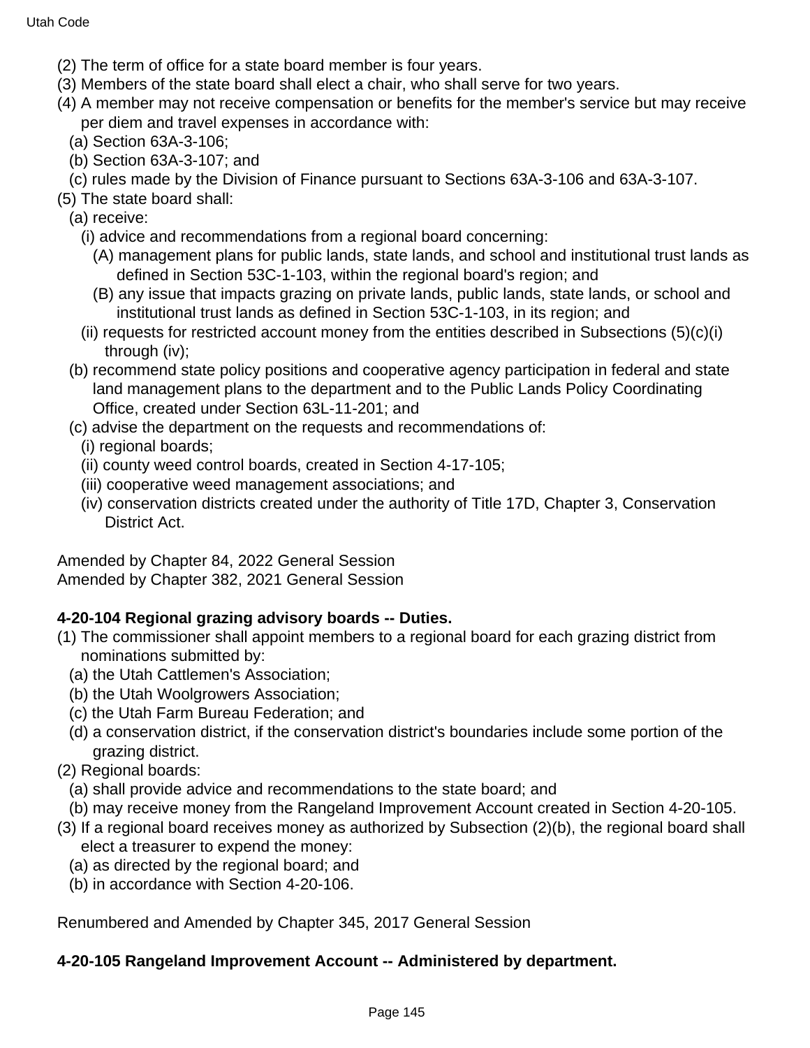(2) The term of office for a state board member is four years.

(3) Members of the state board shall elect a chair, who shall serve for two years.

(4) A member may not receive compensation or benefits for the member's service but may receive per diem and travel expenses in accordance with:

  (a) Section 63A-3-106;

  (b) Section 63A-3-107; and

  (c) rules made by the Division of Finance pursuant to Sections 63A-3-106 and 63A-3-107.

(5) The state board shall:

  (a) receive:

    (i) advice and recommendations from a regional board concerning:

      (A) management plans for public lands, state lands, and school and institutional trust lands as defined in Section 53C-1-103, within the regional board's region; and

      (B) any issue that impacts grazing on private lands, public lands, state lands, or school and institutional trust lands as defined in Section 53C-1-103, in its region; and

    (ii) requests for restricted account money from the entities described in Subsections (5)(c)(i) through (iv);

  (b) recommend state policy positions and cooperative agency participation in federal and state land management plans to the department and to the Public Lands Policy Coordinating Office, created under Section 63L-11-201; and

  (c) advise the department on the requests and recommendations of:

    (i) regional boards;

    (ii) county weed control boards, created in Section 4-17-105;

    (iii) cooperative weed management associations; and

    (iv) conservation districts created under the authority of Title 17D, Chapter 3, Conservation District Act.

Amended by Chapter 84, 2022 General Session
Amended by Chapter 382, 2021 General Session

**4-20-104 Regional grazing advisory boards -- Duties.**

(1) The commissioner shall appoint members to a regional board for each grazing district from nominations submitted by:

  (a) the Utah Cattlemen's Association;

  (b) the Utah Woolgrowers Association;

  (c) the Utah Farm Bureau Federation; and

  (d) a conservation district, if the conservation district's boundaries include some portion of the grazing district.

(2) Regional boards:

  (a) shall provide advice and recommendations to the state board; and

  (b) may receive money from the Rangeland Improvement Account created in Section 4-20-105.

(3) If a regional board receives money as authorized by Subsection (2)(b), the regional board shall elect a treasurer to expend the money:

  (a) as directed by the regional board; and

  (b) in accordance with Section 4-20-106.

Renumbered and Amended by Chapter 345, 2017 General Session

**4-20-105 Rangeland Improvement Account -- Administered by department.**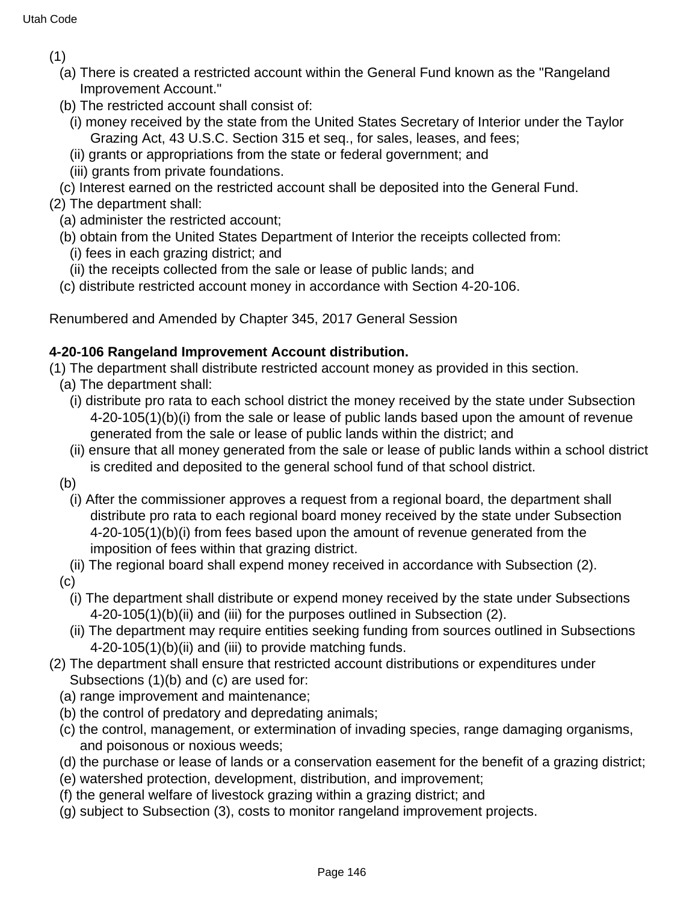(1)

(a) There is created a restricted account within the General Fund known as the "Rangeland Improvement Account."

(b) The restricted account shall consist of:

(i) money received by the state from the United States Secretary of Interior under the Taylor Grazing Act, 43 U.S.C. Section 315 et seq., for sales, leases, and fees;

(ii) grants or appropriations from the state or federal government; and

(iii) grants from private foundations.

(c) Interest earned on the restricted account shall be deposited into the General Fund.

(2) The department shall:

(a) administer the restricted account;

(b) obtain from the United States Department of Interior the receipts collected from:

(i) fees in each grazing district; and

(ii) the receipts collected from the sale or lease of public lands; and

(c) distribute restricted account money in accordance with Section 4-20-106.

Renumbered and Amended by Chapter 345, 2017 General Session

**4-20-106 Rangeland Improvement Account distribution.**

(1) The department shall distribute restricted account money as provided in this section.

(a) The department shall:

(i) distribute pro rata to each school district the money received by the state under Subsection 4-20-105(1)(b)(i) from the sale or lease of public lands based upon the amount of revenue generated from the sale or lease of public lands within the district; and

(ii) ensure that all money generated from the sale or lease of public lands within a school district is credited and deposited to the general school fund of that school district.

(b)

(i) After the commissioner approves a request from a regional board, the department shall distribute pro rata to each regional board money received by the state under Subsection 4-20-105(1)(b)(i) from fees based upon the amount of revenue generated from the imposition of fees within that grazing district.

(ii) The regional board shall expend money received in accordance with Subsection (2).

(c)

(i) The department shall distribute or expend money received by the state under Subsections 4-20-105(1)(b)(ii) and (iii) for the purposes outlined in Subsection (2).

(ii) The department may require entities seeking funding from sources outlined in Subsections 4-20-105(1)(b)(ii) and (iii) to provide matching funds.

(2) The department shall ensure that restricted account distributions or expenditures under Subsections (1)(b) and (c) are used for:

(a) range improvement and maintenance;

(b) the control of predatory and depredating animals;

(c) the control, management, or extermination of invading species, range damaging organisms, and poisonous or noxious weeds;

(d) the purchase or lease of lands or a conservation easement for the benefit of a grazing district;

(e) watershed protection, development, distribution, and improvement;

(f) the general welfare of livestock grazing within a grazing district; and

(g) subject to Subsection (3), costs to monitor rangeland improvement projects.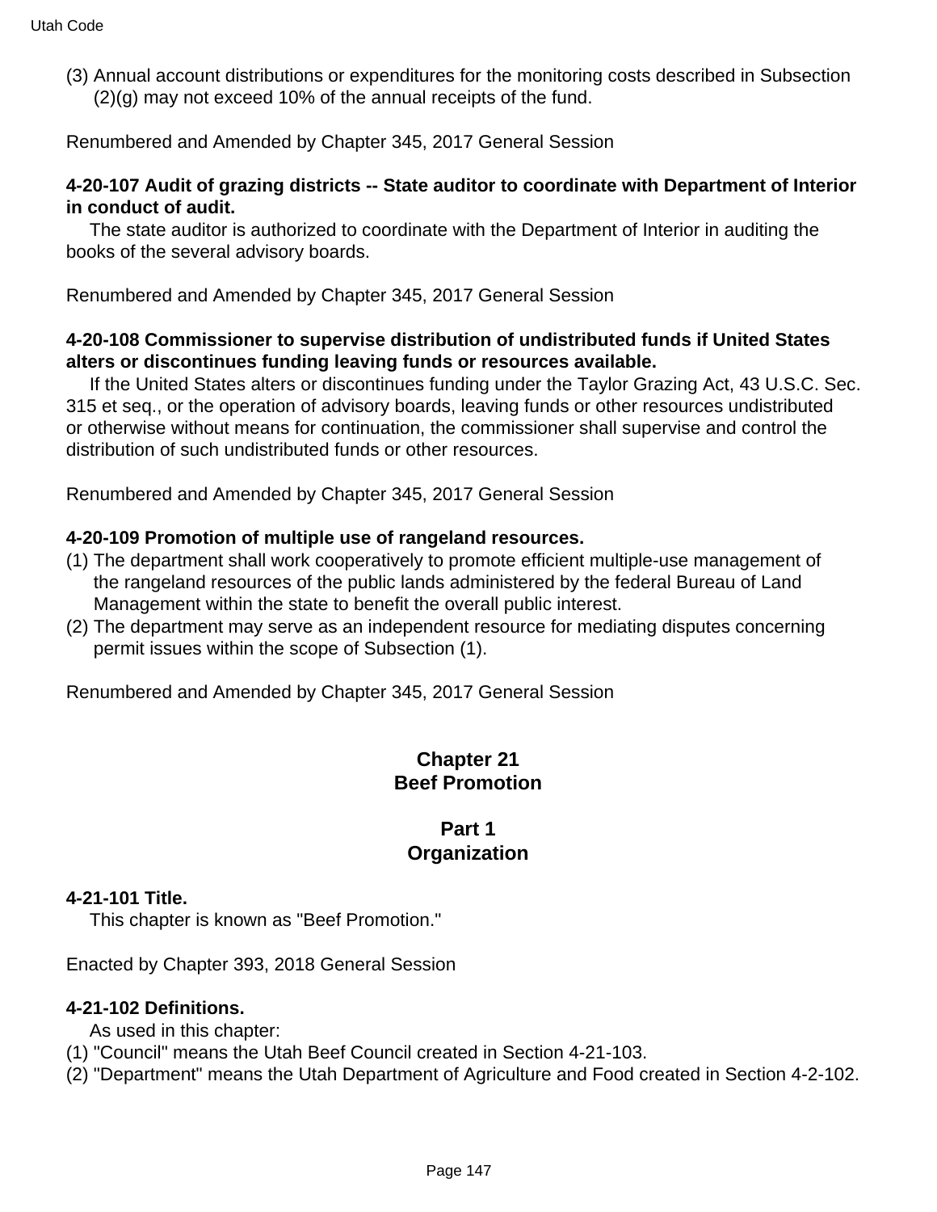(3) Annual account distributions or expenditures for the monitoring costs described in Subsection (2)(g) may not exceed 10% of the annual receipts of the fund.

Renumbered and Amended by Chapter 345, 2017 General Session

**4-20-107 Audit of grazing districts -- State auditor to coordinate with Department of Interior in conduct of audit.**

The state auditor is authorized to coordinate with the Department of Interior in auditing the books of the several advisory boards.

Renumbered and Amended by Chapter 345, 2017 General Session

**4-20-108 Commissioner to supervise distribution of undistributed funds if United States alters or discontinues funding leaving funds or resources available.**

If the United States alters or discontinues funding under the Taylor Grazing Act, 43 U.S.C. Sec. 315 et seq., or the operation of advisory boards, leaving funds or other resources undistributed or otherwise without means for continuation, the commissioner shall supervise and control the distribution of such undistributed funds or other resources.

Renumbered and Amended by Chapter 345, 2017 General Session

**4-20-109 Promotion of multiple use of rangeland resources.**

(1) The department shall work cooperatively to promote efficient multiple-use management of the rangeland resources of the public lands administered by the federal Bureau of Land Management within the state to benefit the overall public interest.

(2) The department may serve as an independent resource for mediating disputes concerning permit issues within the scope of Subsection (1).

Renumbered and Amended by Chapter 345, 2017 General Session

## Chapter 21
## Beef Promotion

### Part 1
### Organization

**4-21-101 Title.**

This chapter is known as "Beef Promotion."

Enacted by Chapter 393, 2018 General Session

**4-21-102 Definitions.**

As used in this chapter:

(1) "Council" means the Utah Beef Council created in Section 4-21-103.

(2) "Department" means the Utah Department of Agriculture and Food created in Section 4-2-102.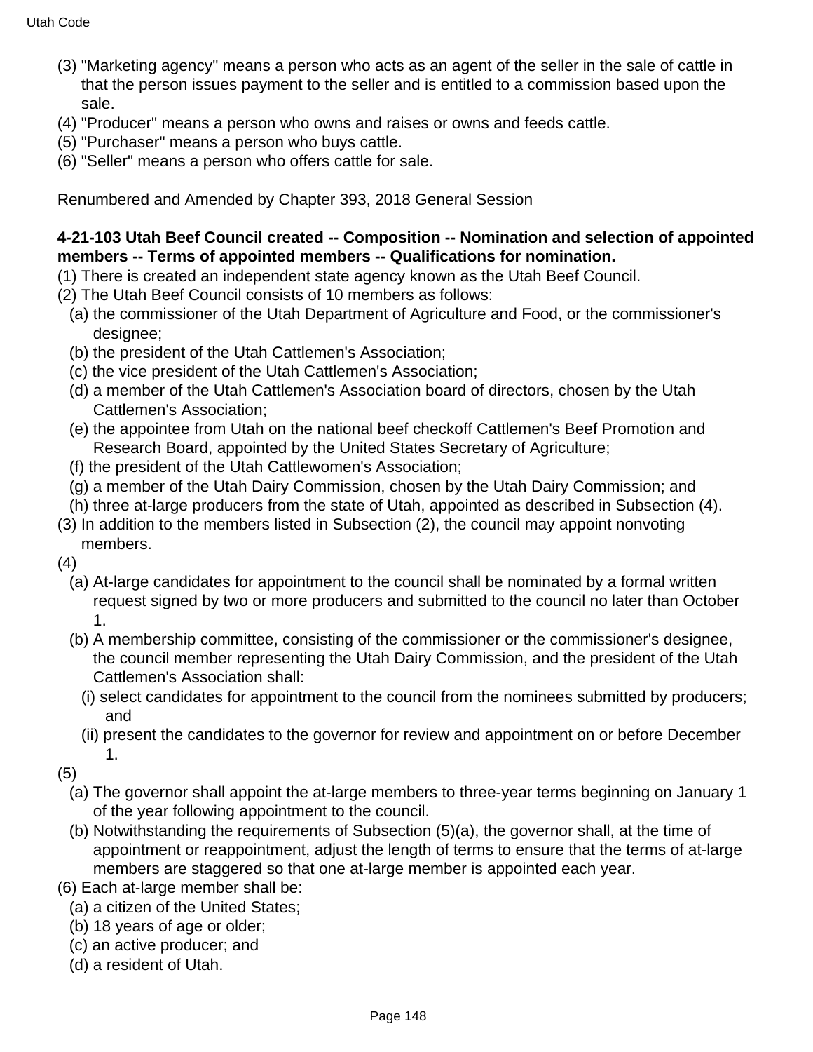(3) "Marketing agency" means a person who acts as an agent of the seller in the sale of cattle in that the person issues payment to the seller and is entitled to a commission based upon the sale.
(4) "Producer" means a person who owns and raises or owns and feeds cattle.
(5) "Purchaser" means a person who buys cattle.
(6) "Seller" means a person who offers cattle for sale.

Renumbered and Amended by Chapter 393, 2018 General Session

**4-21-103 Utah Beef Council created -- Composition -- Nomination and selection of appointed members -- Terms of appointed members -- Qualifications for nomination.**

(1) There is created an independent state agency known as the Utah Beef Council.
(2) The Utah Beef Council consists of 10 members as follows:
  (a) the commissioner of the Utah Department of Agriculture and Food, or the commissioner's designee;
  (b) the president of the Utah Cattlemen's Association;
  (c) the vice president of the Utah Cattlemen's Association;
  (d) a member of the Utah Cattlemen's Association board of directors, chosen by the Utah Cattlemen's Association;
  (e) the appointee from Utah on the national beef checkoff Cattlemen's Beef Promotion and Research Board, appointed by the United States Secretary of Agriculture;
  (f) the president of the Utah Cattlewomen's Association;
  (g) a member of the Utah Dairy Commission, chosen by the Utah Dairy Commission; and
  (h) three at-large producers from the state of Utah, appointed as described in Subsection (4).
(3) In addition to the members listed in Subsection (2), the council may appoint nonvoting members.
(4)
  (a) At-large candidates for appointment to the council shall be nominated by a formal written request signed by two or more producers and submitted to the council no later than October 1.
  (b) A membership committee, consisting of the commissioner or the commissioner's designee, the council member representing the Utah Dairy Commission, and the president of the Utah Cattlemen's Association shall:
    (i) select candidates for appointment to the council from the nominees submitted by producers; and
    (ii) present the candidates to the governor for review and appointment on or before December 1.
(5)
  (a) The governor shall appoint the at-large members to three-year terms beginning on January 1 of the year following appointment to the council.
  (b) Notwithstanding the requirements of Subsection (5)(a), the governor shall, at the time of appointment or reappointment, adjust the length of terms to ensure that the terms of at-large members are staggered so that one at-large member is appointed each year.
(6) Each at-large member shall be:
  (a) a citizen of the United States;
  (b) 18 years of age or older;
  (c) an active producer; and
  (d) a resident of Utah.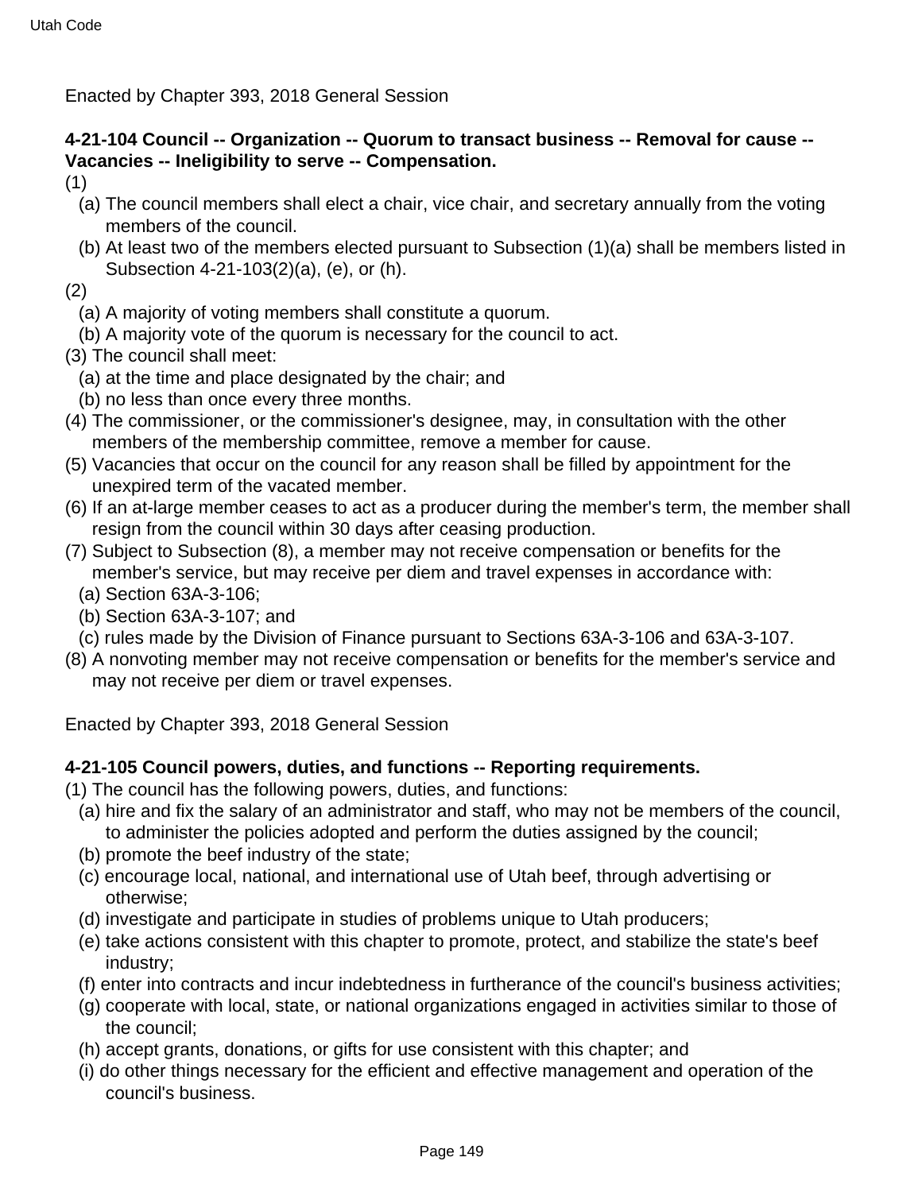Enacted by Chapter 393, 2018 General Session

**4-21-104 Council -- Organization -- Quorum to transact business -- Removal for cause -- Vacancies -- Ineligibility to serve -- Compensation.**

(1)

(a) The council members shall elect a chair, vice chair, and secretary annually from the voting members of the council.

(b) At least two of the members elected pursuant to Subsection (1)(a) shall be members listed in Subsection 4-21-103(2)(a), (e), or (h).

(2)

(a) A majority of voting members shall constitute a quorum.

(b) A majority vote of the quorum is necessary for the council to act.

(3) The council shall meet:

(a) at the time and place designated by the chair; and

(b) no less than once every three months.

(4) The commissioner, or the commissioner's designee, may, in consultation with the other members of the membership committee, remove a member for cause.

(5) Vacancies that occur on the council for any reason shall be filled by appointment for the unexpired term of the vacated member.

(6) If an at-large member ceases to act as a producer during the member's term, the member shall resign from the council within 30 days after ceasing production.

(7) Subject to Subsection (8), a member may not receive compensation or benefits for the member's service, but may receive per diem and travel expenses in accordance with:

(a) Section 63A-3-106;

(b) Section 63A-3-107; and

(c) rules made by the Division of Finance pursuant to Sections 63A-3-106 and 63A-3-107.

(8) A nonvoting member may not receive compensation or benefits for the member's service and may not receive per diem or travel expenses.

Enacted by Chapter 393, 2018 General Session

**4-21-105 Council powers, duties, and functions -- Reporting requirements.**

(1) The council has the following powers, duties, and functions:

(a) hire and fix the salary of an administrator and staff, who may not be members of the council, to administer the policies adopted and perform the duties assigned by the council;

(b) promote the beef industry of the state;

(c) encourage local, national, and international use of Utah beef, through advertising or otherwise;

(d) investigate and participate in studies of problems unique to Utah producers;

(e) take actions consistent with this chapter to promote, protect, and stabilize the state's beef industry;

(f) enter into contracts and incur indebtedness in furtherance of the council's business activities;

(g) cooperate with local, state, or national organizations engaged in activities similar to those of the council;

(h) accept grants, donations, or gifts for use consistent with this chapter; and

(i) do other things necessary for the efficient and effective management and operation of the council's business.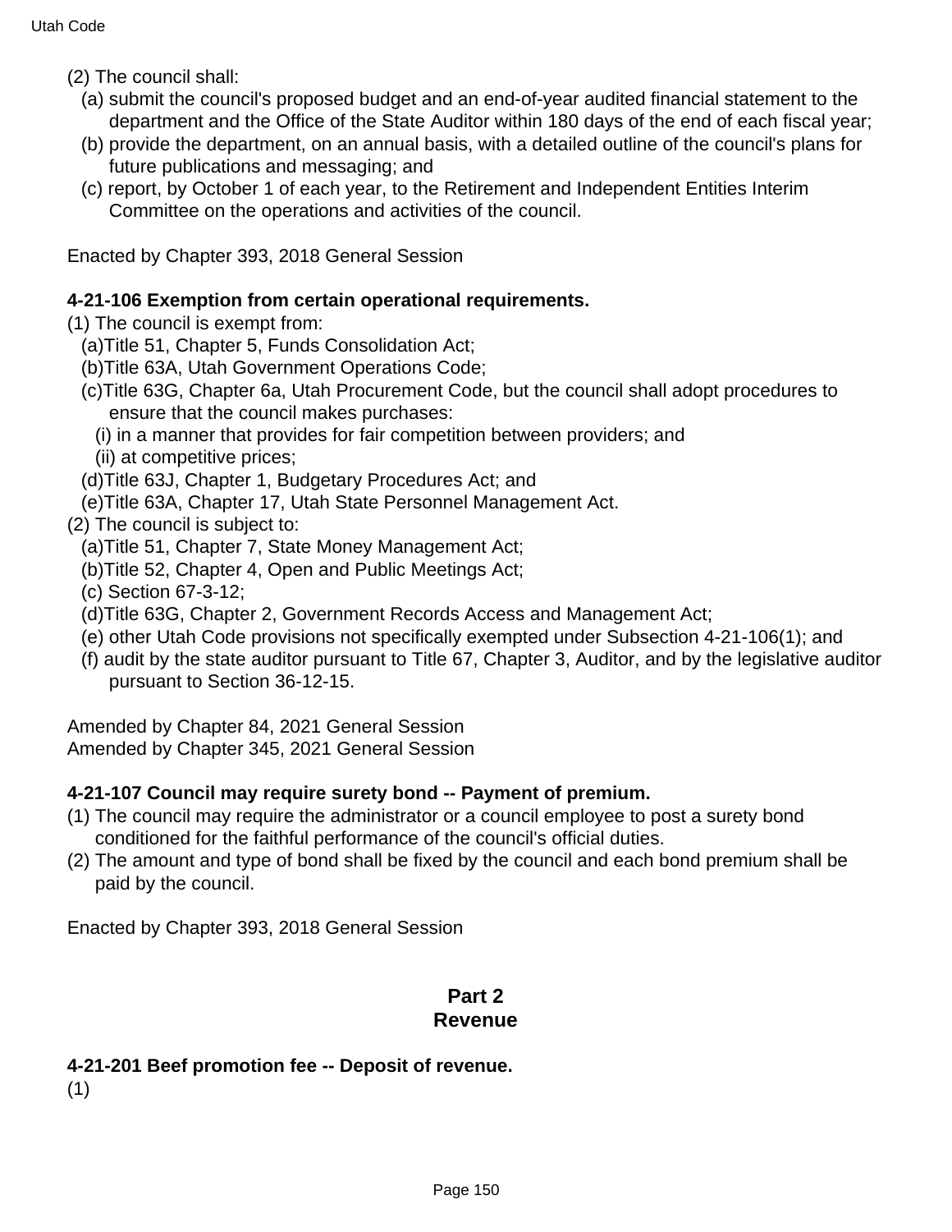(2) The council shall:

(a) submit the council's proposed budget and an end-of-year audited financial statement to the department and the Office of the State Auditor within 180 days of the end of each fiscal year;

(b) provide the department, on an annual basis, with a detailed outline of the council's plans for future publications and messaging; and

(c) report, by October 1 of each year, to the Retirement and Independent Entities Interim Committee on the operations and activities of the council.

Enacted by Chapter 393, 2018 General Session

**4-21-106 Exemption from certain operational requirements.**

(1) The council is exempt from:

(a)Title 51, Chapter 5, Funds Consolidation Act;

(b)Title 63A, Utah Government Operations Code;

(c)Title 63G, Chapter 6a, Utah Procurement Code, but the council shall adopt procedures to ensure that the council makes purchases:

(i) in a manner that provides for fair competition between providers; and

(ii) at competitive prices;

(d)Title 63J, Chapter 1, Budgetary Procedures Act; and

(e)Title 63A, Chapter 17, Utah State Personnel Management Act.

(2) The council is subject to:

(a)Title 51, Chapter 7, State Money Management Act;

(b)Title 52, Chapter 4, Open and Public Meetings Act;

(c) Section 67-3-12;

(d)Title 63G, Chapter 2, Government Records Access and Management Act;

(e) other Utah Code provisions not specifically exempted under Subsection 4-21-106(1); and

(f) audit by the state auditor pursuant to Title 67, Chapter 3, Auditor, and by the legislative auditor pursuant to Section 36-12-15.

Amended by Chapter 84, 2021 General Session
Amended by Chapter 345, 2021 General Session

**4-21-107 Council may require surety bond -- Payment of premium.**

(1) The council may require the administrator or a council employee to post a surety bond conditioned for the faithful performance of the council's official duties.

(2) The amount and type of bond shall be fixed by the council and each bond premium shall be paid by the council.

Enacted by Chapter 393, 2018 General Session

## Part 2
## Revenue

**4-21-201 Beef promotion fee -- Deposit of revenue.**

(1)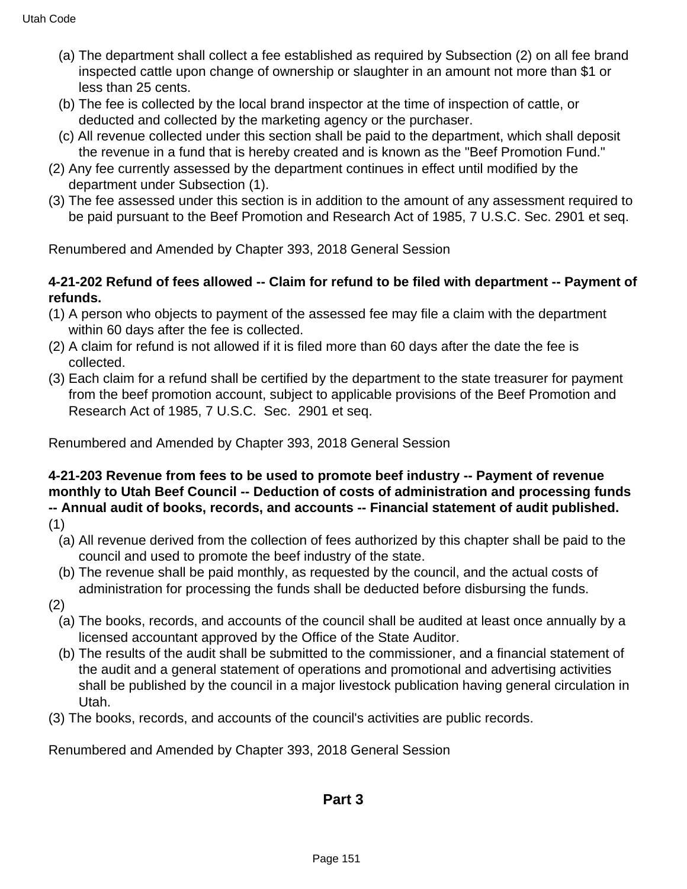(a) The department shall collect a fee established as required by Subsection (2) on all fee brand inspected cattle upon change of ownership or slaughter in an amount not more than $1 or less than 25 cents.

(b) The fee is collected by the local brand inspector at the time of inspection of cattle, or deducted and collected by the marketing agency or the purchaser.

(c) All revenue collected under this section shall be paid to the department, which shall deposit the revenue in a fund that is hereby created and is known as the "Beef Promotion Fund."

(2) Any fee currently assessed by the department continues in effect until modified by the department under Subsection (1).

(3) The fee assessed under this section is in addition to the amount of any assessment required to be paid pursuant to the Beef Promotion and Research Act of 1985, 7 U.S.C. Sec. 2901 et seq.

Renumbered and Amended by Chapter 393, 2018 General Session

**4-21-202 Refund of fees allowed -- Claim for refund to be filed with department -- Payment of refunds.**

(1) A person who objects to payment of the assessed fee may file a claim with the department within 60 days after the fee is collected.

(2) A claim for refund is not allowed if it is filed more than 60 days after the date the fee is collected.

(3) Each claim for a refund shall be certified by the department to the state treasurer for payment from the beef promotion account, subject to applicable provisions of the Beef Promotion and Research Act of 1985, 7 U.S.C. Sec. 2901 et seq.

Renumbered and Amended by Chapter 393, 2018 General Session

**4-21-203 Revenue from fees to be used to promote beef industry -- Payment of revenue monthly to Utah Beef Council -- Deduction of costs of administration and processing funds -- Annual audit of books, records, and accounts -- Financial statement of audit published.**

(1)

(a) All revenue derived from the collection of fees authorized by this chapter shall be paid to the council and used to promote the beef industry of the state.

(b) The revenue shall be paid monthly, as requested by the council, and the actual costs of administration for processing the funds shall be deducted before disbursing the funds.

(2)

(a) The books, records, and accounts of the council shall be audited at least once annually by a licensed accountant approved by the Office of the State Auditor.

(b) The results of the audit shall be submitted to the commissioner, and a financial statement of the audit and a general statement of operations and promotional and advertising activities shall be published by the council in a major livestock publication having general circulation in Utah.

(3) The books, records, and accounts of the council's activities are public records.

Renumbered and Amended by Chapter 393, 2018 General Session

## Part 3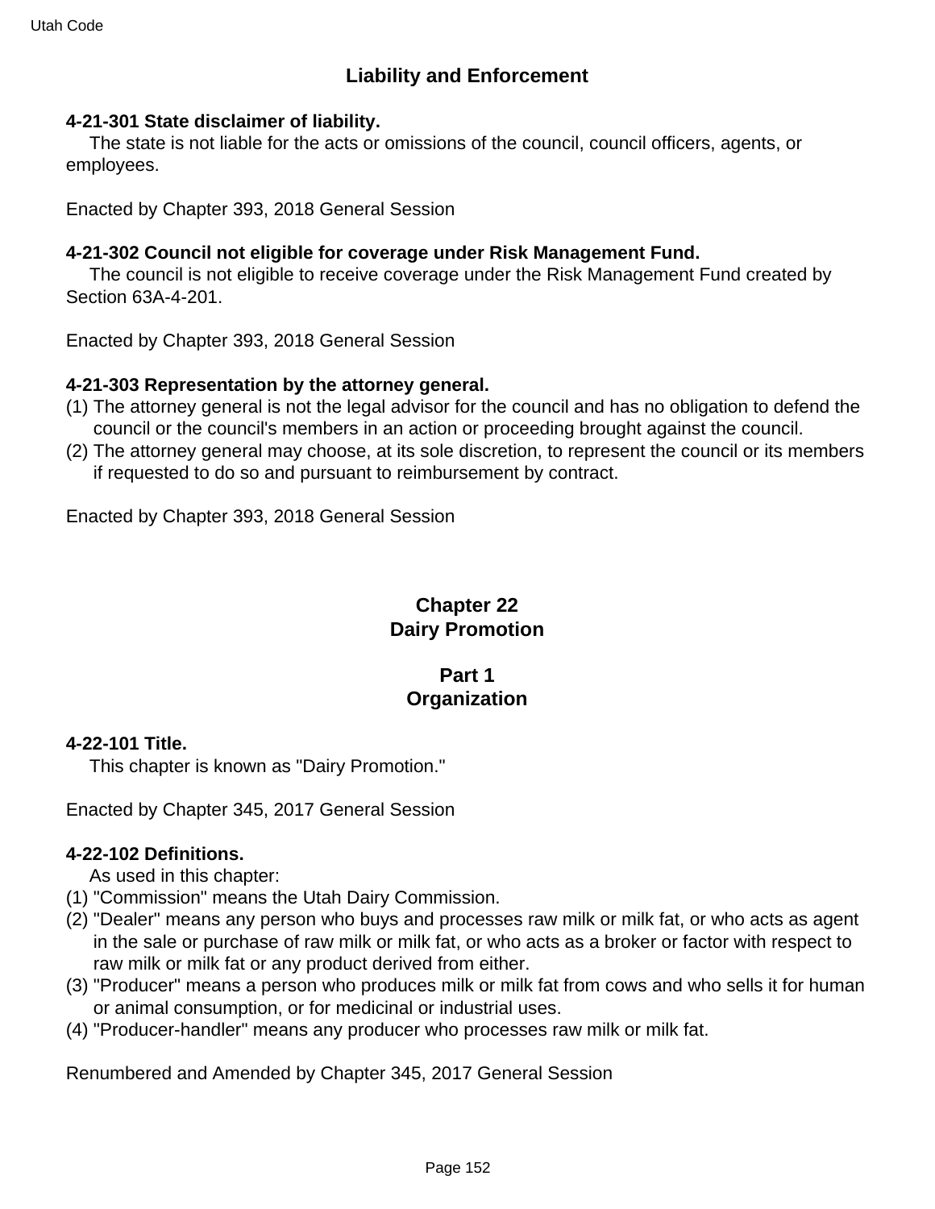## Liability and Enforcement

**4-21-301 State disclaimer of liability.**

The state is not liable for the acts or omissions of the council, council officers, agents, or employees.

Enacted by Chapter 393, 2018 General Session

**4-21-302 Council not eligible for coverage under Risk Management Fund.**

The council is not eligible to receive coverage under the Risk Management Fund created by Section 63A-4-201.

Enacted by Chapter 393, 2018 General Session

**4-21-303 Representation by the attorney general.**

(1) The attorney general is not the legal advisor for the council and has no obligation to defend the council or the council's members in an action or proceeding brought against the council.
(2) The attorney general may choose, at its sole discretion, to represent the council or its members if requested to do so and pursuant to reimbursement by contract.

Enacted by Chapter 393, 2018 General Session

# Chapter 22
# Dairy Promotion

## Part 1
## Organization

**4-22-101 Title.**

This chapter is known as "Dairy Promotion."

Enacted by Chapter 345, 2017 General Session

**4-22-102 Definitions.**

As used in this chapter:

(1) "Commission" means the Utah Dairy Commission.
(2) "Dealer" means any person who buys and processes raw milk or milk fat, or who acts as agent in the sale or purchase of raw milk or milk fat, or who acts as a broker or factor with respect to raw milk or milk fat or any product derived from either.
(3) "Producer" means a person who produces milk or milk fat from cows and who sells it for human or animal consumption, or for medicinal or industrial uses.
(4) "Producer-handler" means any producer who processes raw milk or milk fat.

Renumbered and Amended by Chapter 345, 2017 General Session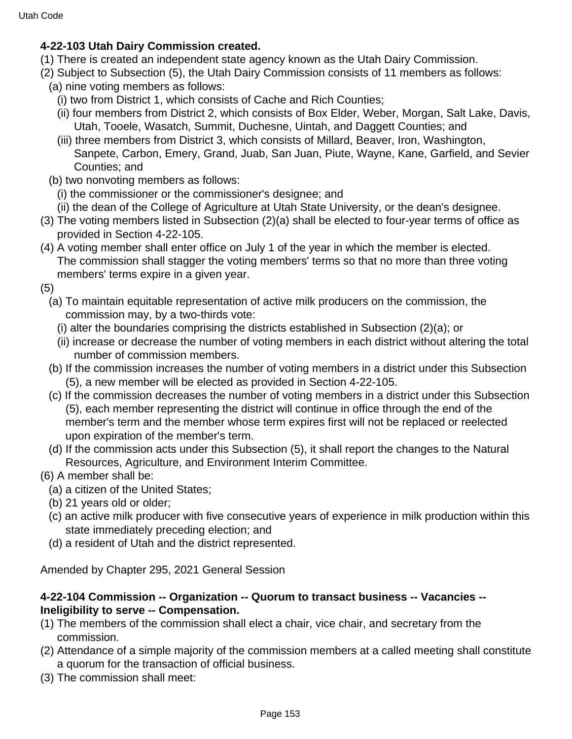**4-22-103 Utah Dairy Commission created.**

(1) There is created an independent state agency known as the Utah Dairy Commission.

(2) Subject to Subsection (5), the Utah Dairy Commission consists of 11 members as follows:

  (a) nine voting members as follows:

    (i) two from District 1, which consists of Cache and Rich Counties;

    (ii) four members from District 2, which consists of Box Elder, Weber, Morgan, Salt Lake, Davis, Utah, Tooele, Wasatch, Summit, Duchesne, Uintah, and Daggett Counties; and

    (iii) three members from District 3, which consists of Millard, Beaver, Iron, Washington, Sanpete, Carbon, Emery, Grand, Juab, San Juan, Piute, Wayne, Kane, Garfield, and Sevier Counties; and

  (b) two nonvoting members as follows:

    (i) the commissioner or the commissioner's designee; and

    (ii) the dean of the College of Agriculture at Utah State University, or the dean's designee.

(3) The voting members listed in Subsection (2)(a) shall be elected to four-year terms of office as provided in Section 4-22-105.

(4) A voting member shall enter office on July 1 of the year in which the member is elected. The commission shall stagger the voting members' terms so that no more than three voting members' terms expire in a given year.

(5)

  (a) To maintain equitable representation of active milk producers on the commission, the commission may, by a two-thirds vote:

    (i) alter the boundaries comprising the districts established in Subsection (2)(a); or

    (ii) increase or decrease the number of voting members in each district without altering the total number of commission members.

  (b) If the commission increases the number of voting members in a district under this Subsection (5), a new member will be elected as provided in Section 4-22-105.

  (c) If the commission decreases the number of voting members in a district under this Subsection (5), each member representing the district will continue in office through the end of the member's term and the member whose term expires first will not be replaced or reelected upon expiration of the member's term.

  (d) If the commission acts under this Subsection (5), it shall report the changes to the Natural Resources, Agriculture, and Environment Interim Committee.

(6) A member shall be:

  (a) a citizen of the United States;

  (b) 21 years old or older;

  (c) an active milk producer with five consecutive years of experience in milk production within this state immediately preceding election; and

  (d) a resident of Utah and the district represented.

Amended by Chapter 295, 2021 General Session

**4-22-104 Commission -- Organization -- Quorum to transact business -- Vacancies -- Ineligibility to serve -- Compensation.**

(1) The members of the commission shall elect a chair, vice chair, and secretary from the commission.

(2) Attendance of a simple majority of the commission members at a called meeting shall constitute a quorum for the transaction of official business.

(3) The commission shall meet: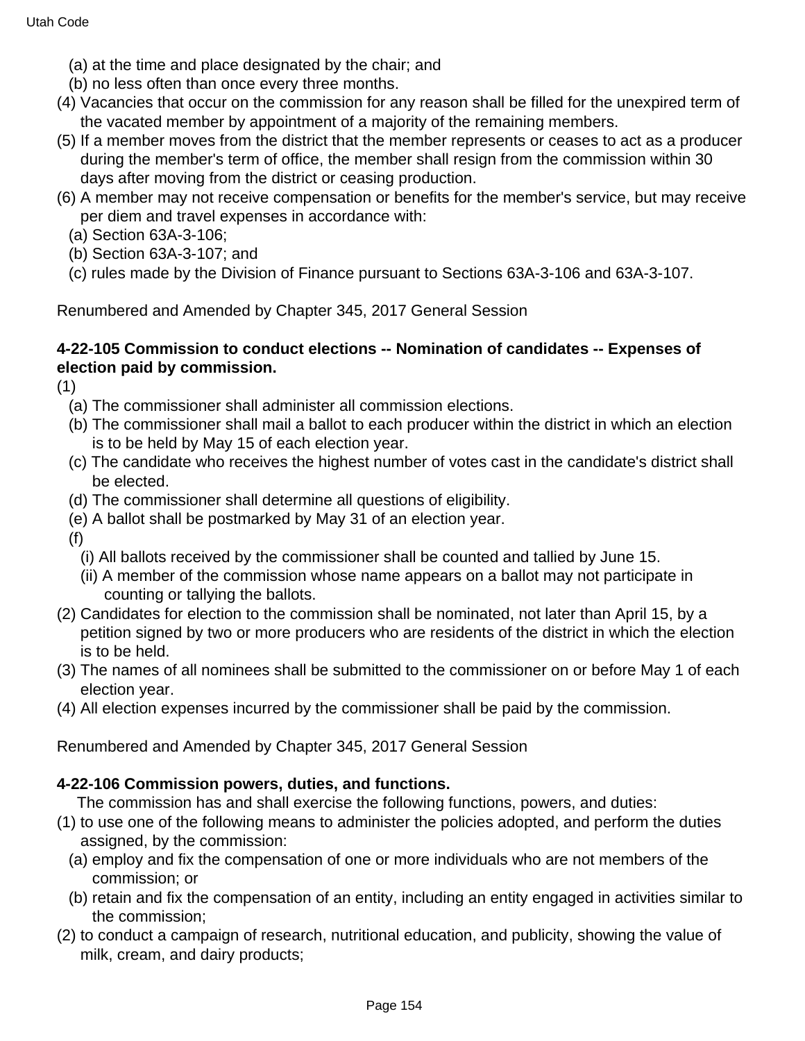(a) at the time and place designated by the chair; and

(b) no less often than once every three months.

(4) Vacancies that occur on the commission for any reason shall be filled for the unexpired term of the vacated member by appointment of a majority of the remaining members.

(5) If a member moves from the district that the member represents or ceases to act as a producer during the member's term of office, the member shall resign from the commission within 30 days after moving from the district or ceasing production.

(6) A member may not receive compensation or benefits for the member's service, but may receive per diem and travel expenses in accordance with:

(a) Section 63A-3-106;

(b) Section 63A-3-107; and

(c) rules made by the Division of Finance pursuant to Sections 63A-3-106 and 63A-3-107.

Renumbered and Amended by Chapter 345, 2017 General Session

**4-22-105 Commission to conduct elections -- Nomination of candidates -- Expenses of election paid by commission.**

(1)

(a) The commissioner shall administer all commission elections.

(b) The commissioner shall mail a ballot to each producer within the district in which an election is to be held by May 15 of each election year.

(c) The candidate who receives the highest number of votes cast in the candidate's district shall be elected.

(d) The commissioner shall determine all questions of eligibility.

(e) A ballot shall be postmarked by May 31 of an election year.

(f)

(i) All ballots received by the commissioner shall be counted and tallied by June 15.

(ii) A member of the commission whose name appears on a ballot may not participate in counting or tallying the ballots.

(2) Candidates for election to the commission shall be nominated, not later than April 15, by a petition signed by two or more producers who are residents of the district in which the election is to be held.

(3) The names of all nominees shall be submitted to the commissioner on or before May 1 of each election year.

(4) All election expenses incurred by the commissioner shall be paid by the commission.

Renumbered and Amended by Chapter 345, 2017 General Session

**4-22-106 Commission powers, duties, and functions.**

The commission has and shall exercise the following functions, powers, and duties:

(1) to use one of the following means to administer the policies adopted, and perform the duties assigned, by the commission:

(a) employ and fix the compensation of one or more individuals who are not members of the commission; or

(b) retain and fix the compensation of an entity, including an entity engaged in activities similar to the commission;

(2) to conduct a campaign of research, nutritional education, and publicity, showing the value of milk, cream, and dairy products;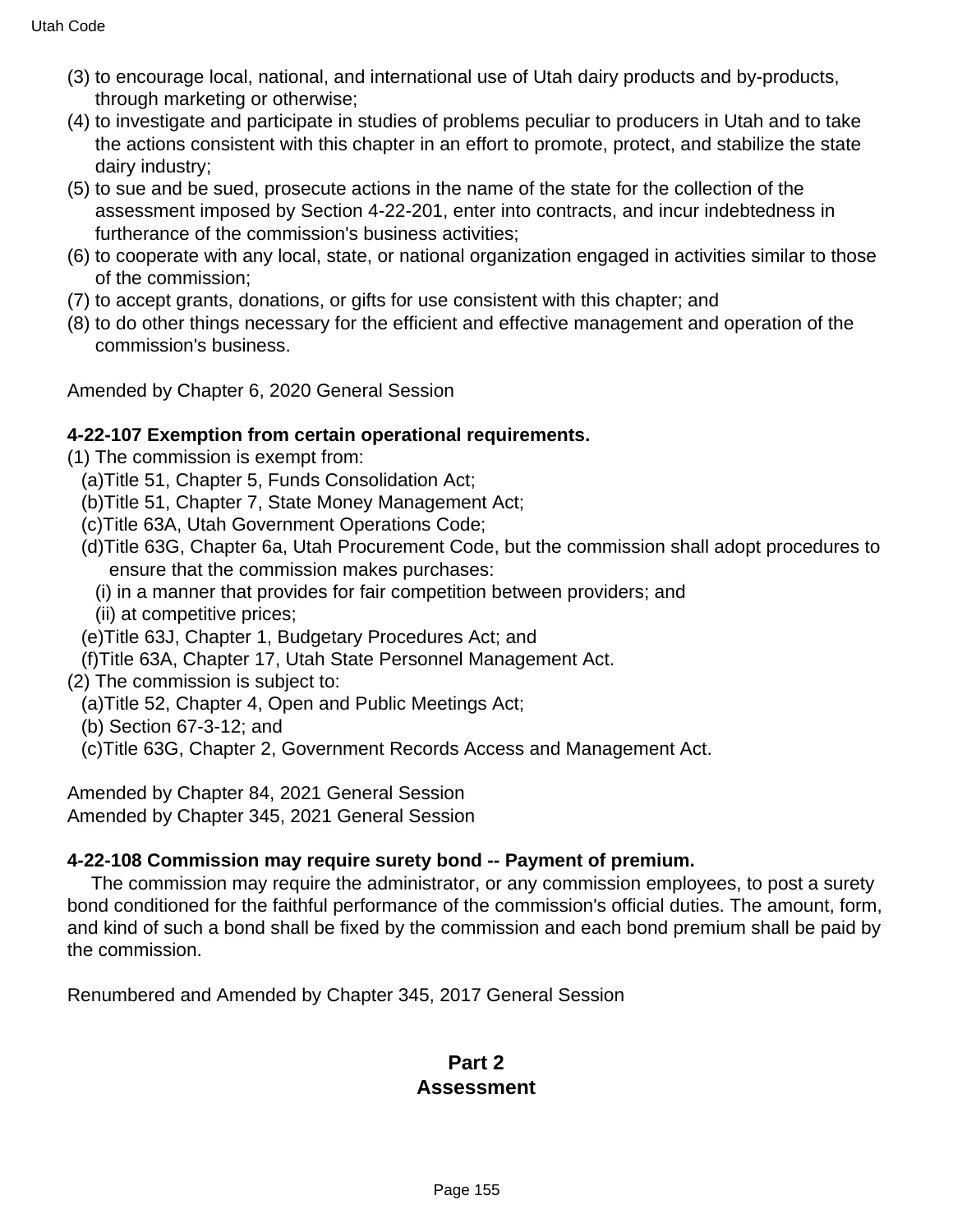(3) to encourage local, national, and international use of Utah dairy products and by-products, through marketing or otherwise;
(4) to investigate and participate in studies of problems peculiar to producers in Utah and to take the actions consistent with this chapter in an effort to promote, protect, and stabilize the state dairy industry;
(5) to sue and be sued, prosecute actions in the name of the state for the collection of the assessment imposed by Section 4-22-201, enter into contracts, and incur indebtedness in furtherance of the commission's business activities;
(6) to cooperate with any local, state, or national organization engaged in activities similar to those of the commission;
(7) to accept grants, donations, or gifts for use consistent with this chapter; and
(8) to do other things necessary for the efficient and effective management and operation of the commission's business.

Amended by Chapter 6, 2020 General Session

**4-22-107 Exemption from certain operational requirements.**

(1) The commission is exempt from:
  (a) Title 51, Chapter 5, Funds Consolidation Act;
  (b) Title 51, Chapter 7, State Money Management Act;
  (c) Title 63A, Utah Government Operations Code;
  (d) Title 63G, Chapter 6a, Utah Procurement Code, but the commission shall adopt procedures to ensure that the commission makes purchases:
    (i) in a manner that provides for fair competition between providers; and
    (ii) at competitive prices;
  (e) Title 63J, Chapter 1, Budgetary Procedures Act; and
  (f) Title 63A, Chapter 17, Utah State Personnel Management Act.
(2) The commission is subject to:
  (a) Title 52, Chapter 4, Open and Public Meetings Act;
  (b) Section 67-3-12; and
  (c) Title 63G, Chapter 2, Government Records Access and Management Act.

Amended by Chapter 84, 2021 General Session
Amended by Chapter 345, 2021 General Session

**4-22-108 Commission may require surety bond -- Payment of premium.**

The commission may require the administrator, or any commission employees, to post a surety bond conditioned for the faithful performance of the commission's official duties. The amount, form, and kind of such a bond shall be fixed by the commission and each bond premium shall be paid by the commission.

Renumbered and Amended by Chapter 345, 2017 General Session

## Part 2
## Assessment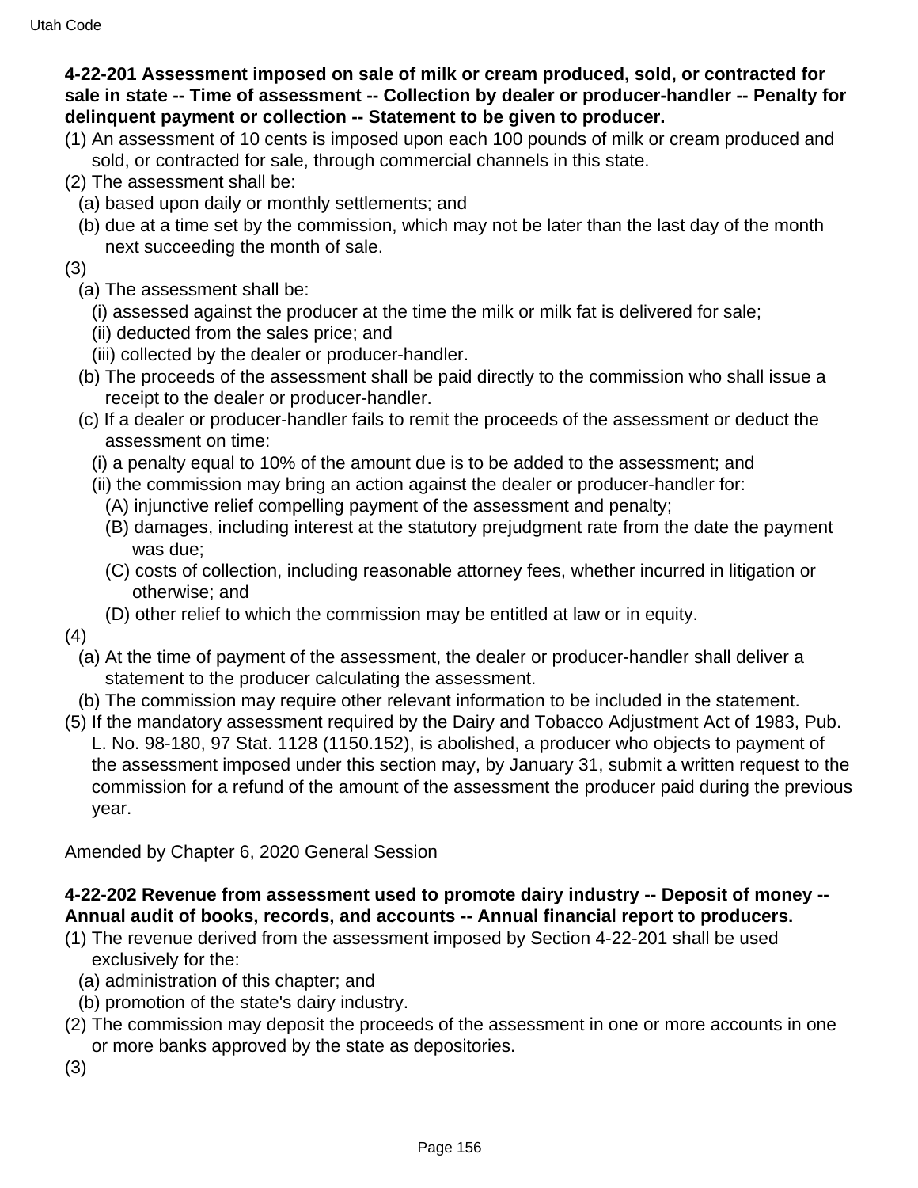**4-22-201 Assessment imposed on sale of milk or cream produced, sold, or contracted for sale in state -- Time of assessment -- Collection by dealer or producer-handler -- Penalty for delinquent payment or collection -- Statement to be given to producer.**

(1) An assessment of 10 cents is imposed upon each 100 pounds of milk or cream produced and sold, or contracted for sale, through commercial channels in this state.

(2) The assessment shall be:

  (a) based upon daily or monthly settlements; and

  (b) due at a time set by the commission, which may not be later than the last day of the month next succeeding the month of sale.

(3)

  (a) The assessment shall be:

    (i) assessed against the producer at the time the milk or milk fat is delivered for sale;

    (ii) deducted from the sales price; and

    (iii) collected by the dealer or producer-handler.

  (b) The proceeds of the assessment shall be paid directly to the commission who shall issue a receipt to the dealer or producer-handler.

  (c) If a dealer or producer-handler fails to remit the proceeds of the assessment or deduct the assessment on time:

    (i) a penalty equal to 10% of the amount due is to be added to the assessment; and

    (ii) the commission may bring an action against the dealer or producer-handler for:

      (A) injunctive relief compelling payment of the assessment and penalty;

      (B) damages, including interest at the statutory prejudgment rate from the date the payment was due;

      (C) costs of collection, including reasonable attorney fees, whether incurred in litigation or otherwise; and

      (D) other relief to which the commission may be entitled at law or in equity.

(4)

  (a) At the time of payment of the assessment, the dealer or producer-handler shall deliver a statement to the producer calculating the assessment.

  (b) The commission may require other relevant information to be included in the statement.

(5) If the mandatory assessment required by the Dairy and Tobacco Adjustment Act of 1983, Pub. L. No. 98-180, 97 Stat. 1128 (1150.152), is abolished, a producer who objects to payment of the assessment imposed under this section may, by January 31, submit a written request to the commission for a refund of the amount of the assessment the producer paid during the previous year.

Amended by Chapter 6, 2020 General Session

**4-22-202 Revenue from assessment used to promote dairy industry -- Deposit of money -- Annual audit of books, records, and accounts -- Annual financial report to producers.**

(1) The revenue derived from the assessment imposed by Section 4-22-201 shall be used exclusively for the:

  (a) administration of this chapter; and

  (b) promotion of the state's dairy industry.

(2) The commission may deposit the proceeds of the assessment in one or more accounts in one or more banks approved by the state as depositories.

(3)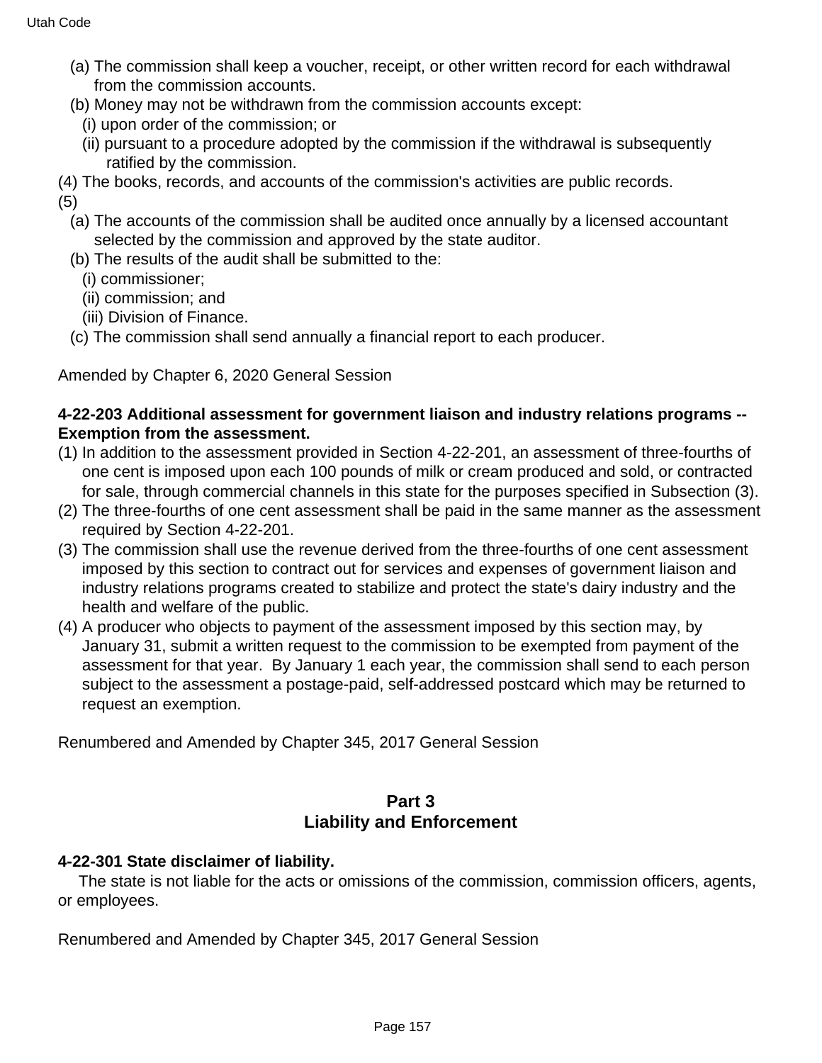(a) The commission shall keep a voucher, receipt, or other written record for each withdrawal from the commission accounts.

(b) Money may not be withdrawn from the commission accounts except:

(i) upon order of the commission; or

(ii) pursuant to a procedure adopted by the commission if the withdrawal is subsequently ratified by the commission.

(4) The books, records, and accounts of the commission's activities are public records.

(5)

(a) The accounts of the commission shall be audited once annually by a licensed accountant selected by the commission and approved by the state auditor.

(b) The results of the audit shall be submitted to the:

(i) commissioner;

(ii) commission; and

(iii) Division of Finance.

(c) The commission shall send annually a financial report to each producer.

Amended by Chapter 6, 2020 General Session

**4-22-203 Additional assessment for government liaison and industry relations programs -- Exemption from the assessment.**

(1) In addition to the assessment provided in Section 4-22-201, an assessment of three-fourths of one cent is imposed upon each 100 pounds of milk or cream produced and sold, or contracted for sale, through commercial channels in this state for the purposes specified in Subsection (3).

(2) The three-fourths of one cent assessment shall be paid in the same manner as the assessment required by Section 4-22-201.

(3) The commission shall use the revenue derived from the three-fourths of one cent assessment imposed by this section to contract out for services and expenses of government liaison and industry relations programs created to stabilize and protect the state's dairy industry and the health and welfare of the public.

(4) A producer who objects to payment of the assessment imposed by this section may, by January 31, submit a written request to the commission to be exempted from payment of the assessment for that year. By January 1 each year, the commission shall send to each person subject to the assessment a postage-paid, self-addressed postcard which may be returned to request an exemption.

Renumbered and Amended by Chapter 345, 2017 General Session

## Part 3
## Liability and Enforcement

**4-22-301 State disclaimer of liability.**

The state is not liable for the acts or omissions of the commission, commission officers, agents, or employees.

Renumbered and Amended by Chapter 345, 2017 General Session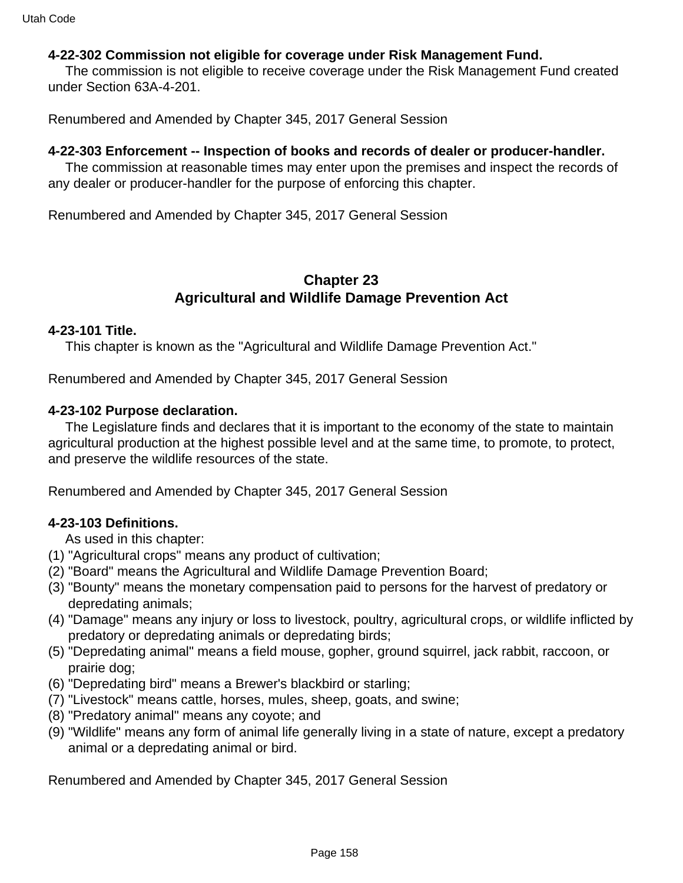**4-22-302 Commission not eligible for coverage under Risk Management Fund.**

The commission is not eligible to receive coverage under the Risk Management Fund created under Section 63A-4-201.

Renumbered and Amended by Chapter 345, 2017 General Session

**4-22-303 Enforcement -- Inspection of books and records of dealer or producer-handler.**

The commission at reasonable times may enter upon the premises and inspect the records of any dealer or producer-handler for the purpose of enforcing this chapter.

Renumbered and Amended by Chapter 345, 2017 General Session

## Chapter 23
## Agricultural and Wildlife Damage Prevention Act

**4-23-101 Title.**

This chapter is known as the "Agricultural and Wildlife Damage Prevention Act."

Renumbered and Amended by Chapter 345, 2017 General Session

**4-23-102 Purpose declaration.**

The Legislature finds and declares that it is important to the economy of the state to maintain agricultural production at the highest possible level and at the same time, to promote, to protect, and preserve the wildlife resources of the state.

Renumbered and Amended by Chapter 345, 2017 General Session

**4-23-103 Definitions.**

As used in this chapter:

(1) "Agricultural crops" means any product of cultivation;

(2) "Board" means the Agricultural and Wildlife Damage Prevention Board;

(3) "Bounty" means the monetary compensation paid to persons for the harvest of predatory or depredating animals;

(4) "Damage" means any injury or loss to livestock, poultry, agricultural crops, or wildlife inflicted by predatory or depredating animals or depredating birds;

(5) "Depredating animal" means a field mouse, gopher, ground squirrel, jack rabbit, raccoon, or prairie dog;

(6) "Depredating bird" means a Brewer's blackbird or starling;

(7) "Livestock" means cattle, horses, mules, sheep, goats, and swine;

(8) "Predatory animal" means any coyote; and

(9) "Wildlife" means any form of animal life generally living in a state of nature, except a predatory animal or a depredating animal or bird.

Renumbered and Amended by Chapter 345, 2017 General Session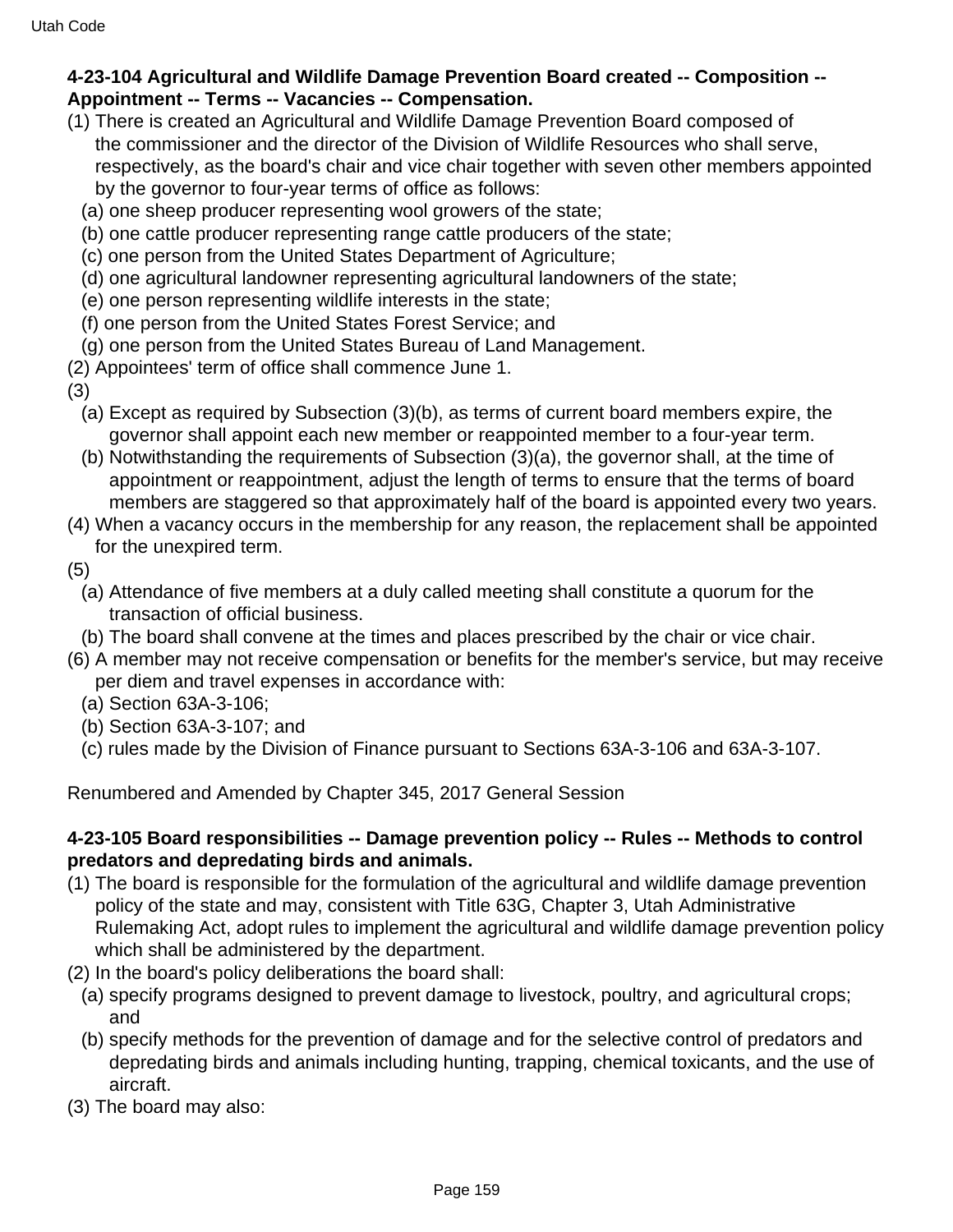**4-23-104 Agricultural and Wildlife Damage Prevention Board created -- Composition -- Appointment -- Terms -- Vacancies -- Compensation.**

(1) There is created an Agricultural and Wildlife Damage Prevention Board composed of the commissioner and the director of the Division of Wildlife Resources who shall serve, respectively, as the board's chair and vice chair together with seven other members appointed by the governor to four-year terms of office as follows:
  (a) one sheep producer representing wool growers of the state;
  (b) one cattle producer representing range cattle producers of the state;
  (c) one person from the United States Department of Agriculture;
  (d) one agricultural landowner representing agricultural landowners of the state;
  (e) one person representing wildlife interests in the state;
  (f) one person from the United States Forest Service; and
  (g) one person from the United States Bureau of Land Management.

(2) Appointees' term of office shall commence June 1.

(3)
  (a) Except as required by Subsection (3)(b), as terms of current board members expire, the governor shall appoint each new member or reappointed member to a four-year term.
  (b) Notwithstanding the requirements of Subsection (3)(a), the governor shall, at the time of appointment or reappointment, adjust the length of terms to ensure that the terms of board members are staggered so that approximately half of the board is appointed every two years.

(4) When a vacancy occurs in the membership for any reason, the replacement shall be appointed for the unexpired term.

(5)
  (a) Attendance of five members at a duly called meeting shall constitute a quorum for the transaction of official business.
  (b) The board shall convene at the times and places prescribed by the chair or vice chair.

(6) A member may not receive compensation or benefits for the member's service, but may receive per diem and travel expenses in accordance with:
  (a) Section 63A-3-106;
  (b) Section 63A-3-107; and
  (c) rules made by the Division of Finance pursuant to Sections 63A-3-106 and 63A-3-107.

Renumbered and Amended by Chapter 345, 2017 General Session

**4-23-105 Board responsibilities -- Damage prevention policy -- Rules -- Methods to control predators and depredating birds and animals.**

(1) The board is responsible for the formulation of the agricultural and wildlife damage prevention policy of the state and may, consistent with Title 63G, Chapter 3, Utah Administrative Rulemaking Act, adopt rules to implement the agricultural and wildlife damage prevention policy which shall be administered by the department.

(2) In the board's policy deliberations the board shall:
  (a) specify programs designed to prevent damage to livestock, poultry, and agricultural crops; and
  (b) specify methods for the prevention of damage and for the selective control of predators and depredating birds and animals including hunting, trapping, chemical toxicants, and the use of aircraft.

(3) The board may also: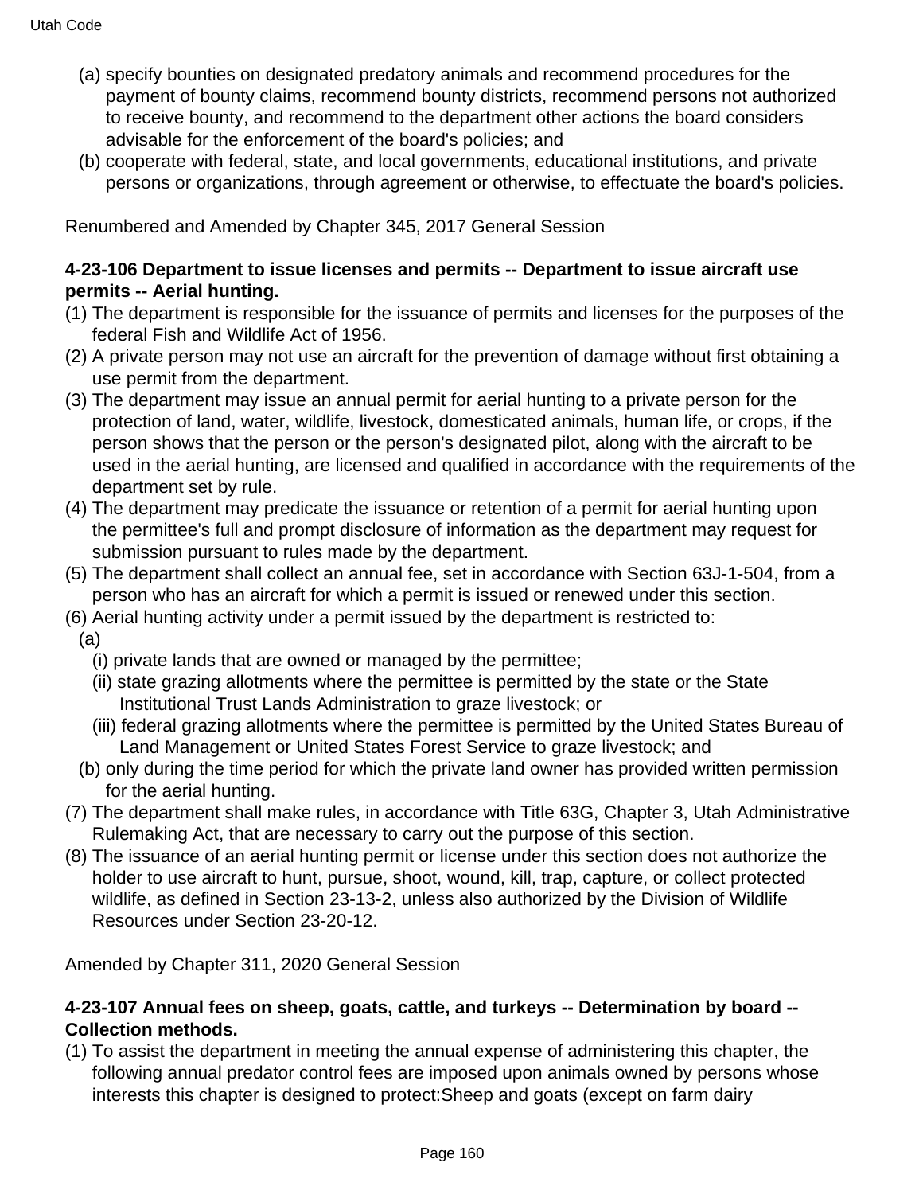(a) specify bounties on designated predatory animals and recommend procedures for the payment of bounty claims, recommend bounty districts, recommend persons not authorized to receive bounty, and recommend to the department other actions the board considers advisable for the enforcement of the board's policies; and

(b) cooperate with federal, state, and local governments, educational institutions, and private persons or organizations, through agreement or otherwise, to effectuate the board's policies.

Renumbered and Amended by Chapter 345, 2017 General Session

**4-23-106 Department to issue licenses and permits -- Department to issue aircraft use permits -- Aerial hunting.**

(1) The department is responsible for the issuance of permits and licenses for the purposes of the federal Fish and Wildlife Act of 1956.

(2) A private person may not use an aircraft for the prevention of damage without first obtaining a use permit from the department.

(3) The department may issue an annual permit for aerial hunting to a private person for the protection of land, water, wildlife, livestock, domesticated animals, human life, or crops, if the person shows that the person or the person's designated pilot, along with the aircraft to be used in the aerial hunting, are licensed and qualified in accordance with the requirements of the department set by rule.

(4) The department may predicate the issuance or retention of a permit for aerial hunting upon the permittee's full and prompt disclosure of information as the department may request for submission pursuant to rules made by the department.

(5) The department shall collect an annual fee, set in accordance with Section 63J-1-504, from a person who has an aircraft for which a permit is issued or renewed under this section.

(6) Aerial hunting activity under a permit issued by the department is restricted to:

  (a)

    (i) private lands that are owned or managed by the permittee;

    (ii) state grazing allotments where the permittee is permitted by the state or the State Institutional Trust Lands Administration to graze livestock; or

    (iii) federal grazing allotments where the permittee is permitted by the United States Bureau of Land Management or United States Forest Service to graze livestock; and

  (b) only during the time period for which the private land owner has provided written permission for the aerial hunting.

(7) The department shall make rules, in accordance with Title 63G, Chapter 3, Utah Administrative Rulemaking Act, that are necessary to carry out the purpose of this section.

(8) The issuance of an aerial hunting permit or license under this section does not authorize the holder to use aircraft to hunt, pursue, shoot, wound, kill, trap, capture, or collect protected wildlife, as defined in Section 23-13-2, unless also authorized by the Division of Wildlife Resources under Section 23-20-12.

Amended by Chapter 311, 2020 General Session

**4-23-107 Annual fees on sheep, goats, cattle, and turkeys -- Determination by board -- Collection methods.**

(1) To assist the department in meeting the annual expense of administering this chapter, the following annual predator control fees are imposed upon animals owned by persons whose interests this chapter is designed to protect:Sheep and goats (except on farm dairy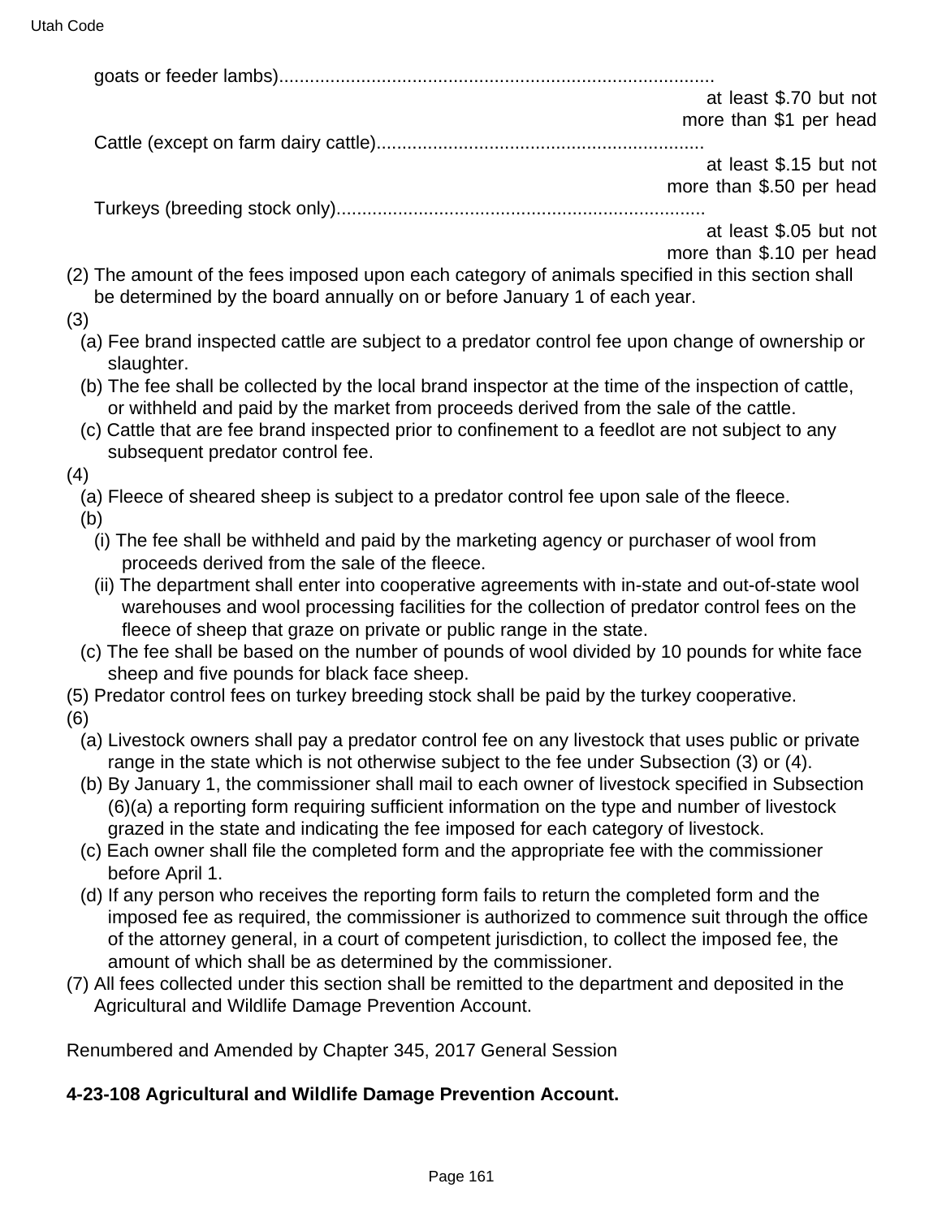goats or feeder lambs).................................................................................... at least \$.70 but not more than \$1 per head

Cattle (except on farm dairy cattle)................................................................ at least \$.15 but not more than \$.50 per head

Turkeys (breeding stock only)........................................................................ at least \$.05 but not more than \$.10 per head

(2) The amount of the fees imposed upon each category of animals specified in this section shall be determined by the board annually on or before January 1 of each year.

(3)

(a) Fee brand inspected cattle are subject to a predator control fee upon change of ownership or slaughter.

(b) The fee shall be collected by the local brand inspector at the time of the inspection of cattle, or withheld and paid by the market from proceeds derived from the sale of the cattle.

(c) Cattle that are fee brand inspected prior to confinement to a feedlot are not subject to any subsequent predator control fee.

(4)

(a) Fleece of sheared sheep is subject to a predator control fee upon sale of the fleece.

(b)

(i) The fee shall be withheld and paid by the marketing agency or purchaser of wool from proceeds derived from the sale of the fleece.

(ii) The department shall enter into cooperative agreements with in-state and out-of-state wool warehouses and wool processing facilities for the collection of predator control fees on the fleece of sheep that graze on private or public range in the state.

(c) The fee shall be based on the number of pounds of wool divided by 10 pounds for white face sheep and five pounds for black face sheep.

(5) Predator control fees on turkey breeding stock shall be paid by the turkey cooperative.

(6)

(a) Livestock owners shall pay a predator control fee on any livestock that uses public or private range in the state which is not otherwise subject to the fee under Subsection (3) or (4).

(b) By January 1, the commissioner shall mail to each owner of livestock specified in Subsection (6)(a) a reporting form requiring sufficient information on the type and number of livestock grazed in the state and indicating the fee imposed for each category of livestock.

(c) Each owner shall file the completed form and the appropriate fee with the commissioner before April 1.

(d) If any person who receives the reporting form fails to return the completed form and the imposed fee as required, the commissioner is authorized to commence suit through the office of the attorney general, in a court of competent jurisdiction, to collect the imposed fee, the amount of which shall be as determined by the commissioner.

(7) All fees collected under this section shall be remitted to the department and deposited in the Agricultural and Wildlife Damage Prevention Account.

Renumbered and Amended by Chapter 345, 2017 General Session

**4-23-108 Agricultural and Wildlife Damage Prevention Account.**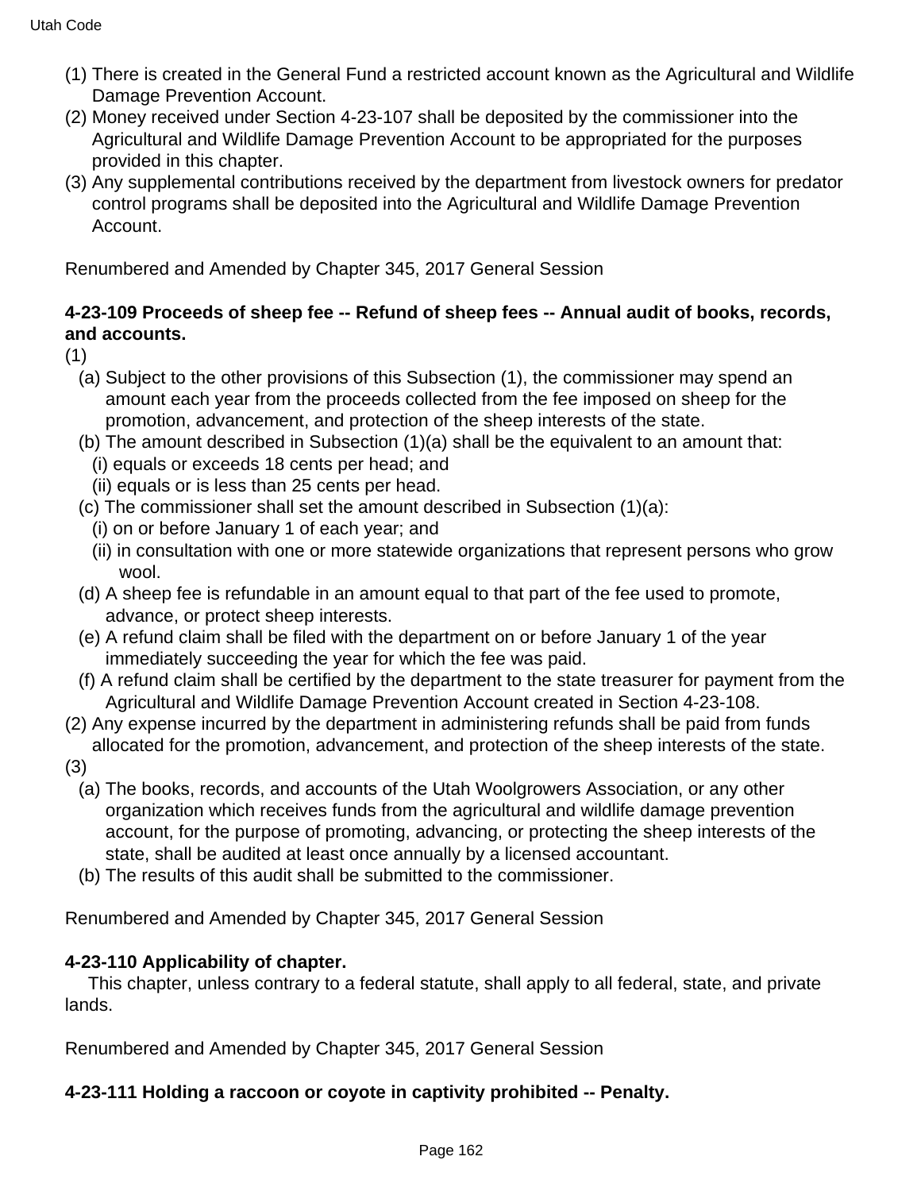(1) There is created in the General Fund a restricted account known as the Agricultural and Wildlife Damage Prevention Account.
(2) Money received under Section 4-23-107 shall be deposited by the commissioner into the Agricultural and Wildlife Damage Prevention Account to be appropriated for the purposes provided in this chapter.
(3) Any supplemental contributions received by the department from livestock owners for predator control programs shall be deposited into the Agricultural and Wildlife Damage Prevention Account.

Renumbered and Amended by Chapter 345, 2017 General Session

**4-23-109 Proceeds of sheep fee -- Refund of sheep fees -- Annual audit of books, records, and accounts.**

(1)
  (a) Subject to the other provisions of this Subsection (1), the commissioner may spend an amount each year from the proceeds collected from the fee imposed on sheep for the promotion, advancement, and protection of the sheep interests of the state.
  (b) The amount described in Subsection (1)(a) shall be the equivalent to an amount that:
    (i) equals or exceeds 18 cents per head; and
    (ii) equals or is less than 25 cents per head.
  (c) The commissioner shall set the amount described in Subsection (1)(a):
    (i) on or before January 1 of each year; and
    (ii) in consultation with one or more statewide organizations that represent persons who grow wool.
  (d) A sheep fee is refundable in an amount equal to that part of the fee used to promote, advance, or protect sheep interests.
  (e) A refund claim shall be filed with the department on or before January 1 of the year immediately succeeding the year for which the fee was paid.
  (f) A refund claim shall be certified by the department to the state treasurer for payment from the Agricultural and Wildlife Damage Prevention Account created in Section 4-23-108.
(2) Any expense incurred by the department in administering refunds shall be paid from funds allocated for the promotion, advancement, and protection of the sheep interests of the state.
(3)
  (a) The books, records, and accounts of the Utah Woolgrowers Association, or any other organization which receives funds from the agricultural and wildlife damage prevention account, for the purpose of promoting, advancing, or protecting the sheep interests of the state, shall be audited at least once annually by a licensed accountant.
  (b) The results of this audit shall be submitted to the commissioner.

Renumbered and Amended by Chapter 345, 2017 General Session

**4-23-110 Applicability of chapter.**

This chapter, unless contrary to a federal statute, shall apply to all federal, state, and private lands.

Renumbered and Amended by Chapter 345, 2017 General Session

**4-23-111 Holding a raccoon or coyote in captivity prohibited -- Penalty.**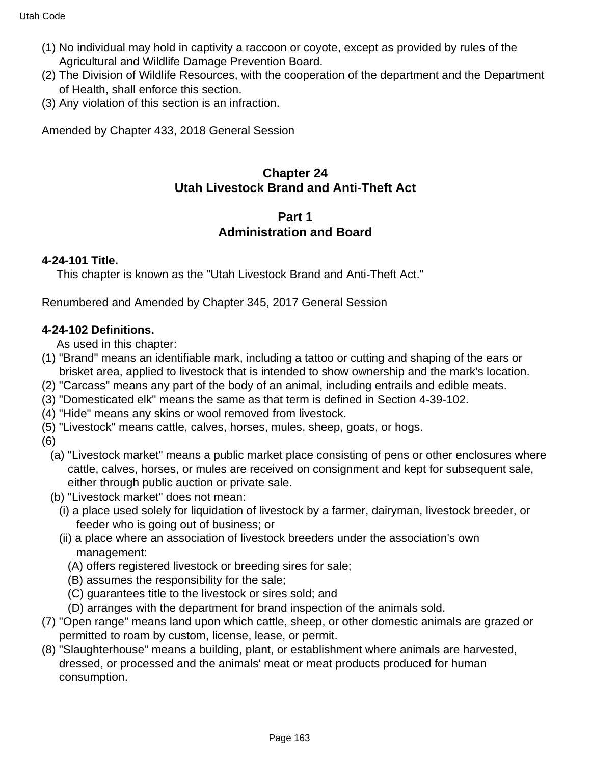(1) No individual may hold in captivity a raccoon or coyote, except as provided by rules of the Agricultural and Wildlife Damage Prevention Board.
(2) The Division of Wildlife Resources, with the cooperation of the department and the Department of Health, shall enforce this section.
(3) Any violation of this section is an infraction.

Amended by Chapter 433, 2018 General Session

## Chapter 24
## Utah Livestock Brand and Anti-Theft Act

### Part 1
### Administration and Board

**4-24-101 Title.**

This chapter is known as the "Utah Livestock Brand and Anti-Theft Act."

Renumbered and Amended by Chapter 345, 2017 General Session

**4-24-102 Definitions.**

As used in this chapter:

(1) "Brand" means an identifiable mark, including a tattoo or cutting and shaping of the ears or brisket area, applied to livestock that is intended to show ownership and the mark's location.
(2) "Carcass" means any part of the body of an animal, including entrails and edible meats.
(3) "Domesticated elk" means the same as that term is defined in Section 4-39-102.
(4) "Hide" means any skins or wool removed from livestock.
(5) "Livestock" means cattle, calves, horses, mules, sheep, goats, or hogs.
(6)
  (a) "Livestock market" means a public market place consisting of pens or other enclosures where cattle, calves, horses, or mules are received on consignment and kept for subsequent sale, either through public auction or private sale.
  (b) "Livestock market" does not mean:
    (i) a place used solely for liquidation of livestock by a farmer, dairyman, livestock breeder, or feeder who is going out of business; or
    (ii) a place where an association of livestock breeders under the association's own management:
      (A) offers registered livestock or breeding sires for sale;
      (B) assumes the responsibility for the sale;
      (C) guarantees title to the livestock or sires sold; and
      (D) arranges with the department for brand inspection of the animals sold.
(7) "Open range" means land upon which cattle, sheep, or other domestic animals are grazed or permitted to roam by custom, license, lease, or permit.
(8) "Slaughterhouse" means a building, plant, or establishment where animals are harvested, dressed, or processed and the animals' meat or meat products produced for human consumption.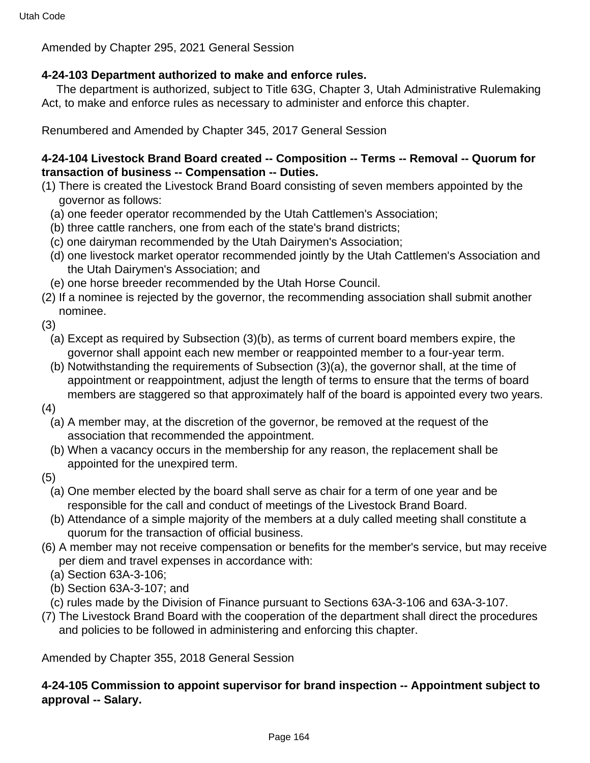Amended by Chapter 295, 2021 General Session

**4-24-103 Department authorized to make and enforce rules.**

The department is authorized, subject to Title 63G, Chapter 3, Utah Administrative Rulemaking Act, to make and enforce rules as necessary to administer and enforce this chapter.

Renumbered and Amended by Chapter 345, 2017 General Session

**4-24-104 Livestock Brand Board created -- Composition -- Terms -- Removal -- Quorum for transaction of business -- Compensation -- Duties.**

(1) There is created the Livestock Brand Board consisting of seven members appointed by the governor as follows:
  (a) one feeder operator recommended by the Utah Cattlemen's Association;
  (b) three cattle ranchers, one from each of the state's brand districts;
  (c) one dairyman recommended by the Utah Dairymen's Association;
  (d) one livestock market operator recommended jointly by the Utah Cattlemen's Association and the Utah Dairymen's Association; and
  (e) one horse breeder recommended by the Utah Horse Council.

(2) If a nominee is rejected by the governor, the recommending association shall submit another nominee.

(3)
  (a) Except as required by Subsection (3)(b), as terms of current board members expire, the governor shall appoint each new member or reappointed member to a four-year term.
  (b) Notwithstanding the requirements of Subsection (3)(a), the governor shall, at the time of appointment or reappointment, adjust the length of terms to ensure that the terms of board members are staggered so that approximately half of the board is appointed every two years.

(4)
  (a) A member may, at the discretion of the governor, be removed at the request of the association that recommended the appointment.
  (b) When a vacancy occurs in the membership for any reason, the replacement shall be appointed for the unexpired term.

(5)
  (a) One member elected by the board shall serve as chair for a term of one year and be responsible for the call and conduct of meetings of the Livestock Brand Board.
  (b) Attendance of a simple majority of the members at a duly called meeting shall constitute a quorum for the transaction of official business.

(6) A member may not receive compensation or benefits for the member's service, but may receive per diem and travel expenses in accordance with:
  (a) Section 63A-3-106;
  (b) Section 63A-3-107; and
  (c) rules made by the Division of Finance pursuant to Sections 63A-3-106 and 63A-3-107.

(7) The Livestock Brand Board with the cooperation of the department shall direct the procedures and policies to be followed in administering and enforcing this chapter.

Amended by Chapter 355, 2018 General Session

**4-24-105 Commission to appoint supervisor for brand inspection -- Appointment subject to approval -- Salary.**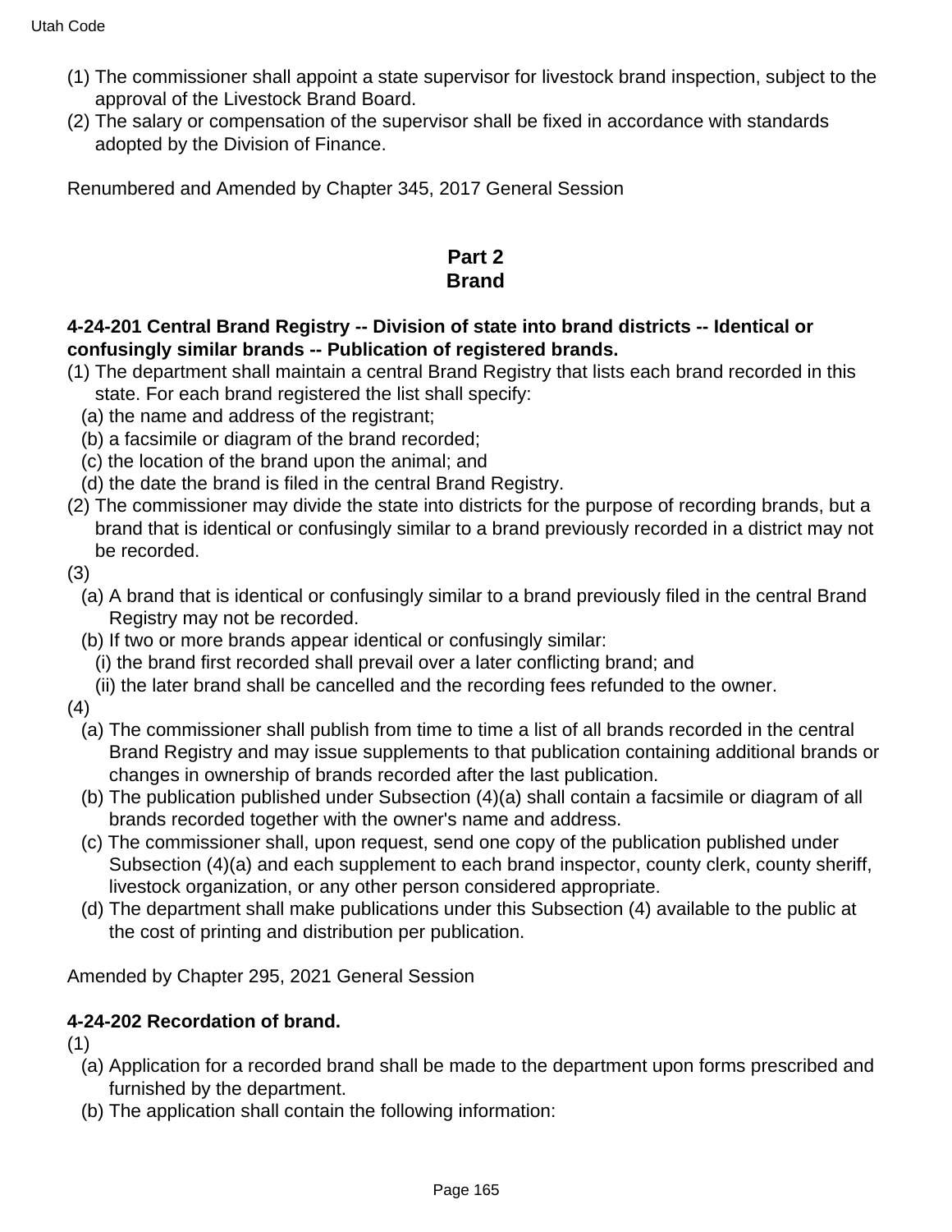(1) The commissioner shall appoint a state supervisor for livestock brand inspection, subject to the approval of the Livestock Brand Board.

(2) The salary or compensation of the supervisor shall be fixed in accordance with standards adopted by the Division of Finance.

Renumbered and Amended by Chapter 345, 2017 General Session

## Part 2
## Brand

**4-24-201 Central Brand Registry -- Division of state into brand districts -- Identical or confusingly similar brands -- Publication of registered brands.**

(1) The department shall maintain a central Brand Registry that lists each brand recorded in this state. For each brand registered the list shall specify:

  (a) the name and address of the registrant;

  (b) a facsimile or diagram of the brand recorded;

  (c) the location of the brand upon the animal; and

  (d) the date the brand is filed in the central Brand Registry.

(2) The commissioner may divide the state into districts for the purpose of recording brands, but a brand that is identical or confusingly similar to a brand previously recorded in a district may not be recorded.

(3)

  (a) A brand that is identical or confusingly similar to a brand previously filed in the central Brand Registry may not be recorded.

  (b) If two or more brands appear identical or confusingly similar:

    (i) the brand first recorded shall prevail over a later conflicting brand; and

    (ii) the later brand shall be cancelled and the recording fees refunded to the owner.

(4)

  (a) The commissioner shall publish from time to time a list of all brands recorded in the central Brand Registry and may issue supplements to that publication containing additional brands or changes in ownership of brands recorded after the last publication.

  (b) The publication published under Subsection (4)(a) shall contain a facsimile or diagram of all brands recorded together with the owner's name and address.

  (c) The commissioner shall, upon request, send one copy of the publication published under Subsection (4)(a) and each supplement to each brand inspector, county clerk, county sheriff, livestock organization, or any other person considered appropriate.

  (d) The department shall make publications under this Subsection (4) available to the public at the cost of printing and distribution per publication.

Amended by Chapter 295, 2021 General Session

**4-24-202 Recordation of brand.**

(1)

  (a) Application for a recorded brand shall be made to the department upon forms prescribed and furnished by the department.

  (b) The application shall contain the following information: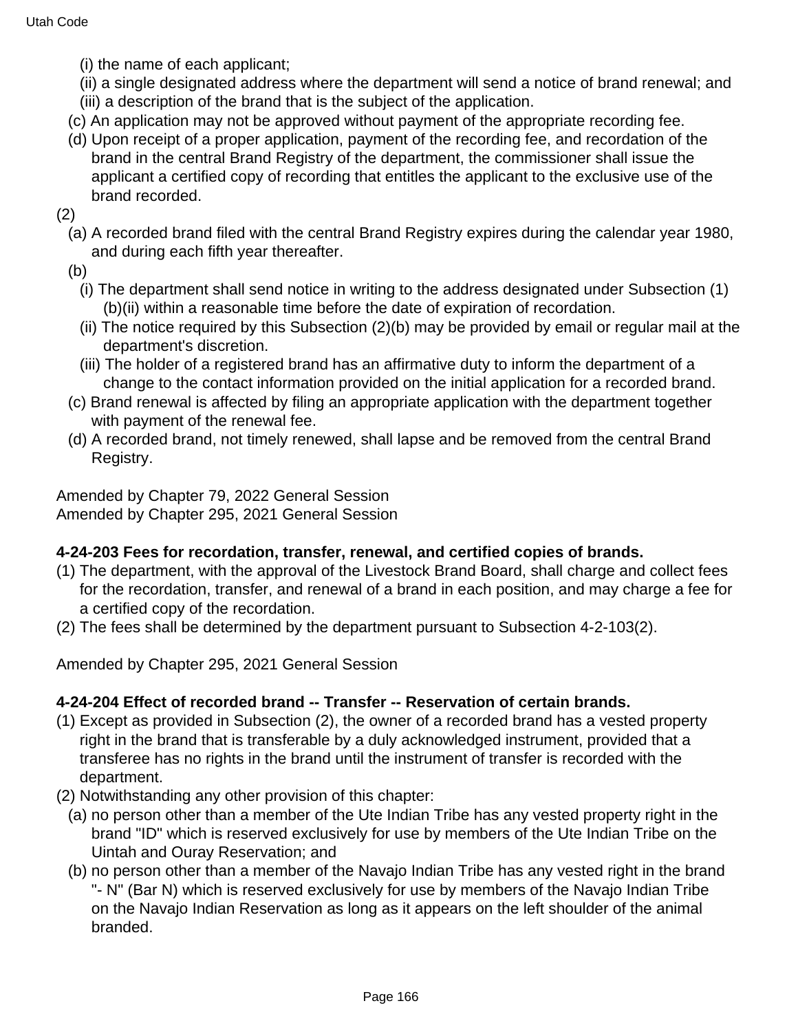(i) the name of each applicant;

(ii) a single designated address where the department will send a notice of brand renewal; and

(iii) a description of the brand that is the subject of the application.

(c) An application may not be approved without payment of the appropriate recording fee.

(d) Upon receipt of a proper application, payment of the recording fee, and recordation of the brand in the central Brand Registry of the department, the commissioner shall issue the applicant a certified copy of recording that entitles the applicant to the exclusive use of the brand recorded.

(2)

(a) A recorded brand filed with the central Brand Registry expires during the calendar year 1980, and during each fifth year thereafter.

(b)

(i) The department shall send notice in writing to the address designated under Subsection (1)(b)(ii) within a reasonable time before the date of expiration of recordation.

(ii) The notice required by this Subsection (2)(b) may be provided by email or regular mail at the department's discretion.

(iii) The holder of a registered brand has an affirmative duty to inform the department of a change to the contact information provided on the initial application for a recorded brand.

(c) Brand renewal is affected by filing an appropriate application with the department together with payment of the renewal fee.

(d) A recorded brand, not timely renewed, shall lapse and be removed from the central Brand Registry.

Amended by Chapter 79, 2022 General Session
Amended by Chapter 295, 2021 General Session

**4-24-203 Fees for recordation, transfer, renewal, and certified copies of brands.**

(1) The department, with the approval of the Livestock Brand Board, shall charge and collect fees for the recordation, transfer, and renewal of a brand in each position, and may charge a fee for a certified copy of the recordation.

(2) The fees shall be determined by the department pursuant to Subsection 4-2-103(2).

Amended by Chapter 295, 2021 General Session

**4-24-204 Effect of recorded brand -- Transfer -- Reservation of certain brands.**

(1) Except as provided in Subsection (2), the owner of a recorded brand has a vested property right in the brand that is transferable by a duly acknowledged instrument, provided that a transferee has no rights in the brand until the instrument of transfer is recorded with the department.

(2) Notwithstanding any other provision of this chapter:

(a) no person other than a member of the Ute Indian Tribe has any vested property right in the brand "ID" which is reserved exclusively for use by members of the Ute Indian Tribe on the Uintah and Ouray Reservation; and

(b) no person other than a member of the Navajo Indian Tribe has any vested right in the brand "- N" (Bar N) which is reserved exclusively for use by members of the Navajo Indian Tribe on the Navajo Indian Reservation as long as it appears on the left shoulder of the animal branded.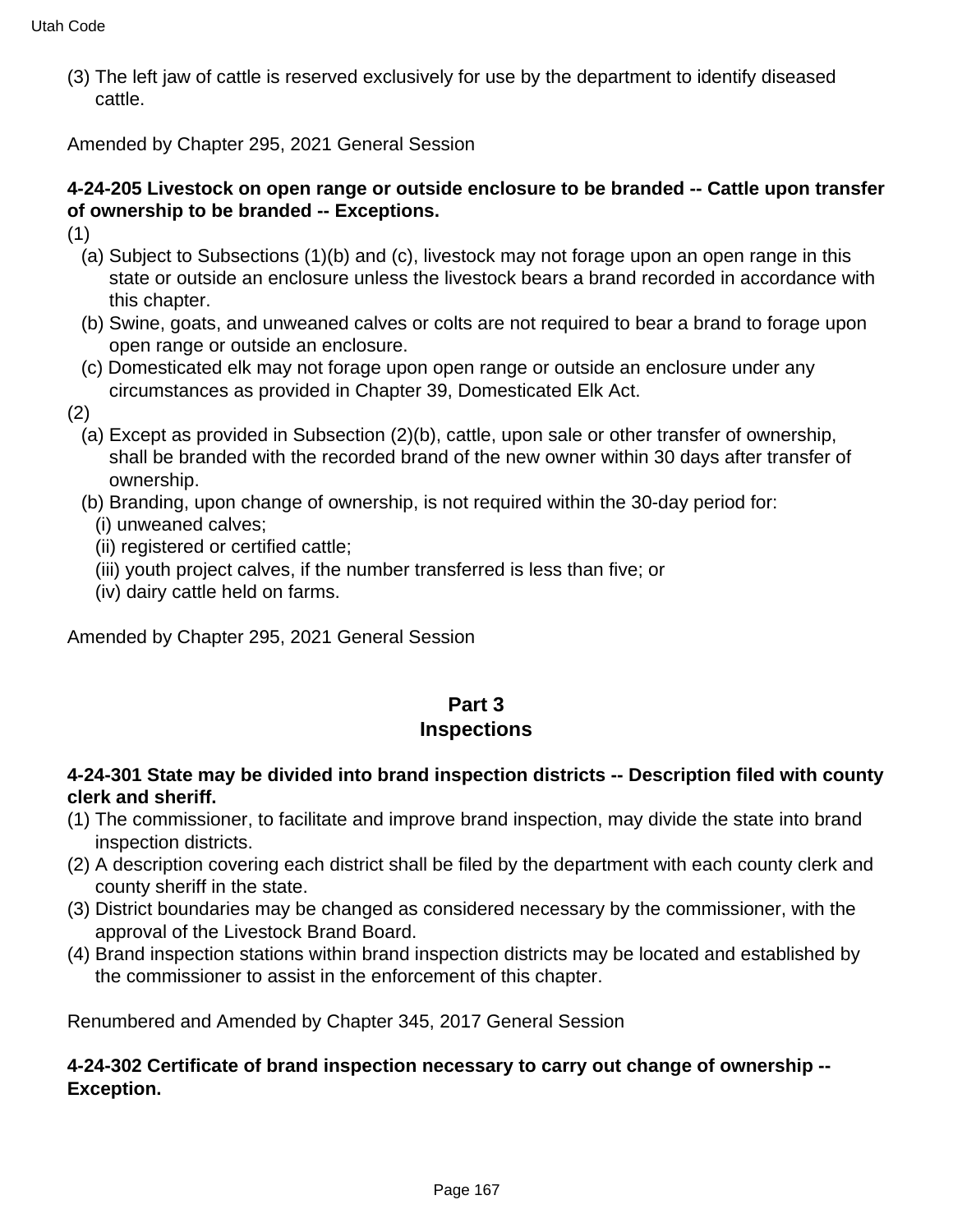(3) The left jaw of cattle is reserved exclusively for use by the department to identify diseased cattle.

Amended by Chapter 295, 2021 General Session

**4-24-205 Livestock on open range or outside enclosure to be branded -- Cattle upon transfer of ownership to be branded -- Exceptions.**

(1)

(a) Subject to Subsections (1)(b) and (c), livestock may not forage upon an open range in this state or outside an enclosure unless the livestock bears a brand recorded in accordance with this chapter.

(b) Swine, goats, and unweaned calves or colts are not required to bear a brand to forage upon open range or outside an enclosure.

(c) Domesticated elk may not forage upon open range or outside an enclosure under any circumstances as provided in Chapter 39, Domesticated Elk Act.

(2)

(a) Except as provided in Subsection (2)(b), cattle, upon sale or other transfer of ownership, shall be branded with the recorded brand of the new owner within 30 days after transfer of ownership.

(b) Branding, upon change of ownership, is not required within the 30-day period for:

(i) unweaned calves;

(ii) registered or certified cattle;

(iii) youth project calves, if the number transferred is less than five; or

(iv) dairy cattle held on farms.

Amended by Chapter 295, 2021 General Session

## Part 3
## Inspections

**4-24-301 State may be divided into brand inspection districts -- Description filed with county clerk and sheriff.**

(1) The commissioner, to facilitate and improve brand inspection, may divide the state into brand inspection districts.

(2) A description covering each district shall be filed by the department with each county clerk and county sheriff in the state.

(3) District boundaries may be changed as considered necessary by the commissioner, with the approval of the Livestock Brand Board.

(4) Brand inspection stations within brand inspection districts may be located and established by the commissioner to assist in the enforcement of this chapter.

Renumbered and Amended by Chapter 345, 2017 General Session

**4-24-302 Certificate of brand inspection necessary to carry out change of ownership -- Exception.**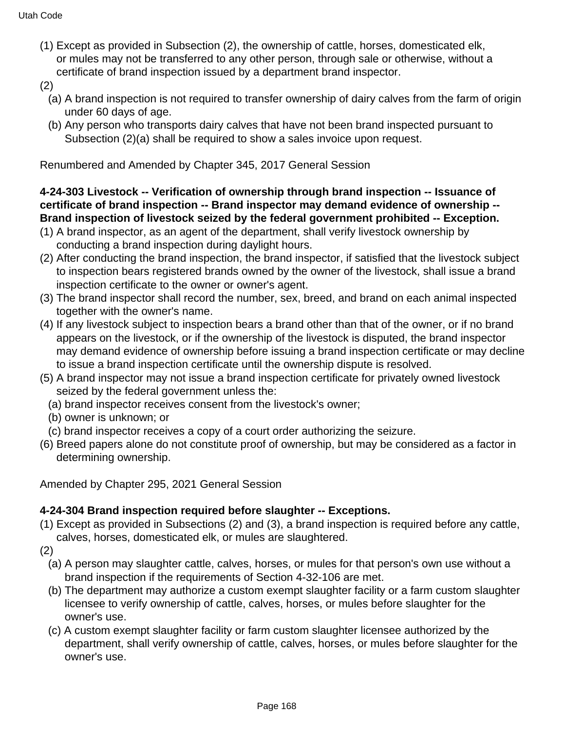(1) Except as provided in Subsection (2), the ownership of cattle, horses, domesticated elk, or mules may not be transferred to any other person, through sale or otherwise, without a certificate of brand inspection issued by a department brand inspector.

(2)

(a) A brand inspection is not required to transfer ownership of dairy calves from the farm of origin under 60 days of age.

(b) Any person who transports dairy calves that have not been brand inspected pursuant to Subsection (2)(a) shall be required to show a sales invoice upon request.

Renumbered and Amended by Chapter 345, 2017 General Session

**4-24-303 Livestock -- Verification of ownership through brand inspection -- Issuance of certificate of brand inspection -- Brand inspector may demand evidence of ownership -- Brand inspection of livestock seized by the federal government prohibited -- Exception.**

(1) A brand inspector, as an agent of the department, shall verify livestock ownership by conducting a brand inspection during daylight hours.

(2) After conducting the brand inspection, the brand inspector, if satisfied that the livestock subject to inspection bears registered brands owned by the owner of the livestock, shall issue a brand inspection certificate to the owner or owner's agent.

(3) The brand inspector shall record the number, sex, breed, and brand on each animal inspected together with the owner's name.

(4) If any livestock subject to inspection bears a brand other than that of the owner, or if no brand appears on the livestock, or if the ownership of the livestock is disputed, the brand inspector may demand evidence of ownership before issuing a brand inspection certificate or may decline to issue a brand inspection certificate until the ownership dispute is resolved.

(5) A brand inspector may not issue a brand inspection certificate for privately owned livestock seized by the federal government unless the:

(a) brand inspector receives consent from the livestock's owner;

(b) owner is unknown; or

(c) brand inspector receives a copy of a court order authorizing the seizure.

(6) Breed papers alone do not constitute proof of ownership, but may be considered as a factor in determining ownership.

Amended by Chapter 295, 2021 General Session

**4-24-304 Brand inspection required before slaughter -- Exceptions.**

(1) Except as provided in Subsections (2) and (3), a brand inspection is required before any cattle, calves, horses, domesticated elk, or mules are slaughtered.

(2)

(a) A person may slaughter cattle, calves, horses, or mules for that person's own use without a brand inspection if the requirements of Section 4-32-106 are met.

(b) The department may authorize a custom exempt slaughter facility or a farm custom slaughter licensee to verify ownership of cattle, calves, horses, or mules before slaughter for the owner's use.

(c) A custom exempt slaughter facility or farm custom slaughter licensee authorized by the department, shall verify ownership of cattle, calves, horses, or mules before slaughter for the owner's use.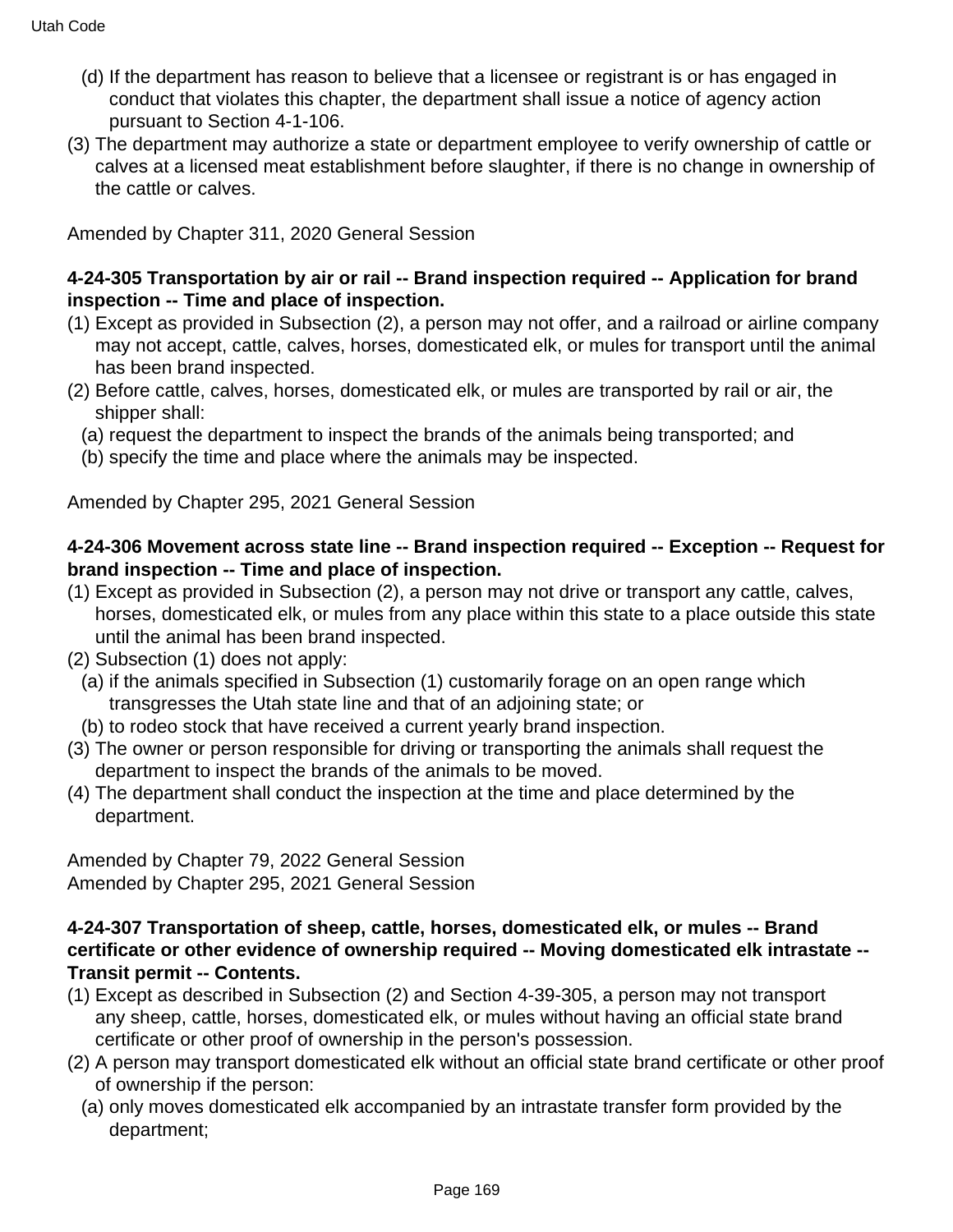(d) If the department has reason to believe that a licensee or registrant is or has engaged in conduct that violates this chapter, the department shall issue a notice of agency action pursuant to Section 4-1-106.

(3) The department may authorize a state or department employee to verify ownership of cattle or calves at a licensed meat establishment before slaughter, if there is no change in ownership of the cattle or calves.

Amended by Chapter 311, 2020 General Session

**4-24-305 Transportation by air or rail -- Brand inspection required -- Application for brand inspection -- Time and place of inspection.**

(1) Except as provided in Subsection (2), a person may not offer, and a railroad or airline company may not accept, cattle, calves, horses, domesticated elk, or mules for transport until the animal has been brand inspected.

(2) Before cattle, calves, horses, domesticated elk, or mules are transported by rail or air, the shipper shall:

(a) request the department to inspect the brands of the animals being transported; and

(b) specify the time and place where the animals may be inspected.

Amended by Chapter 295, 2021 General Session

**4-24-306 Movement across state line -- Brand inspection required -- Exception -- Request for brand inspection -- Time and place of inspection.**

(1) Except as provided in Subsection (2), a person may not drive or transport any cattle, calves, horses, domesticated elk, or mules from any place within this state to a place outside this state until the animal has been brand inspected.

(2) Subsection (1) does not apply:

(a) if the animals specified in Subsection (1) customarily forage on an open range which transgresses the Utah state line and that of an adjoining state; or

(b) to rodeo stock that have received a current yearly brand inspection.

(3) The owner or person responsible for driving or transporting the animals shall request the department to inspect the brands of the animals to be moved.

(4) The department shall conduct the inspection at the time and place determined by the department.

Amended by Chapter 79, 2022 General Session
Amended by Chapter 295, 2021 General Session

**4-24-307 Transportation of sheep, cattle, horses, domesticated elk, or mules -- Brand certificate or other evidence of ownership required -- Moving domesticated elk intrastate -- Transit permit -- Contents.**

(1) Except as described in Subsection (2) and Section 4-39-305, a person may not transport any sheep, cattle, horses, domesticated elk, or mules without having an official state brand certificate or other proof of ownership in the person's possession.

(2) A person may transport domesticated elk without an official state brand certificate or other proof of ownership if the person:

(a) only moves domesticated elk accompanied by an intrastate transfer form provided by the department;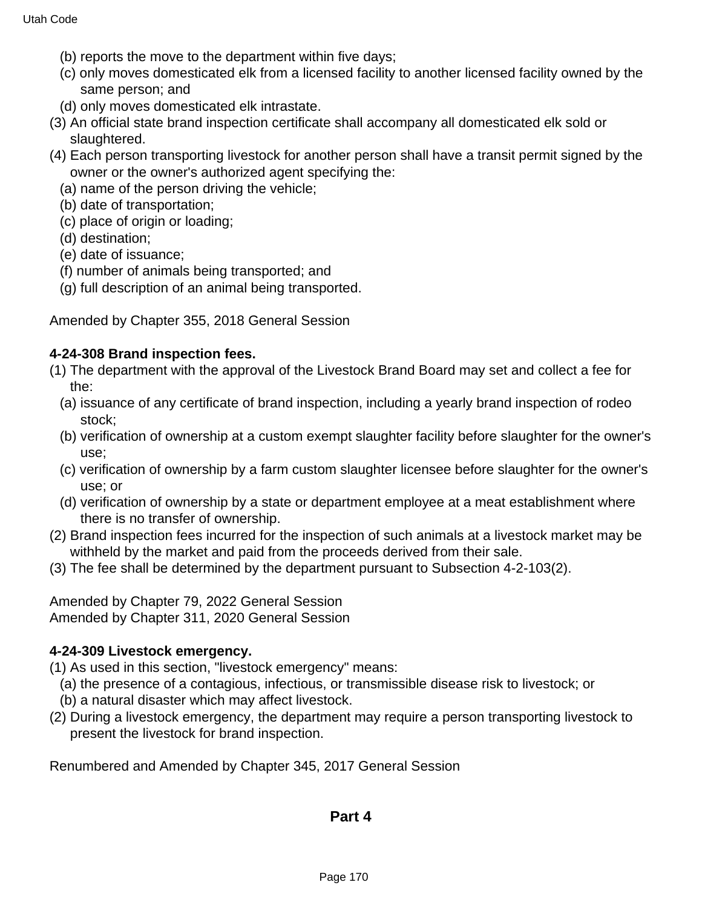(b) reports the move to the department within five days;

(c) only moves domesticated elk from a licensed facility to another licensed facility owned by the same person; and

(d) only moves domesticated elk intrastate.

(3) An official state brand inspection certificate shall accompany all domesticated elk sold or slaughtered.

(4) Each person transporting livestock for another person shall have a transit permit signed by the owner or the owner's authorized agent specifying the:

(a) name of the person driving the vehicle;

(b) date of transportation;

(c) place of origin or loading;

(d) destination;

(e) date of issuance;

(f) number of animals being transported; and

(g) full description of an animal being transported.

Amended by Chapter 355, 2018 General Session

**4-24-308 Brand inspection fees.**

(1) The department with the approval of the Livestock Brand Board may set and collect a fee for the:

(a) issuance of any certificate of brand inspection, including a yearly brand inspection of rodeo stock;

(b) verification of ownership at a custom exempt slaughter facility before slaughter for the owner's use;

(c) verification of ownership by a farm custom slaughter licensee before slaughter for the owner's use; or

(d) verification of ownership by a state or department employee at a meat establishment where there is no transfer of ownership.

(2) Brand inspection fees incurred for the inspection of such animals at a livestock market may be withheld by the market and paid from the proceeds derived from their sale.

(3) The fee shall be determined by the department pursuant to Subsection 4-2-103(2).

Amended by Chapter 79, 2022 General Session
Amended by Chapter 311, 2020 General Session

**4-24-309 Livestock emergency.**

(1) As used in this section, "livestock emergency" means:

(a) the presence of a contagious, infectious, or transmissible disease risk to livestock; or

(b) a natural disaster which may affect livestock.

(2) During a livestock emergency, the department may require a person transporting livestock to present the livestock for brand inspection.

Renumbered and Amended by Chapter 345, 2017 General Session

## Part 4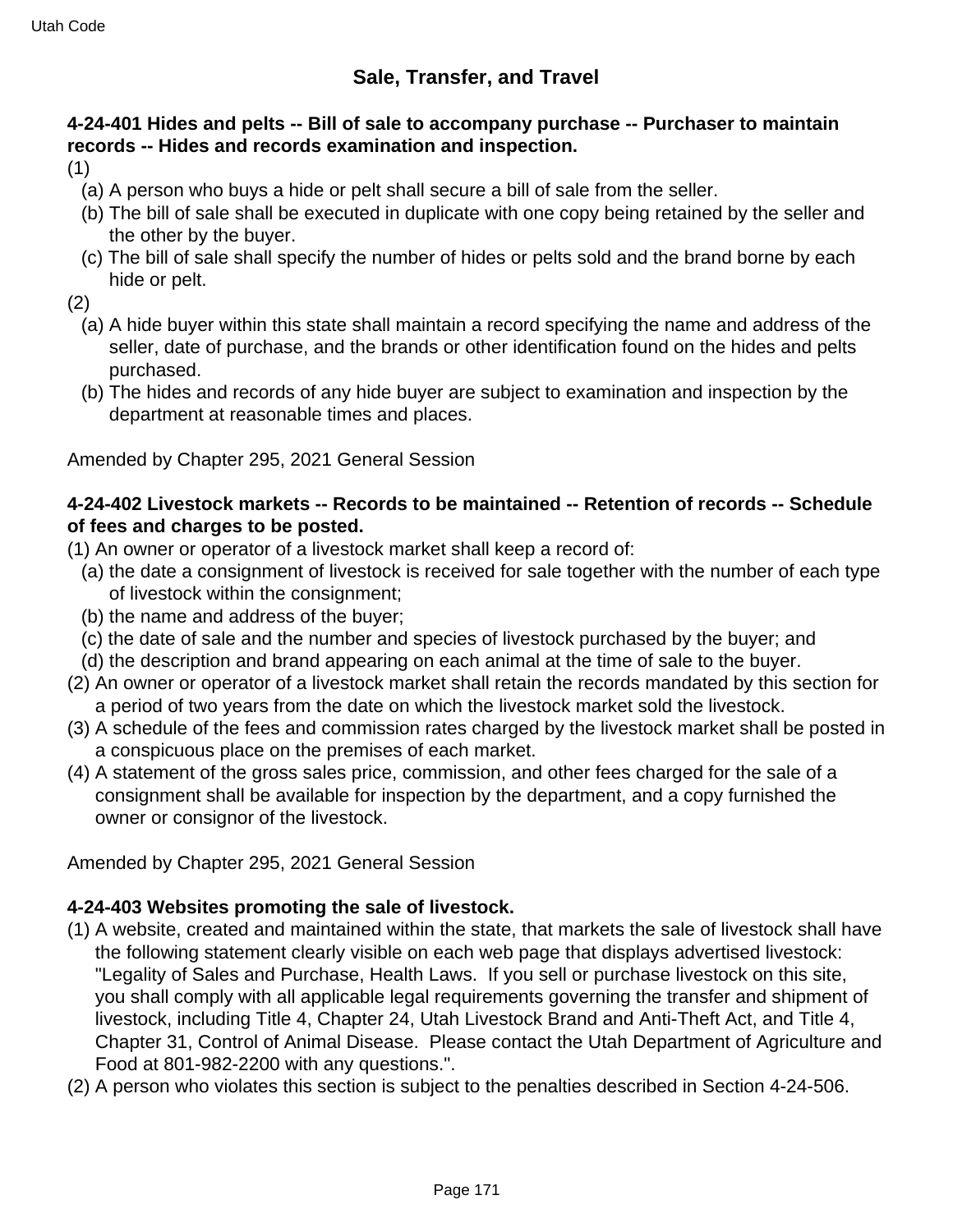## Sale, Transfer, and Travel

**4-24-401 Hides and pelts -- Bill of sale to accompany purchase -- Purchaser to maintain records -- Hides and records examination and inspection.**

(1)

(a) A person who buys a hide or pelt shall secure a bill of sale from the seller.

(b) The bill of sale shall be executed in duplicate with one copy being retained by the seller and the other by the buyer.

(c) The bill of sale shall specify the number of hides or pelts sold and the brand borne by each hide or pelt.

(2)

(a) A hide buyer within this state shall maintain a record specifying the name and address of the seller, date of purchase, and the brands or other identification found on the hides and pelts purchased.

(b) The hides and records of any hide buyer are subject to examination and inspection by the department at reasonable times and places.

Amended by Chapter 295, 2021 General Session

**4-24-402 Livestock markets -- Records to be maintained -- Retention of records -- Schedule of fees and charges to be posted.**

(1) An owner or operator of a livestock market shall keep a record of:

(a) the date a consignment of livestock is received for sale together with the number of each type of livestock within the consignment;

(b) the name and address of the buyer;

(c) the date of sale and the number and species of livestock purchased by the buyer; and

(d) the description and brand appearing on each animal at the time of sale to the buyer.

(2) An owner or operator of a livestock market shall retain the records mandated by this section for a period of two years from the date on which the livestock market sold the livestock.

(3) A schedule of the fees and commission rates charged by the livestock market shall be posted in a conspicuous place on the premises of each market.

(4) A statement of the gross sales price, commission, and other fees charged for the sale of a consignment shall be available for inspection by the department, and a copy furnished the owner or consignor of the livestock.

Amended by Chapter 295, 2021 General Session

**4-24-403 Websites promoting the sale of livestock.**

(1) A website, created and maintained within the state, that markets the sale of livestock shall have the following statement clearly visible on each web page that displays advertised livestock: "Legality of Sales and Purchase, Health Laws. If you sell or purchase livestock on this site, you shall comply with all applicable legal requirements governing the transfer and shipment of livestock, including Title 4, Chapter 24, Utah Livestock Brand and Anti-Theft Act, and Title 4, Chapter 31, Control of Animal Disease. Please contact the Utah Department of Agriculture and Food at 801-982-2200 with any questions.".

(2) A person who violates this section is subject to the penalties described in Section 4-24-506.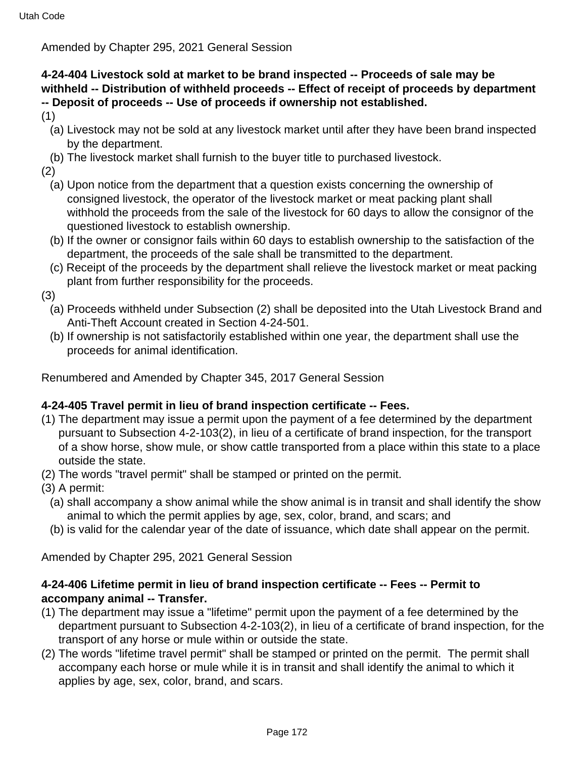Amended by Chapter 295, 2021 General Session

**4-24-404 Livestock sold at market to be brand inspected -- Proceeds of sale may be withheld -- Distribution of withheld proceeds -- Effect of receipt of proceeds by department -- Deposit of proceeds -- Use of proceeds if ownership not established.**

(1)

(a) Livestock may not be sold at any livestock market until after they have been brand inspected by the department.

(b) The livestock market shall furnish to the buyer title to purchased livestock.

(2)

(a) Upon notice from the department that a question exists concerning the ownership of consigned livestock, the operator of the livestock market or meat packing plant shall withhold the proceeds from the sale of the livestock for 60 days to allow the consignor of the questioned livestock to establish ownership.

(b) If the owner or consignor fails within 60 days to establish ownership to the satisfaction of the department, the proceeds of the sale shall be transmitted to the department.

(c) Receipt of the proceeds by the department shall relieve the livestock market or meat packing plant from further responsibility for the proceeds.

(3)

(a) Proceeds withheld under Subsection (2) shall be deposited into the Utah Livestock Brand and Anti-Theft Account created in Section 4-24-501.

(b) If ownership is not satisfactorily established within one year, the department shall use the proceeds for animal identification.

Renumbered and Amended by Chapter 345, 2017 General Session

**4-24-405 Travel permit in lieu of brand inspection certificate -- Fees.**

(1) The department may issue a permit upon the payment of a fee determined by the department pursuant to Subsection 4-2-103(2), in lieu of a certificate of brand inspection, for the transport of a show horse, show mule, or show cattle transported from a place within this state to a place outside the state.

(2) The words "travel permit" shall be stamped or printed on the permit.

(3) A permit:

(a) shall accompany a show animal while the show animal is in transit and shall identify the show animal to which the permit applies by age, sex, color, brand, and scars; and

(b) is valid for the calendar year of the date of issuance, which date shall appear on the permit.

Amended by Chapter 295, 2021 General Session

**4-24-406 Lifetime permit in lieu of brand inspection certificate -- Fees -- Permit to accompany animal -- Transfer.**

(1) The department may issue a "lifetime" permit upon the payment of a fee determined by the department pursuant to Subsection 4-2-103(2), in lieu of a certificate of brand inspection, for the transport of any horse or mule within or outside the state.

(2) The words "lifetime travel permit" shall be stamped or printed on the permit. The permit shall accompany each horse or mule while it is in transit and shall identify the animal to which it applies by age, sex, color, brand, and scars.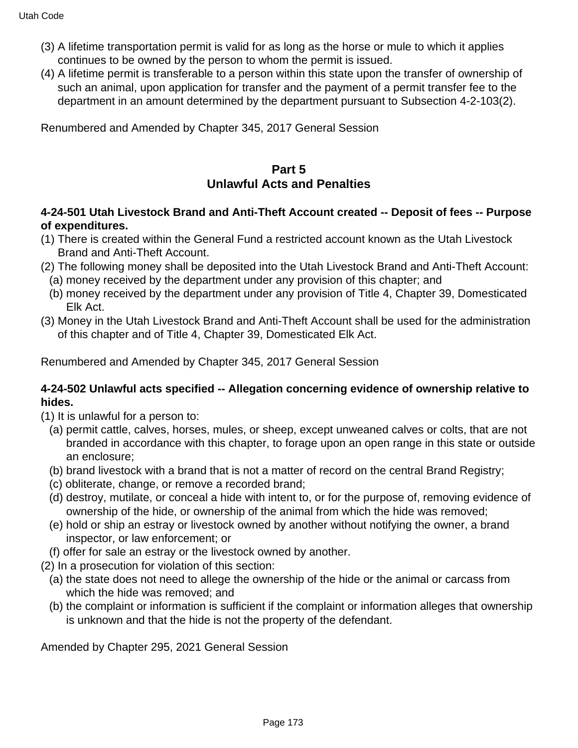(3) A lifetime transportation permit is valid for as long as the horse or mule to which it applies continues to be owned by the person to whom the permit is issued.

(4) A lifetime permit is transferable to a person within this state upon the transfer of ownership of such an animal, upon application for transfer and the payment of a permit transfer fee to the department in an amount determined by the department pursuant to Subsection 4-2-103(2).

Renumbered and Amended by Chapter 345, 2017 General Session

## Part 5
## Unlawful Acts and Penalties

**4-24-501 Utah Livestock Brand and Anti-Theft Account created -- Deposit of fees -- Purpose of expenditures.**

(1) There is created within the General Fund a restricted account known as the Utah Livestock Brand and Anti-Theft Account.

(2) The following money shall be deposited into the Utah Livestock Brand and Anti-Theft Account:
  (a) money received by the department under any provision of this chapter; and
  (b) money received by the department under any provision of Title 4, Chapter 39, Domesticated Elk Act.

(3) Money in the Utah Livestock Brand and Anti-Theft Account shall be used for the administration of this chapter and of Title 4, Chapter 39, Domesticated Elk Act.

Renumbered and Amended by Chapter 345, 2017 General Session

**4-24-502 Unlawful acts specified -- Allegation concerning evidence of ownership relative to hides.**

(1) It is unlawful for a person to:
  (a) permit cattle, calves, horses, mules, or sheep, except unweaned calves or colts, that are not branded in accordance with this chapter, to forage upon an open range in this state or outside an enclosure;
  (b) brand livestock with a brand that is not a matter of record on the central Brand Registry;
  (c) obliterate, change, or remove a recorded brand;
  (d) destroy, mutilate, or conceal a hide with intent to, or for the purpose of, removing evidence of ownership of the hide, or ownership of the animal from which the hide was removed;
  (e) hold or ship an estray or livestock owned by another without notifying the owner, a brand inspector, or law enforcement; or
  (f) offer for sale an estray or the livestock owned by another.

(2) In a prosecution for violation of this section:
  (a) the state does not need to allege the ownership of the hide or the animal or carcass from which the hide was removed; and
  (b) the complaint or information is sufficient if the complaint or information alleges that ownership is unknown and that the hide is not the property of the defendant.

Amended by Chapter 295, 2021 General Session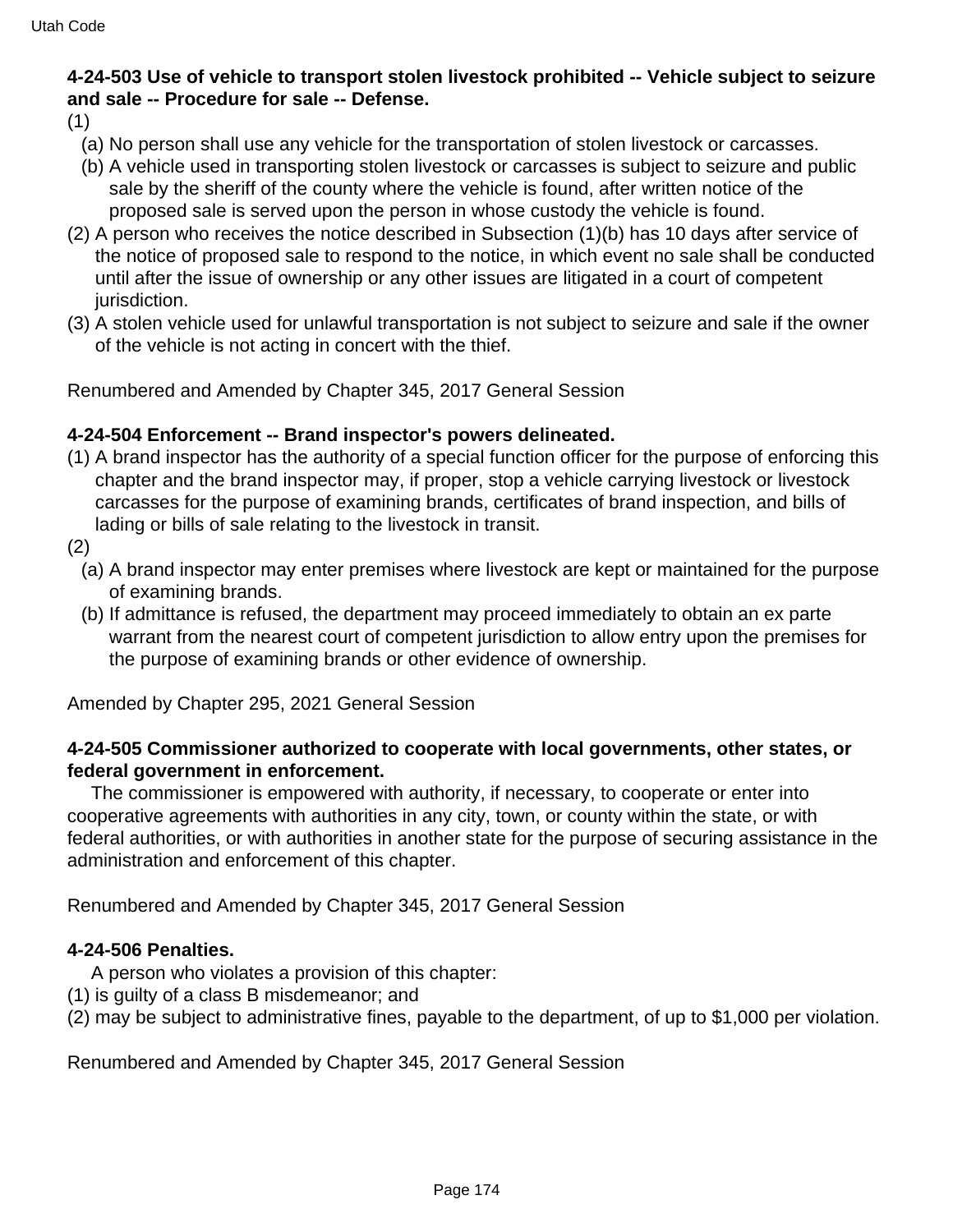**4-24-503 Use of vehicle to transport stolen livestock prohibited -- Vehicle subject to seizure and sale -- Procedure for sale -- Defense.**

(1)

- (a) No person shall use any vehicle for the transportation of stolen livestock or carcasses.
- (b) A vehicle used in transporting stolen livestock or carcasses is subject to seizure and public sale by the sheriff of the county where the vehicle is found, after written notice of the proposed sale is served upon the person in whose custody the vehicle is found.

(2) A person who receives the notice described in Subsection (1)(b) has 10 days after service of the notice of proposed sale to respond to the notice, in which event no sale shall be conducted until after the issue of ownership or any other issues are litigated in a court of competent jurisdiction.

(3) A stolen vehicle used for unlawful transportation is not subject to seizure and sale if the owner of the vehicle is not acting in concert with the thief.

Renumbered and Amended by Chapter 345, 2017 General Session

**4-24-504 Enforcement -- Brand inspector's powers delineated.**

(1) A brand inspector has the authority of a special function officer for the purpose of enforcing this chapter and the brand inspector may, if proper, stop a vehicle carrying livestock or livestock carcasses for the purpose of examining brands, certificates of brand inspection, and bills of lading or bills of sale relating to the livestock in transit.

(2)

- (a) A brand inspector may enter premises where livestock are kept or maintained for the purpose of examining brands.
- (b) If admittance is refused, the department may proceed immediately to obtain an ex parte warrant from the nearest court of competent jurisdiction to allow entry upon the premises for the purpose of examining brands or other evidence of ownership.

Amended by Chapter 295, 2021 General Session

**4-24-505 Commissioner authorized to cooperate with local governments, other states, or federal government in enforcement.**

The commissioner is empowered with authority, if necessary, to cooperate or enter into cooperative agreements with authorities in any city, town, or county within the state, or with federal authorities, or with authorities in another state for the purpose of securing assistance in the administration and enforcement of this chapter.

Renumbered and Amended by Chapter 345, 2017 General Session

**4-24-506 Penalties.**

A person who violates a provision of this chapter:

(1) is guilty of a class B misdemeanor; and

(2) may be subject to administrative fines, payable to the department, of up to $1,000 per violation.

Renumbered and Amended by Chapter 345, 2017 General Session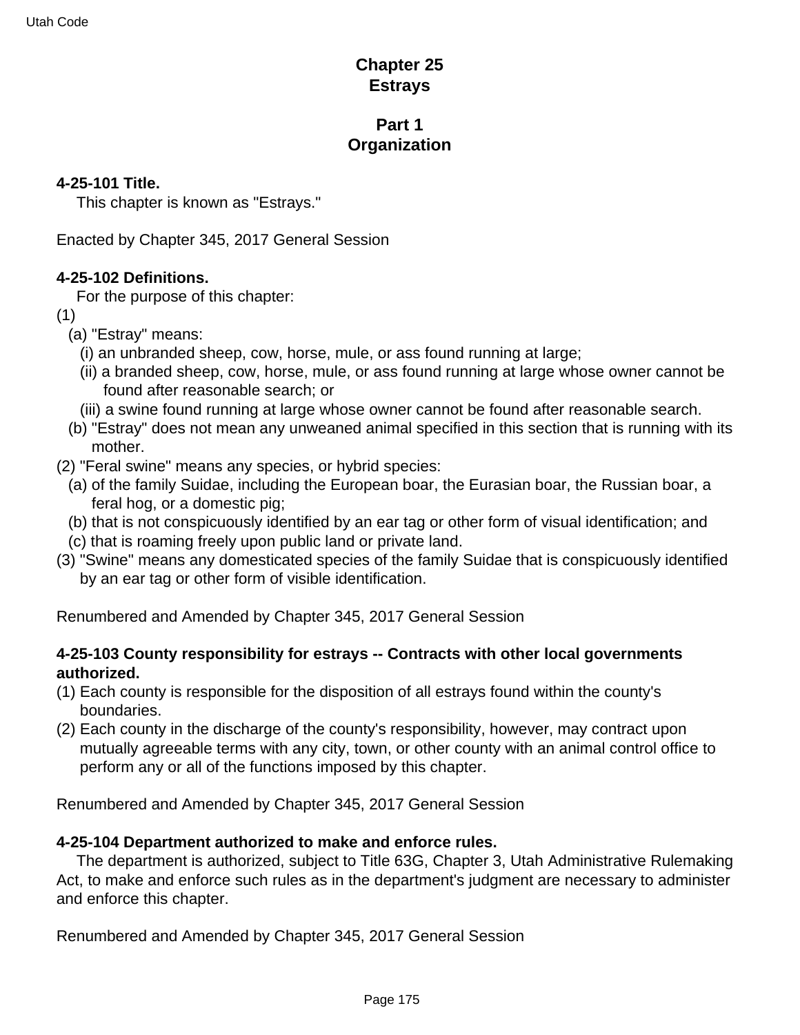# Chapter 25
# Estrays

## Part 1
## Organization

**4-25-101 Title.**

This chapter is known as "Estrays."

Enacted by Chapter 345, 2017 General Session

**4-25-102 Definitions.**

For the purpose of this chapter:

(1)

(a) "Estray" means:

(i) an unbranded sheep, cow, horse, mule, or ass found running at large;

(ii) a branded sheep, cow, horse, mule, or ass found running at large whose owner cannot be found after reasonable search; or

(iii) a swine found running at large whose owner cannot be found after reasonable search.

(b) "Estray" does not mean any unweaned animal specified in this section that is running with its mother.

(2) "Feral swine" means any species, or hybrid species:

(a) of the family Suidae, including the European boar, the Eurasian boar, the Russian boar, a feral hog, or a domestic pig;

(b) that is not conspicuously identified by an ear tag or other form of visual identification; and

(c) that is roaming freely upon public land or private land.

(3) "Swine" means any domesticated species of the family Suidae that is conspicuously identified by an ear tag or other form of visible identification.

Renumbered and Amended by Chapter 345, 2017 General Session

**4-25-103 County responsibility for estrays -- Contracts with other local governments authorized.**

(1) Each county is responsible for the disposition of all estrays found within the county's boundaries.

(2) Each county in the discharge of the county's responsibility, however, may contract upon mutually agreeable terms with any city, town, or other county with an animal control office to perform any or all of the functions imposed by this chapter.

Renumbered and Amended by Chapter 345, 2017 General Session

**4-25-104 Department authorized to make and enforce rules.**

The department is authorized, subject to Title 63G, Chapter 3, Utah Administrative Rulemaking Act, to make and enforce such rules as in the department's judgment are necessary to administer and enforce this chapter.

Renumbered and Amended by Chapter 345, 2017 General Session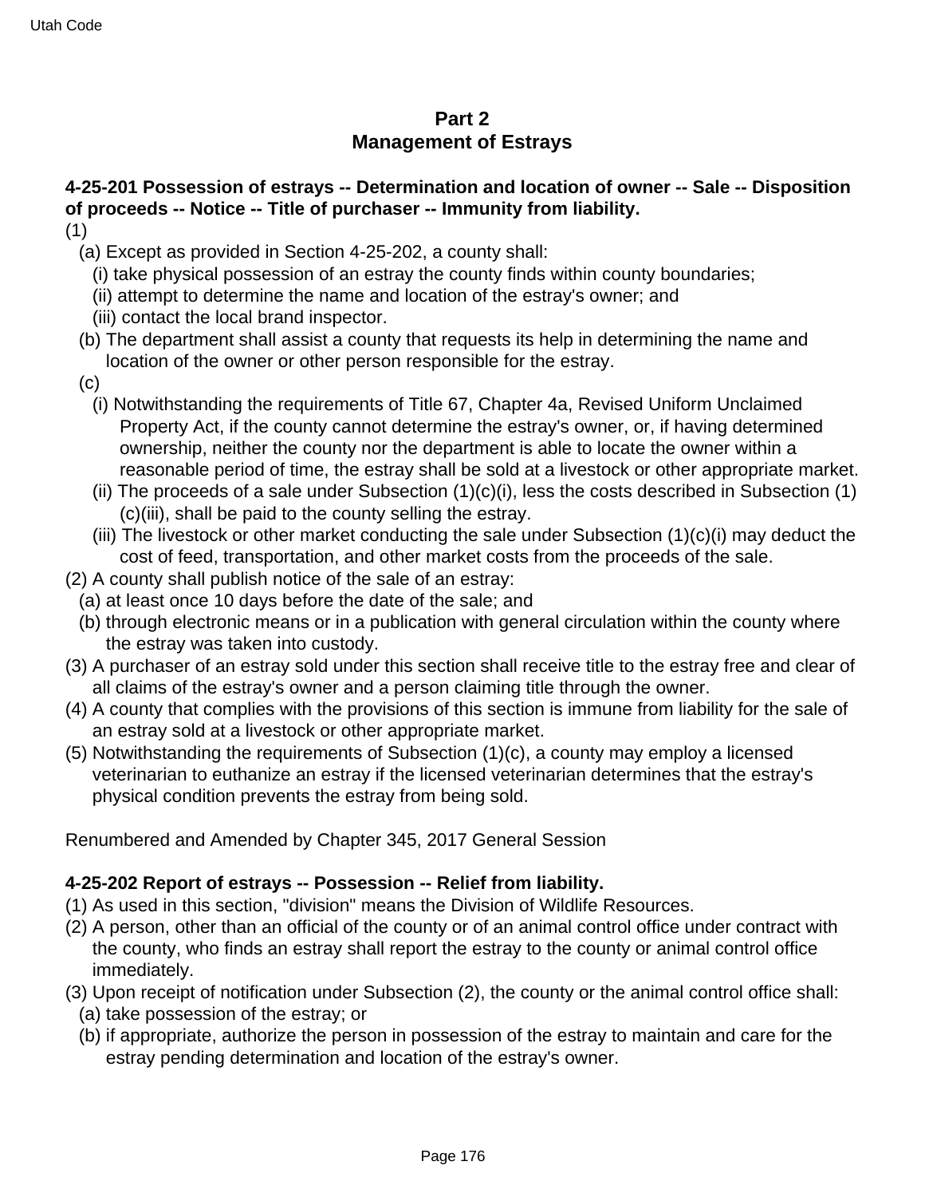## Part 2
## Management of Estrays

**4-25-201 Possession of estrays -- Determination and location of owner -- Sale -- Disposition of proceeds -- Notice -- Title of purchaser -- Immunity from liability.**

(1)

(a) Except as provided in Section 4-25-202, a county shall:

(i) take physical possession of an estray the county finds within county boundaries;

(ii) attempt to determine the name and location of the estray's owner; and

(iii) contact the local brand inspector.

(b) The department shall assist a county that requests its help in determining the name and location of the owner or other person responsible for the estray.

(c)

(i) Notwithstanding the requirements of Title 67, Chapter 4a, Revised Uniform Unclaimed Property Act, if the county cannot determine the estray's owner, or, if having determined ownership, neither the county nor the department is able to locate the owner within a reasonable period of time, the estray shall be sold at a livestock or other appropriate market.

(ii) The proceeds of a sale under Subsection (1)(c)(i), less the costs described in Subsection (1)(c)(iii), shall be paid to the county selling the estray.

(iii) The livestock or other market conducting the sale under Subsection (1)(c)(i) may deduct the cost of feed, transportation, and other market costs from the proceeds of the sale.

(2) A county shall publish notice of the sale of an estray:

(a) at least once 10 days before the date of the sale; and

(b) through electronic means or in a publication with general circulation within the county where the estray was taken into custody.

(3) A purchaser of an estray sold under this section shall receive title to the estray free and clear of all claims of the estray's owner and a person claiming title through the owner.

(4) A county that complies with the provisions of this section is immune from liability for the sale of an estray sold at a livestock or other appropriate market.

(5) Notwithstanding the requirements of Subsection (1)(c), a county may employ a licensed veterinarian to euthanize an estray if the licensed veterinarian determines that the estray's physical condition prevents the estray from being sold.

Renumbered and Amended by Chapter 345, 2017 General Session

**4-25-202 Report of estrays -- Possession -- Relief from liability.**

(1) As used in this section, "division" means the Division of Wildlife Resources.

(2) A person, other than an official of the county or of an animal control office under contract with the county, who finds an estray shall report the estray to the county or animal control office immediately.

(3) Upon receipt of notification under Subsection (2), the county or the animal control office shall:

(a) take possession of the estray; or

(b) if appropriate, authorize the person in possession of the estray to maintain and care for the estray pending determination and location of the estray's owner.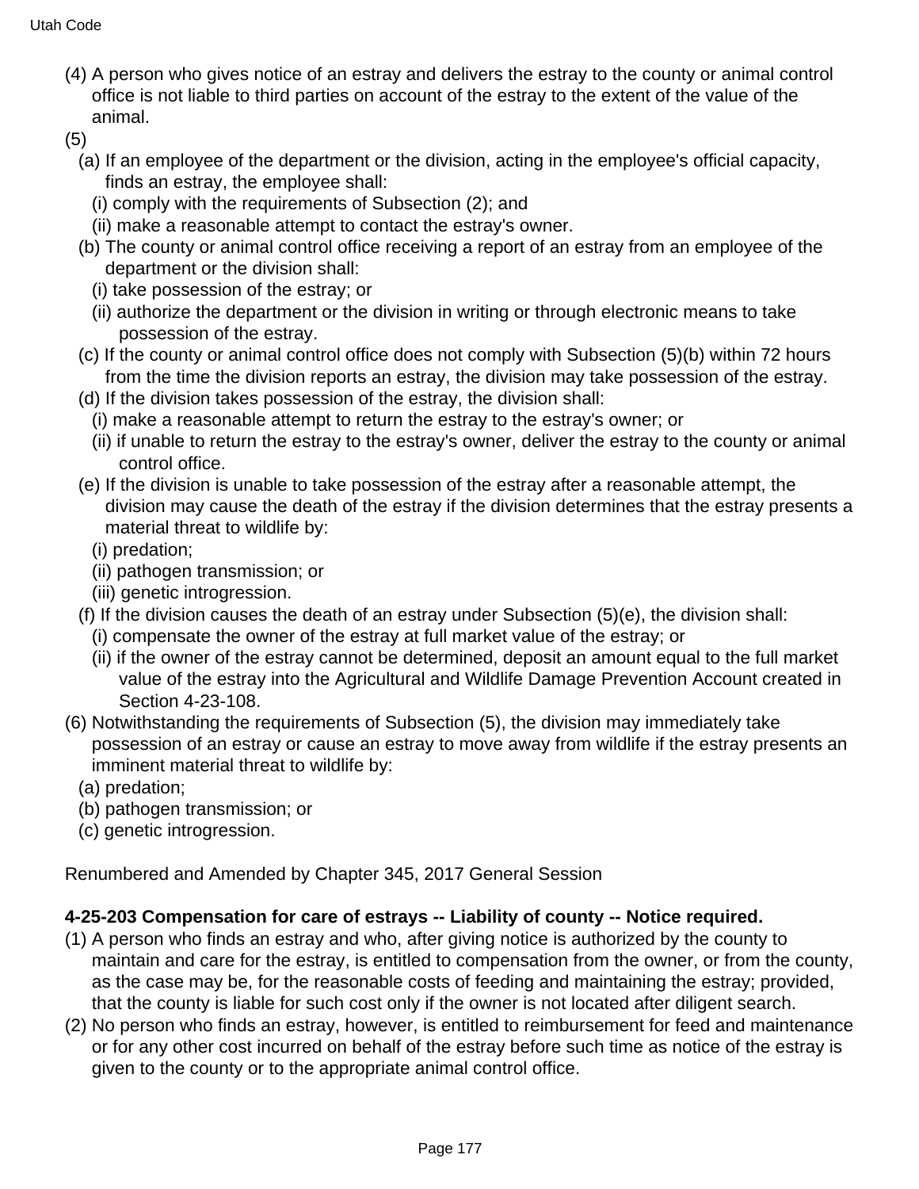(4) A person who gives notice of an estray and delivers the estray to the county or animal control office is not liable to third parties on account of the estray to the extent of the value of the animal.

(5)

(a) If an employee of the department or the division, acting in the employee's official capacity, finds an estray, the employee shall:

(i) comply with the requirements of Subsection (2); and

(ii) make a reasonable attempt to contact the estray's owner.

(b) The county or animal control office receiving a report of an estray from an employee of the department or the division shall:

(i) take possession of the estray; or

(ii) authorize the department or the division in writing or through electronic means to take possession of the estray.

(c) If the county or animal control office does not comply with Subsection (5)(b) within 72 hours from the time the division reports an estray, the division may take possession of the estray.

(d) If the division takes possession of the estray, the division shall:

(i) make a reasonable attempt to return the estray to the estray's owner; or

(ii) if unable to return the estray to the estray's owner, deliver the estray to the county or animal control office.

(e) If the division is unable to take possession of the estray after a reasonable attempt, the division may cause the death of the estray if the division determines that the estray presents a material threat to wildlife by:

(i) predation;

(ii) pathogen transmission; or

(iii) genetic introgression.

(f) If the division causes the death of an estray under Subsection (5)(e), the division shall:

(i) compensate the owner of the estray at full market value of the estray; or

(ii) if the owner of the estray cannot be determined, deposit an amount equal to the full market value of the estray into the Agricultural and Wildlife Damage Prevention Account created in Section 4-23-108.

(6) Notwithstanding the requirements of Subsection (5), the division may immediately take possession of an estray or cause an estray to move away from wildlife if the estray presents an imminent material threat to wildlife by:

(a) predation;

(b) pathogen transmission; or

(c) genetic introgression.

Renumbered and Amended by Chapter 345, 2017 General Session

**4-25-203 Compensation for care of estrays -- Liability of county -- Notice required.**

(1) A person who finds an estray and who, after giving notice is authorized by the county to maintain and care for the estray, is entitled to compensation from the owner, or from the county, as the case may be, for the reasonable costs of feeding and maintaining the estray; provided, that the county is liable for such cost only if the owner is not located after diligent search.

(2) No person who finds an estray, however, is entitled to reimbursement for feed and maintenance or for any other cost incurred on behalf of the estray before such time as notice of the estray is given to the county or to the appropriate animal control office.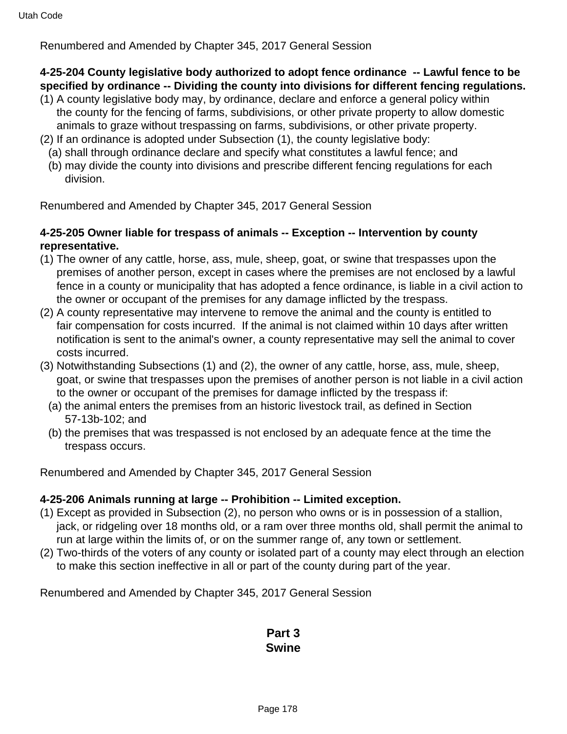Renumbered and Amended by Chapter 345, 2017 General Session

**4-25-204 County legislative body authorized to adopt fence ordinance -- Lawful fence to be specified by ordinance -- Dividing the county into divisions for different fencing regulations.**

(1) A county legislative body may, by ordinance, declare and enforce a general policy within the county for the fencing of farms, subdivisions, or other private property to allow domestic animals to graze without trespassing on farms, subdivisions, or other private property.

(2) If an ordinance is adopted under Subsection (1), the county legislative body:

  (a) shall through ordinance declare and specify what constitutes a lawful fence; and

  (b) may divide the county into divisions and prescribe different fencing regulations for each division.

Renumbered and Amended by Chapter 345, 2017 General Session

**4-25-205 Owner liable for trespass of animals -- Exception -- Intervention by county representative.**

(1) The owner of any cattle, horse, ass, mule, sheep, goat, or swine that trespasses upon the premises of another person, except in cases where the premises are not enclosed by a lawful fence in a county or municipality that has adopted a fence ordinance, is liable in a civil action to the owner or occupant of the premises for any damage inflicted by the trespass.

(2) A county representative may intervene to remove the animal and the county is entitled to fair compensation for costs incurred. If the animal is not claimed within 10 days after written notification is sent to the animal's owner, a county representative may sell the animal to cover costs incurred.

(3) Notwithstanding Subsections (1) and (2), the owner of any cattle, horse, ass, mule, sheep, goat, or swine that trespasses upon the premises of another person is not liable in a civil action to the owner or occupant of the premises for damage inflicted by the trespass if:

  (a) the animal enters the premises from an historic livestock trail, as defined in Section 57-13b-102; and

  (b) the premises that was trespassed is not enclosed by an adequate fence at the time the trespass occurs.

Renumbered and Amended by Chapter 345, 2017 General Session

**4-25-206 Animals running at large -- Prohibition -- Limited exception.**

(1) Except as provided in Subsection (2), no person who owns or is in possession of a stallion, jack, or ridgeling over 18 months old, or a ram over three months old, shall permit the animal to run at large within the limits of, or on the summer range of, any town or settlement.

(2) Two-thirds of the voters of any county or isolated part of a county may elect through an election to make this section ineffective in all or part of the county during part of the year.

Renumbered and Amended by Chapter 345, 2017 General Session

## Part 3
## Swine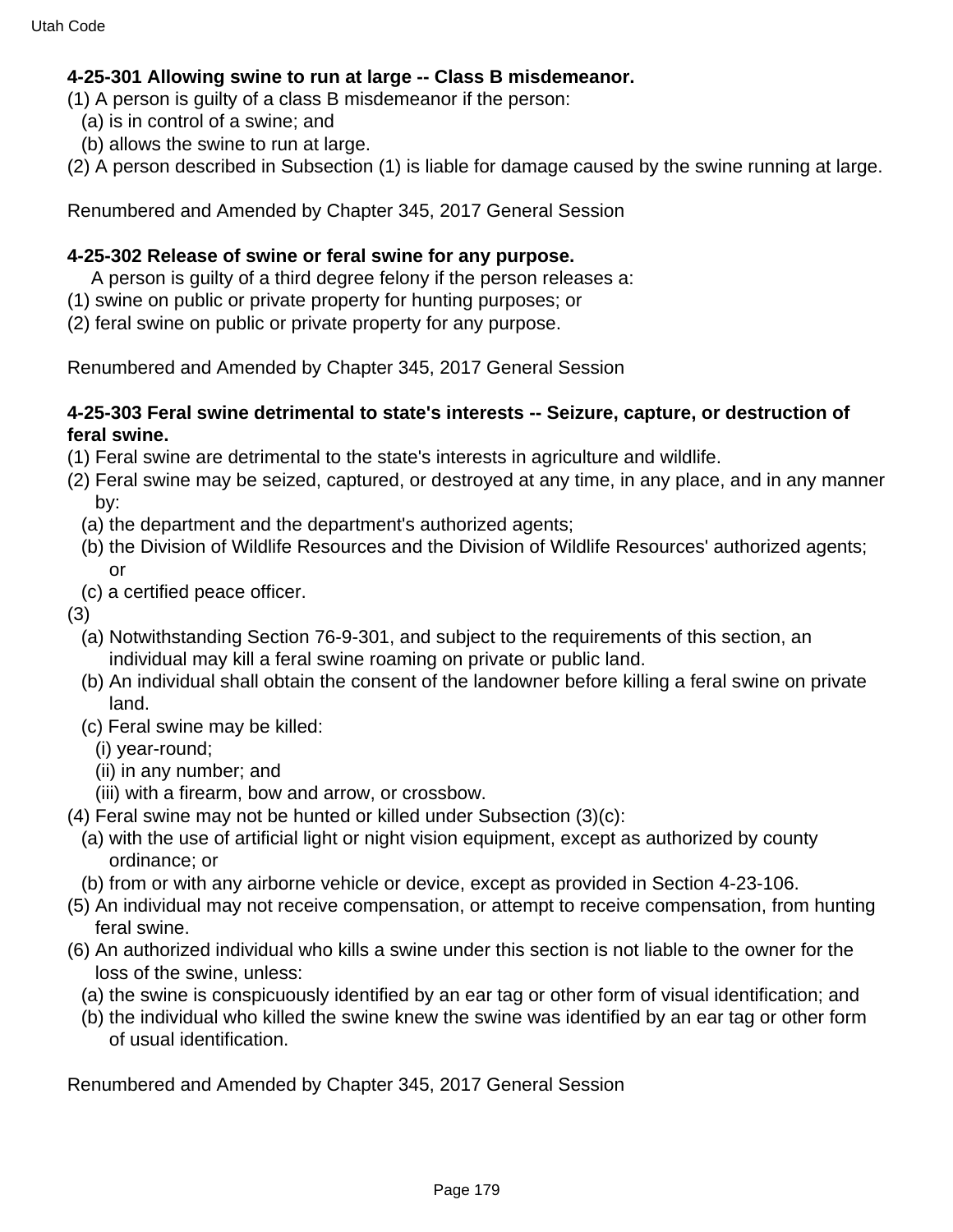**4-25-301 Allowing swine to run at large -- Class B misdemeanor.**

(1) A person is guilty of a class B misdemeanor if the person:

  (a) is in control of a swine; and

  (b) allows the swine to run at large.

(2) A person described in Subsection (1) is liable for damage caused by the swine running at large.

Renumbered and Amended by Chapter 345, 2017 General Session

**4-25-302 Release of swine or feral swine for any purpose.**

A person is guilty of a third degree felony if the person releases a:

(1) swine on public or private property for hunting purposes; or

(2) feral swine on public or private property for any purpose.

Renumbered and Amended by Chapter 345, 2017 General Session

**4-25-303 Feral swine detrimental to state's interests -- Seizure, capture, or destruction of feral swine.**

(1) Feral swine are detrimental to the state's interests in agriculture and wildlife.

(2) Feral swine may be seized, captured, or destroyed at any time, in any place, and in any manner by:

  (a) the department and the department's authorized agents;

  (b) the Division of Wildlife Resources and the Division of Wildlife Resources' authorized agents; or

  (c) a certified peace officer.

(3)

  (a) Notwithstanding Section 76-9-301, and subject to the requirements of this section, an individual may kill a feral swine roaming on private or public land.

  (b) An individual shall obtain the consent of the landowner before killing a feral swine on private land.

  (c) Feral swine may be killed:

    (i) year-round;

    (ii) in any number; and

    (iii) with a firearm, bow and arrow, or crossbow.

(4) Feral swine may not be hunted or killed under Subsection (3)(c):

  (a) with the use of artificial light or night vision equipment, except as authorized by county ordinance; or

  (b) from or with any airborne vehicle or device, except as provided in Section 4-23-106.

(5) An individual may not receive compensation, or attempt to receive compensation, from hunting feral swine.

(6) An authorized individual who kills a swine under this section is not liable to the owner for the loss of the swine, unless:

  (a) the swine is conspicuously identified by an ear tag or other form of visual identification; and

  (b) the individual who killed the swine knew the swine was identified by an ear tag or other form of usual identification.

Renumbered and Amended by Chapter 345, 2017 General Session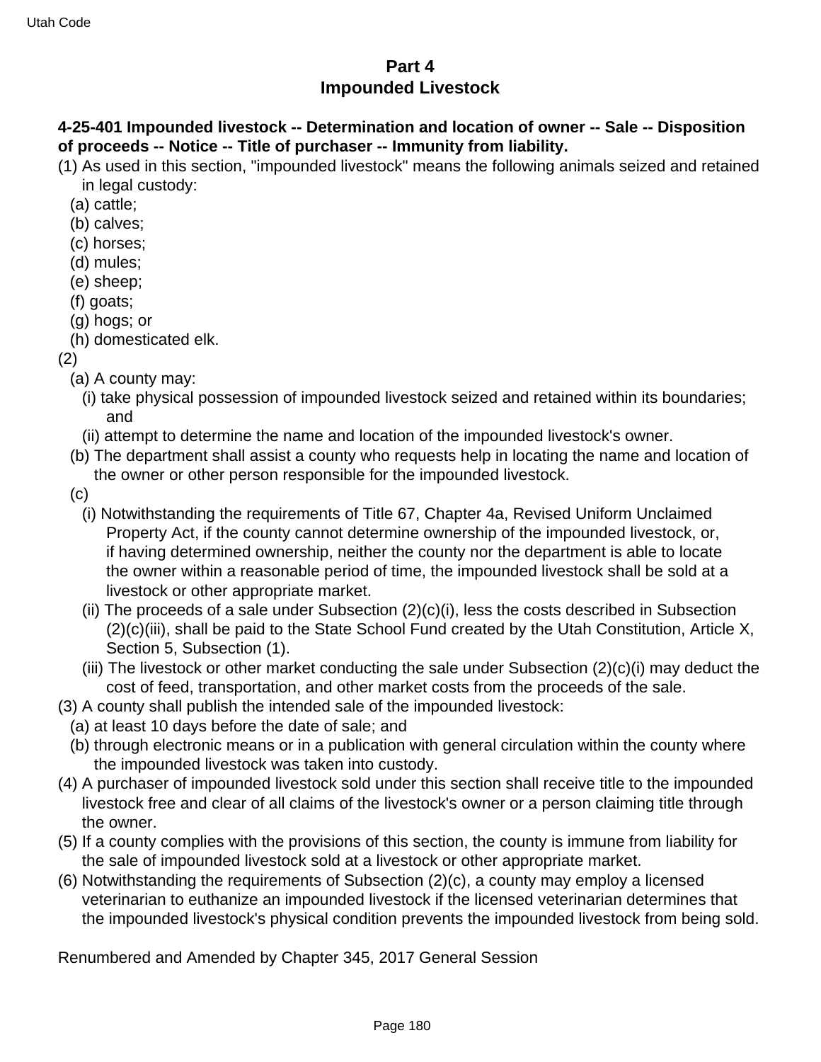## Part 4
## Impounded Livestock

**4-25-401 Impounded livestock -- Determination and location of owner -- Sale -- Disposition of proceeds -- Notice -- Title of purchaser -- Immunity from liability.**

(1) As used in this section, "impounded livestock" means the following animals seized and retained in legal custody:

- (a) cattle;
- (b) calves;
- (c) horses;
- (d) mules;
- (e) sheep;
- (f) goats;
- (g) hogs; or
- (h) domesticated elk.

(2)

- (a) A county may:
  - (i) take physical possession of impounded livestock seized and retained within its boundaries; and
  - (ii) attempt to determine the name and location of the impounded livestock's owner.
- (b) The department shall assist a county who requests help in locating the name and location of the owner or other person responsible for the impounded livestock.
- (c)
  - (i) Notwithstanding the requirements of Title 67, Chapter 4a, Revised Uniform Unclaimed Property Act, if the county cannot determine ownership of the impounded livestock, or, if having determined ownership, neither the county nor the department is able to locate the owner within a reasonable period of time, the impounded livestock shall be sold at a livestock or other appropriate market.
  - (ii) The proceeds of a sale under Subsection (2)(c)(i), less the costs described in Subsection (2)(c)(iii), shall be paid to the State School Fund created by the Utah Constitution, Article X, Section 5, Subsection (1).
  - (iii) The livestock or other market conducting the sale under Subsection (2)(c)(i) may deduct the cost of feed, transportation, and other market costs from the proceeds of the sale.

(3) A county shall publish the intended sale of the impounded livestock:

- (a) at least 10 days before the date of sale; and
- (b) through electronic means or in a publication with general circulation within the county where the impounded livestock was taken into custody.

(4) A purchaser of impounded livestock sold under this section shall receive title to the impounded livestock free and clear of all claims of the livestock's owner or a person claiming title through the owner.

(5) If a county complies with the provisions of this section, the county is immune from liability for the sale of impounded livestock sold at a livestock or other appropriate market.

(6) Notwithstanding the requirements of Subsection (2)(c), a county may employ a licensed veterinarian to euthanize an impounded livestock if the licensed veterinarian determines that the impounded livestock's physical condition prevents the impounded livestock from being sold.

Renumbered and Amended by Chapter 345, 2017 General Session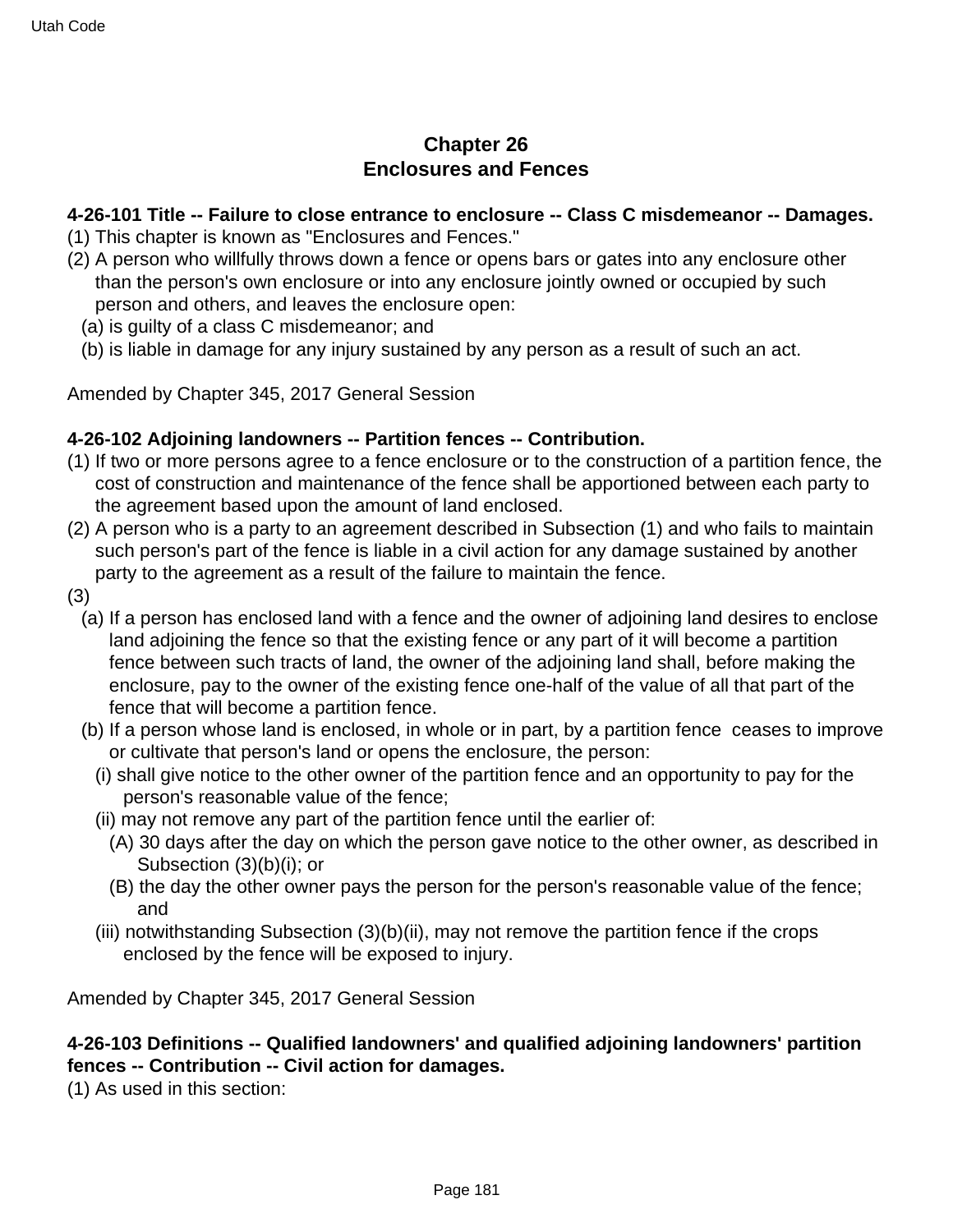## Chapter 26
## Enclosures and Fences

**4-26-101 Title -- Failure to close entrance to enclosure -- Class C misdemeanor -- Damages.**

(1) This chapter is known as "Enclosures and Fences."

(2) A person who willfully throws down a fence or opens bars or gates into any enclosure other than the person's own enclosure or into any enclosure jointly owned or occupied by such person and others, and leaves the enclosure open:

  (a) is guilty of a class C misdemeanor; and

  (b) is liable in damage for any injury sustained by any person as a result of such an act.

Amended by Chapter 345, 2017 General Session

**4-26-102 Adjoining landowners -- Partition fences -- Contribution.**

(1) If two or more persons agree to a fence enclosure or to the construction of a partition fence, the cost of construction and maintenance of the fence shall be apportioned between each party to the agreement based upon the amount of land enclosed.

(2) A person who is a party to an agreement described in Subsection (1) and who fails to maintain such person's part of the fence is liable in a civil action for any damage sustained by another party to the agreement as a result of the failure to maintain the fence.

(3)

  (a) If a person has enclosed land with a fence and the owner of adjoining land desires to enclose land adjoining the fence so that the existing fence or any part of it will become a partition fence between such tracts of land, the owner of the adjoining land shall, before making the enclosure, pay to the owner of the existing fence one-half of the value of all that part of the fence that will become a partition fence.

  (b) If a person whose land is enclosed, in whole or in part, by a partition fence ceases to improve or cultivate that person's land or opens the enclosure, the person:

    (i) shall give notice to the other owner of the partition fence and an opportunity to pay for the person's reasonable value of the fence;

    (ii) may not remove any part of the partition fence until the earlier of:

      (A) 30 days after the day on which the person gave notice to the other owner, as described in Subsection (3)(b)(i); or

      (B) the day the other owner pays the person for the person's reasonable value of the fence; and

    (iii) notwithstanding Subsection (3)(b)(ii), may not remove the partition fence if the crops enclosed by the fence will be exposed to injury.

Amended by Chapter 345, 2017 General Session

**4-26-103 Definitions -- Qualified landowners' and qualified adjoining landowners' partition fences -- Contribution -- Civil action for damages.**

(1) As used in this section: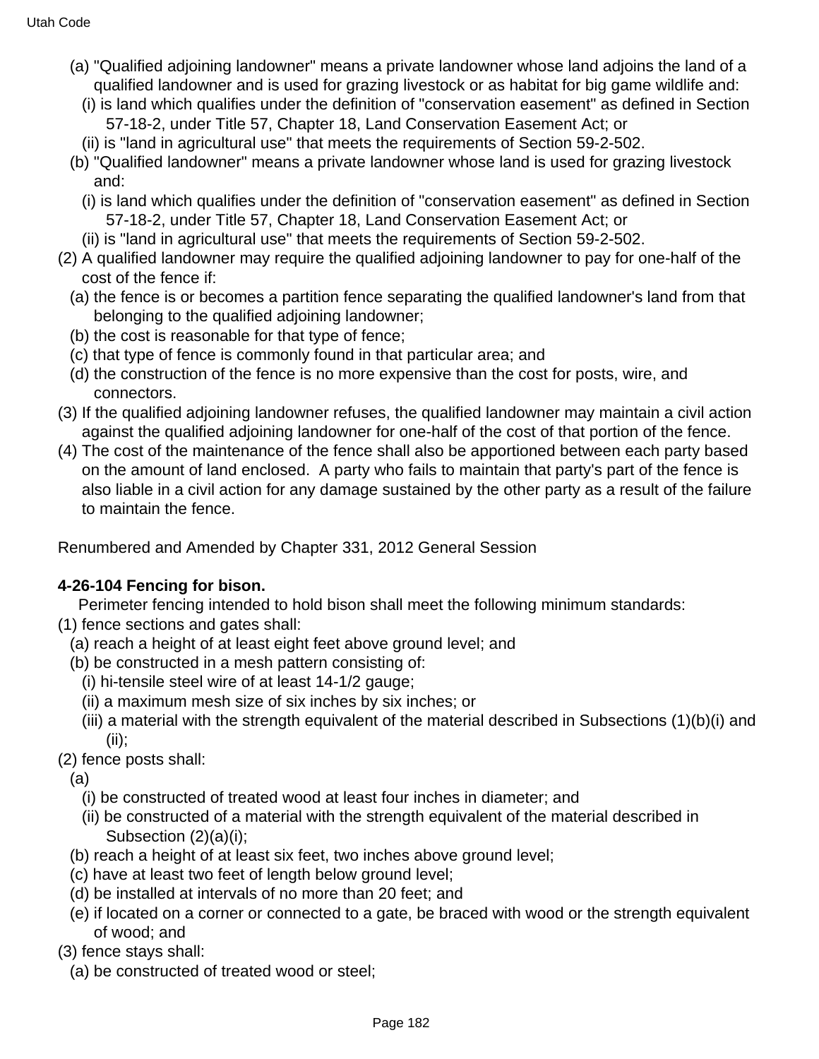(a) "Qualified adjoining landowner" means a private landowner whose land adjoins the land of a qualified landowner and is used for grazing livestock or as habitat for big game wildlife and:

(i) is land which qualifies under the definition of "conservation easement" as defined in Section 57-18-2, under Title 57, Chapter 18, Land Conservation Easement Act; or

(ii) is "land in agricultural use" that meets the requirements of Section 59-2-502.

(b) "Qualified landowner" means a private landowner whose land is used for grazing livestock and:

(i) is land which qualifies under the definition of "conservation easement" as defined in Section 57-18-2, under Title 57, Chapter 18, Land Conservation Easement Act; or

(ii) is "land in agricultural use" that meets the requirements of Section 59-2-502.

(2) A qualified landowner may require the qualified adjoining landowner to pay for one-half of the cost of the fence if:

(a) the fence is or becomes a partition fence separating the qualified landowner's land from that belonging to the qualified adjoining landowner;

(b) the cost is reasonable for that type of fence;

(c) that type of fence is commonly found in that particular area; and

(d) the construction of the fence is no more expensive than the cost for posts, wire, and connectors.

(3) If the qualified adjoining landowner refuses, the qualified landowner may maintain a civil action against the qualified adjoining landowner for one-half of the cost of that portion of the fence.

(4) The cost of the maintenance of the fence shall also be apportioned between each party based on the amount of land enclosed. A party who fails to maintain that party's part of the fence is also liable in a civil action for any damage sustained by the other party as a result of the failure to maintain the fence.

Renumbered and Amended by Chapter 331, 2012 General Session

**4-26-104 Fencing for bison.**

Perimeter fencing intended to hold bison shall meet the following minimum standards:

(1) fence sections and gates shall:

(a) reach a height of at least eight feet above ground level; and

(b) be constructed in a mesh pattern consisting of:

(i) hi-tensile steel wire of at least 14-1/2 gauge;

(ii) a maximum mesh size of six inches by six inches; or

(iii) a material with the strength equivalent of the material described in Subsections (1)(b)(i) and (ii);

(2) fence posts shall:

(a)

(i) be constructed of treated wood at least four inches in diameter; and

(ii) be constructed of a material with the strength equivalent of the material described in Subsection (2)(a)(i);

(b) reach a height of at least six feet, two inches above ground level;

(c) have at least two feet of length below ground level;

(d) be installed at intervals of no more than 20 feet; and

(e) if located on a corner or connected to a gate, be braced with wood or the strength equivalent of wood; and

(3) fence stays shall:

(a) be constructed of treated wood or steel;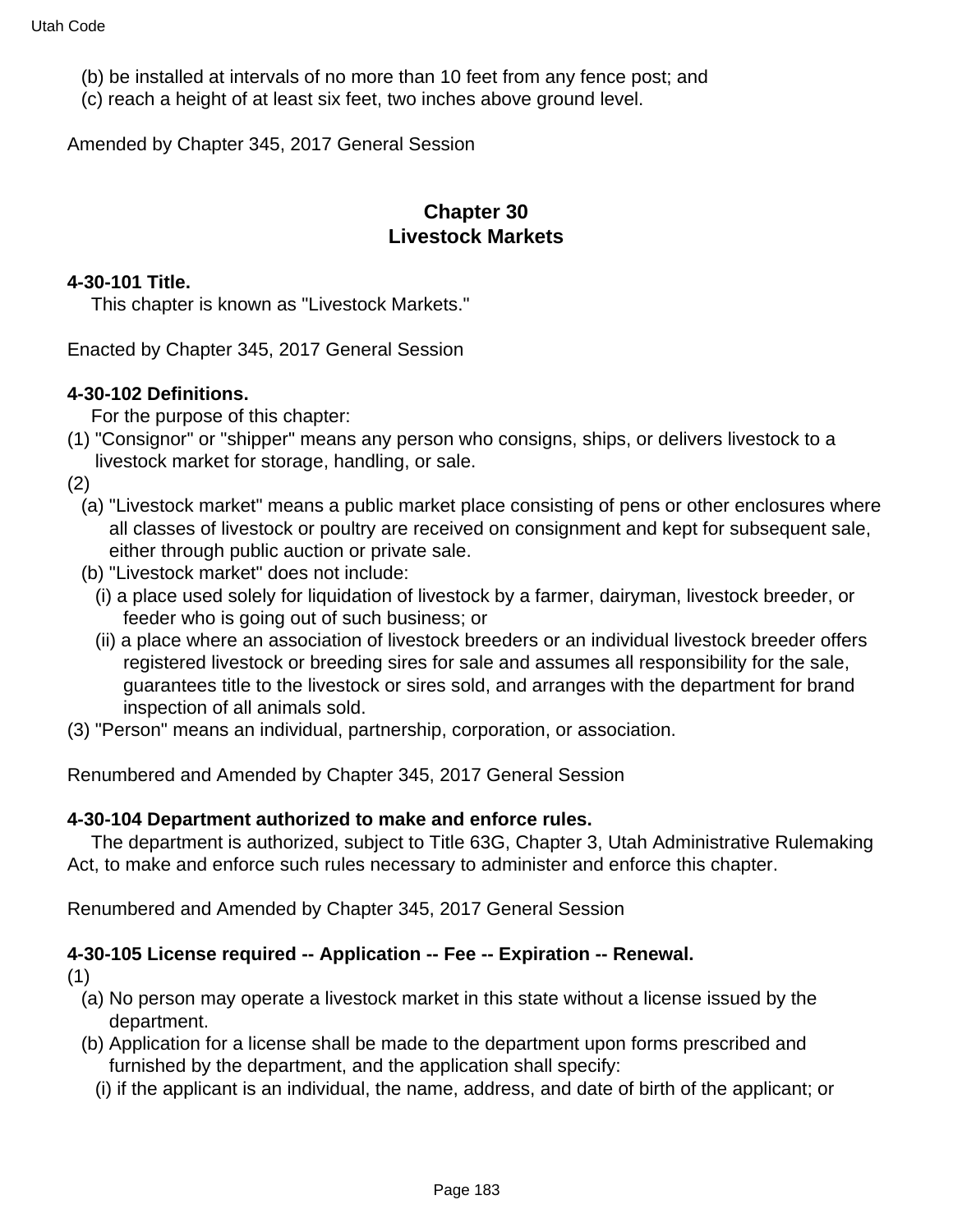(b) be installed at intervals of no more than 10 feet from any fence post; and
(c) reach a height of at least six feet, two inches above ground level.

Amended by Chapter 345, 2017 General Session

## Chapter 30
## Livestock Markets

**4-30-101 Title.**

This chapter is known as "Livestock Markets."

Enacted by Chapter 345, 2017 General Session

**4-30-102 Definitions.**

For the purpose of this chapter:

(1) "Consignor" or "shipper" means any person who consigns, ships, or delivers livestock to a livestock market for storage, handling, or sale.

(2)

(a) "Livestock market" means a public market place consisting of pens or other enclosures where all classes of livestock or poultry are received on consignment and kept for subsequent sale, either through public auction or private sale.

(b) "Livestock market" does not include:

(i) a place used solely for liquidation of livestock by a farmer, dairyman, livestock breeder, or feeder who is going out of such business; or

(ii) a place where an association of livestock breeders or an individual livestock breeder offers registered livestock or breeding sires for sale and assumes all responsibility for the sale, guarantees title to the livestock or sires sold, and arranges with the department for brand inspection of all animals sold.

(3) "Person" means an individual, partnership, corporation, or association.

Renumbered and Amended by Chapter 345, 2017 General Session

**4-30-104 Department authorized to make and enforce rules.**

The department is authorized, subject to Title 63G, Chapter 3, Utah Administrative Rulemaking Act, to make and enforce such rules necessary to administer and enforce this chapter.

Renumbered and Amended by Chapter 345, 2017 General Session

**4-30-105 License required -- Application -- Fee -- Expiration -- Renewal.**

(1)

(a) No person may operate a livestock market in this state without a license issued by the department.

(b) Application for a license shall be made to the department upon forms prescribed and furnished by the department, and the application shall specify:

(i) if the applicant is an individual, the name, address, and date of birth of the applicant; or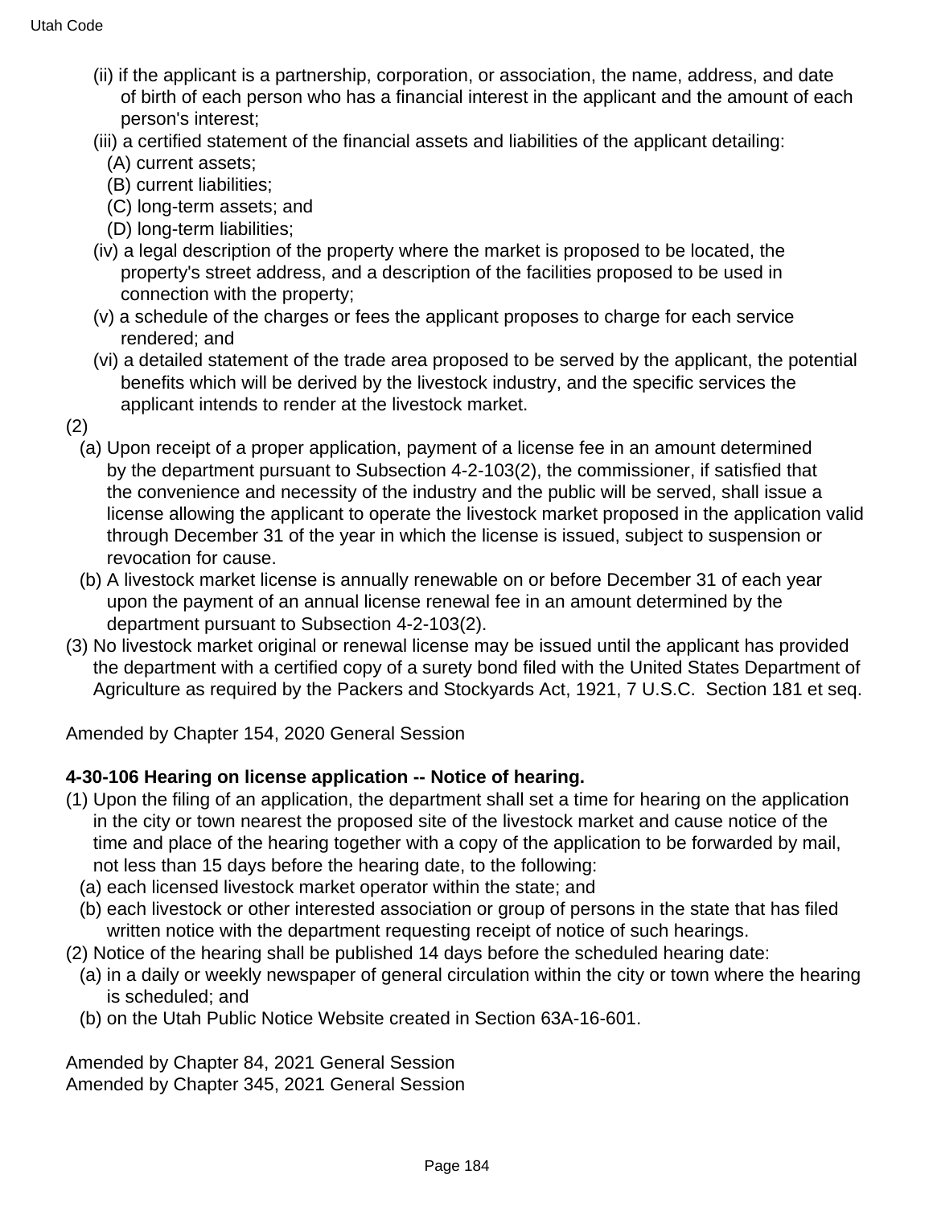(ii) if the applicant is a partnership, corporation, or association, the name, address, and date of birth of each person who has a financial interest in the applicant and the amount of each person's interest;

(iii) a certified statement of the financial assets and liabilities of the applicant detailing:

(A) current assets;

(B) current liabilities;

(C) long-term assets; and

(D) long-term liabilities;

(iv) a legal description of the property where the market is proposed to be located, the property's street address, and a description of the facilities proposed to be used in connection with the property;

(v) a schedule of the charges or fees the applicant proposes to charge for each service rendered; and

(vi) a detailed statement of the trade area proposed to be served by the applicant, the potential benefits which will be derived by the livestock industry, and the specific services the applicant intends to render at the livestock market.

(2)

(a) Upon receipt of a proper application, payment of a license fee in an amount determined by the department pursuant to Subsection 4-2-103(2), the commissioner, if satisfied that the convenience and necessity of the industry and the public will be served, shall issue a license allowing the applicant to operate the livestock market proposed in the application valid through December 31 of the year in which the license is issued, subject to suspension or revocation for cause.

(b) A livestock market license is annually renewable on or before December 31 of each year upon the payment of an annual license renewal fee in an amount determined by the department pursuant to Subsection 4-2-103(2).

(3) No livestock market original or renewal license may be issued until the applicant has provided the department with a certified copy of a surety bond filed with the United States Department of Agriculture as required by the Packers and Stockyards Act, 1921, 7 U.S.C. Section 181 et seq.

Amended by Chapter 154, 2020 General Session

**4-30-106 Hearing on license application -- Notice of hearing.**

(1) Upon the filing of an application, the department shall set a time for hearing on the application in the city or town nearest the proposed site of the livestock market and cause notice of the time and place of the hearing together with a copy of the application to be forwarded by mail, not less than 15 days before the hearing date, to the following:

(a) each licensed livestock market operator within the state; and

(b) each livestock or other interested association or group of persons in the state that has filed written notice with the department requesting receipt of notice of such hearings.

(2) Notice of the hearing shall be published 14 days before the scheduled hearing date:

(a) in a daily or weekly newspaper of general circulation within the city or town where the hearing is scheduled; and

(b) on the Utah Public Notice Website created in Section 63A-16-601.

Amended by Chapter 84, 2021 General Session
Amended by Chapter 345, 2021 General Session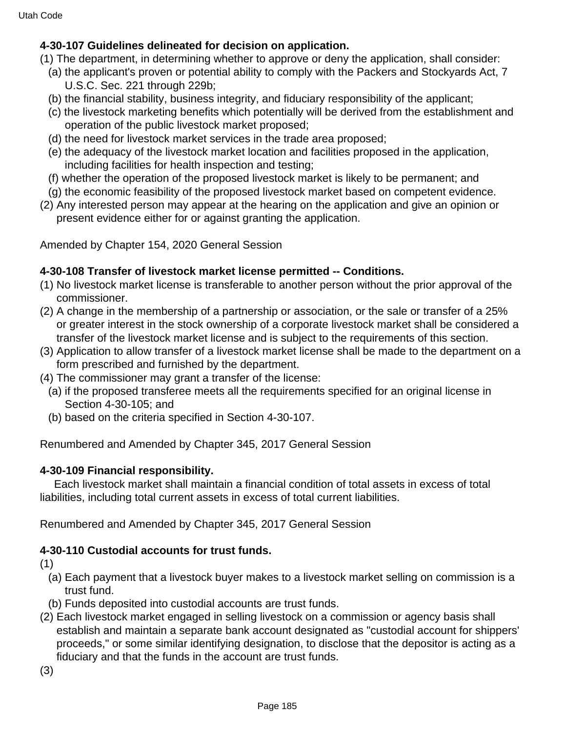**4-30-107 Guidelines delineated for decision on application.**

(1) The department, in determining whether to approve or deny the application, shall consider:

(a) the applicant's proven or potential ability to comply with the Packers and Stockyards Act, 7 U.S.C. Sec. 221 through 229b;

(b) the financial stability, business integrity, and fiduciary responsibility of the applicant;

(c) the livestock marketing benefits which potentially will be derived from the establishment and operation of the public livestock market proposed;

(d) the need for livestock market services in the trade area proposed;

(e) the adequacy of the livestock market location and facilities proposed in the application, including facilities for health inspection and testing;

(f) whether the operation of the proposed livestock market is likely to be permanent; and

(g) the economic feasibility of the proposed livestock market based on competent evidence.

(2) Any interested person may appear at the hearing on the application and give an opinion or present evidence either for or against granting the application.

Amended by Chapter 154, 2020 General Session

**4-30-108 Transfer of livestock market license permitted -- Conditions.**

(1) No livestock market license is transferable to another person without the prior approval of the commissioner.

(2) A change in the membership of a partnership or association, or the sale or transfer of a 25% or greater interest in the stock ownership of a corporate livestock market shall be considered a transfer of the livestock market license and is subject to the requirements of this section.

(3) Application to allow transfer of a livestock market license shall be made to the department on a form prescribed and furnished by the department.

(4) The commissioner may grant a transfer of the license:

(a) if the proposed transferee meets all the requirements specified for an original license in Section 4-30-105; and

(b) based on the criteria specified in Section 4-30-107.

Renumbered and Amended by Chapter 345, 2017 General Session

**4-30-109 Financial responsibility.**

Each livestock market shall maintain a financial condition of total assets in excess of total liabilities, including total current assets in excess of total current liabilities.

Renumbered and Amended by Chapter 345, 2017 General Session

**4-30-110 Custodial accounts for trust funds.**

(1)

(a) Each payment that a livestock buyer makes to a livestock market selling on commission is a trust fund.

(b) Funds deposited into custodial accounts are trust funds.

(2) Each livestock market engaged in selling livestock on a commission or agency basis shall establish and maintain a separate bank account designated as "custodial account for shippers' proceeds," or some similar identifying designation, to disclose that the depositor is acting as a fiduciary and that the funds in the account are trust funds.

(3)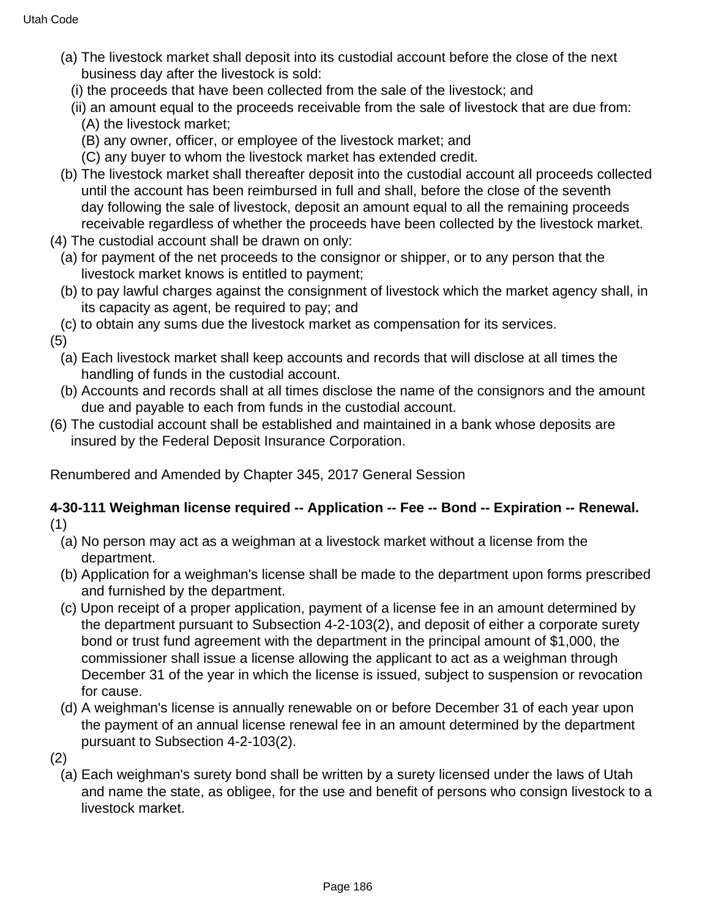(a) The livestock market shall deposit into its custodial account before the close of the next business day after the livestock is sold:

(i) the proceeds that have been collected from the sale of the livestock; and

(ii) an amount equal to the proceeds receivable from the sale of livestock that are due from:

(A) the livestock market;

(B) any owner, officer, or employee of the livestock market; and

(C) any buyer to whom the livestock market has extended credit.

(b) The livestock market shall thereafter deposit into the custodial account all proceeds collected until the account has been reimbursed in full and shall, before the close of the seventh day following the sale of livestock, deposit an amount equal to all the remaining proceeds receivable regardless of whether the proceeds have been collected by the livestock market.

(4) The custodial account shall be drawn on only:

(a) for payment of the net proceeds to the consignor or shipper, or to any person that the livestock market knows is entitled to payment;

(b) to pay lawful charges against the consignment of livestock which the market agency shall, in its capacity as agent, be required to pay; and

(c) to obtain any sums due the livestock market as compensation for its services.

(5)

(a) Each livestock market shall keep accounts and records that will disclose at all times the handling of funds in the custodial account.

(b) Accounts and records shall at all times disclose the name of the consignors and the amount due and payable to each from funds in the custodial account.

(6) The custodial account shall be established and maintained in a bank whose deposits are insured by the Federal Deposit Insurance Corporation.

Renumbered and Amended by Chapter 345, 2017 General Session

**4-30-111 Weighman license required -- Application -- Fee -- Bond -- Expiration -- Renewal.**

(1)

(a) No person may act as a weighman at a livestock market without a license from the department.

(b) Application for a weighman's license shall be made to the department upon forms prescribed and furnished by the department.

(c) Upon receipt of a proper application, payment of a license fee in an amount determined by the department pursuant to Subsection 4-2-103(2), and deposit of either a corporate surety bond or trust fund agreement with the department in the principal amount of $1,000, the commissioner shall issue a license allowing the applicant to act as a weighman through December 31 of the year in which the license is issued, subject to suspension or revocation for cause.

(d) A weighman's license is annually renewable on or before December 31 of each year upon the payment of an annual license renewal fee in an amount determined by the department pursuant to Subsection 4-2-103(2).

(2)

(a) Each weighman's surety bond shall be written by a surety licensed under the laws of Utah and name the state, as obligee, for the use and benefit of persons who consign livestock to a livestock market.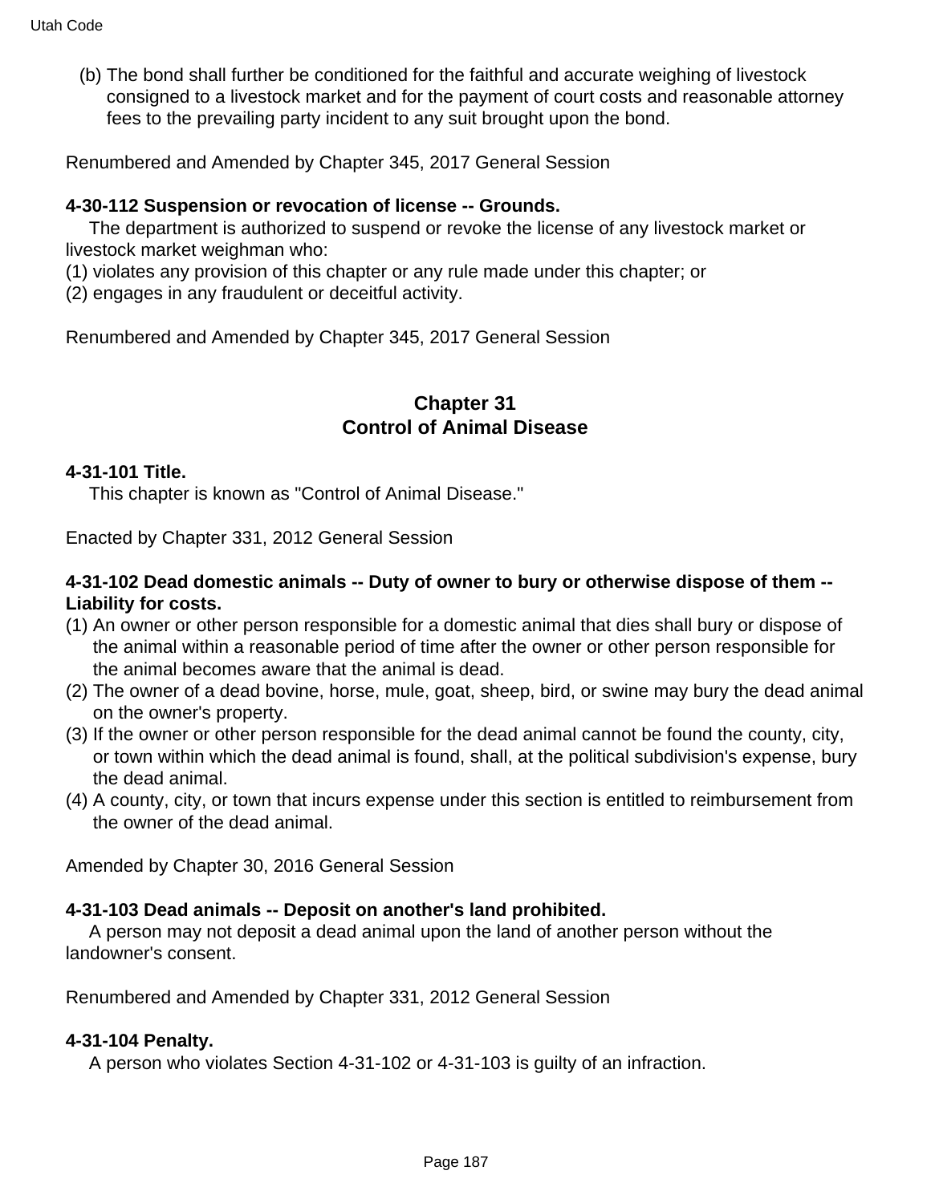(b) The bond shall further be conditioned for the faithful and accurate weighing of livestock consigned to a livestock market and for the payment of court costs and reasonable attorney fees to the prevailing party incident to any suit brought upon the bond.

Renumbered and Amended by Chapter 345, 2017 General Session

**4-30-112 Suspension or revocation of license -- Grounds.**

The department is authorized to suspend or revoke the license of any livestock market or livestock market weighman who:

(1) violates any provision of this chapter or any rule made under this chapter; or

(2) engages in any fraudulent or deceitful activity.

Renumbered and Amended by Chapter 345, 2017 General Session

## Chapter 31
## Control of Animal Disease

**4-31-101 Title.**

This chapter is known as "Control of Animal Disease."

Enacted by Chapter 331, 2012 General Session

**4-31-102 Dead domestic animals -- Duty of owner to bury or otherwise dispose of them -- Liability for costs.**

(1) An owner or other person responsible for a domestic animal that dies shall bury or dispose of the animal within a reasonable period of time after the owner or other person responsible for the animal becomes aware that the animal is dead.

(2) The owner of a dead bovine, horse, mule, goat, sheep, bird, or swine may bury the dead animal on the owner's property.

(3) If the owner or other person responsible for the dead animal cannot be found the county, city, or town within which the dead animal is found, shall, at the political subdivision's expense, bury the dead animal.

(4) A county, city, or town that incurs expense under this section is entitled to reimbursement from the owner of the dead animal.

Amended by Chapter 30, 2016 General Session

**4-31-103 Dead animals -- Deposit on another's land prohibited.**

A person may not deposit a dead animal upon the land of another person without the landowner's consent.

Renumbered and Amended by Chapter 331, 2012 General Session

**4-31-104 Penalty.**

A person who violates Section 4-31-102 or 4-31-103 is guilty of an infraction.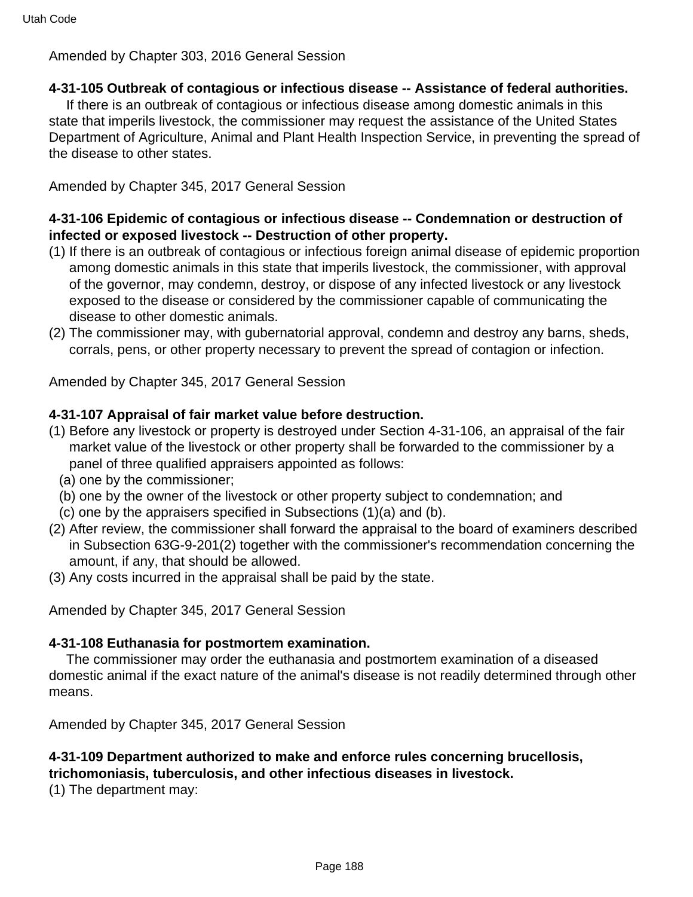Amended by Chapter 303, 2016 General Session

**4-31-105 Outbreak of contagious or infectious disease -- Assistance of federal authorities.**

If there is an outbreak of contagious or infectious disease among domestic animals in this state that imperils livestock, the commissioner may request the assistance of the United States Department of Agriculture, Animal and Plant Health Inspection Service, in preventing the spread of the disease to other states.

Amended by Chapter 345, 2017 General Session

**4-31-106 Epidemic of contagious or infectious disease -- Condemnation or destruction of infected or exposed livestock -- Destruction of other property.**

(1) If there is an outbreak of contagious or infectious foreign animal disease of epidemic proportion among domestic animals in this state that imperils livestock, the commissioner, with approval of the governor, may condemn, destroy, or dispose of any infected livestock or any livestock exposed to the disease or considered by the commissioner capable of communicating the disease to other domestic animals.

(2) The commissioner may, with gubernatorial approval, condemn and destroy any barns, sheds, corrals, pens, or other property necessary to prevent the spread of contagion or infection.

Amended by Chapter 345, 2017 General Session

**4-31-107 Appraisal of fair market value before destruction.**

(1) Before any livestock or property is destroyed under Section 4-31-106, an appraisal of the fair market value of the livestock or other property shall be forwarded to the commissioner by a panel of three qualified appraisers appointed as follows:

(a) one by the commissioner;

(b) one by the owner of the livestock or other property subject to condemnation; and

(c) one by the appraisers specified in Subsections (1)(a) and (b).

(2) After review, the commissioner shall forward the appraisal to the board of examiners described in Subsection 63G-9-201(2) together with the commissioner's recommendation concerning the amount, if any, that should be allowed.

(3) Any costs incurred in the appraisal shall be paid by the state.

Amended by Chapter 345, 2017 General Session

**4-31-108 Euthanasia for postmortem examination.**

The commissioner may order the euthanasia and postmortem examination of a diseased domestic animal if the exact nature of the animal's disease is not readily determined through other means.

Amended by Chapter 345, 2017 General Session

**4-31-109 Department authorized to make and enforce rules concerning brucellosis, trichomoniasis, tuberculosis, and other infectious diseases in livestock.**

(1) The department may: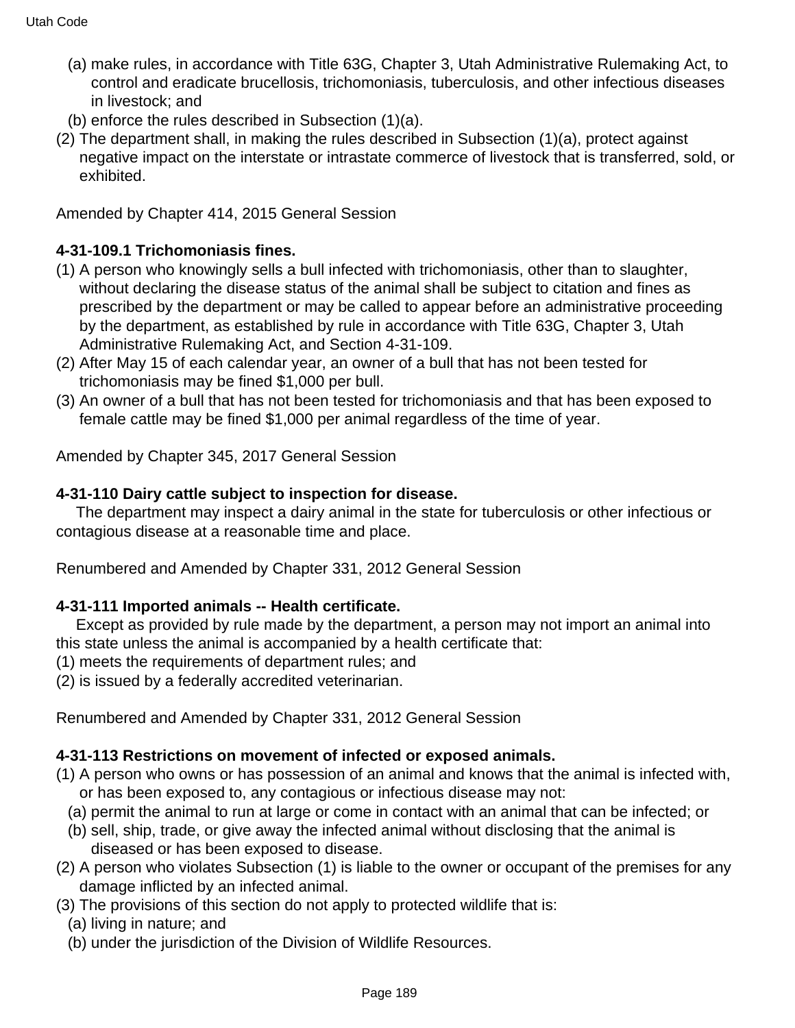(a) make rules, in accordance with Title 63G, Chapter 3, Utah Administrative Rulemaking Act, to control and eradicate brucellosis, trichomoniasis, tuberculosis, and other infectious diseases in livestock; and

(b) enforce the rules described in Subsection (1)(a).

(2) The department shall, in making the rules described in Subsection (1)(a), protect against negative impact on the interstate or intrastate commerce of livestock that is transferred, sold, or exhibited.

Amended by Chapter 414, 2015 General Session

**4-31-109.1 Trichomoniasis fines.**

(1) A person who knowingly sells a bull infected with trichomoniasis, other than to slaughter, without declaring the disease status of the animal shall be subject to citation and fines as prescribed by the department or may be called to appear before an administrative proceeding by the department, as established by rule in accordance with Title 63G, Chapter 3, Utah Administrative Rulemaking Act, and Section 4-31-109.

(2) After May 15 of each calendar year, an owner of a bull that has not been tested for trichomoniasis may be fined $1,000 per bull.

(3) An owner of a bull that has not been tested for trichomoniasis and that has been exposed to female cattle may be fined $1,000 per animal regardless of the time of year.

Amended by Chapter 345, 2017 General Session

**4-31-110 Dairy cattle subject to inspection for disease.**

The department may inspect a dairy animal in the state for tuberculosis or other infectious or contagious disease at a reasonable time and place.

Renumbered and Amended by Chapter 331, 2012 General Session

**4-31-111 Imported animals -- Health certificate.**

Except as provided by rule made by the department, a person may not import an animal into this state unless the animal is accompanied by a health certificate that:

(1) meets the requirements of department rules; and

(2) is issued by a federally accredited veterinarian.

Renumbered and Amended by Chapter 331, 2012 General Session

**4-31-113 Restrictions on movement of infected or exposed animals.**

(1) A person who owns or has possession of an animal and knows that the animal is infected with, or has been exposed to, any contagious or infectious disease may not:

(a) permit the animal to run at large or come in contact with an animal that can be infected; or

(b) sell, ship, trade, or give away the infected animal without disclosing that the animal is diseased or has been exposed to disease.

(2) A person who violates Subsection (1) is liable to the owner or occupant of the premises for any damage inflicted by an infected animal.

(3) The provisions of this section do not apply to protected wildlife that is:

(a) living in nature; and

(b) under the jurisdiction of the Division of Wildlife Resources.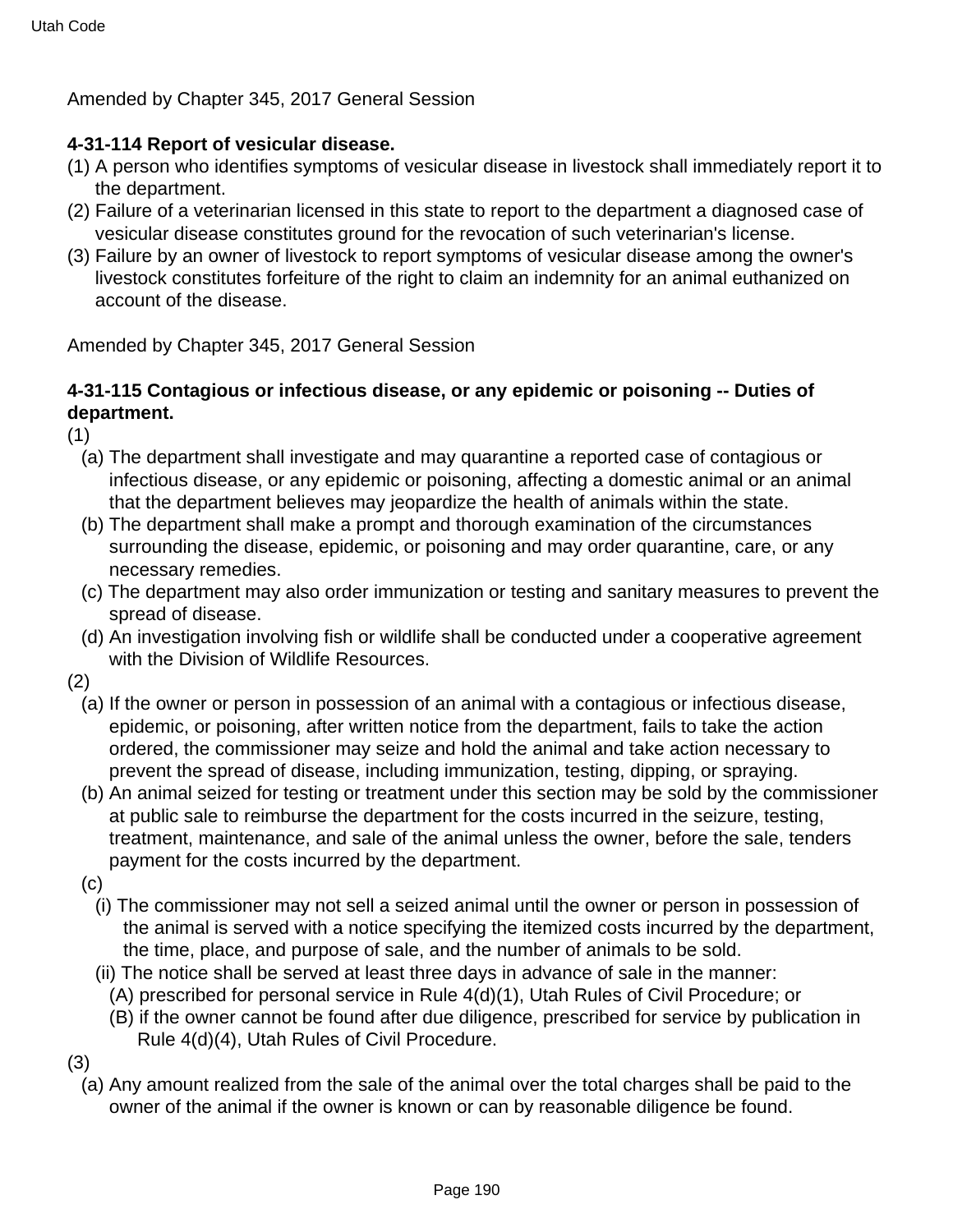Amended by Chapter 345, 2017 General Session

**4-31-114 Report of vesicular disease.**

(1) A person who identifies symptoms of vesicular disease in livestock shall immediately report it to the department.

(2) Failure of a veterinarian licensed in this state to report to the department a diagnosed case of vesicular disease constitutes ground for the revocation of such veterinarian's license.

(3) Failure by an owner of livestock to report symptoms of vesicular disease among the owner's livestock constitutes forfeiture of the right to claim an indemnity for an animal euthanized on account of the disease.

Amended by Chapter 345, 2017 General Session

**4-31-115 Contagious or infectious disease, or any epidemic or poisoning -- Duties of department.**

(1)

(a) The department shall investigate and may quarantine a reported case of contagious or infectious disease, or any epidemic or poisoning, affecting a domestic animal or an animal that the department believes may jeopardize the health of animals within the state.

(b) The department shall make a prompt and thorough examination of the circumstances surrounding the disease, epidemic, or poisoning and may order quarantine, care, or any necessary remedies.

(c) The department may also order immunization or testing and sanitary measures to prevent the spread of disease.

(d) An investigation involving fish or wildlife shall be conducted under a cooperative agreement with the Division of Wildlife Resources.

(2)

(a) If the owner or person in possession of an animal with a contagious or infectious disease, epidemic, or poisoning, after written notice from the department, fails to take the action ordered, the commissioner may seize and hold the animal and take action necessary to prevent the spread of disease, including immunization, testing, dipping, or spraying.

(b) An animal seized for testing or treatment under this section may be sold by the commissioner at public sale to reimburse the department for the costs incurred in the seizure, testing, treatment, maintenance, and sale of the animal unless the owner, before the sale, tenders payment for the costs incurred by the department.

(c)

(i) The commissioner may not sell a seized animal until the owner or person in possession of the animal is served with a notice specifying the itemized costs incurred by the department, the time, place, and purpose of sale, and the number of animals to be sold.

(ii) The notice shall be served at least three days in advance of sale in the manner:

(A) prescribed for personal service in Rule 4(d)(1), Utah Rules of Civil Procedure; or

(B) if the owner cannot be found after due diligence, prescribed for service by publication in Rule 4(d)(4), Utah Rules of Civil Procedure.

(3)

(a) Any amount realized from the sale of the animal over the total charges shall be paid to the owner of the animal if the owner is known or can by reasonable diligence be found.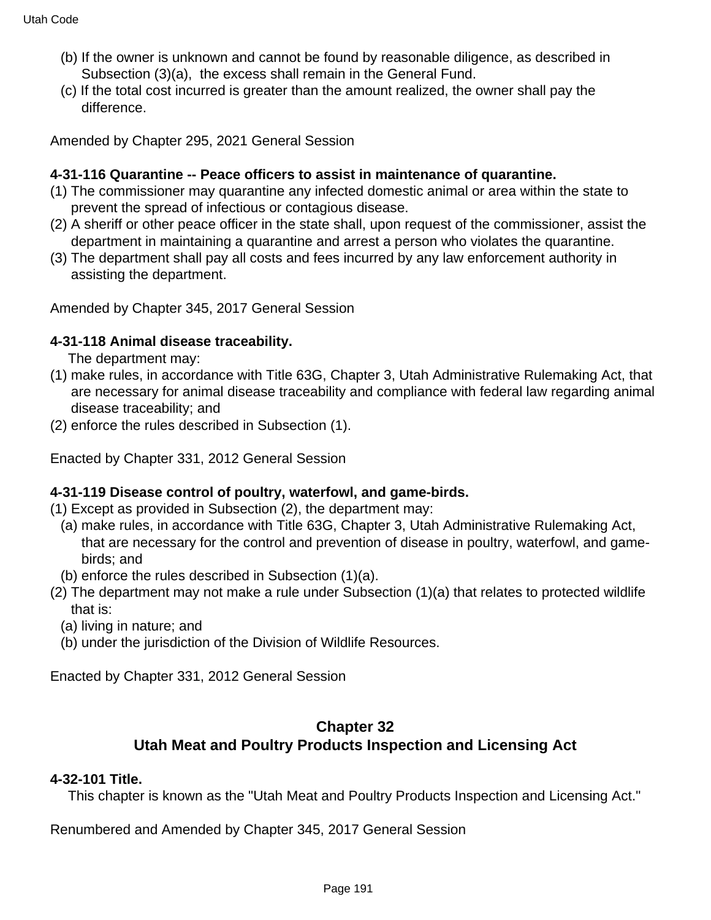(b) If the owner is unknown and cannot be found by reasonable diligence, as described in Subsection (3)(a), the excess shall remain in the General Fund.

(c) If the total cost incurred is greater than the amount realized, the owner shall pay the difference.

Amended by Chapter 295, 2021 General Session

**4-31-116 Quarantine -- Peace officers to assist in maintenance of quarantine.**

(1) The commissioner may quarantine any infected domestic animal or area within the state to prevent the spread of infectious or contagious disease.

(2) A sheriff or other peace officer in the state shall, upon request of the commissioner, assist the department in maintaining a quarantine and arrest a person who violates the quarantine.

(3) The department shall pay all costs and fees incurred by any law enforcement authority in assisting the department.

Amended by Chapter 345, 2017 General Session

**4-31-118 Animal disease traceability.**

The department may:

(1) make rules, in accordance with Title 63G, Chapter 3, Utah Administrative Rulemaking Act, that are necessary for animal disease traceability and compliance with federal law regarding animal disease traceability; and

(2) enforce the rules described in Subsection (1).

Enacted by Chapter 331, 2012 General Session

**4-31-119 Disease control of poultry, waterfowl, and game-birds.**

(1) Except as provided in Subsection (2), the department may:

(a) make rules, in accordance with Title 63G, Chapter 3, Utah Administrative Rulemaking Act, that are necessary for the control and prevention of disease in poultry, waterfowl, and game-birds; and

(b) enforce the rules described in Subsection (1)(a).

(2) The department may not make a rule under Subsection (1)(a) that relates to protected wildlife that is:

(a) living in nature; and

(b) under the jurisdiction of the Division of Wildlife Resources.

Enacted by Chapter 331, 2012 General Session

## Chapter 32
## Utah Meat and Poultry Products Inspection and Licensing Act

**4-32-101 Title.**

This chapter is known as the "Utah Meat and Poultry Products Inspection and Licensing Act."

Renumbered and Amended by Chapter 345, 2017 General Session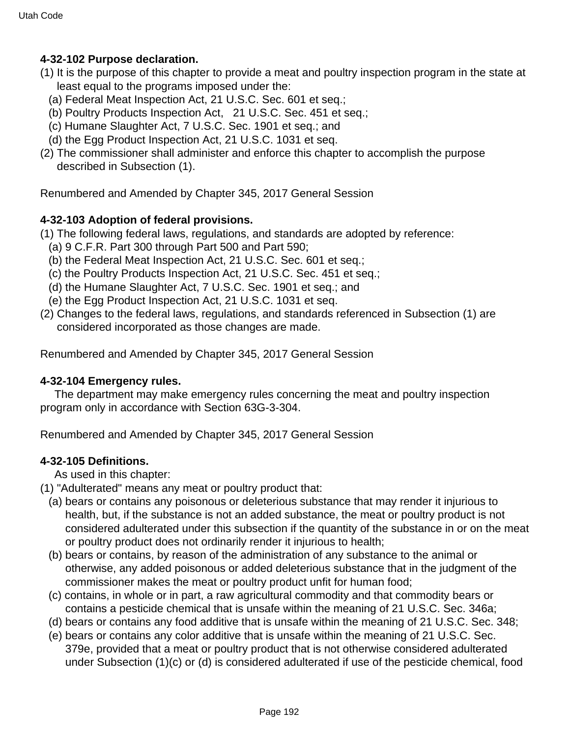**4-32-102 Purpose declaration.**

(1) It is the purpose of this chapter to provide a meat and poultry inspection program in the state at least equal to the programs imposed under the:

(a) Federal Meat Inspection Act, 21 U.S.C. Sec. 601 et seq.;

(b) Poultry Products Inspection Act, 21 U.S.C. Sec. 451 et seq.;

(c) Humane Slaughter Act, 7 U.S.C. Sec. 1901 et seq.; and

(d) the Egg Product Inspection Act, 21 U.S.C. 1031 et seq.

(2) The commissioner shall administer and enforce this chapter to accomplish the purpose described in Subsection (1).

Renumbered and Amended by Chapter 345, 2017 General Session

**4-32-103 Adoption of federal provisions.**

(1) The following federal laws, regulations, and standards are adopted by reference:

(a) 9 C.F.R. Part 300 through Part 500 and Part 590;

(b) the Federal Meat Inspection Act, 21 U.S.C. Sec. 601 et seq.;

(c) the Poultry Products Inspection Act, 21 U.S.C. Sec. 451 et seq.;

(d) the Humane Slaughter Act, 7 U.S.C. Sec. 1901 et seq.; and

(e) the Egg Product Inspection Act, 21 U.S.C. 1031 et seq.

(2) Changes to the federal laws, regulations, and standards referenced in Subsection (1) are considered incorporated as those changes are made.

Renumbered and Amended by Chapter 345, 2017 General Session

**4-32-104 Emergency rules.**

The department may make emergency rules concerning the meat and poultry inspection program only in accordance with Section 63G-3-304.

Renumbered and Amended by Chapter 345, 2017 General Session

**4-32-105 Definitions.**

As used in this chapter:

(1) "Adulterated" means any meat or poultry product that:

(a) bears or contains any poisonous or deleterious substance that may render it injurious to health, but, if the substance is not an added substance, the meat or poultry product is not considered adulterated under this subsection if the quantity of the substance in or on the meat or poultry product does not ordinarily render it injurious to health;

(b) bears or contains, by reason of the administration of any substance to the animal or otherwise, any added poisonous or added deleterious substance that in the judgment of the commissioner makes the meat or poultry product unfit for human food;

(c) contains, in whole or in part, a raw agricultural commodity and that commodity bears or contains a pesticide chemical that is unsafe within the meaning of 21 U.S.C. Sec. 346a;

(d) bears or contains any food additive that is unsafe within the meaning of 21 U.S.C. Sec. 348;

(e) bears or contains any color additive that is unsafe within the meaning of 21 U.S.C. Sec. 379e, provided that a meat or poultry product that is not otherwise considered adulterated under Subsection (1)(c) or (d) is considered adulterated if use of the pesticide chemical, food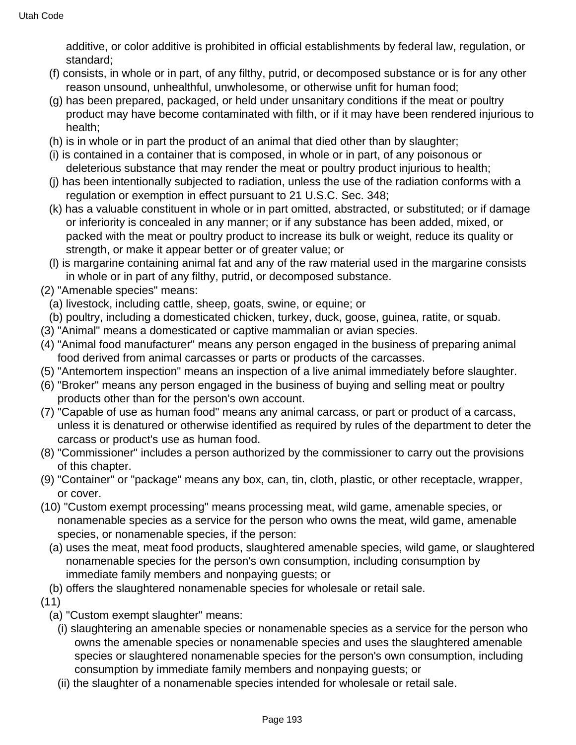additive, or color additive is prohibited in official establishments by federal law, regulation, or standard;

(f) consists, in whole or in part, of any filthy, putrid, or decomposed substance or is for any other reason unsound, unhealthful, unwholesome, or otherwise unfit for human food;

(g) has been prepared, packaged, or held under unsanitary conditions if the meat or poultry product may have become contaminated with filth, or if it may have been rendered injurious to health;

(h) is in whole or in part the product of an animal that died other than by slaughter;

(i) is contained in a container that is composed, in whole or in part, of any poisonous or deleterious substance that may render the meat or poultry product injurious to health;

(j) has been intentionally subjected to radiation, unless the use of the radiation conforms with a regulation or exemption in effect pursuant to 21 U.S.C. Sec. 348;

(k) has a valuable constituent in whole or in part omitted, abstracted, or substituted; or if damage or inferiority is concealed in any manner; or if any substance has been added, mixed, or packed with the meat or poultry product to increase its bulk or weight, reduce its quality or strength, or make it appear better or of greater value; or

(l) is margarine containing animal fat and any of the raw material used in the margarine consists in whole or in part of any filthy, putrid, or decomposed substance.

(2) "Amenable species" means:

(a) livestock, including cattle, sheep, goats, swine, or equine; or

(b) poultry, including a domesticated chicken, turkey, duck, goose, guinea, ratite, or squab.

(3) "Animal" means a domesticated or captive mammalian or avian species.

(4) "Animal food manufacturer" means any person engaged in the business of preparing animal food derived from animal carcasses or parts or products of the carcasses.

(5) "Antemortem inspection" means an inspection of a live animal immediately before slaughter.

(6) "Broker" means any person engaged in the business of buying and selling meat or poultry products other than for the person's own account.

(7) "Capable of use as human food" means any animal carcass, or part or product of a carcass, unless it is denatured or otherwise identified as required by rules of the department to deter the carcass or product's use as human food.

(8) "Commissioner" includes a person authorized by the commissioner to carry out the provisions of this chapter.

(9) "Container" or "package" means any box, can, tin, cloth, plastic, or other receptacle, wrapper, or cover.

(10) "Custom exempt processing" means processing meat, wild game, amenable species, or nonamenable species as a service for the person who owns the meat, wild game, amenable species, or nonamenable species, if the person:

(a) uses the meat, meat food products, slaughtered amenable species, wild game, or slaughtered nonamenable species for the person's own consumption, including consumption by immediate family members and nonpaying guests; or

(b) offers the slaughtered nonamenable species for wholesale or retail sale.

(11)

(a) "Custom exempt slaughter" means:

(i) slaughtering an amenable species or nonamenable species as a service for the person who owns the amenable species or nonamenable species and uses the slaughtered amenable species or slaughtered nonamenable species for the person's own consumption, including consumption by immediate family members and nonpaying guests; or

(ii) the slaughter of a nonamenable species intended for wholesale or retail sale.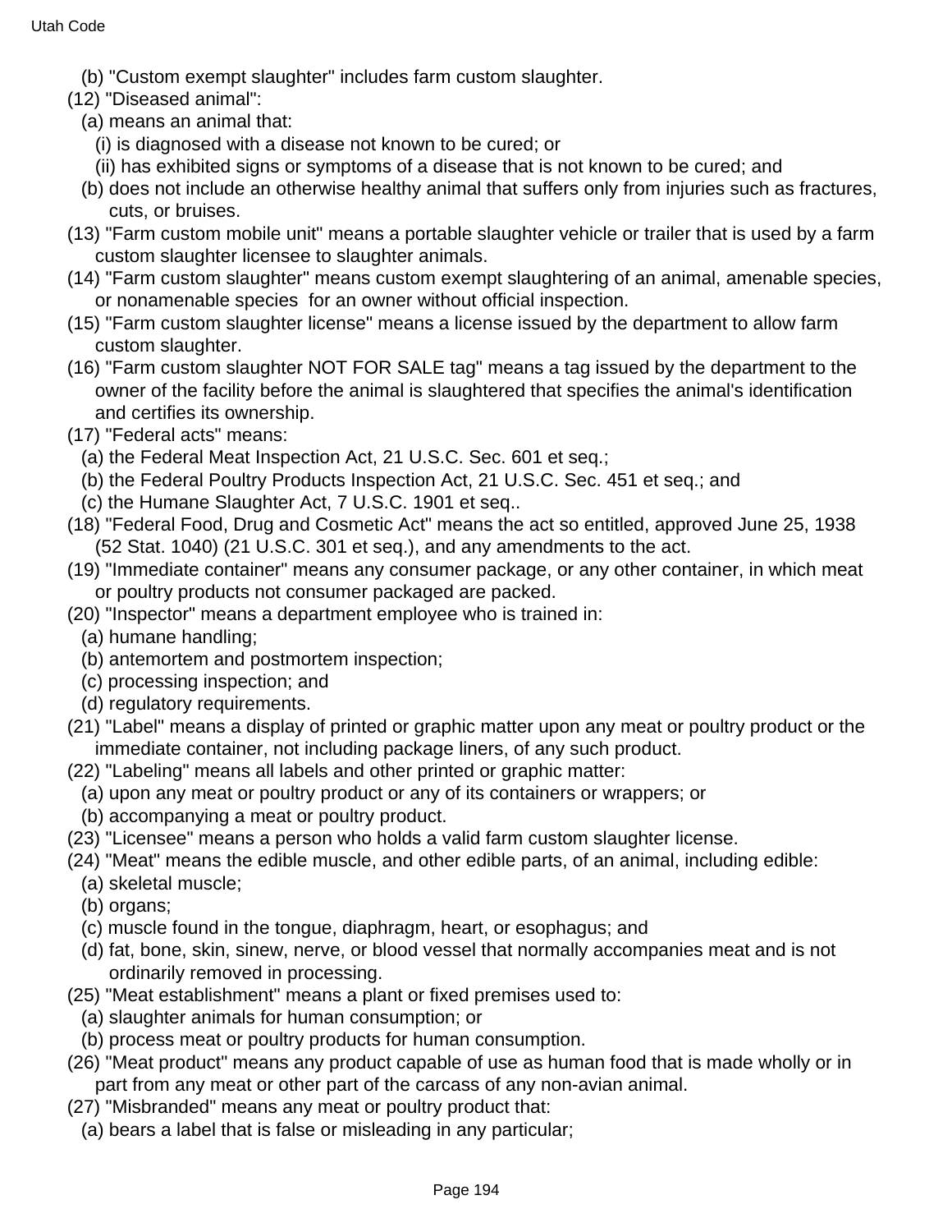(b) "Custom exempt slaughter" includes farm custom slaughter.

(12) "Diseased animal":

(a) means an animal that:

(i) is diagnosed with a disease not known to be cured; or

(ii) has exhibited signs or symptoms of a disease that is not known to be cured; and

(b) does not include an otherwise healthy animal that suffers only from injuries such as fractures, cuts, or bruises.

(13) "Farm custom mobile unit" means a portable slaughter vehicle or trailer that is used by a farm custom slaughter licensee to slaughter animals.

(14) "Farm custom slaughter" means custom exempt slaughtering of an animal, amenable species, or nonamenable species for an owner without official inspection.

(15) "Farm custom slaughter license" means a license issued by the department to allow farm custom slaughter.

(16) "Farm custom slaughter NOT FOR SALE tag" means a tag issued by the department to the owner of the facility before the animal is slaughtered that specifies the animal's identification and certifies its ownership.

(17) "Federal acts" means:

(a) the Federal Meat Inspection Act, 21 U.S.C. Sec. 601 et seq.;

(b) the Federal Poultry Products Inspection Act, 21 U.S.C. Sec. 451 et seq.; and

(c) the Humane Slaughter Act, 7 U.S.C. 1901 et seq..

(18) "Federal Food, Drug and Cosmetic Act" means the act so entitled, approved June 25, 1938 (52 Stat. 1040) (21 U.S.C. 301 et seq.), and any amendments to the act.

(19) "Immediate container" means any consumer package, or any other container, in which meat or poultry products not consumer packaged are packed.

(20) "Inspector" means a department employee who is trained in:

(a) humane handling;

(b) antemortem and postmortem inspection;

(c) processing inspection; and

(d) regulatory requirements.

(21) "Label" means a display of printed or graphic matter upon any meat or poultry product or the immediate container, not including package liners, of any such product.

(22) "Labeling" means all labels and other printed or graphic matter:

(a) upon any meat or poultry product or any of its containers or wrappers; or

(b) accompanying a meat or poultry product.

(23) "Licensee" means a person who holds a valid farm custom slaughter license.

(24) "Meat" means the edible muscle, and other edible parts, of an animal, including edible:

(a) skeletal muscle;

(b) organs;

(c) muscle found in the tongue, diaphragm, heart, or esophagus; and

(d) fat, bone, skin, sinew, nerve, or blood vessel that normally accompanies meat and is not ordinarily removed in processing.

(25) "Meat establishment" means a plant or fixed premises used to:

(a) slaughter animals for human consumption; or

(b) process meat or poultry products for human consumption.

(26) "Meat product" means any product capable of use as human food that is made wholly or in part from any meat or other part of the carcass of any non-avian animal.

(27) "Misbranded" means any meat or poultry product that:

(a) bears a label that is false or misleading in any particular;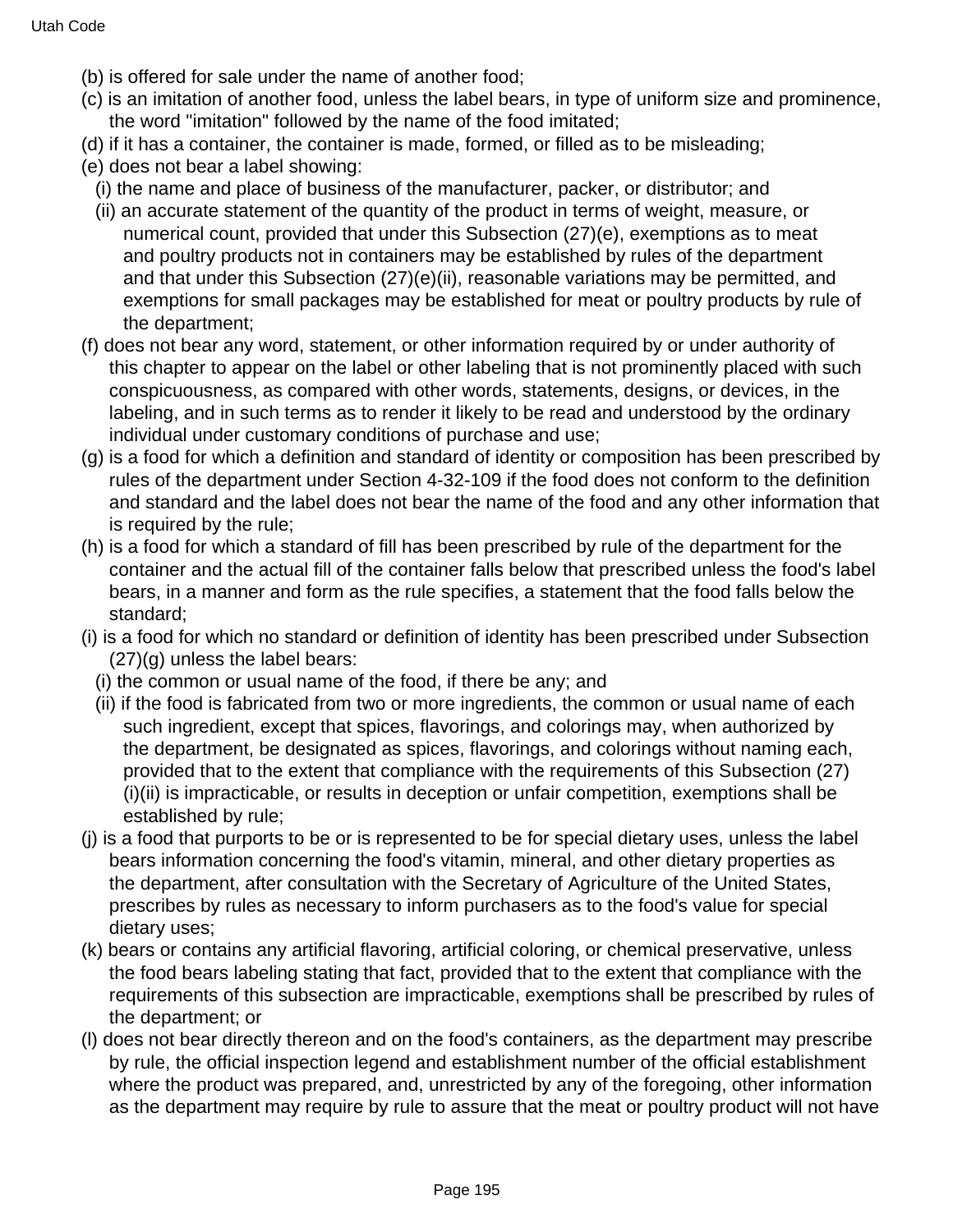(b) is offered for sale under the name of another food;

(c) is an imitation of another food, unless the label bears, in type of uniform size and prominence, the word "imitation" followed by the name of the food imitated;

(d) if it has a container, the container is made, formed, or filled as to be misleading;

(e) does not bear a label showing:

  (i) the name and place of business of the manufacturer, packer, or distributor; and

  (ii) an accurate statement of the quantity of the product in terms of weight, measure, or numerical count, provided that under this Subsection (27)(e), exemptions as to meat and poultry products not in containers may be established by rules of the department and that under this Subsection (27)(e)(ii), reasonable variations may be permitted, and exemptions for small packages may be established for meat or poultry products by rule of the department;

(f) does not bear any word, statement, or other information required by or under authority of this chapter to appear on the label or other labeling that is not prominently placed with such conspicuousness, as compared with other words, statements, designs, or devices, in the labeling, and in such terms as to render it likely to be read and understood by the ordinary individual under customary conditions of purchase and use;

(g) is a food for which a definition and standard of identity or composition has been prescribed by rules of the department under Section 4-32-109 if the food does not conform to the definition and standard and the label does not bear the name of the food and any other information that is required by the rule;

(h) is a food for which a standard of fill has been prescribed by rule of the department for the container and the actual fill of the container falls below that prescribed unless the food's label bears, in a manner and form as the rule specifies, a statement that the food falls below the standard;

(i) is a food for which no standard or definition of identity has been prescribed under Subsection (27)(g) unless the label bears:

  (i) the common or usual name of the food, if there be any; and

  (ii) if the food is fabricated from two or more ingredients, the common or usual name of each such ingredient, except that spices, flavorings, and colorings may, when authorized by the department, be designated as spices, flavorings, and colorings without naming each, provided that to the extent that compliance with the requirements of this Subsection (27)(i)(ii) is impracticable, or results in deception or unfair competition, exemptions shall be established by rule;

(j) is a food that purports to be or is represented to be for special dietary uses, unless the label bears information concerning the food's vitamin, mineral, and other dietary properties as the department, after consultation with the Secretary of Agriculture of the United States, prescribes by rules as necessary to inform purchasers as to the food's value for special dietary uses;

(k) bears or contains any artificial flavoring, artificial coloring, or chemical preservative, unless the food bears labeling stating that fact, provided that to the extent that compliance with the requirements of this subsection are impracticable, exemptions shall be prescribed by rules of the department; or

(l) does not bear directly thereon and on the food's containers, as the department may prescribe by rule, the official inspection legend and establishment number of the official establishment where the product was prepared, and, unrestricted by any of the foregoing, other information as the department may require by rule to assure that the meat or poultry product will not have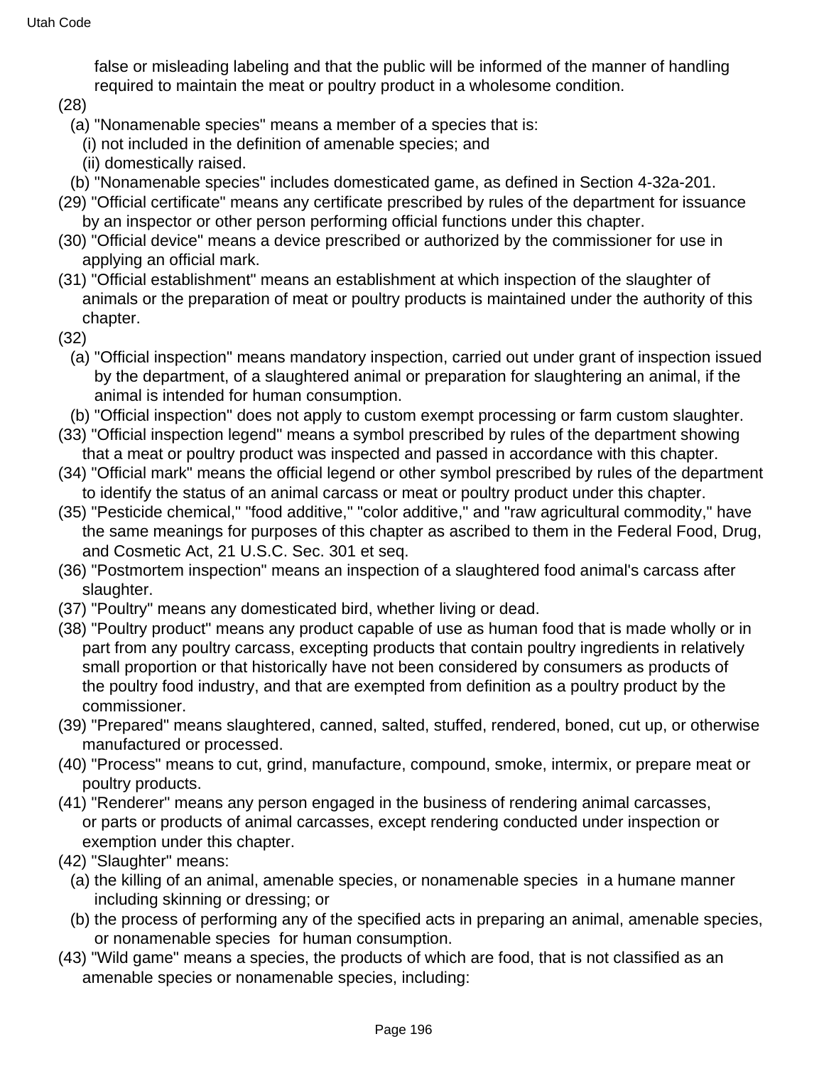false or misleading labeling and that the public will be informed of the manner of handling required to maintain the meat or poultry product in a wholesome condition.

(28)

(a) "Nonamenable species" means a member of a species that is:

(i) not included in the definition of amenable species; and

(ii) domestically raised.

(b) "Nonamenable species" includes domesticated game, as defined in Section 4-32a-201.

(29) "Official certificate" means any certificate prescribed by rules of the department for issuance by an inspector or other person performing official functions under this chapter.

(30) "Official device" means a device prescribed or authorized by the commissioner for use in applying an official mark.

(31) "Official establishment" means an establishment at which inspection of the slaughter of animals or the preparation of meat or poultry products is maintained under the authority of this chapter.

(32)

(a) "Official inspection" means mandatory inspection, carried out under grant of inspection issued by the department, of a slaughtered animal or preparation for slaughtering an animal, if the animal is intended for human consumption.

(b) "Official inspection" does not apply to custom exempt processing or farm custom slaughter.

(33) "Official inspection legend" means a symbol prescribed by rules of the department showing that a meat or poultry product was inspected and passed in accordance with this chapter.

(34) "Official mark" means the official legend or other symbol prescribed by rules of the department to identify the status of an animal carcass or meat or poultry product under this chapter.

(35) "Pesticide chemical," "food additive," "color additive," and "raw agricultural commodity," have the same meanings for purposes of this chapter as ascribed to them in the Federal Food, Drug, and Cosmetic Act, 21 U.S.C. Sec. 301 et seq.

(36) "Postmortem inspection" means an inspection of a slaughtered food animal's carcass after slaughter.

(37) "Poultry" means any domesticated bird, whether living or dead.

(38) "Poultry product" means any product capable of use as human food that is made wholly or in part from any poultry carcass, excepting products that contain poultry ingredients in relatively small proportion or that historically have not been considered by consumers as products of the poultry food industry, and that are exempted from definition as a poultry product by the commissioner.

(39) "Prepared" means slaughtered, canned, salted, stuffed, rendered, boned, cut up, or otherwise manufactured or processed.

(40) "Process" means to cut, grind, manufacture, compound, smoke, intermix, or prepare meat or poultry products.

(41) "Renderer" means any person engaged in the business of rendering animal carcasses, or parts or products of animal carcasses, except rendering conducted under inspection or exemption under this chapter.

(42) "Slaughter" means:

(a) the killing of an animal, amenable species, or nonamenable species in a humane manner including skinning or dressing; or

(b) the process of performing any of the specified acts in preparing an animal, amenable species, or nonamenable species for human consumption.

(43) "Wild game" means a species, the products of which are food, that is not classified as an amenable species or nonamenable species, including: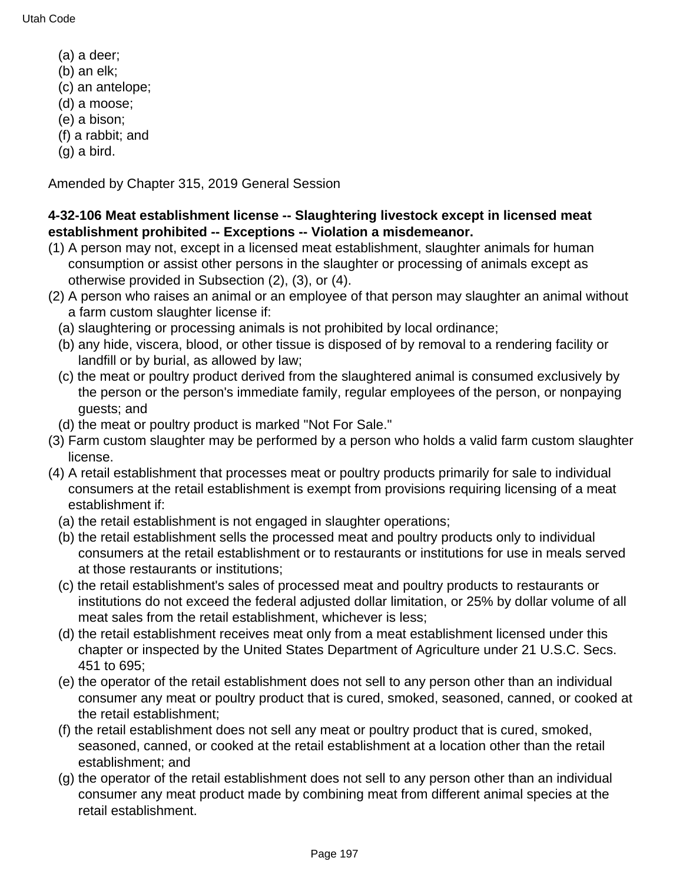(a) a deer;
(b) an elk;
(c) an antelope;
(d) a moose;
(e) a bison;
(f) a rabbit; and
(g) a bird.

Amended by Chapter 315, 2019 General Session

**4-32-106 Meat establishment license -- Slaughtering livestock except in licensed meat establishment prohibited -- Exceptions -- Violation a misdemeanor.**

(1) A person may not, except in a licensed meat establishment, slaughter animals for human consumption or assist other persons in the slaughter or processing of animals except as otherwise provided in Subsection (2), (3), or (4).

(2) A person who raises an animal or an employee of that person may slaughter an animal without a farm custom slaughter license if:
  (a) slaughtering or processing animals is not prohibited by local ordinance;
  (b) any hide, viscera, blood, or other tissue is disposed of by removal to a rendering facility or landfill or by burial, as allowed by law;
  (c) the meat or poultry product derived from the slaughtered animal is consumed exclusively by the person or the person's immediate family, regular employees of the person, or nonpaying guests; and
  (d) the meat or poultry product is marked "Not For Sale."

(3) Farm custom slaughter may be performed by a person who holds a valid farm custom slaughter license.

(4) A retail establishment that processes meat or poultry products primarily for sale to individual consumers at the retail establishment is exempt from provisions requiring licensing of a meat establishment if:
  (a) the retail establishment is not engaged in slaughter operations;
  (b) the retail establishment sells the processed meat and poultry products only to individual consumers at the retail establishment or to restaurants or institutions for use in meals served at those restaurants or institutions;
  (c) the retail establishment's sales of processed meat and poultry products to restaurants or institutions do not exceed the federal adjusted dollar limitation, or 25% by dollar volume of all meat sales from the retail establishment, whichever is less;
  (d) the retail establishment receives meat only from a meat establishment licensed under this chapter or inspected by the United States Department of Agriculture under 21 U.S.C. Secs. 451 to 695;
  (e) the operator of the retail establishment does not sell to any person other than an individual consumer any meat or poultry product that is cured, smoked, seasoned, canned, or cooked at the retail establishment;
  (f) the retail establishment does not sell any meat or poultry product that is cured, smoked, seasoned, canned, or cooked at the retail establishment at a location other than the retail establishment; and
  (g) the operator of the retail establishment does not sell to any person other than an individual consumer any meat product made by combining meat from different animal species at the retail establishment.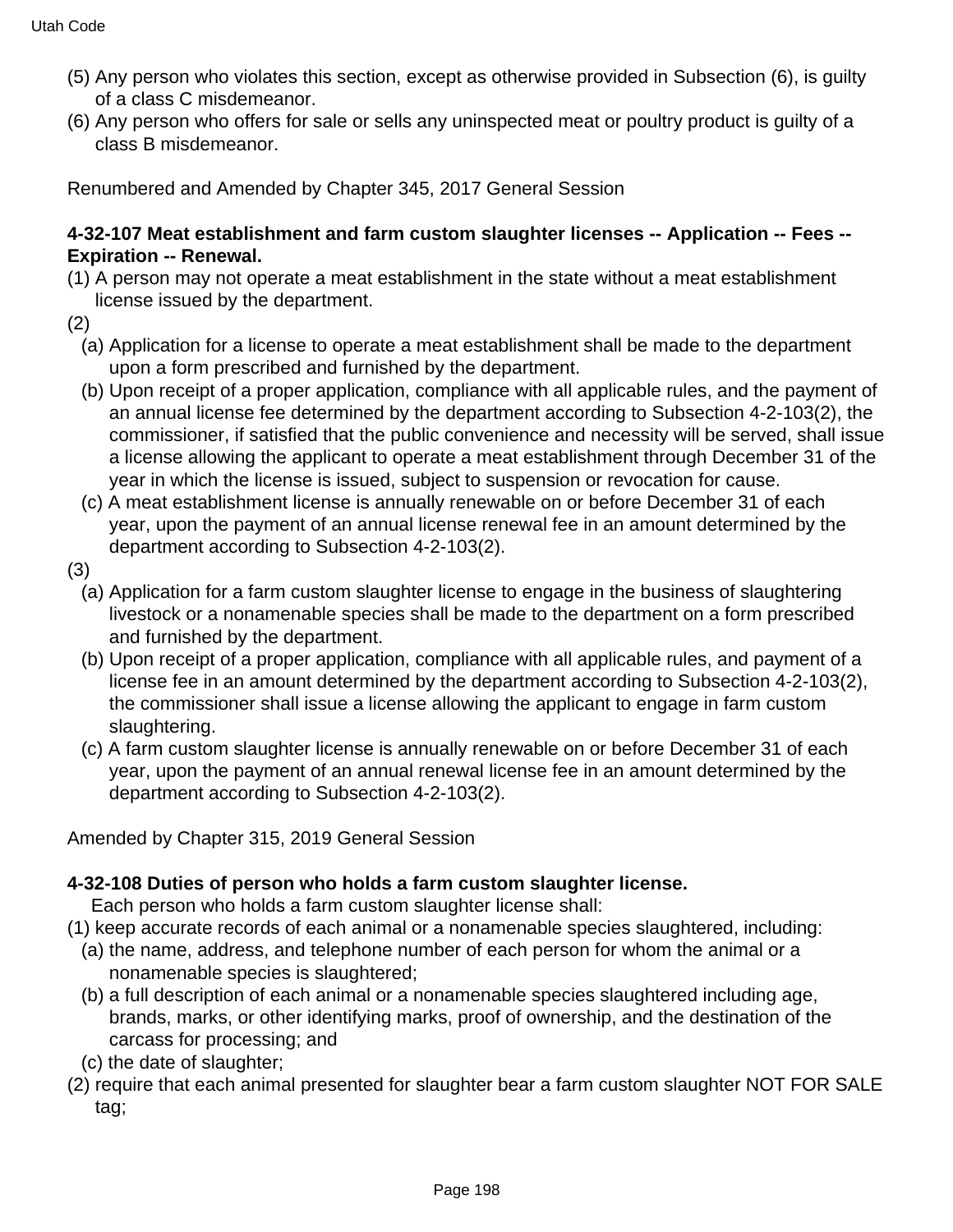(5) Any person who violates this section, except as otherwise provided in Subsection (6), is guilty of a class C misdemeanor.
(6) Any person who offers for sale or sells any uninspected meat or poultry product is guilty of a class B misdemeanor.

Renumbered and Amended by Chapter 345, 2017 General Session

**4-32-107 Meat establishment and farm custom slaughter licenses -- Application -- Fees -- Expiration -- Renewal.**

(1) A person may not operate a meat establishment in the state without a meat establishment license issued by the department.
(2)
  (a) Application for a license to operate a meat establishment shall be made to the department upon a form prescribed and furnished by the department.
  (b) Upon receipt of a proper application, compliance with all applicable rules, and the payment of an annual license fee determined by the department according to Subsection 4-2-103(2), the commissioner, if satisfied that the public convenience and necessity will be served, shall issue a license allowing the applicant to operate a meat establishment through December 31 of the year in which the license is issued, subject to suspension or revocation for cause.
  (c) A meat establishment license is annually renewable on or before December 31 of each year, upon the payment of an annual license renewal fee in an amount determined by the department according to Subsection 4-2-103(2).
(3)
  (a) Application for a farm custom slaughter license to engage in the business of slaughtering livestock or a nonamenable species shall be made to the department on a form prescribed and furnished by the department.
  (b) Upon receipt of a proper application, compliance with all applicable rules, and payment of a license fee in an amount determined by the department according to Subsection 4-2-103(2), the commissioner shall issue a license allowing the applicant to engage in farm custom slaughtering.
  (c) A farm custom slaughter license is annually renewable on or before December 31 of each year, upon the payment of an annual renewal license fee in an amount determined by the department according to Subsection 4-2-103(2).

Amended by Chapter 315, 2019 General Session

**4-32-108 Duties of person who holds a farm custom slaughter license.**

Each person who holds a farm custom slaughter license shall:
(1) keep accurate records of each animal or a nonamenable species slaughtered, including:
  (a) the name, address, and telephone number of each person for whom the animal or a nonamenable species is slaughtered;
  (b) a full description of each animal or a nonamenable species slaughtered including age, brands, marks, or other identifying marks, proof of ownership, and the destination of the carcass for processing; and
  (c) the date of slaughter;
(2) require that each animal presented for slaughter bear a farm custom slaughter NOT FOR SALE tag;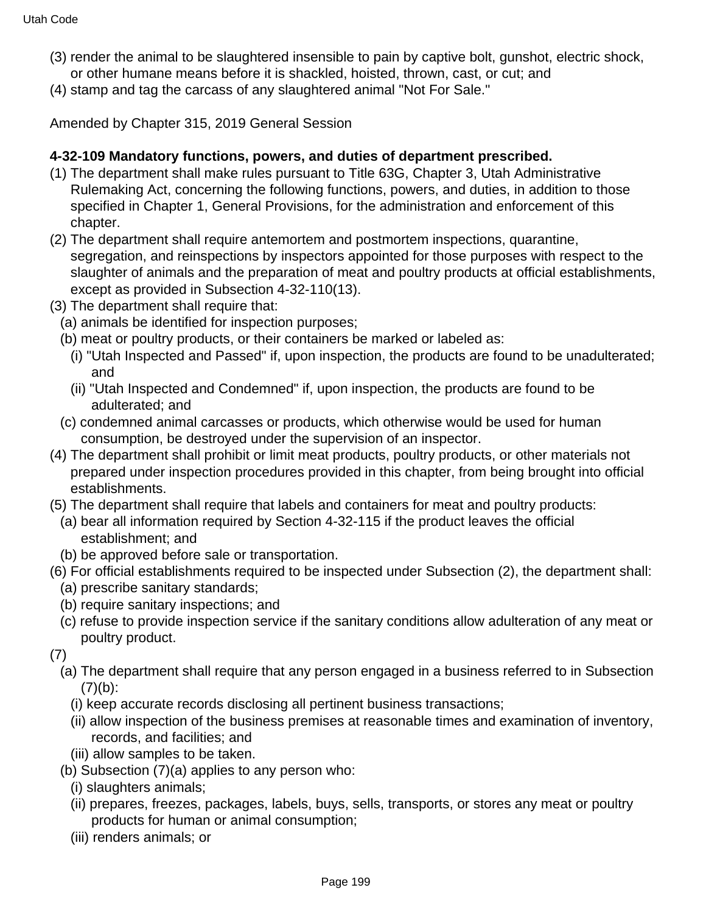(3) render the animal to be slaughtered insensible to pain by captive bolt, gunshot, electric shock, or other humane means before it is shackled, hoisted, thrown, cast, or cut; and

(4) stamp and tag the carcass of any slaughtered animal "Not For Sale."

Amended by Chapter 315, 2019 General Session

**4-32-109 Mandatory functions, powers, and duties of department prescribed.**

(1) The department shall make rules pursuant to Title 63G, Chapter 3, Utah Administrative Rulemaking Act, concerning the following functions, powers, and duties, in addition to those specified in Chapter 1, General Provisions, for the administration and enforcement of this chapter.

(2) The department shall require antemortem and postmortem inspections, quarantine, segregation, and reinspections by inspectors appointed for those purposes with respect to the slaughter of animals and the preparation of meat and poultry products at official establishments, except as provided in Subsection 4-32-110(13).

(3) The department shall require that:

  (a) animals be identified for inspection purposes;

  (b) meat or poultry products, or their containers be marked or labeled as:

    (i) "Utah Inspected and Passed" if, upon inspection, the products are found to be unadulterated; and

    (ii) "Utah Inspected and Condemned" if, upon inspection, the products are found to be adulterated; and

  (c) condemned animal carcasses or products, which otherwise would be used for human consumption, be destroyed under the supervision of an inspector.

(4) The department shall prohibit or limit meat products, poultry products, or other materials not prepared under inspection procedures provided in this chapter, from being brought into official establishments.

(5) The department shall require that labels and containers for meat and poultry products:

  (a) bear all information required by Section 4-32-115 if the product leaves the official establishment; and

  (b) be approved before sale or transportation.

(6) For official establishments required to be inspected under Subsection (2), the department shall:

  (a) prescribe sanitary standards;

  (b) require sanitary inspections; and

  (c) refuse to provide inspection service if the sanitary conditions allow adulteration of any meat or poultry product.

(7)

  (a) The department shall require that any person engaged in a business referred to in Subsection (7)(b):

    (i) keep accurate records disclosing all pertinent business transactions;

    (ii) allow inspection of the business premises at reasonable times and examination of inventory, records, and facilities; and

    (iii) allow samples to be taken.

  (b) Subsection (7)(a) applies to any person who:

    (i) slaughters animals;

    (ii) prepares, freezes, packages, labels, buys, sells, transports, or stores any meat or poultry products for human or animal consumption;

    (iii) renders animals; or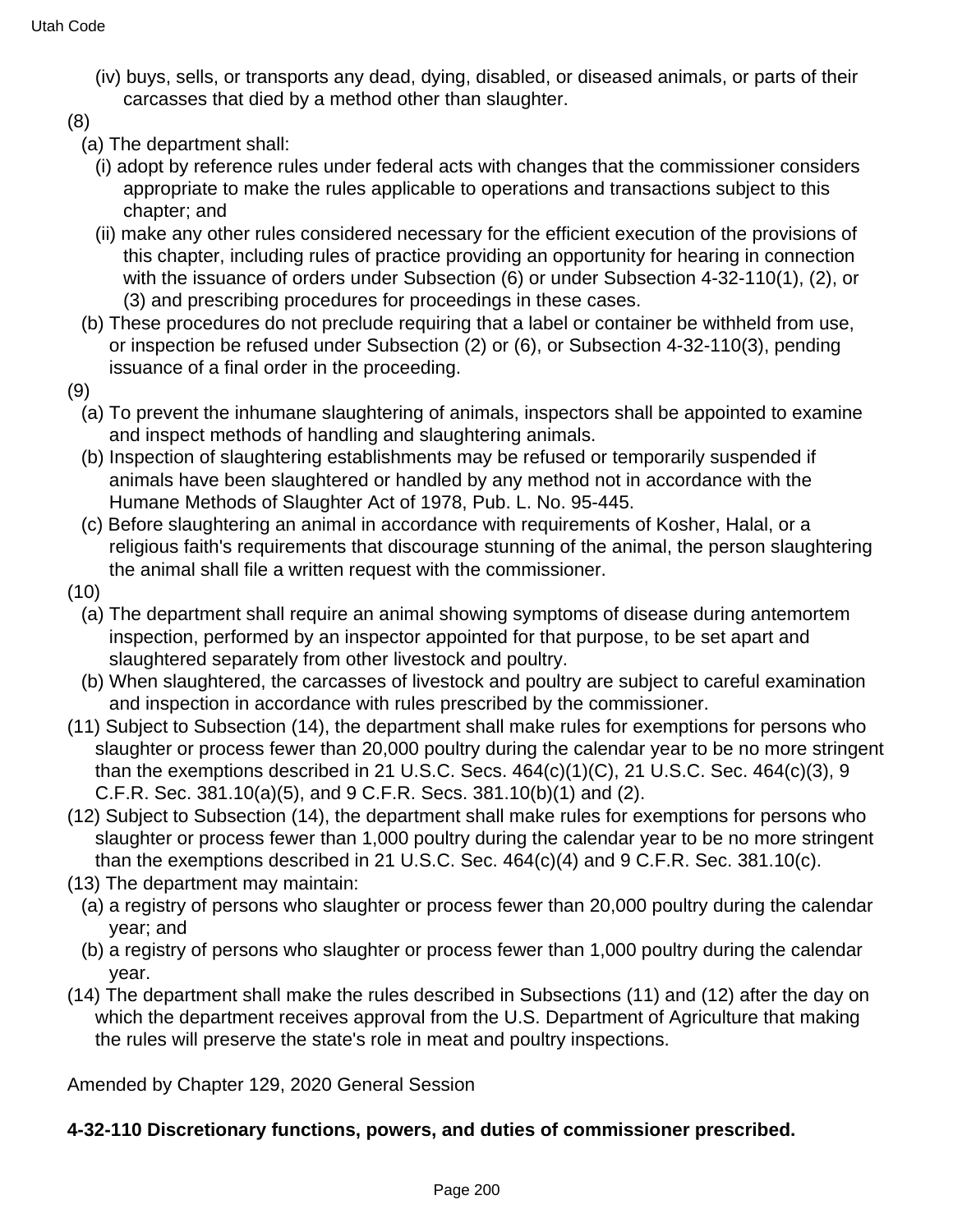(iv) buys, sells, or transports any dead, dying, disabled, or diseased animals, or parts of their carcasses that died by a method other than slaughter.

(8)

(a) The department shall:

(i) adopt by reference rules under federal acts with changes that the commissioner considers appropriate to make the rules applicable to operations and transactions subject to this chapter; and

(ii) make any other rules considered necessary for the efficient execution of the provisions of this chapter, including rules of practice providing an opportunity for hearing in connection with the issuance of orders under Subsection (6) or under Subsection 4-32-110(1), (2), or (3) and prescribing procedures for proceedings in these cases.

(b) These procedures do not preclude requiring that a label or container be withheld from use, or inspection be refused under Subsection (2) or (6), or Subsection 4-32-110(3), pending issuance of a final order in the proceeding.

(9)

(a) To prevent the inhumane slaughtering of animals, inspectors shall be appointed to examine and inspect methods of handling and slaughtering animals.

(b) Inspection of slaughtering establishments may be refused or temporarily suspended if animals have been slaughtered or handled by any method not in accordance with the Humane Methods of Slaughter Act of 1978, Pub. L. No. 95-445.

(c) Before slaughtering an animal in accordance with requirements of Kosher, Halal, or a religious faith's requirements that discourage stunning of the animal, the person slaughtering the animal shall file a written request with the commissioner.

(10)

(a) The department shall require an animal showing symptoms of disease during antemortem inspection, performed by an inspector appointed for that purpose, to be set apart and slaughtered separately from other livestock and poultry.

(b) When slaughtered, the carcasses of livestock and poultry are subject to careful examination and inspection in accordance with rules prescribed by the commissioner.

(11) Subject to Subsection (14), the department shall make rules for exemptions for persons who slaughter or process fewer than 20,000 poultry during the calendar year to be no more stringent than the exemptions described in 21 U.S.C. Secs. 464(c)(1)(C), 21 U.S.C. Sec. 464(c)(3), 9 C.F.R. Sec. 381.10(a)(5), and 9 C.F.R. Secs. 381.10(b)(1) and (2).

(12) Subject to Subsection (14), the department shall make rules for exemptions for persons who slaughter or process fewer than 1,000 poultry during the calendar year to be no more stringent than the exemptions described in 21 U.S.C. Sec. 464(c)(4) and 9 C.F.R. Sec. 381.10(c).

(13) The department may maintain:

(a) a registry of persons who slaughter or process fewer than 20,000 poultry during the calendar year; and

(b) a registry of persons who slaughter or process fewer than 1,000 poultry during the calendar year.

(14) The department shall make the rules described in Subsections (11) and (12) after the day on which the department receives approval from the U.S. Department of Agriculture that making the rules will preserve the state's role in meat and poultry inspections.

Amended by Chapter 129, 2020 General Session

**4-32-110 Discretionary functions, powers, and duties of commissioner prescribed.**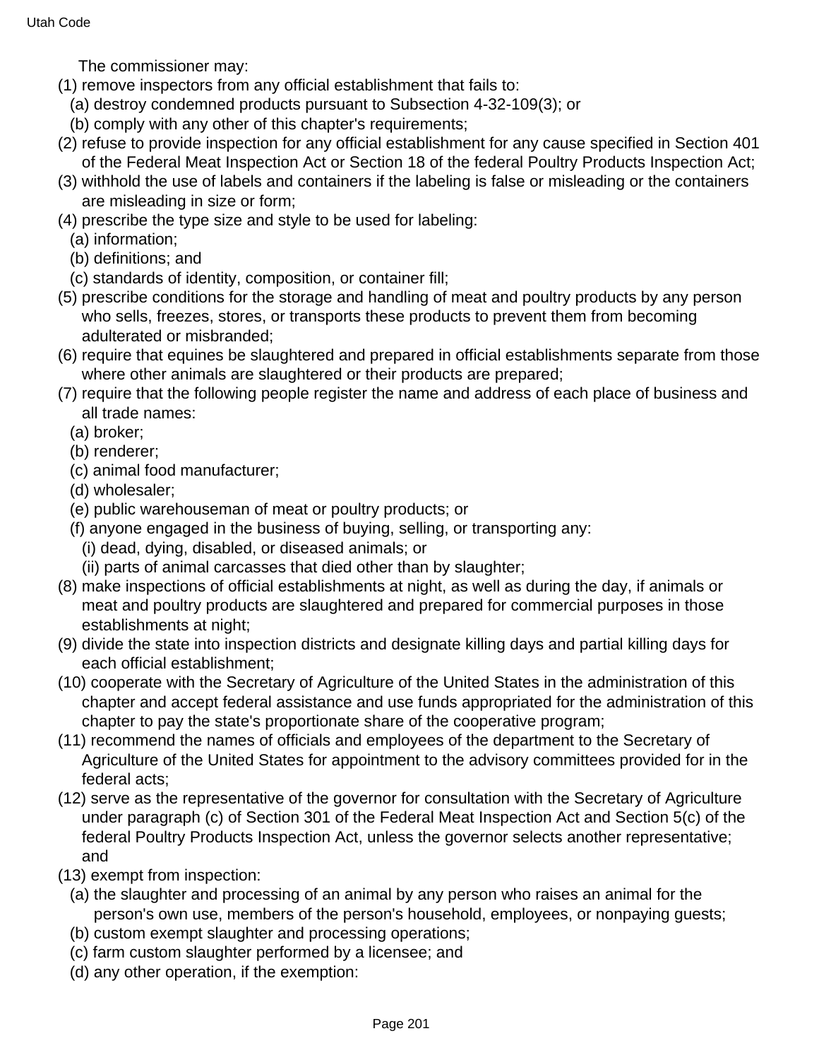The commissioner may:

(1) remove inspectors from any official establishment that fails to:
  (a) destroy condemned products pursuant to Subsection 4-32-109(3); or
  (b) comply with any other of this chapter's requirements;

(2) refuse to provide inspection for any official establishment for any cause specified in Section 401 of the Federal Meat Inspection Act or Section 18 of the federal Poultry Products Inspection Act;

(3) withhold the use of labels and containers if the labeling is false or misleading or the containers are misleading in size or form;

(4) prescribe the type size and style to be used for labeling:
  (a) information;
  (b) definitions; and
  (c) standards of identity, composition, or container fill;

(5) prescribe conditions for the storage and handling of meat and poultry products by any person who sells, freezes, stores, or transports these products to prevent them from becoming adulterated or misbranded;

(6) require that equines be slaughtered and prepared in official establishments separate from those where other animals are slaughtered or their products are prepared;

(7) require that the following people register the name and address of each place of business and all trade names:
  (a) broker;
  (b) renderer;
  (c) animal food manufacturer;
  (d) wholesaler;
  (e) public warehouseman of meat or poultry products; or
  (f) anyone engaged in the business of buying, selling, or transporting any:
    (i) dead, dying, disabled, or diseased animals; or
    (ii) parts of animal carcasses that died other than by slaughter;

(8) make inspections of official establishments at night, as well as during the day, if animals or meat and poultry products are slaughtered and prepared for commercial purposes in those establishments at night;

(9) divide the state into inspection districts and designate killing days and partial killing days for each official establishment;

(10) cooperate with the Secretary of Agriculture of the United States in the administration of this chapter and accept federal assistance and use funds appropriated for the administration of this chapter to pay the state's proportionate share of the cooperative program;

(11) recommend the names of officials and employees of the department to the Secretary of Agriculture of the United States for appointment to the advisory committees provided for in the federal acts;

(12) serve as the representative of the governor for consultation with the Secretary of Agriculture under paragraph (c) of Section 301 of the Federal Meat Inspection Act and Section 5(c) of the federal Poultry Products Inspection Act, unless the governor selects another representative; and

(13) exempt from inspection:
  (a) the slaughter and processing of an animal by any person who raises an animal for the person's own use, members of the person's household, employees, or nonpaying guests;
  (b) custom exempt slaughter and processing operations;
  (c) farm custom slaughter performed by a licensee; and
  (d) any other operation, if the exemption: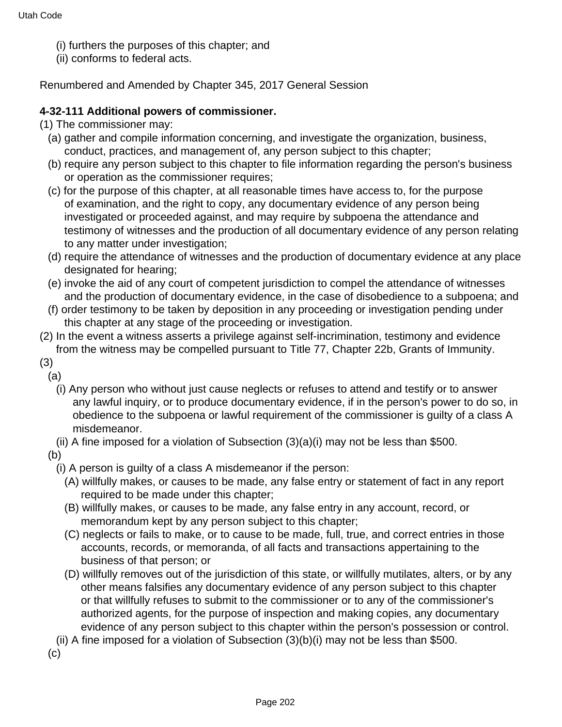(i) furthers the purposes of this chapter; and

(ii) conforms to federal acts.

Renumbered and Amended by Chapter 345, 2017 General Session

**4-32-111 Additional powers of commissioner.**

(1) The commissioner may:

(a) gather and compile information concerning, and investigate the organization, business, conduct, practices, and management of, any person subject to this chapter;

(b) require any person subject to this chapter to file information regarding the person's business or operation as the commissioner requires;

(c) for the purpose of this chapter, at all reasonable times have access to, for the purpose of examination, and the right to copy, any documentary evidence of any person being investigated or proceeded against, and may require by subpoena the attendance and testimony of witnesses and the production of all documentary evidence of any person relating to any matter under investigation;

(d) require the attendance of witnesses and the production of documentary evidence at any place designated for hearing;

(e) invoke the aid of any court of competent jurisdiction to compel the attendance of witnesses and the production of documentary evidence, in the case of disobedience to a subpoena; and

(f) order testimony to be taken by deposition in any proceeding or investigation pending under this chapter at any stage of the proceeding or investigation.

(2) In the event a witness asserts a privilege against self-incrimination, testimony and evidence from the witness may be compelled pursuant to Title 77, Chapter 22b, Grants of Immunity.

(3)

(a)

(i) Any person who without just cause neglects or refuses to attend and testify or to answer any lawful inquiry, or to produce documentary evidence, if in the person's power to do so, in obedience to the subpoena or lawful requirement of the commissioner is guilty of a class A misdemeanor.

(ii) A fine imposed for a violation of Subsection (3)(a)(i) may not be less than $500.

(b)

(i) A person is guilty of a class A misdemeanor if the person:

(A) willfully makes, or causes to be made, any false entry or statement of fact in any report required to be made under this chapter;

(B) willfully makes, or causes to be made, any false entry in any account, record, or memorandum kept by any person subject to this chapter;

(C) neglects or fails to make, or to cause to be made, full, true, and correct entries in those accounts, records, or memoranda, of all facts and transactions appertaining to the business of that person; or

(D) willfully removes out of the jurisdiction of this state, or willfully mutilates, alters, or by any other means falsifies any documentary evidence of any person subject to this chapter or that willfully refuses to submit to the commissioner or to any of the commissioner's authorized agents, for the purpose of inspection and making copies, any documentary evidence of any person subject to this chapter within the person's possession or control.

(ii) A fine imposed for a violation of Subsection (3)(b)(i) may not be less than $500.

(c)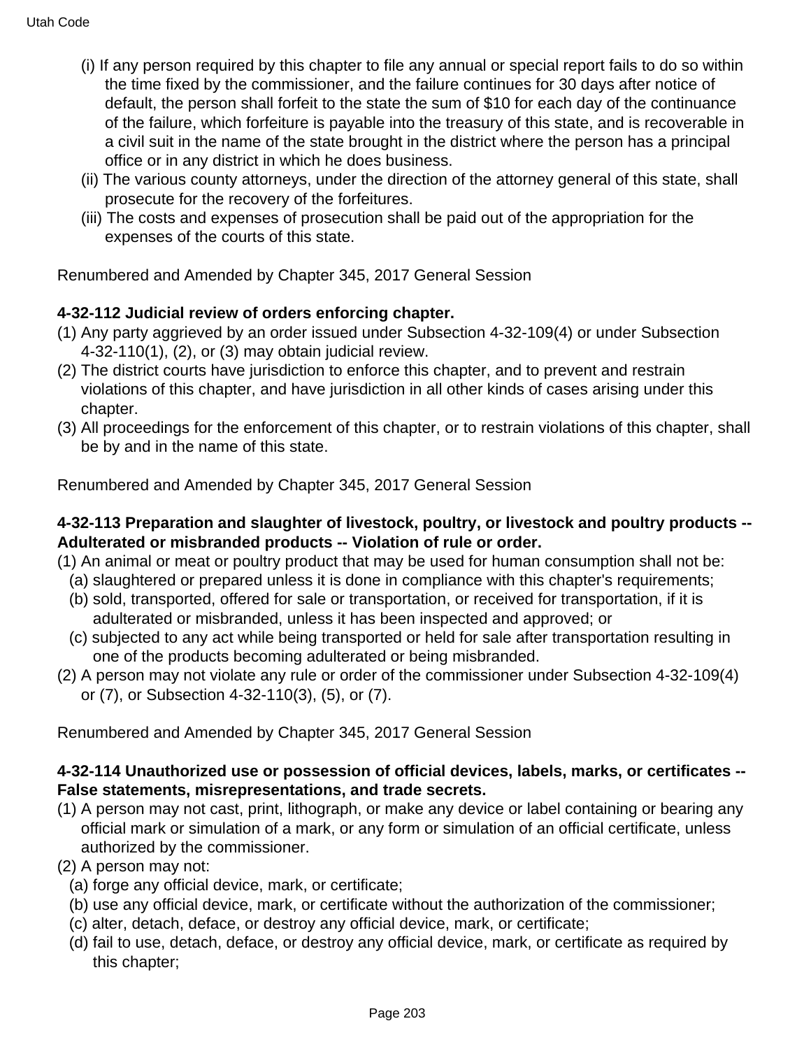(i) If any person required by this chapter to file any annual or special report fails to do so within the time fixed by the commissioner, and the failure continues for 30 days after notice of default, the person shall forfeit to the state the sum of $10 for each day of the continuance of the failure, which forfeiture is payable into the treasury of this state, and is recoverable in a civil suit in the name of the state brought in the district where the person has a principal office or in any district in which he does business.

(ii) The various county attorneys, under the direction of the attorney general of this state, shall prosecute for the recovery of the forfeitures.

(iii) The costs and expenses of prosecution shall be paid out of the appropriation for the expenses of the courts of this state.

Renumbered and Amended by Chapter 345, 2017 General Session

**4-32-112 Judicial review of orders enforcing chapter.**

(1) Any party aggrieved by an order issued under Subsection 4-32-109(4) or under Subsection 4-32-110(1), (2), or (3) may obtain judicial review.

(2) The district courts have jurisdiction to enforce this chapter, and to prevent and restrain violations of this chapter, and have jurisdiction in all other kinds of cases arising under this chapter.

(3) All proceedings for the enforcement of this chapter, or to restrain violations of this chapter, shall be by and in the name of this state.

Renumbered and Amended by Chapter 345, 2017 General Session

**4-32-113 Preparation and slaughter of livestock, poultry, or livestock and poultry products -- Adulterated or misbranded products -- Violation of rule or order.**

(1) An animal or meat or poultry product that may be used for human consumption shall not be:
  (a) slaughtered or prepared unless it is done in compliance with this chapter's requirements;
  (b) sold, transported, offered for sale or transportation, or received for transportation, if it is adulterated or misbranded, unless it has been inspected and approved; or
  (c) subjected to any act while being transported or held for sale after transportation resulting in one of the products becoming adulterated or being misbranded.

(2) A person may not violate any rule or order of the commissioner under Subsection 4-32-109(4) or (7), or Subsection 4-32-110(3), (5), or (7).

Renumbered and Amended by Chapter 345, 2017 General Session

**4-32-114 Unauthorized use or possession of official devices, labels, marks, or certificates -- False statements, misrepresentations, and trade secrets.**

(1) A person may not cast, print, lithograph, or make any device or label containing or bearing any official mark or simulation of a mark, or any form or simulation of an official certificate, unless authorized by the commissioner.

(2) A person may not:
  (a) forge any official device, mark, or certificate;
  (b) use any official device, mark, or certificate without the authorization of the commissioner;
  (c) alter, detach, deface, or destroy any official device, mark, or certificate;
  (d) fail to use, detach, deface, or destroy any official device, mark, or certificate as required by this chapter;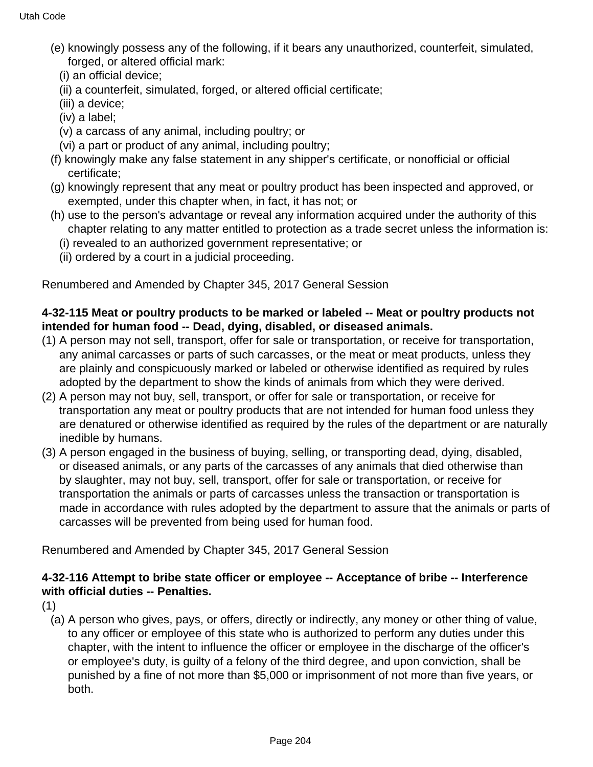(e) knowingly possess any of the following, if it bears any unauthorized, counterfeit, simulated, forged, or altered official mark:

  (i) an official device;

  (ii) a counterfeit, simulated, forged, or altered official certificate;

  (iii) a device;

  (iv) a label;

  (v) a carcass of any animal, including poultry; or

  (vi) a part or product of any animal, including poultry;

(f) knowingly make any false statement in any shipper's certificate, or nonofficial or official certificate;

(g) knowingly represent that any meat or poultry product has been inspected and approved, or exempted, under this chapter when, in fact, it has not; or

(h) use to the person's advantage or reveal any information acquired under the authority of this chapter relating to any matter entitled to protection as a trade secret unless the information is:

  (i) revealed to an authorized government representative; or

  (ii) ordered by a court in a judicial proceeding.

Renumbered and Amended by Chapter 345, 2017 General Session

**4-32-115 Meat or poultry products to be marked or labeled -- Meat or poultry products not intended for human food -- Dead, dying, disabled, or diseased animals.**

(1) A person may not sell, transport, offer for sale or transportation, or receive for transportation, any animal carcasses or parts of such carcasses, or the meat or meat products, unless they are plainly and conspicuously marked or labeled or otherwise identified as required by rules adopted by the department to show the kinds of animals from which they were derived.

(2) A person may not buy, sell, transport, or offer for sale or transportation, or receive for transportation any meat or poultry products that are not intended for human food unless they are denatured or otherwise identified as required by the rules of the department or are naturally inedible by humans.

(3) A person engaged in the business of buying, selling, or transporting dead, dying, disabled, or diseased animals, or any parts of the carcasses of any animals that died otherwise than by slaughter, may not buy, sell, transport, offer for sale or transportation, or receive for transportation the animals or parts of carcasses unless the transaction or transportation is made in accordance with rules adopted by the department to assure that the animals or parts of carcasses will be prevented from being used for human food.

Renumbered and Amended by Chapter 345, 2017 General Session

**4-32-116 Attempt to bribe state officer or employee -- Acceptance of bribe -- Interference with official duties -- Penalties.**

(1)

(a) A person who gives, pays, or offers, directly or indirectly, any money or other thing of value, to any officer or employee of this state who is authorized to perform any duties under this chapter, with the intent to influence the officer or employee in the discharge of the officer's or employee's duty, is guilty of a felony of the third degree, and upon conviction, shall be punished by a fine of not more than $5,000 or imprisonment of not more than five years, or both.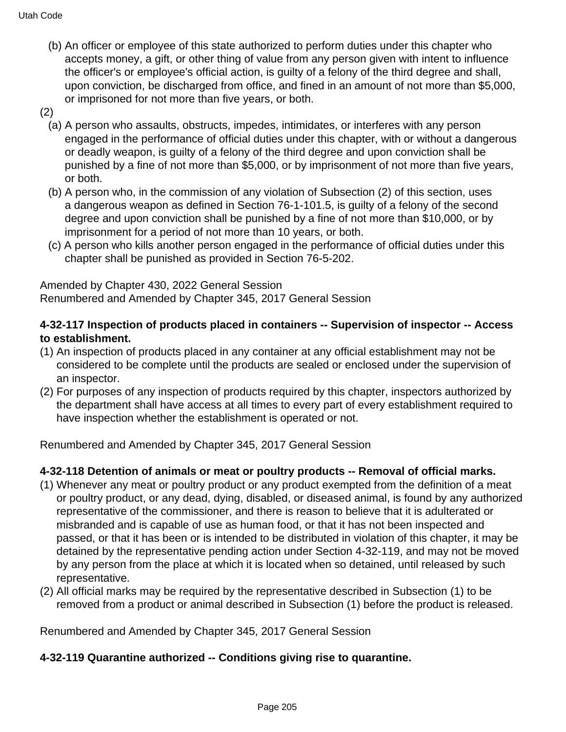(b) An officer or employee of this state authorized to perform duties under this chapter who accepts money, a gift, or other thing of value from any person given with intent to influence the officer's or employee's official action, is guilty of a felony of the third degree and shall, upon conviction, be discharged from office, and fined in an amount of not more than $5,000, or imprisoned for not more than five years, or both.

(2)

(a) A person who assaults, obstructs, impedes, intimidates, or interferes with any person engaged in the performance of official duties under this chapter, with or without a dangerous or deadly weapon, is guilty of a felony of the third degree and upon conviction shall be punished by a fine of not more than $5,000, or by imprisonment of not more than five years, or both.

(b) A person who, in the commission of any violation of Subsection (2) of this section, uses a dangerous weapon as defined in Section 76-1-101.5, is guilty of a felony of the second degree and upon conviction shall be punished by a fine of not more than $10,000, or by imprisonment for a period of not more than 10 years, or both.

(c) A person who kills another person engaged in the performance of official duties under this chapter shall be punished as provided in Section 76-5-202.

Amended by Chapter 430, 2022 General Session
Renumbered and Amended by Chapter 345, 2017 General Session

**4-32-117 Inspection of products placed in containers -- Supervision of inspector -- Access to establishment.**

(1) An inspection of products placed in any container at any official establishment may not be considered to be complete until the products are sealed or enclosed under the supervision of an inspector.

(2) For purposes of any inspection of products required by this chapter, inspectors authorized by the department shall have access at all times to every part of every establishment required to have inspection whether the establishment is operated or not.

Renumbered and Amended by Chapter 345, 2017 General Session

**4-32-118 Detention of animals or meat or poultry products -- Removal of official marks.**

(1) Whenever any meat or poultry product or any product exempted from the definition of a meat or poultry product, or any dead, dying, disabled, or diseased animal, is found by any authorized representative of the commissioner, and there is reason to believe that it is adulterated or misbranded and is capable of use as human food, or that it has not been inspected and passed, or that it has been or is intended to be distributed in violation of this chapter, it may be detained by the representative pending action under Section 4-32-119, and may not be moved by any person from the place at which it is located when so detained, until released by such representative.

(2) All official marks may be required by the representative described in Subsection (1) to be removed from a product or animal described in Subsection (1) before the product is released.

Renumbered and Amended by Chapter 345, 2017 General Session

**4-32-119 Quarantine authorized -- Conditions giving rise to quarantine.**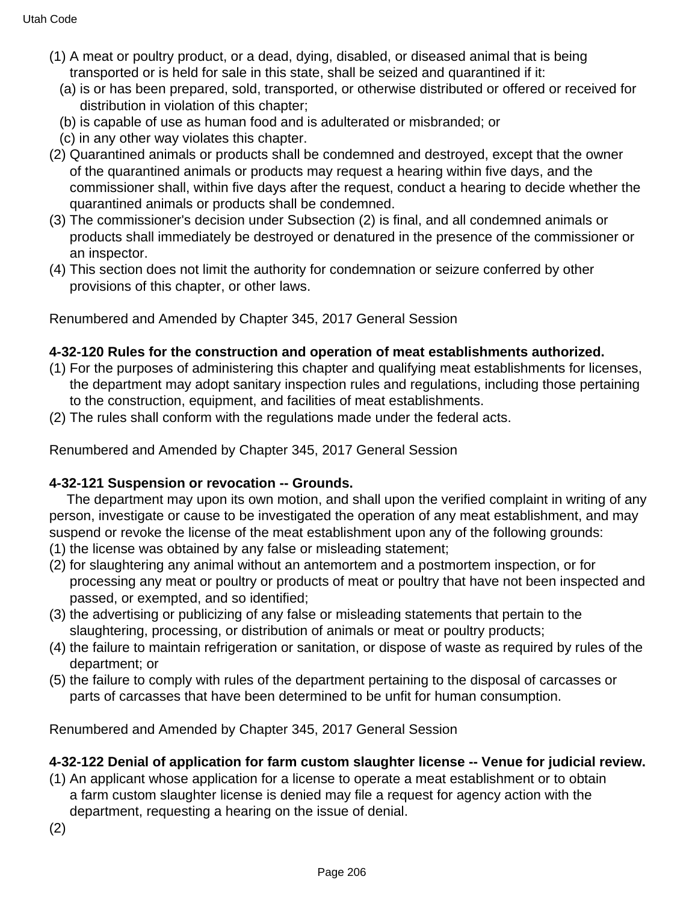(1) A meat or poultry product, or a dead, dying, disabled, or diseased animal that is being transported or is held for sale in this state, shall be seized and quarantined if it:
   (a) is or has been prepared, sold, transported, or otherwise distributed or offered or received for distribution in violation of this chapter;
   (b) is capable of use as human food and is adulterated or misbranded; or
   (c) in any other way violates this chapter.
(2) Quarantined animals or products shall be condemned and destroyed, except that the owner of the quarantined animals or products may request a hearing within five days, and the commissioner shall, within five days after the request, conduct a hearing to decide whether the quarantined animals or products shall be condemned.
(3) The commissioner's decision under Subsection (2) is final, and all condemned animals or products shall immediately be destroyed or denatured in the presence of the commissioner or an inspector.
(4) This section does not limit the authority for condemnation or seizure conferred by other provisions of this chapter, or other laws.

Renumbered and Amended by Chapter 345, 2017 General Session

**4-32-120 Rules for the construction and operation of meat establishments authorized.**
(1) For the purposes of administering this chapter and qualifying meat establishments for licenses, the department may adopt sanitary inspection rules and regulations, including those pertaining to the construction, equipment, and facilities of meat establishments.
(2) The rules shall conform with the regulations made under the federal acts.

Renumbered and Amended by Chapter 345, 2017 General Session

**4-32-121 Suspension or revocation -- Grounds.**

The department may upon its own motion, and shall upon the verified complaint in writing of any person, investigate or cause to be investigated the operation of any meat establishment, and may suspend or revoke the license of the meat establishment upon any of the following grounds:
(1) the license was obtained by any false or misleading statement;
(2) for slaughtering any animal without an antemortem and a postmortem inspection, or for processing any meat or poultry or products of meat or poultry that have not been inspected and passed, or exempted, and so identified;
(3) the advertising or publicizing of any false or misleading statements that pertain to the slaughtering, processing, or distribution of animals or meat or poultry products;
(4) the failure to maintain refrigeration or sanitation, or dispose of waste as required by rules of the department; or
(5) the failure to comply with rules of the department pertaining to the disposal of carcasses or parts of carcasses that have been determined to be unfit for human consumption.

Renumbered and Amended by Chapter 345, 2017 General Session

**4-32-122 Denial of application for farm custom slaughter license -- Venue for judicial review.**
(1) An applicant whose application for a license to operate a meat establishment or to obtain a farm custom slaughter license is denied may file a request for agency action with the department, requesting a hearing on the issue of denial.
(2)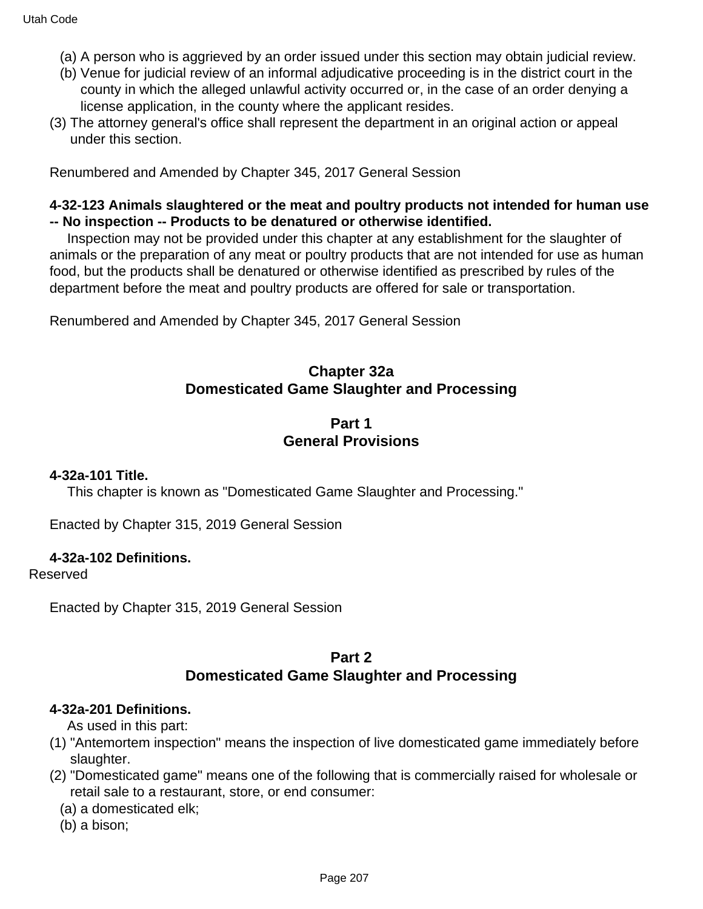(a) A person who is aggrieved by an order issued under this section may obtain judicial review.

(b) Venue for judicial review of an informal adjudicative proceeding is in the district court in the county in which the alleged unlawful activity occurred or, in the case of an order denying a license application, in the county where the applicant resides.

(3) The attorney general's office shall represent the department in an original action or appeal under this section.

Renumbered and Amended by Chapter 345, 2017 General Session

**4-32-123 Animals slaughtered or the meat and poultry products not intended for human use -- No inspection -- Products to be denatured or otherwise identified.**

Inspection may not be provided under this chapter at any establishment for the slaughter of animals or the preparation of any meat or poultry products that are not intended for use as human food, but the products shall be denatured or otherwise identified as prescribed by rules of the department before the meat and poultry products are offered for sale or transportation.

Renumbered and Amended by Chapter 345, 2017 General Session

## Chapter 32a
## Domesticated Game Slaughter and Processing

### Part 1
### General Provisions

**4-32a-101 Title.**

This chapter is known as "Domesticated Game Slaughter and Processing."

Enacted by Chapter 315, 2019 General Session

**4-32a-102 Definitions.**

Reserved

Enacted by Chapter 315, 2019 General Session

### Part 2
### Domesticated Game Slaughter and Processing

**4-32a-201 Definitions.**

As used in this part:

(1) "Antemortem inspection" means the inspection of live domesticated game immediately before slaughter.

(2) "Domesticated game" means one of the following that is commercially raised for wholesale or retail sale to a restaurant, store, or end consumer:

(a) a domesticated elk;

(b) a bison;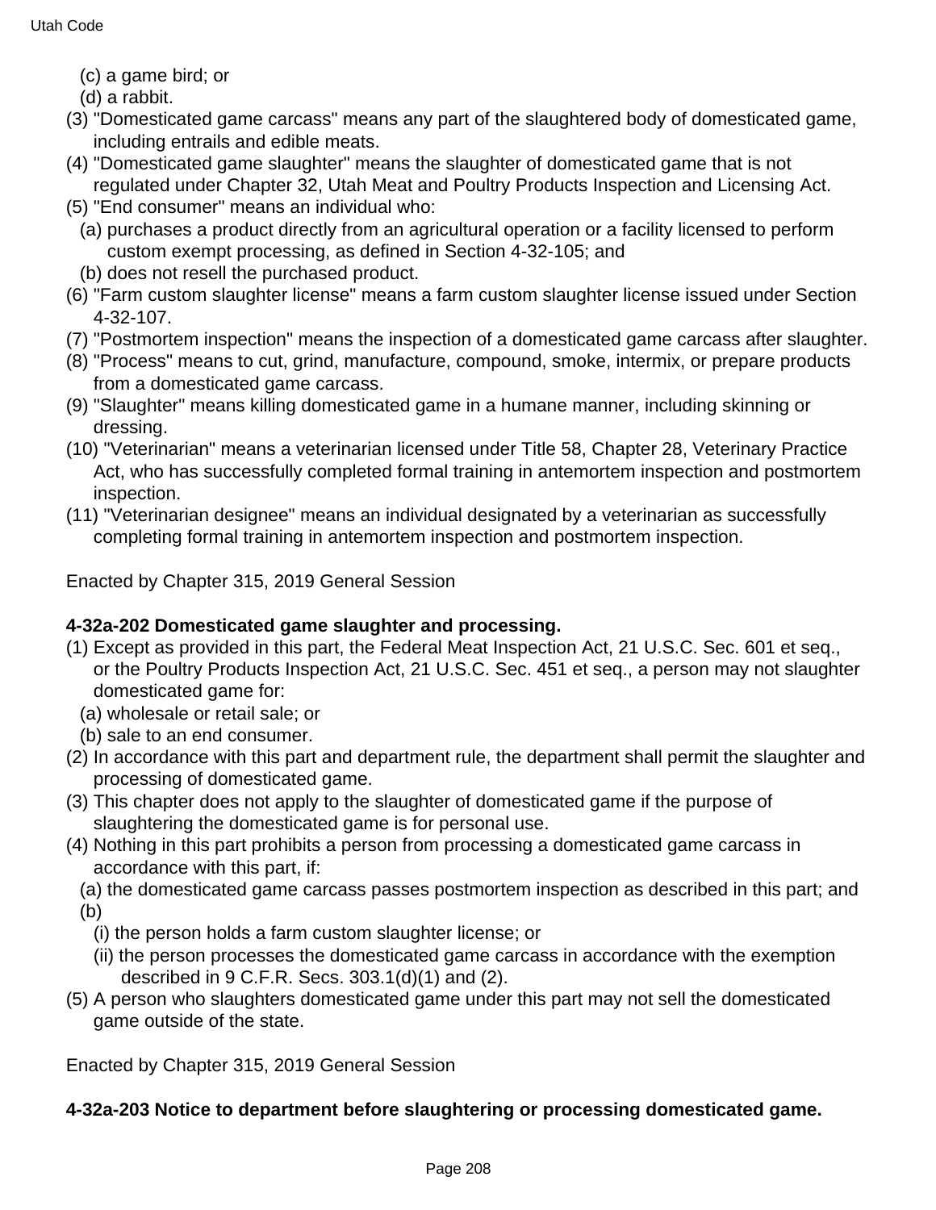(c) a game bird; or

(d) a rabbit.

(3) "Domesticated game carcass" means any part of the slaughtered body of domesticated game, including entrails and edible meats.

(4) "Domesticated game slaughter" means the slaughter of domesticated game that is not regulated under Chapter 32, Utah Meat and Poultry Products Inspection and Licensing Act.

(5) "End consumer" means an individual who:

(a) purchases a product directly from an agricultural operation or a facility licensed to perform custom exempt processing, as defined in Section 4-32-105; and

(b) does not resell the purchased product.

(6) "Farm custom slaughter license" means a farm custom slaughter license issued under Section 4-32-107.

(7) "Postmortem inspection" means the inspection of a domesticated game carcass after slaughter.

(8) "Process" means to cut, grind, manufacture, compound, smoke, intermix, or prepare products from a domesticated game carcass.

(9) "Slaughter" means killing domesticated game in a humane manner, including skinning or dressing.

(10) "Veterinarian" means a veterinarian licensed under Title 58, Chapter 28, Veterinary Practice Act, who has successfully completed formal training in antemortem inspection and postmortem inspection.

(11) "Veterinarian designee" means an individual designated by a veterinarian as successfully completing formal training in antemortem inspection and postmortem inspection.

Enacted by Chapter 315, 2019 General Session

**4-32a-202 Domesticated game slaughter and processing.**

(1) Except as provided in this part, the Federal Meat Inspection Act, 21 U.S.C. Sec. 601 et seq., or the Poultry Products Inspection Act, 21 U.S.C. Sec. 451 et seq., a person may not slaughter domesticated game for:

(a) wholesale or retail sale; or

(b) sale to an end consumer.

(2) In accordance with this part and department rule, the department shall permit the slaughter and processing of domesticated game.

(3) This chapter does not apply to the slaughter of domesticated game if the purpose of slaughtering the domesticated game is for personal use.

(4) Nothing in this part prohibits a person from processing a domesticated game carcass in accordance with this part, if:

(a) the domesticated game carcass passes postmortem inspection as described in this part; and

(b)

(i) the person holds a farm custom slaughter license; or

(ii) the person processes the domesticated game carcass in accordance with the exemption described in 9 C.F.R. Secs. 303.1(d)(1) and (2).

(5) A person who slaughters domesticated game under this part may not sell the domesticated game outside of the state.

Enacted by Chapter 315, 2019 General Session

**4-32a-203 Notice to department before slaughtering or processing domesticated game.**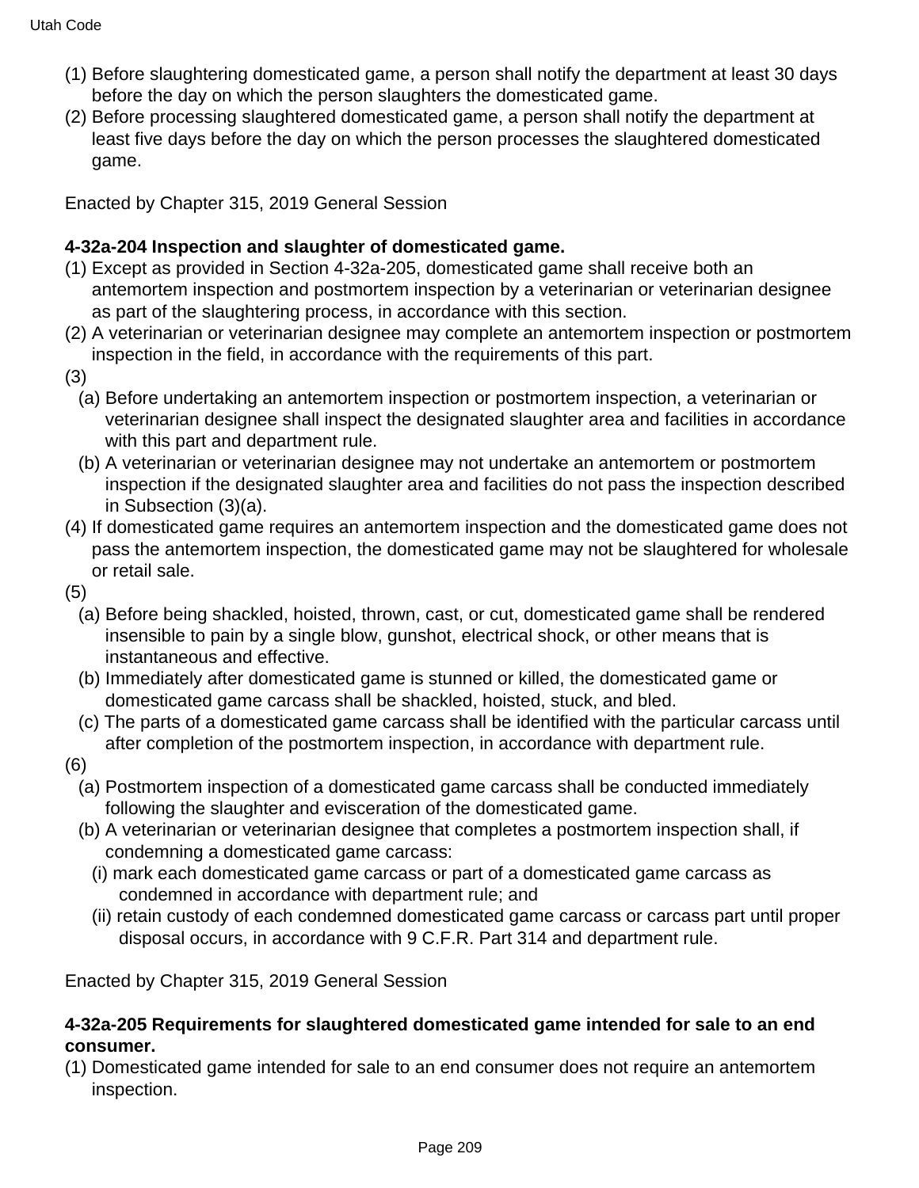(1) Before slaughtering domesticated game, a person shall notify the department at least 30 days before the day on which the person slaughters the domesticated game.
(2) Before processing slaughtered domesticated game, a person shall notify the department at least five days before the day on which the person processes the slaughtered domesticated game.

Enacted by Chapter 315, 2019 General Session

**4-32a-204 Inspection and slaughter of domesticated game.**

(1) Except as provided in Section 4-32a-205, domesticated game shall receive both an antemortem inspection and postmortem inspection by a veterinarian or veterinarian designee as part of the slaughtering process, in accordance with this section.
(2) A veterinarian or veterinarian designee may complete an antemortem inspection or postmortem inspection in the field, in accordance with the requirements of this part.
(3)
  (a) Before undertaking an antemortem inspection or postmortem inspection, a veterinarian or veterinarian designee shall inspect the designated slaughter area and facilities in accordance with this part and department rule.
  (b) A veterinarian or veterinarian designee may not undertake an antemortem or postmortem inspection if the designated slaughter area and facilities do not pass the inspection described in Subsection (3)(a).
(4) If domesticated game requires an antemortem inspection and the domesticated game does not pass the antemortem inspection, the domesticated game may not be slaughtered for wholesale or retail sale.
(5)
  (a) Before being shackled, hoisted, thrown, cast, or cut, domesticated game shall be rendered insensible to pain by a single blow, gunshot, electrical shock, or other means that is instantaneous and effective.
  (b) Immediately after domesticated game is stunned or killed, the domesticated game or domesticated game carcass shall be shackled, hoisted, stuck, and bled.
  (c) The parts of a domesticated game carcass shall be identified with the particular carcass until after completion of the postmortem inspection, in accordance with department rule.
(6)
  (a) Postmortem inspection of a domesticated game carcass shall be conducted immediately following the slaughter and evisceration of the domesticated game.
  (b) A veterinarian or veterinarian designee that completes a postmortem inspection shall, if condemning a domesticated game carcass:
    (i) mark each domesticated game carcass or part of a domesticated game carcass as condemned in accordance with department rule; and
    (ii) retain custody of each condemned domesticated game carcass or carcass part until proper disposal occurs, in accordance with 9 C.F.R. Part 314 and department rule.

Enacted by Chapter 315, 2019 General Session

**4-32a-205 Requirements for slaughtered domesticated game intended for sale to an end consumer.**

(1) Domesticated game intended for sale to an end consumer does not require an antemortem inspection.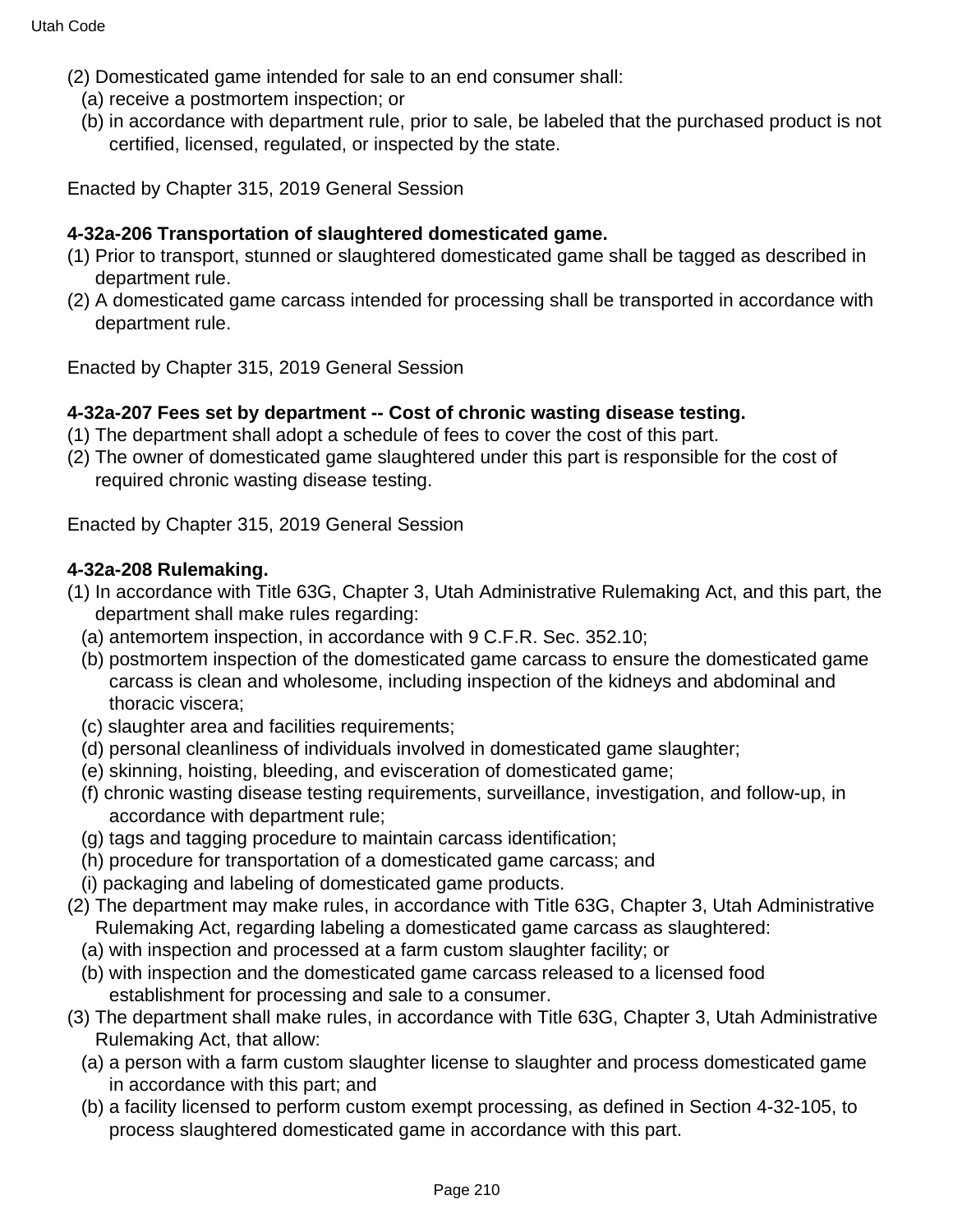(2) Domesticated game intended for sale to an end consumer shall:

  (a) receive a postmortem inspection; or

  (b) in accordance with department rule, prior to sale, be labeled that the purchased product is not certified, licensed, regulated, or inspected by the state.

Enacted by Chapter 315, 2019 General Session

**4-32a-206 Transportation of slaughtered domesticated game.**

(1) Prior to transport, stunned or slaughtered domesticated game shall be tagged as described in department rule.

(2) A domesticated game carcass intended for processing shall be transported in accordance with department rule.

Enacted by Chapter 315, 2019 General Session

**4-32a-207 Fees set by department -- Cost of chronic wasting disease testing.**

(1) The department shall adopt a schedule of fees to cover the cost of this part.

(2) The owner of domesticated game slaughtered under this part is responsible for the cost of required chronic wasting disease testing.

Enacted by Chapter 315, 2019 General Session

**4-32a-208 Rulemaking.**

(1) In accordance with Title 63G, Chapter 3, Utah Administrative Rulemaking Act, and this part, the department shall make rules regarding:

  (a) antemortem inspection, in accordance with 9 C.F.R. Sec. 352.10;

  (b) postmortem inspection of the domesticated game carcass to ensure the domesticated game carcass is clean and wholesome, including inspection of the kidneys and abdominal and thoracic viscera;

  (c) slaughter area and facilities requirements;

  (d) personal cleanliness of individuals involved in domesticated game slaughter;

  (e) skinning, hoisting, bleeding, and evisceration of domesticated game;

  (f) chronic wasting disease testing requirements, surveillance, investigation, and follow-up, in accordance with department rule;

  (g) tags and tagging procedure to maintain carcass identification;

  (h) procedure for transportation of a domesticated game carcass; and

  (i) packaging and labeling of domesticated game products.

(2) The department may make rules, in accordance with Title 63G, Chapter 3, Utah Administrative Rulemaking Act, regarding labeling a domesticated game carcass as slaughtered:

  (a) with inspection and processed at a farm custom slaughter facility; or

  (b) with inspection and the domesticated game carcass released to a licensed food establishment for processing and sale to a consumer.

(3) The department shall make rules, in accordance with Title 63G, Chapter 3, Utah Administrative Rulemaking Act, that allow:

  (a) a person with a farm custom slaughter license to slaughter and process domesticated game in accordance with this part; and

  (b) a facility licensed to perform custom exempt processing, as defined in Section 4-32-105, to process slaughtered domesticated game in accordance with this part.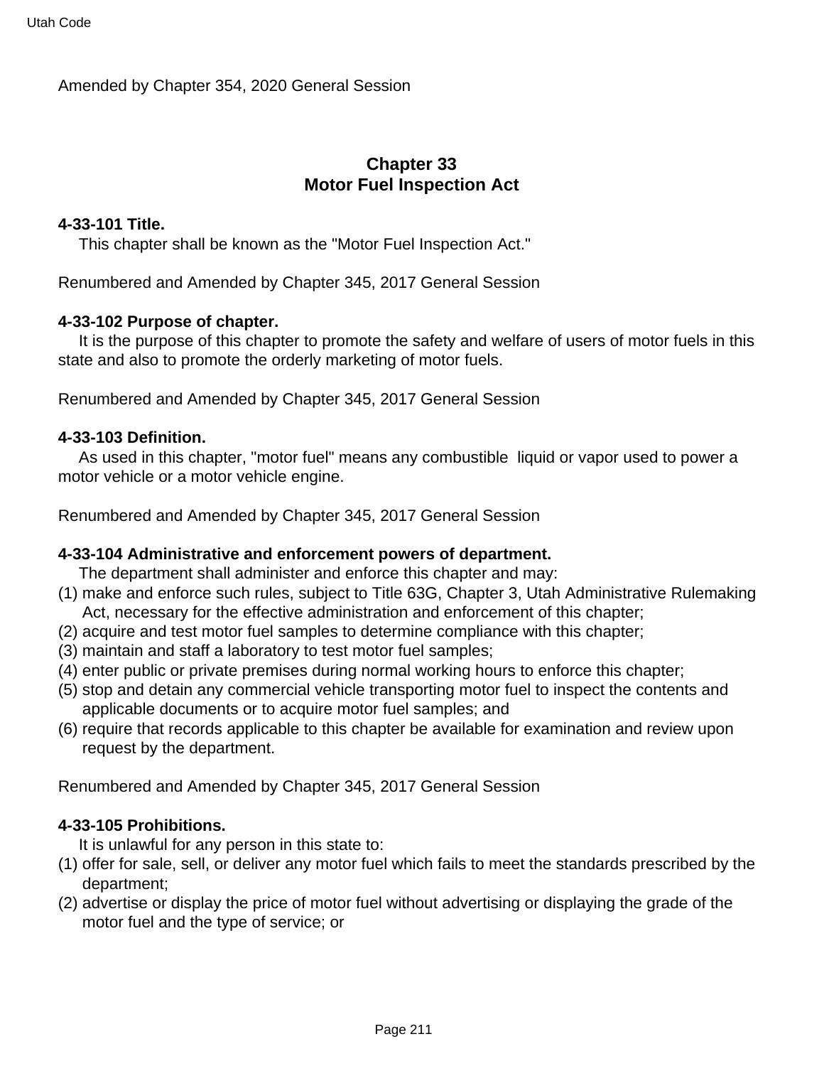Amended by Chapter 354, 2020 General Session

## Chapter 33
## Motor Fuel Inspection Act

**4-33-101 Title.**

This chapter shall be known as the "Motor Fuel Inspection Act."

Renumbered and Amended by Chapter 345, 2017 General Session

**4-33-102 Purpose of chapter.**

It is the purpose of this chapter to promote the safety and welfare of users of motor fuels in this state and also to promote the orderly marketing of motor fuels.

Renumbered and Amended by Chapter 345, 2017 General Session

**4-33-103 Definition.**

As used in this chapter, "motor fuel" means any combustible liquid or vapor used to power a motor vehicle or a motor vehicle engine.

Renumbered and Amended by Chapter 345, 2017 General Session

**4-33-104 Administrative and enforcement powers of department.**

The department shall administer and enforce this chapter and may:

(1) make and enforce such rules, subject to Title 63G, Chapter 3, Utah Administrative Rulemaking Act, necessary for the effective administration and enforcement of this chapter;
(2) acquire and test motor fuel samples to determine compliance with this chapter;
(3) maintain and staff a laboratory to test motor fuel samples;
(4) enter public or private premises during normal working hours to enforce this chapter;
(5) stop and detain any commercial vehicle transporting motor fuel to inspect the contents and applicable documents or to acquire motor fuel samples; and
(6) require that records applicable to this chapter be available for examination and review upon request by the department.

Renumbered and Amended by Chapter 345, 2017 General Session

**4-33-105 Prohibitions.**

It is unlawful for any person in this state to:

(1) offer for sale, sell, or deliver any motor fuel which fails to meet the standards prescribed by the department;
(2) advertise or display the price of motor fuel without advertising or displaying the grade of the motor fuel and the type of service; or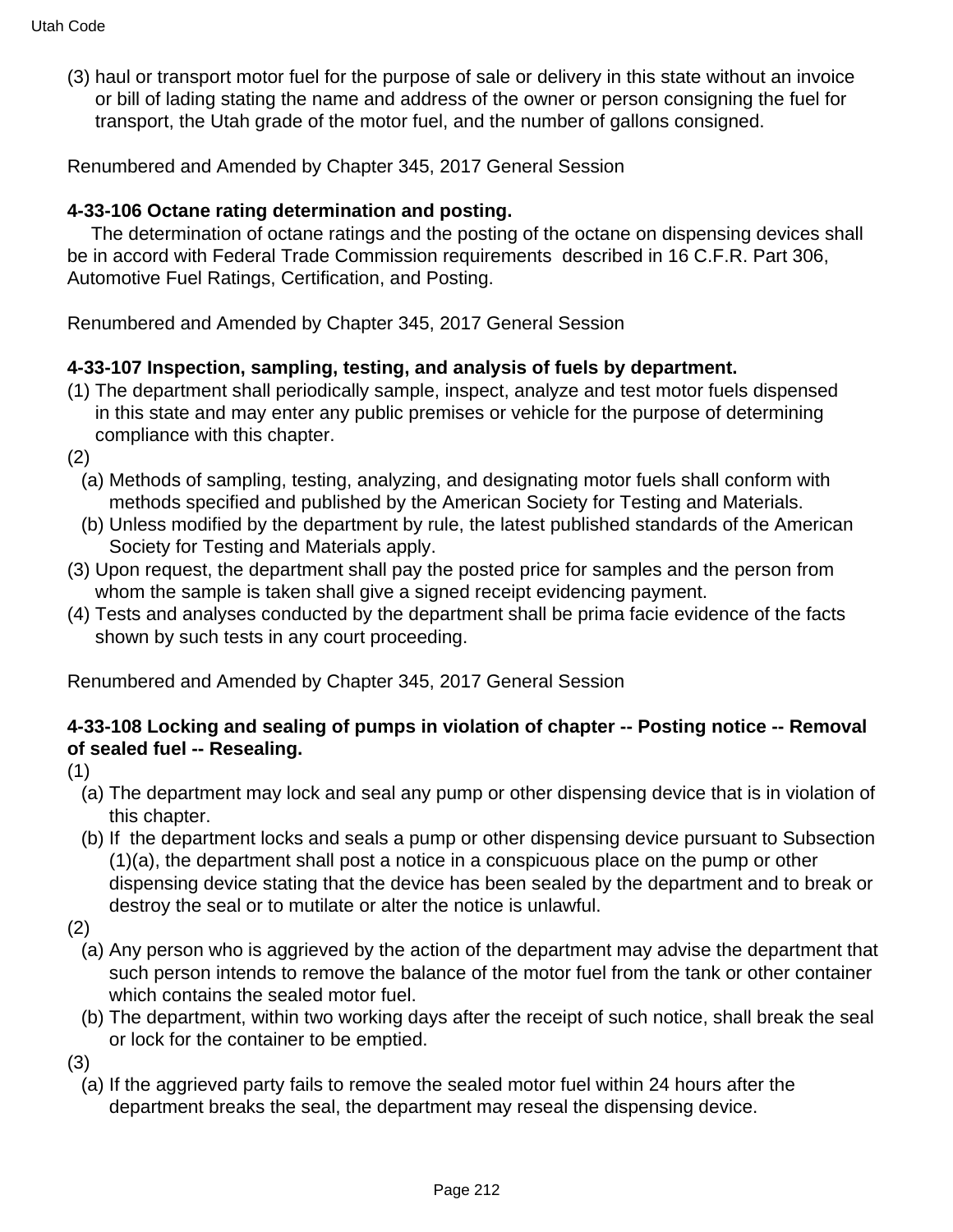(3) haul or transport motor fuel for the purpose of sale or delivery in this state without an invoice or bill of lading stating the name and address of the owner or person consigning the fuel for transport, the Utah grade of the motor fuel, and the number of gallons consigned.

Renumbered and Amended by Chapter 345, 2017 General Session

**4-33-106 Octane rating determination and posting.**

The determination of octane ratings and the posting of the octane on dispensing devices shall be in accord with Federal Trade Commission requirements described in 16 C.F.R. Part 306, Automotive Fuel Ratings, Certification, and Posting.

Renumbered and Amended by Chapter 345, 2017 General Session

**4-33-107 Inspection, sampling, testing, and analysis of fuels by department.**

(1) The department shall periodically sample, inspect, analyze and test motor fuels dispensed in this state and may enter any public premises or vehicle for the purpose of determining compliance with this chapter.

(2)

(a) Methods of sampling, testing, analyzing, and designating motor fuels shall conform with methods specified and published by the American Society for Testing and Materials.

(b) Unless modified by the department by rule, the latest published standards of the American Society for Testing and Materials apply.

(3) Upon request, the department shall pay the posted price for samples and the person from whom the sample is taken shall give a signed receipt evidencing payment.

(4) Tests and analyses conducted by the department shall be prima facie evidence of the facts shown by such tests in any court proceeding.

Renumbered and Amended by Chapter 345, 2017 General Session

**4-33-108 Locking and sealing of pumps in violation of chapter -- Posting notice -- Removal of sealed fuel -- Resealing.**

(1)

(a) The department may lock and seal any pump or other dispensing device that is in violation of this chapter.

(b) If the department locks and seals a pump or other dispensing device pursuant to Subsection (1)(a), the department shall post a notice in a conspicuous place on the pump or other dispensing device stating that the device has been sealed by the department and to break or destroy the seal or to mutilate or alter the notice is unlawful.

(2)

(a) Any person who is aggrieved by the action of the department may advise the department that such person intends to remove the balance of the motor fuel from the tank or other container which contains the sealed motor fuel.

(b) The department, within two working days after the receipt of such notice, shall break the seal or lock for the container to be emptied.

(3)

(a) If the aggrieved party fails to remove the sealed motor fuel within 24 hours after the department breaks the seal, the department may reseal the dispensing device.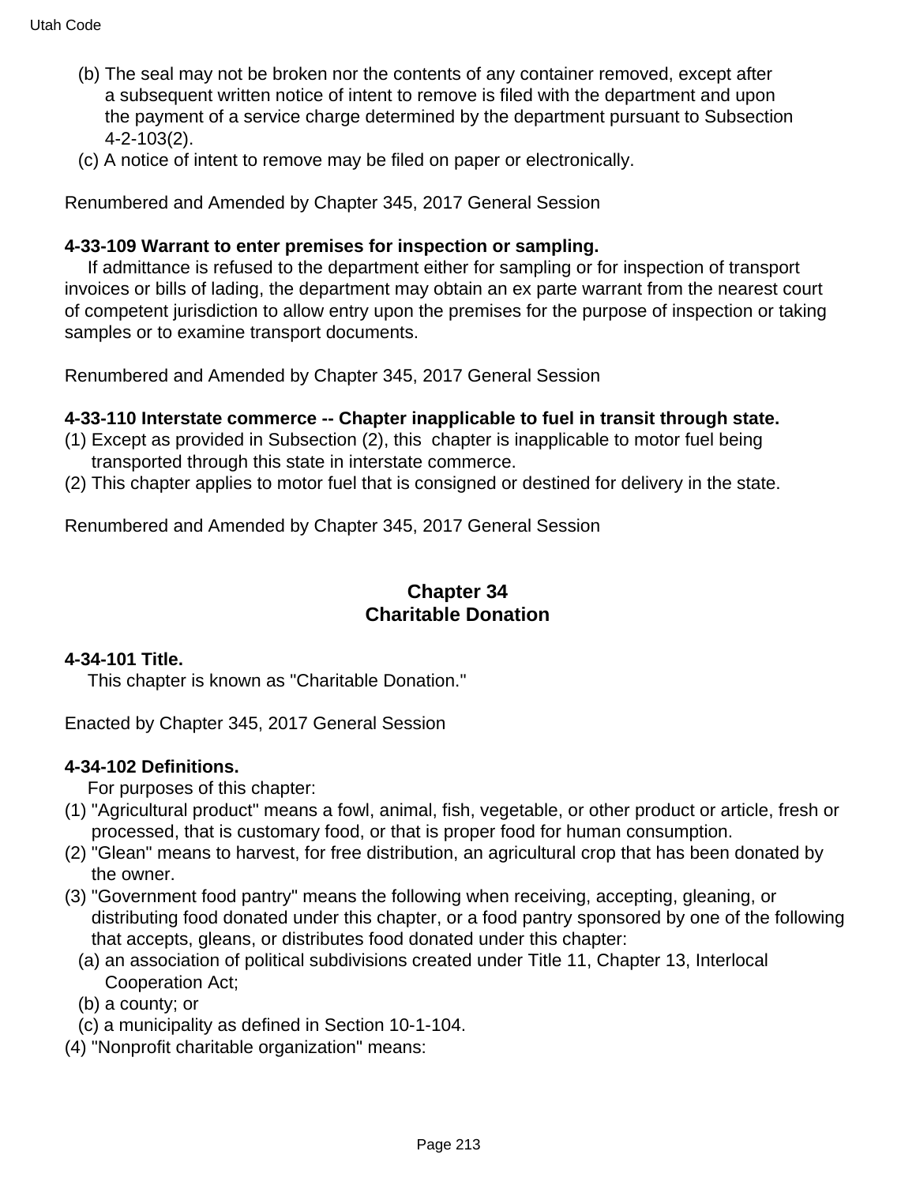(b) The seal may not be broken nor the contents of any container removed, except after a subsequent written notice of intent to remove is filed with the department and upon the payment of a service charge determined by the department pursuant to Subsection 4-2-103(2).

(c) A notice of intent to remove may be filed on paper or electronically.

Renumbered and Amended by Chapter 345, 2017 General Session

**4-33-109 Warrant to enter premises for inspection or sampling.**

If admittance is refused to the department either for sampling or for inspection of transport invoices or bills of lading, the department may obtain an ex parte warrant from the nearest court of competent jurisdiction to allow entry upon the premises for the purpose of inspection or taking samples or to examine transport documents.

Renumbered and Amended by Chapter 345, 2017 General Session

**4-33-110 Interstate commerce -- Chapter inapplicable to fuel in transit through state.**

(1) Except as provided in Subsection (2), this chapter is inapplicable to motor fuel being transported through this state in interstate commerce.

(2) This chapter applies to motor fuel that is consigned or destined for delivery in the state.

Renumbered and Amended by Chapter 345, 2017 General Session

## Chapter 34
## Charitable Donation

**4-34-101 Title.**

This chapter is known as "Charitable Donation."

Enacted by Chapter 345, 2017 General Session

**4-34-102 Definitions.**

For purposes of this chapter:

(1) "Agricultural product" means a fowl, animal, fish, vegetable, or other product or article, fresh or processed, that is customary food, or that is proper food for human consumption.

(2) "Glean" means to harvest, for free distribution, an agricultural crop that has been donated by the owner.

(3) "Government food pantry" means the following when receiving, accepting, gleaning, or distributing food donated under this chapter, or a food pantry sponsored by one of the following that accepts, gleans, or distributes food donated under this chapter:

(a) an association of political subdivisions created under Title 11, Chapter 13, Interlocal Cooperation Act;

(b) a county; or

(c) a municipality as defined in Section 10-1-104.

(4) "Nonprofit charitable organization" means: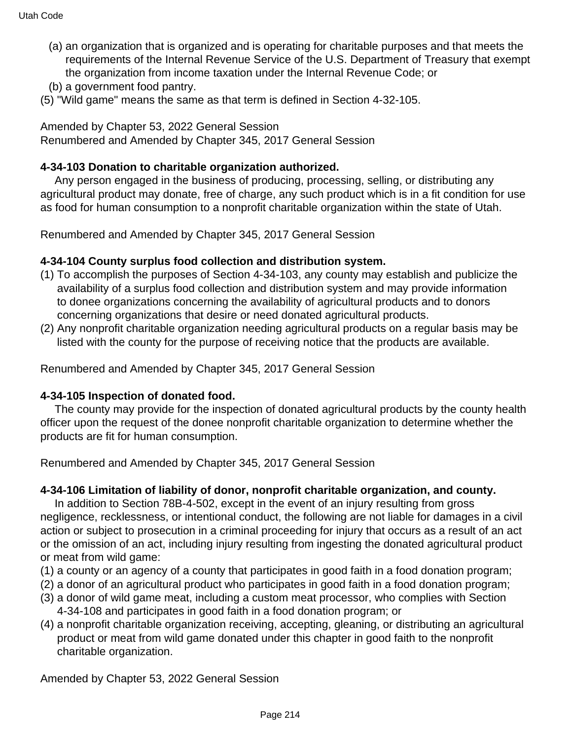(a) an organization that is organized and is operating for charitable purposes and that meets the requirements of the Internal Revenue Service of the U.S. Department of Treasury that exempt the organization from income taxation under the Internal Revenue Code; or

(b) a government food pantry.

(5) "Wild game" means the same as that term is defined in Section 4-32-105.

Amended by Chapter 53, 2022 General Session
Renumbered and Amended by Chapter 345, 2017 General Session

**4-34-103 Donation to charitable organization authorized.**

Any person engaged in the business of producing, processing, selling, or distributing any agricultural product may donate, free of charge, any such product which is in a fit condition for use as food for human consumption to a nonprofit charitable organization within the state of Utah.

Renumbered and Amended by Chapter 345, 2017 General Session

**4-34-104 County surplus food collection and distribution system.**

(1) To accomplish the purposes of Section 4-34-103, any county may establish and publicize the availability of a surplus food collection and distribution system and may provide information to donee organizations concerning the availability of agricultural products and to donors concerning organizations that desire or need donated agricultural products.

(2) Any nonprofit charitable organization needing agricultural products on a regular basis may be listed with the county for the purpose of receiving notice that the products are available.

Renumbered and Amended by Chapter 345, 2017 General Session

**4-34-105 Inspection of donated food.**

The county may provide for the inspection of donated agricultural products by the county health officer upon the request of the donee nonprofit charitable organization to determine whether the products are fit for human consumption.

Renumbered and Amended by Chapter 345, 2017 General Session

**4-34-106 Limitation of liability of donor, nonprofit charitable organization, and county.**

In addition to Section 78B-4-502, except in the event of an injury resulting from gross negligence, recklessness, or intentional conduct, the following are not liable for damages in a civil action or subject to prosecution in a criminal proceeding for injury that occurs as a result of an act or the omission of an act, including injury resulting from ingesting the donated agricultural product or meat from wild game:

(1) a county or an agency of a county that participates in good faith in a food donation program;

(2) a donor of an agricultural product who participates in good faith in a food donation program;

(3) a donor of wild game meat, including a custom meat processor, who complies with Section 4-34-108 and participates in good faith in a food donation program; or

(4) a nonprofit charitable organization receiving, accepting, gleaning, or distributing an agricultural product or meat from wild game donated under this chapter in good faith to the nonprofit charitable organization.

Amended by Chapter 53, 2022 General Session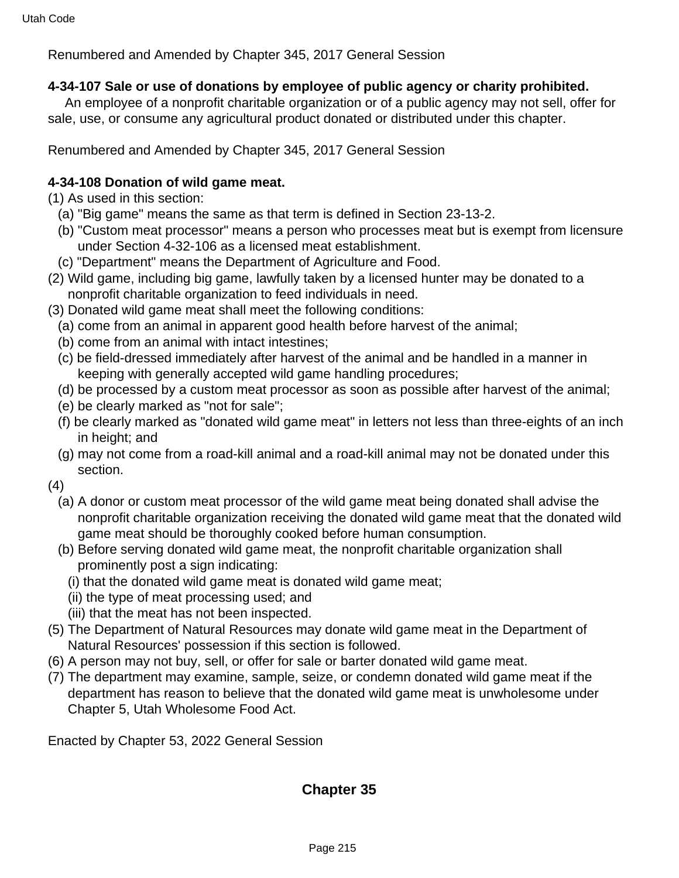Renumbered and Amended by Chapter 345, 2017 General Session

**4-34-107 Sale or use of donations by employee of public agency or charity prohibited.**

An employee of a nonprofit charitable organization or of a public agency may not sell, offer for sale, use, or consume any agricultural product donated or distributed under this chapter.

Renumbered and Amended by Chapter 345, 2017 General Session

**4-34-108 Donation of wild game meat.**

(1) As used in this section:
  (a) "Big game" means the same as that term is defined in Section 23-13-2.
  (b) "Custom meat processor" means a person who processes meat but is exempt from licensure under Section 4-32-106 as a licensed meat establishment.
  (c) "Department" means the Department of Agriculture and Food.
(2) Wild game, including big game, lawfully taken by a licensed hunter may be donated to a nonprofit charitable organization to feed individuals in need.
(3) Donated wild game meat shall meet the following conditions:
  (a) come from an animal in apparent good health before harvest of the animal;
  (b) come from an animal with intact intestines;
  (c) be field-dressed immediately after harvest of the animal and be handled in a manner in keeping with generally accepted wild game handling procedures;
  (d) be processed by a custom meat processor as soon as possible after harvest of the animal;
  (e) be clearly marked as "not for sale";
  (f) be clearly marked as "donated wild game meat" in letters not less than three-eights of an inch in height; and
  (g) may not come from a road-kill animal and a road-kill animal may not be donated under this section.
(4)
  (a) A donor or custom meat processor of the wild game meat being donated shall advise the nonprofit charitable organization receiving the donated wild game meat that the donated wild game meat should be thoroughly cooked before human consumption.
  (b) Before serving donated wild game meat, the nonprofit charitable organization shall prominently post a sign indicating:
    (i) that the donated wild game meat is donated wild game meat;
    (ii) the type of meat processing used; and
    (iii) that the meat has not been inspected.
(5) The Department of Natural Resources may donate wild game meat in the Department of Natural Resources' possession if this section is followed.
(6) A person may not buy, sell, or offer for sale or barter donated wild game meat.
(7) The department may examine, sample, seize, or condemn donated wild game meat if the department has reason to believe that the donated wild game meat is unwholesome under Chapter 5, Utah Wholesome Food Act.

Enacted by Chapter 53, 2022 General Session

## Chapter 35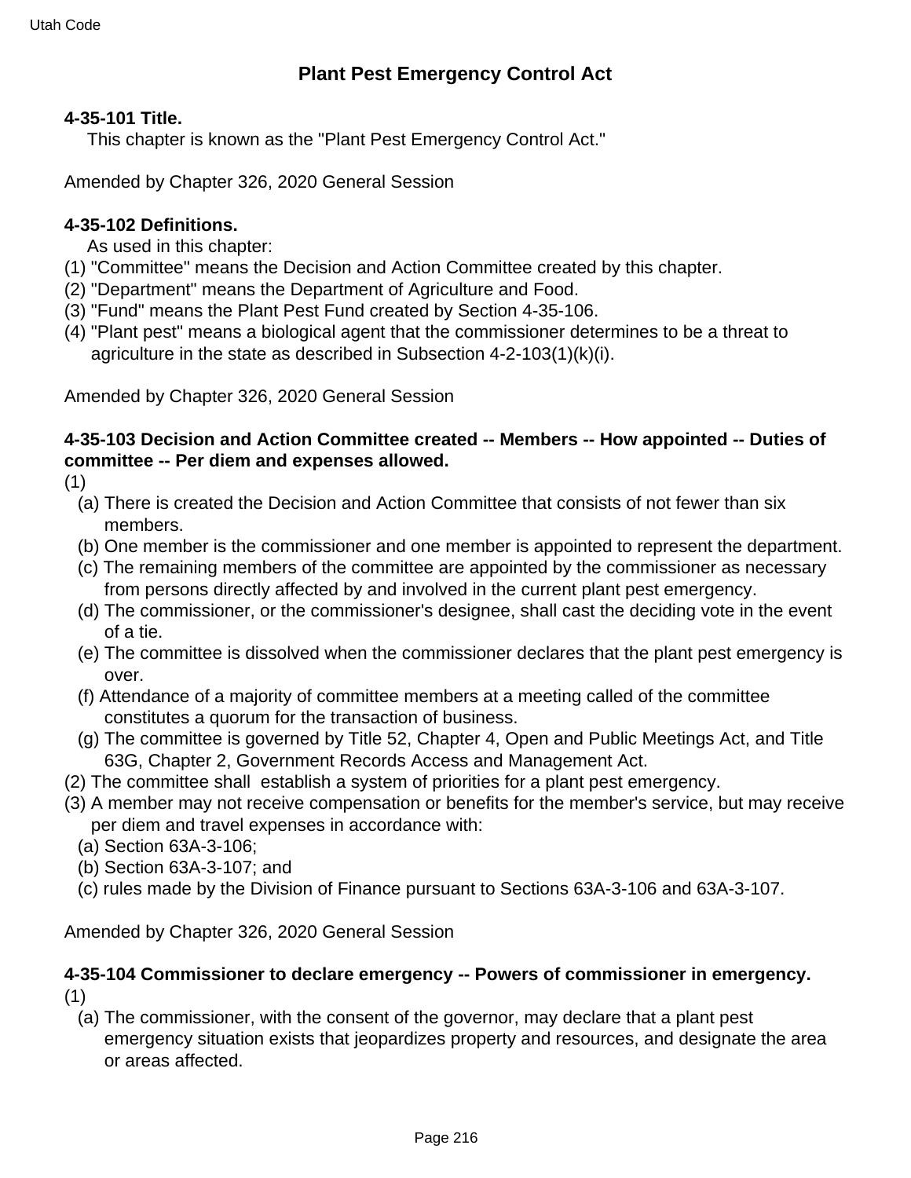## Plant Pest Emergency Control Act

### 4-35-101 Title.

This chapter is known as the "Plant Pest Emergency Control Act."

Amended by Chapter 326, 2020 General Session

### 4-35-102 Definitions.

As used in this chapter:

(1) "Committee" means the Decision and Action Committee created by this chapter.

(2) "Department" means the Department of Agriculture and Food.

(3) "Fund" means the Plant Pest Fund created by Section 4-35-106.

(4) "Plant pest" means a biological agent that the commissioner determines to be a threat to agriculture in the state as described in Subsection 4-2-103(1)(k)(i).

Amended by Chapter 326, 2020 General Session

### 4-35-103 Decision and Action Committee created -- Members -- How appointed -- Duties of committee -- Per diem and expenses allowed.

(1)

(a) There is created the Decision and Action Committee that consists of not fewer than six members.

(b) One member is the commissioner and one member is appointed to represent the department.

(c) The remaining members of the committee are appointed by the commissioner as necessary from persons directly affected by and involved in the current plant pest emergency.

(d) The commissioner, or the commissioner's designee, shall cast the deciding vote in the event of a tie.

(e) The committee is dissolved when the commissioner declares that the plant pest emergency is over.

(f) Attendance of a majority of committee members at a meeting called of the committee constitutes a quorum for the transaction of business.

(g) The committee is governed by Title 52, Chapter 4, Open and Public Meetings Act, and Title 63G, Chapter 2, Government Records Access and Management Act.

(2) The committee shall establish a system of priorities for a plant pest emergency.

(3) A member may not receive compensation or benefits for the member's service, but may receive per diem and travel expenses in accordance with:

(a) Section 63A-3-106;

(b) Section 63A-3-107; and

(c) rules made by the Division of Finance pursuant to Sections 63A-3-106 and 63A-3-107.

Amended by Chapter 326, 2020 General Session

### 4-35-104 Commissioner to declare emergency -- Powers of commissioner in emergency.

(1)

(a) The commissioner, with the consent of the governor, may declare that a plant pest emergency situation exists that jeopardizes property and resources, and designate the area or areas affected.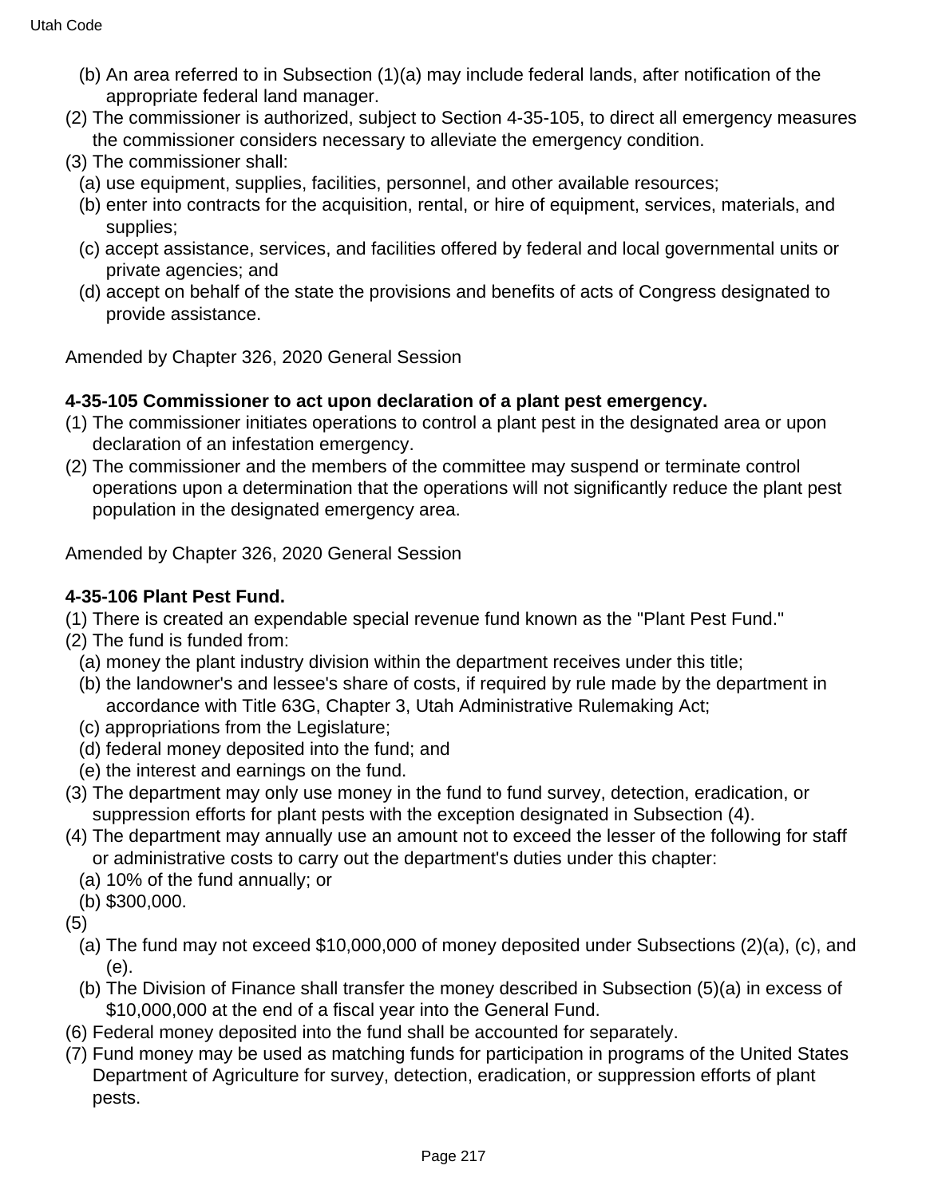(b) An area referred to in Subsection (1)(a) may include federal lands, after notification of the appropriate federal land manager.

(2) The commissioner is authorized, subject to Section 4-35-105, to direct all emergency measures the commissioner considers necessary to alleviate the emergency condition.

(3) The commissioner shall:

(a) use equipment, supplies, facilities, personnel, and other available resources;

(b) enter into contracts for the acquisition, rental, or hire of equipment, services, materials, and supplies;

(c) accept assistance, services, and facilities offered by federal and local governmental units or private agencies; and

(d) accept on behalf of the state the provisions and benefits of acts of Congress designated to provide assistance.

Amended by Chapter 326, 2020 General Session

**4-35-105 Commissioner to act upon declaration of a plant pest emergency.**

(1) The commissioner initiates operations to control a plant pest in the designated area or upon declaration of an infestation emergency.

(2) The commissioner and the members of the committee may suspend or terminate control operations upon a determination that the operations will not significantly reduce the plant pest population in the designated emergency area.

Amended by Chapter 326, 2020 General Session

**4-35-106 Plant Pest Fund.**

(1) There is created an expendable special revenue fund known as the "Plant Pest Fund."

(2) The fund is funded from:

(a) money the plant industry division within the department receives under this title;

(b) the landowner's and lessee's share of costs, if required by rule made by the department in accordance with Title 63G, Chapter 3, Utah Administrative Rulemaking Act;

(c) appropriations from the Legislature;

(d) federal money deposited into the fund; and

(e) the interest and earnings on the fund.

(3) The department may only use money in the fund to fund survey, detection, eradication, or suppression efforts for plant pests with the exception designated in Subsection (4).

(4) The department may annually use an amount not to exceed the lesser of the following for staff or administrative costs to carry out the department's duties under this chapter:

(a) 10% of the fund annually; or

(b) $300,000.

(5)

(a) The fund may not exceed $10,000,000 of money deposited under Subsections (2)(a), (c), and (e).

(b) The Division of Finance shall transfer the money described in Subsection (5)(a) in excess of $10,000,000 at the end of a fiscal year into the General Fund.

(6) Federal money deposited into the fund shall be accounted for separately.

(7) Fund money may be used as matching funds for participation in programs of the United States Department of Agriculture for survey, detection, eradication, or suppression efforts of plant pests.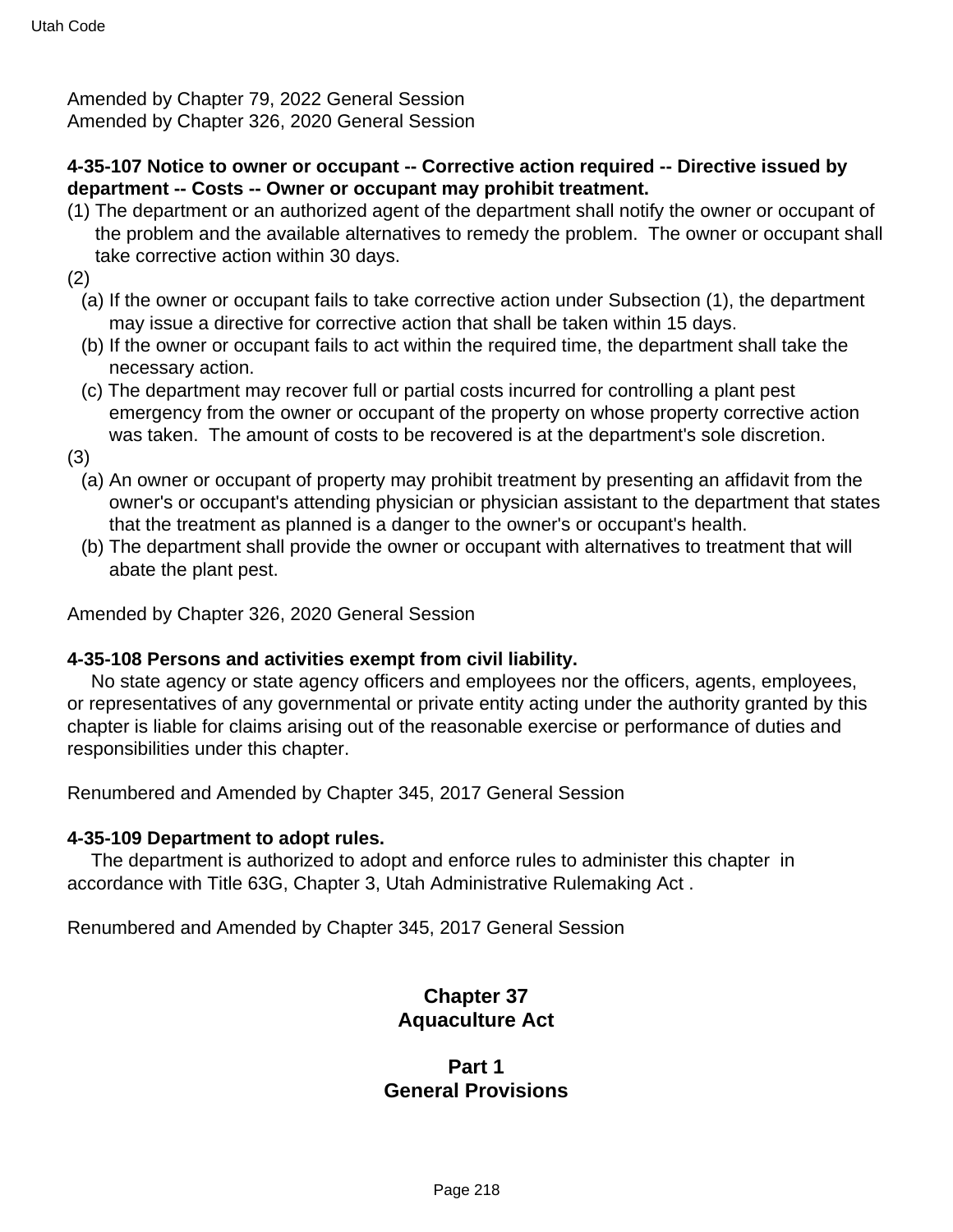Amended by Chapter 79, 2022 General Session
Amended by Chapter 326, 2020 General Session

**4-35-107 Notice to owner or occupant -- Corrective action required -- Directive issued by department -- Costs -- Owner or occupant may prohibit treatment.**

(1) The department or an authorized agent of the department shall notify the owner or occupant of the problem and the available alternatives to remedy the problem. The owner or occupant shall take corrective action within 30 days.

(2)

(a) If the owner or occupant fails to take corrective action under Subsection (1), the department may issue a directive for corrective action that shall be taken within 15 days.

(b) If the owner or occupant fails to act within the required time, the department shall take the necessary action.

(c) The department may recover full or partial costs incurred for controlling a plant pest emergency from the owner or occupant of the property on whose property corrective action was taken. The amount of costs to be recovered is at the department's sole discretion.

(3)

(a) An owner or occupant of property may prohibit treatment by presenting an affidavit from the owner's or occupant's attending physician or physician assistant to the department that states that the treatment as planned is a danger to the owner's or occupant's health.

(b) The department shall provide the owner or occupant with alternatives to treatment that will abate the plant pest.

Amended by Chapter 326, 2020 General Session

**4-35-108 Persons and activities exempt from civil liability.**

No state agency or state agency officers and employees nor the officers, agents, employees, or representatives of any governmental or private entity acting under the authority granted by this chapter is liable for claims arising out of the reasonable exercise or performance of duties and responsibilities under this chapter.

Renumbered and Amended by Chapter 345, 2017 General Session

**4-35-109 Department to adopt rules.**

The department is authorized to adopt and enforce rules to administer this chapter in accordance with Title 63G, Chapter 3, Utah Administrative Rulemaking Act .

Renumbered and Amended by Chapter 345, 2017 General Session

## Chapter 37
## Aquaculture Act

### Part 1
### General Provisions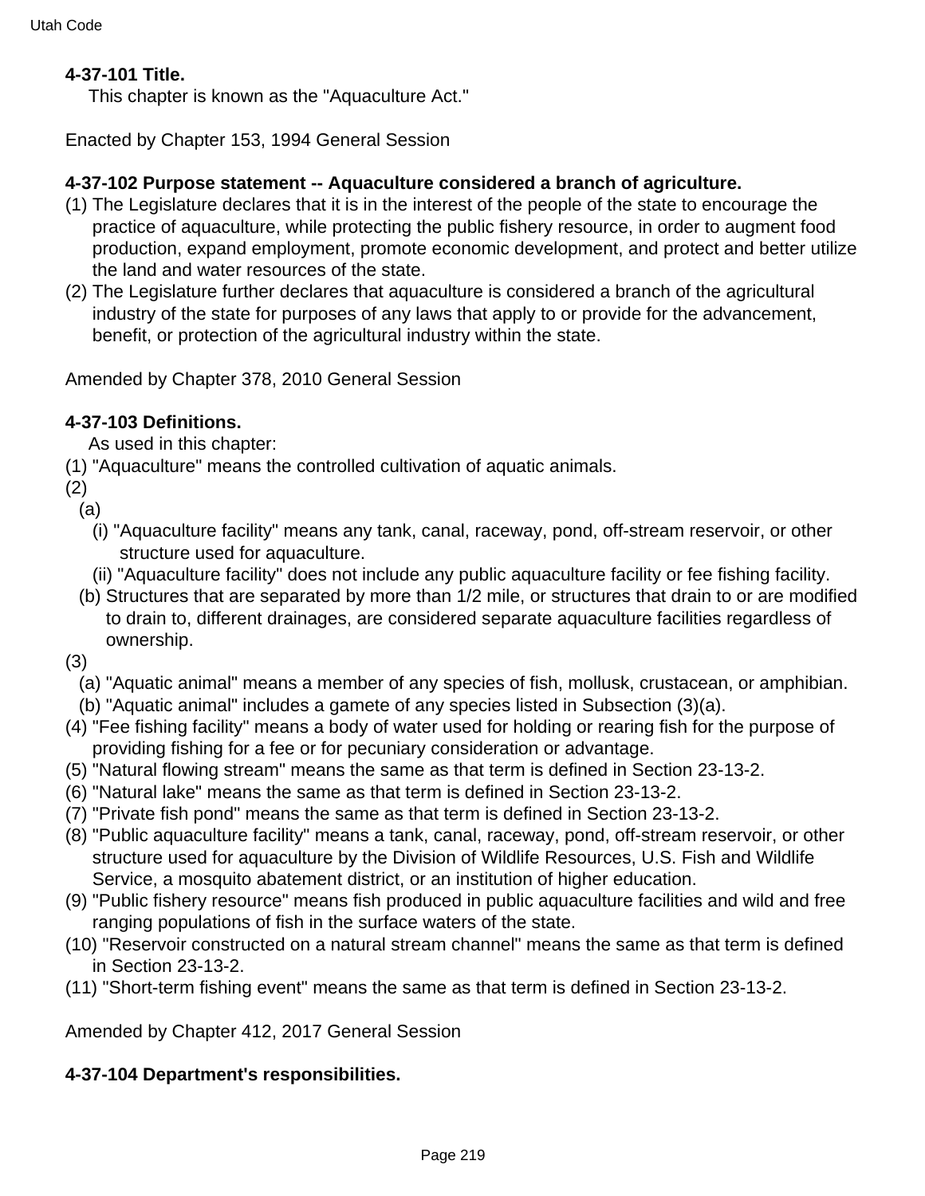**4-37-101 Title.**

This chapter is known as the "Aquaculture Act."

Enacted by Chapter 153, 1994 General Session

**4-37-102 Purpose statement -- Aquaculture considered a branch of agriculture.**

(1) The Legislature declares that it is in the interest of the people of the state to encourage the practice of aquaculture, while protecting the public fishery resource, in order to augment food production, expand employment, promote economic development, and protect and better utilize the land and water resources of the state.

(2) The Legislature further declares that aquaculture is considered a branch of the agricultural industry of the state for purposes of any laws that apply to or provide for the advancement, benefit, or protection of the agricultural industry within the state.

Amended by Chapter 378, 2010 General Session

**4-37-103 Definitions.**

As used in this chapter:

(1) "Aquaculture" means the controlled cultivation of aquatic animals.

(2)

(a)

(i) "Aquaculture facility" means any tank, canal, raceway, pond, off-stream reservoir, or other structure used for aquaculture.

(ii) "Aquaculture facility" does not include any public aquaculture facility or fee fishing facility.

(b) Structures that are separated by more than 1/2 mile, or structures that drain to or are modified to drain to, different drainages, are considered separate aquaculture facilities regardless of ownership.

(3)

(a) "Aquatic animal" means a member of any species of fish, mollusk, crustacean, or amphibian.

(b) "Aquatic animal" includes a gamete of any species listed in Subsection (3)(a).

(4) "Fee fishing facility" means a body of water used for holding or rearing fish for the purpose of providing fishing for a fee or for pecuniary consideration or advantage.

(5) "Natural flowing stream" means the same as that term is defined in Section 23-13-2.

(6) "Natural lake" means the same as that term is defined in Section 23-13-2.

(7) "Private fish pond" means the same as that term is defined in Section 23-13-2.

(8) "Public aquaculture facility" means a tank, canal, raceway, pond, off-stream reservoir, or other structure used for aquaculture by the Division of Wildlife Resources, U.S. Fish and Wildlife Service, a mosquito abatement district, or an institution of higher education.

(9) "Public fishery resource" means fish produced in public aquaculture facilities and wild and free ranging populations of fish in the surface waters of the state.

(10) "Reservoir constructed on a natural stream channel" means the same as that term is defined in Section 23-13-2.

(11) "Short-term fishing event" means the same as that term is defined in Section 23-13-2.

Amended by Chapter 412, 2017 General Session

**4-37-104 Department's responsibilities.**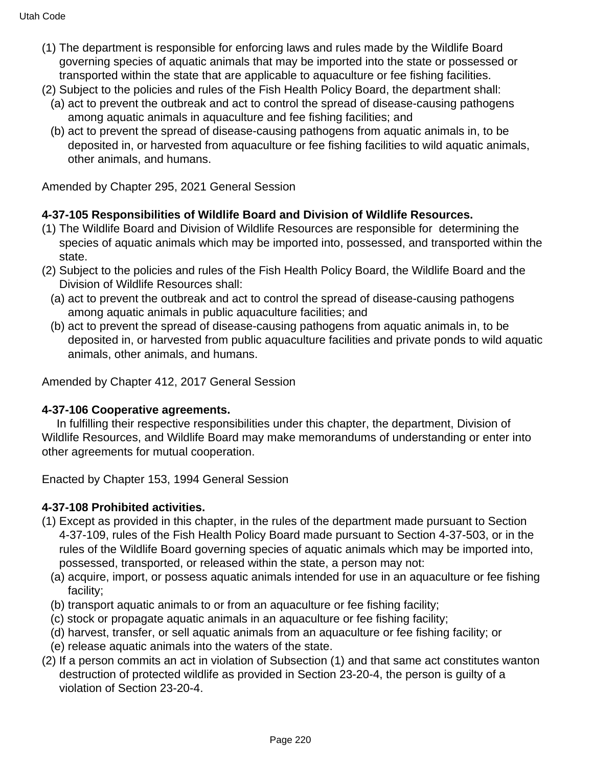(1) The department is responsible for enforcing laws and rules made by the Wildlife Board governing species of aquatic animals that may be imported into the state or possessed or transported within the state that are applicable to aquaculture or fee fishing facilities.

(2) Subject to the policies and rules of the Fish Health Policy Board, the department shall:

  (a) act to prevent the outbreak and act to control the spread of disease-causing pathogens among aquatic animals in aquaculture and fee fishing facilities; and

  (b) act to prevent the spread of disease-causing pathogens from aquatic animals in, to be deposited in, or harvested from aquaculture or fee fishing facilities to wild aquatic animals, other animals, and humans.

Amended by Chapter 295, 2021 General Session

**4-37-105 Responsibilities of Wildlife Board and Division of Wildlife Resources.**

(1) The Wildlife Board and Division of Wildlife Resources are responsible for determining the species of aquatic animals which may be imported into, possessed, and transported within the state.

(2) Subject to the policies and rules of the Fish Health Policy Board, the Wildlife Board and the Division of Wildlife Resources shall:

  (a) act to prevent the outbreak and act to control the spread of disease-causing pathogens among aquatic animals in public aquaculture facilities; and

  (b) act to prevent the spread of disease-causing pathogens from aquatic animals in, to be deposited in, or harvested from public aquaculture facilities and private ponds to wild aquatic animals, other animals, and humans.

Amended by Chapter 412, 2017 General Session

**4-37-106 Cooperative agreements.**

In fulfilling their respective responsibilities under this chapter, the department, Division of Wildlife Resources, and Wildlife Board may make memorandums of understanding or enter into other agreements for mutual cooperation.

Enacted by Chapter 153, 1994 General Session

**4-37-108 Prohibited activities.**

(1) Except as provided in this chapter, in the rules of the department made pursuant to Section 4-37-109, rules of the Fish Health Policy Board made pursuant to Section 4-37-503, or in the rules of the Wildlife Board governing species of aquatic animals which may be imported into, possessed, transported, or released within the state, a person may not:

  (a) acquire, import, or possess aquatic animals intended for use in an aquaculture or fee fishing facility;

  (b) transport aquatic animals to or from an aquaculture or fee fishing facility;

  (c) stock or propagate aquatic animals in an aquaculture or fee fishing facility;

  (d) harvest, transfer, or sell aquatic animals from an aquaculture or fee fishing facility; or

  (e) release aquatic animals into the waters of the state.

(2) If a person commits an act in violation of Subsection (1) and that same act constitutes wanton destruction of protected wildlife as provided in Section 23-20-4, the person is guilty of a violation of Section 23-20-4.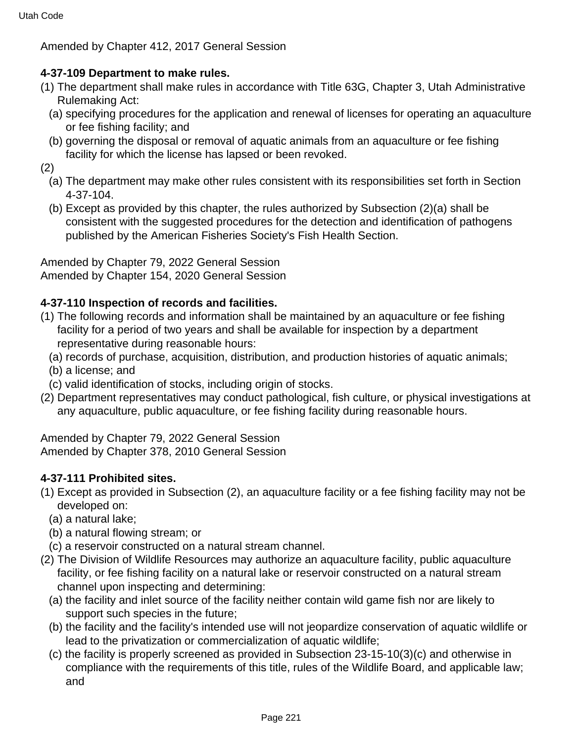Amended by Chapter 412, 2017 General Session

**4-37-109 Department to make rules.**

(1) The department shall make rules in accordance with Title 63G, Chapter 3, Utah Administrative Rulemaking Act:

(a) specifying procedures for the application and renewal of licenses for operating an aquaculture or fee fishing facility; and

(b) governing the disposal or removal of aquatic animals from an aquaculture or fee fishing facility for which the license has lapsed or been revoked.

(2)

(a) The department may make other rules consistent with its responsibilities set forth in Section 4-37-104.

(b) Except as provided by this chapter, the rules authorized by Subsection (2)(a) shall be consistent with the suggested procedures for the detection and identification of pathogens published by the American Fisheries Society's Fish Health Section.

Amended by Chapter 79, 2022 General Session
Amended by Chapter 154, 2020 General Session

**4-37-110 Inspection of records and facilities.**

(1) The following records and information shall be maintained by an aquaculture or fee fishing facility for a period of two years and shall be available for inspection by a department representative during reasonable hours:

(a) records of purchase, acquisition, distribution, and production histories of aquatic animals;

(b) a license; and

(c) valid identification of stocks, including origin of stocks.

(2) Department representatives may conduct pathological, fish culture, or physical investigations at any aquaculture, public aquaculture, or fee fishing facility during reasonable hours.

Amended by Chapter 79, 2022 General Session
Amended by Chapter 378, 2010 General Session

**4-37-111 Prohibited sites.**

(1) Except as provided in Subsection (2), an aquaculture facility or a fee fishing facility may not be developed on:

(a) a natural lake;

(b) a natural flowing stream; or

(c) a reservoir constructed on a natural stream channel.

(2) The Division of Wildlife Resources may authorize an aquaculture facility, public aquaculture facility, or fee fishing facility on a natural lake or reservoir constructed on a natural stream channel upon inspecting and determining:

(a) the facility and inlet source of the facility neither contain wild game fish nor are likely to support such species in the future;

(b) the facility and the facility's intended use will not jeopardize conservation of aquatic wildlife or lead to the privatization or commercialization of aquatic wildlife;

(c) the facility is properly screened as provided in Subsection 23-15-10(3)(c) and otherwise in compliance with the requirements of this title, rules of the Wildlife Board, and applicable law; and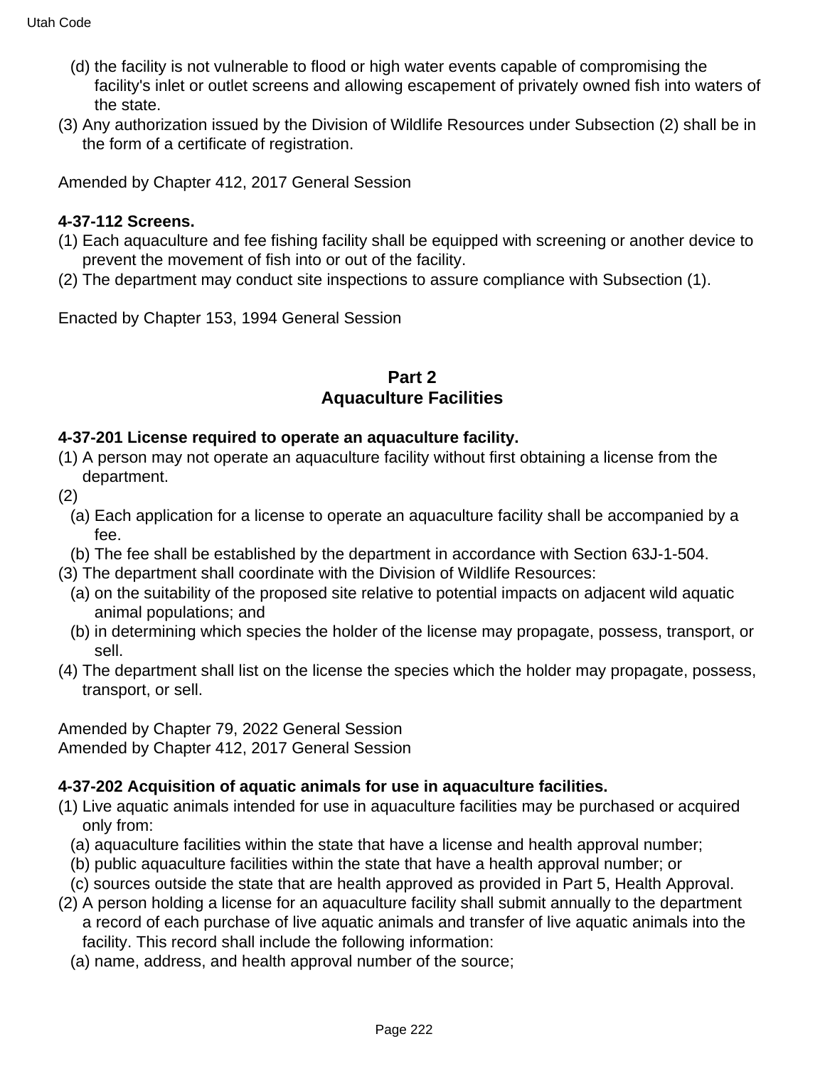(d) the facility is not vulnerable to flood or high water events capable of compromising the facility's inlet or outlet screens and allowing escapement of privately owned fish into waters of the state.

(3) Any authorization issued by the Division of Wildlife Resources under Subsection (2) shall be in the form of a certificate of registration.

Amended by Chapter 412, 2017 General Session

**4-37-112 Screens.**

(1) Each aquaculture and fee fishing facility shall be equipped with screening or another device to prevent the movement of fish into or out of the facility.

(2) The department may conduct site inspections to assure compliance with Subsection (1).

Enacted by Chapter 153, 1994 General Session

## Part 2
## Aquaculture Facilities

**4-37-201 License required to operate an aquaculture facility.**

(1) A person may not operate an aquaculture facility without first obtaining a license from the department.

(2)

(a) Each application for a license to operate an aquaculture facility shall be accompanied by a fee.

(b) The fee shall be established by the department in accordance with Section 63J-1-504.

(3) The department shall coordinate with the Division of Wildlife Resources:

(a) on the suitability of the proposed site relative to potential impacts on adjacent wild aquatic animal populations; and

(b) in determining which species the holder of the license may propagate, possess, transport, or sell.

(4) The department shall list on the license the species which the holder may propagate, possess, transport, or sell.

Amended by Chapter 79, 2022 General Session
Amended by Chapter 412, 2017 General Session

**4-37-202 Acquisition of aquatic animals for use in aquaculture facilities.**

(1) Live aquatic animals intended for use in aquaculture facilities may be purchased or acquired only from:

(a) aquaculture facilities within the state that have a license and health approval number;

(b) public aquaculture facilities within the state that have a health approval number; or

(c) sources outside the state that are health approved as provided in Part 5, Health Approval.

(2) A person holding a license for an aquaculture facility shall submit annually to the department a record of each purchase of live aquatic animals and transfer of live aquatic animals into the facility. This record shall include the following information:

(a) name, address, and health approval number of the source;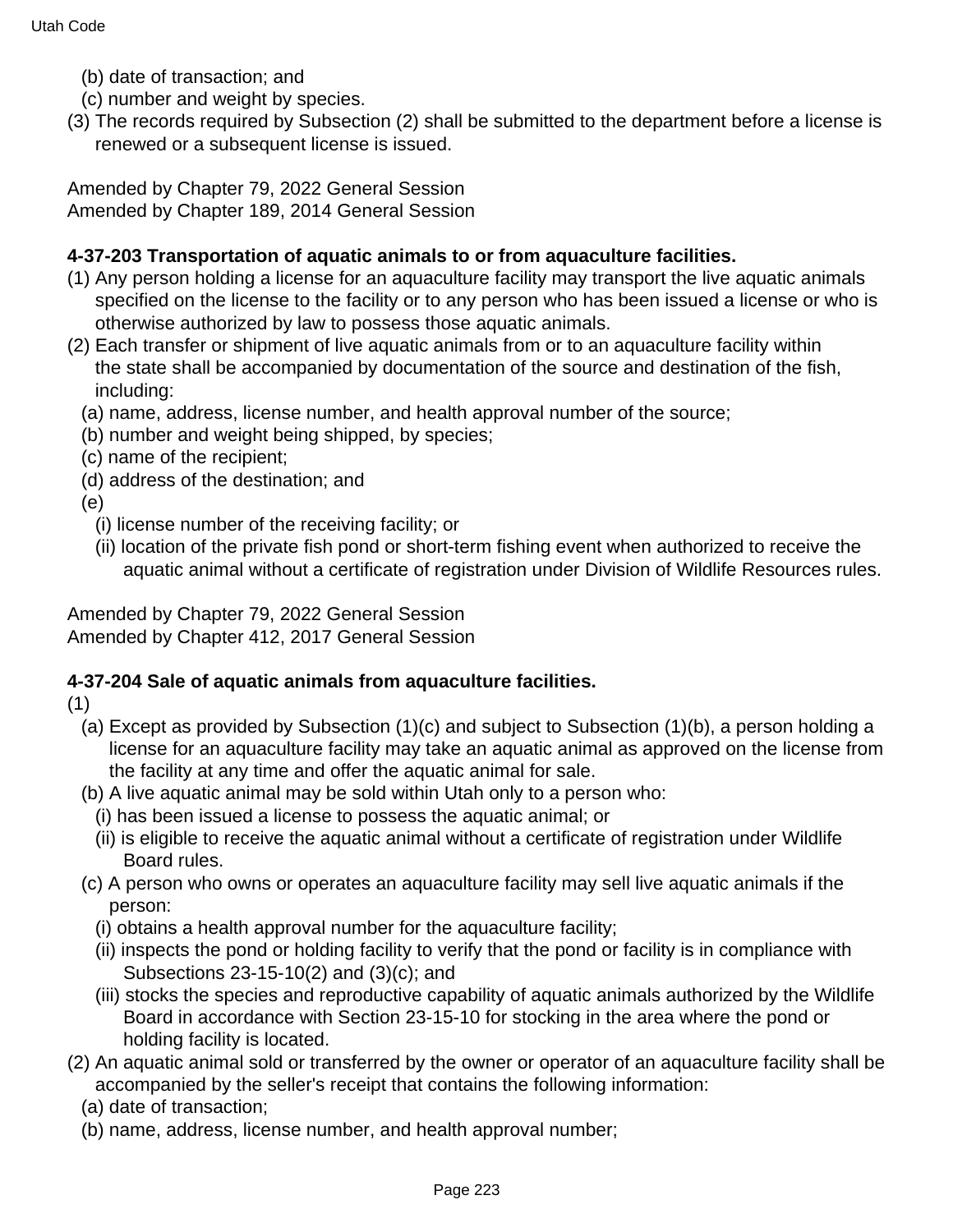(b) date of transaction; and

(c) number and weight by species.

(3) The records required by Subsection (2) shall be submitted to the department before a license is renewed or a subsequent license is issued.

Amended by Chapter 79, 2022 General Session
Amended by Chapter 189, 2014 General Session

**4-37-203 Transportation of aquatic animals to or from aquaculture facilities.**

(1) Any person holding a license for an aquaculture facility may transport the live aquatic animals specified on the license to the facility or to any person who has been issued a license or who is otherwise authorized by law to possess those aquatic animals.

(2) Each transfer or shipment of live aquatic animals from or to an aquaculture facility within the state shall be accompanied by documentation of the source and destination of the fish, including:

(a) name, address, license number, and health approval number of the source;

(b) number and weight being shipped, by species;

(c) name of the recipient;

(d) address of the destination; and

(e)

(i) license number of the receiving facility; or

(ii) location of the private fish pond or short-term fishing event when authorized to receive the aquatic animal without a certificate of registration under Division of Wildlife Resources rules.

Amended by Chapter 79, 2022 General Session
Amended by Chapter 412, 2017 General Session

**4-37-204 Sale of aquatic animals from aquaculture facilities.**

(1)

(a) Except as provided by Subsection (1)(c) and subject to Subsection (1)(b), a person holding a license for an aquaculture facility may take an aquatic animal as approved on the license from the facility at any time and offer the aquatic animal for sale.

(b) A live aquatic animal may be sold within Utah only to a person who:

(i) has been issued a license to possess the aquatic animal; or

(ii) is eligible to receive the aquatic animal without a certificate of registration under Wildlife Board rules.

(c) A person who owns or operates an aquaculture facility may sell live aquatic animals if the person:

(i) obtains a health approval number for the aquaculture facility;

(ii) inspects the pond or holding facility to verify that the pond or facility is in compliance with Subsections 23-15-10(2) and (3)(c); and

(iii) stocks the species and reproductive capability of aquatic animals authorized by the Wildlife Board in accordance with Section 23-15-10 for stocking in the area where the pond or holding facility is located.

(2) An aquatic animal sold or transferred by the owner or operator of an aquaculture facility shall be accompanied by the seller's receipt that contains the following information:

(a) date of transaction;

(b) name, address, license number, and health approval number;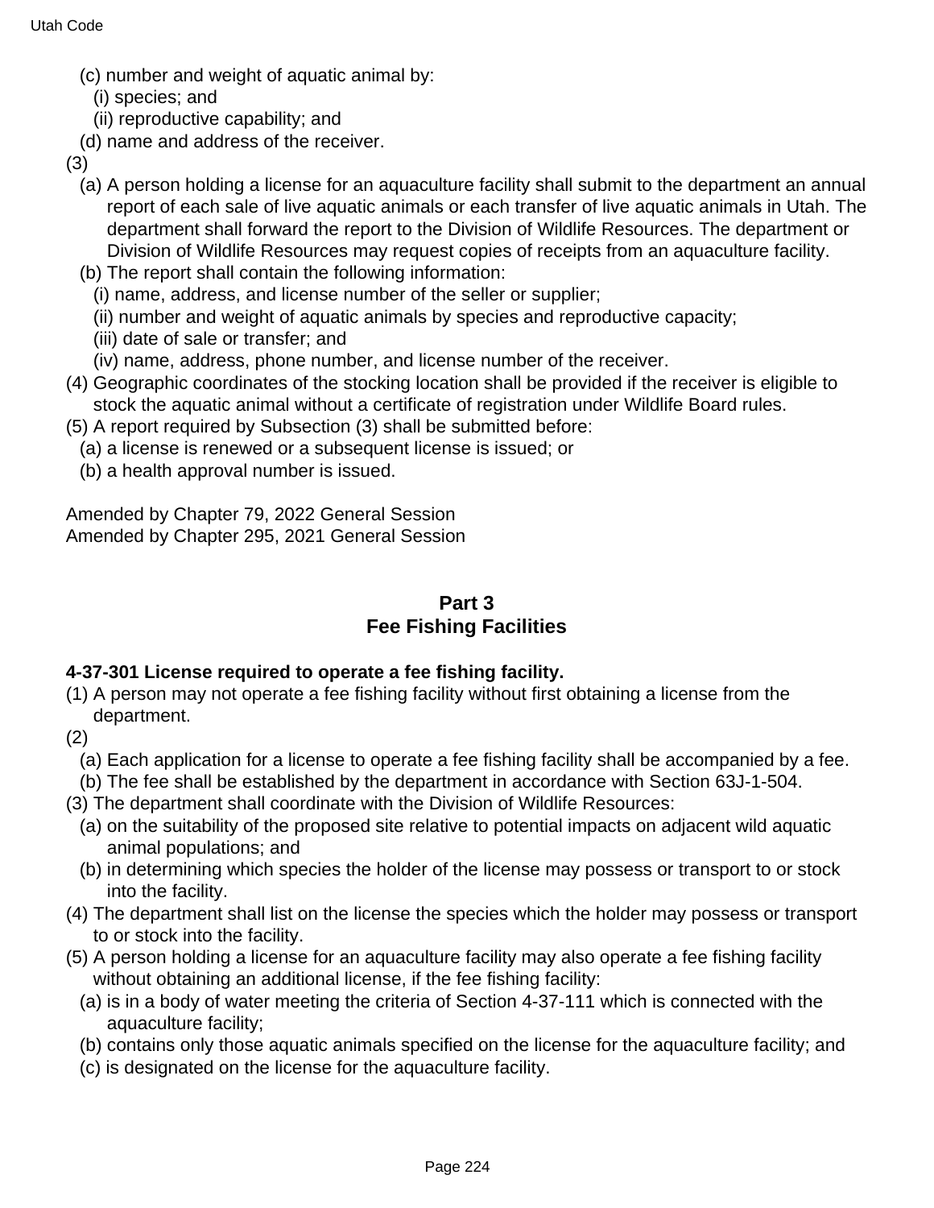(c) number and weight of aquatic animal by:

(i) species; and

(ii) reproductive capability; and

(d) name and address of the receiver.

(3)

(a) A person holding a license for an aquaculture facility shall submit to the department an annual report of each sale of live aquatic animals or each transfer of live aquatic animals in Utah. The department shall forward the report to the Division of Wildlife Resources. The department or Division of Wildlife Resources may request copies of receipts from an aquaculture facility.

(b) The report shall contain the following information:

(i) name, address, and license number of the seller or supplier;

(ii) number and weight of aquatic animals by species and reproductive capacity;

(iii) date of sale or transfer; and

(iv) name, address, phone number, and license number of the receiver.

(4) Geographic coordinates of the stocking location shall be provided if the receiver is eligible to stock the aquatic animal without a certificate of registration under Wildlife Board rules.

(5) A report required by Subsection (3) shall be submitted before:

(a) a license is renewed or a subsequent license is issued; or

(b) a health approval number is issued.

Amended by Chapter 79, 2022 General Session
Amended by Chapter 295, 2021 General Session

## Part 3
## Fee Fishing Facilities

**4-37-301 License required to operate a fee fishing facility.**

(1) A person may not operate a fee fishing facility without first obtaining a license from the department.

(2)

(a) Each application for a license to operate a fee fishing facility shall be accompanied by a fee.

(b) The fee shall be established by the department in accordance with Section 63J-1-504.

(3) The department shall coordinate with the Division of Wildlife Resources:

(a) on the suitability of the proposed site relative to potential impacts on adjacent wild aquatic animal populations; and

(b) in determining which species the holder of the license may possess or transport to or stock into the facility.

(4) The department shall list on the license the species which the holder may possess or transport to or stock into the facility.

(5) A person holding a license for an aquaculture facility may also operate a fee fishing facility without obtaining an additional license, if the fee fishing facility:

(a) is in a body of water meeting the criteria of Section 4-37-111 which is connected with the aquaculture facility;

(b) contains only those aquatic animals specified on the license for the aquaculture facility; and

(c) is designated on the license for the aquaculture facility.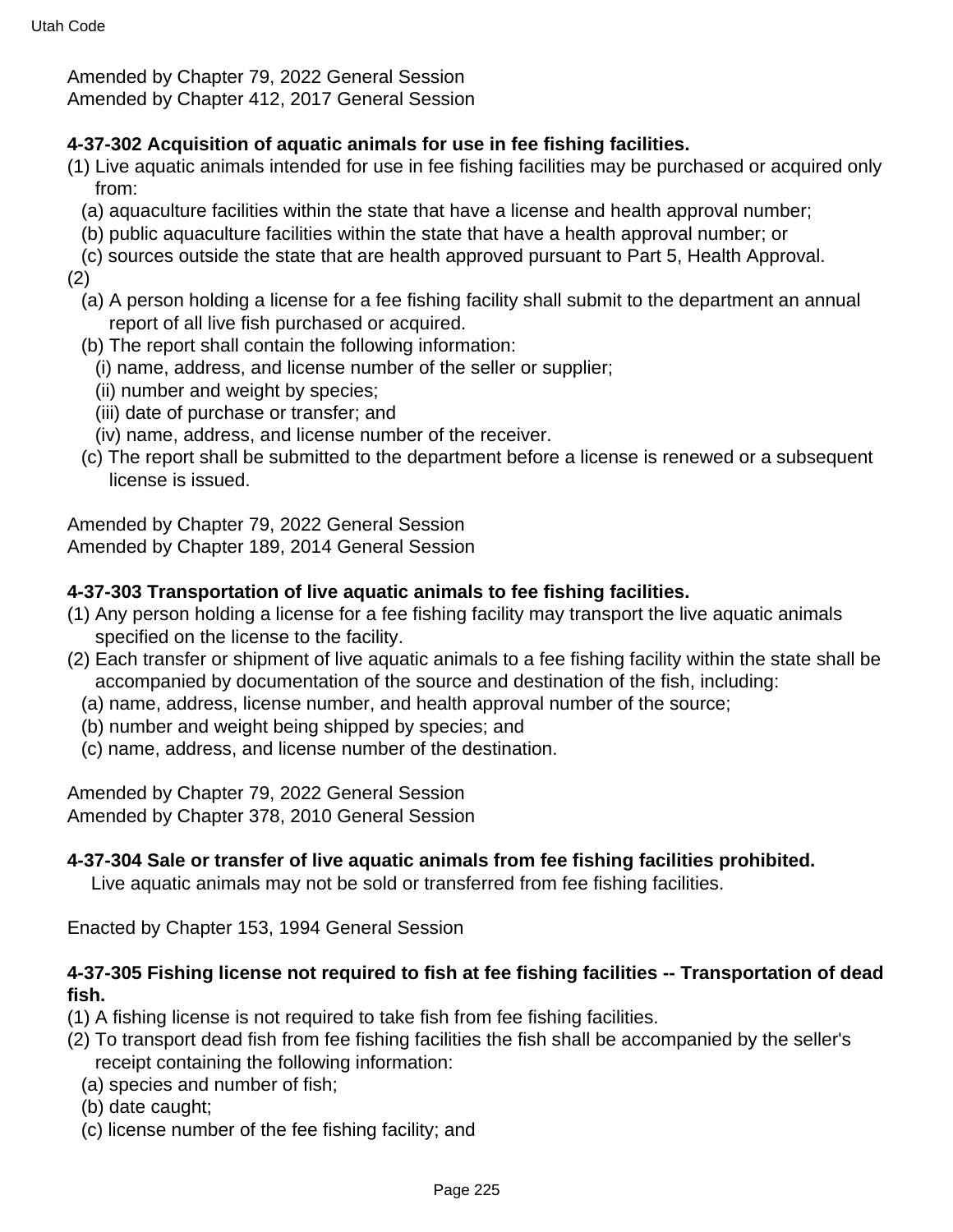Amended by Chapter 79, 2022 General Session
Amended by Chapter 412, 2017 General Session

**4-37-302 Acquisition of aquatic animals for use in fee fishing facilities.**

(1) Live aquatic animals intended for use in fee fishing facilities may be purchased or acquired only from:

  (a) aquaculture facilities within the state that have a license and health approval number;

  (b) public aquaculture facilities within the state that have a health approval number; or

  (c) sources outside the state that are health approved pursuant to Part 5, Health Approval.

(2)

  (a) A person holding a license for a fee fishing facility shall submit to the department an annual report of all live fish purchased or acquired.

  (b) The report shall contain the following information:

    (i) name, address, and license number of the seller or supplier;

    (ii) number and weight by species;

    (iii) date of purchase or transfer; and

    (iv) name, address, and license number of the receiver.

  (c) The report shall be submitted to the department before a license is renewed or a subsequent license is issued.

Amended by Chapter 79, 2022 General Session
Amended by Chapter 189, 2014 General Session

**4-37-303 Transportation of live aquatic animals to fee fishing facilities.**

(1) Any person holding a license for a fee fishing facility may transport the live aquatic animals specified on the license to the facility.

(2) Each transfer or shipment of live aquatic animals to a fee fishing facility within the state shall be accompanied by documentation of the source and destination of the fish, including:

  (a) name, address, license number, and health approval number of the source;

  (b) number and weight being shipped by species; and

  (c) name, address, and license number of the destination.

Amended by Chapter 79, 2022 General Session
Amended by Chapter 378, 2010 General Session

**4-37-304 Sale or transfer of live aquatic animals from fee fishing facilities prohibited.**

Live aquatic animals may not be sold or transferred from fee fishing facilities.

Enacted by Chapter 153, 1994 General Session

**4-37-305 Fishing license not required to fish at fee fishing facilities -- Transportation of dead fish.**

(1) A fishing license is not required to take fish from fee fishing facilities.

(2) To transport dead fish from fee fishing facilities the fish shall be accompanied by the seller's receipt containing the following information:

  (a) species and number of fish;

  (b) date caught;

  (c) license number of the fee fishing facility; and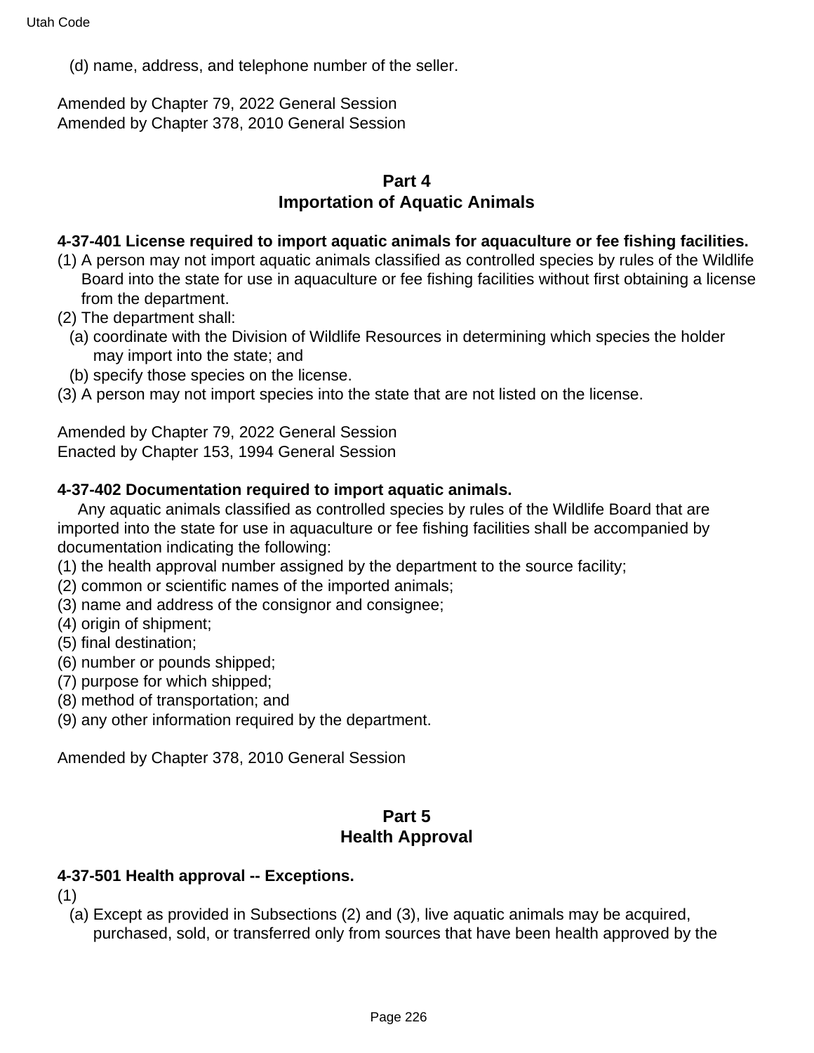(d) name, address, and telephone number of the seller.

Amended by Chapter 79, 2022 General Session
Amended by Chapter 378, 2010 General Session

## Part 4
## Importation of Aquatic Animals

**4-37-401 License required to import aquatic animals for aquaculture or fee fishing facilities.**

(1) A person may not import aquatic animals classified as controlled species by rules of the Wildlife Board into the state for use in aquaculture or fee fishing facilities without first obtaining a license from the department.

(2) The department shall:

(a) coordinate with the Division of Wildlife Resources in determining which species the holder may import into the state; and

(b) specify those species on the license.

(3) A person may not import species into the state that are not listed on the license.

Amended by Chapter 79, 2022 General Session
Enacted by Chapter 153, 1994 General Session

**4-37-402 Documentation required to import aquatic animals.**

Any aquatic animals classified as controlled species by rules of the Wildlife Board that are imported into the state for use in aquaculture or fee fishing facilities shall be accompanied by documentation indicating the following:

(1) the health approval number assigned by the department to the source facility;
(2) common or scientific names of the imported animals;
(3) name and address of the consignor and consignee;
(4) origin of shipment;
(5) final destination;
(6) number or pounds shipped;
(7) purpose for which shipped;
(8) method of transportation; and
(9) any other information required by the department.

Amended by Chapter 378, 2010 General Session

## Part 5
## Health Approval

**4-37-501 Health approval -- Exceptions.**

(1)

(a) Except as provided in Subsections (2) and (3), live aquatic animals may be acquired, purchased, sold, or transferred only from sources that have been health approved by the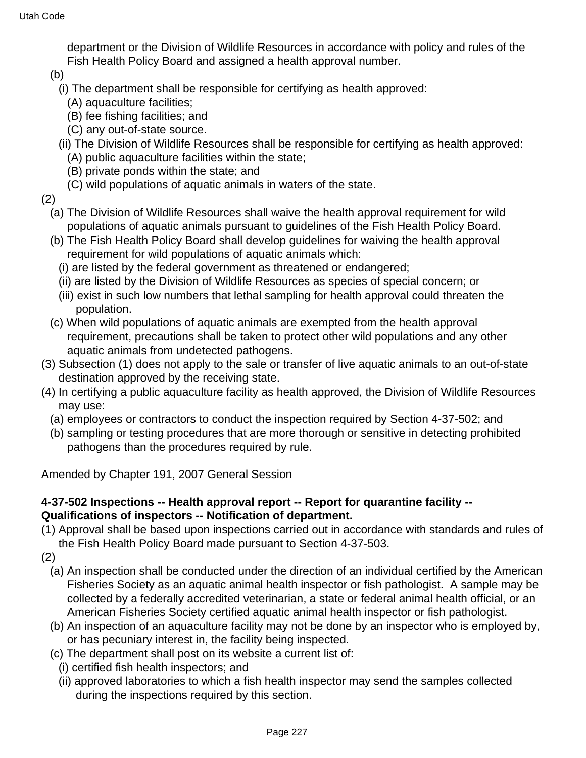department or the Division of Wildlife Resources in accordance with policy and rules of the Fish Health Policy Board and assigned a health approval number.

(b)

(i) The department shall be responsible for certifying as health approved:

(A) aquaculture facilities;

(B) fee fishing facilities; and

(C) any out-of-state source.

(ii) The Division of Wildlife Resources shall be responsible for certifying as health approved:

(A) public aquaculture facilities within the state;

(B) private ponds within the state; and

(C) wild populations of aquatic animals in waters of the state.

(2)

(a) The Division of Wildlife Resources shall waive the health approval requirement for wild populations of aquatic animals pursuant to guidelines of the Fish Health Policy Board.

(b) The Fish Health Policy Board shall develop guidelines for waiving the health approval requirement for wild populations of aquatic animals which:

(i) are listed by the federal government as threatened or endangered;

(ii) are listed by the Division of Wildlife Resources as species of special concern; or

(iii) exist in such low numbers that lethal sampling for health approval could threaten the population.

(c) When wild populations of aquatic animals are exempted from the health approval requirement, precautions shall be taken to protect other wild populations and any other aquatic animals from undetected pathogens.

(3) Subsection (1) does not apply to the sale or transfer of live aquatic animals to an out-of-state destination approved by the receiving state.

(4) In certifying a public aquaculture facility as health approved, the Division of Wildlife Resources may use:

(a) employees or contractors to conduct the inspection required by Section 4-37-502; and

(b) sampling or testing procedures that are more thorough or sensitive in detecting prohibited pathogens than the procedures required by rule.

Amended by Chapter 191, 2007 General Session

**4-37-502 Inspections -- Health approval report -- Report for quarantine facility -- Qualifications of inspectors -- Notification of department.**

(1) Approval shall be based upon inspections carried out in accordance with standards and rules of the Fish Health Policy Board made pursuant to Section 4-37-503.

(2)

(a) An inspection shall be conducted under the direction of an individual certified by the American Fisheries Society as an aquatic animal health inspector or fish pathologist. A sample may be collected by a federally accredited veterinarian, a state or federal animal health official, or an American Fisheries Society certified aquatic animal health inspector or fish pathologist.

(b) An inspection of an aquaculture facility may not be done by an inspector who is employed by, or has pecuniary interest in, the facility being inspected.

(c) The department shall post on its website a current list of:

(i) certified fish health inspectors; and

(ii) approved laboratories to which a fish health inspector may send the samples collected during the inspections required by this section.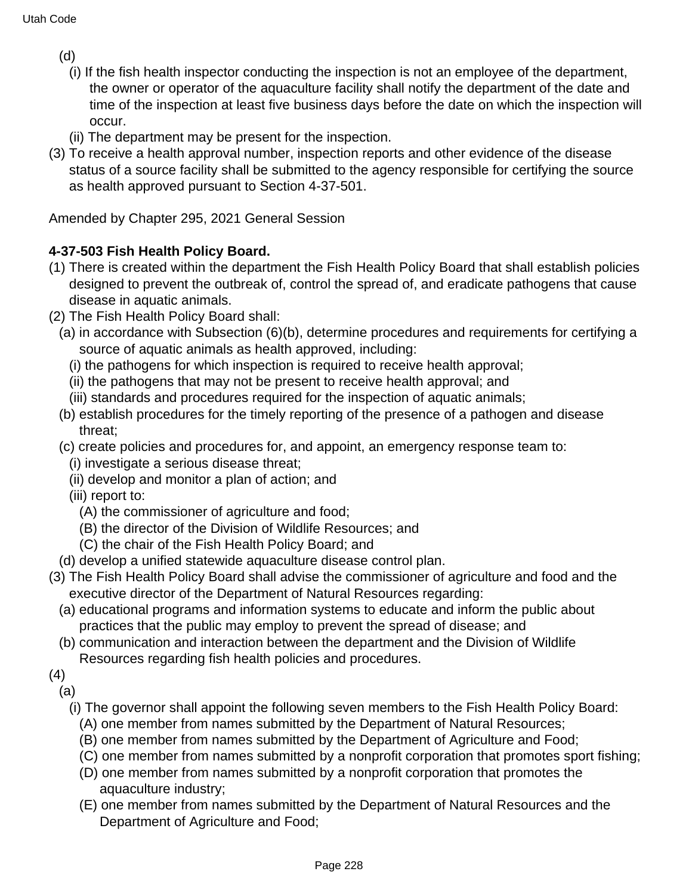(d)

(i) If the fish health inspector conducting the inspection is not an employee of the department, the owner or operator of the aquaculture facility shall notify the department of the date and time of the inspection at least five business days before the date on which the inspection will occur.

(ii) The department may be present for the inspection.

(3) To receive a health approval number, inspection reports and other evidence of the disease status of a source facility shall be submitted to the agency responsible for certifying the source as health approved pursuant to Section 4-37-501.

Amended by Chapter 295, 2021 General Session

**4-37-503 Fish Health Policy Board.**

(1) There is created within the department the Fish Health Policy Board that shall establish policies designed to prevent the outbreak of, control the spread of, and eradicate pathogens that cause disease in aquatic animals.

(2) The Fish Health Policy Board shall:

(a) in accordance with Subsection (6)(b), determine procedures and requirements for certifying a source of aquatic animals as health approved, including:

(i) the pathogens for which inspection is required to receive health approval;

(ii) the pathogens that may not be present to receive health approval; and

(iii) standards and procedures required for the inspection of aquatic animals;

(b) establish procedures for the timely reporting of the presence of a pathogen and disease threat;

(c) create policies and procedures for, and appoint, an emergency response team to:

(i) investigate a serious disease threat;

(ii) develop and monitor a plan of action; and

(iii) report to:

(A) the commissioner of agriculture and food;

(B) the director of the Division of Wildlife Resources; and

(C) the chair of the Fish Health Policy Board; and

(d) develop a unified statewide aquaculture disease control plan.

(3) The Fish Health Policy Board shall advise the commissioner of agriculture and food and the executive director of the Department of Natural Resources regarding:

(a) educational programs and information systems to educate and inform the public about practices that the public may employ to prevent the spread of disease; and

(b) communication and interaction between the department and the Division of Wildlife Resources regarding fish health policies and procedures.

(4)

(a)

(i) The governor shall appoint the following seven members to the Fish Health Policy Board:

(A) one member from names submitted by the Department of Natural Resources;

(B) one member from names submitted by the Department of Agriculture and Food;

(C) one member from names submitted by a nonprofit corporation that promotes sport fishing;

(D) one member from names submitted by a nonprofit corporation that promotes the aquaculture industry;

(E) one member from names submitted by the Department of Natural Resources and the Department of Agriculture and Food;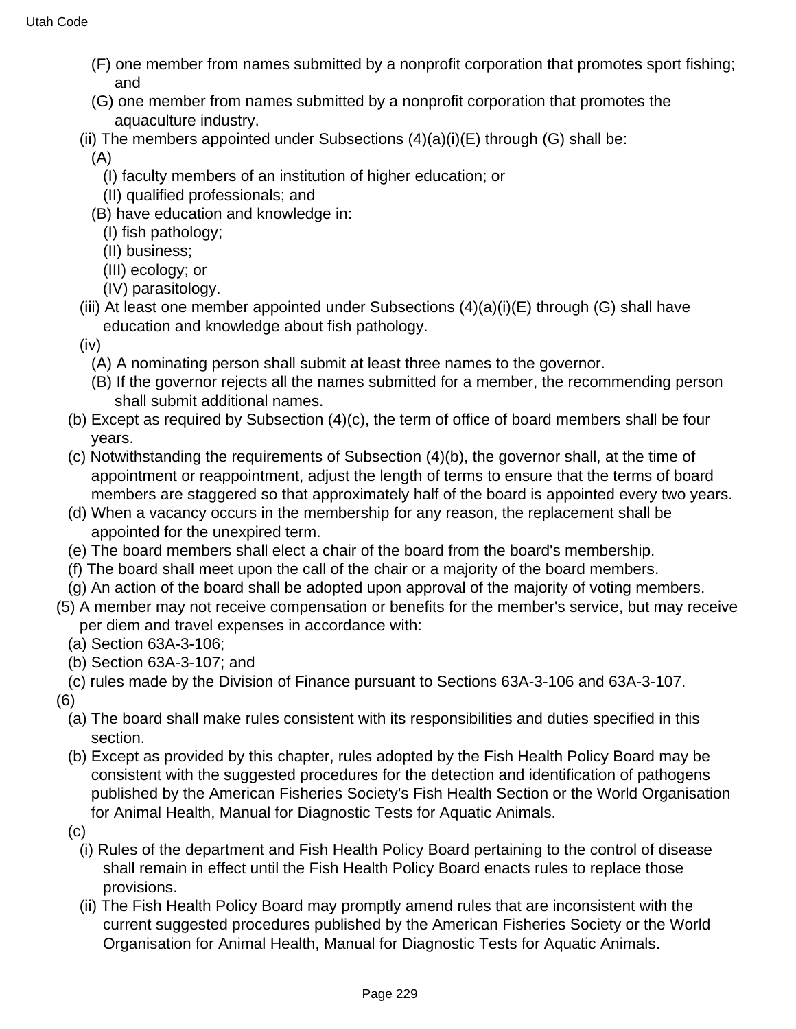(F) one member from names submitted by a nonprofit corporation that promotes sport fishing; and

(G) one member from names submitted by a nonprofit corporation that promotes the aquaculture industry.

(ii) The members appointed under Subsections (4)(a)(i)(E) through (G) shall be:

(A)

(I) faculty members of an institution of higher education; or

(II) qualified professionals; and

(B) have education and knowledge in:

(I) fish pathology;

(II) business;

(III) ecology; or

(IV) parasitology.

(iii) At least one member appointed under Subsections (4)(a)(i)(E) through (G) shall have education and knowledge about fish pathology.

(iv)

(A) A nominating person shall submit at least three names to the governor.

(B) If the governor rejects all the names submitted for a member, the recommending person shall submit additional names.

(b) Except as required by Subsection (4)(c), the term of office of board members shall be four years.

(c) Notwithstanding the requirements of Subsection (4)(b), the governor shall, at the time of appointment or reappointment, adjust the length of terms to ensure that the terms of board members are staggered so that approximately half of the board is appointed every two years.

(d) When a vacancy occurs in the membership for any reason, the replacement shall be appointed for the unexpired term.

(e) The board members shall elect a chair of the board from the board's membership.

(f) The board shall meet upon the call of the chair or a majority of the board members.

(g) An action of the board shall be adopted upon approval of the majority of voting members.

(5) A member may not receive compensation or benefits for the member's service, but may receive per diem and travel expenses in accordance with:

(a) Section 63A-3-106;

(b) Section 63A-3-107; and

(c) rules made by the Division of Finance pursuant to Sections 63A-3-106 and 63A-3-107.

(6)

(a) The board shall make rules consistent with its responsibilities and duties specified in this section.

(b) Except as provided by this chapter, rules adopted by the Fish Health Policy Board may be consistent with the suggested procedures for the detection and identification of pathogens published by the American Fisheries Society's Fish Health Section or the World Organisation for Animal Health, Manual for Diagnostic Tests for Aquatic Animals.

(c)

(i) Rules of the department and Fish Health Policy Board pertaining to the control of disease shall remain in effect until the Fish Health Policy Board enacts rules to replace those provisions.

(ii) The Fish Health Policy Board may promptly amend rules that are inconsistent with the current suggested procedures published by the American Fisheries Society or the World Organisation for Animal Health, Manual for Diagnostic Tests for Aquatic Animals.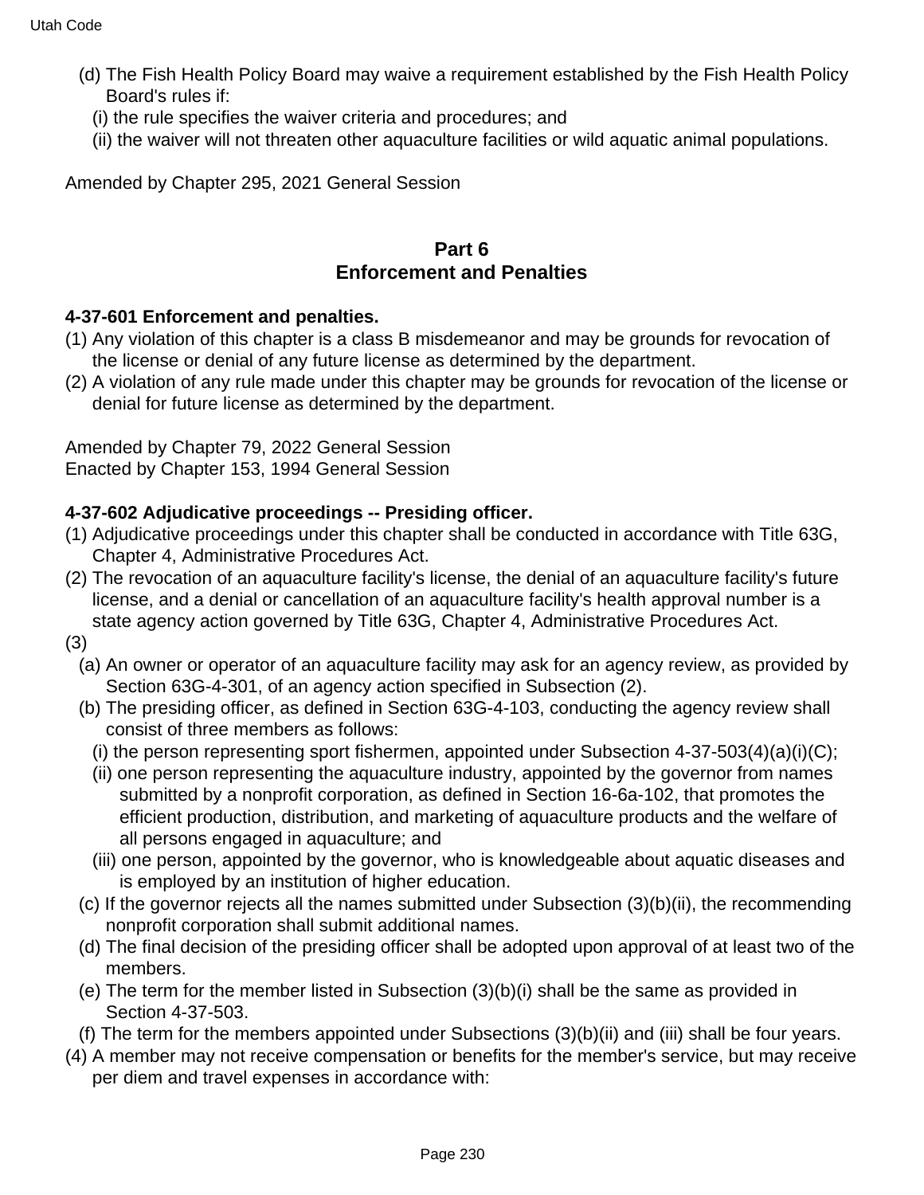(d) The Fish Health Policy Board may waive a requirement established by the Fish Health Policy Board's rules if:

(i) the rule specifies the waiver criteria and procedures; and

(ii) the waiver will not threaten other aquaculture facilities or wild aquatic animal populations.

Amended by Chapter 295, 2021 General Session

## Part 6
## Enforcement and Penalties

### 4-37-601 Enforcement and penalties.

(1) Any violation of this chapter is a class B misdemeanor and may be grounds for revocation of the license or denial of any future license as determined by the department.

(2) A violation of any rule made under this chapter may be grounds for revocation of the license or denial for future license as determined by the department.

Amended by Chapter 79, 2022 General Session
Enacted by Chapter 153, 1994 General Session

### 4-37-602 Adjudicative proceedings -- Presiding officer.

(1) Adjudicative proceedings under this chapter shall be conducted in accordance with Title 63G, Chapter 4, Administrative Procedures Act.

(2) The revocation of an aquaculture facility's license, the denial of an aquaculture facility's future license, and a denial or cancellation of an aquaculture facility's health approval number is a state agency action governed by Title 63G, Chapter 4, Administrative Procedures Act.

(3)

(a) An owner or operator of an aquaculture facility may ask for an agency review, as provided by Section 63G-4-301, of an agency action specified in Subsection (2).

(b) The presiding officer, as defined in Section 63G-4-103, conducting the agency review shall consist of three members as follows:

(i) the person representing sport fishermen, appointed under Subsection 4-37-503(4)(a)(i)(C);

(ii) one person representing the aquaculture industry, appointed by the governor from names submitted by a nonprofit corporation, as defined in Section 16-6a-102, that promotes the efficient production, distribution, and marketing of aquaculture products and the welfare of all persons engaged in aquaculture; and

(iii) one person, appointed by the governor, who is knowledgeable about aquatic diseases and is employed by an institution of higher education.

(c) If the governor rejects all the names submitted under Subsection (3)(b)(ii), the recommending nonprofit corporation shall submit additional names.

(d) The final decision of the presiding officer shall be adopted upon approval of at least two of the members.

(e) The term for the member listed in Subsection (3)(b)(i) shall be the same as provided in Section 4-37-503.

(f) The term for the members appointed under Subsections (3)(b)(ii) and (iii) shall be four years.

(4) A member may not receive compensation or benefits for the member's service, but may receive per diem and travel expenses in accordance with: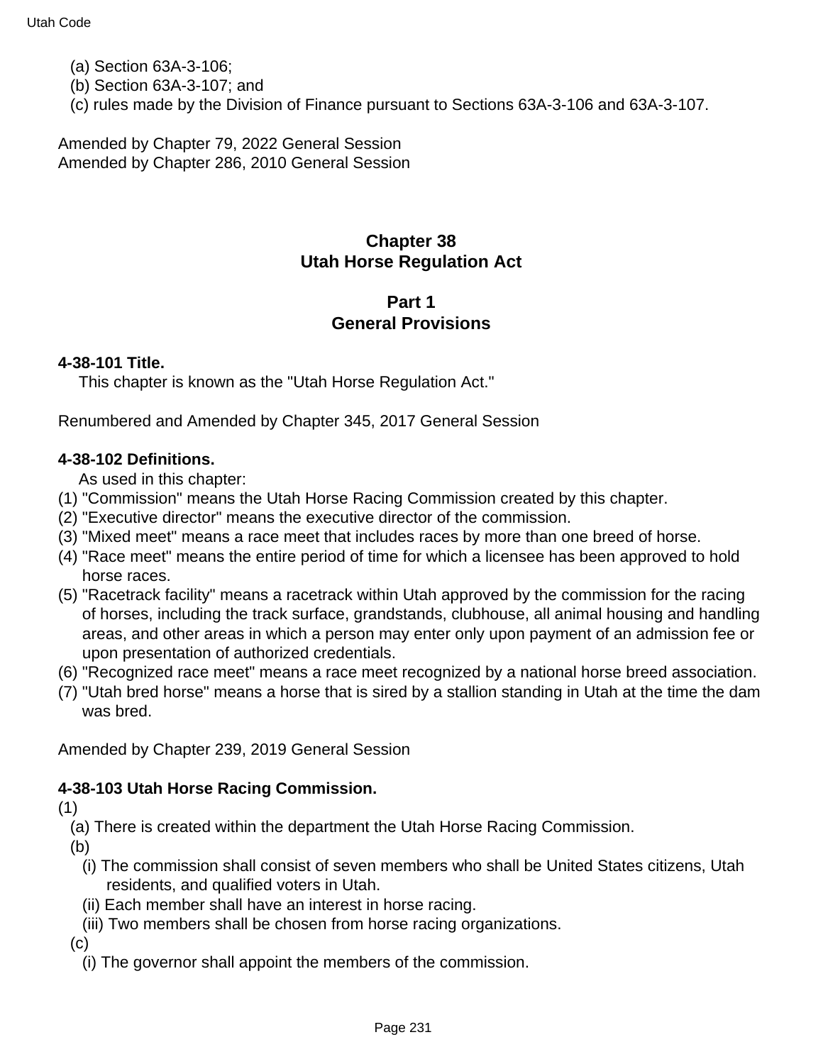(a) Section 63A-3-106;
(b) Section 63A-3-107; and
(c) rules made by the Division of Finance pursuant to Sections 63A-3-106 and 63A-3-107.

Amended by Chapter 79, 2022 General Session
Amended by Chapter 286, 2010 General Session

# Chapter 38
# Utah Horse Regulation Act

## Part 1
## General Provisions

### 4-38-101 Title.

This chapter is known as the "Utah Horse Regulation Act."

Renumbered and Amended by Chapter 345, 2017 General Session

### 4-38-102 Definitions.

As used in this chapter:

(1) "Commission" means the Utah Horse Racing Commission created by this chapter.
(2) "Executive director" means the executive director of the commission.
(3) "Mixed meet" means a race meet that includes races by more than one breed of horse.
(4) "Race meet" means the entire period of time for which a licensee has been approved to hold horse races.
(5) "Racetrack facility" means a racetrack within Utah approved by the commission for the racing of horses, including the track surface, grandstands, clubhouse, all animal housing and handling areas, and other areas in which a person may enter only upon payment of an admission fee or upon presentation of authorized credentials.
(6) "Recognized race meet" means a race meet recognized by a national horse breed association.
(7) "Utah bred horse" means a horse that is sired by a stallion standing in Utah at the time the dam was bred.

Amended by Chapter 239, 2019 General Session

### 4-38-103 Utah Horse Racing Commission.

(1)
(a) There is created within the department the Utah Horse Racing Commission.
(b)
(i) The commission shall consist of seven members who shall be United States citizens, Utah residents, and qualified voters in Utah.
(ii) Each member shall have an interest in horse racing.
(iii) Two members shall be chosen from horse racing organizations.
(c)
(i) The governor shall appoint the members of the commission.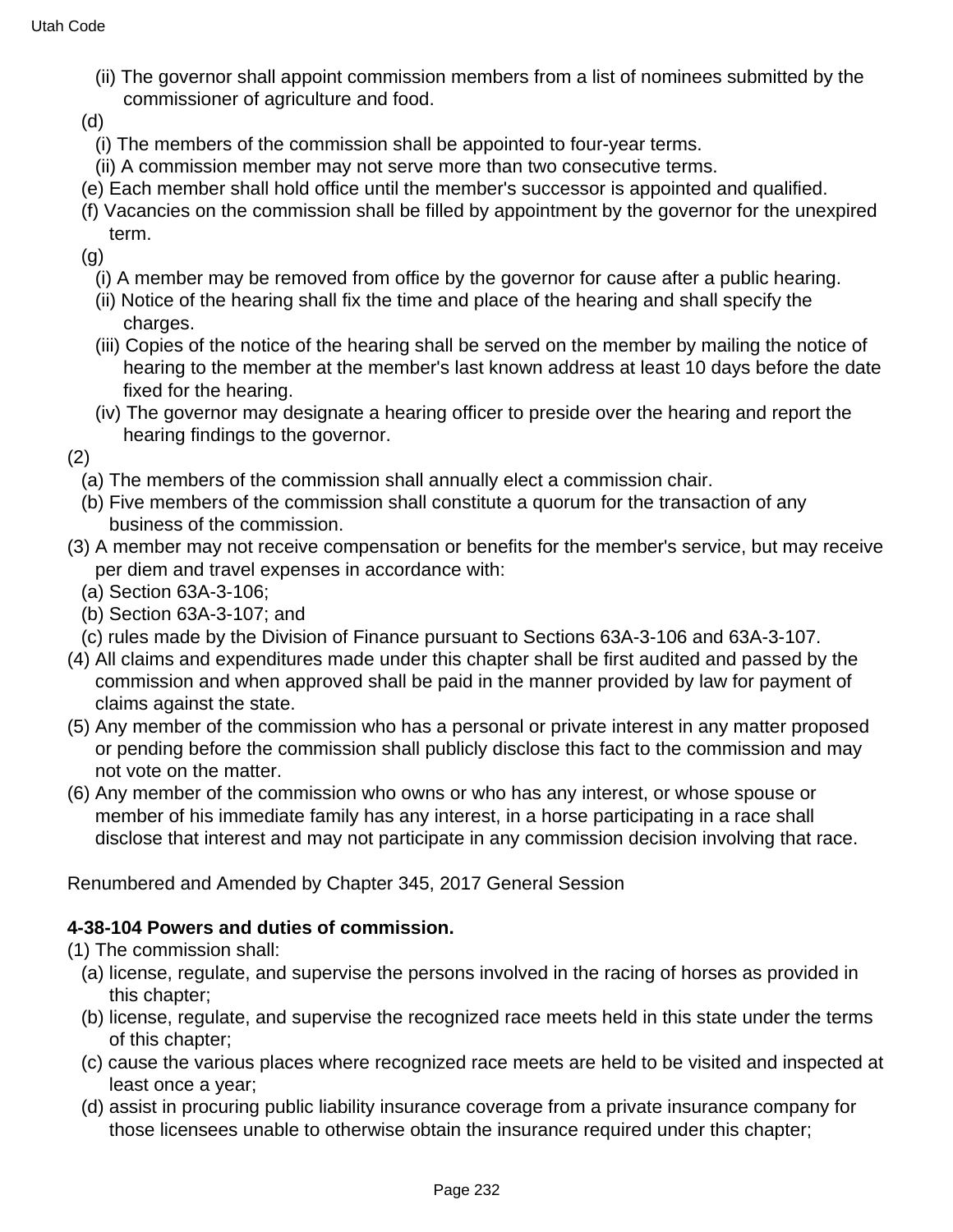(ii) The governor shall appoint commission members from a list of nominees submitted by the commissioner of agriculture and food.

(d)

(i) The members of the commission shall be appointed to four-year terms.

(ii) A commission member may not serve more than two consecutive terms.

(e) Each member shall hold office until the member's successor is appointed and qualified.

(f) Vacancies on the commission shall be filled by appointment by the governor for the unexpired term.

(g)

(i) A member may be removed from office by the governor for cause after a public hearing.

(ii) Notice of the hearing shall fix the time and place of the hearing and shall specify the charges.

(iii) Copies of the notice of the hearing shall be served on the member by mailing the notice of hearing to the member at the member's last known address at least 10 days before the date fixed for the hearing.

(iv) The governor may designate a hearing officer to preside over the hearing and report the hearing findings to the governor.

(2)

(a) The members of the commission shall annually elect a commission chair.

(b) Five members of the commission shall constitute a quorum for the transaction of any business of the commission.

(3) A member may not receive compensation or benefits for the member's service, but may receive per diem and travel expenses in accordance with:

(a) Section 63A-3-106;

(b) Section 63A-3-107; and

(c) rules made by the Division of Finance pursuant to Sections 63A-3-106 and 63A-3-107.

(4) All claims and expenditures made under this chapter shall be first audited and passed by the commission and when approved shall be paid in the manner provided by law for payment of claims against the state.

(5) Any member of the commission who has a personal or private interest in any matter proposed or pending before the commission shall publicly disclose this fact to the commission and may not vote on the matter.

(6) Any member of the commission who owns or who has any interest, or whose spouse or member of his immediate family has any interest, in a horse participating in a race shall disclose that interest and may not participate in any commission decision involving that race.

Renumbered and Amended by Chapter 345, 2017 General Session

**4-38-104 Powers and duties of commission.**

(1) The commission shall:

(a) license, regulate, and supervise the persons involved in the racing of horses as provided in this chapter;

(b) license, regulate, and supervise the recognized race meets held in this state under the terms of this chapter;

(c) cause the various places where recognized race meets are held to be visited and inspected at least once a year;

(d) assist in procuring public liability insurance coverage from a private insurance company for those licensees unable to otherwise obtain the insurance required under this chapter;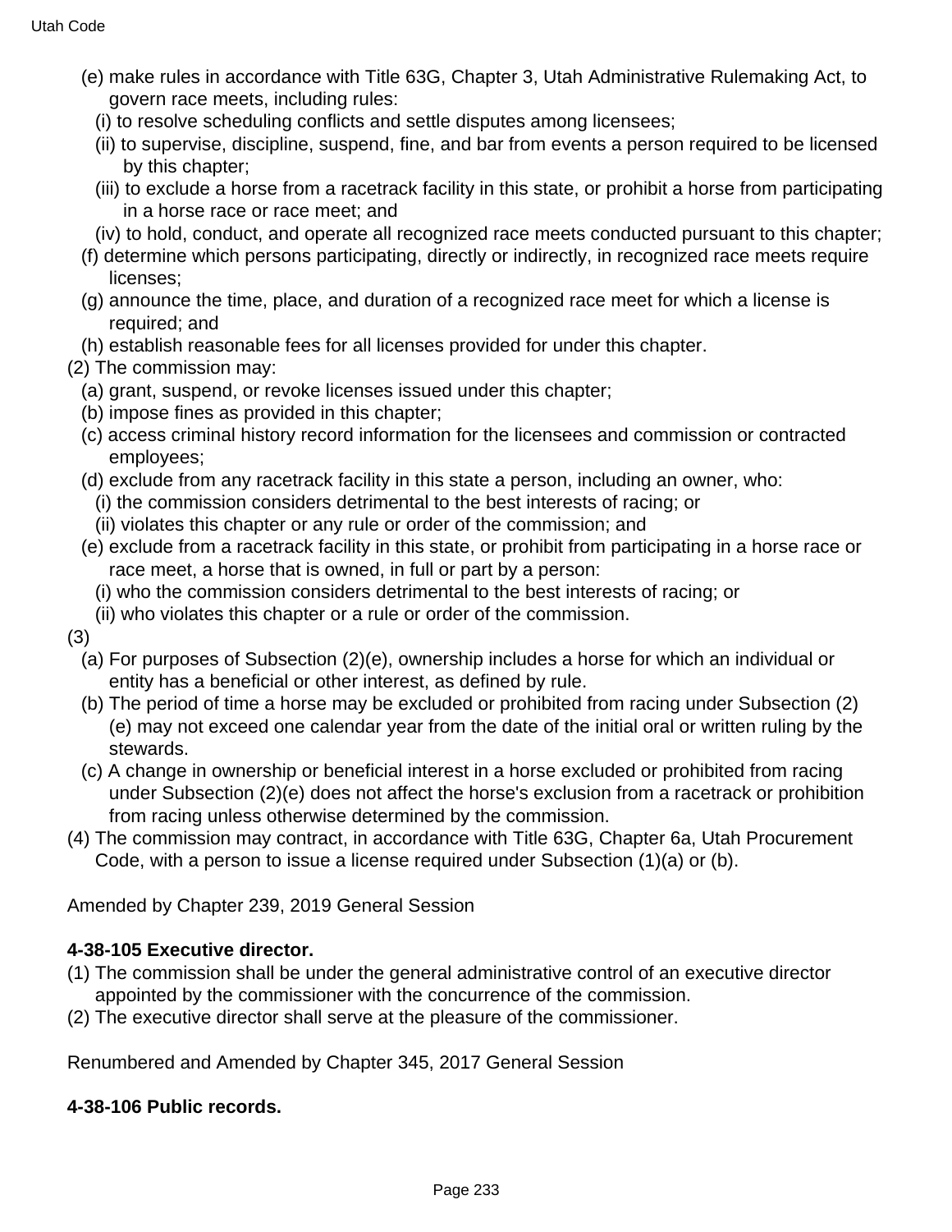(e) make rules in accordance with Title 63G, Chapter 3, Utah Administrative Rulemaking Act, to govern race meets, including rules:

(i) to resolve scheduling conflicts and settle disputes among licensees;

(ii) to supervise, discipline, suspend, fine, and bar from events a person required to be licensed by this chapter;

(iii) to exclude a horse from a racetrack facility in this state, or prohibit a horse from participating in a horse race or race meet; and

(iv) to hold, conduct, and operate all recognized race meets conducted pursuant to this chapter;

(f) determine which persons participating, directly or indirectly, in recognized race meets require licenses;

(g) announce the time, place, and duration of a recognized race meet for which a license is required; and

(h) establish reasonable fees for all licenses provided for under this chapter.

(2) The commission may:

(a) grant, suspend, or revoke licenses issued under this chapter;

(b) impose fines as provided in this chapter;

(c) access criminal history record information for the licensees and commission or contracted employees;

(d) exclude from any racetrack facility in this state a person, including an owner, who:

(i) the commission considers detrimental to the best interests of racing; or

(ii) violates this chapter or any rule or order of the commission; and

(e) exclude from a racetrack facility in this state, or prohibit from participating in a horse race or race meet, a horse that is owned, in full or part by a person:

(i) who the commission considers detrimental to the best interests of racing; or

(ii) who violates this chapter or a rule or order of the commission.

(3)

(a) For purposes of Subsection (2)(e), ownership includes a horse for which an individual or entity has a beneficial or other interest, as defined by rule.

(b) The period of time a horse may be excluded or prohibited from racing under Subsection (2)(e) may not exceed one calendar year from the date of the initial oral or written ruling by the stewards.

(c) A change in ownership or beneficial interest in a horse excluded or prohibited from racing under Subsection (2)(e) does not affect the horse's exclusion from a racetrack or prohibition from racing unless otherwise determined by the commission.

(4) The commission may contract, in accordance with Title 63G, Chapter 6a, Utah Procurement Code, with a person to issue a license required under Subsection (1)(a) or (b).

Amended by Chapter 239, 2019 General Session

**4-38-105 Executive director.**

(1) The commission shall be under the general administrative control of an executive director appointed by the commissioner with the concurrence of the commission.

(2) The executive director shall serve at the pleasure of the commissioner.

Renumbered and Amended by Chapter 345, 2017 General Session

**4-38-106 Public records.**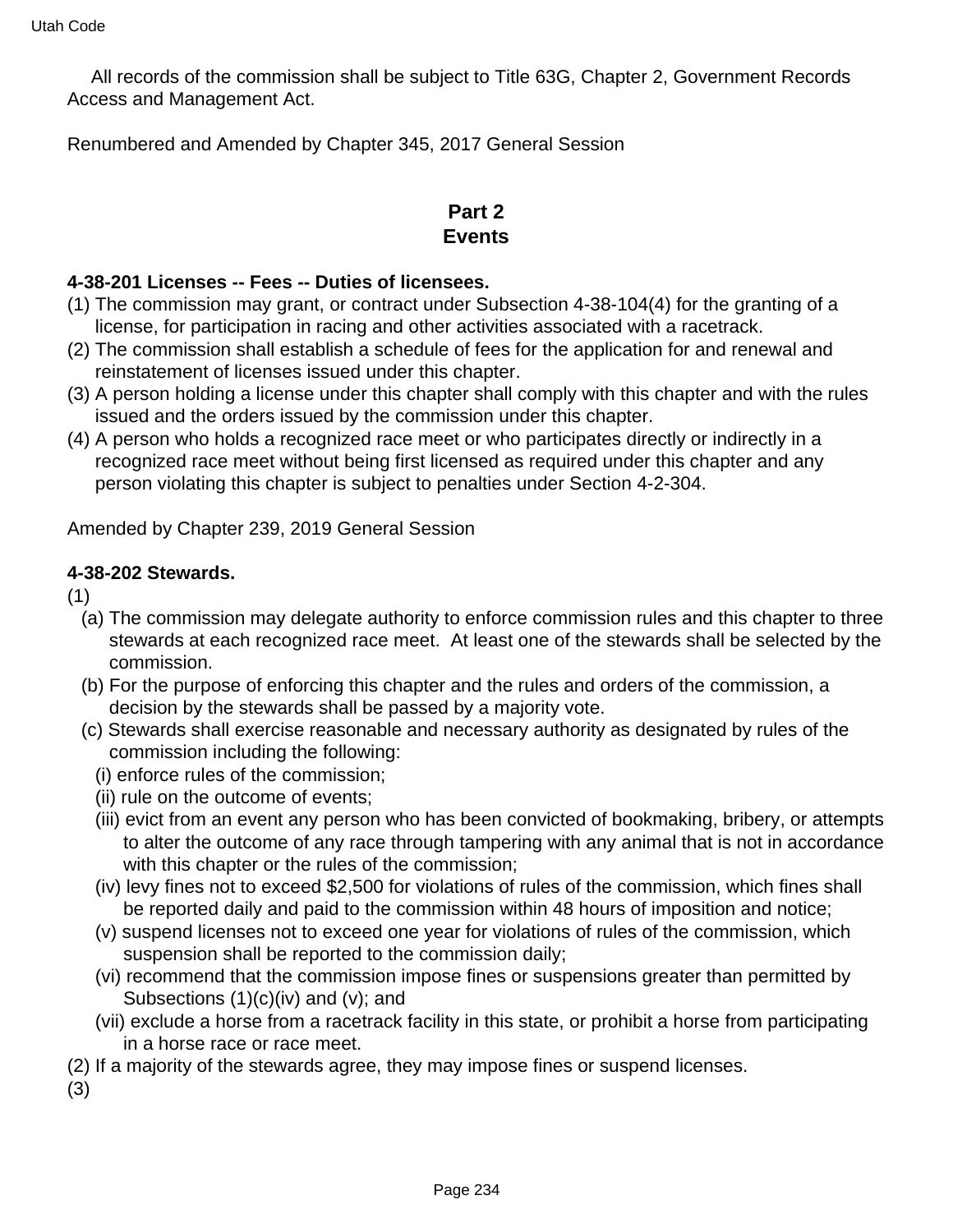All records of the commission shall be subject to Title 63G, Chapter 2, Government Records Access and Management Act.

Renumbered and Amended by Chapter 345, 2017 General Session

## Part 2
## Events

**4-38-201 Licenses -- Fees -- Duties of licensees.**

(1) The commission may grant, or contract under Subsection 4-38-104(4) for the granting of a license, for participation in racing and other activities associated with a racetrack.

(2) The commission shall establish a schedule of fees for the application for and renewal and reinstatement of licenses issued under this chapter.

(3) A person holding a license under this chapter shall comply with this chapter and with the rules issued and the orders issued by the commission under this chapter.

(4) A person who holds a recognized race meet or who participates directly or indirectly in a recognized race meet without being first licensed as required under this chapter and any person violating this chapter is subject to penalties under Section 4-2-304.

Amended by Chapter 239, 2019 General Session

**4-38-202 Stewards.**

(1)

(a) The commission may delegate authority to enforce commission rules and this chapter to three stewards at each recognized race meet. At least one of the stewards shall be selected by the commission.

(b) For the purpose of enforcing this chapter and the rules and orders of the commission, a decision by the stewards shall be passed by a majority vote.

(c) Stewards shall exercise reasonable and necessary authority as designated by rules of the commission including the following:

(i) enforce rules of the commission;

(ii) rule on the outcome of events;

(iii) evict from an event any person who has been convicted of bookmaking, bribery, or attempts to alter the outcome of any race through tampering with any animal that is not in accordance with this chapter or the rules of the commission;

(iv) levy fines not to exceed $2,500 for violations of rules of the commission, which fines shall be reported daily and paid to the commission within 48 hours of imposition and notice;

(v) suspend licenses not to exceed one year for violations of rules of the commission, which suspension shall be reported to the commission daily;

(vi) recommend that the commission impose fines or suspensions greater than permitted by Subsections (1)(c)(iv) and (v); and

(vii) exclude a horse from a racetrack facility in this state, or prohibit a horse from participating in a horse race or race meet.

(2) If a majority of the stewards agree, they may impose fines or suspend licenses.

(3)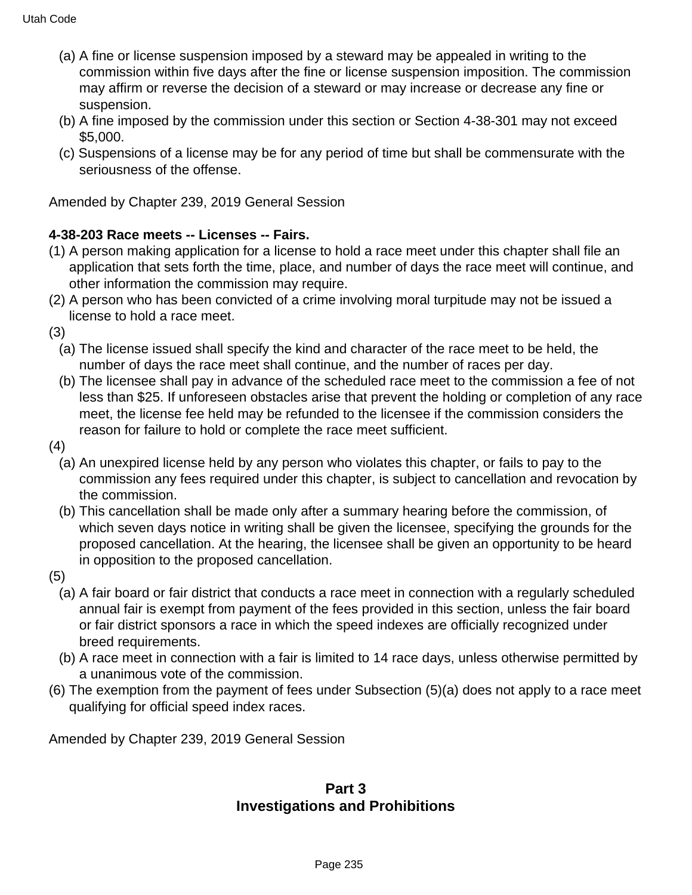(a) A fine or license suspension imposed by a steward may be appealed in writing to the commission within five days after the fine or license suspension imposition. The commission may affirm or reverse the decision of a steward or may increase or decrease any fine or suspension.

(b) A fine imposed by the commission under this section or Section 4-38-301 may not exceed $5,000.

(c) Suspensions of a license may be for any period of time but shall be commensurate with the seriousness of the offense.

Amended by Chapter 239, 2019 General Session

**4-38-203 Race meets -- Licenses -- Fairs.**

(1) A person making application for a license to hold a race meet under this chapter shall file an application that sets forth the time, place, and number of days the race meet will continue, and other information the commission may require.

(2) A person who has been convicted of a crime involving moral turpitude may not be issued a license to hold a race meet.

(3)

(a) The license issued shall specify the kind and character of the race meet to be held, the number of days the race meet shall continue, and the number of races per day.

(b) The licensee shall pay in advance of the scheduled race meet to the commission a fee of not less than $25. If unforeseen obstacles arise that prevent the holding or completion of any race meet, the license fee held may be refunded to the licensee if the commission considers the reason for failure to hold or complete the race meet sufficient.

(4)

(a) An unexpired license held by any person who violates this chapter, or fails to pay to the commission any fees required under this chapter, is subject to cancellation and revocation by the commission.

(b) This cancellation shall be made only after a summary hearing before the commission, of which seven days notice in writing shall be given the licensee, specifying the grounds for the proposed cancellation. At the hearing, the licensee shall be given an opportunity to be heard in opposition to the proposed cancellation.

(5)

(a) A fair board or fair district that conducts a race meet in connection with a regularly scheduled annual fair is exempt from payment of the fees provided in this section, unless the fair board or fair district sponsors a race in which the speed indexes are officially recognized under breed requirements.

(b) A race meet in connection with a fair is limited to 14 race days, unless otherwise permitted by a unanimous vote of the commission.

(6) The exemption from the payment of fees under Subsection (5)(a) does not apply to a race meet qualifying for official speed index races.

Amended by Chapter 239, 2019 General Session

## Part 3
## Investigations and Prohibitions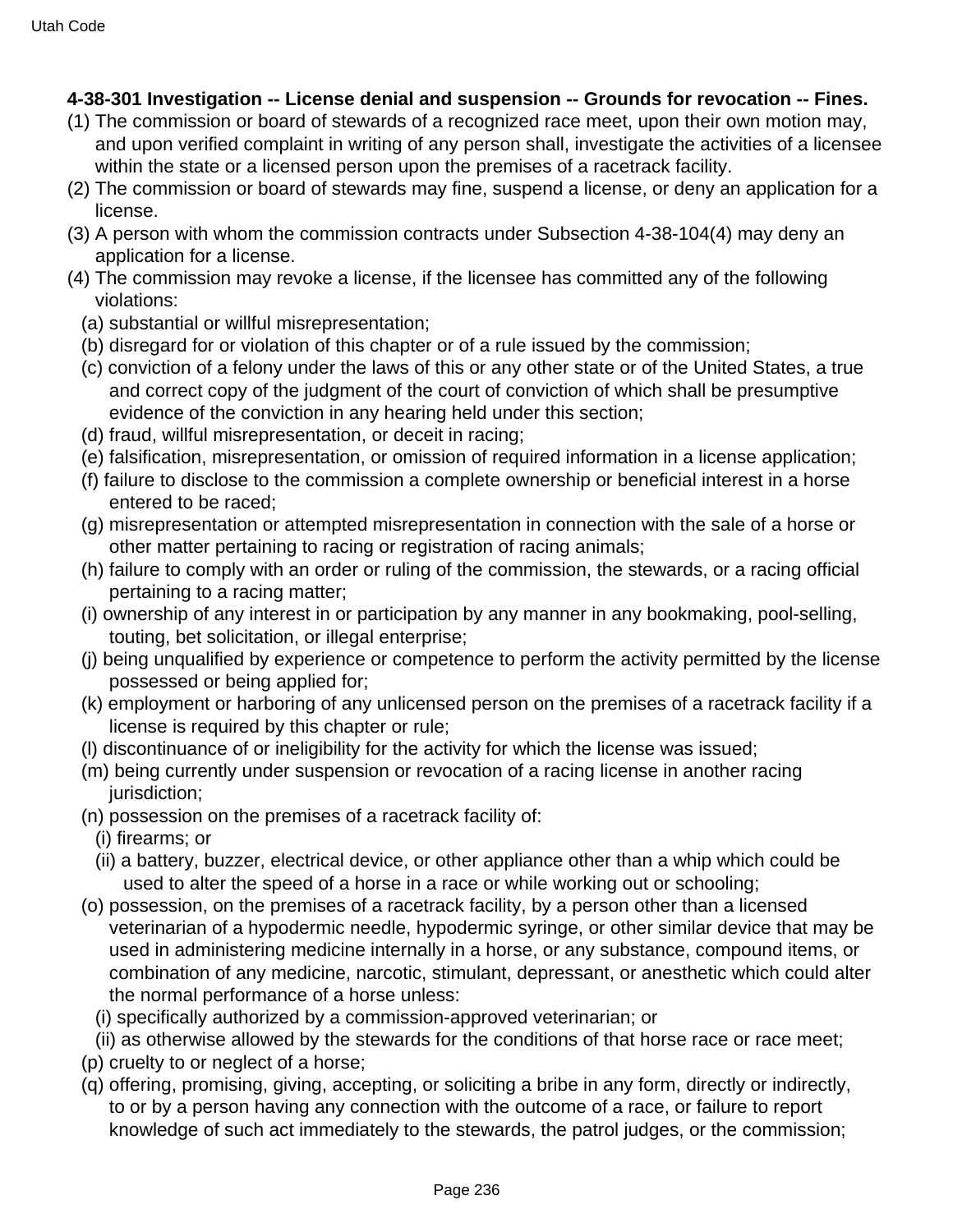**4-38-301 Investigation -- License denial and suspension -- Grounds for revocation -- Fines.**

(1) The commission or board of stewards of a recognized race meet, upon their own motion may, and upon verified complaint in writing of any person shall, investigate the activities of a licensee within the state or a licensed person upon the premises of a racetrack facility.

(2) The commission or board of stewards may fine, suspend a license, or deny an application for a license.

(3) A person with whom the commission contracts under Subsection 4-38-104(4) may deny an application for a license.

(4) The commission may revoke a license, if the licensee has committed any of the following violations:

(a) substantial or willful misrepresentation;

(b) disregard for or violation of this chapter or of a rule issued by the commission;

(c) conviction of a felony under the laws of this or any other state or of the United States, a true and correct copy of the judgment of the court of conviction of which shall be presumptive evidence of the conviction in any hearing held under this section;

(d) fraud, willful misrepresentation, or deceit in racing;

(e) falsification, misrepresentation, or omission of required information in a license application;

(f) failure to disclose to the commission a complete ownership or beneficial interest in a horse entered to be raced;

(g) misrepresentation or attempted misrepresentation in connection with the sale of a horse or other matter pertaining to racing or registration of racing animals;

(h) failure to comply with an order or ruling of the commission, the stewards, or a racing official pertaining to a racing matter;

(i) ownership of any interest in or participation by any manner in any bookmaking, pool-selling, touting, bet solicitation, or illegal enterprise;

(j) being unqualified by experience or competence to perform the activity permitted by the license possessed or being applied for;

(k) employment or harboring of any unlicensed person on the premises of a racetrack facility if a license is required by this chapter or rule;

(l) discontinuance of or ineligibility for the activity for which the license was issued;

(m) being currently under suspension or revocation of a racing license in another racing jurisdiction;

(n) possession on the premises of a racetrack facility of:

(i) firearms; or

(ii) a battery, buzzer, electrical device, or other appliance other than a whip which could be used to alter the speed of a horse in a race or while working out or schooling;

(o) possession, on the premises of a racetrack facility, by a person other than a licensed veterinarian of a hypodermic needle, hypodermic syringe, or other similar device that may be used in administering medicine internally in a horse, or any substance, compound items, or combination of any medicine, narcotic, stimulant, depressant, or anesthetic which could alter the normal performance of a horse unless:

(i) specifically authorized by a commission-approved veterinarian; or

(ii) as otherwise allowed by the stewards for the conditions of that horse race or race meet;

(p) cruelty to or neglect of a horse;

(q) offering, promising, giving, accepting, or soliciting a bribe in any form, directly or indirectly, to or by a person having any connection with the outcome of a race, or failure to report knowledge of such act immediately to the stewards, the patrol judges, or the commission;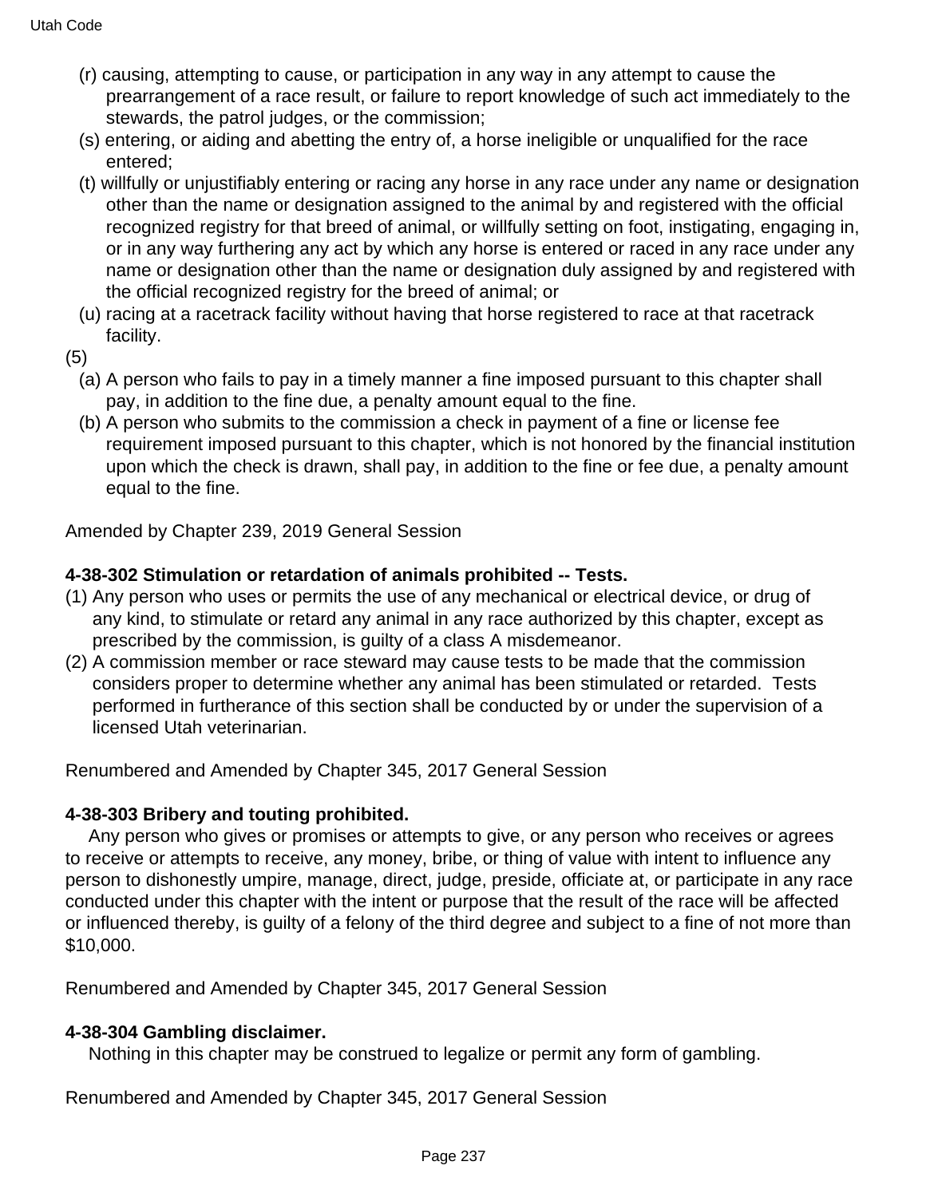(r) causing, attempting to cause, or participation in any way in any attempt to cause the prearrangement of a race result, or failure to report knowledge of such act immediately to the stewards, the patrol judges, or the commission;

(s) entering, or aiding and abetting the entry of, a horse ineligible or unqualified for the race entered;

(t) willfully or unjustifiably entering or racing any horse in any race under any name or designation other than the name or designation assigned to the animal by and registered with the official recognized registry for that breed of animal, or willfully setting on foot, instigating, engaging in, or in any way furthering any act by which any horse is entered or raced in any race under any name or designation other than the name or designation duly assigned by and registered with the official recognized registry for the breed of animal; or

(u) racing at a racetrack facility without having that horse registered to race at that racetrack facility.

(5)

(a) A person who fails to pay in a timely manner a fine imposed pursuant to this chapter shall pay, in addition to the fine due, a penalty amount equal to the fine.

(b) A person who submits to the commission a check in payment of a fine or license fee requirement imposed pursuant to this chapter, which is not honored by the financial institution upon which the check is drawn, shall pay, in addition to the fine or fee due, a penalty amount equal to the fine.

Amended by Chapter 239, 2019 General Session

**4-38-302 Stimulation or retardation of animals prohibited -- Tests.**

(1) Any person who uses or permits the use of any mechanical or electrical device, or drug of any kind, to stimulate or retard any animal in any race authorized by this chapter, except as prescribed by the commission, is guilty of a class A misdemeanor.

(2) A commission member or race steward may cause tests to be made that the commission considers proper to determine whether any animal has been stimulated or retarded. Tests performed in furtherance of this section shall be conducted by or under the supervision of a licensed Utah veterinarian.

Renumbered and Amended by Chapter 345, 2017 General Session

**4-38-303 Bribery and touting prohibited.**

Any person who gives or promises or attempts to give, or any person who receives or agrees to receive or attempts to receive, any money, bribe, or thing of value with intent to influence any person to dishonestly umpire, manage, direct, judge, preside, officiate at, or participate in any race conducted under this chapter with the intent or purpose that the result of the race will be affected or influenced thereby, is guilty of a felony of the third degree and subject to a fine of not more than $10,000.

Renumbered and Amended by Chapter 345, 2017 General Session

**4-38-304 Gambling disclaimer.**

Nothing in this chapter may be construed to legalize or permit any form of gambling.

Renumbered and Amended by Chapter 345, 2017 General Session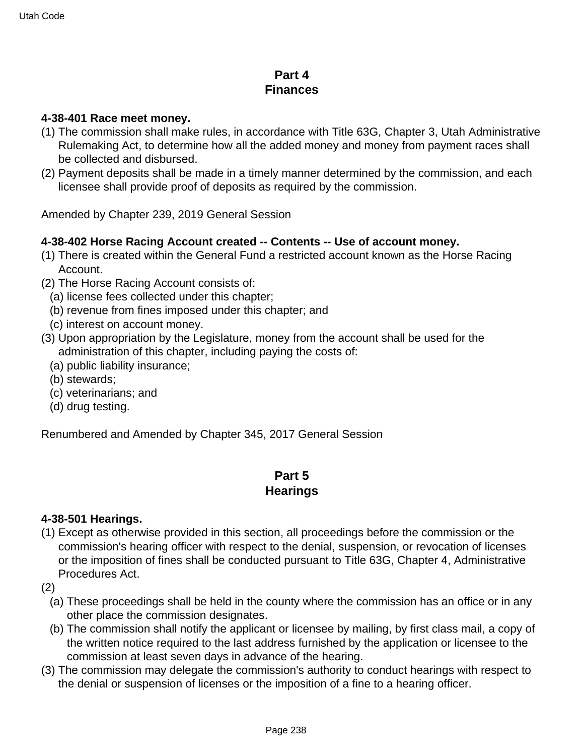## Part 4
## Finances

**4-38-401 Race meet money.**

(1) The commission shall make rules, in accordance with Title 63G, Chapter 3, Utah Administrative Rulemaking Act, to determine how all the added money and money from payment races shall be collected and disbursed.

(2) Payment deposits shall be made in a timely manner determined by the commission, and each licensee shall provide proof of deposits as required by the commission.

Amended by Chapter 239, 2019 General Session

**4-38-402 Horse Racing Account created -- Contents -- Use of account money.**

(1) There is created within the General Fund a restricted account known as the Horse Racing Account.

(2) The Horse Racing Account consists of:

(a) license fees collected under this chapter;

(b) revenue from fines imposed under this chapter; and

(c) interest on account money.

(3) Upon appropriation by the Legislature, money from the account shall be used for the administration of this chapter, including paying the costs of:

(a) public liability insurance;

(b) stewards;

(c) veterinarians; and

(d) drug testing.

Renumbered and Amended by Chapter 345, 2017 General Session

## Part 5
## Hearings

**4-38-501 Hearings.**

(1) Except as otherwise provided in this section, all proceedings before the commission or the commission's hearing officer with respect to the denial, suspension, or revocation of licenses or the imposition of fines shall be conducted pursuant to Title 63G, Chapter 4, Administrative Procedures Act.

(2)

(a) These proceedings shall be held in the county where the commission has an office or in any other place the commission designates.

(b) The commission shall notify the applicant or licensee by mailing, by first class mail, a copy of the written notice required to the last address furnished by the application or licensee to the commission at least seven days in advance of the hearing.

(3) The commission may delegate the commission's authority to conduct hearings with respect to the denial or suspension of licenses or the imposition of a fine to a hearing officer.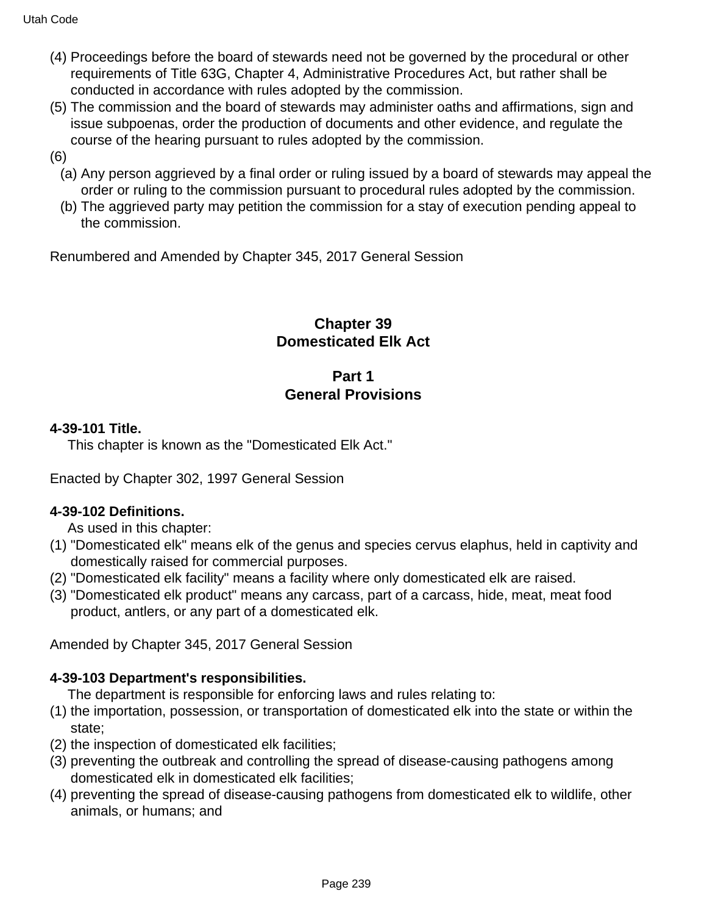(4) Proceedings before the board of stewards need not be governed by the procedural or other requirements of Title 63G, Chapter 4, Administrative Procedures Act, but rather shall be conducted in accordance with rules adopted by the commission.

(5) The commission and the board of stewards may administer oaths and affirmations, sign and issue subpoenas, order the production of documents and other evidence, and regulate the course of the hearing pursuant to rules adopted by the commission.

(6)

(a) Any person aggrieved by a final order or ruling issued by a board of stewards may appeal the order or ruling to the commission pursuant to procedural rules adopted by the commission.

(b) The aggrieved party may petition the commission for a stay of execution pending appeal to the commission.

Renumbered and Amended by Chapter 345, 2017 General Session

## Chapter 39
## Domesticated Elk Act

### Part 1
### General Provisions

**4-39-101 Title.**

This chapter is known as the "Domesticated Elk Act."

Enacted by Chapter 302, 1997 General Session

**4-39-102 Definitions.**

As used in this chapter:

(1) "Domesticated elk" means elk of the genus and species cervus elaphus, held in captivity and domestically raised for commercial purposes.

(2) "Domesticated elk facility" means a facility where only domesticated elk are raised.

(3) "Domesticated elk product" means any carcass, part of a carcass, hide, meat, meat food product, antlers, or any part of a domesticated elk.

Amended by Chapter 345, 2017 General Session

**4-39-103 Department's responsibilities.**

The department is responsible for enforcing laws and rules relating to:

(1) the importation, possession, or transportation of domesticated elk into the state or within the state;

(2) the inspection of domesticated elk facilities;

(3) preventing the outbreak and controlling the spread of disease-causing pathogens among domesticated elk in domesticated elk facilities;

(4) preventing the spread of disease-causing pathogens from domesticated elk to wildlife, other animals, or humans; and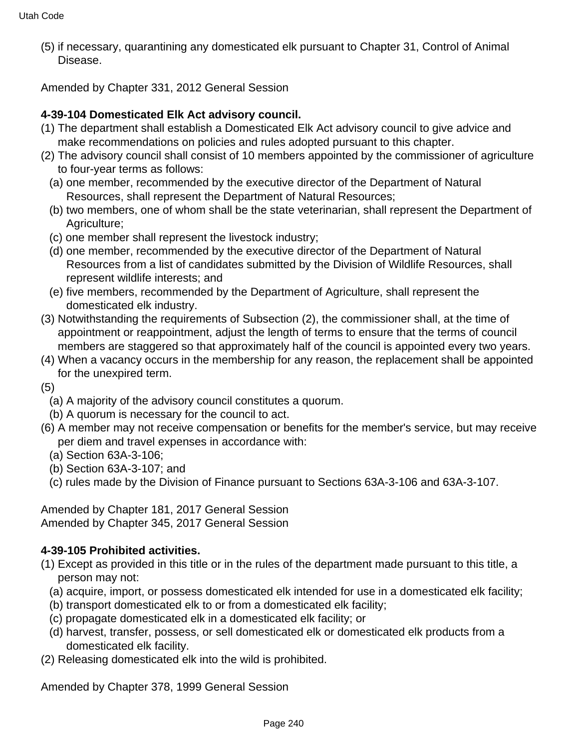(5) if necessary, quarantining any domesticated elk pursuant to Chapter 31, Control of Animal Disease.

Amended by Chapter 331, 2012 General Session

**4-39-104 Domesticated Elk Act advisory council.**

(1) The department shall establish a Domesticated Elk Act advisory council to give advice and make recommendations on policies and rules adopted pursuant to this chapter.

(2) The advisory council shall consist of 10 members appointed by the commissioner of agriculture to four-year terms as follows:

  (a) one member, recommended by the executive director of the Department of Natural Resources, shall represent the Department of Natural Resources;

  (b) two members, one of whom shall be the state veterinarian, shall represent the Department of Agriculture;

  (c) one member shall represent the livestock industry;

  (d) one member, recommended by the executive director of the Department of Natural Resources from a list of candidates submitted by the Division of Wildlife Resources, shall represent wildlife interests; and

  (e) five members, recommended by the Department of Agriculture, shall represent the domesticated elk industry.

(3) Notwithstanding the requirements of Subsection (2), the commissioner shall, at the time of appointment or reappointment, adjust the length of terms to ensure that the terms of council members are staggered so that approximately half of the council is appointed every two years.

(4) When a vacancy occurs in the membership for any reason, the replacement shall be appointed for the unexpired term.

(5)

  (a) A majority of the advisory council constitutes a quorum.

  (b) A quorum is necessary for the council to act.

(6) A member may not receive compensation or benefits for the member's service, but may receive per diem and travel expenses in accordance with:

  (a) Section 63A-3-106;

  (b) Section 63A-3-107; and

  (c) rules made by the Division of Finance pursuant to Sections 63A-3-106 and 63A-3-107.

Amended by Chapter 181, 2017 General Session
Amended by Chapter 345, 2017 General Session

**4-39-105 Prohibited activities.**

(1) Except as provided in this title or in the rules of the department made pursuant to this title, a person may not:

  (a) acquire, import, or possess domesticated elk intended for use in a domesticated elk facility;

  (b) transport domesticated elk to or from a domesticated elk facility;

  (c) propagate domesticated elk in a domesticated elk facility; or

  (d) harvest, transfer, possess, or sell domesticated elk or domesticated elk products from a domesticated elk facility.

(2) Releasing domesticated elk into the wild is prohibited.

Amended by Chapter 378, 1999 General Session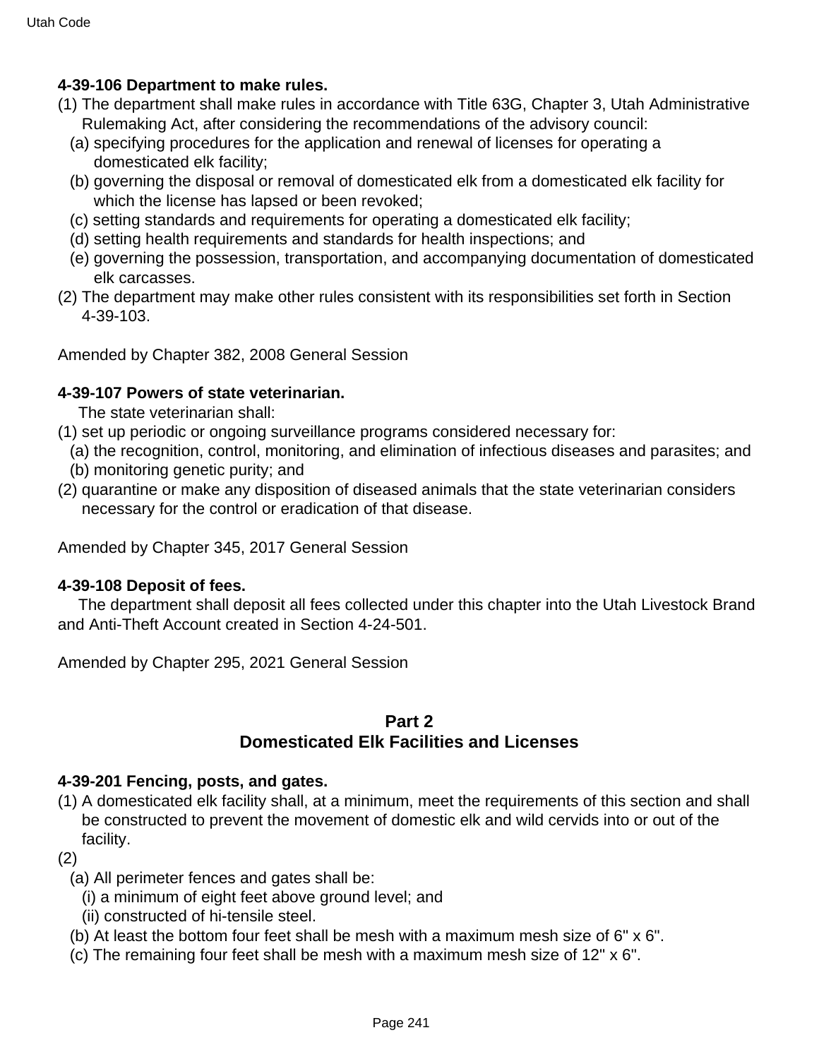**4-39-106 Department to make rules.**

(1) The department shall make rules in accordance with Title 63G, Chapter 3, Utah Administrative Rulemaking Act, after considering the recommendations of the advisory council:
  (a) specifying procedures for the application and renewal of licenses for operating a domesticated elk facility;
  (b) governing the disposal or removal of domesticated elk from a domesticated elk facility for which the license has lapsed or been revoked;
  (c) setting standards and requirements for operating a domesticated elk facility;
  (d) setting health requirements and standards for health inspections; and
  (e) governing the possession, transportation, and accompanying documentation of domesticated elk carcasses.

(2) The department may make other rules consistent with its responsibilities set forth in Section 4-39-103.

Amended by Chapter 382, 2008 General Session

**4-39-107 Powers of state veterinarian.**

The state veterinarian shall:

(1) set up periodic or ongoing surveillance programs considered necessary for:
  (a) the recognition, control, monitoring, and elimination of infectious diseases and parasites; and
  (b) monitoring genetic purity; and

(2) quarantine or make any disposition of diseased animals that the state veterinarian considers necessary for the control or eradication of that disease.

Amended by Chapter 345, 2017 General Session

**4-39-108 Deposit of fees.**

The department shall deposit all fees collected under this chapter into the Utah Livestock Brand and Anti-Theft Account created in Section 4-24-501.

Amended by Chapter 295, 2021 General Session

## Part 2
## Domesticated Elk Facilities and Licenses

**4-39-201 Fencing, posts, and gates.**

(1) A domesticated elk facility shall, at a minimum, meet the requirements of this section and shall be constructed to prevent the movement of domestic elk and wild cervids into or out of the facility.

(2)
  (a) All perimeter fences and gates shall be:
    (i) a minimum of eight feet above ground level; and
    (ii) constructed of hi-tensile steel.
  (b) At least the bottom four feet shall be mesh with a maximum mesh size of 6" x 6".
  (c) The remaining four feet shall be mesh with a maximum mesh size of 12" x 6".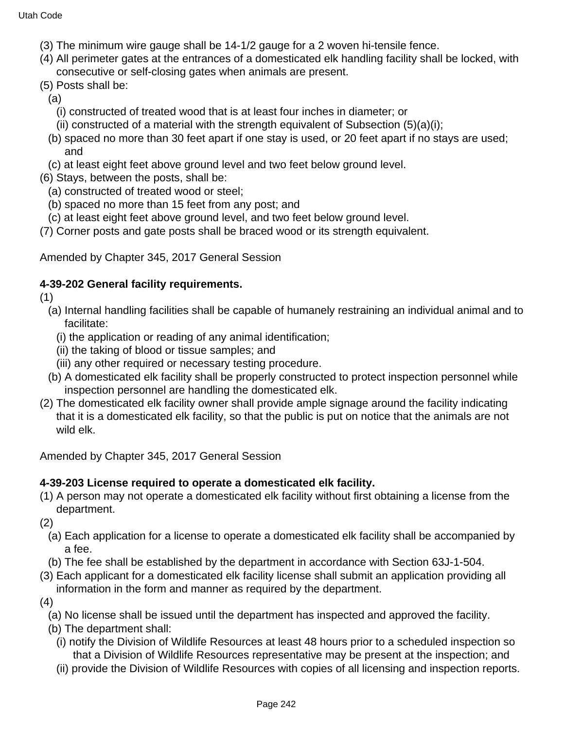(3) The minimum wire gauge shall be 14-1/2 gauge for a 2 woven hi-tensile fence.

(4) All perimeter gates at the entrances of a domesticated elk handling facility shall be locked, with consecutive or self-closing gates when animals are present.

(5) Posts shall be:

(a)

(i) constructed of treated wood that is at least four inches in diameter; or

(ii) constructed of a material with the strength equivalent of Subsection (5)(a)(i);

(b) spaced no more than 30 feet apart if one stay is used, or 20 feet apart if no stays are used; and

(c) at least eight feet above ground level and two feet below ground level.

(6) Stays, between the posts, shall be:

(a) constructed of treated wood or steel;

(b) spaced no more than 15 feet from any post; and

(c) at least eight feet above ground level, and two feet below ground level.

(7) Corner posts and gate posts shall be braced wood or its strength equivalent.

Amended by Chapter 345, 2017 General Session

**4-39-202 General facility requirements.**

(1)

(a) Internal handling facilities shall be capable of humanely restraining an individual animal and to facilitate:

(i) the application or reading of any animal identification;

(ii) the taking of blood or tissue samples; and

(iii) any other required or necessary testing procedure.

(b) A domesticated elk facility shall be properly constructed to protect inspection personnel while inspection personnel are handling the domesticated elk.

(2) The domesticated elk facility owner shall provide ample signage around the facility indicating that it is a domesticated elk facility, so that the public is put on notice that the animals are not wild elk.

Amended by Chapter 345, 2017 General Session

**4-39-203 License required to operate a domesticated elk facility.**

(1) A person may not operate a domesticated elk facility without first obtaining a license from the department.

(2)

(a) Each application for a license to operate a domesticated elk facility shall be accompanied by a fee.

(b) The fee shall be established by the department in accordance with Section 63J-1-504.

(3) Each applicant for a domesticated elk facility license shall submit an application providing all information in the form and manner as required by the department.

(4)

(a) No license shall be issued until the department has inspected and approved the facility.

(b) The department shall:

(i) notify the Division of Wildlife Resources at least 48 hours prior to a scheduled inspection so that a Division of Wildlife Resources representative may be present at the inspection; and

(ii) provide the Division of Wildlife Resources with copies of all licensing and inspection reports.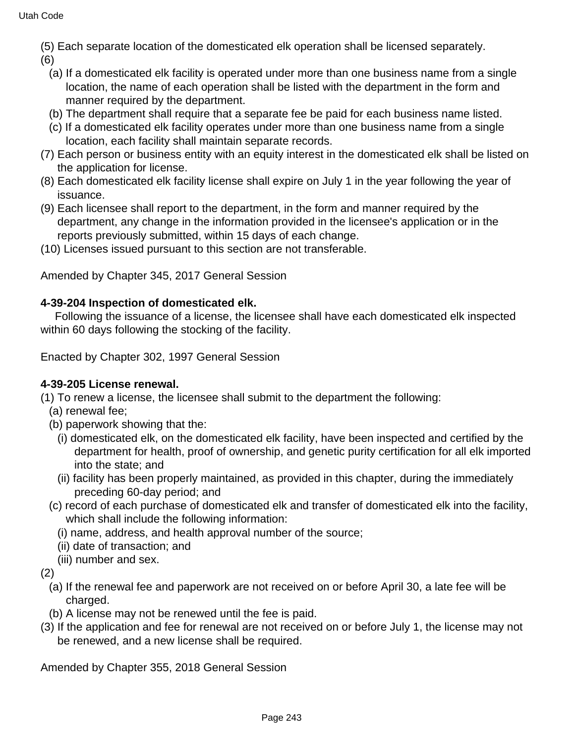(5) Each separate location of the domesticated elk operation shall be licensed separately.

(6)

(a) If a domesticated elk facility is operated under more than one business name from a single location, the name of each operation shall be listed with the department in the form and manner required by the department.

(b) The department shall require that a separate fee be paid for each business name listed.

(c) If a domesticated elk facility operates under more than one business name from a single location, each facility shall maintain separate records.

(7) Each person or business entity with an equity interest in the domesticated elk shall be listed on the application for license.

(8) Each domesticated elk facility license shall expire on July 1 in the year following the year of issuance.

(9) Each licensee shall report to the department, in the form and manner required by the department, any change in the information provided in the licensee's application or in the reports previously submitted, within 15 days of each change.

(10) Licenses issued pursuant to this section are not transferable.

Amended by Chapter 345, 2017 General Session

**4-39-204 Inspection of domesticated elk.**

Following the issuance of a license, the licensee shall have each domesticated elk inspected within 60 days following the stocking of the facility.

Enacted by Chapter 302, 1997 General Session

**4-39-205 License renewal.**

(1) To renew a license, the licensee shall submit to the department the following:

(a) renewal fee;

(b) paperwork showing that the:

(i) domesticated elk, on the domesticated elk facility, have been inspected and certified by the department for health, proof of ownership, and genetic purity certification for all elk imported into the state; and

(ii) facility has been properly maintained, as provided in this chapter, during the immediately preceding 60-day period; and

(c) record of each purchase of domesticated elk and transfer of domesticated elk into the facility, which shall include the following information:

(i) name, address, and health approval number of the source;

(ii) date of transaction; and

(iii) number and sex.

(2)

(a) If the renewal fee and paperwork are not received on or before April 30, a late fee will be charged.

(b) A license may not be renewed until the fee is paid.

(3) If the application and fee for renewal are not received on or before July 1, the license may not be renewed, and a new license shall be required.

Amended by Chapter 355, 2018 General Session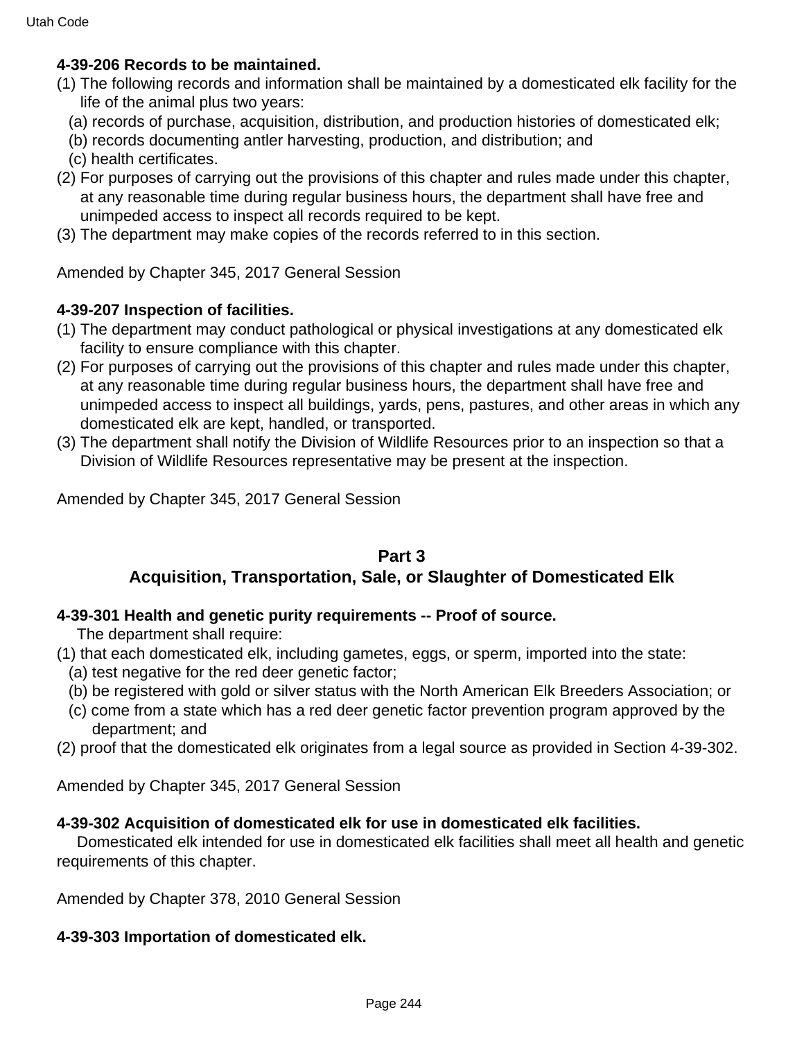**4-39-206 Records to be maintained.**

(1) The following records and information shall be maintained by a domesticated elk facility for the life of the animal plus two years:

(a) records of purchase, acquisition, distribution, and production histories of domesticated elk;

(b) records documenting antler harvesting, production, and distribution; and

(c) health certificates.

(2) For purposes of carrying out the provisions of this chapter and rules made under this chapter, at any reasonable time during regular business hours, the department shall have free and unimpeded access to inspect all records required to be kept.

(3) The department may make copies of the records referred to in this section.

Amended by Chapter 345, 2017 General Session

**4-39-207 Inspection of facilities.**

(1) The department may conduct pathological or physical investigations at any domesticated elk facility to ensure compliance with this chapter.

(2) For purposes of carrying out the provisions of this chapter and rules made under this chapter, at any reasonable time during regular business hours, the department shall have free and unimpeded access to inspect all buildings, yards, pens, pastures, and other areas in which any domesticated elk are kept, handled, or transported.

(3) The department shall notify the Division of Wildlife Resources prior to an inspection so that a Division of Wildlife Resources representative may be present at the inspection.

Amended by Chapter 345, 2017 General Session

## Part 3
## Acquisition, Transportation, Sale, or Slaughter of Domesticated Elk

**4-39-301 Health and genetic purity requirements -- Proof of source.**

The department shall require:

(1) that each domesticated elk, including gametes, eggs, or sperm, imported into the state:

(a) test negative for the red deer genetic factor;

(b) be registered with gold or silver status with the North American Elk Breeders Association; or

(c) come from a state which has a red deer genetic factor prevention program approved by the department; and

(2) proof that the domesticated elk originates from a legal source as provided in Section 4-39-302.

Amended by Chapter 345, 2017 General Session

**4-39-302 Acquisition of domesticated elk for use in domesticated elk facilities.**

Domesticated elk intended for use in domesticated elk facilities shall meet all health and genetic requirements of this chapter.

Amended by Chapter 378, 2010 General Session

**4-39-303 Importation of domesticated elk.**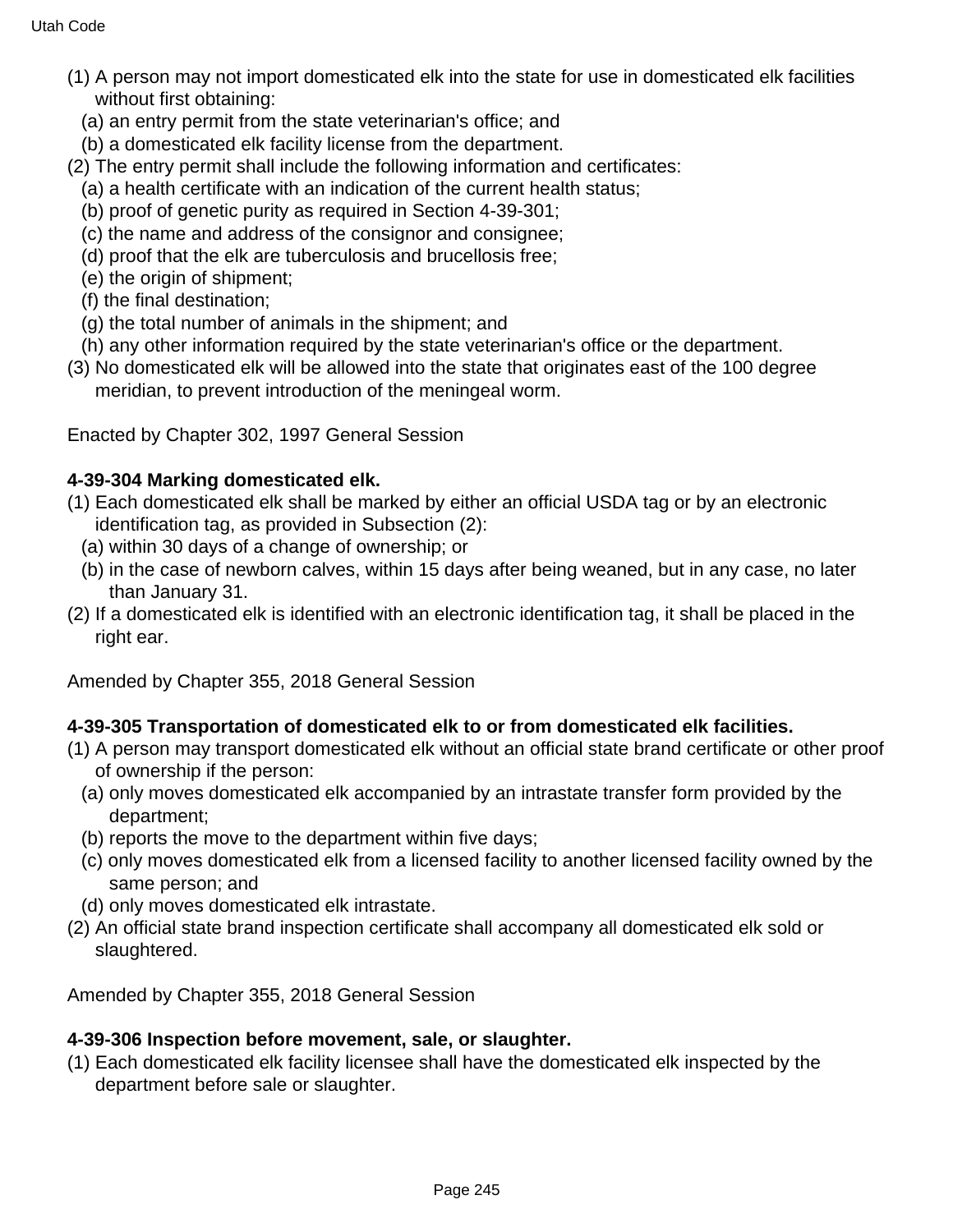(1) A person may not import domesticated elk into the state for use in domesticated elk facilities without first obtaining:
  (a) an entry permit from the state veterinarian's office; and
  (b) a domesticated elk facility license from the department.
(2) The entry permit shall include the following information and certificates:
  (a) a health certificate with an indication of the current health status;
  (b) proof of genetic purity as required in Section 4-39-301;
  (c) the name and address of the consignor and consignee;
  (d) proof that the elk are tuberculosis and brucellosis free;
  (e) the origin of shipment;
  (f) the final destination;
  (g) the total number of animals in the shipment; and
  (h) any other information required by the state veterinarian's office or the department.
(3) No domesticated elk will be allowed into the state that originates east of the 100 degree meridian, to prevent introduction of the meningeal worm.

Enacted by Chapter 302, 1997 General Session

**4-39-304 Marking domesticated elk.**

(1) Each domesticated elk shall be marked by either an official USDA tag or by an electronic identification tag, as provided in Subsection (2):
  (a) within 30 days of a change of ownership; or
  (b) in the case of newborn calves, within 15 days after being weaned, but in any case, no later than January 31.
(2) If a domesticated elk is identified with an electronic identification tag, it shall be placed in the right ear.

Amended by Chapter 355, 2018 General Session

**4-39-305 Transportation of domesticated elk to or from domesticated elk facilities.**

(1) A person may transport domesticated elk without an official state brand certificate or other proof of ownership if the person:
  (a) only moves domesticated elk accompanied by an intrastate transfer form provided by the department;
  (b) reports the move to the department within five days;
  (c) only moves domesticated elk from a licensed facility to another licensed facility owned by the same person; and
  (d) only moves domesticated elk intrastate.
(2) An official state brand inspection certificate shall accompany all domesticated elk sold or slaughtered.

Amended by Chapter 355, 2018 General Session

**4-39-306 Inspection before movement, sale, or slaughter.**

(1) Each domesticated elk facility licensee shall have the domesticated elk inspected by the department before sale or slaughter.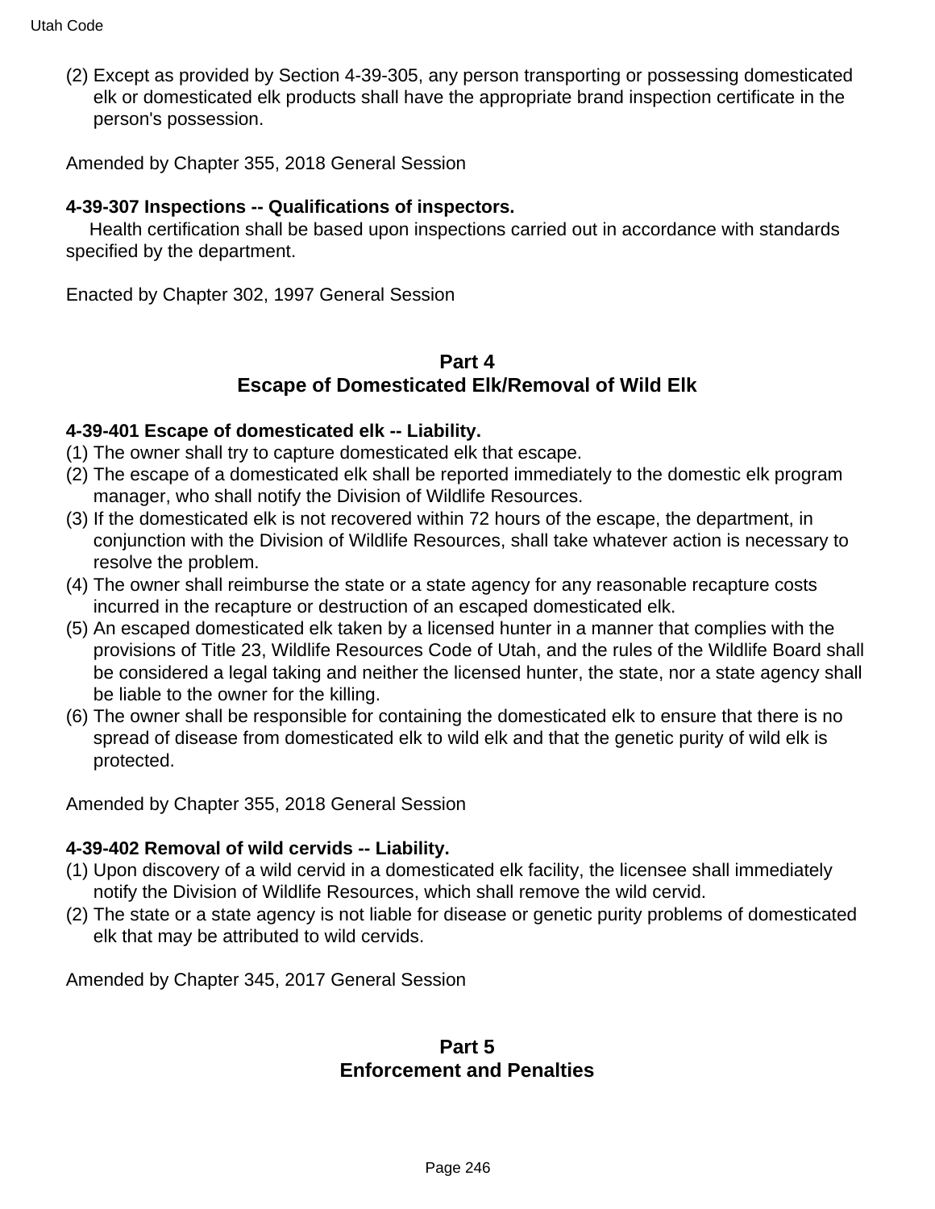(2) Except as provided by Section 4-39-305, any person transporting or possessing domesticated elk or domesticated elk products shall have the appropriate brand inspection certificate in the person's possession.

Amended by Chapter 355, 2018 General Session

**4-39-307 Inspections -- Qualifications of inspectors.**

Health certification shall be based upon inspections carried out in accordance with standards specified by the department.

Enacted by Chapter 302, 1997 General Session

## Part 4
## Escape of Domesticated Elk/Removal of Wild Elk

**4-39-401 Escape of domesticated elk -- Liability.**

(1) The owner shall try to capture domesticated elk that escape.

(2) The escape of a domesticated elk shall be reported immediately to the domestic elk program manager, who shall notify the Division of Wildlife Resources.

(3) If the domesticated elk is not recovered within 72 hours of the escape, the department, in conjunction with the Division of Wildlife Resources, shall take whatever action is necessary to resolve the problem.

(4) The owner shall reimburse the state or a state agency for any reasonable recapture costs incurred in the recapture or destruction of an escaped domesticated elk.

(5) An escaped domesticated elk taken by a licensed hunter in a manner that complies with the provisions of Title 23, Wildlife Resources Code of Utah, and the rules of the Wildlife Board shall be considered a legal taking and neither the licensed hunter, the state, nor a state agency shall be liable to the owner for the killing.

(6) The owner shall be responsible for containing the domesticated elk to ensure that there is no spread of disease from domesticated elk to wild elk and that the genetic purity of wild elk is protected.

Amended by Chapter 355, 2018 General Session

**4-39-402 Removal of wild cervids -- Liability.**

(1) Upon discovery of a wild cervid in a domesticated elk facility, the licensee shall immediately notify the Division of Wildlife Resources, which shall remove the wild cervid.

(2) The state or a state agency is not liable for disease or genetic purity problems of domesticated elk that may be attributed to wild cervids.

Amended by Chapter 345, 2017 General Session

## Part 5
## Enforcement and Penalties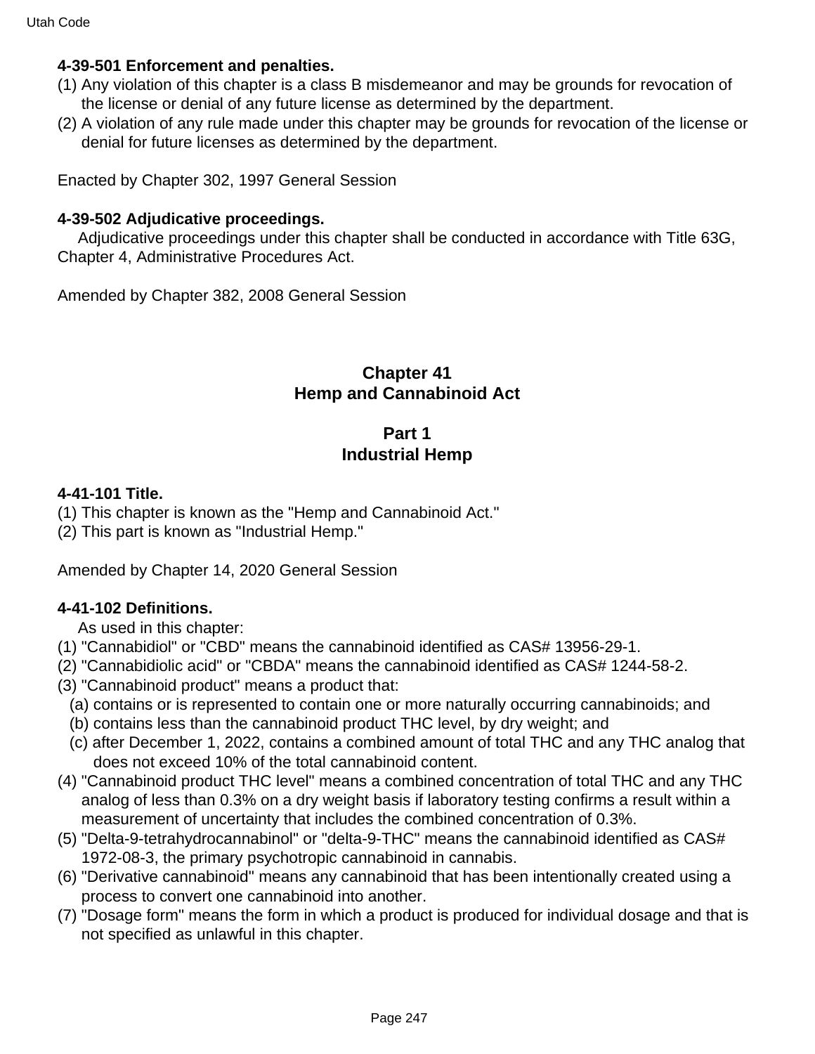**4-39-501 Enforcement and penalties.**

(1) Any violation of this chapter is a class B misdemeanor and may be grounds for revocation of the license or denial of any future license as determined by the department.

(2) A violation of any rule made under this chapter may be grounds for revocation of the license or denial for future licenses as determined by the department.

Enacted by Chapter 302, 1997 General Session

**4-39-502 Adjudicative proceedings.**

Adjudicative proceedings under this chapter shall be conducted in accordance with Title 63G, Chapter 4, Administrative Procedures Act.

Amended by Chapter 382, 2008 General Session

## Chapter 41
## Hemp and Cannabinoid Act

### Part 1
### Industrial Hemp

**4-41-101 Title.**

(1) This chapter is known as the "Hemp and Cannabinoid Act."

(2) This part is known as "Industrial Hemp."

Amended by Chapter 14, 2020 General Session

**4-41-102 Definitions.**

As used in this chapter:

(1) "Cannabidiol" or "CBD" means the cannabinoid identified as CAS# 13956-29-1.

(2) "Cannabidiolic acid" or "CBDA" means the cannabinoid identified as CAS# 1244-58-2.

(3) "Cannabinoid product" means a product that:

(a) contains or is represented to contain one or more naturally occurring cannabinoids; and

(b) contains less than the cannabinoid product THC level, by dry weight; and

(c) after December 1, 2022, contains a combined amount of total THC and any THC analog that does not exceed 10% of the total cannabinoid content.

(4) "Cannabinoid product THC level" means a combined concentration of total THC and any THC analog of less than 0.3% on a dry weight basis if laboratory testing confirms a result within a measurement of uncertainty that includes the combined concentration of 0.3%.

(5) "Delta-9-tetrahydrocannabinol" or "delta-9-THC" means the cannabinoid identified as CAS# 1972-08-3, the primary psychotropic cannabinoid in cannabis.

(6) "Derivative cannabinoid" means any cannabinoid that has been intentionally created using a process to convert one cannabinoid into another.

(7) "Dosage form" means the form in which a product is produced for individual dosage and that is not specified as unlawful in this chapter.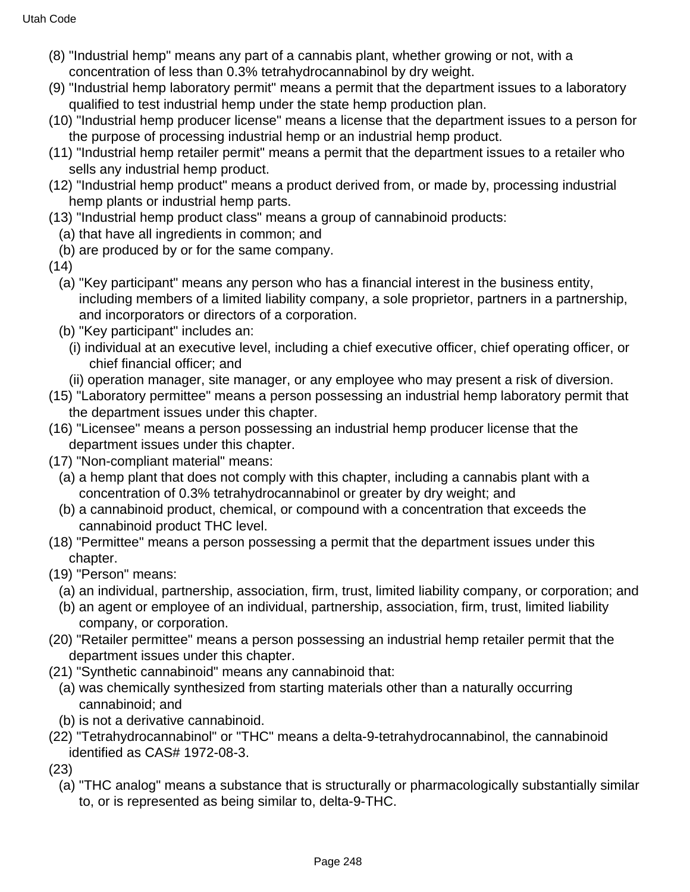(8) "Industrial hemp" means any part of a cannabis plant, whether growing or not, with a concentration of less than 0.3% tetrahydrocannabinol by dry weight.

(9) "Industrial hemp laboratory permit" means a permit that the department issues to a laboratory qualified to test industrial hemp under the state hemp production plan.

(10) "Industrial hemp producer license" means a license that the department issues to a person for the purpose of processing industrial hemp or an industrial hemp product.

(11) "Industrial hemp retailer permit" means a permit that the department issues to a retailer who sells any industrial hemp product.

(12) "Industrial hemp product" means a product derived from, or made by, processing industrial hemp plants or industrial hemp parts.

(13) "Industrial hemp product class" means a group of cannabinoid products:

(a) that have all ingredients in common; and

(b) are produced by or for the same company.

(14)

(a) "Key participant" means any person who has a financial interest in the business entity, including members of a limited liability company, a sole proprietor, partners in a partnership, and incorporators or directors of a corporation.

(b) "Key participant" includes an:

(i) individual at an executive level, including a chief executive officer, chief operating officer, or chief financial officer; and

(ii) operation manager, site manager, or any employee who may present a risk of diversion.

(15) "Laboratory permittee" means a person possessing an industrial hemp laboratory permit that the department issues under this chapter.

(16) "Licensee" means a person possessing an industrial hemp producer license that the department issues under this chapter.

(17) "Non-compliant material" means:

(a) a hemp plant that does not comply with this chapter, including a cannabis plant with a concentration of 0.3% tetrahydrocannabinol or greater by dry weight; and

(b) a cannabinoid product, chemical, or compound with a concentration that exceeds the cannabinoid product THC level.

(18) "Permittee" means a person possessing a permit that the department issues under this chapter.

(19) "Person" means:

(a) an individual, partnership, association, firm, trust, limited liability company, or corporation; and

(b) an agent or employee of an individual, partnership, association, firm, trust, limited liability company, or corporation.

(20) "Retailer permittee" means a person possessing an industrial hemp retailer permit that the department issues under this chapter.

(21) "Synthetic cannabinoid" means any cannabinoid that:

(a) was chemically synthesized from starting materials other than a naturally occurring cannabinoid; and

(b) is not a derivative cannabinoid.

(22) "Tetrahydrocannabinol" or "THC" means a delta-9-tetrahydrocannabinol, the cannabinoid identified as CAS# 1972-08-3.

(23)

(a) "THC analog" means a substance that is structurally or pharmacologically substantially similar to, or is represented as being similar to, delta-9-THC.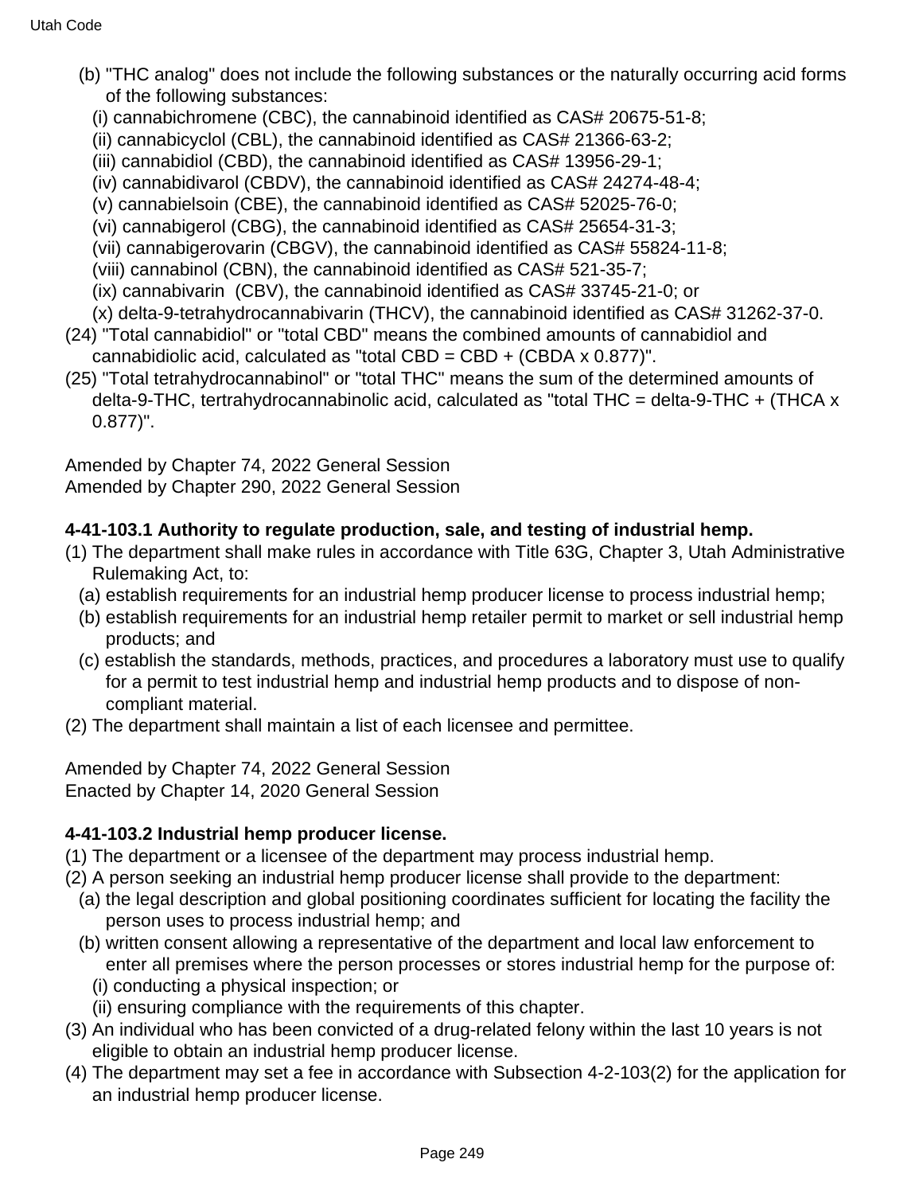(b) "THC analog" does not include the following substances or the naturally occurring acid forms of the following substances:

(i) cannabichromene (CBC), the cannabinoid identified as CAS# 20675-51-8;

(ii) cannabicyclol (CBL), the cannabinoid identified as CAS# 21366-63-2;

(iii) cannabidiol (CBD), the cannabinoid identified as CAS# 13956-29-1;

(iv) cannabidivarol (CBDV), the cannabinoid identified as CAS# 24274-48-4;

(v) cannabielsoin (CBE), the cannabinoid identified as CAS# 52025-76-0;

(vi) cannabigerol (CBG), the cannabinoid identified as CAS# 25654-31-3;

(vii) cannabigerovarin (CBGV), the cannabinoid identified as CAS# 55824-11-8;

(viii) cannabinol (CBN), the cannabinoid identified as CAS# 521-35-7;

(ix) cannabivarin (CBV), the cannabinoid identified as CAS# 33745-21-0; or

(x) delta-9-tetrahydrocannabivarin (THCV), the cannabinoid identified as CAS# 31262-37-0.

(24) "Total cannabidiol" or "total CBD" means the combined amounts of cannabidiol and cannabidiolic acid, calculated as "total CBD = CBD + (CBDA x 0.877)".

(25) "Total tetrahydrocannabinol" or "total THC" means the sum of the determined amounts of delta-9-THC, tertrahydrocannabinolic acid, calculated as "total THC = delta-9-THC + (THCA x 0.877)".

Amended by Chapter 74, 2022 General Session
Amended by Chapter 290, 2022 General Session

**4-41-103.1 Authority to regulate production, sale, and testing of industrial hemp.**

(1) The department shall make rules in accordance with Title 63G, Chapter 3, Utah Administrative Rulemaking Act, to:

(a) establish requirements for an industrial hemp producer license to process industrial hemp;

(b) establish requirements for an industrial hemp retailer permit to market or sell industrial hemp products; and

(c) establish the standards, methods, practices, and procedures a laboratory must use to qualify for a permit to test industrial hemp and industrial hemp products and to dispose of non-compliant material.

(2) The department shall maintain a list of each licensee and permittee.

Amended by Chapter 74, 2022 General Session
Enacted by Chapter 14, 2020 General Session

**4-41-103.2 Industrial hemp producer license.**

(1) The department or a licensee of the department may process industrial hemp.

(2) A person seeking an industrial hemp producer license shall provide to the department:

(a) the legal description and global positioning coordinates sufficient for locating the facility the person uses to process industrial hemp; and

(b) written consent allowing a representative of the department and local law enforcement to enter all premises where the person processes or stores industrial hemp for the purpose of:

(i) conducting a physical inspection; or

(ii) ensuring compliance with the requirements of this chapter.

(3) An individual who has been convicted of a drug-related felony within the last 10 years is not eligible to obtain an industrial hemp producer license.

(4) The department may set a fee in accordance with Subsection 4-2-103(2) for the application for an industrial hemp producer license.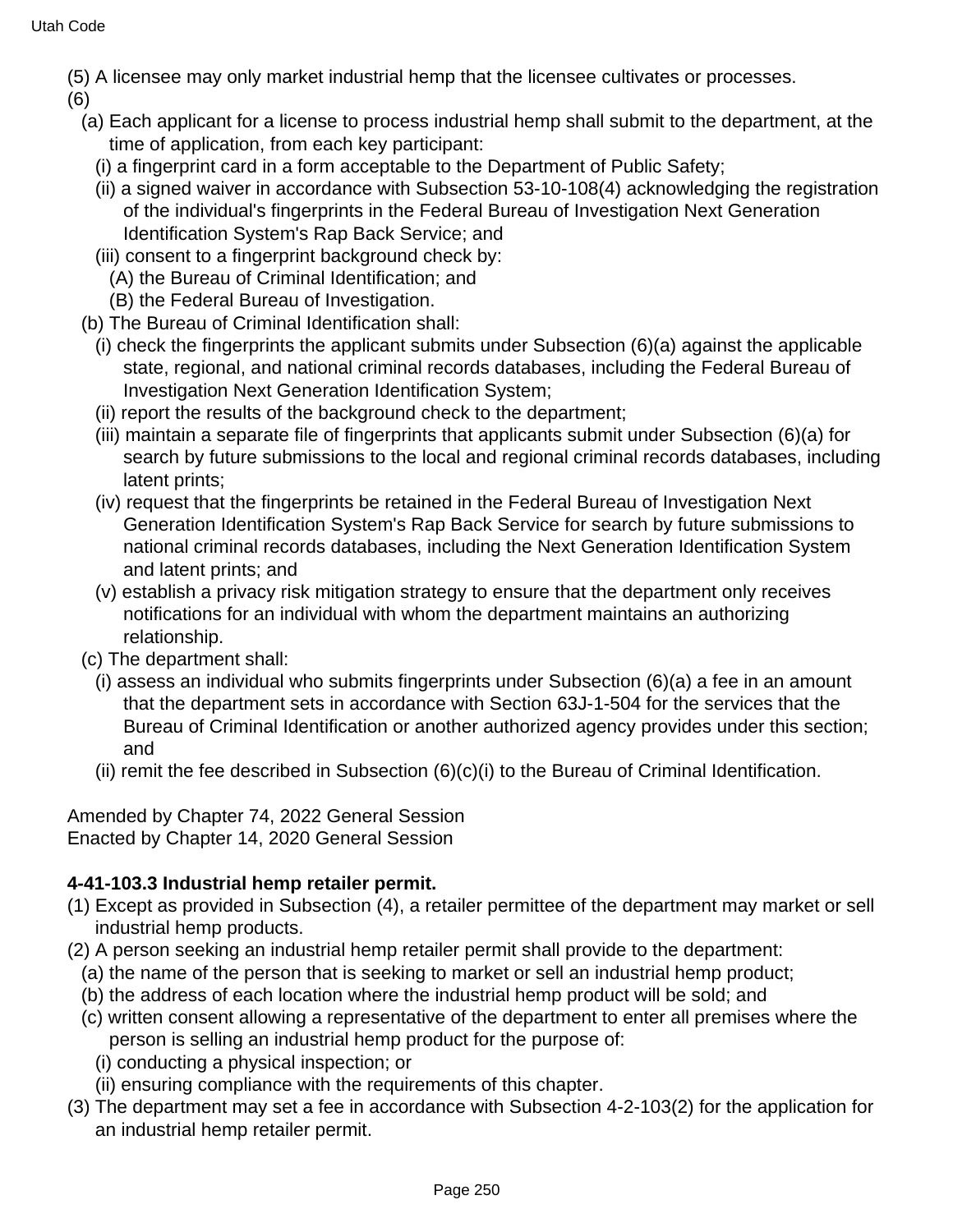(5) A licensee may only market industrial hemp that the licensee cultivates or processes.

(6)

(a) Each applicant for a license to process industrial hemp shall submit to the department, at the time of application, from each key participant:

(i) a fingerprint card in a form acceptable to the Department of Public Safety;

(ii) a signed waiver in accordance with Subsection 53-10-108(4) acknowledging the registration of the individual's fingerprints in the Federal Bureau of Investigation Next Generation Identification System's Rap Back Service; and

(iii) consent to a fingerprint background check by:

(A) the Bureau of Criminal Identification; and

(B) the Federal Bureau of Investigation.

(b) The Bureau of Criminal Identification shall:

(i) check the fingerprints the applicant submits under Subsection (6)(a) against the applicable state, regional, and national criminal records databases, including the Federal Bureau of Investigation Next Generation Identification System;

(ii) report the results of the background check to the department;

(iii) maintain a separate file of fingerprints that applicants submit under Subsection (6)(a) for search by future submissions to the local and regional criminal records databases, including latent prints;

(iv) request that the fingerprints be retained in the Federal Bureau of Investigation Next Generation Identification System's Rap Back Service for search by future submissions to national criminal records databases, including the Next Generation Identification System and latent prints; and

(v) establish a privacy risk mitigation strategy to ensure that the department only receives notifications for an individual with whom the department maintains an authorizing relationship.

(c) The department shall:

(i) assess an individual who submits fingerprints under Subsection (6)(a) a fee in an amount that the department sets in accordance with Section 63J-1-504 for the services that the Bureau of Criminal Identification or another authorized agency provides under this section; and

(ii) remit the fee described in Subsection (6)(c)(i) to the Bureau of Criminal Identification.

Amended by Chapter 74, 2022 General Session
Enacted by Chapter 14, 2020 General Session

**4-41-103.3 Industrial hemp retailer permit.**

(1) Except as provided in Subsection (4), a retailer permittee of the department may market or sell industrial hemp products.

(2) A person seeking an industrial hemp retailer permit shall provide to the department:

(a) the name of the person that is seeking to market or sell an industrial hemp product;

(b) the address of each location where the industrial hemp product will be sold; and

(c) written consent allowing a representative of the department to enter all premises where the person is selling an industrial hemp product for the purpose of:

(i) conducting a physical inspection; or

(ii) ensuring compliance with the requirements of this chapter.

(3) The department may set a fee in accordance with Subsection 4-2-103(2) for the application for an industrial hemp retailer permit.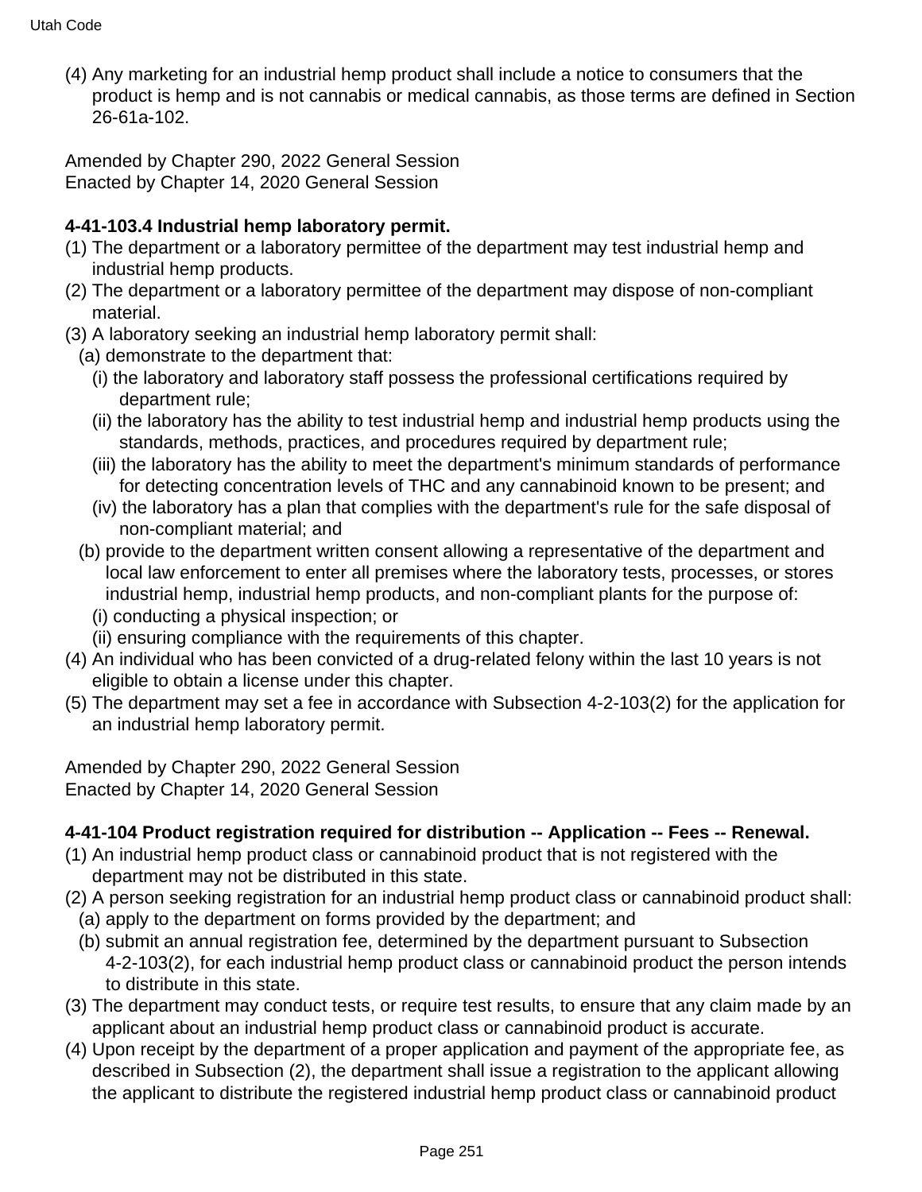(4) Any marketing for an industrial hemp product shall include a notice to consumers that the product is hemp and is not cannabis or medical cannabis, as those terms are defined in Section 26-61a-102.

Amended by Chapter 290, 2022 General Session
Enacted by Chapter 14, 2020 General Session

**4-41-103.4 Industrial hemp laboratory permit.**

(1) The department or a laboratory permittee of the department may test industrial hemp and industrial hemp products.
(2) The department or a laboratory permittee of the department may dispose of non-compliant material.
(3) A laboratory seeking an industrial hemp laboratory permit shall:
  (a) demonstrate to the department that:
    (i) the laboratory and laboratory staff possess the professional certifications required by department rule;
    (ii) the laboratory has the ability to test industrial hemp and industrial hemp products using the standards, methods, practices, and procedures required by department rule;
    (iii) the laboratory has the ability to meet the department's minimum standards of performance for detecting concentration levels of THC and any cannabinoid known to be present; and
    (iv) the laboratory has a plan that complies with the department's rule for the safe disposal of non-compliant material; and
  (b) provide to the department written consent allowing a representative of the department and local law enforcement to enter all premises where the laboratory tests, processes, or stores industrial hemp, industrial hemp products, and non-compliant plants for the purpose of:
    (i) conducting a physical inspection; or
    (ii) ensuring compliance with the requirements of this chapter.
(4) An individual who has been convicted of a drug-related felony within the last 10 years is not eligible to obtain a license under this chapter.
(5) The department may set a fee in accordance with Subsection 4-2-103(2) for the application for an industrial hemp laboratory permit.

Amended by Chapter 290, 2022 General Session
Enacted by Chapter 14, 2020 General Session

**4-41-104 Product registration required for distribution -- Application -- Fees -- Renewal.**

(1) An industrial hemp product class or cannabinoid product that is not registered with the department may not be distributed in this state.
(2) A person seeking registration for an industrial hemp product class or cannabinoid product shall:
  (a) apply to the department on forms provided by the department; and
  (b) submit an annual registration fee, determined by the department pursuant to Subsection 4-2-103(2), for each industrial hemp product class or cannabinoid product the person intends to distribute in this state.
(3) The department may conduct tests, or require test results, to ensure that any claim made by an applicant about an industrial hemp product class or cannabinoid product is accurate.
(4) Upon receipt by the department of a proper application and payment of the appropriate fee, as described in Subsection (2), the department shall issue a registration to the applicant allowing the applicant to distribute the registered industrial hemp product class or cannabinoid product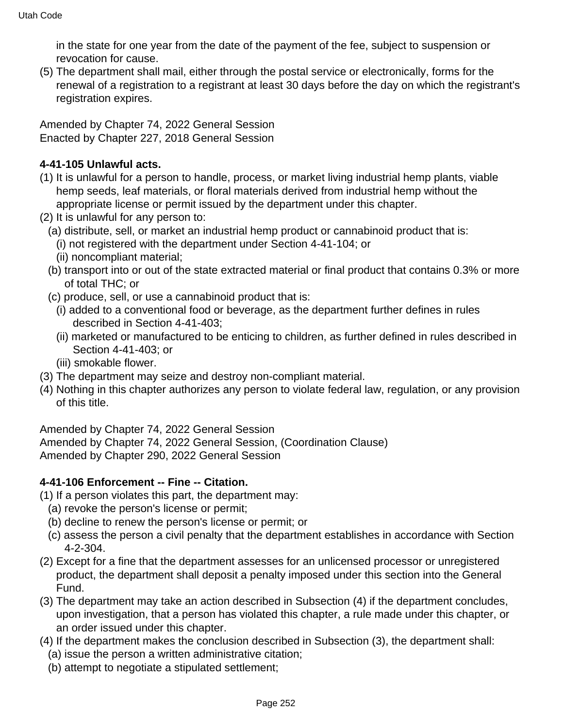in the state for one year from the date of the payment of the fee, subject to suspension or revocation for cause.

(5) The department shall mail, either through the postal service or electronically, forms for the renewal of a registration to a registrant at least 30 days before the day on which the registrant's registration expires.

Amended by Chapter 74, 2022 General Session
Enacted by Chapter 227, 2018 General Session

**4-41-105 Unlawful acts.**

(1) It is unlawful for a person to handle, process, or market living industrial hemp plants, viable hemp seeds, leaf materials, or floral materials derived from industrial hemp without the appropriate license or permit issued by the department under this chapter.

(2) It is unlawful for any person to:

  (a) distribute, sell, or market an industrial hemp product or cannabinoid product that is:

    (i) not registered with the department under Section 4-41-104; or

    (ii) noncompliant material;

  (b) transport into or out of the state extracted material or final product that contains 0.3% or more of total THC; or

  (c) produce, sell, or use a cannabinoid product that is:

    (i) added to a conventional food or beverage, as the department further defines in rules described in Section 4-41-403;

    (ii) marketed or manufactured to be enticing to children, as further defined in rules described in Section 4-41-403; or

    (iii) smokable flower.

(3) The department may seize and destroy non-compliant material.

(4) Nothing in this chapter authorizes any person to violate federal law, regulation, or any provision of this title.

Amended by Chapter 74, 2022 General Session
Amended by Chapter 74, 2022 General Session, (Coordination Clause)
Amended by Chapter 290, 2022 General Session

**4-41-106 Enforcement -- Fine -- Citation.**

(1) If a person violates this part, the department may:

  (a) revoke the person's license or permit;

  (b) decline to renew the person's license or permit; or

  (c) assess the person a civil penalty that the department establishes in accordance with Section 4-2-304.

(2) Except for a fine that the department assesses for an unlicensed processor or unregistered product, the department shall deposit a penalty imposed under this section into the General Fund.

(3) The department may take an action described in Subsection (4) if the department concludes, upon investigation, that a person has violated this chapter, a rule made under this chapter, or an order issued under this chapter.

(4) If the department makes the conclusion described in Subsection (3), the department shall:

  (a) issue the person a written administrative citation;

  (b) attempt to negotiate a stipulated settlement;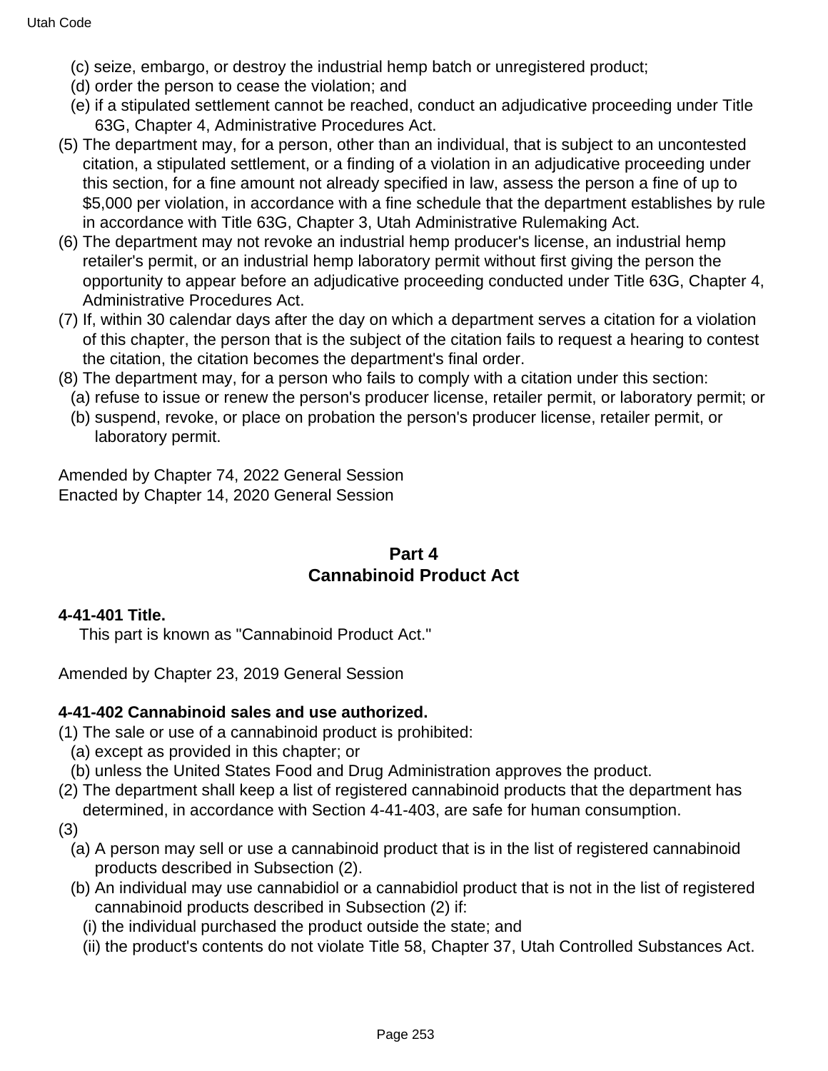(c) seize, embargo, or destroy the industrial hemp batch or unregistered product;

(d) order the person to cease the violation; and

(e) if a stipulated settlement cannot be reached, conduct an adjudicative proceeding under Title 63G, Chapter 4, Administrative Procedures Act.

(5) The department may, for a person, other than an individual, that is subject to an uncontested citation, a stipulated settlement, or a finding of a violation in an adjudicative proceeding under this section, for a fine amount not already specified in law, assess the person a fine of up to $5,000 per violation, in accordance with a fine schedule that the department establishes by rule in accordance with Title 63G, Chapter 3, Utah Administrative Rulemaking Act.

(6) The department may not revoke an industrial hemp producer's license, an industrial hemp retailer's permit, or an industrial hemp laboratory permit without first giving the person the opportunity to appear before an adjudicative proceeding conducted under Title 63G, Chapter 4, Administrative Procedures Act.

(7) If, within 30 calendar days after the day on which a department serves a citation for a violation of this chapter, the person that is the subject of the citation fails to request a hearing to contest the citation, the citation becomes the department's final order.

(8) The department may, for a person who fails to comply with a citation under this section:

(a) refuse to issue or renew the person's producer license, retailer permit, or laboratory permit; or

(b) suspend, revoke, or place on probation the person's producer license, retailer permit, or laboratory permit.

Amended by Chapter 74, 2022 General Session
Enacted by Chapter 14, 2020 General Session

## Part 4
## Cannabinoid Product Act

**4-41-401 Title.**

This part is known as "Cannabinoid Product Act."

Amended by Chapter 23, 2019 General Session

**4-41-402 Cannabinoid sales and use authorized.**

(1) The sale or use of a cannabinoid product is prohibited:

(a) except as provided in this chapter; or

(b) unless the United States Food and Drug Administration approves the product.

(2) The department shall keep a list of registered cannabinoid products that the department has determined, in accordance with Section 4-41-403, are safe for human consumption.

(3)

(a) A person may sell or use a cannabinoid product that is in the list of registered cannabinoid products described in Subsection (2).

(b) An individual may use cannabidiol or a cannabidiol product that is not in the list of registered cannabinoid products described in Subsection (2) if:

(i) the individual purchased the product outside the state; and

(ii) the product's contents do not violate Title 58, Chapter 37, Utah Controlled Substances Act.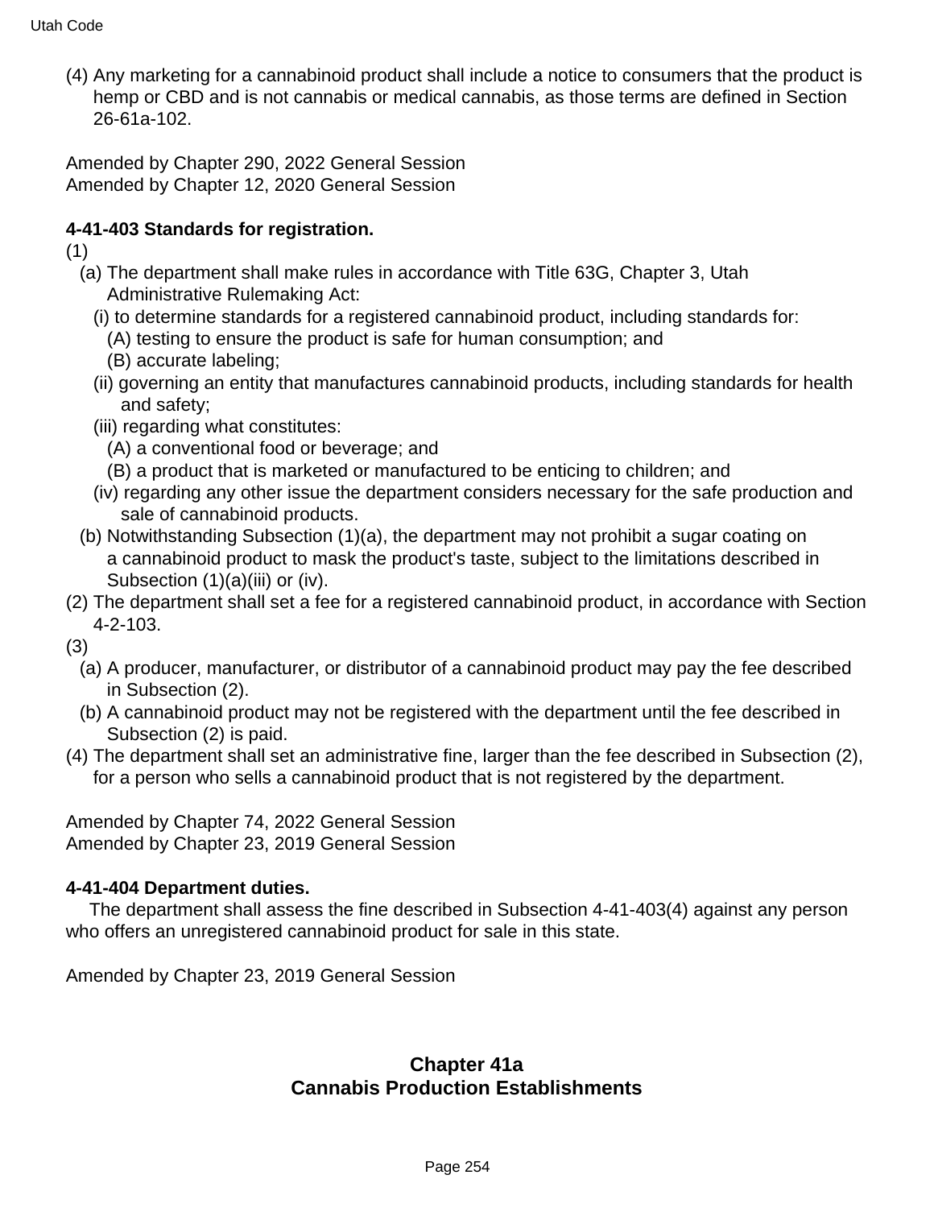(4) Any marketing for a cannabinoid product shall include a notice to consumers that the product is hemp or CBD and is not cannabis or medical cannabis, as those terms are defined in Section 26-61a-102.

Amended by Chapter 290, 2022 General Session
Amended by Chapter 12, 2020 General Session

**4-41-403 Standards for registration.**

(1)

(a) The department shall make rules in accordance with Title 63G, Chapter 3, Utah Administrative Rulemaking Act:

(i) to determine standards for a registered cannabinoid product, including standards for:

(A) testing to ensure the product is safe for human consumption; and

(B) accurate labeling;

(ii) governing an entity that manufactures cannabinoid products, including standards for health and safety;

(iii) regarding what constitutes:

(A) a conventional food or beverage; and

(B) a product that is marketed or manufactured to be enticing to children; and

(iv) regarding any other issue the department considers necessary for the safe production and sale of cannabinoid products.

(b) Notwithstanding Subsection (1)(a), the department may not prohibit a sugar coating on a cannabinoid product to mask the product's taste, subject to the limitations described in Subsection (1)(a)(iii) or (iv).

(2) The department shall set a fee for a registered cannabinoid product, in accordance with Section 4-2-103.

(3)

(a) A producer, manufacturer, or distributor of a cannabinoid product may pay the fee described in Subsection (2).

(b) A cannabinoid product may not be registered with the department until the fee described in Subsection (2) is paid.

(4) The department shall set an administrative fine, larger than the fee described in Subsection (2), for a person who sells a cannabinoid product that is not registered by the department.

Amended by Chapter 74, 2022 General Session
Amended by Chapter 23, 2019 General Session

**4-41-404 Department duties.**

The department shall assess the fine described in Subsection 4-41-403(4) against any person who offers an unregistered cannabinoid product for sale in this state.

Amended by Chapter 23, 2019 General Session

## Chapter 41a
## Cannabis Production Establishments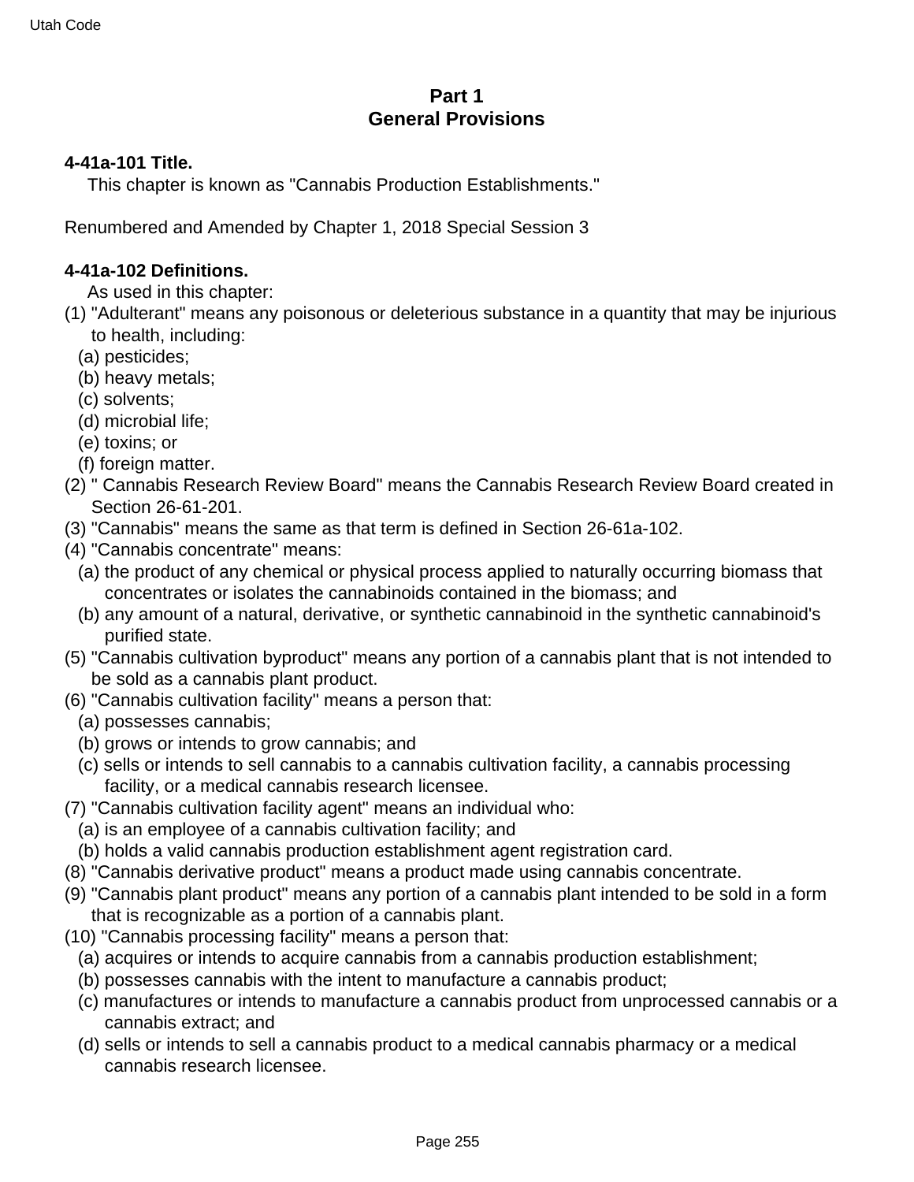## Part 1
## General Provisions

**4-41a-101 Title.**

This chapter is known as "Cannabis Production Establishments."

Renumbered and Amended by Chapter 1, 2018 Special Session 3

**4-41a-102 Definitions.**

As used in this chapter:

(1) "Adulterant" means any poisonous or deleterious substance in a quantity that may be injurious to health, including:
  (a) pesticides;
  (b) heavy metals;
  (c) solvents;
  (d) microbial life;
  (e) toxins; or
  (f) foreign matter.

(2) " Cannabis Research Review Board" means the Cannabis Research Review Board created in Section 26-61-201.

(3) "Cannabis" means the same as that term is defined in Section 26-61a-102.

(4) "Cannabis concentrate" means:
  (a) the product of any chemical or physical process applied to naturally occurring biomass that concentrates or isolates the cannabinoids contained in the biomass; and
  (b) any amount of a natural, derivative, or synthetic cannabinoid in the synthetic cannabinoid's purified state.

(5) "Cannabis cultivation byproduct" means any portion of a cannabis plant that is not intended to be sold as a cannabis plant product.

(6) "Cannabis cultivation facility" means a person that:
  (a) possesses cannabis;
  (b) grows or intends to grow cannabis; and
  (c) sells or intends to sell cannabis to a cannabis cultivation facility, a cannabis processing facility, or a medical cannabis research licensee.

(7) "Cannabis cultivation facility agent" means an individual who:
  (a) is an employee of a cannabis cultivation facility; and
  (b) holds a valid cannabis production establishment agent registration card.

(8) "Cannabis derivative product" means a product made using cannabis concentrate.

(9) "Cannabis plant product" means any portion of a cannabis plant intended to be sold in a form that is recognizable as a portion of a cannabis plant.

(10) "Cannabis processing facility" means a person that:
  (a) acquires or intends to acquire cannabis from a cannabis production establishment;
  (b) possesses cannabis with the intent to manufacture a cannabis product;
  (c) manufactures or intends to manufacture a cannabis product from unprocessed cannabis or a cannabis extract; and
  (d) sells or intends to sell a cannabis product to a medical cannabis pharmacy or a medical cannabis research licensee.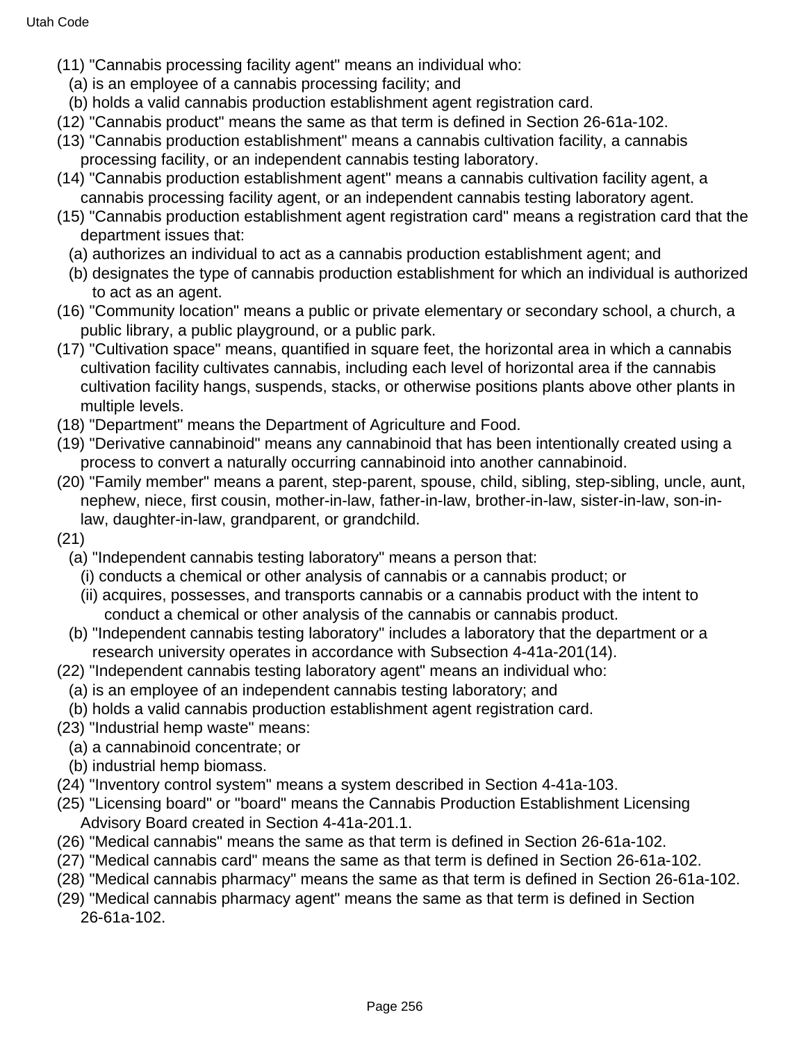(11) "Cannabis processing facility agent" means an individual who:

(a) is an employee of a cannabis processing facility; and

(b) holds a valid cannabis production establishment agent registration card.

(12) "Cannabis product" means the same as that term is defined in Section 26-61a-102.

(13) "Cannabis production establishment" means a cannabis cultivation facility, a cannabis processing facility, or an independent cannabis testing laboratory.

(14) "Cannabis production establishment agent" means a cannabis cultivation facility agent, a cannabis processing facility agent, or an independent cannabis testing laboratory agent.

(15) "Cannabis production establishment agent registration card" means a registration card that the department issues that:

(a) authorizes an individual to act as a cannabis production establishment agent; and

(b) designates the type of cannabis production establishment for which an individual is authorized to act as an agent.

(16) "Community location" means a public or private elementary or secondary school, a church, a public library, a public playground, or a public park.

(17) "Cultivation space" means, quantified in square feet, the horizontal area in which a cannabis cultivation facility cultivates cannabis, including each level of horizontal area if the cannabis cultivation facility hangs, suspends, stacks, or otherwise positions plants above other plants in multiple levels.

(18) "Department" means the Department of Agriculture and Food.

(19) "Derivative cannabinoid" means any cannabinoid that has been intentionally created using a process to convert a naturally occurring cannabinoid into another cannabinoid.

(20) "Family member" means a parent, step-parent, spouse, child, sibling, step-sibling, uncle, aunt, nephew, niece, first cousin, mother-in-law, father-in-law, brother-in-law, sister-in-law, son-in-law, daughter-in-law, grandparent, or grandchild.

(21)

(a) "Independent cannabis testing laboratory" means a person that:

(i) conducts a chemical or other analysis of cannabis or a cannabis product; or

(ii) acquires, possesses, and transports cannabis or a cannabis product with the intent to conduct a chemical or other analysis of the cannabis or cannabis product.

(b) "Independent cannabis testing laboratory" includes a laboratory that the department or a research university operates in accordance with Subsection 4-41a-201(14).

(22) "Independent cannabis testing laboratory agent" means an individual who:

(a) is an employee of an independent cannabis testing laboratory; and

(b) holds a valid cannabis production establishment agent registration card.

(23) "Industrial hemp waste" means:

(a) a cannabinoid concentrate; or

(b) industrial hemp biomass.

(24) "Inventory control system" means a system described in Section 4-41a-103.

(25) "Licensing board" or "board" means the Cannabis Production Establishment Licensing Advisory Board created in Section 4-41a-201.1.

(26) "Medical cannabis" means the same as that term is defined in Section 26-61a-102.

(27) "Medical cannabis card" means the same as that term is defined in Section 26-61a-102.

(28) "Medical cannabis pharmacy" means the same as that term is defined in Section 26-61a-102.

(29) "Medical cannabis pharmacy agent" means the same as that term is defined in Section 26-61a-102.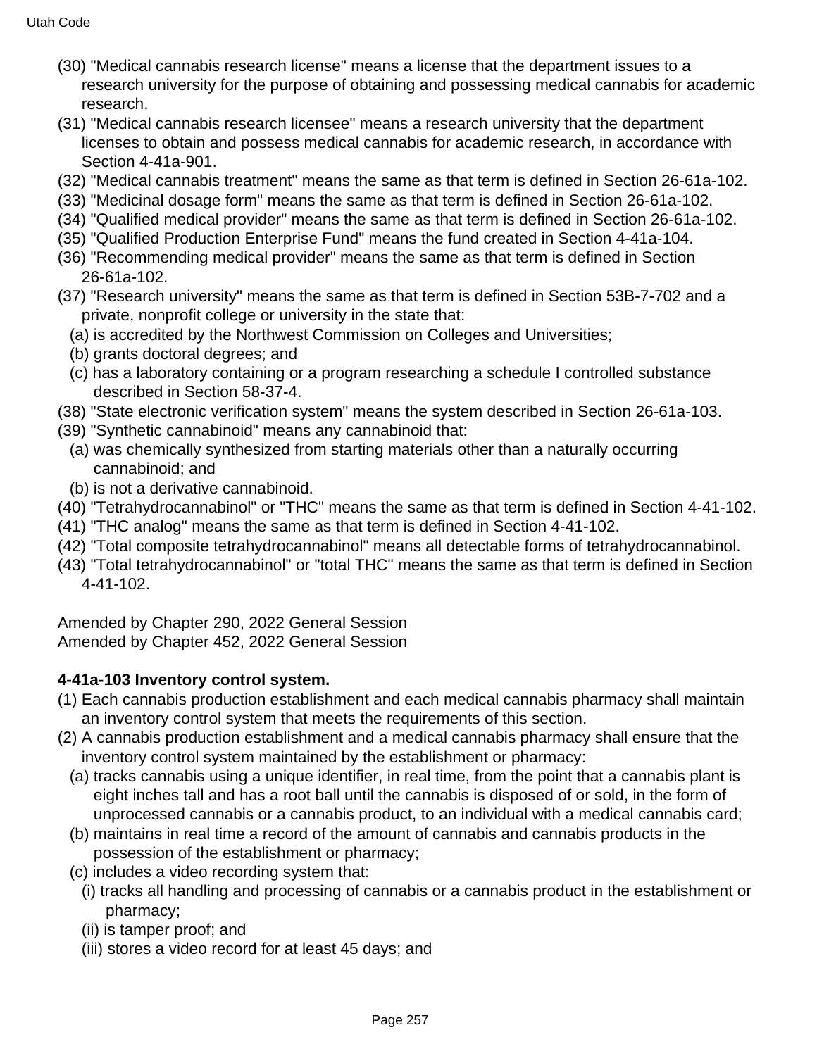(30) "Medical cannabis research license" means a license that the department issues to a research university for the purpose of obtaining and possessing medical cannabis for academic research.

(31) "Medical cannabis research licensee" means a research university that the department licenses to obtain and possess medical cannabis for academic research, in accordance with Section 4-41a-901.

(32) "Medical cannabis treatment" means the same as that term is defined in Section 26-61a-102.

(33) "Medicinal dosage form" means the same as that term is defined in Section 26-61a-102.

(34) "Qualified medical provider" means the same as that term is defined in Section 26-61a-102.

(35) "Qualified Production Enterprise Fund" means the fund created in Section 4-41a-104.

(36) "Recommending medical provider" means the same as that term is defined in Section 26-61a-102.

(37) "Research university" means the same as that term is defined in Section 53B-7-702 and a private, nonprofit college or university in the state that:

- (a) is accredited by the Northwest Commission on Colleges and Universities;
- (b) grants doctoral degrees; and
- (c) has a laboratory containing or a program researching a schedule I controlled substance described in Section 58-37-4.

(38) "State electronic verification system" means the system described in Section 26-61a-103.

(39) "Synthetic cannabinoid" means any cannabinoid that:

- (a) was chemically synthesized from starting materials other than a naturally occurring cannabinoid; and
- (b) is not a derivative cannabinoid.

(40) "Tetrahydrocannabinol" or "THC" means the same as that term is defined in Section 4-41-102.

(41) "THC analog" means the same as that term is defined in Section 4-41-102.

(42) "Total composite tetrahydrocannabinol" means all detectable forms of tetrahydrocannabinol.

(43) "Total tetrahydrocannabinol" or "total THC" means the same as that term is defined in Section 4-41-102.

Amended by Chapter 290, 2022 General Session
Amended by Chapter 452, 2022 General Session

**4-41a-103 Inventory control system.**

(1) Each cannabis production establishment and each medical cannabis pharmacy shall maintain an inventory control system that meets the requirements of this section.

(2) A cannabis production establishment and a medical cannabis pharmacy shall ensure that the inventory control system maintained by the establishment or pharmacy:

- (a) tracks cannabis using a unique identifier, in real time, from the point that a cannabis plant is eight inches tall and has a root ball until the cannabis is disposed of or sold, in the form of unprocessed cannabis or a cannabis product, to an individual with a medical cannabis card;
- (b) maintains in real time a record of the amount of cannabis and cannabis products in the possession of the establishment or pharmacy;
- (c) includes a video recording system that:
  - (i) tracks all handling and processing of cannabis or a cannabis product in the establishment or pharmacy;
  - (ii) is tamper proof; and
  - (iii) stores a video record for at least 45 days; and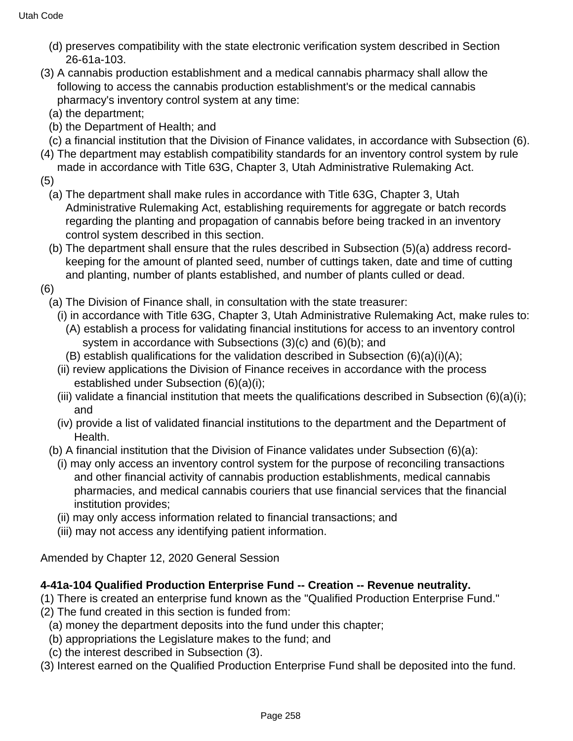(d) preserves compatibility with the state electronic verification system described in Section 26-61a-103.

(3) A cannabis production establishment and a medical cannabis pharmacy shall allow the following to access the cannabis production establishment's or the medical cannabis pharmacy's inventory control system at any time:

(a) the department;

(b) the Department of Health; and

(c) a financial institution that the Division of Finance validates, in accordance with Subsection (6).

(4) The department may establish compatibility standards for an inventory control system by rule made in accordance with Title 63G, Chapter 3, Utah Administrative Rulemaking Act.

(5)

(a) The department shall make rules in accordance with Title 63G, Chapter 3, Utah Administrative Rulemaking Act, establishing requirements for aggregate or batch records regarding the planting and propagation of cannabis before being tracked in an inventory control system described in this section.

(b) The department shall ensure that the rules described in Subsection (5)(a) address record-keeping for the amount of planted seed, number of cuttings taken, date and time of cutting and planting, number of plants established, and number of plants culled or dead.

(6)

(a) The Division of Finance shall, in consultation with the state treasurer:

(i) in accordance with Title 63G, Chapter 3, Utah Administrative Rulemaking Act, make rules to:

(A) establish a process for validating financial institutions for access to an inventory control system in accordance with Subsections (3)(c) and (6)(b); and

(B) establish qualifications for the validation described in Subsection (6)(a)(i)(A);

(ii) review applications the Division of Finance receives in accordance with the process established under Subsection (6)(a)(i);

(iii) validate a financial institution that meets the qualifications described in Subsection (6)(a)(i); and

(iv) provide a list of validated financial institutions to the department and the Department of Health.

(b) A financial institution that the Division of Finance validates under Subsection (6)(a):

(i) may only access an inventory control system for the purpose of reconciling transactions and other financial activity of cannabis production establishments, medical cannabis pharmacies, and medical cannabis couriers that use financial services that the financial institution provides;

(ii) may only access information related to financial transactions; and

(iii) may not access any identifying patient information.

Amended by Chapter 12, 2020 General Session

**4-41a-104 Qualified Production Enterprise Fund -- Creation -- Revenue neutrality.**

(1) There is created an enterprise fund known as the "Qualified Production Enterprise Fund."

(2) The fund created in this section is funded from:

(a) money the department deposits into the fund under this chapter;

(b) appropriations the Legislature makes to the fund; and

(c) the interest described in Subsection (3).

(3) Interest earned on the Qualified Production Enterprise Fund shall be deposited into the fund.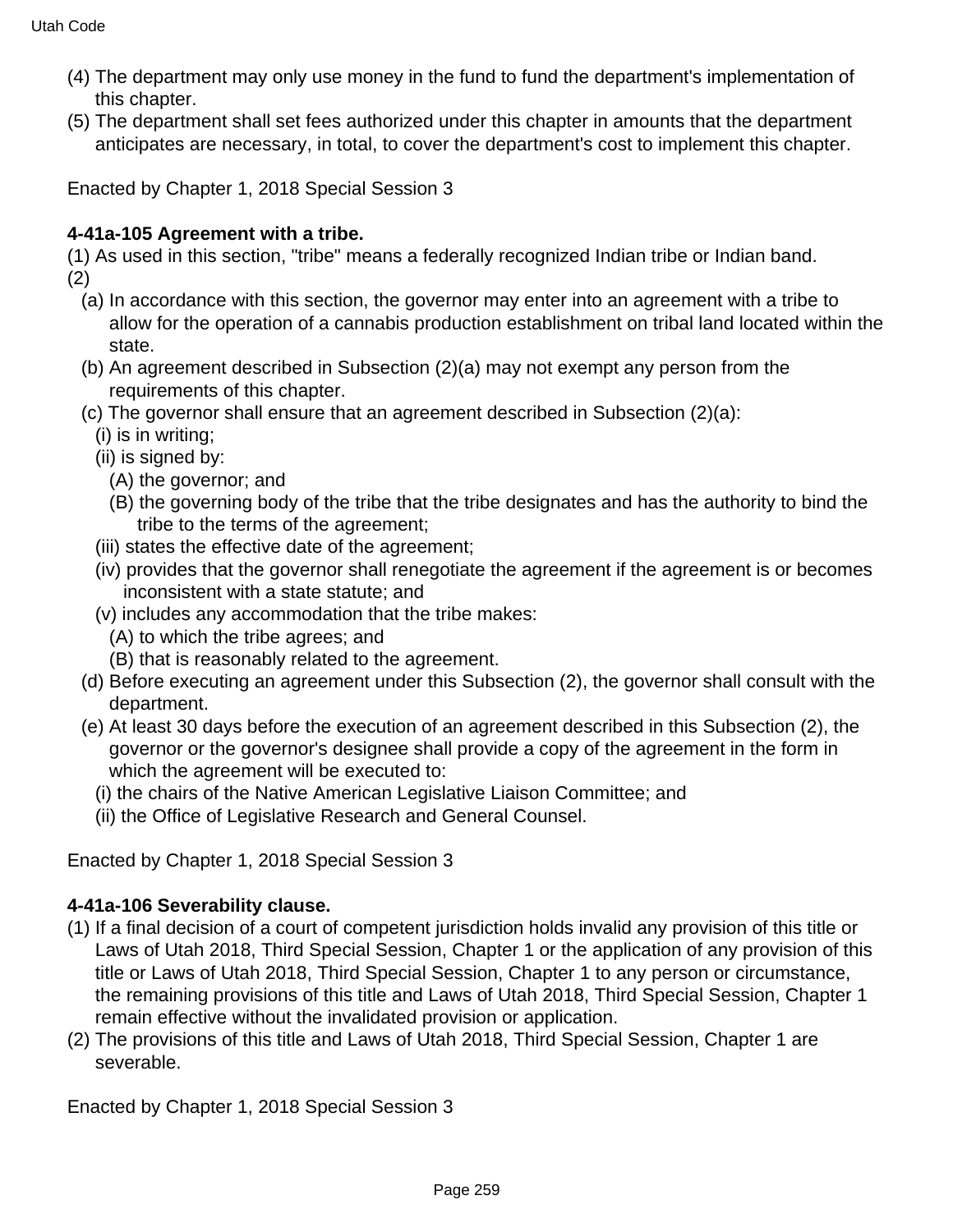(4) The department may only use money in the fund to fund the department's implementation of this chapter.

(5) The department shall set fees authorized under this chapter in amounts that the department anticipates are necessary, in total, to cover the department's cost to implement this chapter.

Enacted by Chapter 1, 2018 Special Session 3

**4-41a-105 Agreement with a tribe.**

(1) As used in this section, "tribe" means a federally recognized Indian tribe or Indian band.

(2)

(a) In accordance with this section, the governor may enter into an agreement with a tribe to allow for the operation of a cannabis production establishment on tribal land located within the state.

(b) An agreement described in Subsection (2)(a) may not exempt any person from the requirements of this chapter.

(c) The governor shall ensure that an agreement described in Subsection (2)(a):

(i) is in writing;

(ii) is signed by:

(A) the governor; and

(B) the governing body of the tribe that the tribe designates and has the authority to bind the tribe to the terms of the agreement;

(iii) states the effective date of the agreement;

(iv) provides that the governor shall renegotiate the agreement if the agreement is or becomes inconsistent with a state statute; and

(v) includes any accommodation that the tribe makes:

(A) to which the tribe agrees; and

(B) that is reasonably related to the agreement.

(d) Before executing an agreement under this Subsection (2), the governor shall consult with the department.

(e) At least 30 days before the execution of an agreement described in this Subsection (2), the governor or the governor's designee shall provide a copy of the agreement in the form in which the agreement will be executed to:

(i) the chairs of the Native American Legislative Liaison Committee; and

(ii) the Office of Legislative Research and General Counsel.

Enacted by Chapter 1, 2018 Special Session 3

**4-41a-106 Severability clause.**

(1) If a final decision of a court of competent jurisdiction holds invalid any provision of this title or Laws of Utah 2018, Third Special Session, Chapter 1 or the application of any provision of this title or Laws of Utah 2018, Third Special Session, Chapter 1 to any person or circumstance, the remaining provisions of this title and Laws of Utah 2018, Third Special Session, Chapter 1 remain effective without the invalidated provision or application.

(2) The provisions of this title and Laws of Utah 2018, Third Special Session, Chapter 1 are severable.

Enacted by Chapter 1, 2018 Special Session 3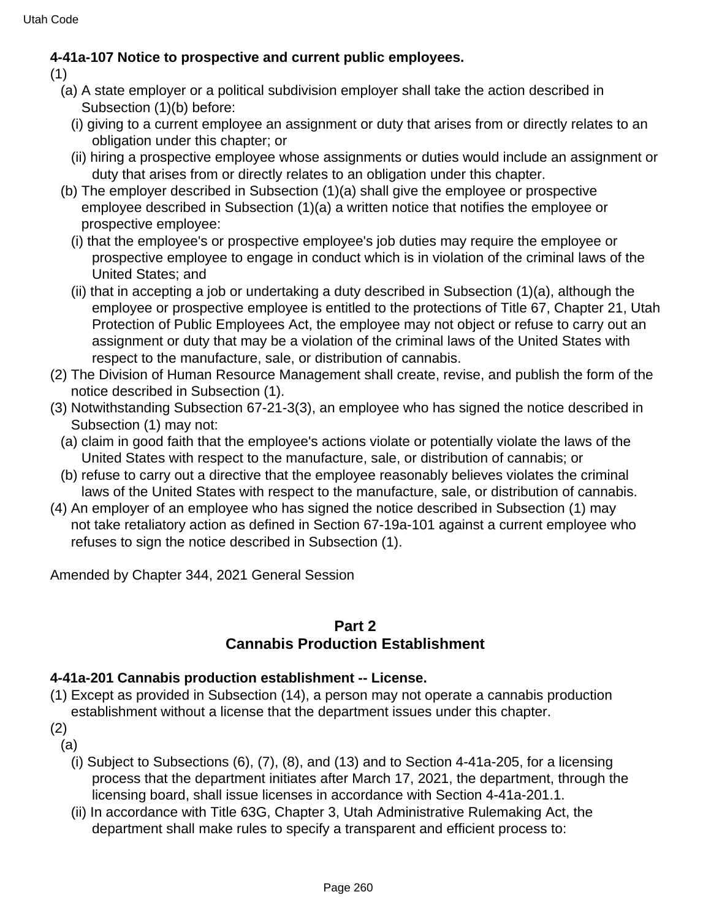**4-41a-107 Notice to prospective and current public employees.**

(1)

(a) A state employer or a political subdivision employer shall take the action described in Subsection (1)(b) before:

(i) giving to a current employee an assignment or duty that arises from or directly relates to an obligation under this chapter; or

(ii) hiring a prospective employee whose assignments or duties would include an assignment or duty that arises from or directly relates to an obligation under this chapter.

(b) The employer described in Subsection (1)(a) shall give the employee or prospective employee described in Subsection (1)(a) a written notice that notifies the employee or prospective employee:

(i) that the employee's or prospective employee's job duties may require the employee or prospective employee to engage in conduct which is in violation of the criminal laws of the United States; and

(ii) that in accepting a job or undertaking a duty described in Subsection (1)(a), although the employee or prospective employee is entitled to the protections of Title 67, Chapter 21, Utah Protection of Public Employees Act, the employee may not object or refuse to carry out an assignment or duty that may be a violation of the criminal laws of the United States with respect to the manufacture, sale, or distribution of cannabis.

(2) The Division of Human Resource Management shall create, revise, and publish the form of the notice described in Subsection (1).

(3) Notwithstanding Subsection 67-21-3(3), an employee who has signed the notice described in Subsection (1) may not:

(a) claim in good faith that the employee's actions violate or potentially violate the laws of the United States with respect to the manufacture, sale, or distribution of cannabis; or

(b) refuse to carry out a directive that the employee reasonably believes violates the criminal laws of the United States with respect to the manufacture, sale, or distribution of cannabis.

(4) An employer of an employee who has signed the notice described in Subsection (1) may not take retaliatory action as defined in Section 67-19a-101 against a current employee who refuses to sign the notice described in Subsection (1).

Amended by Chapter 344, 2021 General Session

## Part 2
## Cannabis Production Establishment

**4-41a-201 Cannabis production establishment -- License.**

(1) Except as provided in Subsection (14), a person may not operate a cannabis production establishment without a license that the department issues under this chapter.

(2)

(a)

(i) Subject to Subsections (6), (7), (8), and (13) and to Section 4-41a-205, for a licensing process that the department initiates after March 17, 2021, the department, through the licensing board, shall issue licenses in accordance with Section 4-41a-201.1.

(ii) In accordance with Title 63G, Chapter 3, Utah Administrative Rulemaking Act, the department shall make rules to specify a transparent and efficient process to: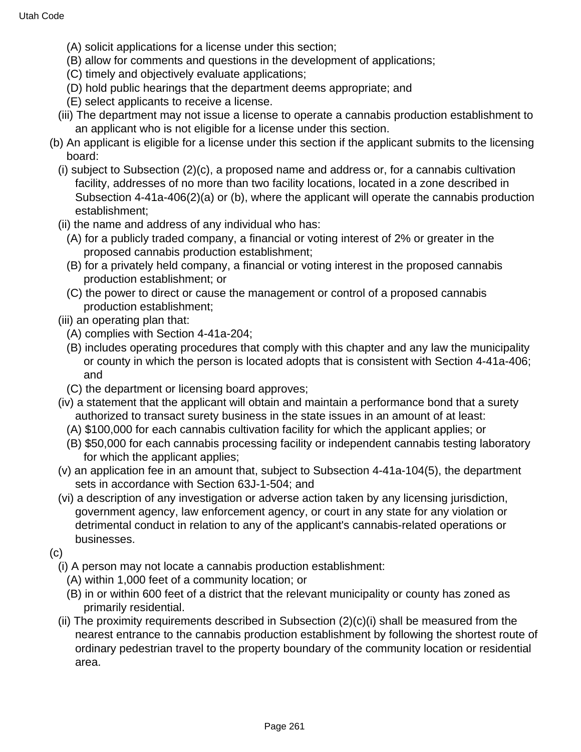(A) solicit applications for a license under this section;

(B) allow for comments and questions in the development of applications;

(C) timely and objectively evaluate applications;

(D) hold public hearings that the department deems appropriate; and

(E) select applicants to receive a license.

(iii) The department may not issue a license to operate a cannabis production establishment to an applicant who is not eligible for a license under this section.

(b) An applicant is eligible for a license under this section if the applicant submits to the licensing board:

(i) subject to Subsection (2)(c), a proposed name and address or, for a cannabis cultivation facility, addresses of no more than two facility locations, located in a zone described in Subsection 4-41a-406(2)(a) or (b), where the applicant will operate the cannabis production establishment;

(ii) the name and address of any individual who has:

(A) for a publicly traded company, a financial or voting interest of 2% or greater in the proposed cannabis production establishment;

(B) for a privately held company, a financial or voting interest in the proposed cannabis production establishment; or

(C) the power to direct or cause the management or control of a proposed cannabis production establishment;

(iii) an operating plan that:

(A) complies with Section 4-41a-204;

(B) includes operating procedures that comply with this chapter and any law the municipality or county in which the person is located adopts that is consistent with Section 4-41a-406; and

(C) the department or licensing board approves;

(iv) a statement that the applicant will obtain and maintain a performance bond that a surety authorized to transact surety business in the state issues in an amount of at least:

(A) $100,000 for each cannabis cultivation facility for which the applicant applies; or

(B) $50,000 for each cannabis processing facility or independent cannabis testing laboratory for which the applicant applies;

(v) an application fee in an amount that, subject to Subsection 4-41a-104(5), the department sets in accordance with Section 63J-1-504; and

(vi) a description of any investigation or adverse action taken by any licensing jurisdiction, government agency, law enforcement agency, or court in any state for any violation or detrimental conduct in relation to any of the applicant's cannabis-related operations or businesses.

(c)

(i) A person may not locate a cannabis production establishment:

(A) within 1,000 feet of a community location; or

(B) in or within 600 feet of a district that the relevant municipality or county has zoned as primarily residential.

(ii) The proximity requirements described in Subsection (2)(c)(i) shall be measured from the nearest entrance to the cannabis production establishment by following the shortest route of ordinary pedestrian travel to the property boundary of the community location or residential area.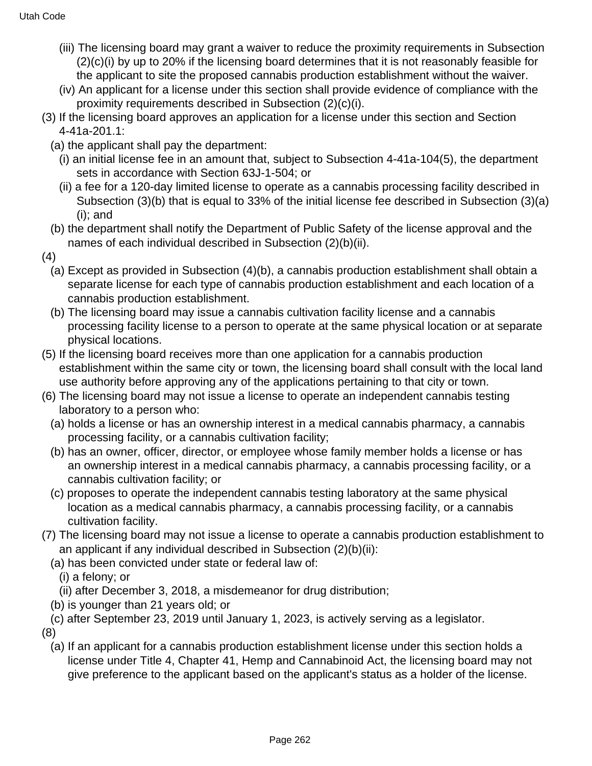(iii) The licensing board may grant a waiver to reduce the proximity requirements in Subsection (2)(c)(i) by up to 20% if the licensing board determines that it is not reasonably feasible for the applicant to site the proposed cannabis production establishment without the waiver.

(iv) An applicant for a license under this section shall provide evidence of compliance with the proximity requirements described in Subsection (2)(c)(i).

(3) If the licensing board approves an application for a license under this section and Section 4-41a-201.1:

(a) the applicant shall pay the department:

(i) an initial license fee in an amount that, subject to Subsection 4-41a-104(5), the department sets in accordance with Section 63J-1-504; or

(ii) a fee for a 120-day limited license to operate as a cannabis processing facility described in Subsection (3)(b) that is equal to 33% of the initial license fee described in Subsection (3)(a)(i); and

(b) the department shall notify the Department of Public Safety of the license approval and the names of each individual described in Subsection (2)(b)(ii).

(4)

(a) Except as provided in Subsection (4)(b), a cannabis production establishment shall obtain a separate license for each type of cannabis production establishment and each location of a cannabis production establishment.

(b) The licensing board may issue a cannabis cultivation facility license and a cannabis processing facility license to a person to operate at the same physical location or at separate physical locations.

(5) If the licensing board receives more than one application for a cannabis production establishment within the same city or town, the licensing board shall consult with the local land use authority before approving any of the applications pertaining to that city or town.

(6) The licensing board may not issue a license to operate an independent cannabis testing laboratory to a person who:

(a) holds a license or has an ownership interest in a medical cannabis pharmacy, a cannabis processing facility, or a cannabis cultivation facility;

(b) has an owner, officer, director, or employee whose family member holds a license or has an ownership interest in a medical cannabis pharmacy, a cannabis processing facility, or a cannabis cultivation facility; or

(c) proposes to operate the independent cannabis testing laboratory at the same physical location as a medical cannabis pharmacy, a cannabis processing facility, or a cannabis cultivation facility.

(7) The licensing board may not issue a license to operate a cannabis production establishment to an applicant if any individual described in Subsection (2)(b)(ii):

(a) has been convicted under state or federal law of:

(i) a felony; or

(ii) after December 3, 2018, a misdemeanor for drug distribution;

(b) is younger than 21 years old; or

(c) after September 23, 2019 until January 1, 2023, is actively serving as a legislator.

(8)

(a) If an applicant for a cannabis production establishment license under this section holds a license under Title 4, Chapter 41, Hemp and Cannabinoid Act, the licensing board may not give preference to the applicant based on the applicant's status as a holder of the license.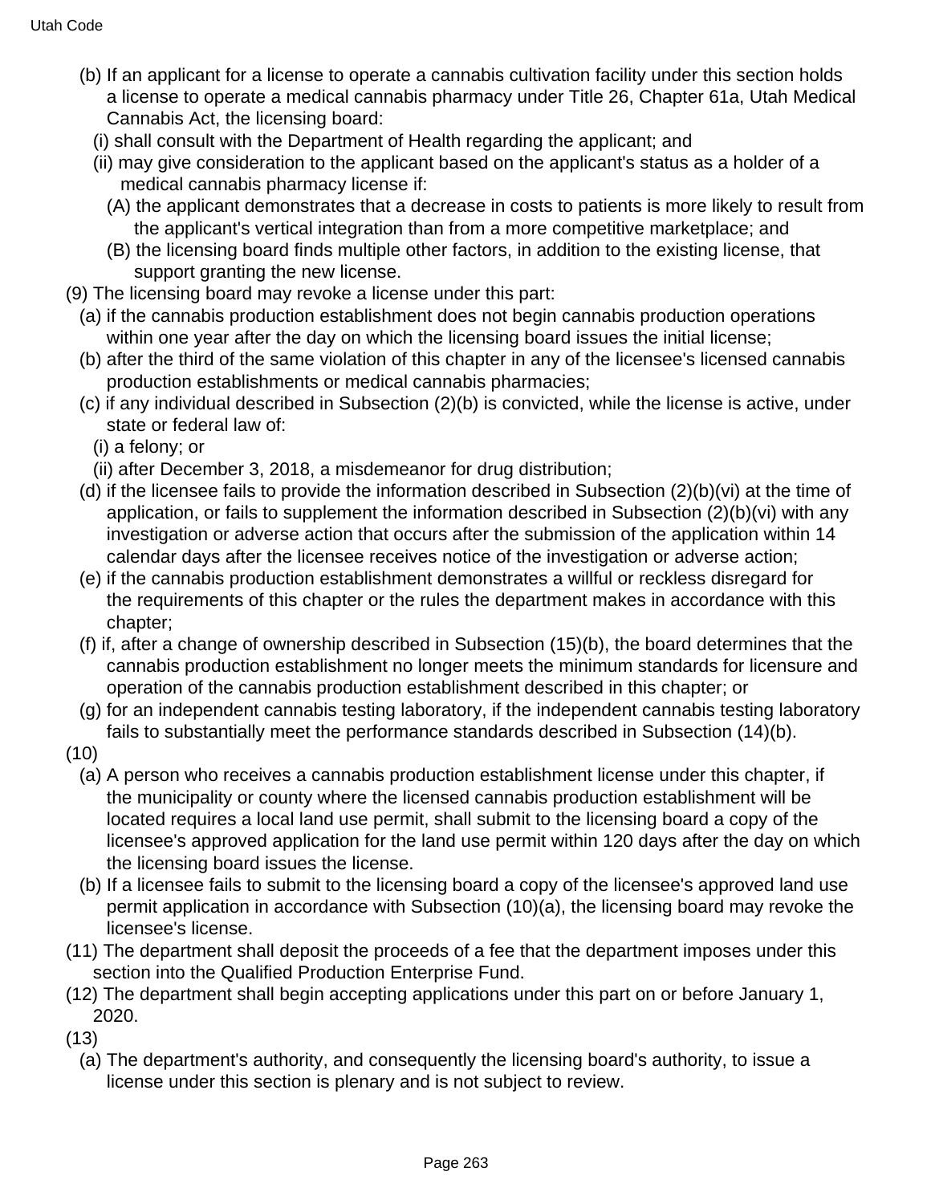(b) If an applicant for a license to operate a cannabis cultivation facility under this section holds a license to operate a medical cannabis pharmacy under Title 26, Chapter 61a, Utah Medical Cannabis Act, the licensing board:

(i) shall consult with the Department of Health regarding the applicant; and

(ii) may give consideration to the applicant based on the applicant's status as a holder of a medical cannabis pharmacy license if:

(A) the applicant demonstrates that a decrease in costs to patients is more likely to result from the applicant's vertical integration than from a more competitive marketplace; and

(B) the licensing board finds multiple other factors, in addition to the existing license, that support granting the new license.

(9) The licensing board may revoke a license under this part:

(a) if the cannabis production establishment does not begin cannabis production operations within one year after the day on which the licensing board issues the initial license;

(b) after the third of the same violation of this chapter in any of the licensee's licensed cannabis production establishments or medical cannabis pharmacies;

(c) if any individual described in Subsection (2)(b) is convicted, while the license is active, under state or federal law of:

(i) a felony; or

(ii) after December 3, 2018, a misdemeanor for drug distribution;

(d) if the licensee fails to provide the information described in Subsection (2)(b)(vi) at the time of application, or fails to supplement the information described in Subsection (2)(b)(vi) with any investigation or adverse action that occurs after the submission of the application within 14 calendar days after the licensee receives notice of the investigation or adverse action;

(e) if the cannabis production establishment demonstrates a willful or reckless disregard for the requirements of this chapter or the rules the department makes in accordance with this chapter;

(f) if, after a change of ownership described in Subsection (15)(b), the board determines that the cannabis production establishment no longer meets the minimum standards for licensure and operation of the cannabis production establishment described in this chapter; or

(g) for an independent cannabis testing laboratory, if the independent cannabis testing laboratory fails to substantially meet the performance standards described in Subsection (14)(b).

(10)

(a) A person who receives a cannabis production establishment license under this chapter, if the municipality or county where the licensed cannabis production establishment will be located requires a local land use permit, shall submit to the licensing board a copy of the licensee's approved application for the land use permit within 120 days after the day on which the licensing board issues the license.

(b) If a licensee fails to submit to the licensing board a copy of the licensee's approved land use permit application in accordance with Subsection (10)(a), the licensing board may revoke the licensee's license.

(11) The department shall deposit the proceeds of a fee that the department imposes under this section into the Qualified Production Enterprise Fund.

(12) The department shall begin accepting applications under this part on or before January 1, 2020.

(13)

(a) The department's authority, and consequently the licensing board's authority, to issue a license under this section is plenary and is not subject to review.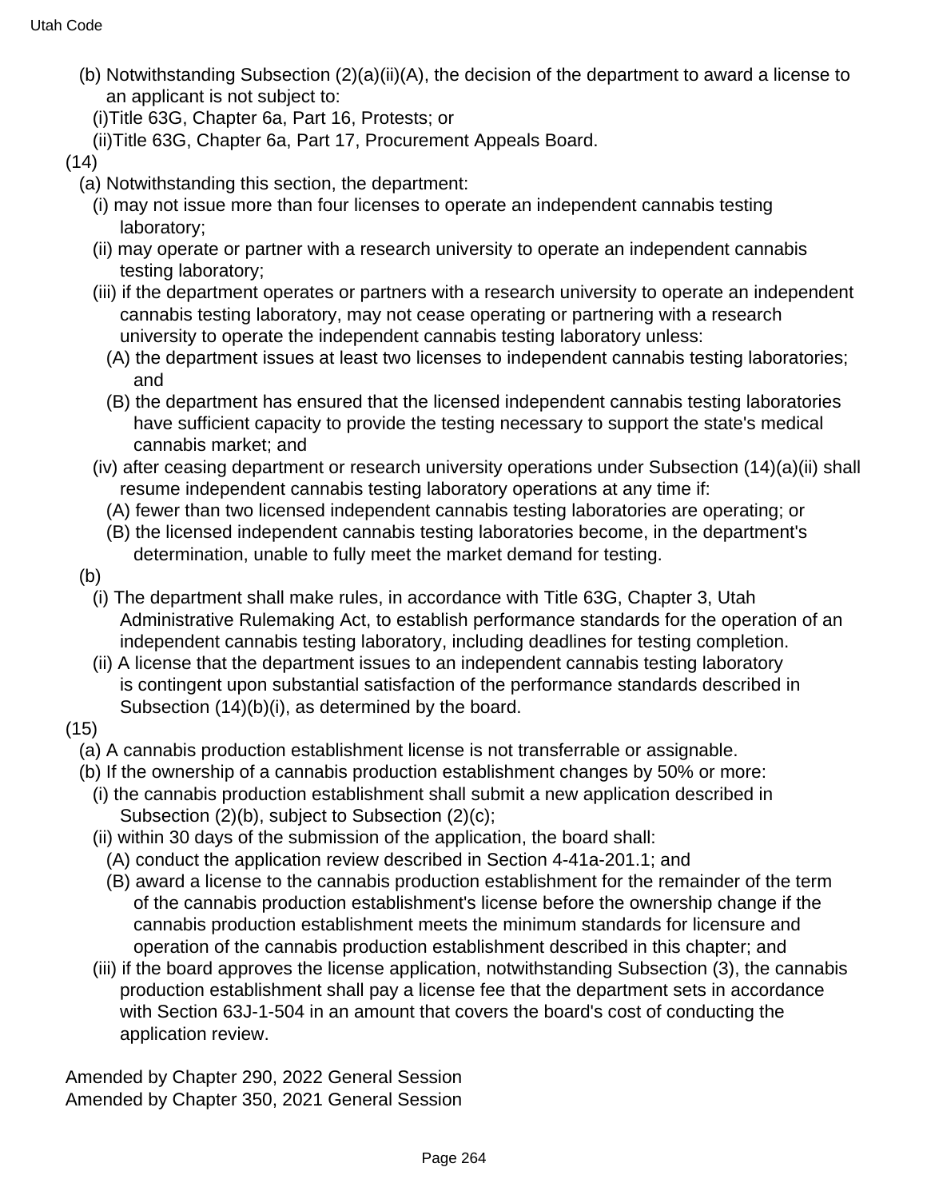(b) Notwithstanding Subsection (2)(a)(ii)(A), the decision of the department to award a license to an applicant is not subject to:

(i) Title 63G, Chapter 6a, Part 16, Protests; or

(ii) Title 63G, Chapter 6a, Part 17, Procurement Appeals Board.

(14)

(a) Notwithstanding this section, the department:

(i) may not issue more than four licenses to operate an independent cannabis testing laboratory;

(ii) may operate or partner with a research university to operate an independent cannabis testing laboratory;

(iii) if the department operates or partners with a research university to operate an independent cannabis testing laboratory, may not cease operating or partnering with a research university to operate the independent cannabis testing laboratory unless:

(A) the department issues at least two licenses to independent cannabis testing laboratories; and

(B) the department has ensured that the licensed independent cannabis testing laboratories have sufficient capacity to provide the testing necessary to support the state's medical cannabis market; and

(iv) after ceasing department or research university operations under Subsection (14)(a)(ii) shall resume independent cannabis testing laboratory operations at any time if:

(A) fewer than two licensed independent cannabis testing laboratories are operating; or

(B) the licensed independent cannabis testing laboratories become, in the department's determination, unable to fully meet the market demand for testing.

(b)

(i) The department shall make rules, in accordance with Title 63G, Chapter 3, Utah Administrative Rulemaking Act, to establish performance standards for the operation of an independent cannabis testing laboratory, including deadlines for testing completion.

(ii) A license that the department issues to an independent cannabis testing laboratory is contingent upon substantial satisfaction of the performance standards described in Subsection (14)(b)(i), as determined by the board.

(15)

(a) A cannabis production establishment license is not transferrable or assignable.

(b) If the ownership of a cannabis production establishment changes by 50% or more:

(i) the cannabis production establishment shall submit a new application described in Subsection (2)(b), subject to Subsection (2)(c);

(ii) within 30 days of the submission of the application, the board shall:

(A) conduct the application review described in Section 4-41a-201.1; and

(B) award a license to the cannabis production establishment for the remainder of the term of the cannabis production establishment's license before the ownership change if the cannabis production establishment meets the minimum standards for licensure and operation of the cannabis production establishment described in this chapter; and

(iii) if the board approves the license application, notwithstanding Subsection (3), the cannabis production establishment shall pay a license fee that the department sets in accordance with Section 63J-1-504 in an amount that covers the board's cost of conducting the application review.

Amended by Chapter 290, 2022 General Session
Amended by Chapter 350, 2021 General Session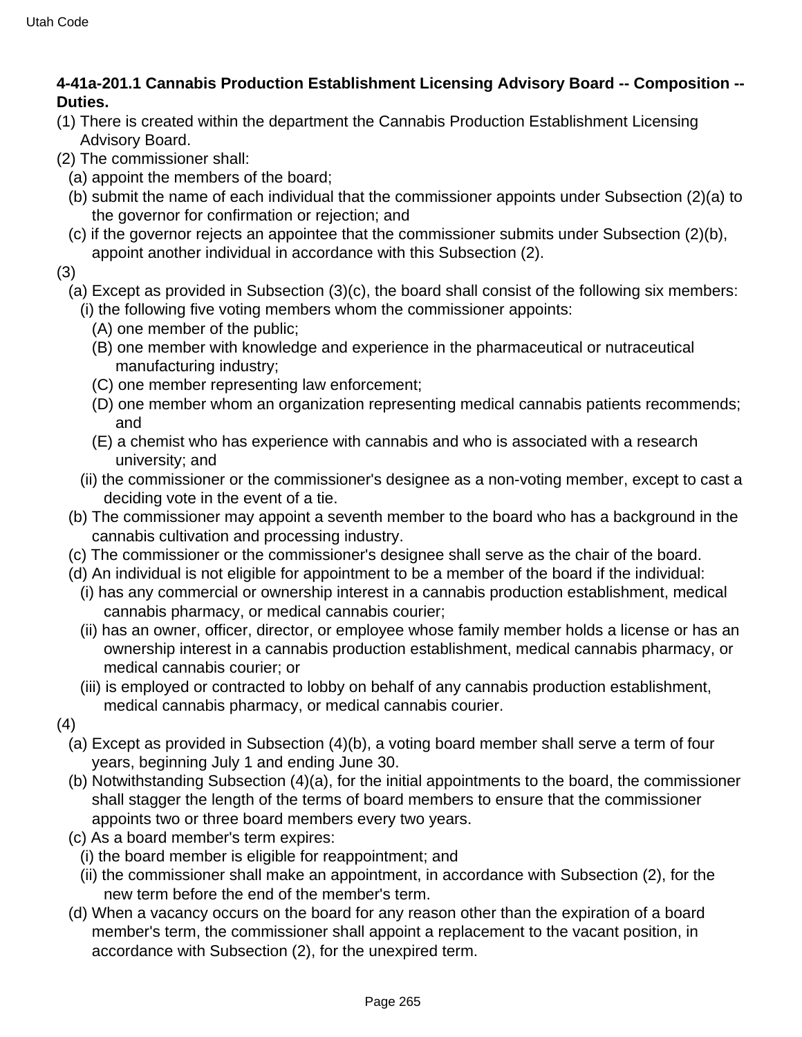**4-41a-201.1 Cannabis Production Establishment Licensing Advisory Board -- Composition -- Duties.**

(1) There is created within the department the Cannabis Production Establishment Licensing Advisory Board.

(2) The commissioner shall:

(a) appoint the members of the board;

(b) submit the name of each individual that the commissioner appoints under Subsection (2)(a) to the governor for confirmation or rejection; and

(c) if the governor rejects an appointee that the commissioner submits under Subsection (2)(b), appoint another individual in accordance with this Subsection (2).

(3)

(a) Except as provided in Subsection (3)(c), the board shall consist of the following six members:

(i) the following five voting members whom the commissioner appoints:

(A) one member of the public;

(B) one member with knowledge and experience in the pharmaceutical or nutraceutical manufacturing industry;

(C) one member representing law enforcement;

(D) one member whom an organization representing medical cannabis patients recommends; and

(E) a chemist who has experience with cannabis and who is associated with a research university; and

(ii) the commissioner or the commissioner's designee as a non-voting member, except to cast a deciding vote in the event of a tie.

(b) The commissioner may appoint a seventh member to the board who has a background in the cannabis cultivation and processing industry.

(c) The commissioner or the commissioner's designee shall serve as the chair of the board.

(d) An individual is not eligible for appointment to be a member of the board if the individual:

(i) has any commercial or ownership interest in a cannabis production establishment, medical cannabis pharmacy, or medical cannabis courier;

(ii) has an owner, officer, director, or employee whose family member holds a license or has an ownership interest in a cannabis production establishment, medical cannabis pharmacy, or medical cannabis courier; or

(iii) is employed or contracted to lobby on behalf of any cannabis production establishment, medical cannabis pharmacy, or medical cannabis courier.

(4)

(a) Except as provided in Subsection (4)(b), a voting board member shall serve a term of four years, beginning July 1 and ending June 30.

(b) Notwithstanding Subsection (4)(a), for the initial appointments to the board, the commissioner shall stagger the length of the terms of board members to ensure that the commissioner appoints two or three board members every two years.

(c) As a board member's term expires:

(i) the board member is eligible for reappointment; and

(ii) the commissioner shall make an appointment, in accordance with Subsection (2), for the new term before the end of the member's term.

(d) When a vacancy occurs on the board for any reason other than the expiration of a board member's term, the commissioner shall appoint a replacement to the vacant position, in accordance with Subsection (2), for the unexpired term.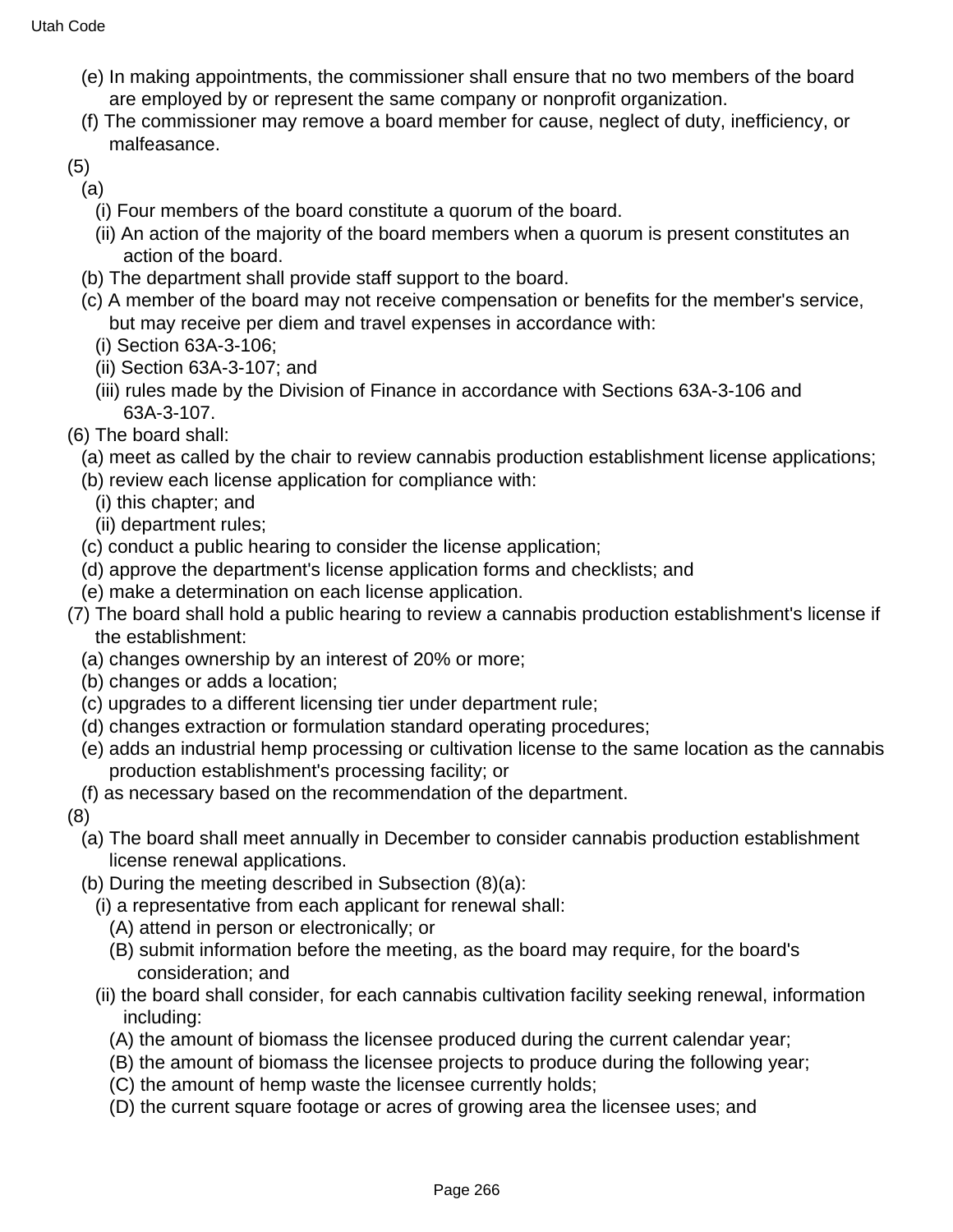(e) In making appointments, the commissioner shall ensure that no two members of the board are employed by or represent the same company or nonprofit organization.

(f) The commissioner may remove a board member for cause, neglect of duty, inefficiency, or malfeasance.

(5)

(a)

(i) Four members of the board constitute a quorum of the board.

(ii) An action of the majority of the board members when a quorum is present constitutes an action of the board.

(b) The department shall provide staff support to the board.

(c) A member of the board may not receive compensation or benefits for the member's service, but may receive per diem and travel expenses in accordance with:

(i) Section 63A-3-106;

(ii) Section 63A-3-107; and

(iii) rules made by the Division of Finance in accordance with Sections 63A-3-106 and 63A-3-107.

(6) The board shall:

(a) meet as called by the chair to review cannabis production establishment license applications;

(b) review each license application for compliance with:

(i) this chapter; and

(ii) department rules;

(c) conduct a public hearing to consider the license application;

(d) approve the department's license application forms and checklists; and

(e) make a determination on each license application.

(7) The board shall hold a public hearing to review a cannabis production establishment's license if the establishment:

(a) changes ownership by an interest of 20% or more;

(b) changes or adds a location;

(c) upgrades to a different licensing tier under department rule;

(d) changes extraction or formulation standard operating procedures;

(e) adds an industrial hemp processing or cultivation license to the same location as the cannabis production establishment's processing facility; or

(f) as necessary based on the recommendation of the department.

(8)

(a) The board shall meet annually in December to consider cannabis production establishment license renewal applications.

(b) During the meeting described in Subsection (8)(a):

(i) a representative from each applicant for renewal shall:

(A) attend in person or electronically; or

(B) submit information before the meeting, as the board may require, for the board's consideration; and

(ii) the board shall consider, for each cannabis cultivation facility seeking renewal, information including:

(A) the amount of biomass the licensee produced during the current calendar year;

(B) the amount of biomass the licensee projects to produce during the following year;

(C) the amount of hemp waste the licensee currently holds;

(D) the current square footage or acres of growing area the licensee uses; and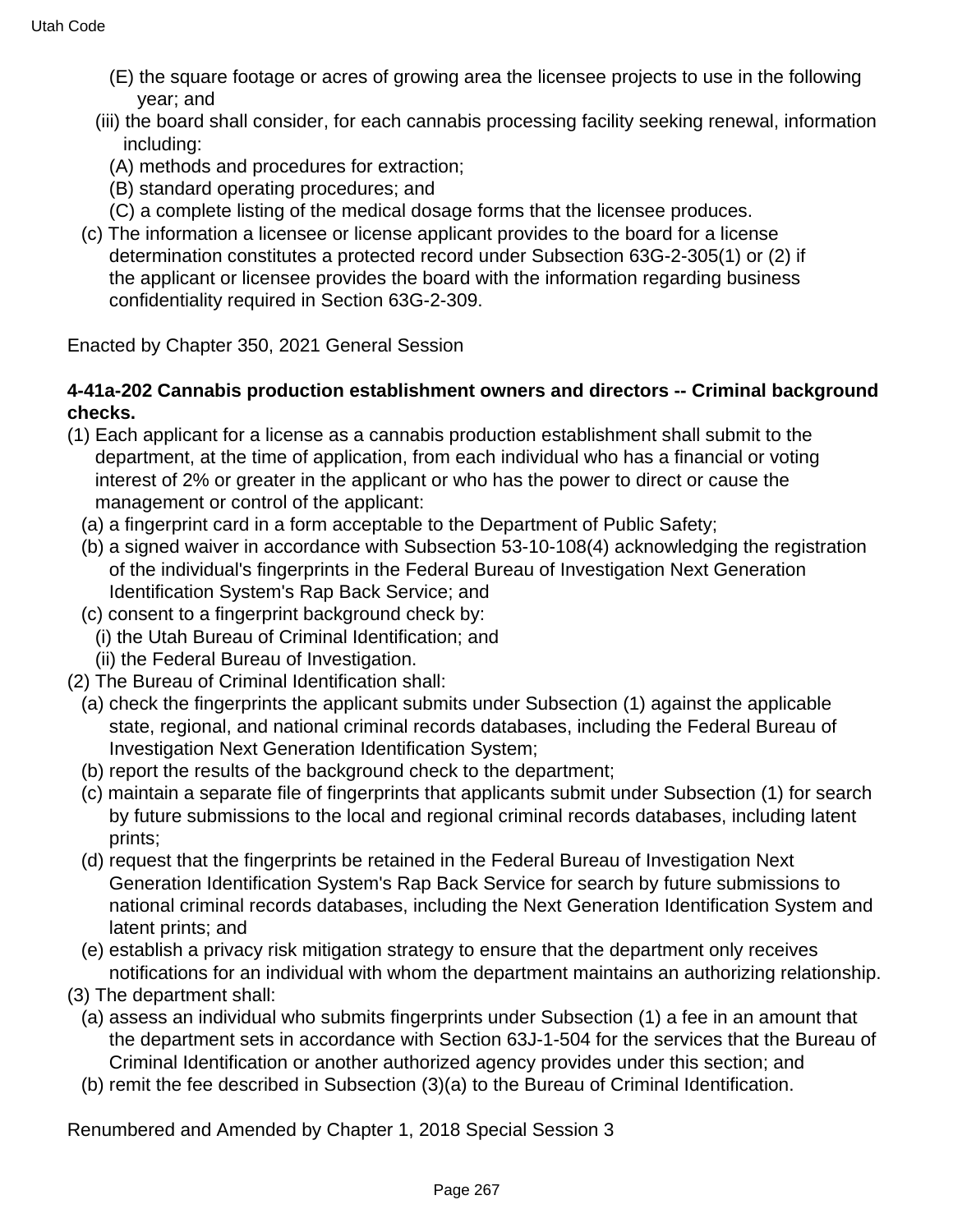(E) the square footage or acres of growing area the licensee projects to use in the following year; and

(iii) the board shall consider, for each cannabis processing facility seeking renewal, information including:

(A) methods and procedures for extraction;

(B) standard operating procedures; and

(C) a complete listing of the medical dosage forms that the licensee produces.

(c) The information a licensee or license applicant provides to the board for a license determination constitutes a protected record under Subsection 63G-2-305(1) or (2) if the applicant or licensee provides the board with the information regarding business confidentiality required in Section 63G-2-309.

Enacted by Chapter 350, 2021 General Session

**4-41a-202 Cannabis production establishment owners and directors -- Criminal background checks.**

(1) Each applicant for a license as a cannabis production establishment shall submit to the department, at the time of application, from each individual who has a financial or voting interest of 2% or greater in the applicant or who has the power to direct or cause the management or control of the applicant:

(a) a fingerprint card in a form acceptable to the Department of Public Safety;

(b) a signed waiver in accordance with Subsection 53-10-108(4) acknowledging the registration of the individual's fingerprints in the Federal Bureau of Investigation Next Generation Identification System's Rap Back Service; and

(c) consent to a fingerprint background check by:

(i) the Utah Bureau of Criminal Identification; and

(ii) the Federal Bureau of Investigation.

(2) The Bureau of Criminal Identification shall:

(a) check the fingerprints the applicant submits under Subsection (1) against the applicable state, regional, and national criminal records databases, including the Federal Bureau of Investigation Next Generation Identification System;

(b) report the results of the background check to the department;

(c) maintain a separate file of fingerprints that applicants submit under Subsection (1) for search by future submissions to the local and regional criminal records databases, including latent prints;

(d) request that the fingerprints be retained in the Federal Bureau of Investigation Next Generation Identification System's Rap Back Service for search by future submissions to national criminal records databases, including the Next Generation Identification System and latent prints; and

(e) establish a privacy risk mitigation strategy to ensure that the department only receives notifications for an individual with whom the department maintains an authorizing relationship.

(3) The department shall:

(a) assess an individual who submits fingerprints under Subsection (1) a fee in an amount that the department sets in accordance with Section 63J-1-504 for the services that the Bureau of Criminal Identification or another authorized agency provides under this section; and

(b) remit the fee described in Subsection (3)(a) to the Bureau of Criminal Identification.

Renumbered and Amended by Chapter 1, 2018 Special Session 3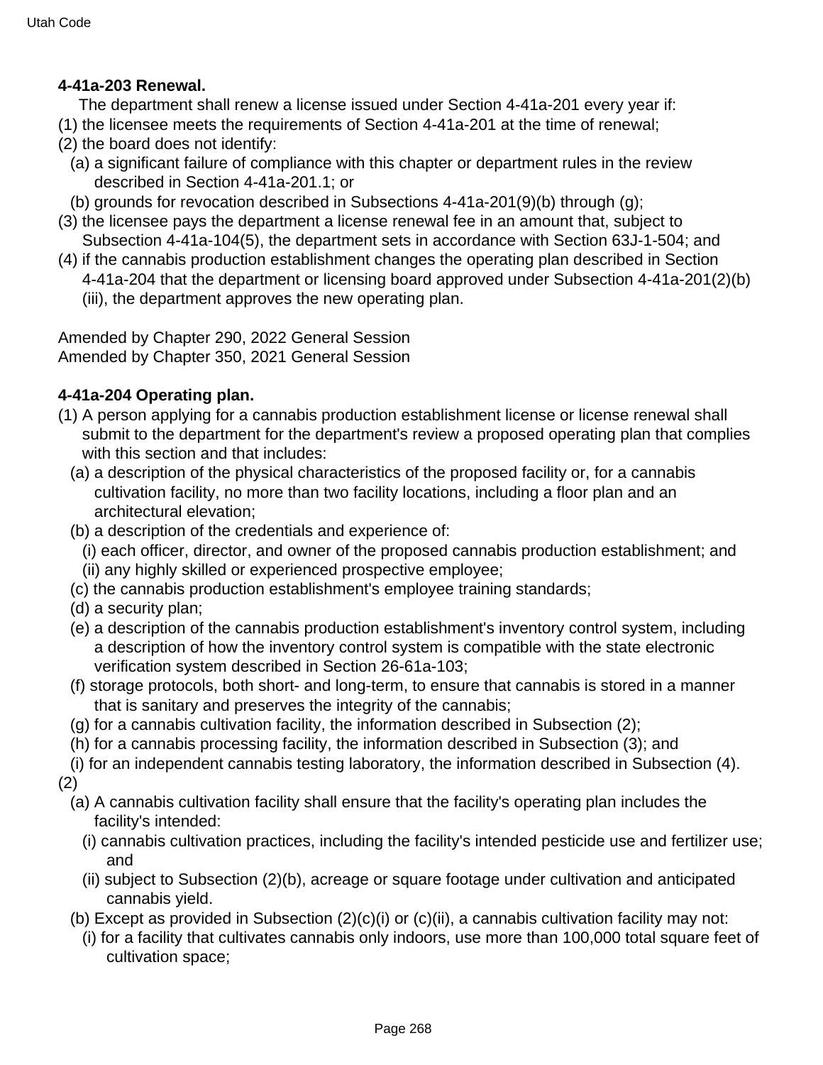**4-41a-203 Renewal.**

The department shall renew a license issued under Section 4-41a-201 every year if:

(1) the licensee meets the requirements of Section 4-41a-201 at the time of renewal;

(2) the board does not identify:

  (a) a significant failure of compliance with this chapter or department rules in the review described in Section 4-41a-201.1; or

  (b) grounds for revocation described in Subsections 4-41a-201(9)(b) through (g);

(3) the licensee pays the department a license renewal fee in an amount that, subject to Subsection 4-41a-104(5), the department sets in accordance with Section 63J-1-504; and

(4) if the cannabis production establishment changes the operating plan described in Section 4-41a-204 that the department or licensing board approved under Subsection 4-41a-201(2)(b)(iii), the department approves the new operating plan.

Amended by Chapter 290, 2022 General Session
Amended by Chapter 350, 2021 General Session

**4-41a-204 Operating plan.**

(1) A person applying for a cannabis production establishment license or license renewal shall submit to the department for the department's review a proposed operating plan that complies with this section and that includes:

  (a) a description of the physical characteristics of the proposed facility or, for a cannabis cultivation facility, no more than two facility locations, including a floor plan and an architectural elevation;

  (b) a description of the credentials and experience of:

    (i) each officer, director, and owner of the proposed cannabis production establishment; and

    (ii) any highly skilled or experienced prospective employee;

  (c) the cannabis production establishment's employee training standards;

  (d) a security plan;

  (e) a description of the cannabis production establishment's inventory control system, including a description of how the inventory control system is compatible with the state electronic verification system described in Section 26-61a-103;

  (f) storage protocols, both short- and long-term, to ensure that cannabis is stored in a manner that is sanitary and preserves the integrity of the cannabis;

  (g) for a cannabis cultivation facility, the information described in Subsection (2);

  (h) for a cannabis processing facility, the information described in Subsection (3); and

  (i) for an independent cannabis testing laboratory, the information described in Subsection (4).

(2)

  (a) A cannabis cultivation facility shall ensure that the facility's operating plan includes the facility's intended:

    (i) cannabis cultivation practices, including the facility's intended pesticide use and fertilizer use; and

    (ii) subject to Subsection (2)(b), acreage or square footage under cultivation and anticipated cannabis yield.

  (b) Except as provided in Subsection (2)(c)(i) or (c)(ii), a cannabis cultivation facility may not:

    (i) for a facility that cultivates cannabis only indoors, use more than 100,000 total square feet of cultivation space;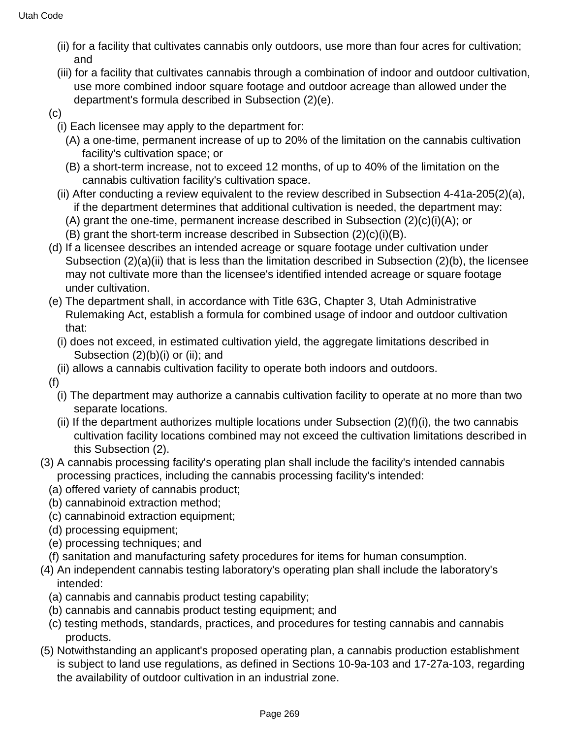(ii) for a facility that cultivates cannabis only outdoors, use more than four acres for cultivation; and

(iii) for a facility that cultivates cannabis through a combination of indoor and outdoor cultivation, use more combined indoor square footage and outdoor acreage than allowed under the department's formula described in Subsection (2)(e).

(c)

(i) Each licensee may apply to the department for:

(A) a one-time, permanent increase of up to 20% of the limitation on the cannabis cultivation facility's cultivation space; or

(B) a short-term increase, not to exceed 12 months, of up to 40% of the limitation on the cannabis cultivation facility's cultivation space.

(ii) After conducting a review equivalent to the review described in Subsection 4-41a-205(2)(a), if the department determines that additional cultivation is needed, the department may:

(A) grant the one-time, permanent increase described in Subsection (2)(c)(i)(A); or

(B) grant the short-term increase described in Subsection (2)(c)(i)(B).

(d) If a licensee describes an intended acreage or square footage under cultivation under Subsection (2)(a)(ii) that is less than the limitation described in Subsection (2)(b), the licensee may not cultivate more than the licensee's identified intended acreage or square footage under cultivation.

(e) The department shall, in accordance with Title 63G, Chapter 3, Utah Administrative Rulemaking Act, establish a formula for combined usage of indoor and outdoor cultivation that:

(i) does not exceed, in estimated cultivation yield, the aggregate limitations described in Subsection (2)(b)(i) or (ii); and

(ii) allows a cannabis cultivation facility to operate both indoors and outdoors.

(f)

(i) The department may authorize a cannabis cultivation facility to operate at no more than two separate locations.

(ii) If the department authorizes multiple locations under Subsection (2)(f)(i), the two cannabis cultivation facility locations combined may not exceed the cultivation limitations described in this Subsection (2).

(3) A cannabis processing facility's operating plan shall include the facility's intended cannabis processing practices, including the cannabis processing facility's intended:

(a) offered variety of cannabis product;

(b) cannabinoid extraction method;

(c) cannabinoid extraction equipment;

(d) processing equipment;

(e) processing techniques; and

(f) sanitation and manufacturing safety procedures for items for human consumption.

(4) An independent cannabis testing laboratory's operating plan shall include the laboratory's intended:

(a) cannabis and cannabis product testing capability;

(b) cannabis and cannabis product testing equipment; and

(c) testing methods, standards, practices, and procedures for testing cannabis and cannabis products.

(5) Notwithstanding an applicant's proposed operating plan, a cannabis production establishment is subject to land use regulations, as defined in Sections 10-9a-103 and 17-27a-103, regarding the availability of outdoor cultivation in an industrial zone.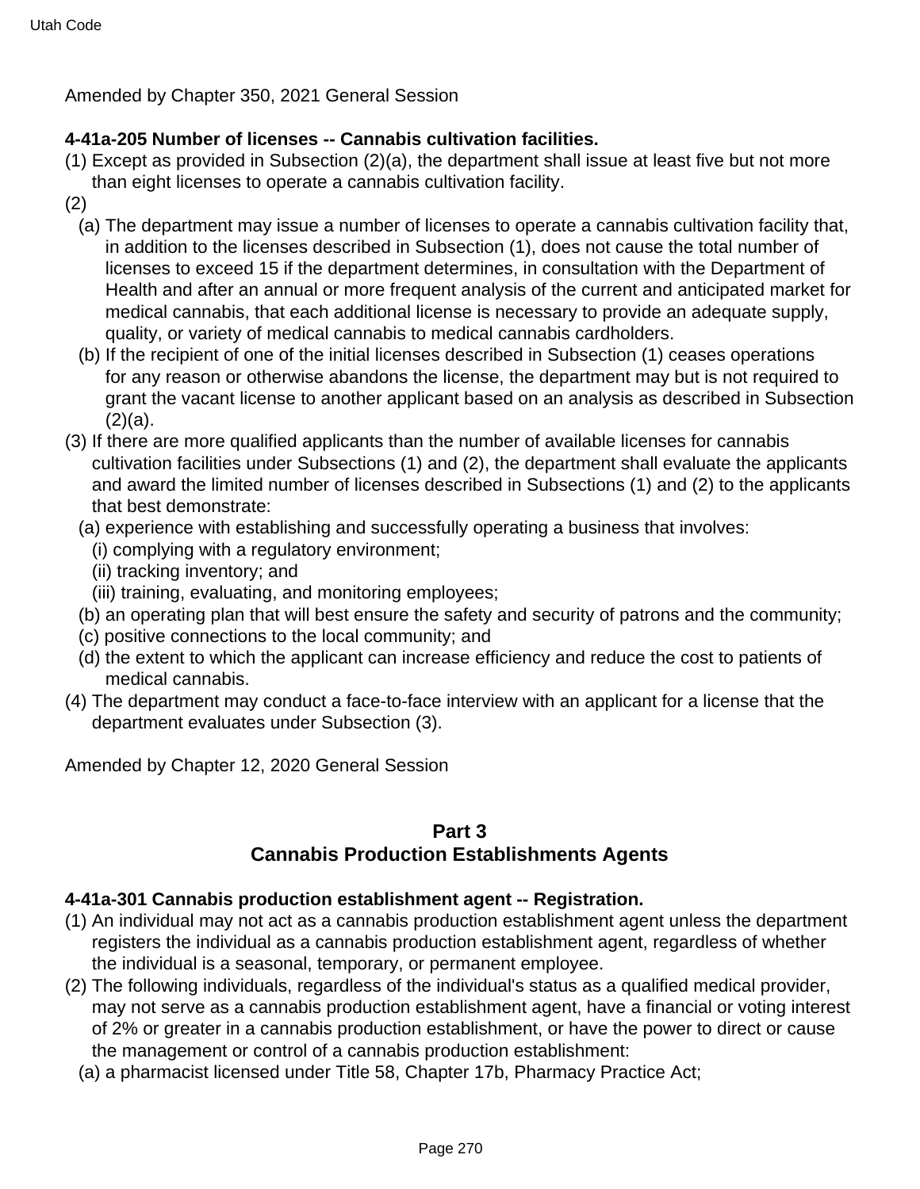Amended by Chapter 350, 2021 General Session

**4-41a-205 Number of licenses -- Cannabis cultivation facilities.**

(1) Except as provided in Subsection (2)(a), the department shall issue at least five but not more than eight licenses to operate a cannabis cultivation facility.

(2)

(a) The department may issue a number of licenses to operate a cannabis cultivation facility that, in addition to the licenses described in Subsection (1), does not cause the total number of licenses to exceed 15 if the department determines, in consultation with the Department of Health and after an annual or more frequent analysis of the current and anticipated market for medical cannabis, that each additional license is necessary to provide an adequate supply, quality, or variety of medical cannabis to medical cannabis cardholders.

(b) If the recipient of one of the initial licenses described in Subsection (1) ceases operations for any reason or otherwise abandons the license, the department may but is not required to grant the vacant license to another applicant based on an analysis as described in Subsection (2)(a).

(3) If there are more qualified applicants than the number of available licenses for cannabis cultivation facilities under Subsections (1) and (2), the department shall evaluate the applicants and award the limited number of licenses described in Subsections (1) and (2) to the applicants that best demonstrate:

(a) experience with establishing and successfully operating a business that involves:

(i) complying with a regulatory environment;

(ii) tracking inventory; and

(iii) training, evaluating, and monitoring employees;

(b) an operating plan that will best ensure the safety and security of patrons and the community;

(c) positive connections to the local community; and

(d) the extent to which the applicant can increase efficiency and reduce the cost to patients of medical cannabis.

(4) The department may conduct a face-to-face interview with an applicant for a license that the department evaluates under Subsection (3).

Amended by Chapter 12, 2020 General Session

## Part 3
## Cannabis Production Establishments Agents

**4-41a-301 Cannabis production establishment agent -- Registration.**

(1) An individual may not act as a cannabis production establishment agent unless the department registers the individual as a cannabis production establishment agent, regardless of whether the individual is a seasonal, temporary, or permanent employee.

(2) The following individuals, regardless of the individual's status as a qualified medical provider, may not serve as a cannabis production establishment agent, have a financial or voting interest of 2% or greater in a cannabis production establishment, or have the power to direct or cause the management or control of a cannabis production establishment:

(a) a pharmacist licensed under Title 58, Chapter 17b, Pharmacy Practice Act;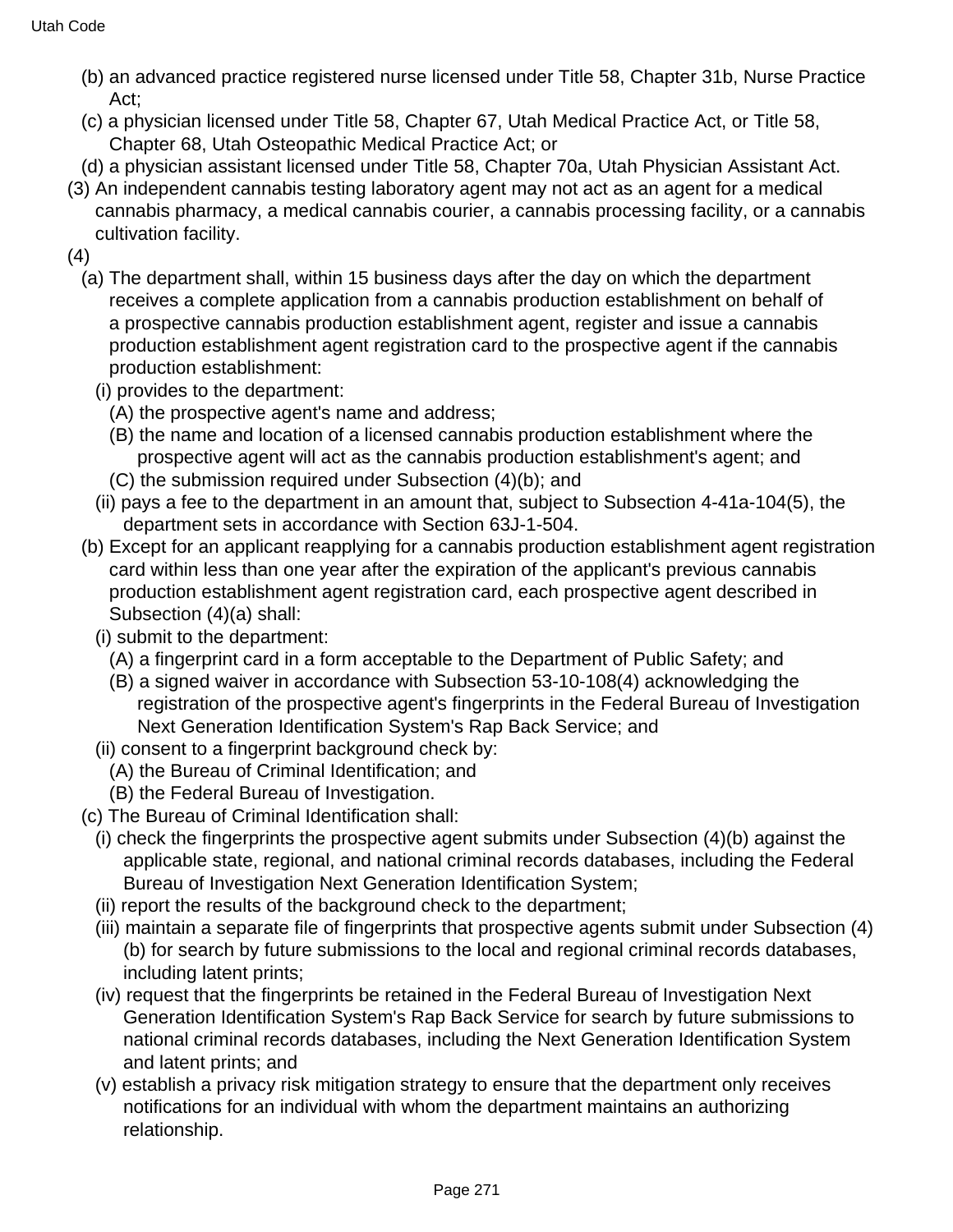(b) an advanced practice registered nurse licensed under Title 58, Chapter 31b, Nurse Practice Act;

(c) a physician licensed under Title 58, Chapter 67, Utah Medical Practice Act, or Title 58, Chapter 68, Utah Osteopathic Medical Practice Act; or

(d) a physician assistant licensed under Title 58, Chapter 70a, Utah Physician Assistant Act.

(3) An independent cannabis testing laboratory agent may not act as an agent for a medical cannabis pharmacy, a medical cannabis courier, a cannabis processing facility, or a cannabis cultivation facility.

(4)

(a) The department shall, within 15 business days after the day on which the department receives a complete application from a cannabis production establishment on behalf of a prospective cannabis production establishment agent, register and issue a cannabis production establishment agent registration card to the prospective agent if the cannabis production establishment:

(i) provides to the department:

(A) the prospective agent's name and address;

(B) the name and location of a licensed cannabis production establishment where the prospective agent will act as the cannabis production establishment's agent; and

(C) the submission required under Subsection (4)(b); and

(ii) pays a fee to the department in an amount that, subject to Subsection 4-41a-104(5), the department sets in accordance with Section 63J-1-504.

(b) Except for an applicant reapplying for a cannabis production establishment agent registration card within less than one year after the expiration of the applicant's previous cannabis production establishment agent registration card, each prospective agent described in Subsection (4)(a) shall:

(i) submit to the department:

(A) a fingerprint card in a form acceptable to the Department of Public Safety; and

(B) a signed waiver in accordance with Subsection 53-10-108(4) acknowledging the registration of the prospective agent's fingerprints in the Federal Bureau of Investigation Next Generation Identification System's Rap Back Service; and

(ii) consent to a fingerprint background check by:

(A) the Bureau of Criminal Identification; and

(B) the Federal Bureau of Investigation.

(c) The Bureau of Criminal Identification shall:

(i) check the fingerprints the prospective agent submits under Subsection (4)(b) against the applicable state, regional, and national criminal records databases, including the Federal Bureau of Investigation Next Generation Identification System;

(ii) report the results of the background check to the department;

(iii) maintain a separate file of fingerprints that prospective agents submit under Subsection (4)(b) for search by future submissions to the local and regional criminal records databases, including latent prints;

(iv) request that the fingerprints be retained in the Federal Bureau of Investigation Next Generation Identification System's Rap Back Service for search by future submissions to national criminal records databases, including the Next Generation Identification System and latent prints; and

(v) establish a privacy risk mitigation strategy to ensure that the department only receives notifications for an individual with whom the department maintains an authorizing relationship.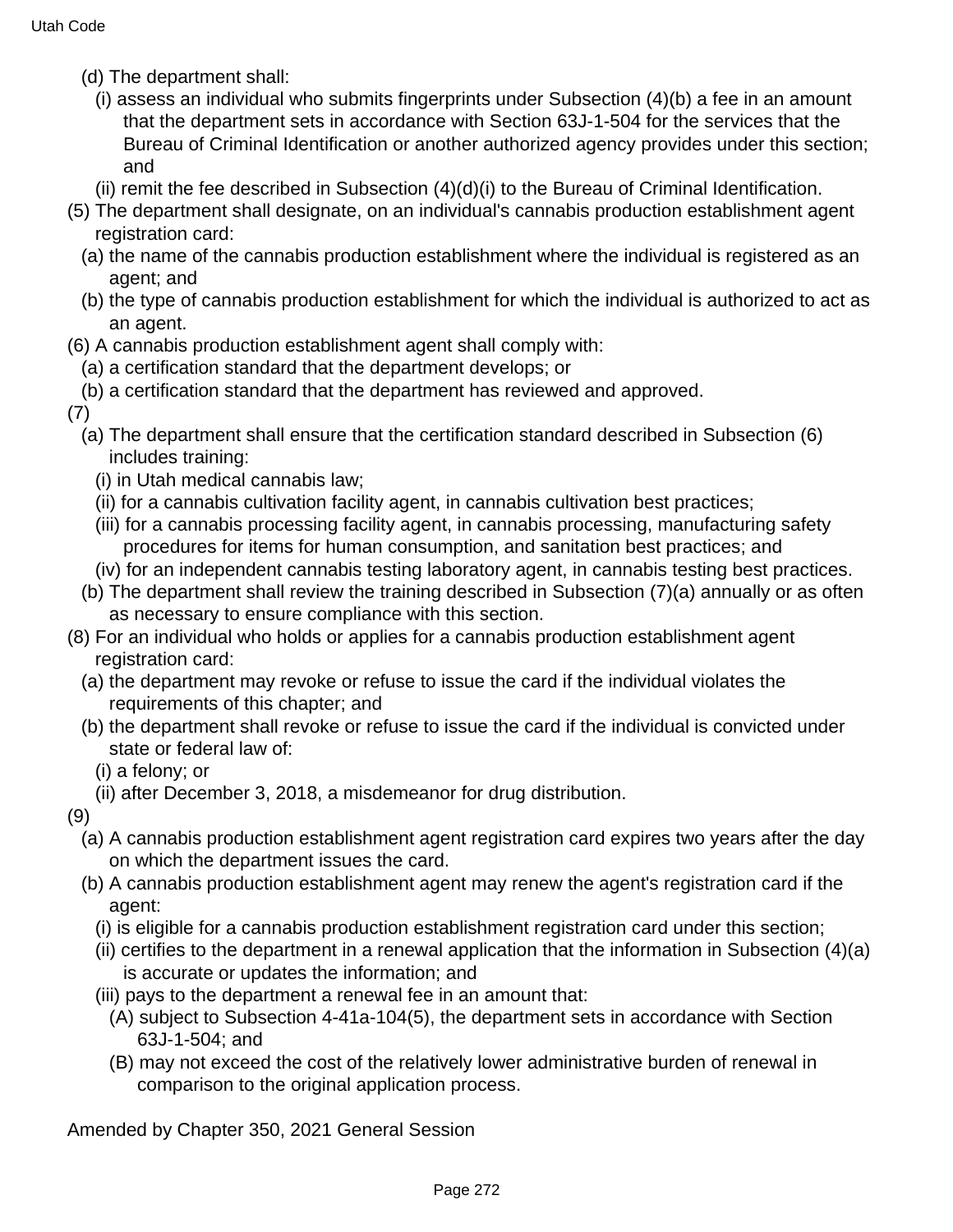(d) The department shall:

(i) assess an individual who submits fingerprints under Subsection (4)(b) a fee in an amount that the department sets in accordance with Section 63J-1-504 for the services that the Bureau of Criminal Identification or another authorized agency provides under this section; and

(ii) remit the fee described in Subsection (4)(d)(i) to the Bureau of Criminal Identification.

(5) The department shall designate, on an individual's cannabis production establishment agent registration card:

(a) the name of the cannabis production establishment where the individual is registered as an agent; and

(b) the type of cannabis production establishment for which the individual is authorized to act as an agent.

(6) A cannabis production establishment agent shall comply with:

(a) a certification standard that the department develops; or

(b) a certification standard that the department has reviewed and approved.

(7)

(a) The department shall ensure that the certification standard described in Subsection (6) includes training:

(i) in Utah medical cannabis law;

(ii) for a cannabis cultivation facility agent, in cannabis cultivation best practices;

(iii) for a cannabis processing facility agent, in cannabis processing, manufacturing safety procedures for items for human consumption, and sanitation best practices; and

(iv) for an independent cannabis testing laboratory agent, in cannabis testing best practices.

(b) The department shall review the training described in Subsection (7)(a) annually or as often as necessary to ensure compliance with this section.

(8) For an individual who holds or applies for a cannabis production establishment agent registration card:

(a) the department may revoke or refuse to issue the card if the individual violates the requirements of this chapter; and

(b) the department shall revoke or refuse to issue the card if the individual is convicted under state or federal law of:

(i) a felony; or

(ii) after December 3, 2018, a misdemeanor for drug distribution.

(9)

(a) A cannabis production establishment agent registration card expires two years after the day on which the department issues the card.

(b) A cannabis production establishment agent may renew the agent's registration card if the agent:

(i) is eligible for a cannabis production establishment registration card under this section;

(ii) certifies to the department in a renewal application that the information in Subsection (4)(a) is accurate or updates the information; and

(iii) pays to the department a renewal fee in an amount that:

(A) subject to Subsection 4-41a-104(5), the department sets in accordance with Section 63J-1-504; and

(B) may not exceed the cost of the relatively lower administrative burden of renewal in comparison to the original application process.

Amended by Chapter 350, 2021 General Session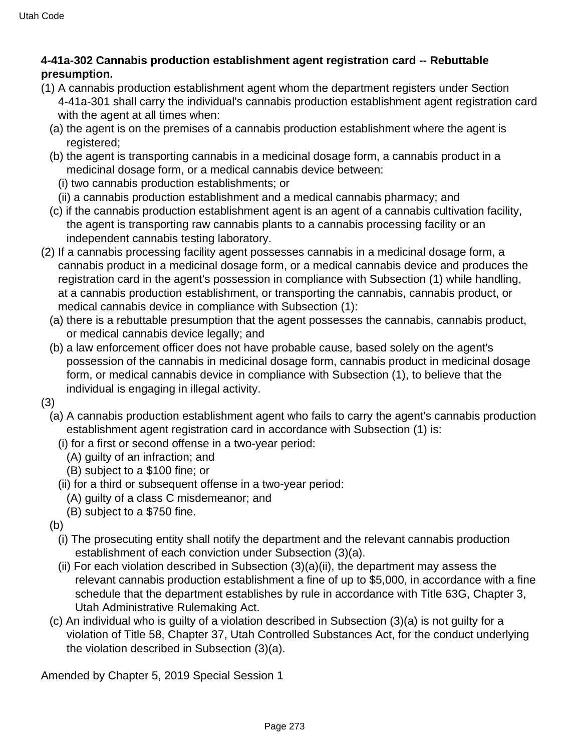**4-41a-302 Cannabis production establishment agent registration card -- Rebuttable presumption.**

(1) A cannabis production establishment agent whom the department registers under Section 4-41a-301 shall carry the individual's cannabis production establishment agent registration card with the agent at all times when:

  (a) the agent is on the premises of a cannabis production establishment where the agent is registered;

  (b) the agent is transporting cannabis in a medicinal dosage form, a cannabis product in a medicinal dosage form, or a medical cannabis device between:

    (i) two cannabis production establishments; or

    (ii) a cannabis production establishment and a medical cannabis pharmacy; and

  (c) if the cannabis production establishment agent is an agent of a cannabis cultivation facility, the agent is transporting raw cannabis plants to a cannabis processing facility or an independent cannabis testing laboratory.

(2) If a cannabis processing facility agent possesses cannabis in a medicinal dosage form, a cannabis product in a medicinal dosage form, or a medical cannabis device and produces the registration card in the agent's possession in compliance with Subsection (1) while handling, at a cannabis production establishment, or transporting the cannabis, cannabis product, or medical cannabis device in compliance with Subsection (1):

  (a) there is a rebuttable presumption that the agent possesses the cannabis, cannabis product, or medical cannabis device legally; and

  (b) a law enforcement officer does not have probable cause, based solely on the agent's possession of the cannabis in medicinal dosage form, cannabis product in medicinal dosage form, or medical cannabis device in compliance with Subsection (1), to believe that the individual is engaging in illegal activity.

(3)

  (a) A cannabis production establishment agent who fails to carry the agent's cannabis production establishment agent registration card in accordance with Subsection (1) is:

    (i) for a first or second offense in a two-year period:

      (A) guilty of an infraction; and

      (B) subject to a $100 fine; or

    (ii) for a third or subsequent offense in a two-year period:

      (A) guilty of a class C misdemeanor; and

      (B) subject to a $750 fine.

  (b)

    (i) The prosecuting entity shall notify the department and the relevant cannabis production establishment of each conviction under Subsection (3)(a).

    (ii) For each violation described in Subsection (3)(a)(ii), the department may assess the relevant cannabis production establishment a fine of up to $5,000, in accordance with a fine schedule that the department establishes by rule in accordance with Title 63G, Chapter 3, Utah Administrative Rulemaking Act.

  (c) An individual who is guilty of a violation described in Subsection (3)(a) is not guilty for a violation of Title 58, Chapter 37, Utah Controlled Substances Act, for the conduct underlying the violation described in Subsection (3)(a).

Amended by Chapter 5, 2019 Special Session 1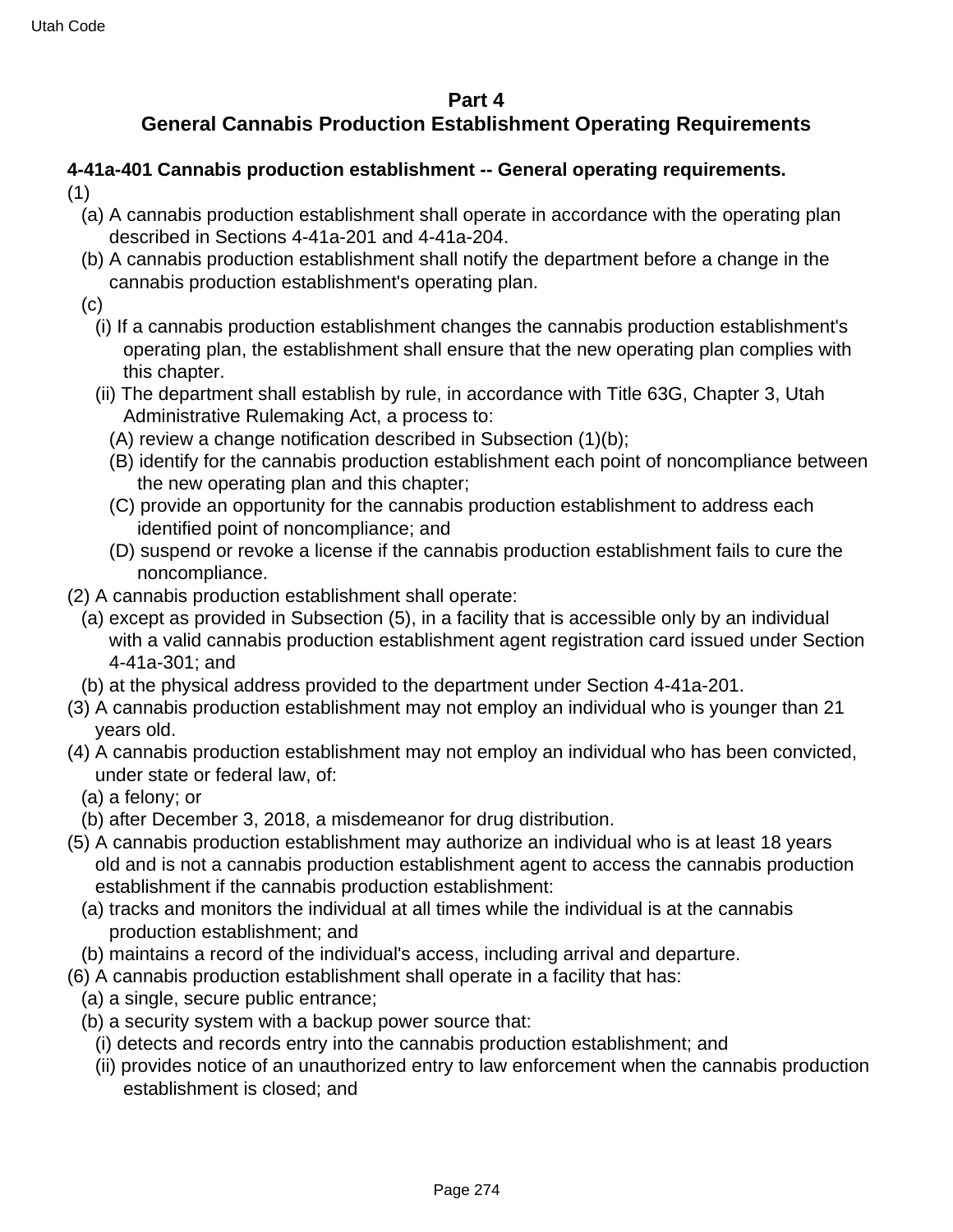## Part 4
## General Cannabis Production Establishment Operating Requirements

**4-41a-401 Cannabis production establishment -- General operating requirements.**

(1)
- (a) A cannabis production establishment shall operate in accordance with the operating plan described in Sections 4-41a-201 and 4-41a-204.
- (b) A cannabis production establishment shall notify the department before a change in the cannabis production establishment's operating plan.
- (c)
  - (i) If a cannabis production establishment changes the cannabis production establishment's operating plan, the establishment shall ensure that the new operating plan complies with this chapter.
  - (ii) The department shall establish by rule, in accordance with Title 63G, Chapter 3, Utah Administrative Rulemaking Act, a process to:
    - (A) review a change notification described in Subsection (1)(b);
    - (B) identify for the cannabis production establishment each point of noncompliance between the new operating plan and this chapter;
    - (C) provide an opportunity for the cannabis production establishment to address each identified point of noncompliance; and
    - (D) suspend or revoke a license if the cannabis production establishment fails to cure the noncompliance.

(2) A cannabis production establishment shall operate:
- (a) except as provided in Subsection (5), in a facility that is accessible only by an individual with a valid cannabis production establishment agent registration card issued under Section 4-41a-301; and
- (b) at the physical address provided to the department under Section 4-41a-201.

(3) A cannabis production establishment may not employ an individual who is younger than 21 years old.

(4) A cannabis production establishment may not employ an individual who has been convicted, under state or federal law, of:
- (a) a felony; or
- (b) after December 3, 2018, a misdemeanor for drug distribution.

(5) A cannabis production establishment may authorize an individual who is at least 18 years old and is not a cannabis production establishment agent to access the cannabis production establishment if the cannabis production establishment:
- (a) tracks and monitors the individual at all times while the individual is at the cannabis production establishment; and
- (b) maintains a record of the individual's access, including arrival and departure.

(6) A cannabis production establishment shall operate in a facility that has:
- (a) a single, secure public entrance;
- (b) a security system with a backup power source that:
  - (i) detects and records entry into the cannabis production establishment; and
  - (ii) provides notice of an unauthorized entry to law enforcement when the cannabis production establishment is closed; and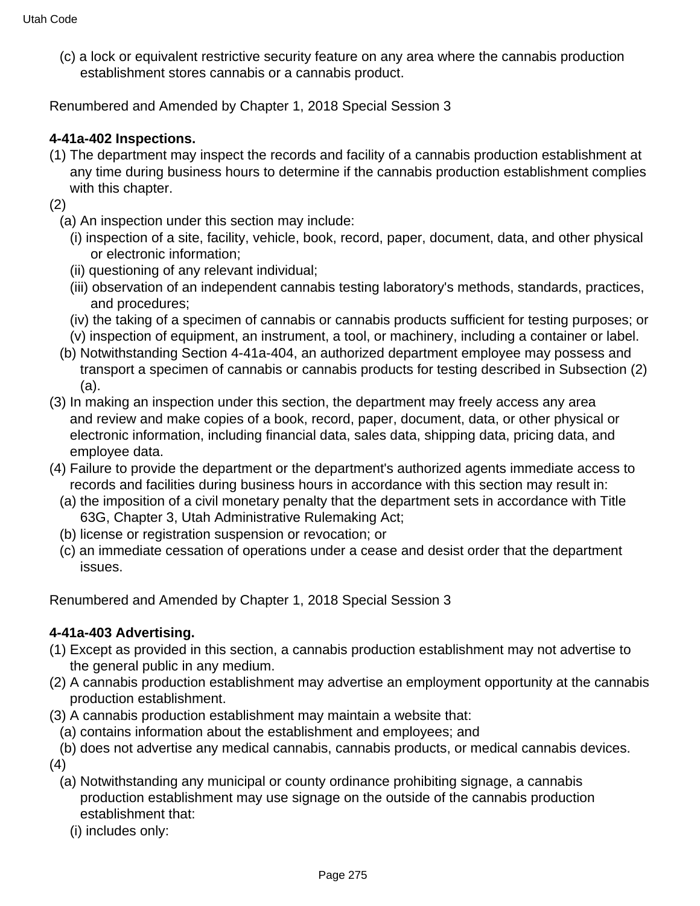(c) a lock or equivalent restrictive security feature on any area where the cannabis production establishment stores cannabis or a cannabis product.

Renumbered and Amended by Chapter 1, 2018 Special Session 3

**4-41a-402 Inspections.**

(1) The department may inspect the records and facility of a cannabis production establishment at any time during business hours to determine if the cannabis production establishment complies with this chapter.

(2)

(a) An inspection under this section may include:

(i) inspection of a site, facility, vehicle, book, record, paper, document, data, and other physical or electronic information;

(ii) questioning of any relevant individual;

(iii) observation of an independent cannabis testing laboratory's methods, standards, practices, and procedures;

(iv) the taking of a specimen of cannabis or cannabis products sufficient for testing purposes; or

(v) inspection of equipment, an instrument, a tool, or machinery, including a container or label.

(b) Notwithstanding Section 4-41a-404, an authorized department employee may possess and transport a specimen of cannabis or cannabis products for testing described in Subsection (2)(a).

(3) In making an inspection under this section, the department may freely access any area and review and make copies of a book, record, paper, document, data, or other physical or electronic information, including financial data, sales data, shipping data, pricing data, and employee data.

(4) Failure to provide the department or the department's authorized agents immediate access to records and facilities during business hours in accordance with this section may result in:

(a) the imposition of a civil monetary penalty that the department sets in accordance with Title 63G, Chapter 3, Utah Administrative Rulemaking Act;

(b) license or registration suspension or revocation; or

(c) an immediate cessation of operations under a cease and desist order that the department issues.

Renumbered and Amended by Chapter 1, 2018 Special Session 3

**4-41a-403 Advertising.**

(1) Except as provided in this section, a cannabis production establishment may not advertise to the general public in any medium.

(2) A cannabis production establishment may advertise an employment opportunity at the cannabis production establishment.

(3) A cannabis production establishment may maintain a website that:

(a) contains information about the establishment and employees; and

(b) does not advertise any medical cannabis, cannabis products, or medical cannabis devices.

(4)

(a) Notwithstanding any municipal or county ordinance prohibiting signage, a cannabis production establishment may use signage on the outside of the cannabis production establishment that:

(i) includes only: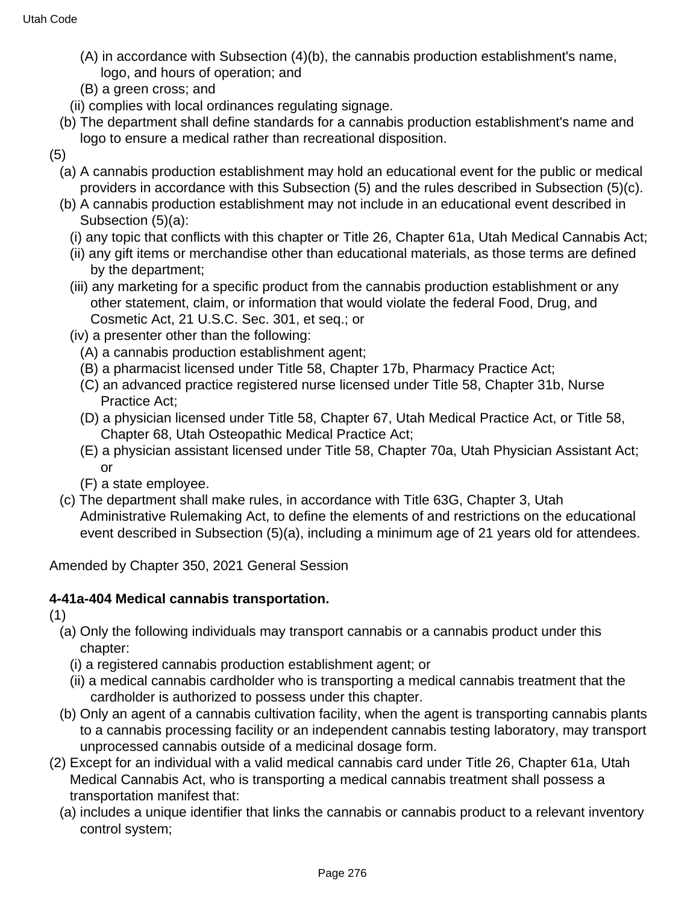(A) in accordance with Subsection (4)(b), the cannabis production establishment's name, logo, and hours of operation; and

(B) a green cross; and

(ii) complies with local ordinances regulating signage.

(b) The department shall define standards for a cannabis production establishment's name and logo to ensure a medical rather than recreational disposition.

(5)

(a) A cannabis production establishment may hold an educational event for the public or medical providers in accordance with this Subsection (5) and the rules described in Subsection (5)(c).

(b) A cannabis production establishment may not include in an educational event described in Subsection (5)(a):

(i) any topic that conflicts with this chapter or Title 26, Chapter 61a, Utah Medical Cannabis Act;

(ii) any gift items or merchandise other than educational materials, as those terms are defined by the department;

(iii) any marketing for a specific product from the cannabis production establishment or any other statement, claim, or information that would violate the federal Food, Drug, and Cosmetic Act, 21 U.S.C. Sec. 301, et seq.; or

(iv) a presenter other than the following:

(A) a cannabis production establishment agent;

(B) a pharmacist licensed under Title 58, Chapter 17b, Pharmacy Practice Act;

(C) an advanced practice registered nurse licensed under Title 58, Chapter 31b, Nurse Practice Act;

(D) a physician licensed under Title 58, Chapter 67, Utah Medical Practice Act, or Title 58, Chapter 68, Utah Osteopathic Medical Practice Act;

(E) a physician assistant licensed under Title 58, Chapter 70a, Utah Physician Assistant Act; or

(F) a state employee.

(c) The department shall make rules, in accordance with Title 63G, Chapter 3, Utah Administrative Rulemaking Act, to define the elements of and restrictions on the educational event described in Subsection (5)(a), including a minimum age of 21 years old for attendees.

Amended by Chapter 350, 2021 General Session

**4-41a-404 Medical cannabis transportation.**

(1)

(a) Only the following individuals may transport cannabis or a cannabis product under this chapter:

(i) a registered cannabis production establishment agent; or

(ii) a medical cannabis cardholder who is transporting a medical cannabis treatment that the cardholder is authorized to possess under this chapter.

(b) Only an agent of a cannabis cultivation facility, when the agent is transporting cannabis plants to a cannabis processing facility or an independent cannabis testing laboratory, may transport unprocessed cannabis outside of a medicinal dosage form.

(2) Except for an individual with a valid medical cannabis card under Title 26, Chapter 61a, Utah Medical Cannabis Act, who is transporting a medical cannabis treatment shall possess a transportation manifest that:

(a) includes a unique identifier that links the cannabis or cannabis product to a relevant inventory control system;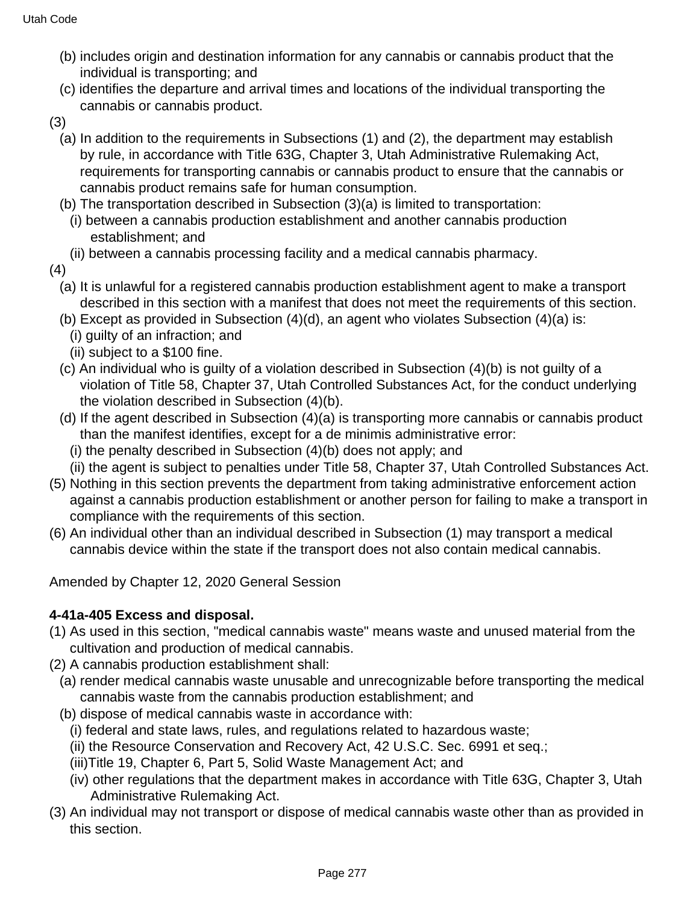(b) includes origin and destination information for any cannabis or cannabis product that the individual is transporting; and

(c) identifies the departure and arrival times and locations of the individual transporting the cannabis or cannabis product.

(3)

(a) In addition to the requirements in Subsections (1) and (2), the department may establish by rule, in accordance with Title 63G, Chapter 3, Utah Administrative Rulemaking Act, requirements for transporting cannabis or cannabis product to ensure that the cannabis or cannabis product remains safe for human consumption.

(b) The transportation described in Subsection (3)(a) is limited to transportation:

(i) between a cannabis production establishment and another cannabis production establishment; and

(ii) between a cannabis processing facility and a medical cannabis pharmacy.

(4)

(a) It is unlawful for a registered cannabis production establishment agent to make a transport described in this section with a manifest that does not meet the requirements of this section.

(b) Except as provided in Subsection (4)(d), an agent who violates Subsection (4)(a) is:

(i) guilty of an infraction; and

(ii) subject to a $100 fine.

(c) An individual who is guilty of a violation described in Subsection (4)(b) is not guilty of a violation of Title 58, Chapter 37, Utah Controlled Substances Act, for the conduct underlying the violation described in Subsection (4)(b).

(d) If the agent described in Subsection (4)(a) is transporting more cannabis or cannabis product than the manifest identifies, except for a de minimis administrative error:

(i) the penalty described in Subsection (4)(b) does not apply; and

(ii) the agent is subject to penalties under Title 58, Chapter 37, Utah Controlled Substances Act.

(5) Nothing in this section prevents the department from taking administrative enforcement action against a cannabis production establishment or another person for failing to make a transport in compliance with the requirements of this section.

(6) An individual other than an individual described in Subsection (1) may transport a medical cannabis device within the state if the transport does not also contain medical cannabis.

Amended by Chapter 12, 2020 General Session

**4-41a-405 Excess and disposal.**

(1) As used in this section, "medical cannabis waste" means waste and unused material from the cultivation and production of medical cannabis.

(2) A cannabis production establishment shall:

(a) render medical cannabis waste unusable and unrecognizable before transporting the medical cannabis waste from the cannabis production establishment; and

(b) dispose of medical cannabis waste in accordance with:

(i) federal and state laws, rules, and regulations related to hazardous waste;

(ii) the Resource Conservation and Recovery Act, 42 U.S.C. Sec. 6991 et seq.;

(iii)Title 19, Chapter 6, Part 5, Solid Waste Management Act; and

(iv) other regulations that the department makes in accordance with Title 63G, Chapter 3, Utah Administrative Rulemaking Act.

(3) An individual may not transport or dispose of medical cannabis waste other than as provided in this section.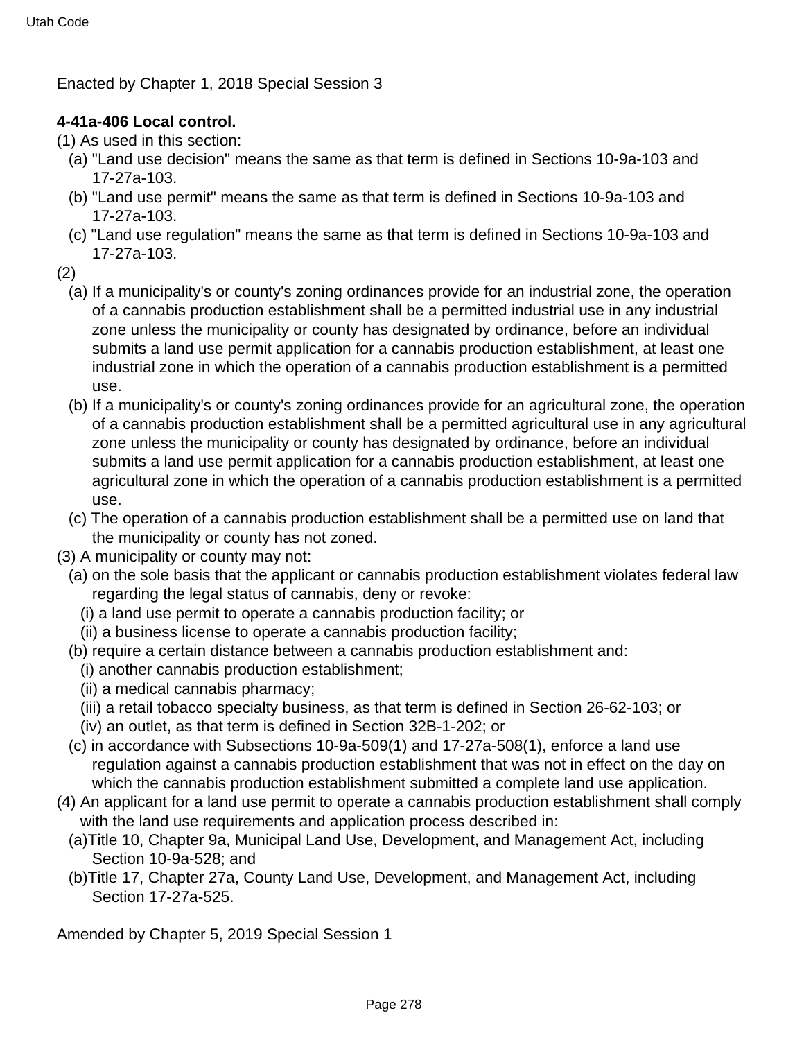Enacted by Chapter 1, 2018 Special Session 3

**4-41a-406 Local control.**

(1) As used in this section:

(a) "Land use decision" means the same as that term is defined in Sections 10-9a-103 and 17-27a-103.

(b) "Land use permit" means the same as that term is defined in Sections 10-9a-103 and 17-27a-103.

(c) "Land use regulation" means the same as that term is defined in Sections 10-9a-103 and 17-27a-103.

(2)

(a) If a municipality's or county's zoning ordinances provide for an industrial zone, the operation of a cannabis production establishment shall be a permitted industrial use in any industrial zone unless the municipality or county has designated by ordinance, before an individual submits a land use permit application for a cannabis production establishment, at least one industrial zone in which the operation of a cannabis production establishment is a permitted use.

(b) If a municipality's or county's zoning ordinances provide for an agricultural zone, the operation of a cannabis production establishment shall be a permitted agricultural use in any agricultural zone unless the municipality or county has designated by ordinance, before an individual submits a land use permit application for a cannabis production establishment, at least one agricultural zone in which the operation of a cannabis production establishment is a permitted use.

(c) The operation of a cannabis production establishment shall be a permitted use on land that the municipality or county has not zoned.

(3) A municipality or county may not:

(a) on the sole basis that the applicant or cannabis production establishment violates federal law regarding the legal status of cannabis, deny or revoke:

(i) a land use permit to operate a cannabis production facility; or

(ii) a business license to operate a cannabis production facility;

(b) require a certain distance between a cannabis production establishment and:

(i) another cannabis production establishment;

(ii) a medical cannabis pharmacy;

(iii) a retail tobacco specialty business, as that term is defined in Section 26-62-103; or

(iv) an outlet, as that term is defined in Section 32B-1-202; or

(c) in accordance with Subsections 10-9a-509(1) and 17-27a-508(1), enforce a land use regulation against a cannabis production establishment that was not in effect on the day on which the cannabis production establishment submitted a complete land use application.

(4) An applicant for a land use permit to operate a cannabis production establishment shall comply with the land use requirements and application process described in:

(a) Title 10, Chapter 9a, Municipal Land Use, Development, and Management Act, including Section 10-9a-528; and

(b) Title 17, Chapter 27a, County Land Use, Development, and Management Act, including Section 17-27a-525.

Amended by Chapter 5, 2019 Special Session 1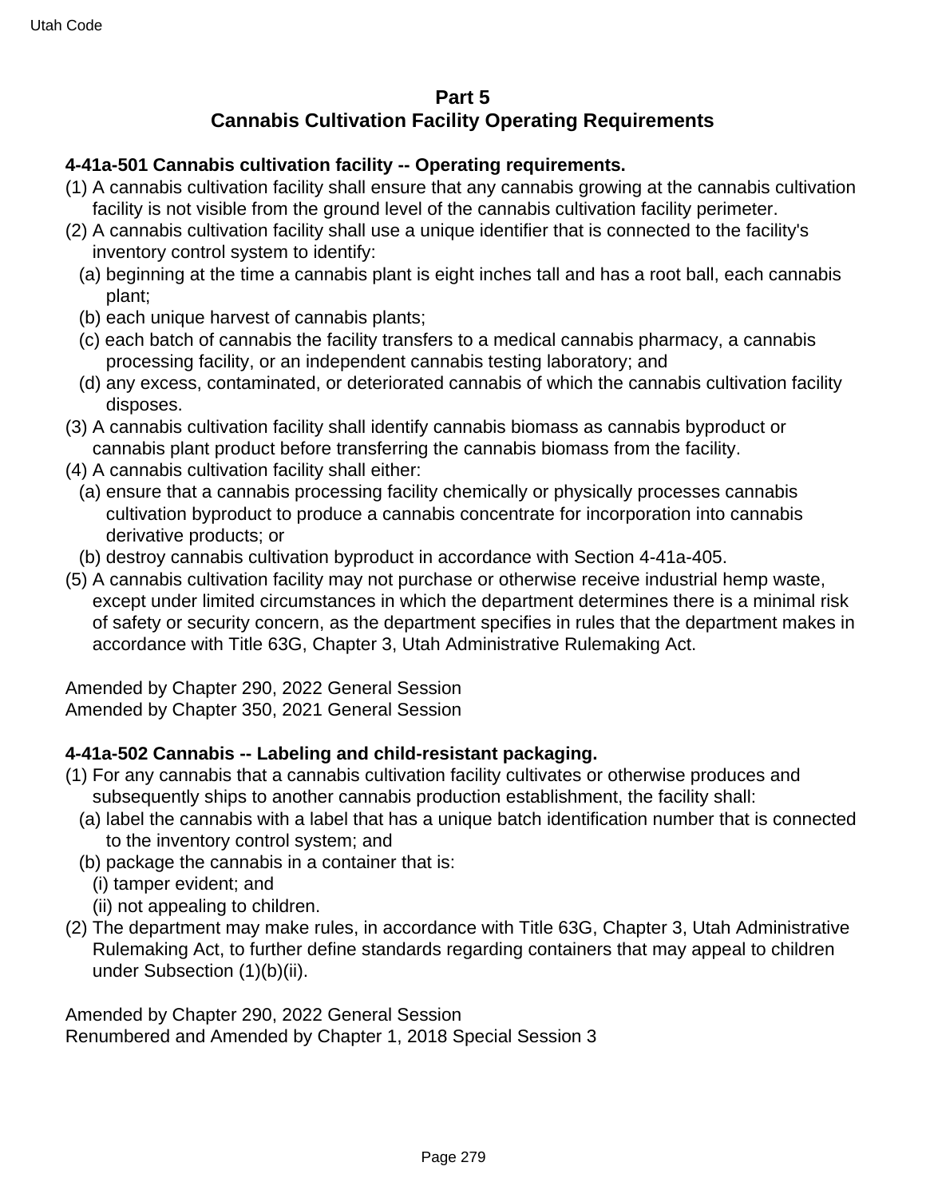## Part 5
## Cannabis Cultivation Facility Operating Requirements

**4-41a-501 Cannabis cultivation facility -- Operating requirements.**

(1) A cannabis cultivation facility shall ensure that any cannabis growing at the cannabis cultivation facility is not visible from the ground level of the cannabis cultivation facility perimeter.

(2) A cannabis cultivation facility shall use a unique identifier that is connected to the facility's inventory control system to identify:

  (a) beginning at the time a cannabis plant is eight inches tall and has a root ball, each cannabis plant;

  (b) each unique harvest of cannabis plants;

  (c) each batch of cannabis the facility transfers to a medical cannabis pharmacy, a cannabis processing facility, or an independent cannabis testing laboratory; and

  (d) any excess, contaminated, or deteriorated cannabis of which the cannabis cultivation facility disposes.

(3) A cannabis cultivation facility shall identify cannabis biomass as cannabis byproduct or cannabis plant product before transferring the cannabis biomass from the facility.

(4) A cannabis cultivation facility shall either:

  (a) ensure that a cannabis processing facility chemically or physically processes cannabis cultivation byproduct to produce a cannabis concentrate for incorporation into cannabis derivative products; or

  (b) destroy cannabis cultivation byproduct in accordance with Section 4-41a-405.

(5) A cannabis cultivation facility may not purchase or otherwise receive industrial hemp waste, except under limited circumstances in which the department determines there is a minimal risk of safety or security concern, as the department specifies in rules that the department makes in accordance with Title 63G, Chapter 3, Utah Administrative Rulemaking Act.

Amended by Chapter 290, 2022 General Session
Amended by Chapter 350, 2021 General Session

**4-41a-502 Cannabis -- Labeling and child-resistant packaging.**

(1) For any cannabis that a cannabis cultivation facility cultivates or otherwise produces and subsequently ships to another cannabis production establishment, the facility shall:

  (a) label the cannabis with a label that has a unique batch identification number that is connected to the inventory control system; and

  (b) package the cannabis in a container that is:

    (i) tamper evident; and

    (ii) not appealing to children.

(2) The department may make rules, in accordance with Title 63G, Chapter 3, Utah Administrative Rulemaking Act, to further define standards regarding containers that may appeal to children under Subsection (1)(b)(ii).

Amended by Chapter 290, 2022 General Session
Renumbered and Amended by Chapter 1, 2018 Special Session 3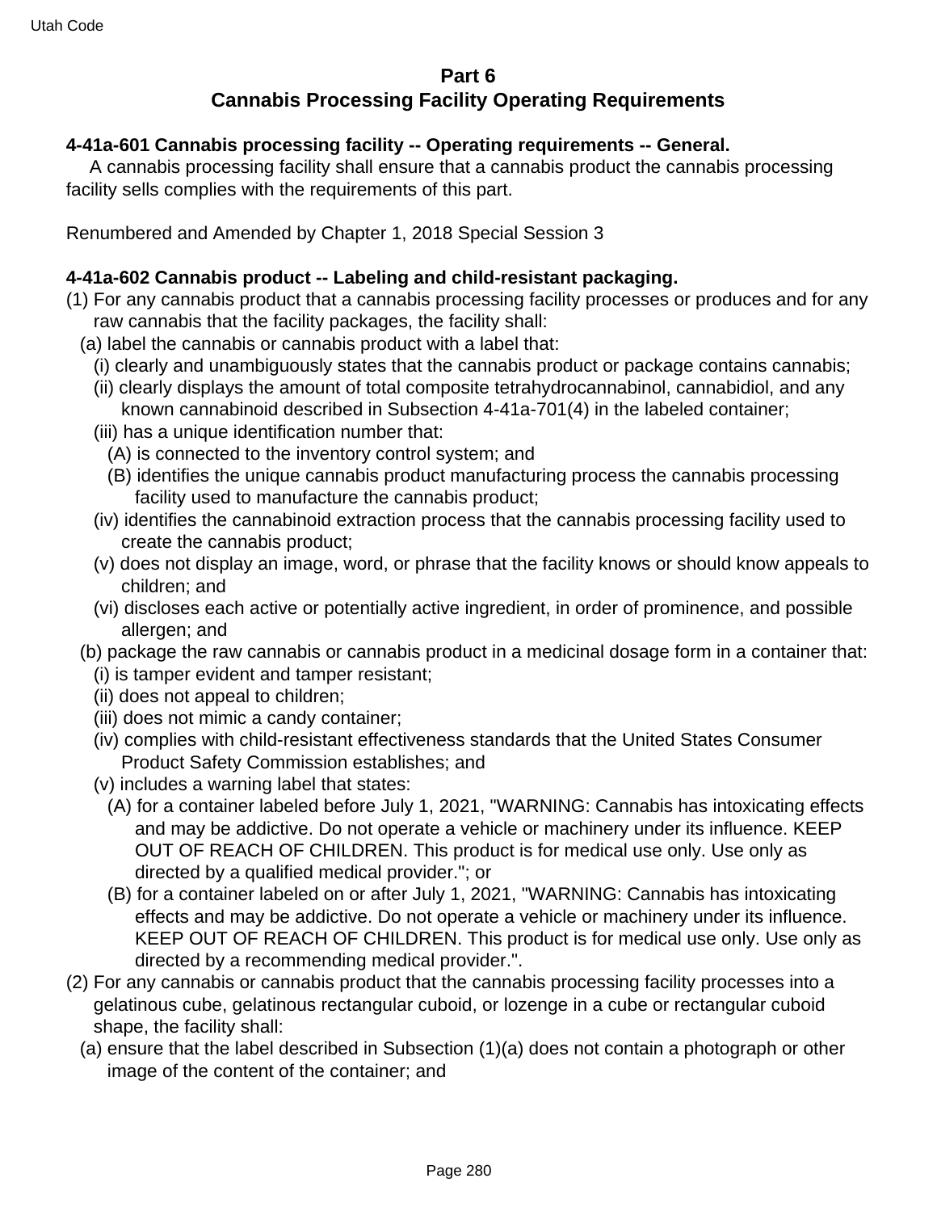## Part 6
## Cannabis Processing Facility Operating Requirements

**4-41a-601 Cannabis processing facility -- Operating requirements -- General.**

A cannabis processing facility shall ensure that a cannabis product the cannabis processing facility sells complies with the requirements of this part.

Renumbered and Amended by Chapter 1, 2018 Special Session 3

**4-41a-602 Cannabis product -- Labeling and child-resistant packaging.**

(1) For any cannabis product that a cannabis processing facility processes or produces and for any raw cannabis that the facility packages, the facility shall:

(a) label the cannabis or cannabis product with a label that:

(i) clearly and unambiguously states that the cannabis product or package contains cannabis;

(ii) clearly displays the amount of total composite tetrahydrocannabinol, cannabidiol, and any known cannabinoid described in Subsection 4-41a-701(4) in the labeled container;

(iii) has a unique identification number that:

(A) is connected to the inventory control system; and

(B) identifies the unique cannabis product manufacturing process the cannabis processing facility used to manufacture the cannabis product;

(iv) identifies the cannabinoid extraction process that the cannabis processing facility used to create the cannabis product;

(v) does not display an image, word, or phrase that the facility knows or should know appeals to children; and

(vi) discloses each active or potentially active ingredient, in order of prominence, and possible allergen; and

(b) package the raw cannabis or cannabis product in a medicinal dosage form in a container that:

(i) is tamper evident and tamper resistant;

(ii) does not appeal to children;

(iii) does not mimic a candy container;

(iv) complies with child-resistant effectiveness standards that the United States Consumer Product Safety Commission establishes; and

(v) includes a warning label that states:

(A) for a container labeled before July 1, 2021, "WARNING: Cannabis has intoxicating effects and may be addictive. Do not operate a vehicle or machinery under its influence. KEEP OUT OF REACH OF CHILDREN. This product is for medical use only. Use only as directed by a qualified medical provider."; or

(B) for a container labeled on or after July 1, 2021, "WARNING: Cannabis has intoxicating effects and may be addictive. Do not operate a vehicle or machinery under its influence. KEEP OUT OF REACH OF CHILDREN. This product is for medical use only. Use only as directed by a recommending medical provider.".

(2) For any cannabis or cannabis product that the cannabis processing facility processes into a gelatinous cube, gelatinous rectangular cuboid, or lozenge in a cube or rectangular cuboid shape, the facility shall:

(a) ensure that the label described in Subsection (1)(a) does not contain a photograph or other image of the content of the container; and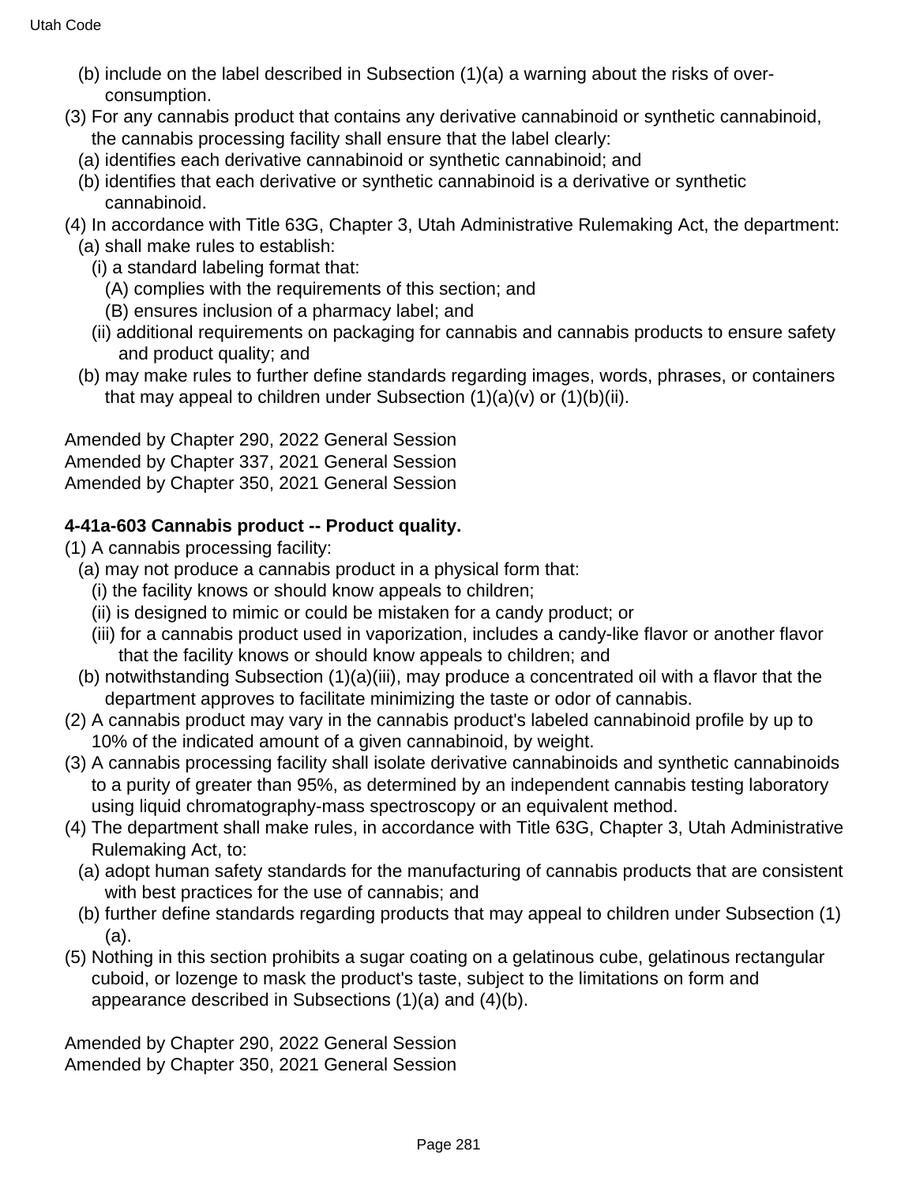(b) include on the label described in Subsection (1)(a) a warning about the risks of over-consumption.

(3) For any cannabis product that contains any derivative cannabinoid or synthetic cannabinoid, the cannabis processing facility shall ensure that the label clearly:

(a) identifies each derivative cannabinoid or synthetic cannabinoid; and

(b) identifies that each derivative or synthetic cannabinoid is a derivative or synthetic cannabinoid.

(4) In accordance with Title 63G, Chapter 3, Utah Administrative Rulemaking Act, the department:

(a) shall make rules to establish:

(i) a standard labeling format that:

(A) complies with the requirements of this section; and

(B) ensures inclusion of a pharmacy label; and

(ii) additional requirements on packaging for cannabis and cannabis products to ensure safety and product quality; and

(b) may make rules to further define standards regarding images, words, phrases, or containers that may appeal to children under Subsection (1)(a)(v) or (1)(b)(ii).

Amended by Chapter 290, 2022 General Session
Amended by Chapter 337, 2021 General Session
Amended by Chapter 350, 2021 General Session

**4-41a-603 Cannabis product -- Product quality.**

(1) A cannabis processing facility:

(a) may not produce a cannabis product in a physical form that:

(i) the facility knows or should know appeals to children;

(ii) is designed to mimic or could be mistaken for a candy product; or

(iii) for a cannabis product used in vaporization, includes a candy-like flavor or another flavor that the facility knows or should know appeals to children; and

(b) notwithstanding Subsection (1)(a)(iii), may produce a concentrated oil with a flavor that the department approves to facilitate minimizing the taste or odor of cannabis.

(2) A cannabis product may vary in the cannabis product's labeled cannabinoid profile by up to 10% of the indicated amount of a given cannabinoid, by weight.

(3) A cannabis processing facility shall isolate derivative cannabinoids and synthetic cannabinoids to a purity of greater than 95%, as determined by an independent cannabis testing laboratory using liquid chromatography-mass spectroscopy or an equivalent method.

(4) The department shall make rules, in accordance with Title 63G, Chapter 3, Utah Administrative Rulemaking Act, to:

(a) adopt human safety standards for the manufacturing of cannabis products that are consistent with best practices for the use of cannabis; and

(b) further define standards regarding products that may appeal to children under Subsection (1)(a).

(5) Nothing in this section prohibits a sugar coating on a gelatinous cube, gelatinous rectangular cuboid, or lozenge to mask the product's taste, subject to the limitations on form and appearance described in Subsections (1)(a) and (4)(b).

Amended by Chapter 290, 2022 General Session
Amended by Chapter 350, 2021 General Session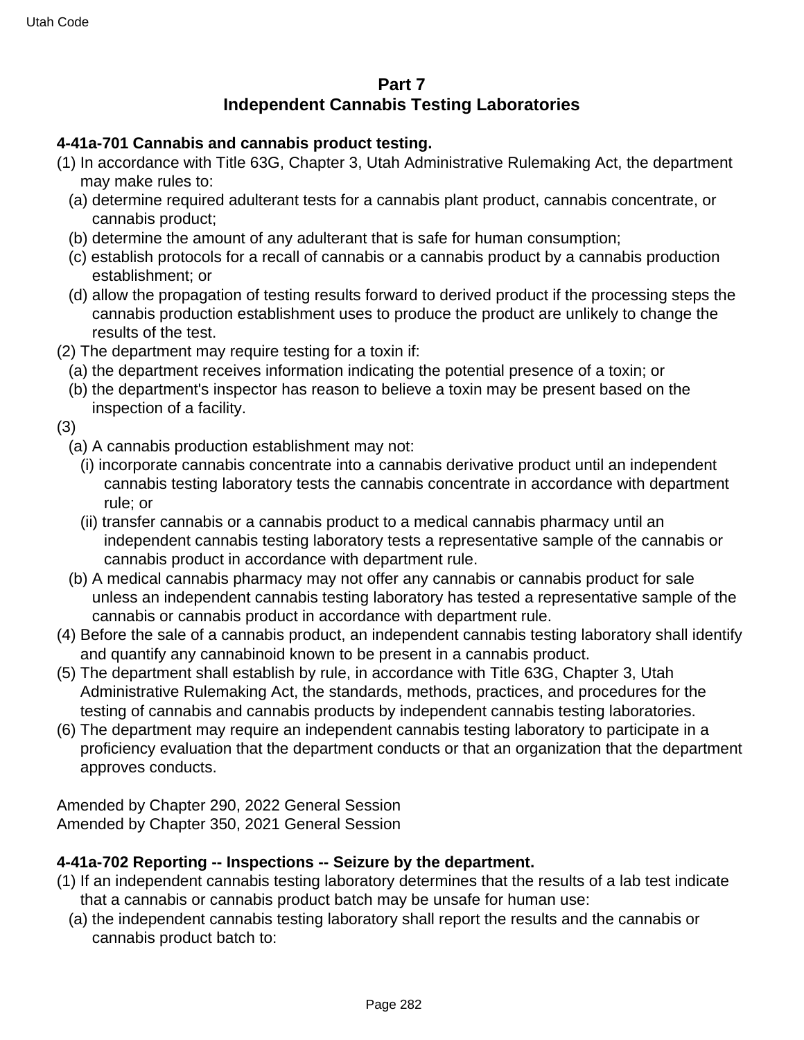## Part 7
## Independent Cannabis Testing Laboratories

**4-41a-701 Cannabis and cannabis product testing.**

(1) In accordance with Title 63G, Chapter 3, Utah Administrative Rulemaking Act, the department may make rules to:

  (a) determine required adulterant tests for a cannabis plant product, cannabis concentrate, or cannabis product;

  (b) determine the amount of any adulterant that is safe for human consumption;

  (c) establish protocols for a recall of cannabis or a cannabis product by a cannabis production establishment; or

  (d) allow the propagation of testing results forward to derived product if the processing steps the cannabis production establishment uses to produce the product are unlikely to change the results of the test.

(2) The department may require testing for a toxin if:

  (a) the department receives information indicating the potential presence of a toxin; or

  (b) the department's inspector has reason to believe a toxin may be present based on the inspection of a facility.

(3)

  (a) A cannabis production establishment may not:

    (i) incorporate cannabis concentrate into a cannabis derivative product until an independent cannabis testing laboratory tests the cannabis concentrate in accordance with department rule; or

    (ii) transfer cannabis or a cannabis product to a medical cannabis pharmacy until an independent cannabis testing laboratory tests a representative sample of the cannabis or cannabis product in accordance with department rule.

  (b) A medical cannabis pharmacy may not offer any cannabis or cannabis product for sale unless an independent cannabis testing laboratory has tested a representative sample of the cannabis or cannabis product in accordance with department rule.

(4) Before the sale of a cannabis product, an independent cannabis testing laboratory shall identify and quantify any cannabinoid known to be present in a cannabis product.

(5) The department shall establish by rule, in accordance with Title 63G, Chapter 3, Utah Administrative Rulemaking Act, the standards, methods, practices, and procedures for the testing of cannabis and cannabis products by independent cannabis testing laboratories.

(6) The department may require an independent cannabis testing laboratory to participate in a proficiency evaluation that the department conducts or that an organization that the department approves conducts.

Amended by Chapter 290, 2022 General Session
Amended by Chapter 350, 2021 General Session

**4-41a-702 Reporting -- Inspections -- Seizure by the department.**

(1) If an independent cannabis testing laboratory determines that the results of a lab test indicate that a cannabis or cannabis product batch may be unsafe for human use:

  (a) the independent cannabis testing laboratory shall report the results and the cannabis or cannabis product batch to: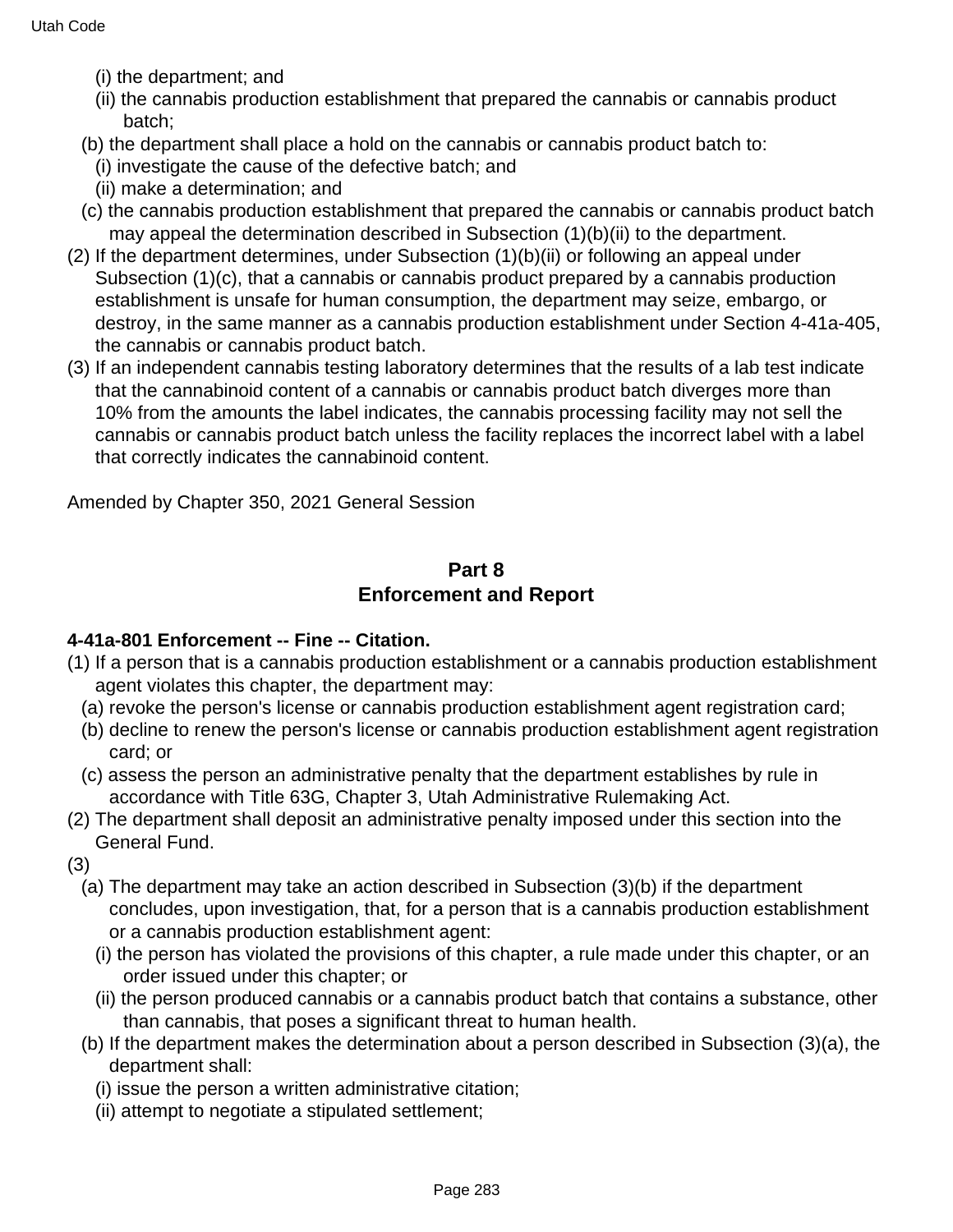(i) the department; and

(ii) the cannabis production establishment that prepared the cannabis or cannabis product batch;

(b) the department shall place a hold on the cannabis or cannabis product batch to:

(i) investigate the cause of the defective batch; and

(ii) make a determination; and

(c) the cannabis production establishment that prepared the cannabis or cannabis product batch may appeal the determination described in Subsection (1)(b)(ii) to the department.

(2) If the department determines, under Subsection (1)(b)(ii) or following an appeal under Subsection (1)(c), that a cannabis or cannabis product prepared by a cannabis production establishment is unsafe for human consumption, the department may seize, embargo, or destroy, in the same manner as a cannabis production establishment under Section 4-41a-405, the cannabis or cannabis product batch.

(3) If an independent cannabis testing laboratory determines that the results of a lab test indicate that the cannabinoid content of a cannabis or cannabis product batch diverges more than 10% from the amounts the label indicates, the cannabis processing facility may not sell the cannabis or cannabis product batch unless the facility replaces the incorrect label with a label that correctly indicates the cannabinoid content.

Amended by Chapter 350, 2021 General Session

## Part 8
## Enforcement and Report

**4-41a-801 Enforcement -- Fine -- Citation.**

(1) If a person that is a cannabis production establishment or a cannabis production establishment agent violates this chapter, the department may:

(a) revoke the person's license or cannabis production establishment agent registration card;

(b) decline to renew the person's license or cannabis production establishment agent registration card; or

(c) assess the person an administrative penalty that the department establishes by rule in accordance with Title 63G, Chapter 3, Utah Administrative Rulemaking Act.

(2) The department shall deposit an administrative penalty imposed under this section into the General Fund.

(3)

(a) The department may take an action described in Subsection (3)(b) if the department concludes, upon investigation, that, for a person that is a cannabis production establishment or a cannabis production establishment agent:

(i) the person has violated the provisions of this chapter, a rule made under this chapter, or an order issued under this chapter; or

(ii) the person produced cannabis or a cannabis product batch that contains a substance, other than cannabis, that poses a significant threat to human health.

(b) If the department makes the determination about a person described in Subsection (3)(a), the department shall:

(i) issue the person a written administrative citation;

(ii) attempt to negotiate a stipulated settlement;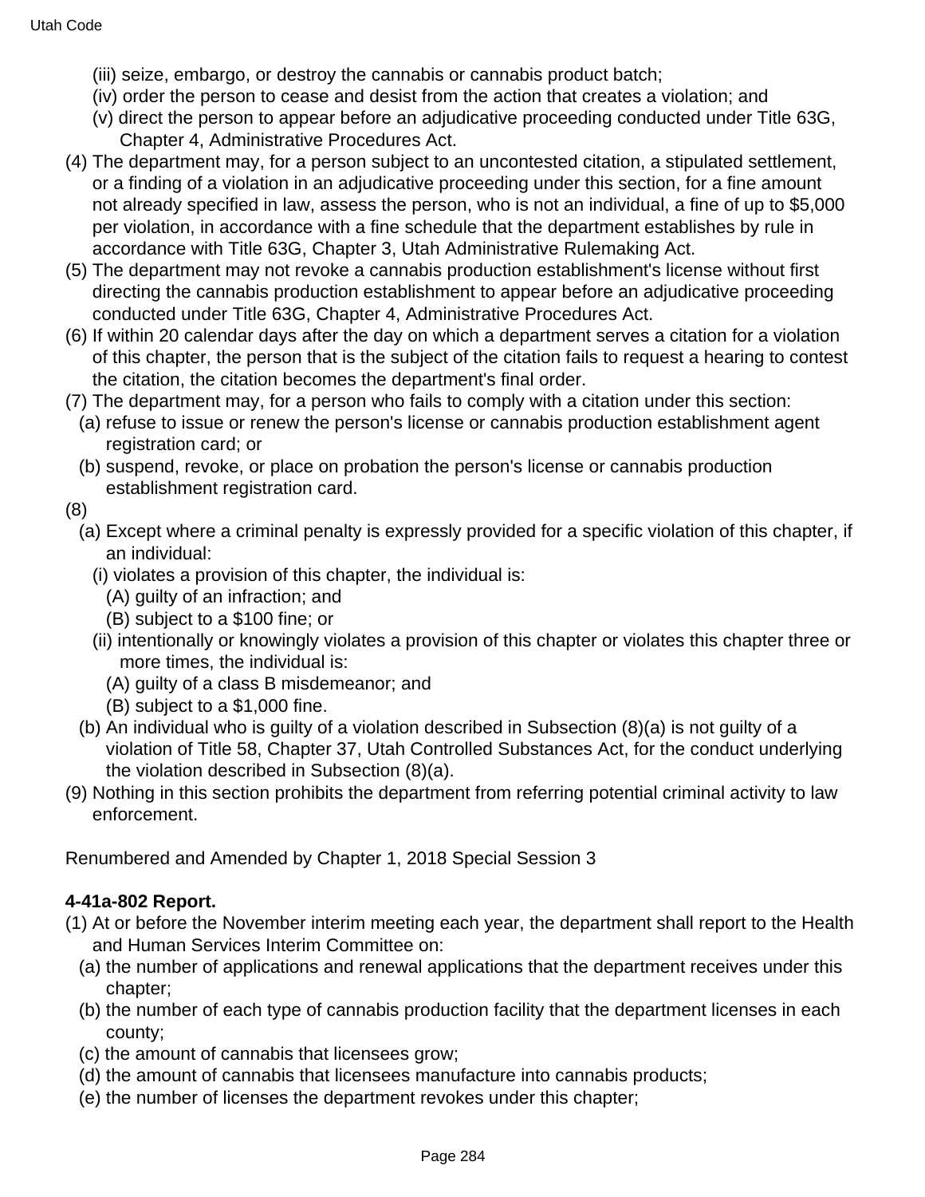(iii) seize, embargo, or destroy the cannabis or cannabis product batch;

(iv) order the person to cease and desist from the action that creates a violation; and

(v) direct the person to appear before an adjudicative proceeding conducted under Title 63G, Chapter 4, Administrative Procedures Act.

(4) The department may, for a person subject to an uncontested citation, a stipulated settlement, or a finding of a violation in an adjudicative proceeding under this section, for a fine amount not already specified in law, assess the person, who is not an individual, a fine of up to $5,000 per violation, in accordance with a fine schedule that the department establishes by rule in accordance with Title 63G, Chapter 3, Utah Administrative Rulemaking Act.

(5) The department may not revoke a cannabis production establishment's license without first directing the cannabis production establishment to appear before an adjudicative proceeding conducted under Title 63G, Chapter 4, Administrative Procedures Act.

(6) If within 20 calendar days after the day on which a department serves a citation for a violation of this chapter, the person that is the subject of the citation fails to request a hearing to contest the citation, the citation becomes the department's final order.

(7) The department may, for a person who fails to comply with a citation under this section:

(a) refuse to issue or renew the person's license or cannabis production establishment agent registration card; or

(b) suspend, revoke, or place on probation the person's license or cannabis production establishment registration card.

(8)

(a) Except where a criminal penalty is expressly provided for a specific violation of this chapter, if an individual:

(i) violates a provision of this chapter, the individual is:

(A) guilty of an infraction; and

(B) subject to a $100 fine; or

(ii) intentionally or knowingly violates a provision of this chapter or violates this chapter three or more times, the individual is:

(A) guilty of a class B misdemeanor; and

(B) subject to a $1,000 fine.

(b) An individual who is guilty of a violation described in Subsection (8)(a) is not guilty of a violation of Title 58, Chapter 37, Utah Controlled Substances Act, for the conduct underlying the violation described in Subsection (8)(a).

(9) Nothing in this section prohibits the department from referring potential criminal activity to law enforcement.

Renumbered and Amended by Chapter 1, 2018 Special Session 3

**4-41a-802 Report.**

(1) At or before the November interim meeting each year, the department shall report to the Health and Human Services Interim Committee on:

(a) the number of applications and renewal applications that the department receives under this chapter;

(b) the number of each type of cannabis production facility that the department licenses in each county;

(c) the amount of cannabis that licensees grow;

(d) the amount of cannabis that licensees manufacture into cannabis products;

(e) the number of licenses the department revokes under this chapter;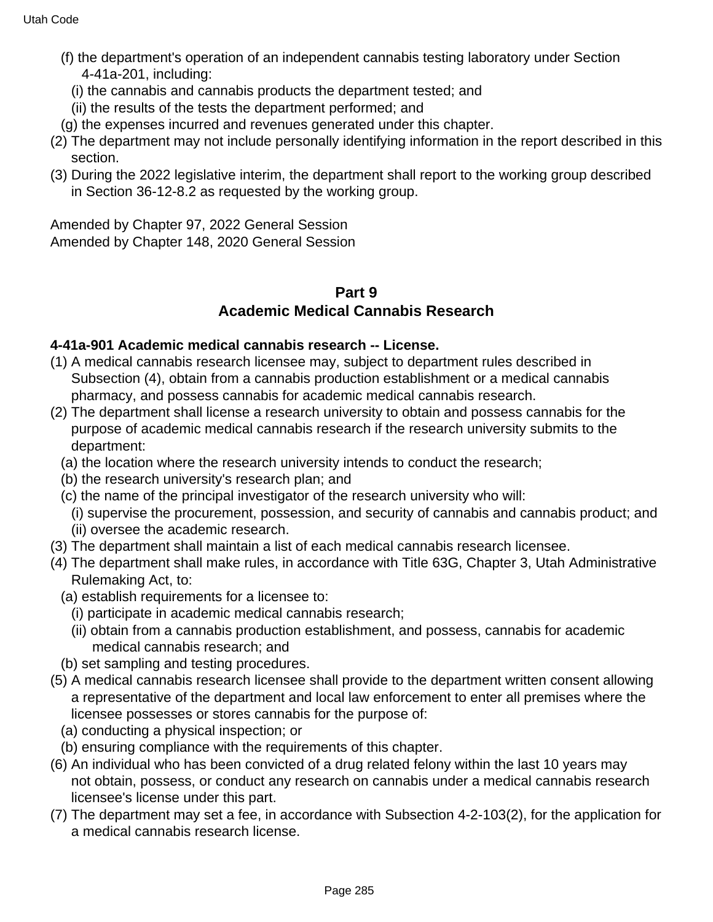(f) the department's operation of an independent cannabis testing laboratory under Section 4-41a-201, including:

(i) the cannabis and cannabis products the department tested; and

(ii) the results of the tests the department performed; and

(g) the expenses incurred and revenues generated under this chapter.

(2) The department may not include personally identifying information in the report described in this section.

(3) During the 2022 legislative interim, the department shall report to the working group described in Section 36-12-8.2 as requested by the working group.

Amended by Chapter 97, 2022 General Session
Amended by Chapter 148, 2020 General Session

## Part 9
## Academic Medical Cannabis Research

**4-41a-901 Academic medical cannabis research -- License.**

(1) A medical cannabis research licensee may, subject to department rules described in Subsection (4), obtain from a cannabis production establishment or a medical cannabis pharmacy, and possess cannabis for academic medical cannabis research.

(2) The department shall license a research university to obtain and possess cannabis for the purpose of academic medical cannabis research if the research university submits to the department:

(a) the location where the research university intends to conduct the research;

(b) the research university's research plan; and

(c) the name of the principal investigator of the research university who will:

(i) supervise the procurement, possession, and security of cannabis and cannabis product; and

(ii) oversee the academic research.

(3) The department shall maintain a list of each medical cannabis research licensee.

(4) The department shall make rules, in accordance with Title 63G, Chapter 3, Utah Administrative Rulemaking Act, to:

(a) establish requirements for a licensee to:

(i) participate in academic medical cannabis research;

(ii) obtain from a cannabis production establishment, and possess, cannabis for academic medical cannabis research; and

(b) set sampling and testing procedures.

(5) A medical cannabis research licensee shall provide to the department written consent allowing a representative of the department and local law enforcement to enter all premises where the licensee possesses or stores cannabis for the purpose of:

(a) conducting a physical inspection; or

(b) ensuring compliance with the requirements of this chapter.

(6) An individual who has been convicted of a drug related felony within the last 10 years may not obtain, possess, or conduct any research on cannabis under a medical cannabis research licensee's license under this part.

(7) The department may set a fee, in accordance with Subsection 4-2-103(2), for the application for a medical cannabis research license.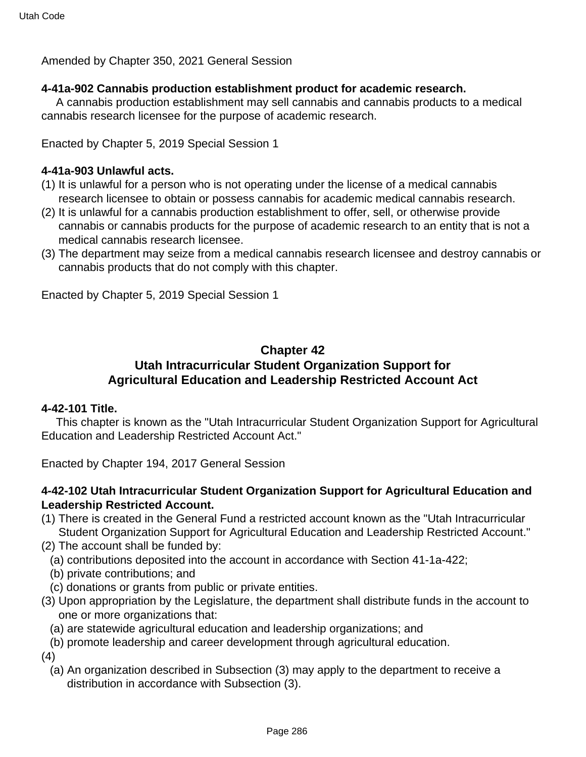Amended by Chapter 350, 2021 General Session

**4-41a-902 Cannabis production establishment product for academic research.**

A cannabis production establishment may sell cannabis and cannabis products to a medical cannabis research licensee for the purpose of academic research.

Enacted by Chapter 5, 2019 Special Session 1

**4-41a-903 Unlawful acts.**

(1) It is unlawful for a person who is not operating under the license of a medical cannabis research licensee to obtain or possess cannabis for academic medical cannabis research.

(2) It is unlawful for a cannabis production establishment to offer, sell, or otherwise provide cannabis or cannabis products for the purpose of academic research to an entity that is not a medical cannabis research licensee.

(3) The department may seize from a medical cannabis research licensee and destroy cannabis or cannabis products that do not comply with this chapter.

Enacted by Chapter 5, 2019 Special Session 1

## Chapter 42
## Utah Intracurricular Student Organization Support for Agricultural Education and Leadership Restricted Account Act

**4-42-101 Title.**

This chapter is known as the "Utah Intracurricular Student Organization Support for Agricultural Education and Leadership Restricted Account Act."

Enacted by Chapter 194, 2017 General Session

**4-42-102 Utah Intracurricular Student Organization Support for Agricultural Education and Leadership Restricted Account.**

(1) There is created in the General Fund a restricted account known as the "Utah Intracurricular Student Organization Support for Agricultural Education and Leadership Restricted Account."

(2) The account shall be funded by:
  (a) contributions deposited into the account in accordance with Section 41-1a-422;
  (b) private contributions; and
  (c) donations or grants from public or private entities.

(3) Upon appropriation by the Legislature, the department shall distribute funds in the account to one or more organizations that:
  (a) are statewide agricultural education and leadership organizations; and
  (b) promote leadership and career development through agricultural education.

(4)
  (a) An organization described in Subsection (3) may apply to the department to receive a distribution in accordance with Subsection (3).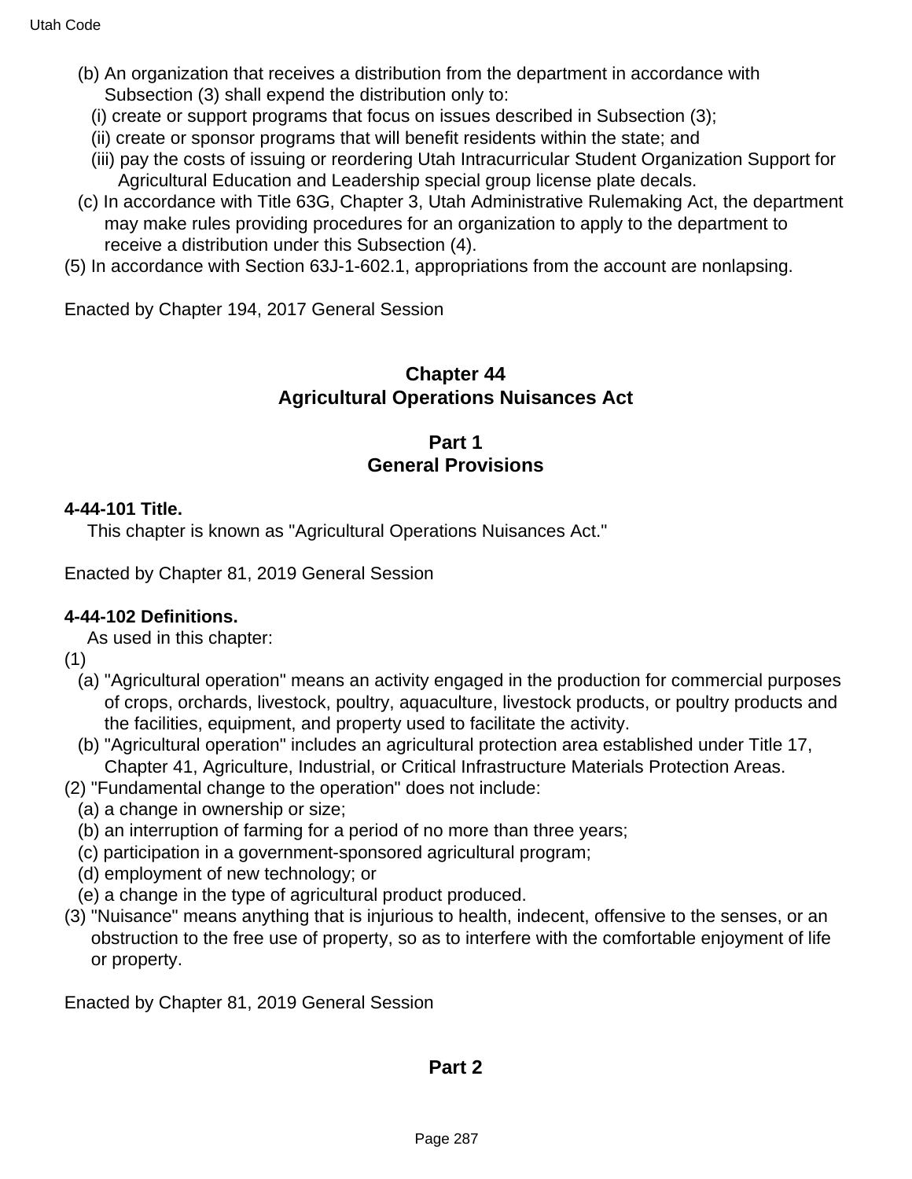(b) An organization that receives a distribution from the department in accordance with Subsection (3) shall expend the distribution only to:

(i) create or support programs that focus on issues described in Subsection (3);

(ii) create or sponsor programs that will benefit residents within the state; and

(iii) pay the costs of issuing or reordering Utah Intracurricular Student Organization Support for Agricultural Education and Leadership special group license plate decals.

(c) In accordance with Title 63G, Chapter 3, Utah Administrative Rulemaking Act, the department may make rules providing procedures for an organization to apply to the department to receive a distribution under this Subsection (4).

(5) In accordance with Section 63J-1-602.1, appropriations from the account are nonlapsing.

Enacted by Chapter 194, 2017 General Session

## Chapter 44
## Agricultural Operations Nuisances Act

### Part 1
### General Provisions

**4-44-101 Title.**

This chapter is known as "Agricultural Operations Nuisances Act."

Enacted by Chapter 81, 2019 General Session

**4-44-102 Definitions.**

As used in this chapter:

(1)

(a) "Agricultural operation" means an activity engaged in the production for commercial purposes of crops, orchards, livestock, poultry, aquaculture, livestock products, or poultry products and the facilities, equipment, and property used to facilitate the activity.

(b) "Agricultural operation" includes an agricultural protection area established under Title 17, Chapter 41, Agriculture, Industrial, or Critical Infrastructure Materials Protection Areas.

(2) "Fundamental change to the operation" does not include:

(a) a change in ownership or size;

(b) an interruption of farming for a period of no more than three years;

(c) participation in a government-sponsored agricultural program;

(d) employment of new technology; or

(e) a change in the type of agricultural product produced.

(3) "Nuisance" means anything that is injurious to health, indecent, offensive to the senses, or an obstruction to the free use of property, so as to interfere with the comfortable enjoyment of life or property.

Enacted by Chapter 81, 2019 General Session

### Part 2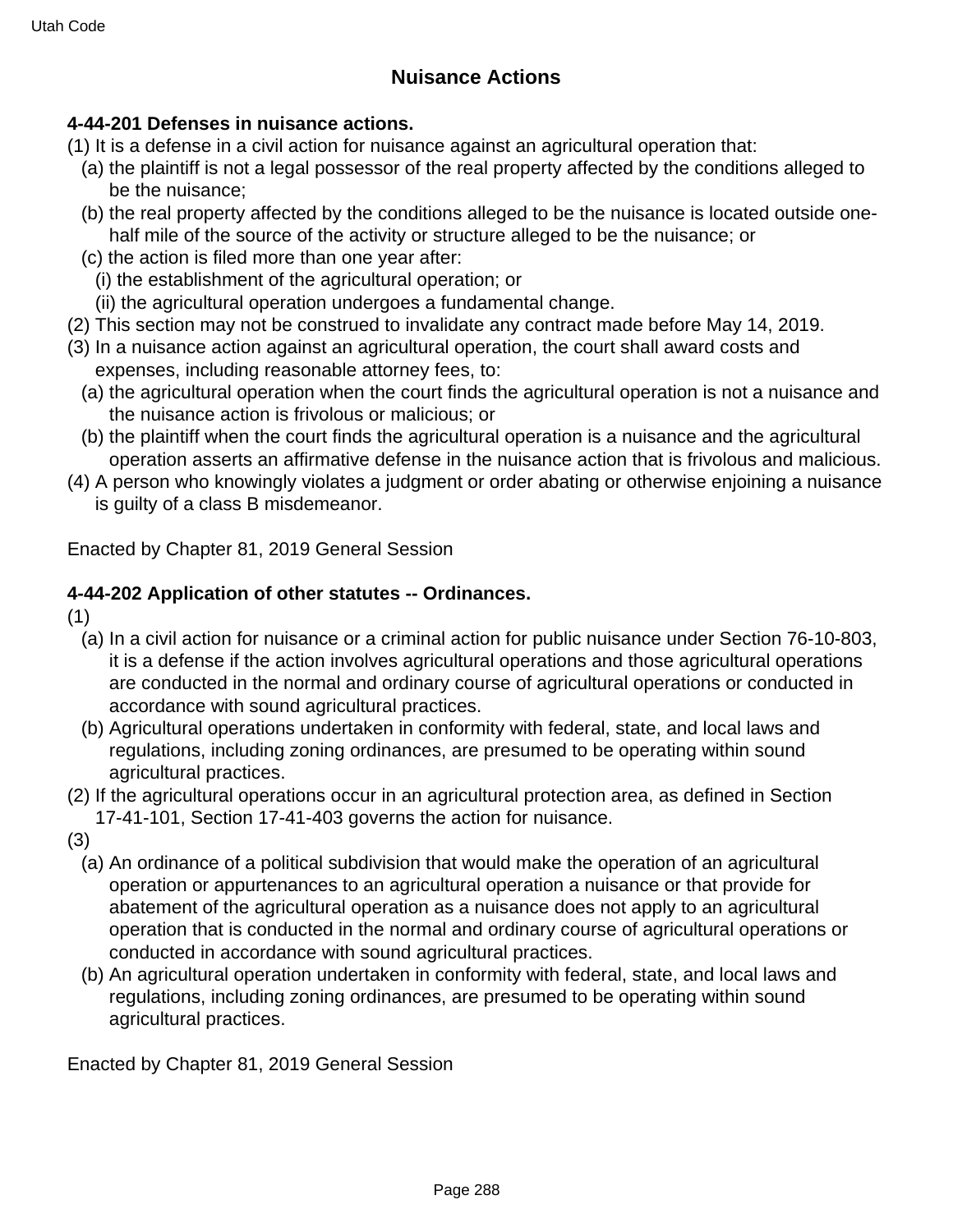## Nuisance Actions

**4-44-201 Defenses in nuisance actions.**

(1) It is a defense in a civil action for nuisance against an agricultural operation that:
  (a) the plaintiff is not a legal possessor of the real property affected by the conditions alleged to be the nuisance;
  (b) the real property affected by the conditions alleged to be the nuisance is located outside one-half mile of the source of the activity or structure alleged to be the nuisance; or
  (c) the action is filed more than one year after:
    (i) the establishment of the agricultural operation; or
    (ii) the agricultural operation undergoes a fundamental change.

(2) This section may not be construed to invalidate any contract made before May 14, 2019.

(3) In a nuisance action against an agricultural operation, the court shall award costs and expenses, including reasonable attorney fees, to:
  (a) the agricultural operation when the court finds the agricultural operation is not a nuisance and the nuisance action is frivolous or malicious; or
  (b) the plaintiff when the court finds the agricultural operation is a nuisance and the agricultural operation asserts an affirmative defense in the nuisance action that is frivolous and malicious.

(4) A person who knowingly violates a judgment or order abating or otherwise enjoining a nuisance is guilty of a class B misdemeanor.

Enacted by Chapter 81, 2019 General Session

**4-44-202 Application of other statutes -- Ordinances.**

(1)
  (a) In a civil action for nuisance or a criminal action for public nuisance under Section 76-10-803, it is a defense if the action involves agricultural operations and those agricultural operations are conducted in the normal and ordinary course of agricultural operations or conducted in accordance with sound agricultural practices.
  (b) Agricultural operations undertaken in conformity with federal, state, and local laws and regulations, including zoning ordinances, are presumed to be operating within sound agricultural practices.

(2) If the agricultural operations occur in an agricultural protection area, as defined in Section 17-41-101, Section 17-41-403 governs the action for nuisance.

(3)
  (a) An ordinance of a political subdivision that would make the operation of an agricultural operation or appurtenances to an agricultural operation a nuisance or that provide for abatement of the agricultural operation as a nuisance does not apply to an agricultural operation that is conducted in the normal and ordinary course of agricultural operations or conducted in accordance with sound agricultural practices.
  (b) An agricultural operation undertaken in conformity with federal, state, and local laws and regulations, including zoning ordinances, are presumed to be operating within sound agricultural practices.

Enacted by Chapter 81, 2019 General Session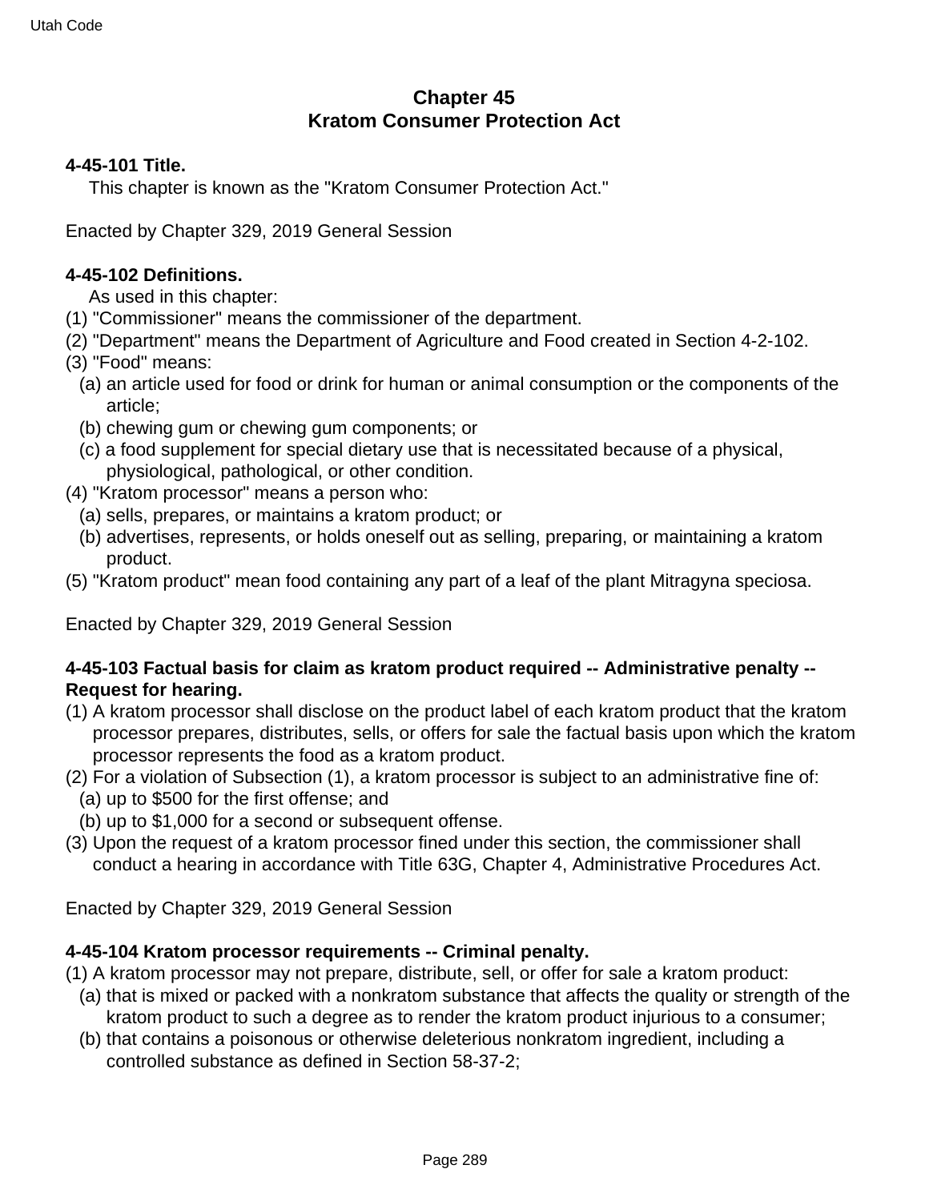# Chapter 45
# Kratom Consumer Protection Act

**4-45-101 Title.**

This chapter is known as the "Kratom Consumer Protection Act."

Enacted by Chapter 329, 2019 General Session

**4-45-102 Definitions.**

As used in this chapter:

(1) "Commissioner" means the commissioner of the department.

(2) "Department" means the Department of Agriculture and Food created in Section 4-2-102.

(3) "Food" means:

  (a) an article used for food or drink for human or animal consumption or the components of the article;

  (b) chewing gum or chewing gum components; or

  (c) a food supplement for special dietary use that is necessitated because of a physical, physiological, pathological, or other condition.

(4) "Kratom processor" means a person who:

  (a) sells, prepares, or maintains a kratom product; or

  (b) advertises, represents, or holds oneself out as selling, preparing, or maintaining a kratom product.

(5) "Kratom product" mean food containing any part of a leaf of the plant Mitragyna speciosa.

Enacted by Chapter 329, 2019 General Session

**4-45-103 Factual basis for claim as kratom product required -- Administrative penalty -- Request for hearing.**

(1) A kratom processor shall disclose on the product label of each kratom product that the kratom processor prepares, distributes, sells, or offers for sale the factual basis upon which the kratom processor represents the food as a kratom product.

(2) For a violation of Subsection (1), a kratom processor is subject to an administrative fine of:

  (a) up to $500 for the first offense; and

  (b) up to $1,000 for a second or subsequent offense.

(3) Upon the request of a kratom processor fined under this section, the commissioner shall conduct a hearing in accordance with Title 63G, Chapter 4, Administrative Procedures Act.

Enacted by Chapter 329, 2019 General Session

**4-45-104 Kratom processor requirements -- Criminal penalty.**

(1) A kratom processor may not prepare, distribute, sell, or offer for sale a kratom product:

  (a) that is mixed or packed with a nonkratom substance that affects the quality or strength of the kratom product to such a degree as to render the kratom product injurious to a consumer;

  (b) that contains a poisonous or otherwise deleterious nonkratom ingredient, including a controlled substance as defined in Section 58-37-2;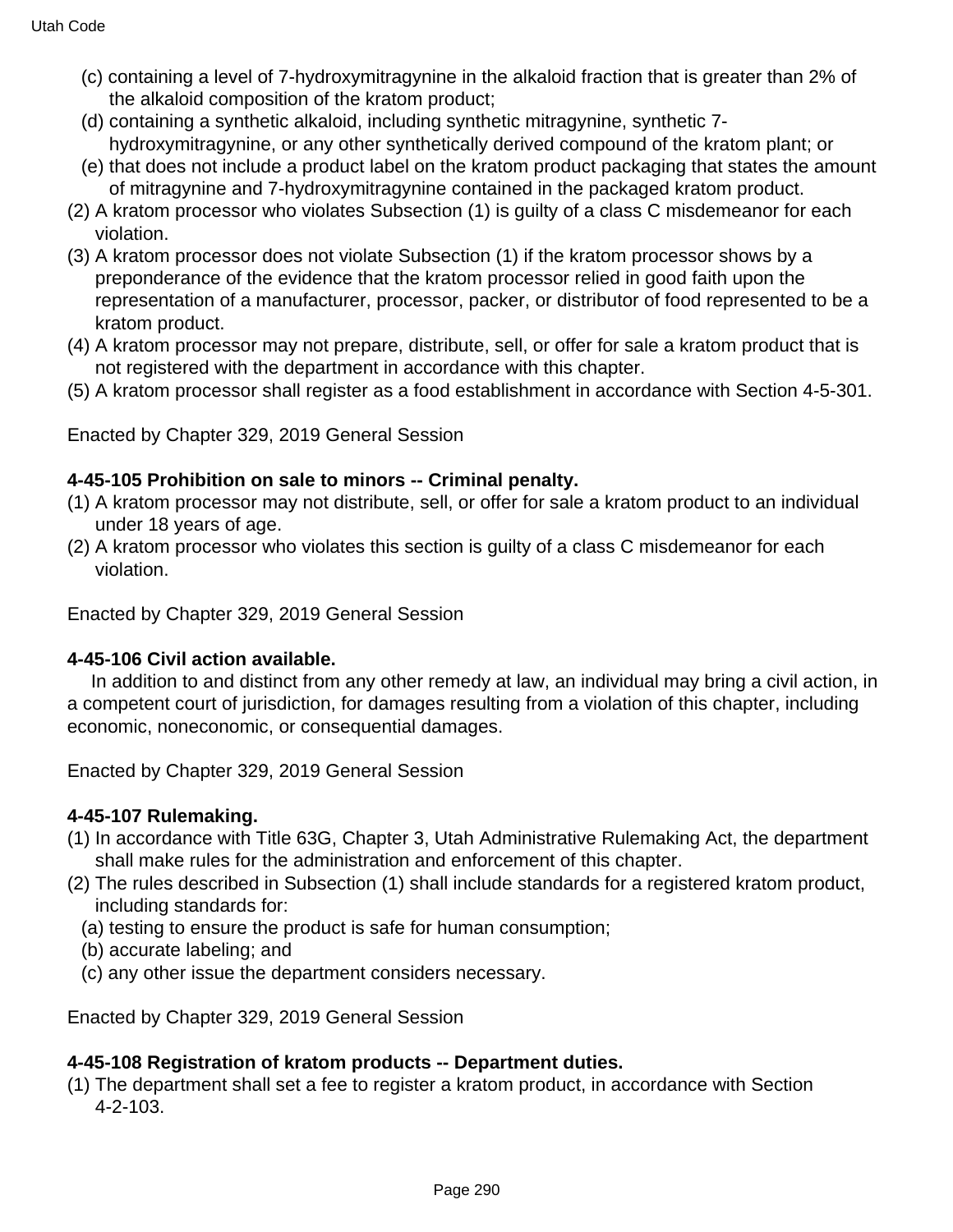(c) containing a level of 7-hydroxymitragynine in the alkaloid fraction that is greater than 2% of the alkaloid composition of the kratom product;

(d) containing a synthetic alkaloid, including synthetic mitragynine, synthetic 7-hydroxymitragynine, or any other synthetically derived compound of the kratom plant; or

(e) that does not include a product label on the kratom product packaging that states the amount of mitragynine and 7-hydroxymitragynine contained in the packaged kratom product.

(2) A kratom processor who violates Subsection (1) is guilty of a class C misdemeanor for each violation.

(3) A kratom processor does not violate Subsection (1) if the kratom processor shows by a preponderance of the evidence that the kratom processor relied in good faith upon the representation of a manufacturer, processor, packer, or distributor of food represented to be a kratom product.

(4) A kratom processor may not prepare, distribute, sell, or offer for sale a kratom product that is not registered with the department in accordance with this chapter.

(5) A kratom processor shall register as a food establishment in accordance with Section 4-5-301.

Enacted by Chapter 329, 2019 General Session

**4-45-105 Prohibition on sale to minors -- Criminal penalty.**

(1) A kratom processor may not distribute, sell, or offer for sale a kratom product to an individual under 18 years of age.

(2) A kratom processor who violates this section is guilty of a class C misdemeanor for each violation.

Enacted by Chapter 329, 2019 General Session

**4-45-106 Civil action available.**

In addition to and distinct from any other remedy at law, an individual may bring a civil action, in a competent court of jurisdiction, for damages resulting from a violation of this chapter, including economic, noneconomic, or consequential damages.

Enacted by Chapter 329, 2019 General Session

**4-45-107 Rulemaking.**

(1) In accordance with Title 63G, Chapter 3, Utah Administrative Rulemaking Act, the department shall make rules for the administration and enforcement of this chapter.

(2) The rules described in Subsection (1) shall include standards for a registered kratom product, including standards for:

(a) testing to ensure the product is safe for human consumption;

(b) accurate labeling; and

(c) any other issue the department considers necessary.

Enacted by Chapter 329, 2019 General Session

**4-45-108 Registration of kratom products -- Department duties.**

(1) The department shall set a fee to register a kratom product, in accordance with Section 4-2-103.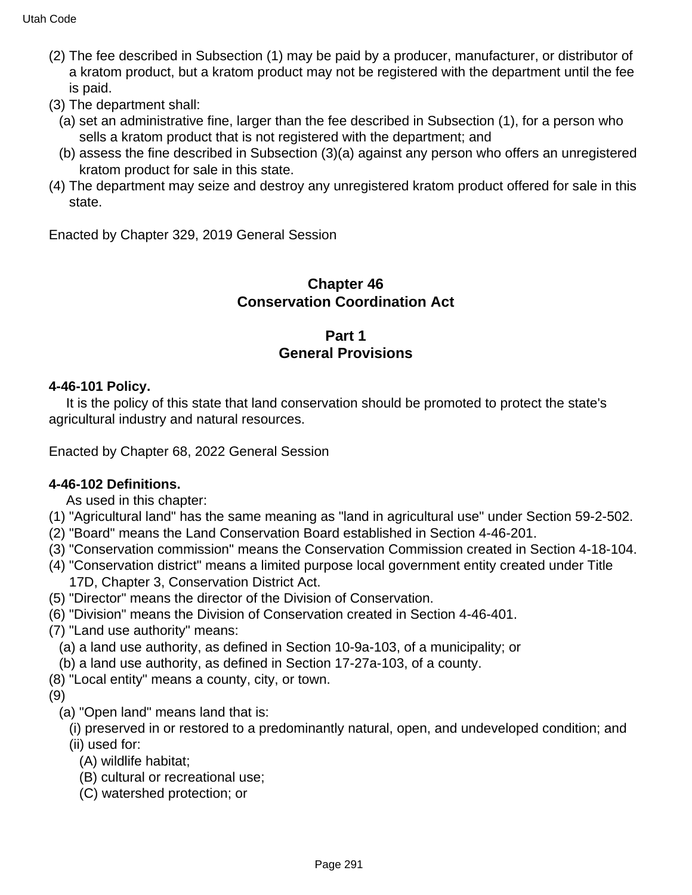(2) The fee described in Subsection (1) may be paid by a producer, manufacturer, or distributor of a kratom product, but a kratom product may not be registered with the department until the fee is paid.

(3) The department shall:

 (a) set an administrative fine, larger than the fee described in Subsection (1), for a person who sells a kratom product that is not registered with the department; and

 (b) assess the fine described in Subsection (3)(a) against any person who offers an unregistered kratom product for sale in this state.

(4) The department may seize and destroy any unregistered kratom product offered for sale in this state.

Enacted by Chapter 329, 2019 General Session

## Chapter 46
## Conservation Coordination Act

### Part 1
### General Provisions

**4-46-101 Policy.**

It is the policy of this state that land conservation should be promoted to protect the state's agricultural industry and natural resources.

Enacted by Chapter 68, 2022 General Session

**4-46-102 Definitions.**

As used in this chapter:

(1) "Agricultural land" has the same meaning as "land in agricultural use" under Section 59-2-502.

(2) "Board" means the Land Conservation Board established in Section 4-46-201.

(3) "Conservation commission" means the Conservation Commission created in Section 4-18-104.

(4) "Conservation district" means a limited purpose local government entity created under Title 17D, Chapter 3, Conservation District Act.

(5) "Director" means the director of the Division of Conservation.

(6) "Division" means the Division of Conservation created in Section 4-46-401.

(7) "Land use authority" means:

 (a) a land use authority, as defined in Section 10-9a-103, of a municipality; or

 (b) a land use authority, as defined in Section 17-27a-103, of a county.

(8) "Local entity" means a county, city, or town.

(9)

 (a) "Open land" means land that is:

  (i) preserved in or restored to a predominantly natural, open, and undeveloped condition; and

  (ii) used for:

   (A) wildlife habitat;

   (B) cultural or recreational use;

   (C) watershed protection; or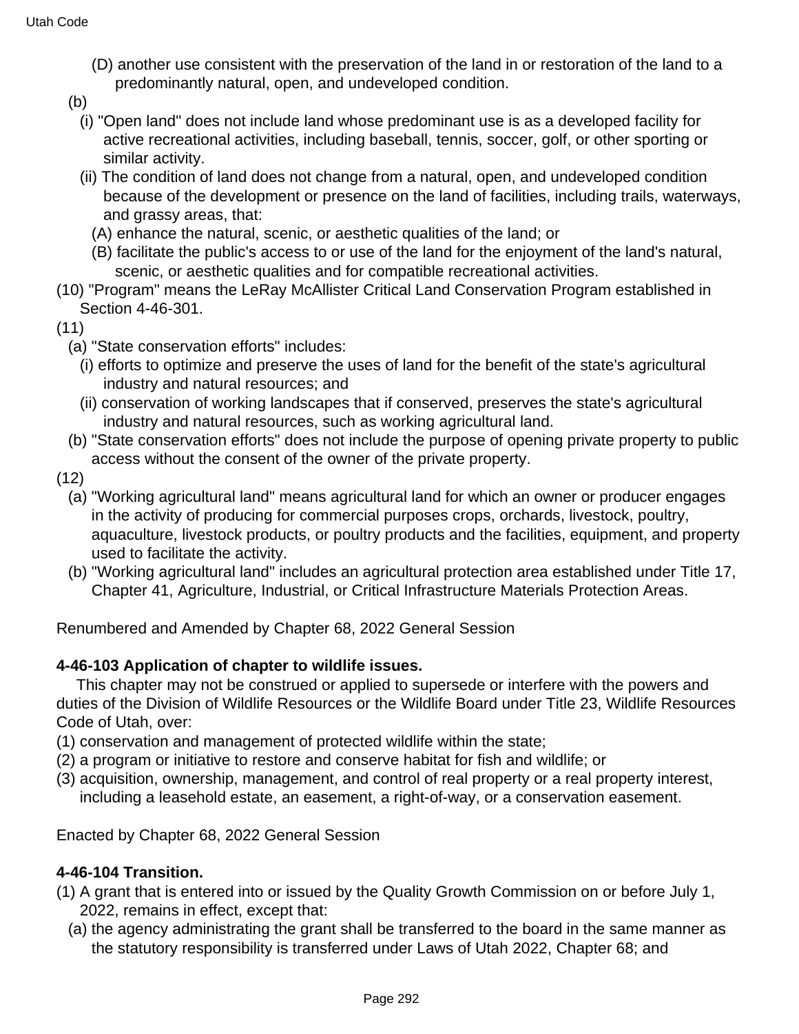(D) another use consistent with the preservation of the land in or restoration of the land to a predominantly natural, open, and undeveloped condition.

(b)

(i) "Open land" does not include land whose predominant use is as a developed facility for active recreational activities, including baseball, tennis, soccer, golf, or other sporting or similar activity.

(ii) The condition of land does not change from a natural, open, and undeveloped condition because of the development or presence on the land of facilities, including trails, waterways, and grassy areas, that:

(A) enhance the natural, scenic, or aesthetic qualities of the land; or

(B) facilitate the public's access to or use of the land for the enjoyment of the land's natural, scenic, or aesthetic qualities and for compatible recreational activities.

(10) "Program" means the LeRay McAllister Critical Land Conservation Program established in Section 4-46-301.

(11)

(a) "State conservation efforts" includes:

(i) efforts to optimize and preserve the uses of land for the benefit of the state's agricultural industry and natural resources; and

(ii) conservation of working landscapes that if conserved, preserves the state's agricultural industry and natural resources, such as working agricultural land.

(b) "State conservation efforts" does not include the purpose of opening private property to public access without the consent of the owner of the private property.

(12)

(a) "Working agricultural land" means agricultural land for which an owner or producer engages in the activity of producing for commercial purposes crops, orchards, livestock, poultry, aquaculture, livestock products, or poultry products and the facilities, equipment, and property used to facilitate the activity.

(b) "Working agricultural land" includes an agricultural protection area established under Title 17, Chapter 41, Agriculture, Industrial, or Critical Infrastructure Materials Protection Areas.

Renumbered and Amended by Chapter 68, 2022 General Session

**4-46-103 Application of chapter to wildlife issues.**

This chapter may not be construed or applied to supersede or interfere with the powers and duties of the Division of Wildlife Resources or the Wildlife Board under Title 23, Wildlife Resources Code of Utah, over:

(1) conservation and management of protected wildlife within the state;

(2) a program or initiative to restore and conserve habitat for fish and wildlife; or

(3) acquisition, ownership, management, and control of real property or a real property interest, including a leasehold estate, an easement, a right-of-way, or a conservation easement.

Enacted by Chapter 68, 2022 General Session

**4-46-104 Transition.**

(1) A grant that is entered into or issued by the Quality Growth Commission on or before July 1, 2022, remains in effect, except that:

(a) the agency administrating the grant shall be transferred to the board in the same manner as the statutory responsibility is transferred under Laws of Utah 2022, Chapter 68; and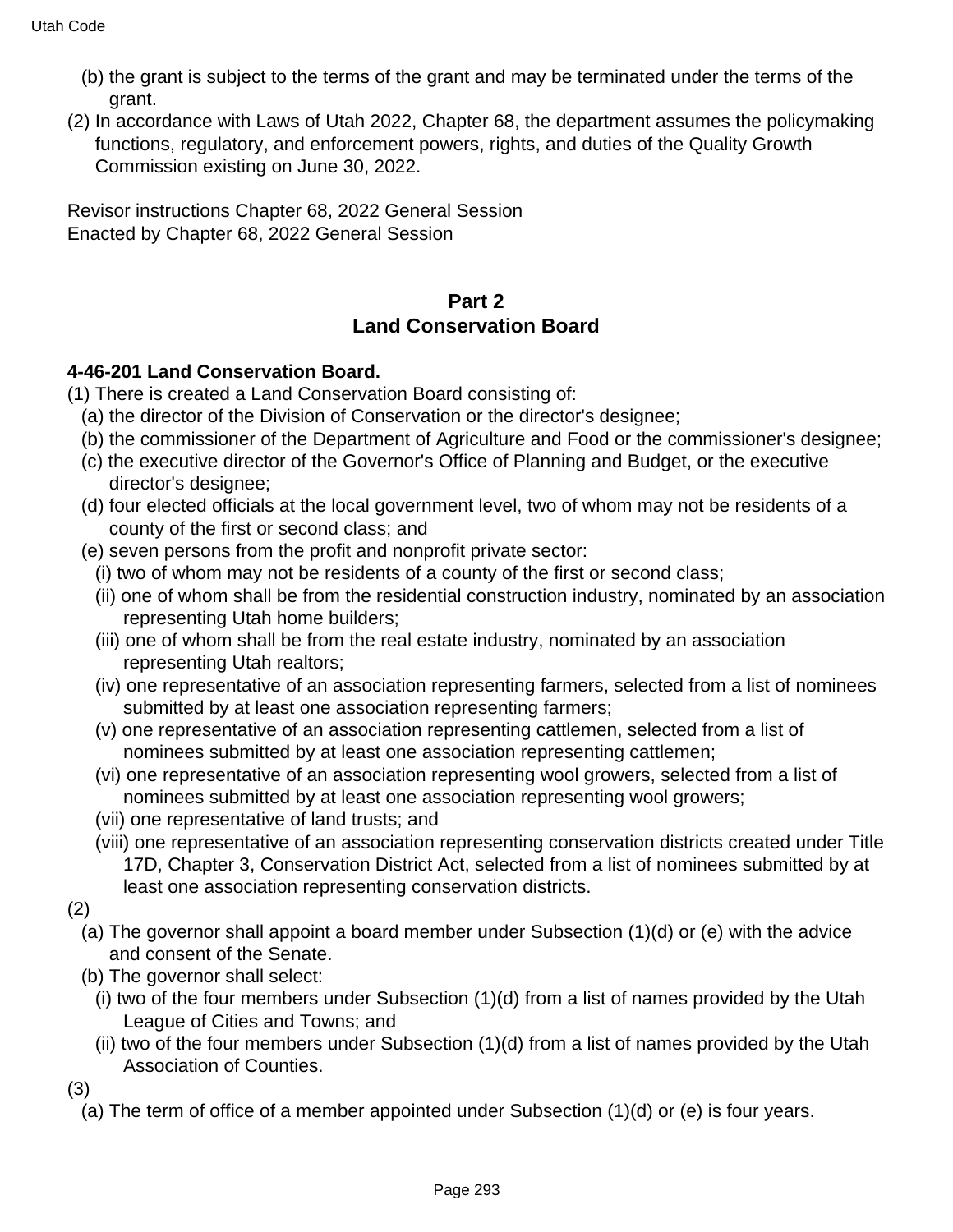(b) the grant is subject to the terms of the grant and may be terminated under the terms of the grant.

(2) In accordance with Laws of Utah 2022, Chapter 68, the department assumes the policymaking functions, regulatory, and enforcement powers, rights, and duties of the Quality Growth Commission existing on June 30, 2022.

Revisor instructions Chapter 68, 2022 General Session
Enacted by Chapter 68, 2022 General Session

## Part 2
## Land Conservation Board

**4-46-201 Land Conservation Board.**

(1) There is created a Land Conservation Board consisting of:

(a) the director of the Division of Conservation or the director's designee;

(b) the commissioner of the Department of Agriculture and Food or the commissioner's designee;

(c) the executive director of the Governor's Office of Planning and Budget, or the executive director's designee;

(d) four elected officials at the local government level, two of whom may not be residents of a county of the first or second class; and

(e) seven persons from the profit and nonprofit private sector:

(i) two of whom may not be residents of a county of the first or second class;

(ii) one of whom shall be from the residential construction industry, nominated by an association representing Utah home builders;

(iii) one of whom shall be from the real estate industry, nominated by an association representing Utah realtors;

(iv) one representative of an association representing farmers, selected from a list of nominees submitted by at least one association representing farmers;

(v) one representative of an association representing cattlemen, selected from a list of nominees submitted by at least one association representing cattlemen;

(vi) one representative of an association representing wool growers, selected from a list of nominees submitted by at least one association representing wool growers;

(vii) one representative of land trusts; and

(viii) one representative of an association representing conservation districts created under Title 17D, Chapter 3, Conservation District Act, selected from a list of nominees submitted by at least one association representing conservation districts.

(2)

(a) The governor shall appoint a board member under Subsection (1)(d) or (e) with the advice and consent of the Senate.

(b) The governor shall select:

(i) two of the four members under Subsection (1)(d) from a list of names provided by the Utah League of Cities and Towns; and

(ii) two of the four members under Subsection (1)(d) from a list of names provided by the Utah Association of Counties.

(3)

(a) The term of office of a member appointed under Subsection (1)(d) or (e) is four years.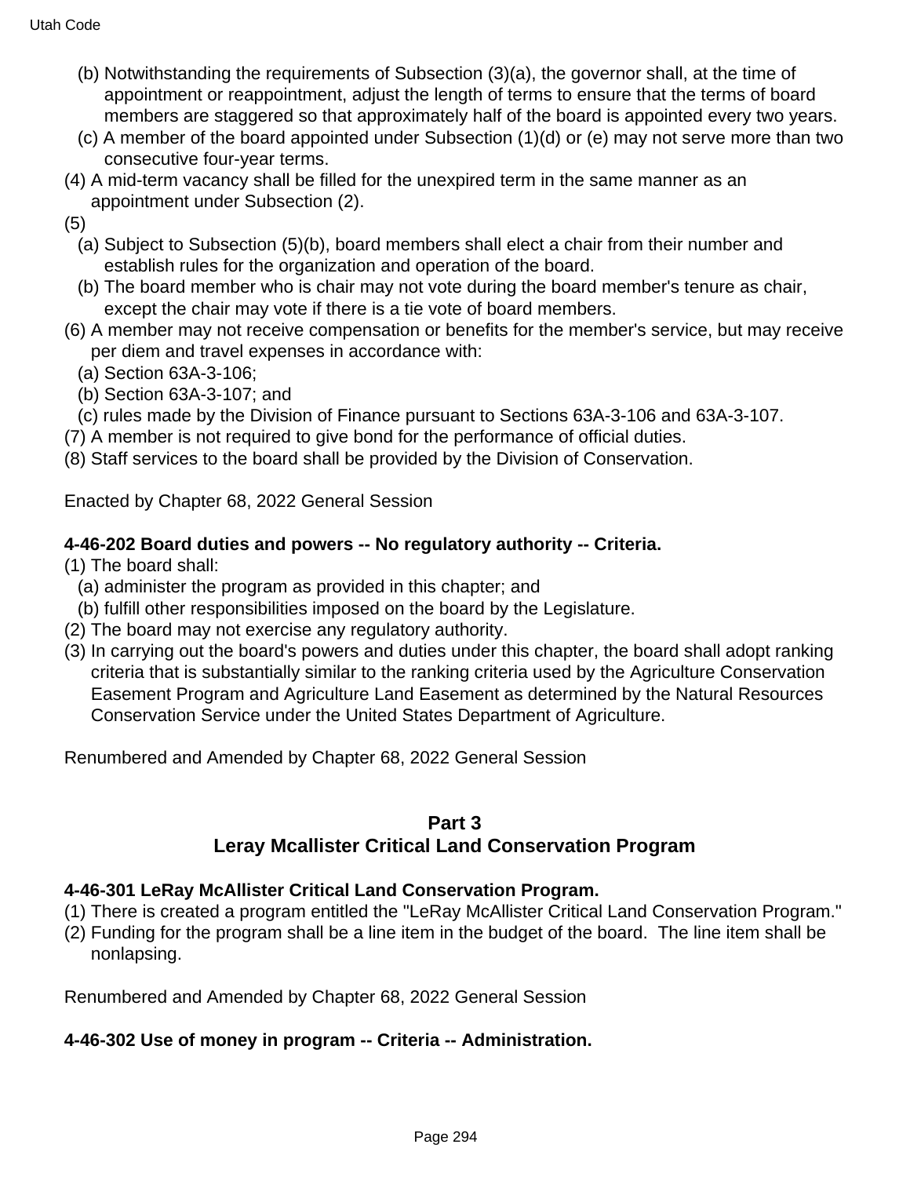(b) Notwithstanding the requirements of Subsection (3)(a), the governor shall, at the time of appointment or reappointment, adjust the length of terms to ensure that the terms of board members are staggered so that approximately half of the board is appointed every two years.

(c) A member of the board appointed under Subsection (1)(d) or (e) may not serve more than two consecutive four-year terms.

(4) A mid-term vacancy shall be filled for the unexpired term in the same manner as an appointment under Subsection (2).

(5)

(a) Subject to Subsection (5)(b), board members shall elect a chair from their number and establish rules for the organization and operation of the board.

(b) The board member who is chair may not vote during the board member's tenure as chair, except the chair may vote if there is a tie vote of board members.

(6) A member may not receive compensation or benefits for the member's service, but may receive per diem and travel expenses in accordance with:

(a) Section 63A-3-106;

(b) Section 63A-3-107; and

(c) rules made by the Division of Finance pursuant to Sections 63A-3-106 and 63A-3-107.

(7) A member is not required to give bond for the performance of official duties.

(8) Staff services to the board shall be provided by the Division of Conservation.

Enacted by Chapter 68, 2022 General Session

**4-46-202 Board duties and powers -- No regulatory authority -- Criteria.**

(1) The board shall:

(a) administer the program as provided in this chapter; and

(b) fulfill other responsibilities imposed on the board by the Legislature.

(2) The board may not exercise any regulatory authority.

(3) In carrying out the board's powers and duties under this chapter, the board shall adopt ranking criteria that is substantially similar to the ranking criteria used by the Agriculture Conservation Easement Program and Agriculture Land Easement as determined by the Natural Resources Conservation Service under the United States Department of Agriculture.

Renumbered and Amended by Chapter 68, 2022 General Session

## Part 3
## Leray Mcallister Critical Land Conservation Program

**4-46-301 LeRay McAllister Critical Land Conservation Program.**

(1) There is created a program entitled the "LeRay McAllister Critical Land Conservation Program."

(2) Funding for the program shall be a line item in the budget of the board. The line item shall be nonlapsing.

Renumbered and Amended by Chapter 68, 2022 General Session

**4-46-302 Use of money in program -- Criteria -- Administration.**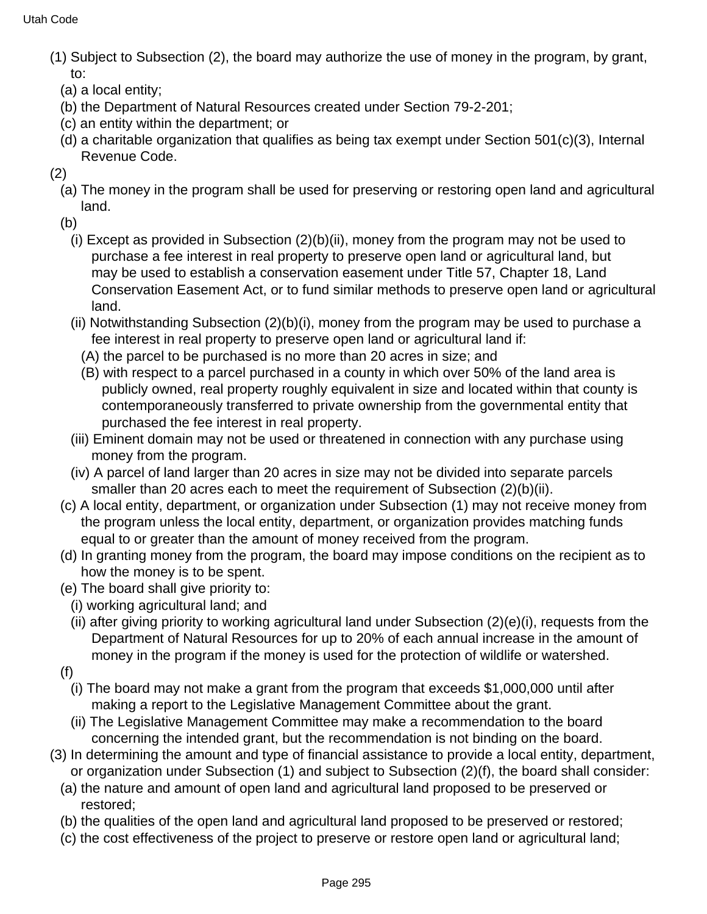(1) Subject to Subsection (2), the board may authorize the use of money in the program, by grant, to:

(a) a local entity;

(b) the Department of Natural Resources created under Section 79-2-201;

(c) an entity within the department; or

(d) a charitable organization that qualifies as being tax exempt under Section 501(c)(3), Internal Revenue Code.

(2)

(a) The money in the program shall be used for preserving or restoring open land and agricultural land.

(b)

(i) Except as provided in Subsection (2)(b)(ii), money from the program may not be used to purchase a fee interest in real property to preserve open land or agricultural land, but may be used to establish a conservation easement under Title 57, Chapter 18, Land Conservation Easement Act, or to fund similar methods to preserve open land or agricultural land.

(ii) Notwithstanding Subsection (2)(b)(i), money from the program may be used to purchase a fee interest in real property to preserve open land or agricultural land if:

(A) the parcel to be purchased is no more than 20 acres in size; and

(B) with respect to a parcel purchased in a county in which over 50% of the land area is publicly owned, real property roughly equivalent in size and located within that county is contemporaneously transferred to private ownership from the governmental entity that purchased the fee interest in real property.

(iii) Eminent domain may not be used or threatened in connection with any purchase using money from the program.

(iv) A parcel of land larger than 20 acres in size may not be divided into separate parcels smaller than 20 acres each to meet the requirement of Subsection (2)(b)(ii).

(c) A local entity, department, or organization under Subsection (1) may not receive money from the program unless the local entity, department, or organization provides matching funds equal to or greater than the amount of money received from the program.

(d) In granting money from the program, the board may impose conditions on the recipient as to how the money is to be spent.

(e) The board shall give priority to:

(i) working agricultural land; and

(ii) after giving priority to working agricultural land under Subsection (2)(e)(i), requests from the Department of Natural Resources for up to 20% of each annual increase in the amount of money in the program if the money is used for the protection of wildlife or watershed.

(f)

(i) The board may not make a grant from the program that exceeds $1,000,000 until after making a report to the Legislative Management Committee about the grant.

(ii) The Legislative Management Committee may make a recommendation to the board concerning the intended grant, but the recommendation is not binding on the board.

(3) In determining the amount and type of financial assistance to provide a local entity, department, or organization under Subsection (1) and subject to Subsection (2)(f), the board shall consider:

(a) the nature and amount of open land and agricultural land proposed to be preserved or restored;

(b) the qualities of the open land and agricultural land proposed to be preserved or restored;

(c) the cost effectiveness of the project to preserve or restore open land or agricultural land;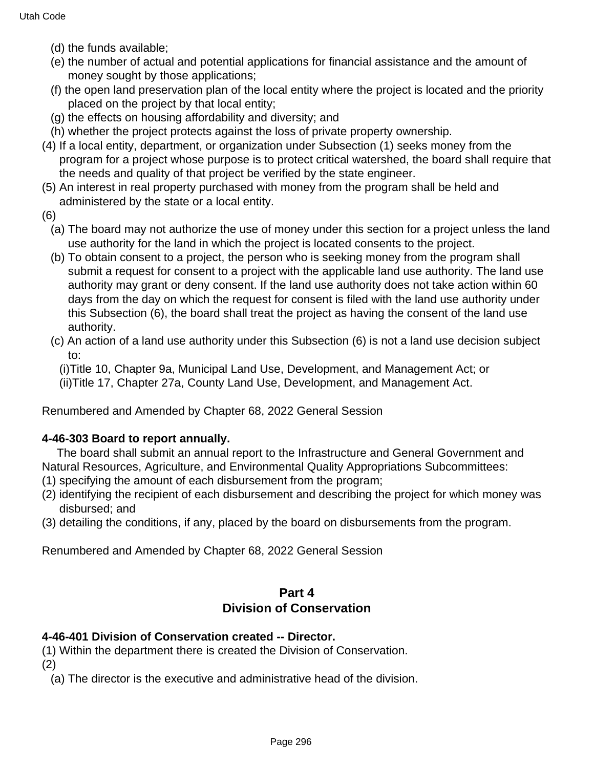(d) the funds available;

(e) the number of actual and potential applications for financial assistance and the amount of money sought by those applications;

(f) the open land preservation plan of the local entity where the project is located and the priority placed on the project by that local entity;

(g) the effects on housing affordability and diversity; and

(h) whether the project protects against the loss of private property ownership.

(4) If a local entity, department, or organization under Subsection (1) seeks money from the program for a project whose purpose is to protect critical watershed, the board shall require that the needs and quality of that project be verified by the state engineer.

(5) An interest in real property purchased with money from the program shall be held and administered by the state or a local entity.

(6)

(a) The board may not authorize the use of money under this section for a project unless the land use authority for the land in which the project is located consents to the project.

(b) To obtain consent to a project, the person who is seeking money from the program shall submit a request for consent to a project with the applicable land use authority. The land use authority may grant or deny consent. If the land use authority does not take action within 60 days from the day on which the request for consent is filed with the land use authority under this Subsection (6), the board shall treat the project as having the consent of the land use authority.

(c) An action of a land use authority under this Subsection (6) is not a land use decision subject to:

(i)Title 10, Chapter 9a, Municipal Land Use, Development, and Management Act; or

(ii)Title 17, Chapter 27a, County Land Use, Development, and Management Act.

Renumbered and Amended by Chapter 68, 2022 General Session

**4-46-303 Board to report annually.**

The board shall submit an annual report to the Infrastructure and General Government and Natural Resources, Agriculture, and Environmental Quality Appropriations Subcommittees:

(1) specifying the amount of each disbursement from the program;

(2) identifying the recipient of each disbursement and describing the project for which money was disbursed; and

(3) detailing the conditions, if any, placed by the board on disbursements from the program.

Renumbered and Amended by Chapter 68, 2022 General Session

## Part 4
## Division of Conservation

**4-46-401 Division of Conservation created -- Director.**

(1) Within the department there is created the Division of Conservation.

(2)

(a) The director is the executive and administrative head of the division.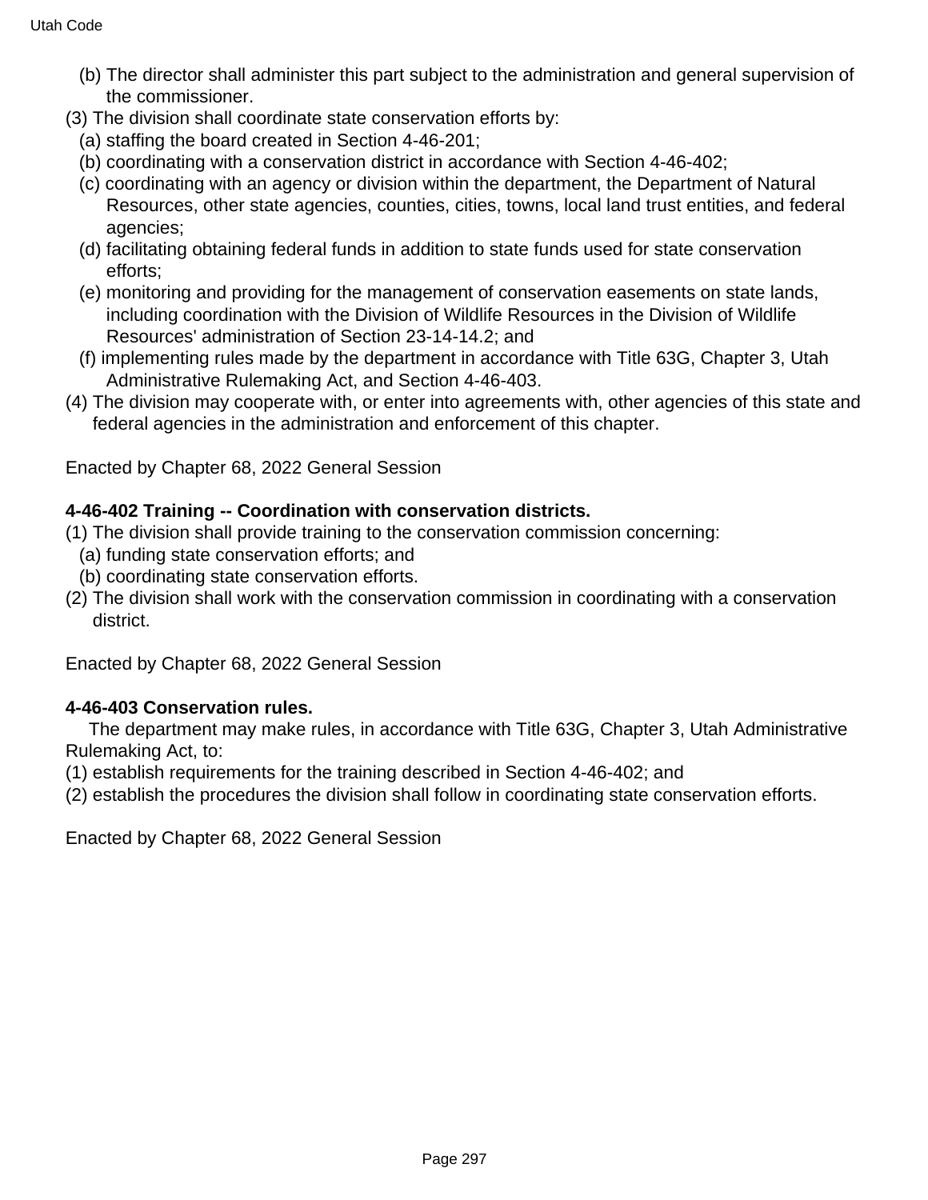(b) The director shall administer this part subject to the administration and general supervision of the commissioner.

(3) The division shall coordinate state conservation efforts by:

(a) staffing the board created in Section 4-46-201;

(b) coordinating with a conservation district in accordance with Section 4-46-402;

(c) coordinating with an agency or division within the department, the Department of Natural Resources, other state agencies, counties, cities, towns, local land trust entities, and federal agencies;

(d) facilitating obtaining federal funds in addition to state funds used for state conservation efforts;

(e) monitoring and providing for the management of conservation easements on state lands, including coordination with the Division of Wildlife Resources in the Division of Wildlife Resources' administration of Section 23-14-14.2; and

(f) implementing rules made by the department in accordance with Title 63G, Chapter 3, Utah Administrative Rulemaking Act, and Section 4-46-403.

(4) The division may cooperate with, or enter into agreements with, other agencies of this state and federal agencies in the administration and enforcement of this chapter.

Enacted by Chapter 68, 2022 General Session

**4-46-402 Training -- Coordination with conservation districts.**

(1) The division shall provide training to the conservation commission concerning:

(a) funding state conservation efforts; and

(b) coordinating state conservation efforts.

(2) The division shall work with the conservation commission in coordinating with a conservation district.

Enacted by Chapter 68, 2022 General Session

**4-46-403 Conservation rules.**

The department may make rules, in accordance with Title 63G, Chapter 3, Utah Administrative Rulemaking Act, to:

(1) establish requirements for the training described in Section 4-46-402; and

(2) establish the procedures the division shall follow in coordinating state conservation efforts.

Enacted by Chapter 68, 2022 General Session